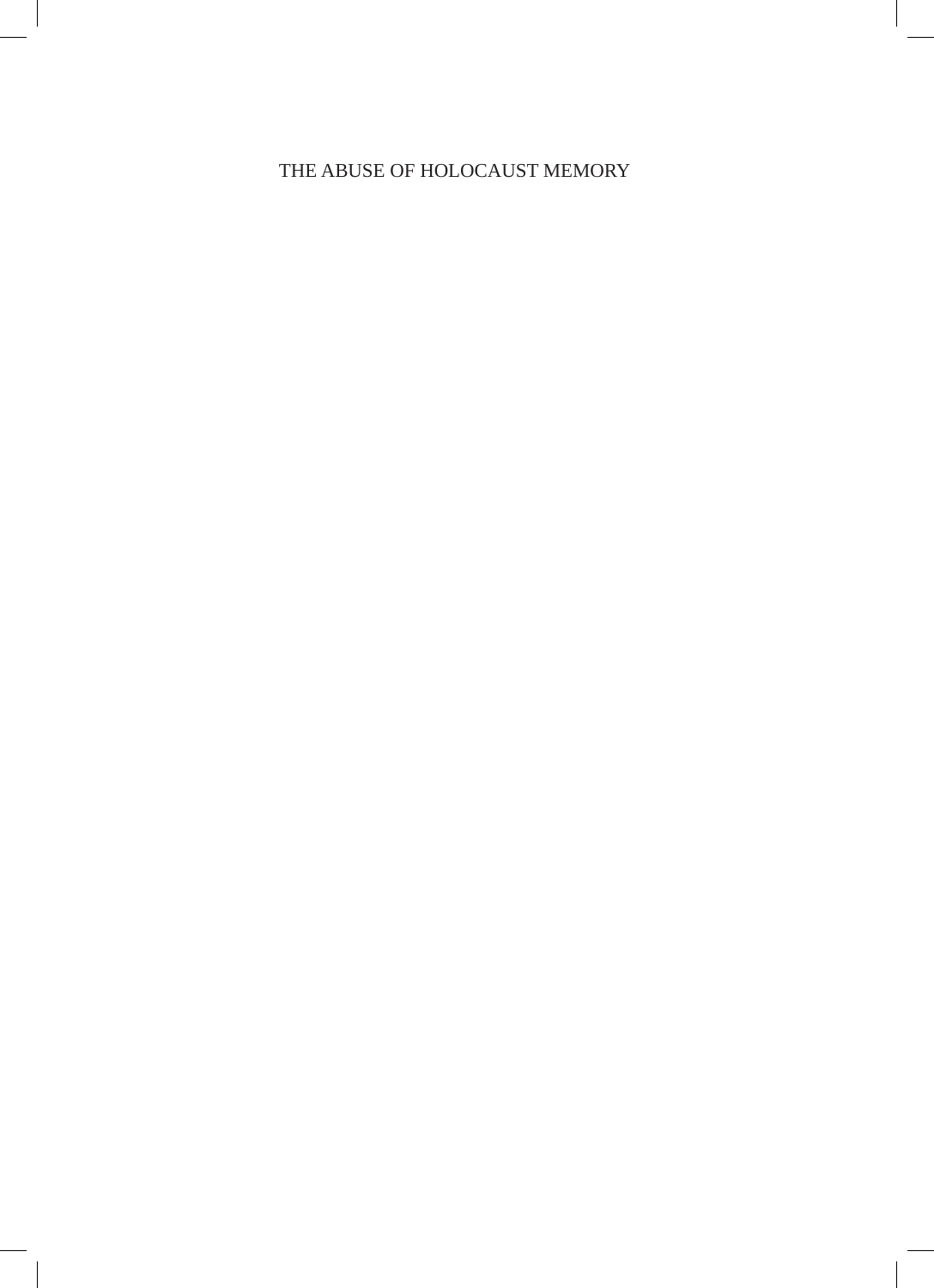# THE ABUSE OF HOLOCAUST MEMORY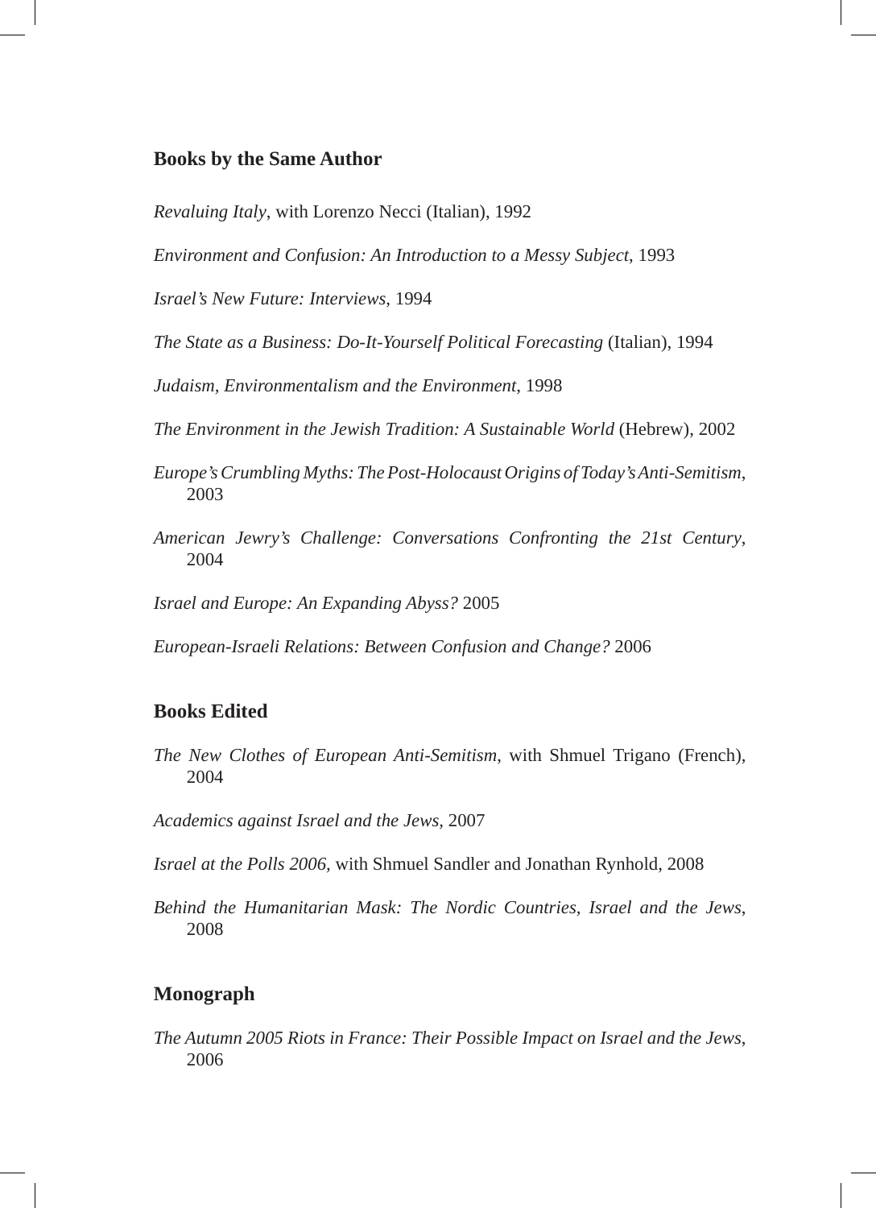## Books by the Same Author

*Revaluing Italy*, with Lorenzo Necci (Italian), 1992

*Environment and Confusion: An Introduction to a Messy Subject*, 1993

*Israel's New Future: Interviews*, 1994

*The State as a Business: Do-It-Yourself Political Forecasting* (Italian), 1994

*Judaism, Environmentalism and the Environment*, 1998

*The Environment in the Jewish Tradition: A Sustainable World* (Hebrew), 2002

*Europe's Crumbling Myths: The Post-Holocaust Origins of Today's Anti-Semitism*, 2003

*American Jewry's Challenge: Conversations Confronting the 21st Century*, 2004

*Israel and Europe: An Expanding Abyss?* 2005

*European-Israeli Relations: Between Confusion and Change?* 2006

## Books Edited

*The New Clothes of European Anti-Semitism*, with Shmuel Trigano (French), 2004

*Academics against Israel and the Jews*, 2007

*Israel at the Polls 2006*, with Shmuel Sandler and Jonathan Rynhold, 2008

*Behind the Humanitarian Mask: The Nordic Countries, Israel and the Jews*, 2008

## Monograph

*The Autumn 2005 Riots in France: Their Possible Impact on Israel and the Jews*, 2006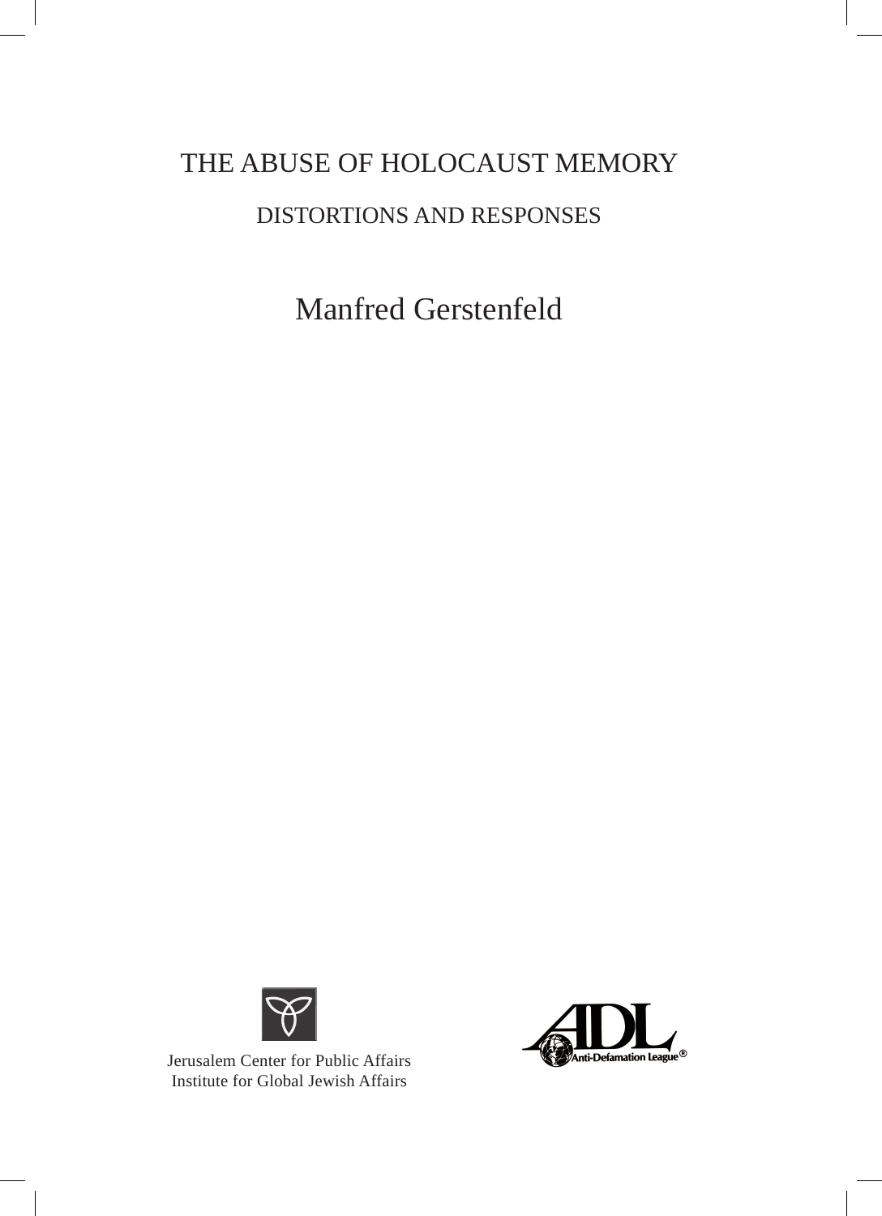# THE ABUSE OF HOLOCAUST MEMORY

## DISTORTIONS AND RESPONSES

Manfred Gerstenfeld

Jerusalem Center for Public Affairs
Institute for Global Jewish Affairs

Anti-Defamation League®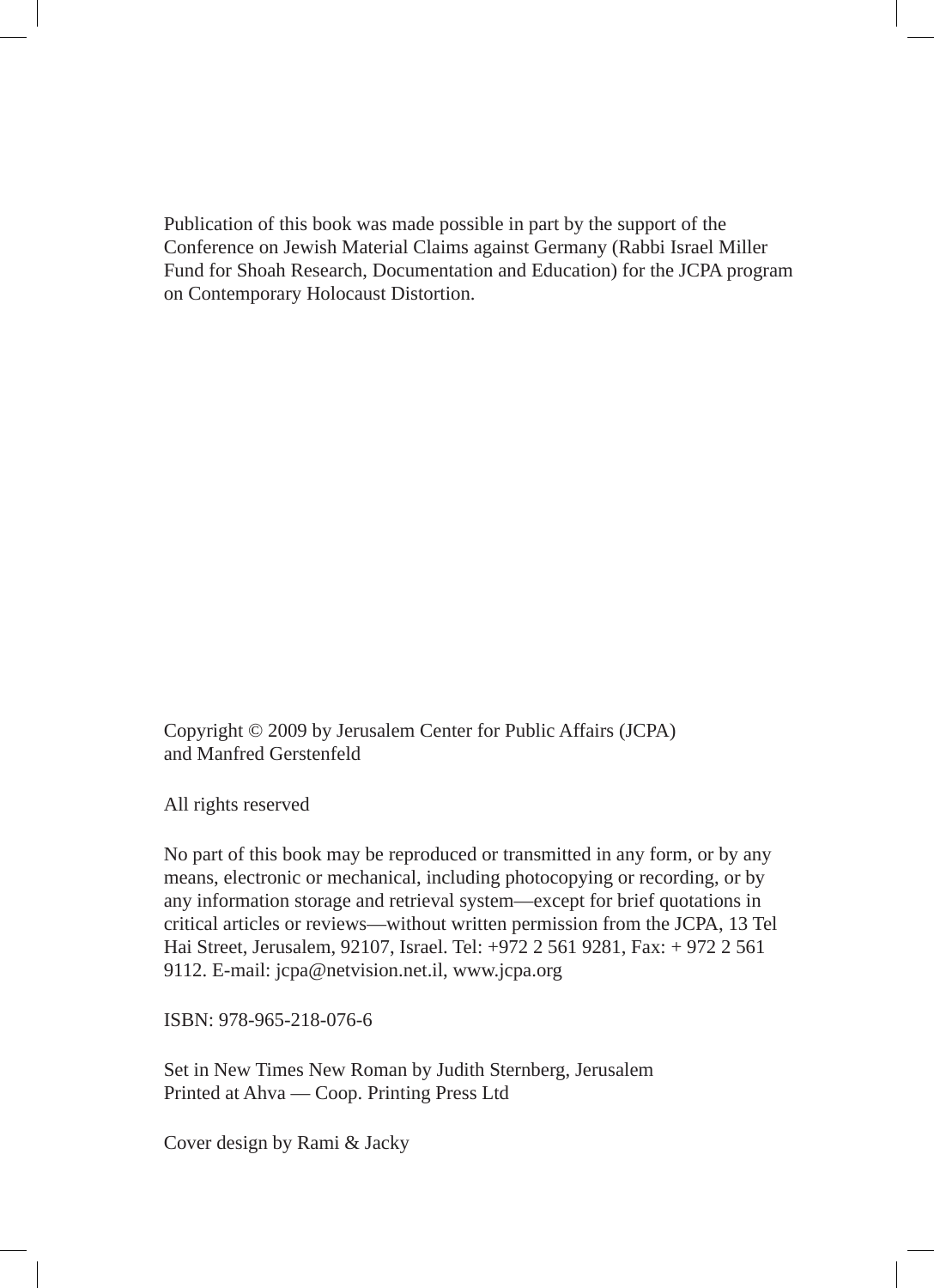Publication of this book was made possible in part by the support of the Conference on Jewish Material Claims against Germany (Rabbi Israel Miller Fund for Shoah Research, Documentation and Education) for the JCPA program on Contemporary Holocaust Distortion.

Copyright © 2009 by Jerusalem Center for Public Affairs (JCPA) and Manfred Gerstenfeld

All rights reserved

No part of this book may be reproduced or transmitted in any form, or by any means, electronic or mechanical, including photocopying or recording, or by any information storage and retrieval system—except for brief quotations in critical articles or reviews—without written permission from the JCPA, 13 Tel Hai Street, Jerusalem, 92107, Israel. Tel: +972 2 561 9281, Fax: + 972 2 561 9112. E-mail: jcpa@netvision.net.il, www.jcpa.org

ISBN: 978-965-218-076-6

Set in New Times New Roman by Judith Sternberg, Jerusalem
Printed at Ahva — Coop. Printing Press Ltd

Cover design by Rami & Jacky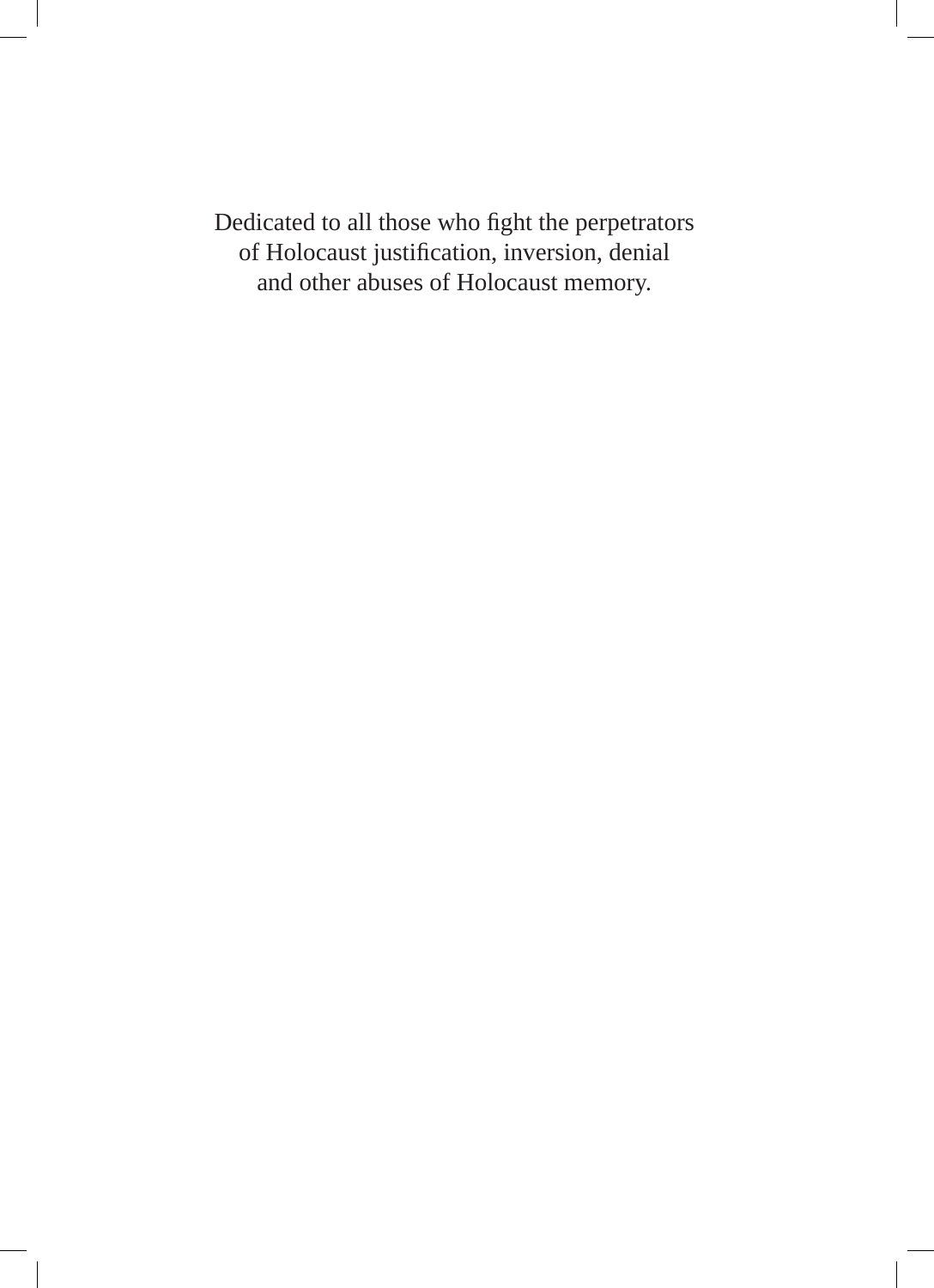Dedicated to all those who fight the perpetrators of Holocaust justification, inversion, denial and other abuses of Holocaust memory.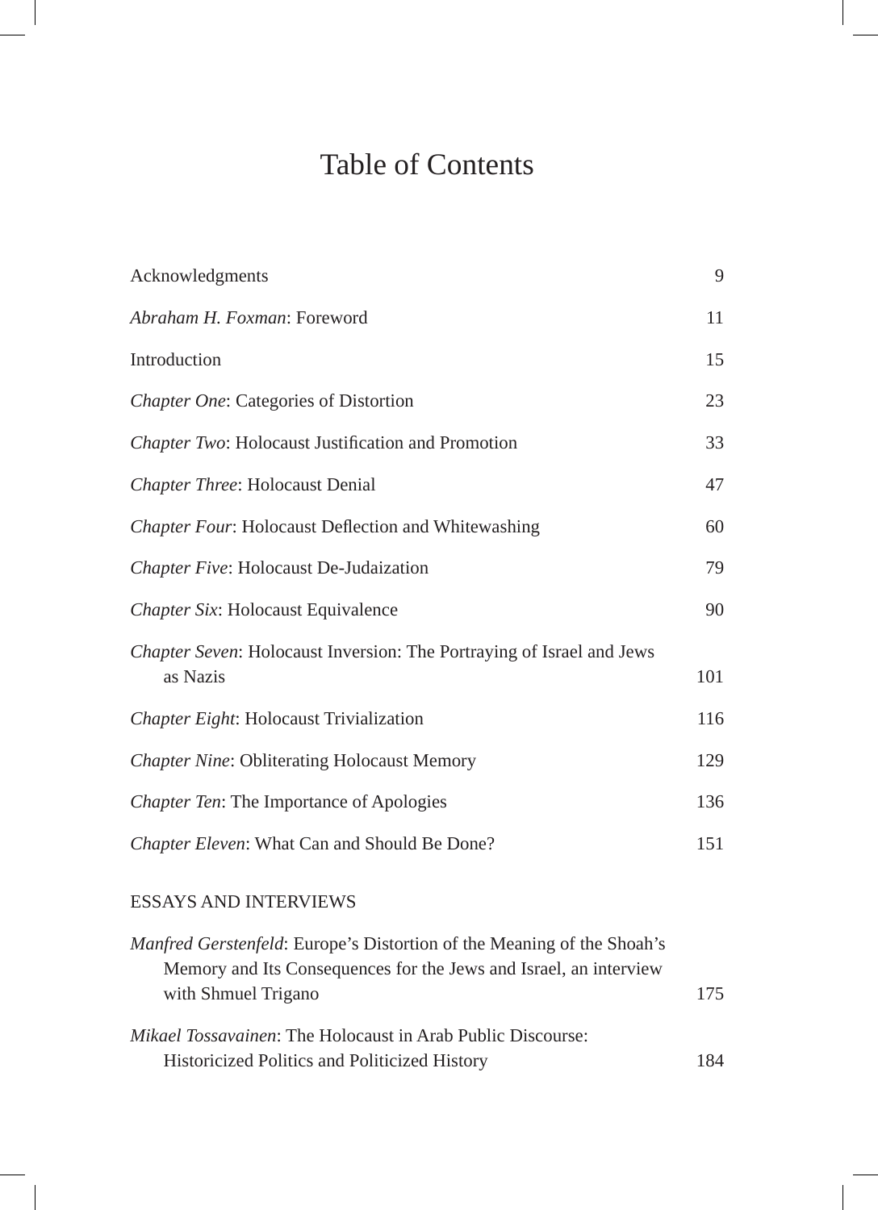# Table of Contents

| | |
|---|---|
| Acknowledgments | 9 |
| *Abraham H. Foxman*: Foreword | 11 |
| Introduction | 15 |
| *Chapter One*: Categories of Distortion | 23 |
| *Chapter Two*: Holocaust Justification and Promotion | 33 |
| *Chapter Three*: Holocaust Denial | 47 |
| *Chapter Four*: Holocaust Deflection and Whitewashing | 60 |
| *Chapter Five*: Holocaust De-Judaization | 79 |
| *Chapter Six*: Holocaust Equivalence | 90 |
| *Chapter Seven*: Holocaust Inversion: The Portraying of Israel and Jews as Nazis | 101 |
| *Chapter Eight*: Holocaust Trivialization | 116 |
| *Chapter Nine*: Obliterating Holocaust Memory | 129 |
| *Chapter Ten*: The Importance of Apologies | 136 |
| *Chapter Eleven*: What Can and Should Be Done? | 151 |

ESSAYS AND INTERVIEWS

| | |
|---|---|
| *Manfred Gerstenfeld*: Europe's Distortion of the Meaning of the Shoah's Memory and Its Consequences for the Jews and Israel, an interview with Shmuel Trigano | 175 |
| *Mikael Tossavainen*: The Holocaust in Arab Public Discourse: Historicized Politics and Politicized History | 184 |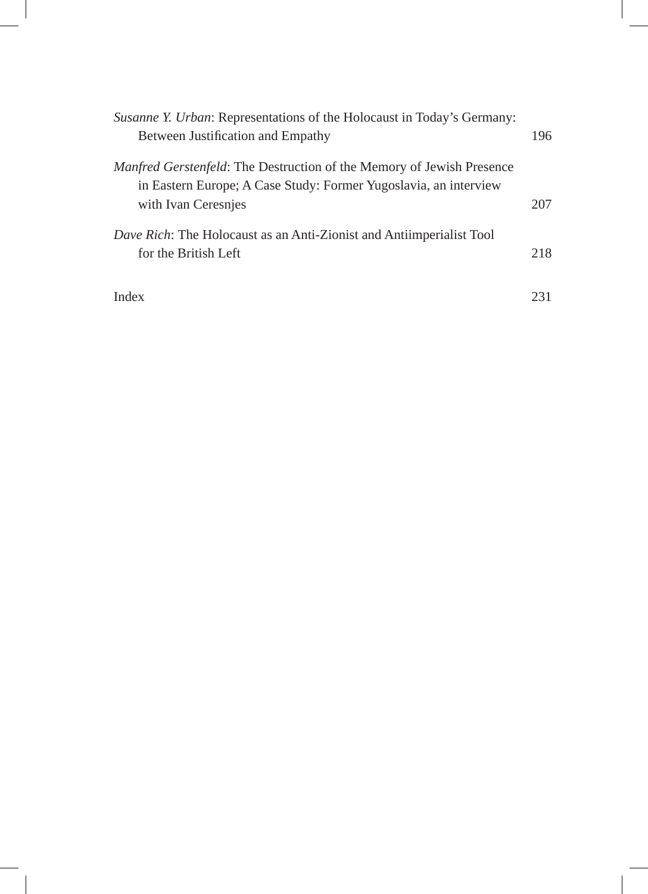*Susanne Y. Urban*: Representations of the Holocaust in Today's Germany: Between Justification and Empathy 196

*Manfred Gerstenfeld*: The Destruction of the Memory of Jewish Presence in Eastern Europe; A Case Study: Former Yugoslavia, an interview with Ivan Ceresnjes 207

*Dave Rich*: The Holocaust as an Anti-Zionist and Antiimperialist Tool for the British Left 218

Index 231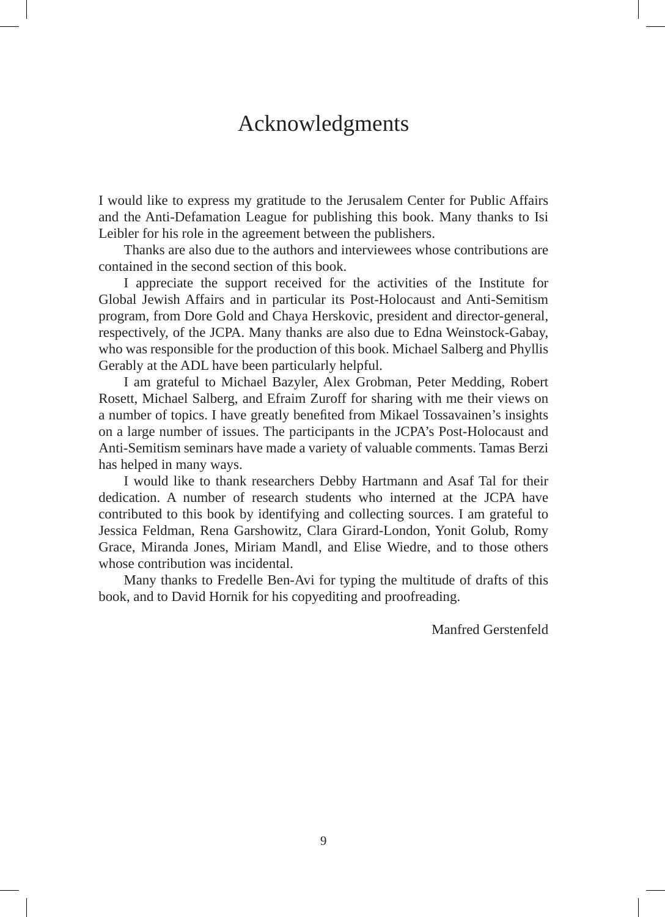# Acknowledgments

I would like to express my gratitude to the Jerusalem Center for Public Affairs and the Anti-Defamation League for publishing this book. Many thanks to Isi Leibler for his role in the agreement between the publishers.

Thanks are also due to the authors and interviewees whose contributions are contained in the second section of this book.

I appreciate the support received for the activities of the Institute for Global Jewish Affairs and in particular its Post-Holocaust and Anti-Semitism program, from Dore Gold and Chaya Herskovic, president and director-general, respectively, of the JCPA. Many thanks are also due to Edna Weinstock-Gabay, who was responsible for the production of this book. Michael Salberg and Phyllis Gerably at the ADL have been particularly helpful.

I am grateful to Michael Bazyler, Alex Grobman, Peter Medding, Robert Rosett, Michael Salberg, and Efraim Zuroff for sharing with me their views on a number of topics. I have greatly benefited from Mikael Tossavainen's insights on a large number of issues. The participants in the JCPA's Post-Holocaust and Anti-Semitism seminars have made a variety of valuable comments. Tamas Berzi has helped in many ways.

I would like to thank researchers Debby Hartmann and Asaf Tal for their dedication. A number of research students who interned at the JCPA have contributed to this book by identifying and collecting sources. I am grateful to Jessica Feldman, Rena Garshowitz, Clara Girard-London, Yonit Golub, Romy Grace, Miranda Jones, Miriam Mandl, and Elise Wiedre, and to those others whose contribution was incidental.

Many thanks to Fredelle Ben-Avi for typing the multitude of drafts of this book, and to David Hornik for his copyediting and proofreading.

Manfred Gerstenfeld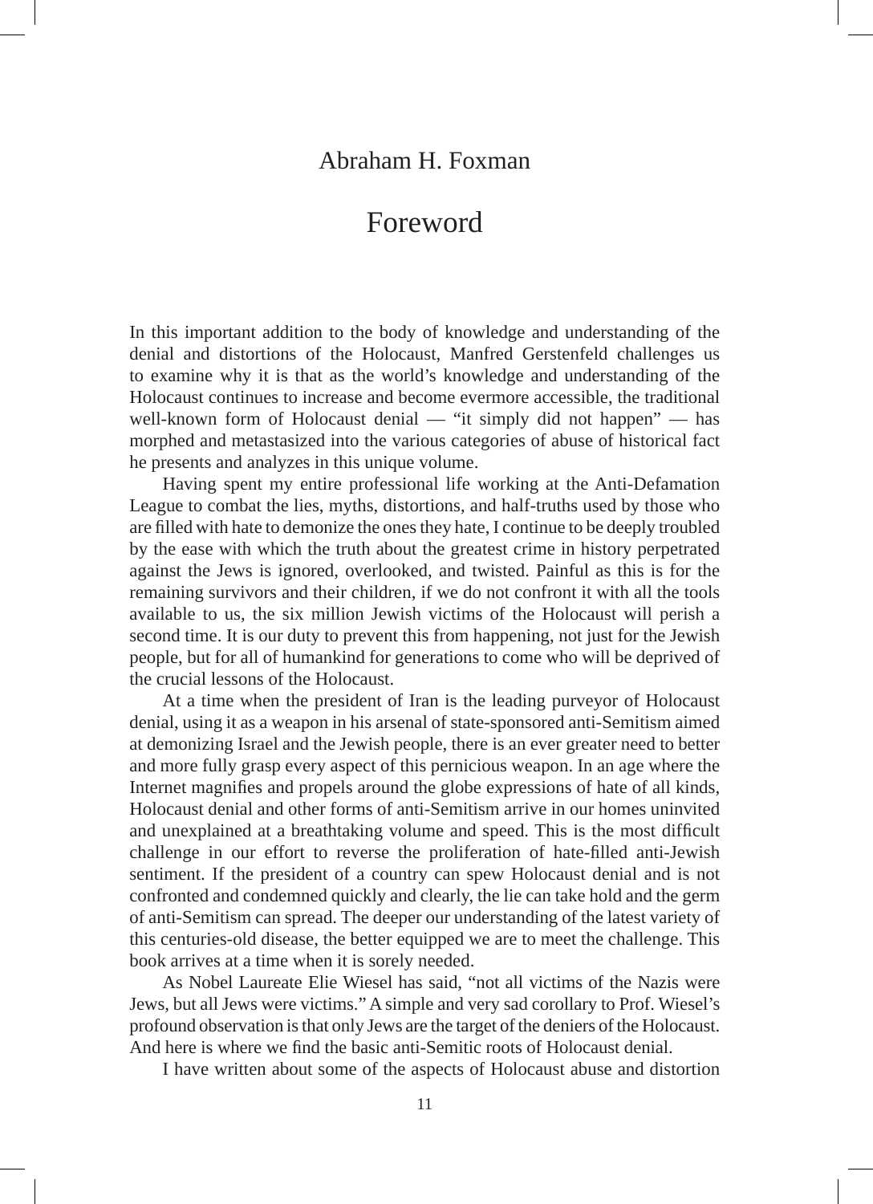Abraham H. Foxman

# Foreword

In this important addition to the body of knowledge and understanding of the denial and distortions of the Holocaust, Manfred Gerstenfeld challenges us to examine why it is that as the world's knowledge and understanding of the Holocaust continues to increase and become evermore accessible, the traditional well-known form of Holocaust denial — "it simply did not happen" — has morphed and metastasized into the various categories of abuse of historical fact he presents and analyzes in this unique volume.

Having spent my entire professional life working at the Anti-Defamation League to combat the lies, myths, distortions, and half-truths used by those who are filled with hate to demonize the ones they hate, I continue to be deeply troubled by the ease with which the truth about the greatest crime in history perpetrated against the Jews is ignored, overlooked, and twisted. Painful as this is for the remaining survivors and their children, if we do not confront it with all the tools available to us, the six million Jewish victims of the Holocaust will perish a second time. It is our duty to prevent this from happening, not just for the Jewish people, but for all of humankind for generations to come who will be deprived of the crucial lessons of the Holocaust.

At a time when the president of Iran is the leading purveyor of Holocaust denial, using it as a weapon in his arsenal of state-sponsored anti-Semitism aimed at demonizing Israel and the Jewish people, there is an ever greater need to better and more fully grasp every aspect of this pernicious weapon. In an age where the Internet magnifies and propels around the globe expressions of hate of all kinds, Holocaust denial and other forms of anti-Semitism arrive in our homes uninvited and unexplained at a breathtaking volume and speed. This is the most difficult challenge in our effort to reverse the proliferation of hate-filled anti-Jewish sentiment. If the president of a country can spew Holocaust denial and is not confronted and condemned quickly and clearly, the lie can take hold and the germ of anti-Semitism can spread. The deeper our understanding of the latest variety of this centuries-old disease, the better equipped we are to meet the challenge. This book arrives at a time when it is sorely needed.

As Nobel Laureate Elie Wiesel has said, "not all victims of the Nazis were Jews, but all Jews were victims." A simple and very sad corollary to Prof. Wiesel's profound observation is that only Jews are the target of the deniers of the Holocaust. And here is where we find the basic anti-Semitic roots of Holocaust denial.

I have written about some of the aspects of Holocaust abuse and distortion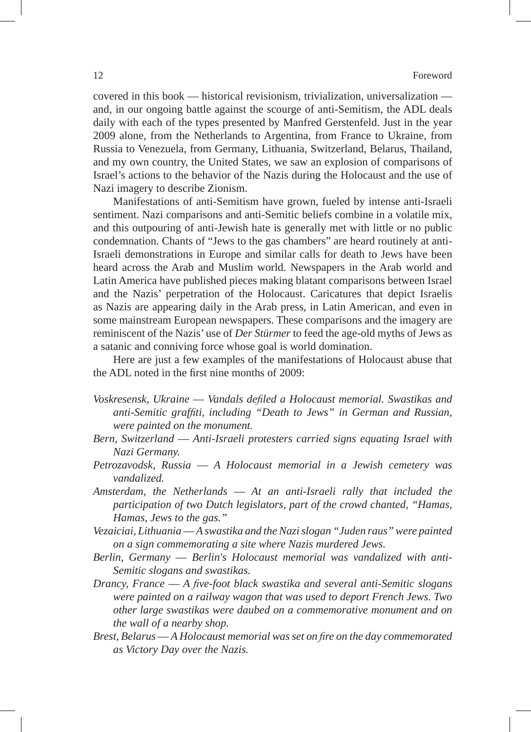covered in this book — historical revisionism, trivialization, universalization — and, in our ongoing battle against the scourge of anti-Semitism, the ADL deals daily with each of the types presented by Manfred Gerstenfeld. Just in the year 2009 alone, from the Netherlands to Argentina, from France to Ukraine, from Russia to Venezuela, from Germany, Lithuania, Switzerland, Belarus, Thailand, and my own country, the United States, we saw an explosion of comparisons of Israel's actions to the behavior of the Nazis during the Holocaust and the use of Nazi imagery to describe Zionism.

Manifestations of anti-Semitism have grown, fueled by intense anti-Israeli sentiment. Nazi comparisons and anti-Semitic beliefs combine in a volatile mix, and this outpouring of anti-Jewish hate is generally met with little or no public condemnation. Chants of "Jews to the gas chambers" are heard routinely at anti-Israeli demonstrations in Europe and similar calls for death to Jews have been heard across the Arab and Muslim world. Newspapers in the Arab world and Latin America have published pieces making blatant comparisons between Israel and the Nazis' perpetration of the Holocaust. Caricatures that depict Israelis as Nazis are appearing daily in the Arab press, in Latin American, and even in some mainstream European newspapers. These comparisons and the imagery are reminiscent of the Nazis' use of *Der Stürmer* to feed the age-old myths of Jews as a satanic and conniving force whose goal is world domination.

Here are just a few examples of the manifestations of Holocaust abuse that the ADL noted in the first nine months of 2009:

*Voskresensk, Ukraine — Vandals defiled a Holocaust memorial. Swastikas and anti-Semitic graffiti, including "Death to Jews" in German and Russian, were painted on the monument.*

*Bern, Switzerland — Anti-Israeli protesters carried signs equating Israel with Nazi Germany.*

*Petrozavodsk, Russia — A Holocaust memorial in a Jewish cemetery was vandalized.*

*Amsterdam, the Netherlands — At an anti-Israeli rally that included the participation of two Dutch legislators, part of the crowd chanted, "Hamas, Hamas, Jews to the gas."*

*Vezaiciai, Lithuania — A swastika and the Nazi slogan "Juden raus" were painted on a sign commemorating a site where Nazis murdered Jews.*

*Berlin, Germany — Berlin's Holocaust memorial was vandalized with anti-Semitic slogans and swastikas.*

*Drancy, France — A five-foot black swastika and several anti-Semitic slogans were painted on a railway wagon that was used to deport French Jews. Two other large swastikas were daubed on a commemorative monument and on the wall of a nearby shop.*

*Brest, Belarus — A Holocaust memorial was set on fire on the day commemorated as Victory Day over the Nazis.*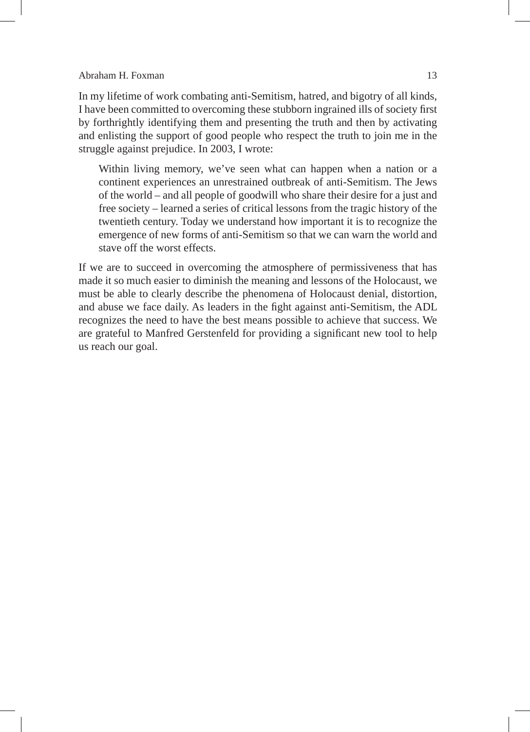In my lifetime of work combating anti-Semitism, hatred, and bigotry of all kinds, I have been committed to overcoming these stubborn ingrained ills of society first by forthrightly identifying them and presenting the truth and then by activating and enlisting the support of good people who respect the truth to join me in the struggle against prejudice. In 2003, I wrote:

> Within living memory, we've seen what can happen when a nation or a continent experiences an unrestrained outbreak of anti-Semitism. The Jews of the world – and all people of goodwill who share their desire for a just and free society – learned a series of critical lessons from the tragic history of the twentieth century. Today we understand how important it is to recognize the emergence of new forms of anti-Semitism so that we can warn the world and stave off the worst effects.

If we are to succeed in overcoming the atmosphere of permissiveness that has made it so much easier to diminish the meaning and lessons of the Holocaust, we must be able to clearly describe the phenomena of Holocaust denial, distortion, and abuse we face daily. As leaders in the fight against anti-Semitism, the ADL recognizes the need to have the best means possible to achieve that success. We are grateful to Manfred Gerstenfeld for providing a significant new tool to help us reach our goal.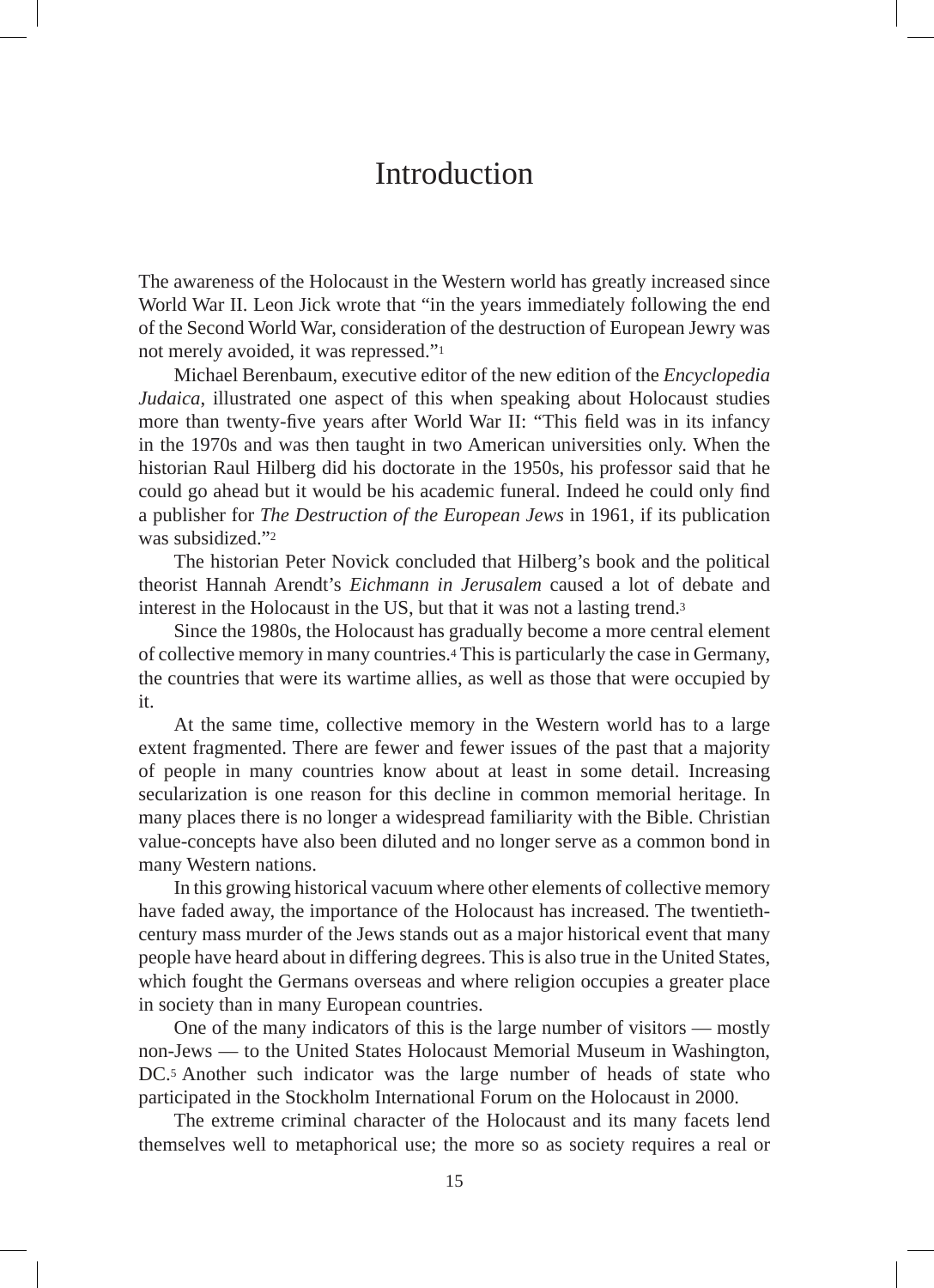# Introduction

The awareness of the Holocaust in the Western world has greatly increased since World War II. Leon Jick wrote that "in the years immediately following the end of the Second World War, consideration of the destruction of European Jewry was not merely avoided, it was repressed."[1]

Michael Berenbaum, executive editor of the new edition of the *Encyclopedia Judaica*, illustrated one aspect of this when speaking about Holocaust studies more than twenty-five years after World War II: "This field was in its infancy in the 1970s and was then taught in two American universities only. When the historian Raul Hilberg did his doctorate in the 1950s, his professor said that he could go ahead but it would be his academic funeral. Indeed he could only find a publisher for *The Destruction of the European Jews* in 1961, if its publication was subsidized."[2]

The historian Peter Novick concluded that Hilberg's book and the political theorist Hannah Arendt's *Eichmann in Jerusalem* caused a lot of debate and interest in the Holocaust in the US, but that it was not a lasting trend.[3]

Since the 1980s, the Holocaust has gradually become a more central element of collective memory in many countries.[4] This is particularly the case in Germany, the countries that were its wartime allies, as well as those that were occupied by it.

At the same time, collective memory in the Western world has to a large extent fragmented. There are fewer and fewer issues of the past that a majority of people in many countries know about at least in some detail. Increasing secularization is one reason for this decline in common memorial heritage. In many places there is no longer a widespread familiarity with the Bible. Christian value-concepts have also been diluted and no longer serve as a common bond in many Western nations.

In this growing historical vacuum where other elements of collective memory have faded away, the importance of the Holocaust has increased. The twentieth-century mass murder of the Jews stands out as a major historical event that many people have heard about in differing degrees. This is also true in the United States, which fought the Germans overseas and where religion occupies a greater place in society than in many European countries.

One of the many indicators of this is the large number of visitors — mostly non-Jews — to the United States Holocaust Memorial Museum in Washington, DC.[5] Another such indicator was the large number of heads of state who participated in the Stockholm International Forum on the Holocaust in 2000.

The extreme criminal character of the Holocaust and its many facets lend themselves well to metaphorical use; the more so as society requires a real or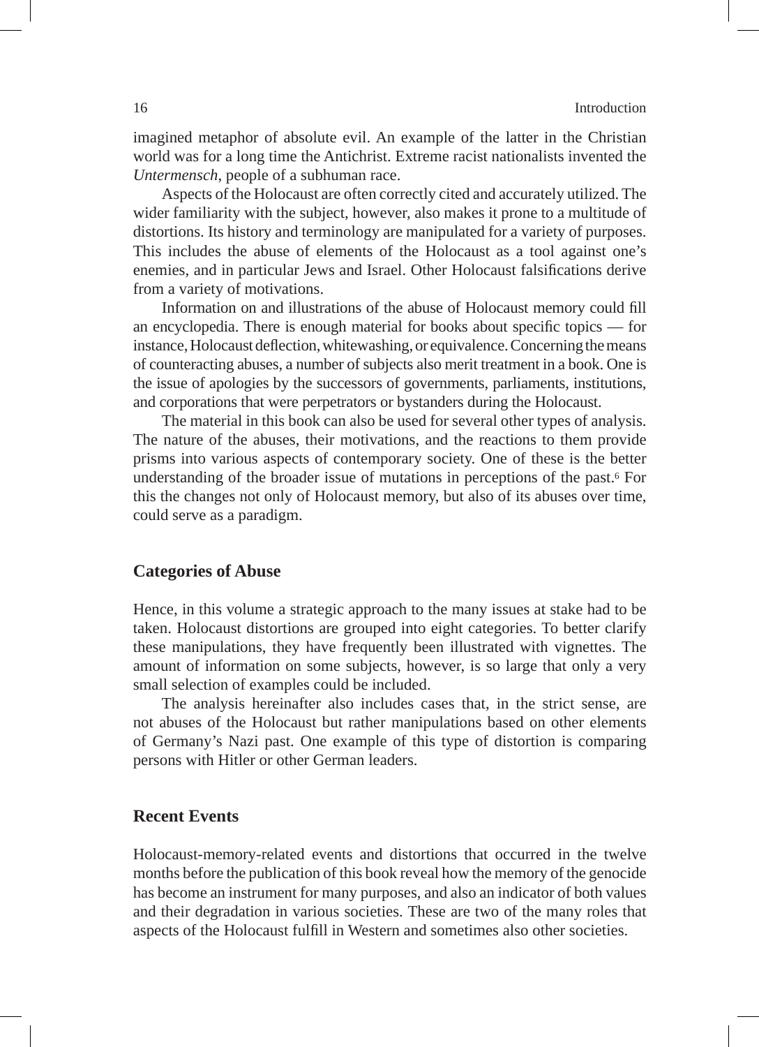imagined metaphor of absolute evil. An example of the latter in the Christian world was for a long time the Antichrist. Extreme racist nationalists invented the *Untermensch*, people of a subhuman race.

Aspects of the Holocaust are often correctly cited and accurately utilized. The wider familiarity with the subject, however, also makes it prone to a multitude of distortions. Its history and terminology are manipulated for a variety of purposes. This includes the abuse of elements of the Holocaust as a tool against one's enemies, and in particular Jews and Israel. Other Holocaust falsifications derive from a variety of motivations.

Information on and illustrations of the abuse of Holocaust memory could fill an encyclopedia. There is enough material for books about specific topics — for instance, Holocaust deflection, whitewashing, or equivalence. Concerning the means of counteracting abuses, a number of subjects also merit treatment in a book. One is the issue of apologies by the successors of governments, parliaments, institutions, and corporations that were perpetrators or bystanders during the Holocaust.

The material in this book can also be used for several other types of analysis. The nature of the abuses, their motivations, and the reactions to them provide prisms into various aspects of contemporary society. One of these is the better understanding of the broader issue of mutations in perceptions of the past.[6] For this the changes not only of Holocaust memory, but also of its abuses over time, could serve as a paradigm.

## Categories of Abuse

Hence, in this volume a strategic approach to the many issues at stake had to be taken. Holocaust distortions are grouped into eight categories. To better clarify these manipulations, they have frequently been illustrated with vignettes. The amount of information on some subjects, however, is so large that only a very small selection of examples could be included.

The analysis hereinafter also includes cases that, in the strict sense, are not abuses of the Holocaust but rather manipulations based on other elements of Germany's Nazi past. One example of this type of distortion is comparing persons with Hitler or other German leaders.

## Recent Events

Holocaust-memory-related events and distortions that occurred in the twelve months before the publication of this book reveal how the memory of the genocide has become an instrument for many purposes, and also an indicator of both values and their degradation in various societies. These are two of the many roles that aspects of the Holocaust fulfill in Western and sometimes also other societies.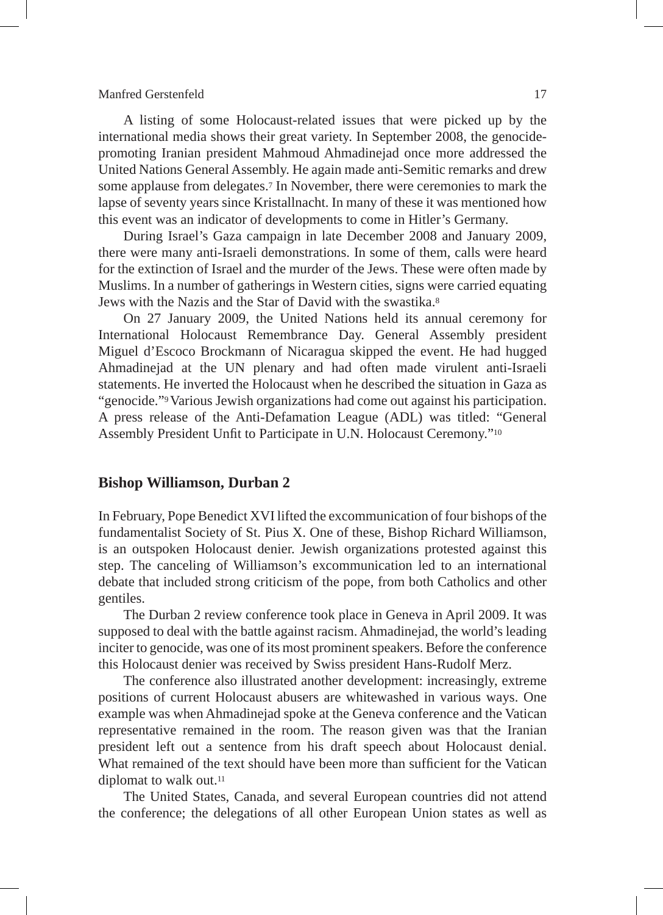A listing of some Holocaust-related issues that were picked up by the international media shows their great variety. In September 2008, the genocide-promoting Iranian president Mahmoud Ahmadinejad once more addressed the United Nations General Assembly. He again made anti-Semitic remarks and drew some applause from delegates.[7] In November, there were ceremonies to mark the lapse of seventy years since Kristallnacht. In many of these it was mentioned how this event was an indicator of developments to come in Hitler's Germany.

During Israel's Gaza campaign in late December 2008 and January 2009, there were many anti-Israeli demonstrations. In some of them, calls were heard for the extinction of Israel and the murder of the Jews. These were often made by Muslims. In a number of gatherings in Western cities, signs were carried equating Jews with the Nazis and the Star of David with the swastika.[8]

On 27 January 2009, the United Nations held its annual ceremony for International Holocaust Remembrance Day. General Assembly president Miguel d'Escoco Brockmann of Nicaragua skipped the event. He had hugged Ahmadinejad at the UN plenary and had often made virulent anti-Israeli statements. He inverted the Holocaust when he described the situation in Gaza as "genocide."[9] Various Jewish organizations had come out against his participation. A press release of the Anti-Defamation League (ADL) was titled: "General Assembly President Unfit to Participate in U.N. Holocaust Ceremony."[10]

## Bishop Williamson, Durban 2

In February, Pope Benedict XVI lifted the excommunication of four bishops of the fundamentalist Society of St. Pius X. One of these, Bishop Richard Williamson, is an outspoken Holocaust denier. Jewish organizations protested against this step. The canceling of Williamson's excommunication led to an international debate that included strong criticism of the pope, from both Catholics and other gentiles.

The Durban 2 review conference took place in Geneva in April 2009. It was supposed to deal with the battle against racism. Ahmadinejad, the world's leading inciter to genocide, was one of its most prominent speakers. Before the conference this Holocaust denier was received by Swiss president Hans-Rudolf Merz.

The conference also illustrated another development: increasingly, extreme positions of current Holocaust abusers are whitewashed in various ways. One example was when Ahmadinejad spoke at the Geneva conference and the Vatican representative remained in the room. The reason given was that the Iranian president left out a sentence from his draft speech about Holocaust denial. What remained of the text should have been more than sufficient for the Vatican diplomat to walk out.[11]

The United States, Canada, and several European countries did not attend the conference; the delegations of all other European Union states as well as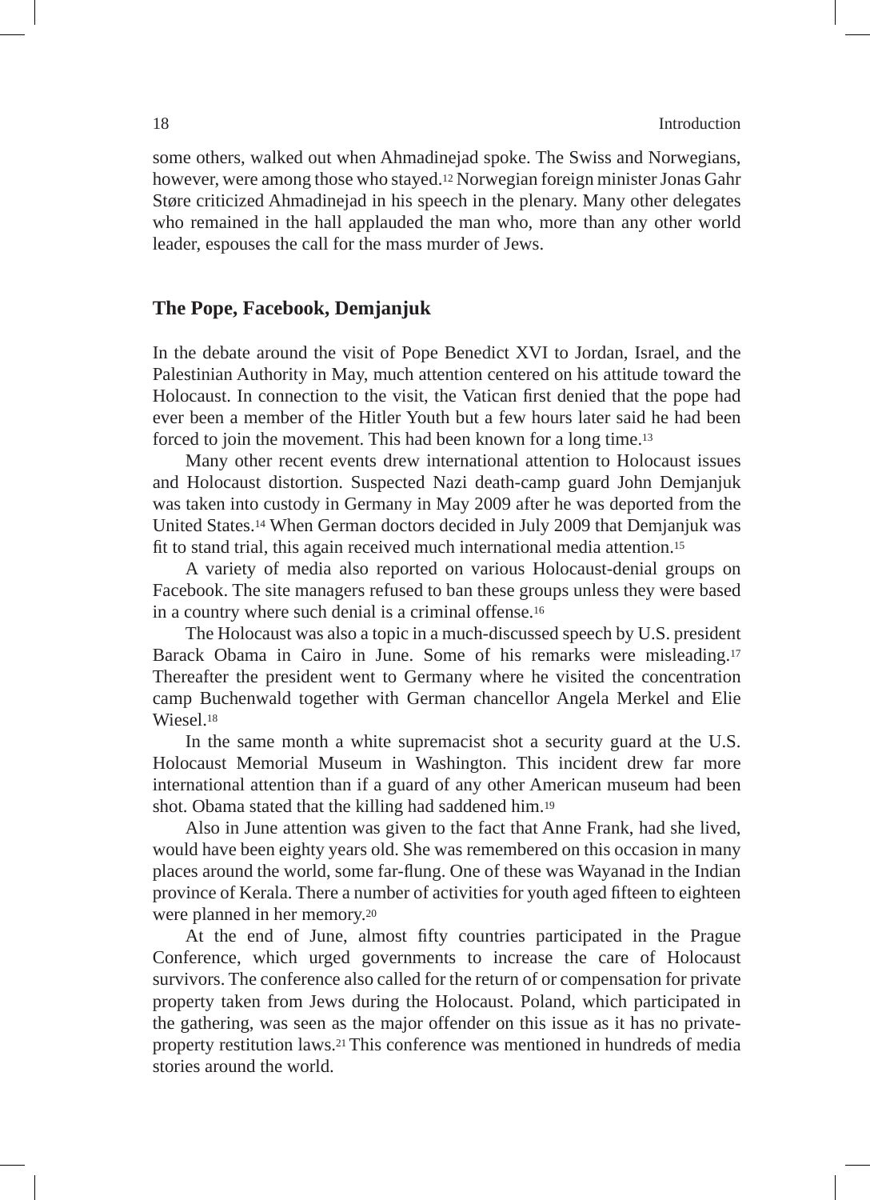some others, walked out when Ahmadinejad spoke. The Swiss and Norwegians, however, were among those who stayed.[12] Norwegian foreign minister Jonas Gahr Støre criticized Ahmadinejad in his speech in the plenary. Many other delegates who remained in the hall applauded the man who, more than any other world leader, espouses the call for the mass murder of Jews.

## The Pope, Facebook, Demjanjuk

In the debate around the visit of Pope Benedict XVI to Jordan, Israel, and the Palestinian Authority in May, much attention centered on his attitude toward the Holocaust. In connection to the visit, the Vatican first denied that the pope had ever been a member of the Hitler Youth but a few hours later said he had been forced to join the movement. This had been known for a long time.[13]

Many other recent events drew international attention to Holocaust issues and Holocaust distortion. Suspected Nazi death-camp guard John Demjanjuk was taken into custody in Germany in May 2009 after he was deported from the United States.[14] When German doctors decided in July 2009 that Demjanjuk was fit to stand trial, this again received much international media attention.[15]

A variety of media also reported on various Holocaust-denial groups on Facebook. The site managers refused to ban these groups unless they were based in a country where such denial is a criminal offense.[16]

The Holocaust was also a topic in a much-discussed speech by U.S. president Barack Obama in Cairo in June. Some of his remarks were misleading.[17] Thereafter the president went to Germany where he visited the concentration camp Buchenwald together with German chancellor Angela Merkel and Elie Wiesel.[18]

In the same month a white supremacist shot a security guard at the U.S. Holocaust Memorial Museum in Washington. This incident drew far more international attention than if a guard of any other American museum had been shot. Obama stated that the killing had saddened him.[19]

Also in June attention was given to the fact that Anne Frank, had she lived, would have been eighty years old. She was remembered on this occasion in many places around the world, some far-flung. One of these was Wayanad in the Indian province of Kerala. There a number of activities for youth aged fifteen to eighteen were planned in her memory.[20]

At the end of June, almost fifty countries participated in the Prague Conference, which urged governments to increase the care of Holocaust survivors. The conference also called for the return of or compensation for private property taken from Jews during the Holocaust. Poland, which participated in the gathering, was seen as the major offender on this issue as it has no private-property restitution laws.[21] This conference was mentioned in hundreds of media stories around the world.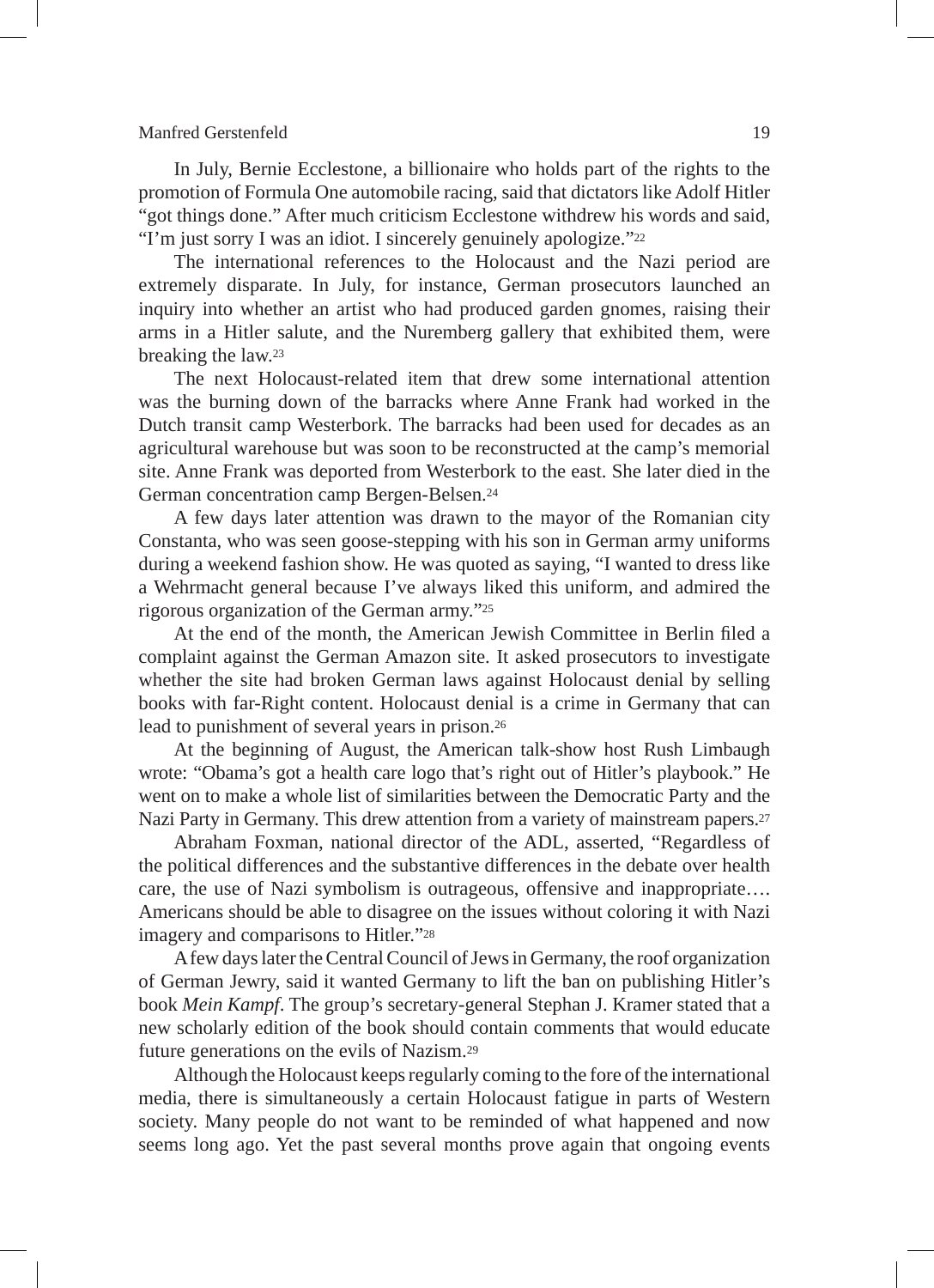In July, Bernie Ecclestone, a billionaire who holds part of the rights to the promotion of Formula One automobile racing, said that dictators like Adolf Hitler "got things done." After much criticism Ecclestone withdrew his words and said, "I'm just sorry I was an idiot. I sincerely genuinely apologize."[22]

The international references to the Holocaust and the Nazi period are extremely disparate. In July, for instance, German prosecutors launched an inquiry into whether an artist who had produced garden gnomes, raising their arms in a Hitler salute, and the Nuremberg gallery that exhibited them, were breaking the law.[23]

The next Holocaust-related item that drew some international attention was the burning down of the barracks where Anne Frank had worked in the Dutch transit camp Westerbork. The barracks had been used for decades as an agricultural warehouse but was soon to be reconstructed at the camp's memorial site. Anne Frank was deported from Westerbork to the east. She later died in the German concentration camp Bergen-Belsen.[24]

A few days later attention was drawn to the mayor of the Romanian city Constanta, who was seen goose-stepping with his son in German army uniforms during a weekend fashion show. He was quoted as saying, "I wanted to dress like a Wehrmacht general because I've always liked this uniform, and admired the rigorous organization of the German army."[25]

At the end of the month, the American Jewish Committee in Berlin filed a complaint against the German Amazon site. It asked prosecutors to investigate whether the site had broken German laws against Holocaust denial by selling books with far-Right content. Holocaust denial is a crime in Germany that can lead to punishment of several years in prison.[26]

At the beginning of August, the American talk-show host Rush Limbaugh wrote: "Obama's got a health care logo that's right out of Hitler's playbook." He went on to make a whole list of similarities between the Democratic Party and the Nazi Party in Germany. This drew attention from a variety of mainstream papers.[27]

Abraham Foxman, national director of the ADL, asserted, "Regardless of the political differences and the substantive differences in the debate over health care, the use of Nazi symbolism is outrageous, offensive and inappropriate…. Americans should be able to disagree on the issues without coloring it with Nazi imagery and comparisons to Hitler."[28]

A few days later the Central Council of Jews in Germany, the roof organization of German Jewry, said it wanted Germany to lift the ban on publishing Hitler's book *Mein Kampf*. The group's secretary-general Stephan J. Kramer stated that a new scholarly edition of the book should contain comments that would educate future generations on the evils of Nazism.[29]

Although the Holocaust keeps regularly coming to the fore of the international media, there is simultaneously a certain Holocaust fatigue in parts of Western society. Many people do not want to be reminded of what happened and now seems long ago. Yet the past several months prove again that ongoing events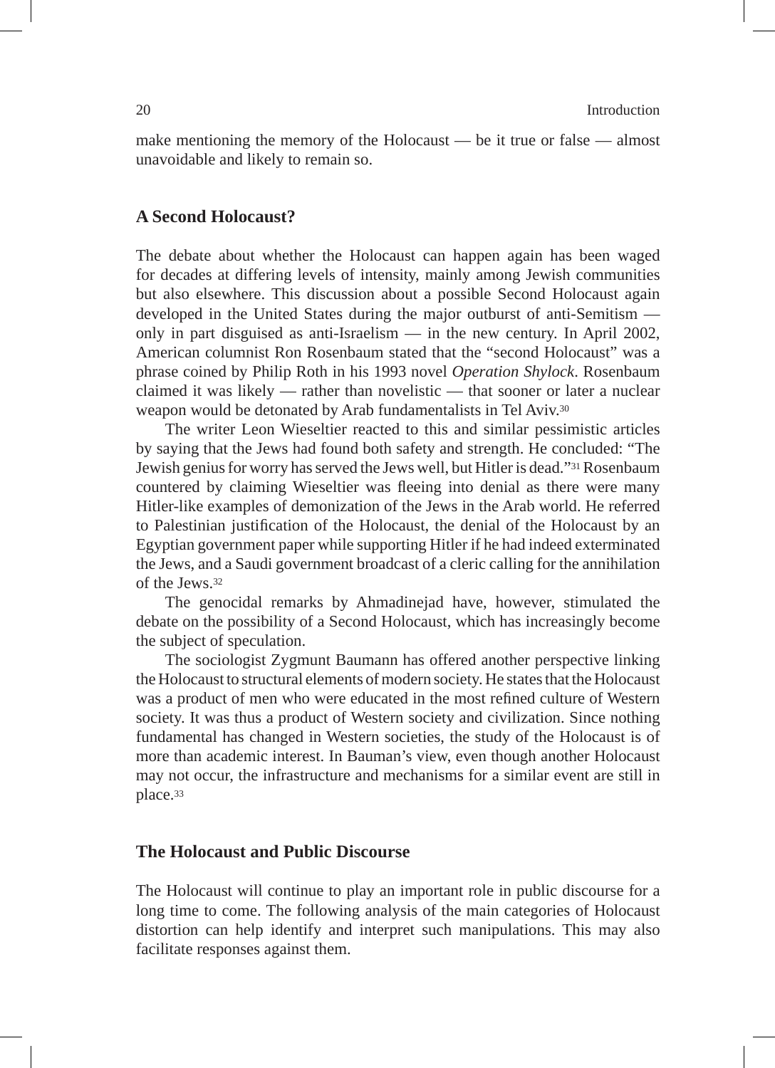make mentioning the memory of the Holocaust — be it true or false — almost unavoidable and likely to remain so.

## A Second Holocaust?

The debate about whether the Holocaust can happen again has been waged for decades at differing levels of intensity, mainly among Jewish communities but also elsewhere. This discussion about a possible Second Holocaust again developed in the United States during the major outburst of anti-Semitism — only in part disguised as anti-Israelism — in the new century. In April 2002, American columnist Ron Rosenbaum stated that the "second Holocaust" was a phrase coined by Philip Roth in his 1993 novel *Operation Shylock*. Rosenbaum claimed it was likely — rather than novelistic — that sooner or later a nuclear weapon would be detonated by Arab fundamentalists in Tel Aviv.[30]

The writer Leon Wieseltier reacted to this and similar pessimistic articles by saying that the Jews had found both safety and strength. He concluded: "The Jewish genius for worry has served the Jews well, but Hitler is dead."[31] Rosenbaum countered by claiming Wieseltier was fleeing into denial as there were many Hitler-like examples of demonization of the Jews in the Arab world. He referred to Palestinian justification of the Holocaust, the denial of the Holocaust by an Egyptian government paper while supporting Hitler if he had indeed exterminated the Jews, and a Saudi government broadcast of a cleric calling for the annihilation of the Jews.[32]

The genocidal remarks by Ahmadinejad have, however, stimulated the debate on the possibility of a Second Holocaust, which has increasingly become the subject of speculation.

The sociologist Zygmunt Baumann has offered another perspective linking the Holocaust to structural elements of modern society. He states that the Holocaust was a product of men who were educated in the most refined culture of Western society. It was thus a product of Western society and civilization. Since nothing fundamental has changed in Western societies, the study of the Holocaust is of more than academic interest. In Bauman's view, even though another Holocaust may not occur, the infrastructure and mechanisms for a similar event are still in place.[33]

## The Holocaust and Public Discourse

The Holocaust will continue to play an important role in public discourse for a long time to come. The following analysis of the main categories of Holocaust distortion can help identify and interpret such manipulations. This may also facilitate responses against them.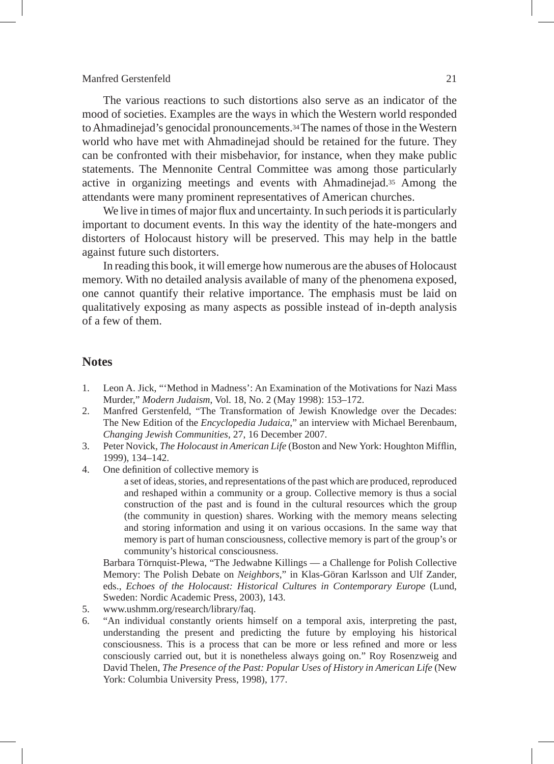The various reactions to such distortions also serve as an indicator of the mood of societies. Examples are the ways in which the Western world responded to Ahmadinejad's genocidal pronouncements.[34] The names of those in the Western world who have met with Ahmadinejad should be retained for the future. They can be confronted with their misbehavior, for instance, when they make public statements. The Mennonite Central Committee was among those particularly active in organizing meetings and events with Ahmadinejad.[35] Among the attendants were many prominent representatives of American churches.

We live in times of major flux and uncertainty. In such periods it is particularly important to document events. In this way the identity of the hate-mongers and distorters of Holocaust history will be preserved. This may help in the battle against future such distorters.

In reading this book, it will emerge how numerous are the abuses of Holocaust memory. With no detailed analysis available of many of the phenomena exposed, one cannot quantify their relative importance. The emphasis must be laid on qualitatively exposing as many aspects as possible instead of in-depth analysis of a few of them.

## Notes

1. Leon A. Jick, "'Method in Madness': An Examination of the Motivations for Nazi Mass Murder," *Modern Judaism*, Vol. 18, No. 2 (May 1998): 153–172.
2. Manfred Gerstenfeld, "The Transformation of Jewish Knowledge over the Decades: The New Edition of the *Encyclopedia Judaica*," an interview with Michael Berenbaum, *Changing Jewish Communities*, 27, 16 December 2007.
3. Peter Novick, *The Holocaust in American Life* (Boston and New York: Houghton Mifflin, 1999), 134–142.
4. One definition of collective memory is

   > a set of ideas, stories, and representations of the past which are produced, reproduced and reshaped within a community or a group. Collective memory is thus a social construction of the past and is found in the cultural resources which the group (the community in question) shares. Working with the memory means selecting and storing information and using it on various occasions. In the same way that memory is part of human consciousness, collective memory is part of the group's or community's historical consciousness.

   Barbara Törnquist-Plewa, "The Jedwabne Killings — a Challenge for Polish Collective Memory: The Polish Debate on *Neighbors*," in Klas-Göran Karlsson and Ulf Zander, eds., *Echoes of the Holocaust: Historical Cultures in Contemporary Europe* (Lund, Sweden: Nordic Academic Press, 2003), 143.
5. www.ushmm.org/research/library/faq.
6. "An individual constantly orients himself on a temporal axis, interpreting the past, understanding the present and predicting the future by employing his historical consciousness. This is a process that can be more or less refined and more or less consciously carried out, but it is nonetheless always going on." Roy Rosenzweig and David Thelen, *The Presence of the Past: Popular Uses of History in American Life* (New York: Columbia University Press, 1998), 177.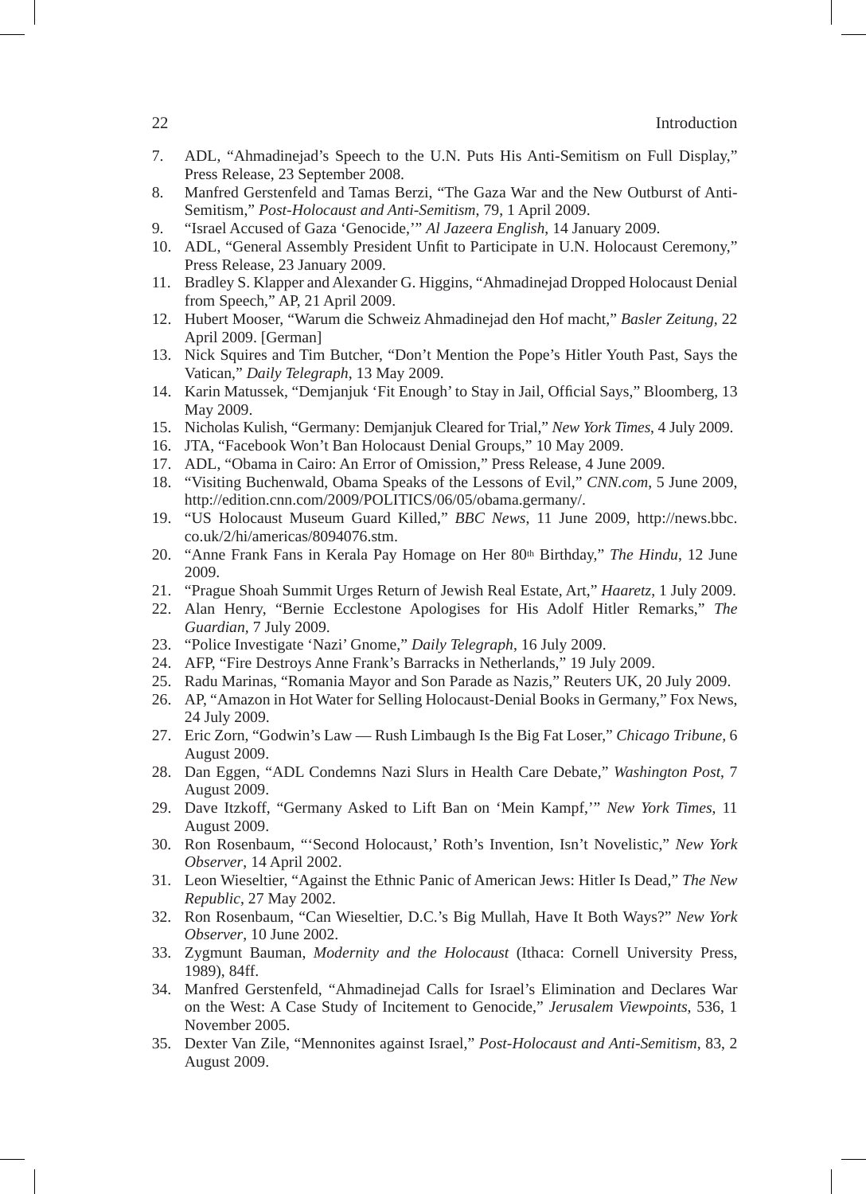7. ADL, "Ahmadinejad's Speech to the U.N. Puts His Anti-Semitism on Full Display," Press Release, 23 September 2008.
8. Manfred Gerstenfeld and Tamas Berzi, "The Gaza War and the New Outburst of Anti-Semitism," *Post-Holocaust and Anti-Semitism*, 79, 1 April 2009.
9. "Israel Accused of Gaza 'Genocide,'" *Al Jazeera English*, 14 January 2009.
10. ADL, "General Assembly President Unfit to Participate in U.N. Holocaust Ceremony," Press Release, 23 January 2009.
11. Bradley S. Klapper and Alexander G. Higgins, "Ahmadinejad Dropped Holocaust Denial from Speech," AP, 21 April 2009.
12. Hubert Mooser, "Warum die Schweiz Ahmadinejad den Hof macht," *Basler Zeitung*, 22 April 2009. [German]
13. Nick Squires and Tim Butcher, "Don't Mention the Pope's Hitler Youth Past, Says the Vatican," *Daily Telegraph*, 13 May 2009.
14. Karin Matussek, "Demjanjuk 'Fit Enough' to Stay in Jail, Official Says," Bloomberg, 13 May 2009.
15. Nicholas Kulish, "Germany: Demjanjuk Cleared for Trial," *New York Times*, 4 July 2009.
16. JTA, "Facebook Won't Ban Holocaust Denial Groups," 10 May 2009.
17. ADL, "Obama in Cairo: An Error of Omission," Press Release, 4 June 2009.
18. "Visiting Buchenwald, Obama Speaks of the Lessons of Evil," *CNN.com*, 5 June 2009, http://edition.cnn.com/2009/POLITICS/06/05/obama.germany/.
19. "US Holocaust Museum Guard Killed," *BBC News*, 11 June 2009, http://news.bbc.co.uk/2/hi/americas/8094076.stm.
20. "Anne Frank Fans in Kerala Pay Homage on Her 80th Birthday," *The Hindu*, 12 June 2009.
21. "Prague Shoah Summit Urges Return of Jewish Real Estate, Art," *Haaretz*, 1 July 2009.
22. Alan Henry, "Bernie Ecclestone Apologises for His Adolf Hitler Remarks," *The Guardian*, 7 July 2009.
23. "Police Investigate 'Nazi' Gnome," *Daily Telegraph*, 16 July 2009.
24. AFP, "Fire Destroys Anne Frank's Barracks in Netherlands," 19 July 2009.
25. Radu Marinas, "Romania Mayor and Son Parade as Nazis," Reuters UK, 20 July 2009.
26. AP, "Amazon in Hot Water for Selling Holocaust-Denial Books in Germany," Fox News, 24 July 2009.
27. Eric Zorn, "Godwin's Law — Rush Limbaugh Is the Big Fat Loser," *Chicago Tribune*, 6 August 2009.
28. Dan Eggen, "ADL Condemns Nazi Slurs in Health Care Debate," *Washington Post*, 7 August 2009.
29. Dave Itzkoff, "Germany Asked to Lift Ban on 'Mein Kampf,'" *New York Times*, 11 August 2009.
30. Ron Rosenbaum, "'Second Holocaust,' Roth's Invention, Isn't Novelistic," *New York Observer*, 14 April 2002.
31. Leon Wieseltier, "Against the Ethnic Panic of American Jews: Hitler Is Dead," *The New Republic*, 27 May 2002.
32. Ron Rosenbaum, "Can Wieseltier, D.C.'s Big Mullah, Have It Both Ways?" *New York Observer*, 10 June 2002.
33. Zygmunt Bauman, *Modernity and the Holocaust* (Ithaca: Cornell University Press, 1989), 84ff.
34. Manfred Gerstenfeld, "Ahmadinejad Calls for Israel's Elimination and Declares War on the West: A Case Study of Incitement to Genocide," *Jerusalem Viewpoints*, 536, 1 November 2005.
35. Dexter Van Zile, "Mennonites against Israel," *Post-Holocaust and Anti-Semitism*, 83, 2 August 2009.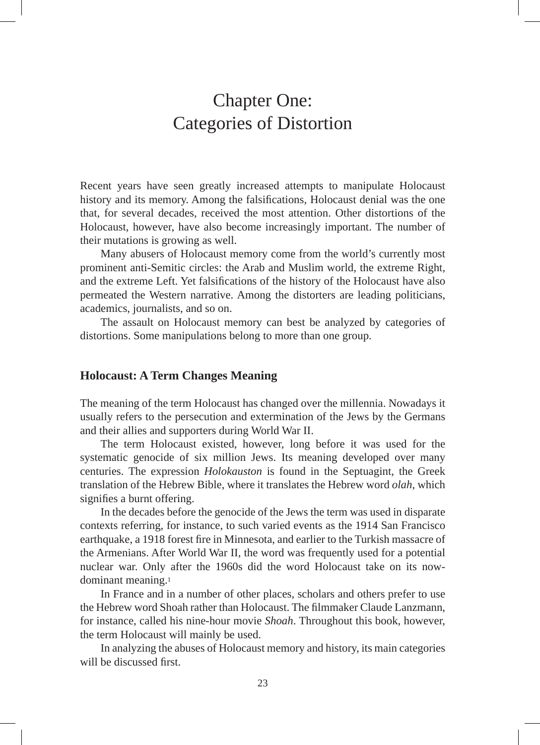# Chapter One: Categories of Distortion

Recent years have seen greatly increased attempts to manipulate Holocaust history and its memory. Among the falsifications, Holocaust denial was the one that, for several decades, received the most attention. Other distortions of the Holocaust, however, have also become increasingly important. The number of their mutations is growing as well.

Many abusers of Holocaust memory come from the world's currently most prominent anti-Semitic circles: the Arab and Muslim world, the extreme Right, and the extreme Left. Yet falsifications of the history of the Holocaust have also permeated the Western narrative. Among the distorters are leading politicians, academics, journalists, and so on.

The assault on Holocaust memory can best be analyzed by categories of distortions. Some manipulations belong to more than one group.

## Holocaust: A Term Changes Meaning

The meaning of the term Holocaust has changed over the millennia. Nowadays it usually refers to the persecution and extermination of the Jews by the Germans and their allies and supporters during World War II.

The term Holocaust existed, however, long before it was used for the systematic genocide of six million Jews. Its meaning developed over many centuries. The expression *Holokauston* is found in the Septuagint, the Greek translation of the Hebrew Bible, where it translates the Hebrew word *olah*, which signifies a burnt offering.

In the decades before the genocide of the Jews the term was used in disparate contexts referring, for instance, to such varied events as the 1914 San Francisco earthquake, a 1918 forest fire in Minnesota, and earlier to the Turkish massacre of the Armenians. After World War II, the word was frequently used for a potential nuclear war. Only after the 1960s did the word Holocaust take on its now-dominant meaning.[1]

In France and in a number of other places, scholars and others prefer to use the Hebrew word Shoah rather than Holocaust. The filmmaker Claude Lanzmann, for instance, called his nine-hour movie *Shoah*. Throughout this book, however, the term Holocaust will mainly be used.

In analyzing the abuses of Holocaust memory and history, its main categories will be discussed first.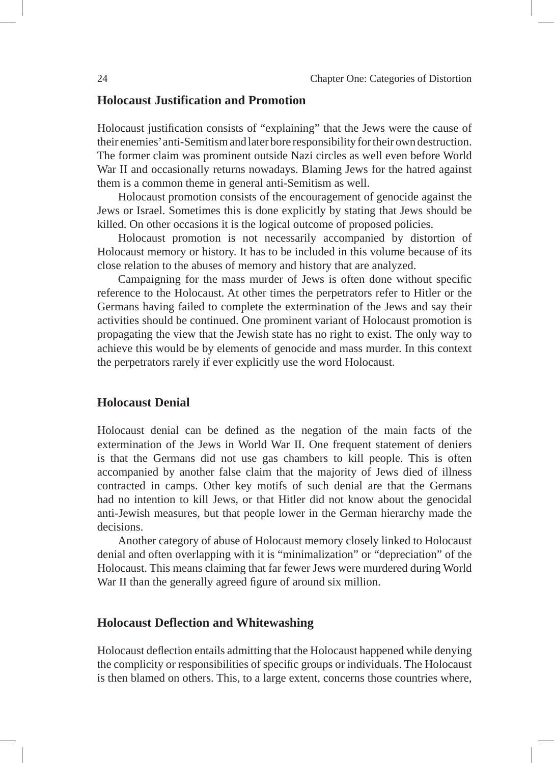## Holocaust Justification and Promotion

Holocaust justification consists of "explaining" that the Jews were the cause of their enemies' anti-Semitism and later bore responsibility for their own destruction. The former claim was prominent outside Nazi circles as well even before World War II and occasionally returns nowadays. Blaming Jews for the hatred against them is a common theme in general anti-Semitism as well.

Holocaust promotion consists of the encouragement of genocide against the Jews or Israel. Sometimes this is done explicitly by stating that Jews should be killed. On other occasions it is the logical outcome of proposed policies.

Holocaust promotion is not necessarily accompanied by distortion of Holocaust memory or history. It has to be included in this volume because of its close relation to the abuses of memory and history that are analyzed.

Campaigning for the mass murder of Jews is often done without specific reference to the Holocaust. At other times the perpetrators refer to Hitler or the Germans having failed to complete the extermination of the Jews and say their activities should be continued. One prominent variant of Holocaust promotion is propagating the view that the Jewish state has no right to exist. The only way to achieve this would be by elements of genocide and mass murder. In this context the perpetrators rarely if ever explicitly use the word Holocaust.

## Holocaust Denial

Holocaust denial can be defined as the negation of the main facts of the extermination of the Jews in World War II. One frequent statement of deniers is that the Germans did not use gas chambers to kill people. This is often accompanied by another false claim that the majority of Jews died of illness contracted in camps. Other key motifs of such denial are that the Germans had no intention to kill Jews, or that Hitler did not know about the genocidal anti-Jewish measures, but that people lower in the German hierarchy made the decisions.

Another category of abuse of Holocaust memory closely linked to Holocaust denial and often overlapping with it is "minimalization" or "depreciation" of the Holocaust. This means claiming that far fewer Jews were murdered during World War II than the generally agreed figure of around six million.

## Holocaust Deflection and Whitewashing

Holocaust deflection entails admitting that the Holocaust happened while denying the complicity or responsibilities of specific groups or individuals. The Holocaust is then blamed on others. This, to a large extent, concerns those countries where,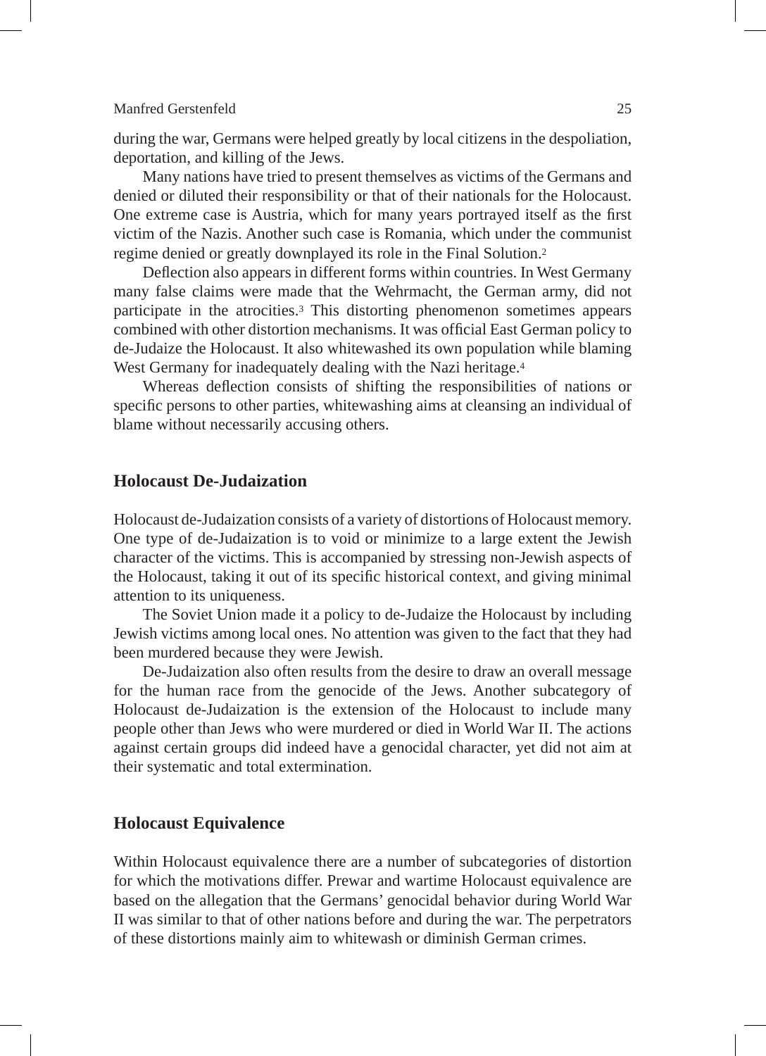during the war, Germans were helped greatly by local citizens in the despoliation, deportation, and killing of the Jews.

Many nations have tried to present themselves as victims of the Germans and denied or diluted their responsibility or that of their nationals for the Holocaust. One extreme case is Austria, which for many years portrayed itself as the first victim of the Nazis. Another such case is Romania, which under the communist regime denied or greatly downplayed its role in the Final Solution.[2]

Deflection also appears in different forms within countries. In West Germany many false claims were made that the Wehrmacht, the German army, did not participate in the atrocities.[3] This distorting phenomenon sometimes appears combined with other distortion mechanisms. It was official East German policy to de-Judaize the Holocaust. It also whitewashed its own population while blaming West Germany for inadequately dealing with the Nazi heritage.[4]

Whereas deflection consists of shifting the responsibilities of nations or specific persons to other parties, whitewashing aims at cleansing an individual of blame without necessarily accusing others.

## Holocaust De-Judaization

Holocaust de-Judaization consists of a variety of distortions of Holocaust memory. One type of de-Judaization is to void or minimize to a large extent the Jewish character of the victims. This is accompanied by stressing non-Jewish aspects of the Holocaust, taking it out of its specific historical context, and giving minimal attention to its uniqueness.

The Soviet Union made it a policy to de-Judaize the Holocaust by including Jewish victims among local ones. No attention was given to the fact that they had been murdered because they were Jewish.

De-Judaization also often results from the desire to draw an overall message for the human race from the genocide of the Jews. Another subcategory of Holocaust de-Judaization is the extension of the Holocaust to include many people other than Jews who were murdered or died in World War II. The actions against certain groups did indeed have a genocidal character, yet did not aim at their systematic and total extermination.

## Holocaust Equivalence

Within Holocaust equivalence there are a number of subcategories of distortion for which the motivations differ. Prewar and wartime Holocaust equivalence are based on the allegation that the Germans' genocidal behavior during World War II was similar to that of other nations before and during the war. The perpetrators of these distortions mainly aim to whitewash or diminish German crimes.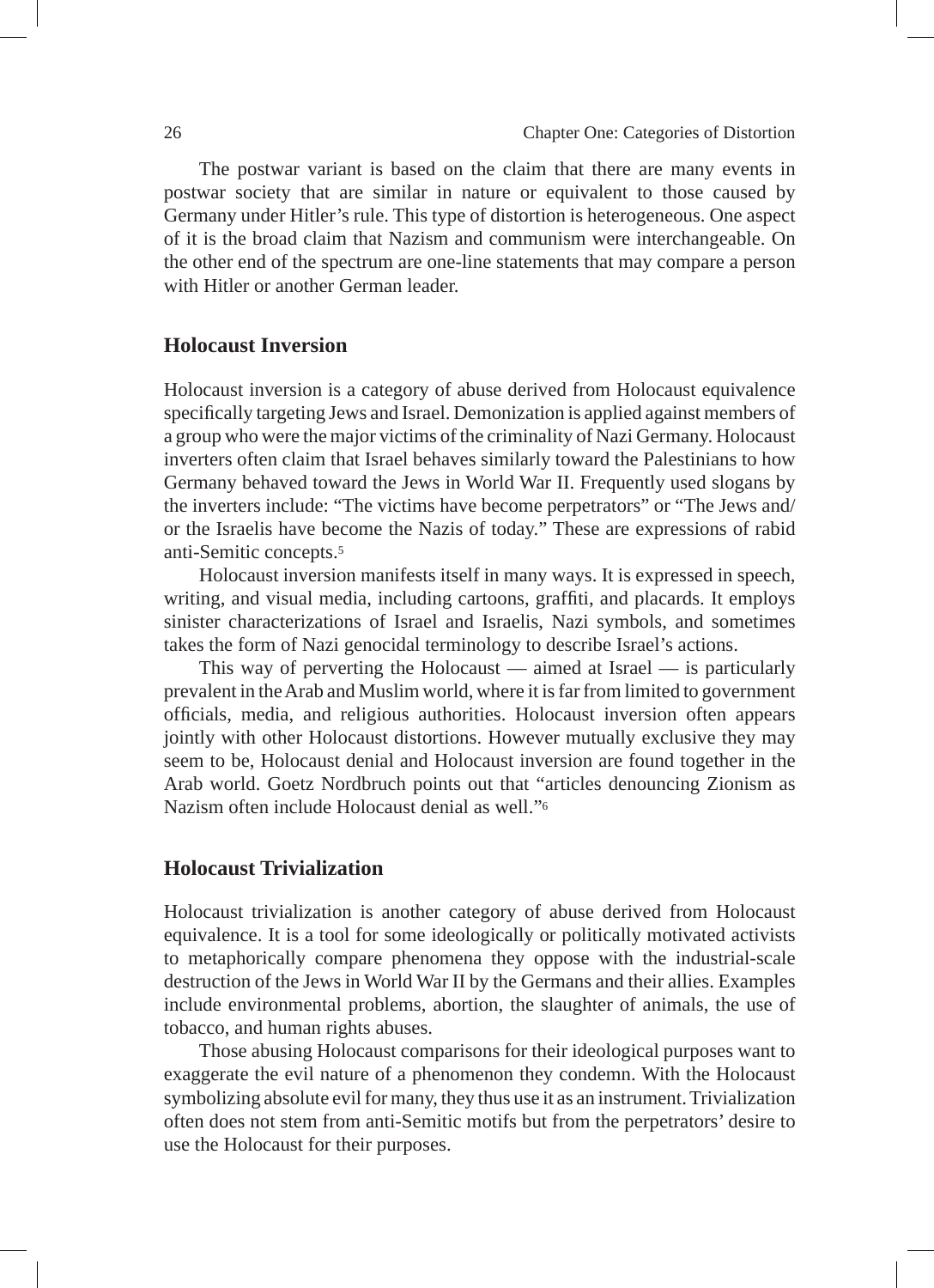The postwar variant is based on the claim that there are many events in postwar society that are similar in nature or equivalent to those caused by Germany under Hitler's rule. This type of distortion is heterogeneous. One aspect of it is the broad claim that Nazism and communism were interchangeable. On the other end of the spectrum are one-line statements that may compare a person with Hitler or another German leader.

## Holocaust Inversion

Holocaust inversion is a category of abuse derived from Holocaust equivalence specifically targeting Jews and Israel. Demonization is applied against members of a group who were the major victims of the criminality of Nazi Germany. Holocaust inverters often claim that Israel behaves similarly toward the Palestinians to how Germany behaved toward the Jews in World War II. Frequently used slogans by the inverters include: "The victims have become perpetrators" or "The Jews and/or the Israelis have become the Nazis of today." These are expressions of rabid anti-Semitic concepts.[5]

Holocaust inversion manifests itself in many ways. It is expressed in speech, writing, and visual media, including cartoons, graffiti, and placards. It employs sinister characterizations of Israel and Israelis, Nazi symbols, and sometimes takes the form of Nazi genocidal terminology to describe Israel's actions.

This way of perverting the Holocaust — aimed at Israel — is particularly prevalent in the Arab and Muslim world, where it is far from limited to government officials, media, and religious authorities. Holocaust inversion often appears jointly with other Holocaust distortions. However mutually exclusive they may seem to be, Holocaust denial and Holocaust inversion are found together in the Arab world. Goetz Nordbruch points out that "articles denouncing Zionism as Nazism often include Holocaust denial as well."[6]

## Holocaust Trivialization

Holocaust trivialization is another category of abuse derived from Holocaust equivalence. It is a tool for some ideologically or politically motivated activists to metaphorically compare phenomena they oppose with the industrial-scale destruction of the Jews in World War II by the Germans and their allies. Examples include environmental problems, abortion, the slaughter of animals, the use of tobacco, and human rights abuses.

Those abusing Holocaust comparisons for their ideological purposes want to exaggerate the evil nature of a phenomenon they condemn. With the Holocaust symbolizing absolute evil for many, they thus use it as an instrument. Trivialization often does not stem from anti-Semitic motifs but from the perpetrators' desire to use the Holocaust for their purposes.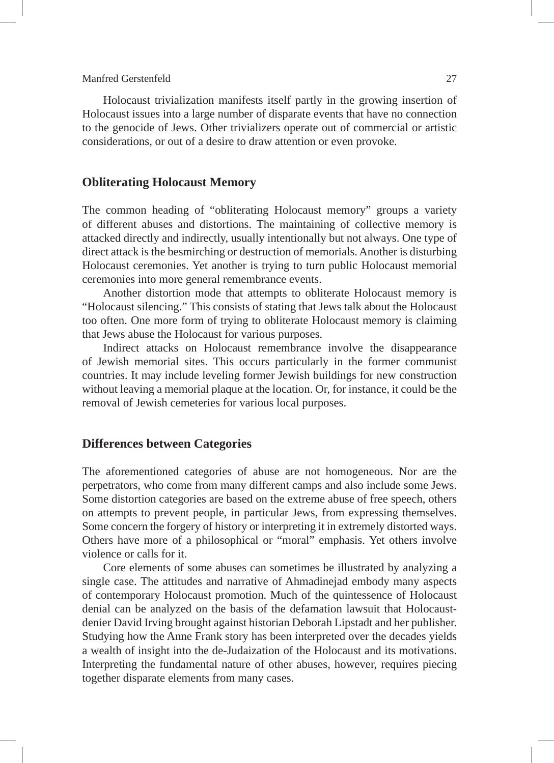Holocaust trivialization manifests itself partly in the growing insertion of Holocaust issues into a large number of disparate events that have no connection to the genocide of Jews. Other trivializers operate out of commercial or artistic considerations, or out of a desire to draw attention or even provoke.

## Obliterating Holocaust Memory

The common heading of "obliterating Holocaust memory" groups a variety of different abuses and distortions. The maintaining of collective memory is attacked directly and indirectly, usually intentionally but not always. One type of direct attack is the besmirching or destruction of memorials. Another is disturbing Holocaust ceremonies. Yet another is trying to turn public Holocaust memorial ceremonies into more general remembrance events.

Another distortion mode that attempts to obliterate Holocaust memory is "Holocaust silencing." This consists of stating that Jews talk about the Holocaust too often. One more form of trying to obliterate Holocaust memory is claiming that Jews abuse the Holocaust for various purposes.

Indirect attacks on Holocaust remembrance involve the disappearance of Jewish memorial sites. This occurs particularly in the former communist countries. It may include leveling former Jewish buildings for new construction without leaving a memorial plaque at the location. Or, for instance, it could be the removal of Jewish cemeteries for various local purposes.

## Differences between Categories

The aforementioned categories of abuse are not homogeneous. Nor are the perpetrators, who come from many different camps and also include some Jews. Some distortion categories are based on the extreme abuse of free speech, others on attempts to prevent people, in particular Jews, from expressing themselves. Some concern the forgery of history or interpreting it in extremely distorted ways. Others have more of a philosophical or "moral" emphasis. Yet others involve violence or calls for it.

Core elements of some abuses can sometimes be illustrated by analyzing a single case. The attitudes and narrative of Ahmadinejad embody many aspects of contemporary Holocaust promotion. Much of the quintessence of Holocaust denial can be analyzed on the basis of the defamation lawsuit that Holocaust-denier David Irving brought against historian Deborah Lipstadt and her publisher. Studying how the Anne Frank story has been interpreted over the decades yields a wealth of insight into the de-Judaization of the Holocaust and its motivations. Interpreting the fundamental nature of other abuses, however, requires piecing together disparate elements from many cases.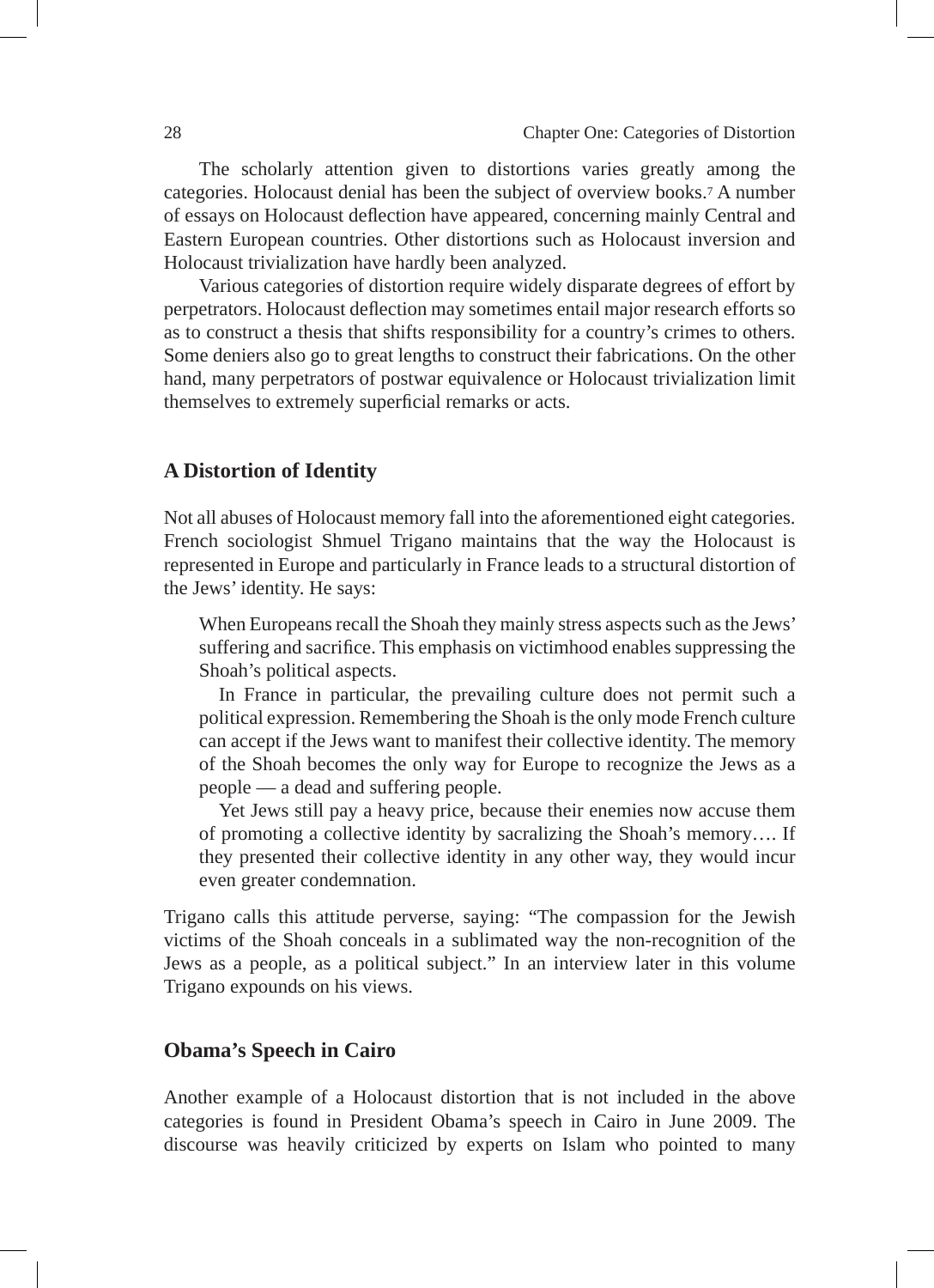The scholarly attention given to distortions varies greatly among the categories. Holocaust denial has been the subject of overview books.[7] A number of essays on Holocaust deflection have appeared, concerning mainly Central and Eastern European countries. Other distortions such as Holocaust inversion and Holocaust trivialization have hardly been analyzed.

Various categories of distortion require widely disparate degrees of effort by perpetrators. Holocaust deflection may sometimes entail major research efforts so as to construct a thesis that shifts responsibility for a country's crimes to others. Some deniers also go to great lengths to construct their fabrications. On the other hand, many perpetrators of postwar equivalence or Holocaust trivialization limit themselves to extremely superficial remarks or acts.

## A Distortion of Identity

Not all abuses of Holocaust memory fall into the aforementioned eight categories. French sociologist Shmuel Trigano maintains that the way the Holocaust is represented in Europe and particularly in France leads to a structural distortion of the Jews' identity. He says:

> When Europeans recall the Shoah they mainly stress aspects such as the Jews' suffering and sacrifice. This emphasis on victimhood enables suppressing the Shoah's political aspects.
>
> In France in particular, the prevailing culture does not permit such a political expression. Remembering the Shoah is the only mode French culture can accept if the Jews want to manifest their collective identity. The memory of the Shoah becomes the only way for Europe to recognize the Jews as a people — a dead and suffering people.
>
> Yet Jews still pay a heavy price, because their enemies now accuse them of promoting a collective identity by sacralizing the Shoah's memory…. If they presented their collective identity in any other way, they would incur even greater condemnation.

Trigano calls this attitude perverse, saying: "The compassion for the Jewish victims of the Shoah conceals in a sublimated way the non-recognition of the Jews as a people, as a political subject." In an interview later in this volume Trigano expounds on his views.

## Obama's Speech in Cairo

Another example of a Holocaust distortion that is not included in the above categories is found in President Obama's speech in Cairo in June 2009. The discourse was heavily criticized by experts on Islam who pointed to many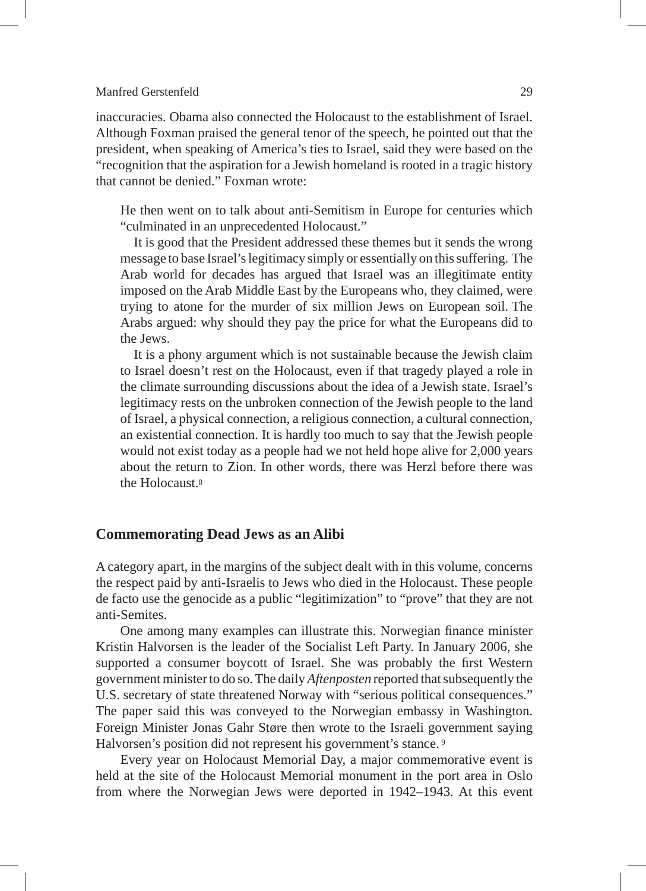inaccuracies. Obama also connected the Holocaust to the establishment of Israel. Although Foxman praised the general tenor of the speech, he pointed out that the president, when speaking of America's ties to Israel, said they were based on the "recognition that the aspiration for a Jewish homeland is rooted in a tragic history that cannot be denied." Foxman wrote:

> He then went on to talk about anti-Semitism in Europe for centuries which "culminated in an unprecedented Holocaust."
>
> It is good that the President addressed these themes but it sends the wrong message to base Israel's legitimacy simply or essentially on this suffering. The Arab world for decades has argued that Israel was an illegitimate entity imposed on the Arab Middle East by the Europeans who, they claimed, were trying to atone for the murder of six million Jews on European soil. The Arabs argued: why should they pay the price for what the Europeans did to the Jews.
>
> It is a phony argument which is not sustainable because the Jewish claim to Israel doesn't rest on the Holocaust, even if that tragedy played a role in the climate surrounding discussions about the idea of a Jewish state. Israel's legitimacy rests on the unbroken connection of the Jewish people to the land of Israel, a physical connection, a religious connection, a cultural connection, an existential connection. It is hardly too much to say that the Jewish people would not exist today as a people had we not held hope alive for 2,000 years about the return to Zion. In other words, there was Herzl before there was the Holocaust.[8]

## Commemorating Dead Jews as an Alibi

A category apart, in the margins of the subject dealt with in this volume, concerns the respect paid by anti-Israelis to Jews who died in the Holocaust. These people de facto use the genocide as a public "legitimization" to "prove" that they are not anti-Semites.

One among many examples can illustrate this. Norwegian finance minister Kristin Halvorsen is the leader of the Socialist Left Party. In January 2006, she supported a consumer boycott of Israel. She was probably the first Western government minister to do so. The daily *Aftenposten* reported that subsequently the U.S. secretary of state threatened Norway with "serious political consequences." The paper said this was conveyed to the Norwegian embassy in Washington. Foreign Minister Jonas Gahr Støre then wrote to the Israeli government saying Halvorsen's position did not represent his government's stance.[9]

Every year on Holocaust Memorial Day, a major commemorative event is held at the site of the Holocaust Memorial monument in the port area in Oslo from where the Norwegian Jews were deported in 1942–1943. At this event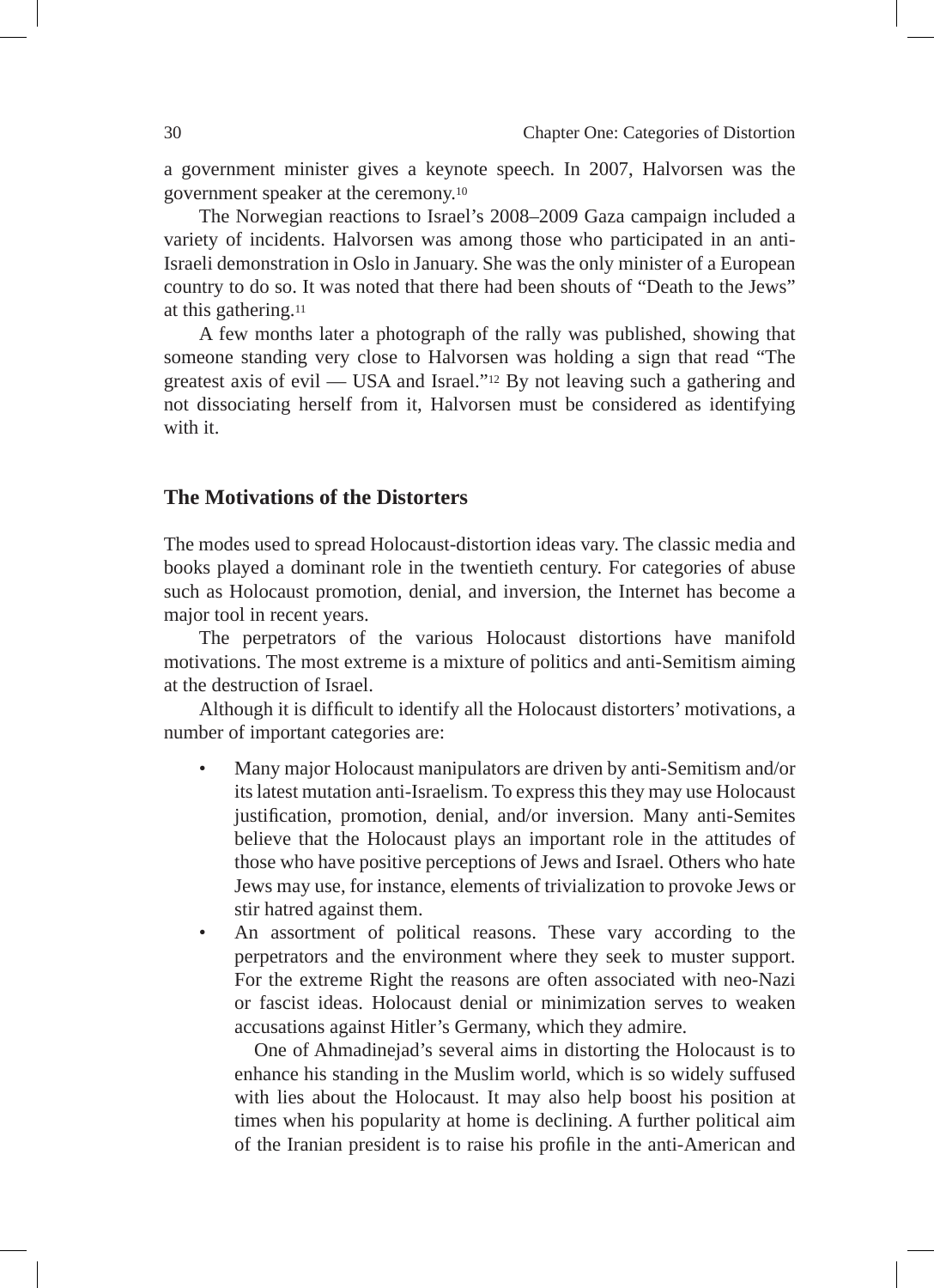a government minister gives a keynote speech. In 2007, Halvorsen was the government speaker at the ceremony.[10]

The Norwegian reactions to Israel's 2008–2009 Gaza campaign included a variety of incidents. Halvorsen was among those who participated in an anti-Israeli demonstration in Oslo in January. She was the only minister of a European country to do so. It was noted that there had been shouts of "Death to the Jews" at this gathering.[11]

A few months later a photograph of the rally was published, showing that someone standing very close to Halvorsen was holding a sign that read "The greatest axis of evil — USA and Israel."[12] By not leaving such a gathering and not dissociating herself from it, Halvorsen must be considered as identifying with it.

## The Motivations of the Distorters

The modes used to spread Holocaust-distortion ideas vary. The classic media and books played a dominant role in the twentieth century. For categories of abuse such as Holocaust promotion, denial, and inversion, the Internet has become a major tool in recent years.

The perpetrators of the various Holocaust distortions have manifold motivations. The most extreme is a mixture of politics and anti-Semitism aiming at the destruction of Israel.

Although it is difficult to identify all the Holocaust distorters' motivations, a number of important categories are:

- Many major Holocaust manipulators are driven by anti-Semitism and/or its latest mutation anti-Israelism. To express this they may use Holocaust justification, promotion, denial, and/or inversion. Many anti-Semites believe that the Holocaust plays an important role in the attitudes of those who have positive perceptions of Jews and Israel. Others who hate Jews may use, for instance, elements of trivialization to provoke Jews or stir hatred against them.
- An assortment of political reasons. These vary according to the perpetrators and the environment where they seek to muster support. For the extreme Right the reasons are often associated with neo-Nazi or fascist ideas. Holocaust denial or minimization serves to weaken accusations against Hitler's Germany, which they admire.

  One of Ahmadinejad's several aims in distorting the Holocaust is to enhance his standing in the Muslim world, which is so widely suffused with lies about the Holocaust. It may also help boost his position at times when his popularity at home is declining. A further political aim of the Iranian president is to raise his profile in the anti-American and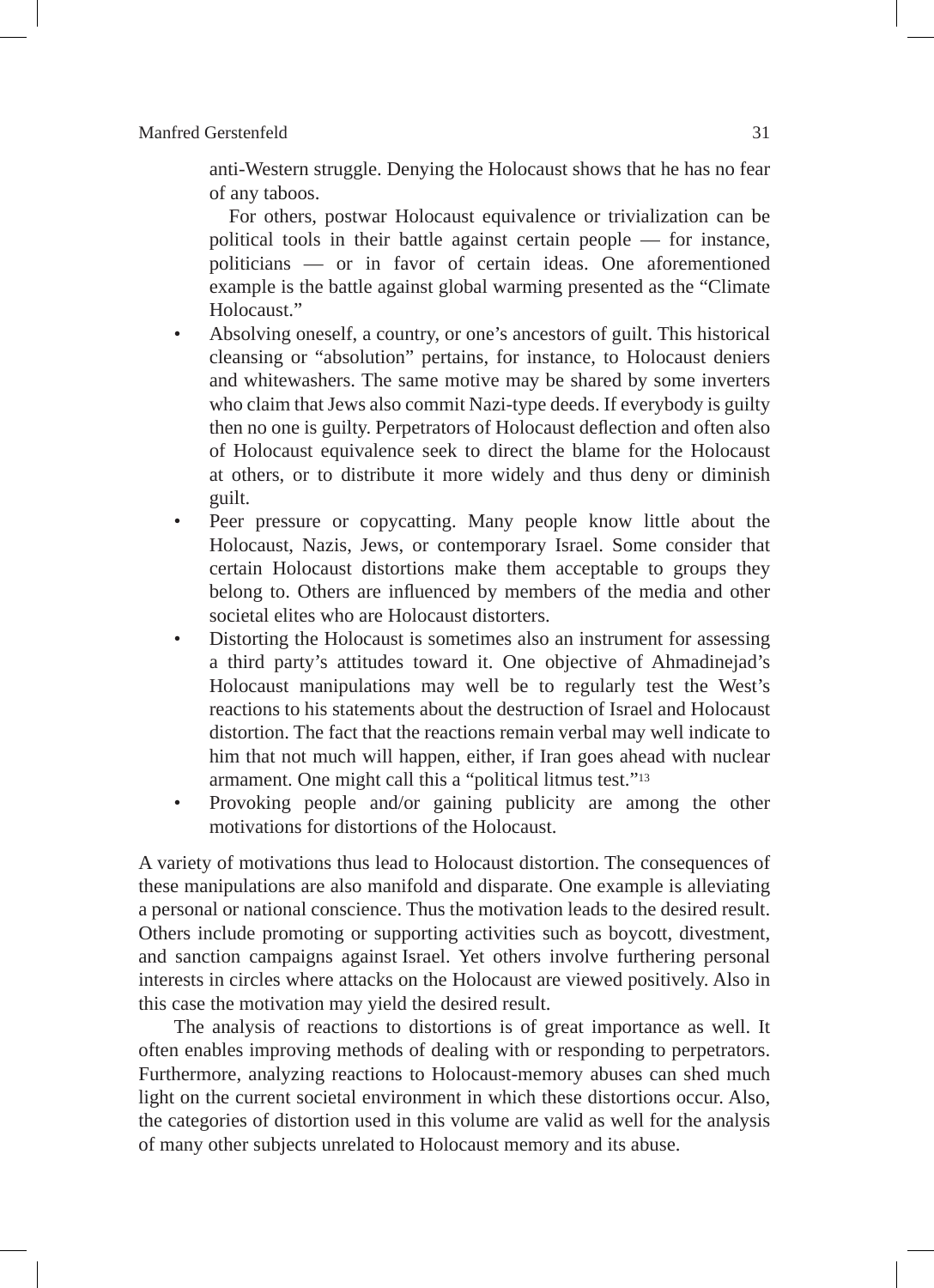anti-Western struggle. Denying the Holocaust shows that he has no fear of any taboos.

For others, postwar Holocaust equivalence or trivialization can be political tools in their battle against certain people — for instance, politicians — or in favor of certain ideas. One aforementioned example is the battle against global warming presented as the "Climate Holocaust."

- Absolving oneself, a country, or one's ancestors of guilt. This historical cleansing or "absolution" pertains, for instance, to Holocaust deniers and whitewashers. The same motive may be shared by some inverters who claim that Jews also commit Nazi-type deeds. If everybody is guilty then no one is guilty. Perpetrators of Holocaust deflection and often also of Holocaust equivalence seek to direct the blame for the Holocaust at others, or to distribute it more widely and thus deny or diminish guilt.
- Peer pressure or copycatting. Many people know little about the Holocaust, Nazis, Jews, or contemporary Israel. Some consider that certain Holocaust distortions make them acceptable to groups they belong to. Others are influenced by members of the media and other societal elites who are Holocaust distorters.
- Distorting the Holocaust is sometimes also an instrument for assessing a third party's attitudes toward it. One objective of Ahmadinejad's Holocaust manipulations may well be to regularly test the West's reactions to his statements about the destruction of Israel and Holocaust distortion. The fact that the reactions remain verbal may well indicate to him that not much will happen, either, if Iran goes ahead with nuclear armament. One might call this a "political litmus test."[13]
- Provoking people and/or gaining publicity are among the other motivations for distortions of the Holocaust.

A variety of motivations thus lead to Holocaust distortion. The consequences of these manipulations are also manifold and disparate. One example is alleviating a personal or national conscience. Thus the motivation leads to the desired result. Others include promoting or supporting activities such as boycott, divestment, and sanction campaigns against Israel. Yet others involve furthering personal interests in circles where attacks on the Holocaust are viewed positively. Also in this case the motivation may yield the desired result.

The analysis of reactions to distortions is of great importance as well. It often enables improving methods of dealing with or responding to perpetrators. Furthermore, analyzing reactions to Holocaust-memory abuses can shed much light on the current societal environment in which these distortions occur. Also, the categories of distortion used in this volume are valid as well for the analysis of many other subjects unrelated to Holocaust memory and its abuse.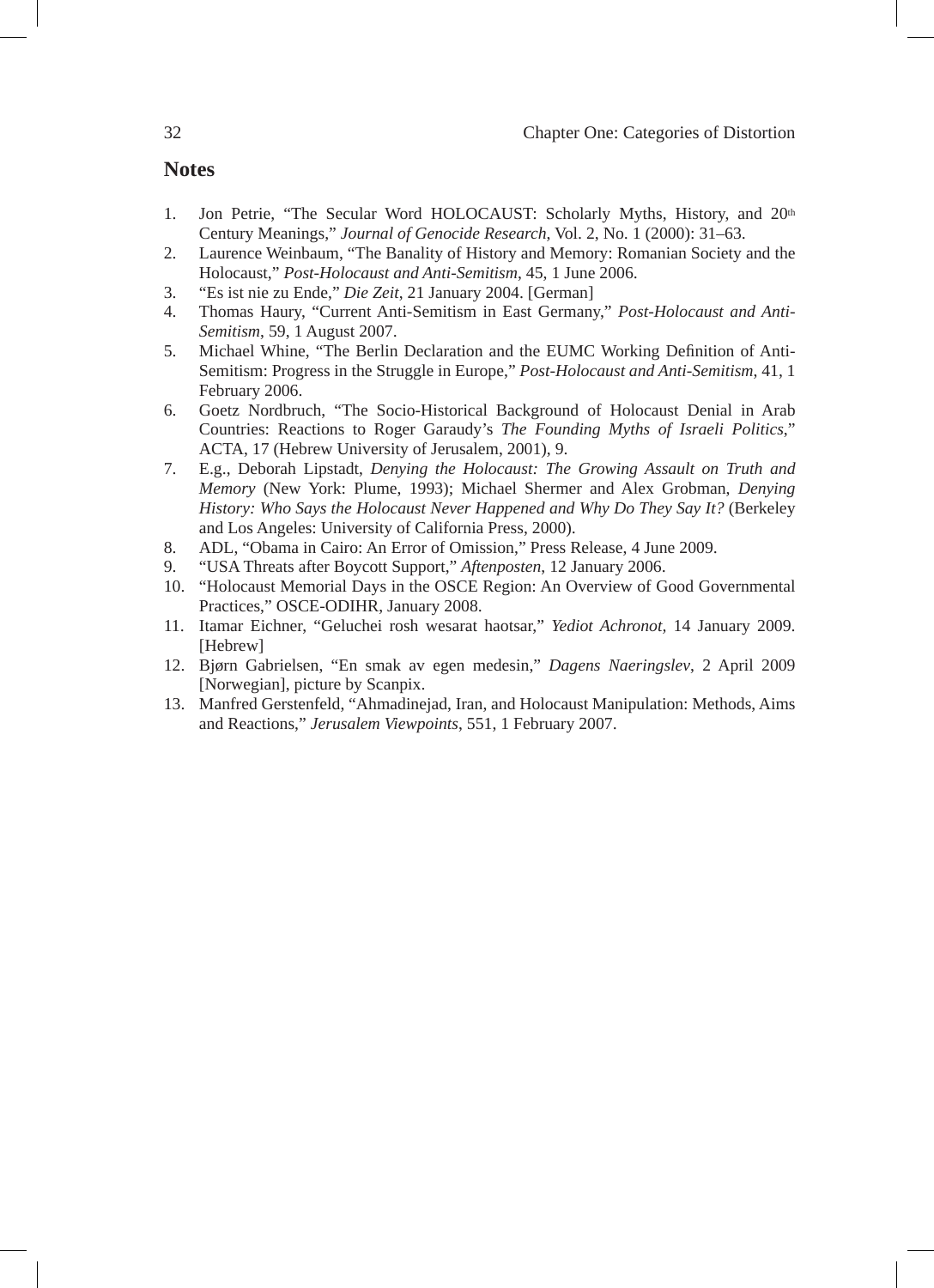## Notes

1. Jon Petrie, "The Secular Word HOLOCAUST: Scholarly Myths, History, and 20th Century Meanings," *Journal of Genocide Research*, Vol. 2, No. 1 (2000): 31–63.
2. Laurence Weinbaum, "The Banality of History and Memory: Romanian Society and the Holocaust," *Post-Holocaust and Anti-Semitism*, 45, 1 June 2006.
3. "Es ist nie zu Ende," *Die Zeit*, 21 January 2004. [German]
4. Thomas Haury, "Current Anti-Semitism in East Germany," *Post-Holocaust and Anti-Semitism*, 59, 1 August 2007.
5. Michael Whine, "The Berlin Declaration and the EUMC Working Definition of Anti-Semitism: Progress in the Struggle in Europe," *Post-Holocaust and Anti-Semitism*, 41, 1 February 2006.
6. Goetz Nordbruch, "The Socio-Historical Background of Holocaust Denial in Arab Countries: Reactions to Roger Garaudy's *The Founding Myths of Israeli Politics*," ACTA, 17 (Hebrew University of Jerusalem, 2001), 9.
7. E.g., Deborah Lipstadt, *Denying the Holocaust: The Growing Assault on Truth and Memory* (New York: Plume, 1993); Michael Shermer and Alex Grobman, *Denying History: Who Says the Holocaust Never Happened and Why Do They Say It?* (Berkeley and Los Angeles: University of California Press, 2000).
8. ADL, "Obama in Cairo: An Error of Omission," Press Release, 4 June 2009.
9. "USA Threats after Boycott Support," *Aftenposten*, 12 January 2006.
10. "Holocaust Memorial Days in the OSCE Region: An Overview of Good Governmental Practices," OSCE-ODIHR, January 2008.
11. Itamar Eichner, "Geluchei rosh wesarat haotsar," *Yediot Achronot,* 14 January 2009. [Hebrew]
12. Bjørn Gabrielsen, "En smak av egen medesin," *Dagens Naeringslev*, 2 April 2009 [Norwegian], picture by Scanpix.
13. Manfred Gerstenfeld, "Ahmadinejad, Iran, and Holocaust Manipulation: Methods, Aims and Reactions," *Jerusalem Viewpoints*, 551, 1 February 2007.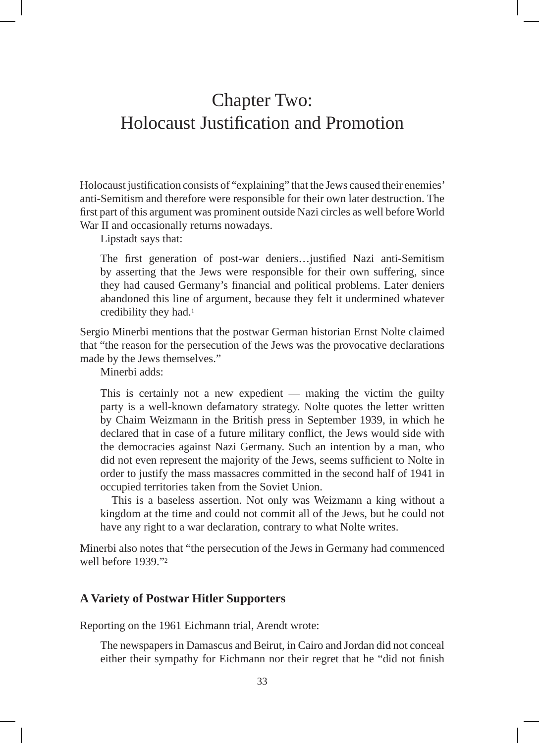# Chapter Two: Holocaust Justification and Promotion

Holocaust justification consists of "explaining" that the Jews caused their enemies' anti-Semitism and therefore were responsible for their own later destruction. The first part of this argument was prominent outside Nazi circles as well before World War II and occasionally returns nowadays.

Lipstadt says that:

> The first generation of post-war deniers…justified Nazi anti-Semitism by asserting that the Jews were responsible for their own suffering, since they had caused Germany's financial and political problems. Later deniers abandoned this line of argument, because they felt it undermined whatever credibility they had.[1]

Sergio Minerbi mentions that the postwar German historian Ernst Nolte claimed that "the reason for the persecution of the Jews was the provocative declarations made by the Jews themselves."

Minerbi adds:

> This is certainly not a new expedient — making the victim the guilty party is a well-known defamatory strategy. Nolte quotes the letter written by Chaim Weizmann in the British press in September 1939, in which he declared that in case of a future military conflict, the Jews would side with the democracies against Nazi Germany. Such an intention by a man, who did not even represent the majority of the Jews, seems sufficient to Nolte in order to justify the mass massacres committed in the second half of 1941 in occupied territories taken from the Soviet Union.
>
> This is a baseless assertion. Not only was Weizmann a king without a kingdom at the time and could not commit all of the Jews, but he could not have any right to a war declaration, contrary to what Nolte writes.

Minerbi also notes that "the persecution of the Jews in Germany had commenced well before 1939."[2]

### A Variety of Postwar Hitler Supporters

Reporting on the 1961 Eichmann trial, Arendt wrote:

> The newspapers in Damascus and Beirut, in Cairo and Jordan did not conceal either their sympathy for Eichmann nor their regret that he "did not finish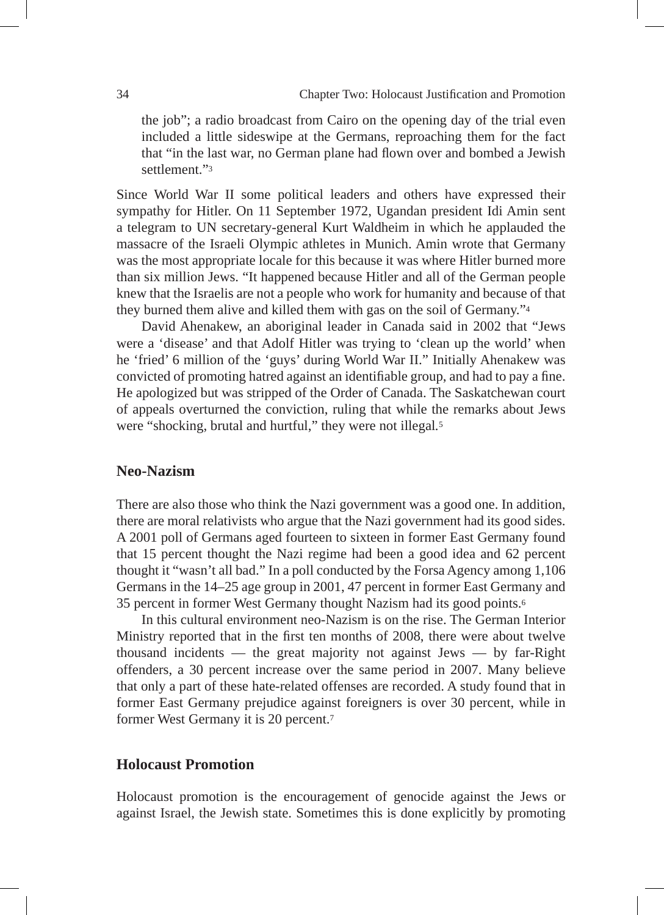the job"; a radio broadcast from Cairo on the opening day of the trial even included a little sideswipe at the Germans, reproaching them for the fact that "in the last war, no German plane had flown over and bombed a Jewish settlement."[3]

Since World War II some political leaders and others have expressed their sympathy for Hitler. On 11 September 1972, Ugandan president Idi Amin sent a telegram to UN secretary-general Kurt Waldheim in which he applauded the massacre of the Israeli Olympic athletes in Munich. Amin wrote that Germany was the most appropriate locale for this because it was where Hitler burned more than six million Jews. "It happened because Hitler and all of the German people knew that the Israelis are not a people who work for humanity and because of that they burned them alive and killed them with gas on the soil of Germany."[4]

David Ahenakew, an aboriginal leader in Canada said in 2002 that "Jews were a 'disease' and that Adolf Hitler was trying to 'clean up the world' when he 'fried' 6 million of the 'guys' during World War II." Initially Ahenakew was convicted of promoting hatred against an identifiable group, and had to pay a fine. He apologized but was stripped of the Order of Canada. The Saskatchewan court of appeals overturned the conviction, ruling that while the remarks about Jews were "shocking, brutal and hurtful," they were not illegal.[5]

## Neo-Nazism

There are also those who think the Nazi government was a good one. In addition, there are moral relativists who argue that the Nazi government had its good sides. A 2001 poll of Germans aged fourteen to sixteen in former East Germany found that 15 percent thought the Nazi regime had been a good idea and 62 percent thought it "wasn't all bad." In a poll conducted by the Forsa Agency among 1,106 Germans in the 14–25 age group in 2001, 47 percent in former East Germany and 35 percent in former West Germany thought Nazism had its good points.[6]

In this cultural environment neo-Nazism is on the rise. The German Interior Ministry reported that in the first ten months of 2008, there were about twelve thousand incidents — the great majority not against Jews — by far-Right offenders, a 30 percent increase over the same period in 2007. Many believe that only a part of these hate-related offenses are recorded. A study found that in former East Germany prejudice against foreigners is over 30 percent, while in former West Germany it is 20 percent.[7]

## Holocaust Promotion

Holocaust promotion is the encouragement of genocide against the Jews or against Israel, the Jewish state. Sometimes this is done explicitly by promoting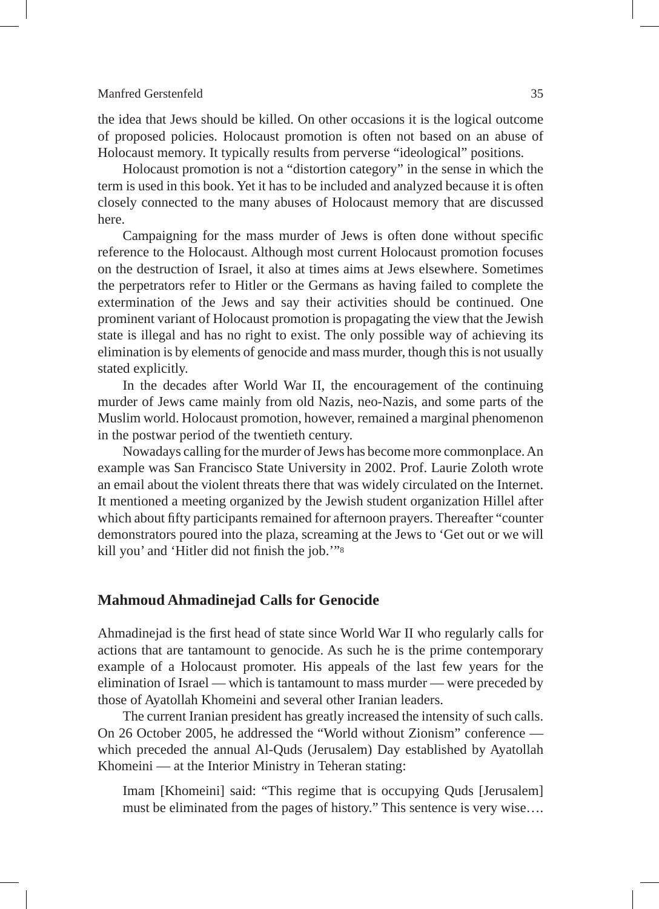the idea that Jews should be killed. On other occasions it is the logical outcome of proposed policies. Holocaust promotion is often not based on an abuse of Holocaust memory. It typically results from perverse "ideological" positions.

Holocaust promotion is not a "distortion category" in the sense in which the term is used in this book. Yet it has to be included and analyzed because it is often closely connected to the many abuses of Holocaust memory that are discussed here.

Campaigning for the mass murder of Jews is often done without specific reference to the Holocaust. Although most current Holocaust promotion focuses on the destruction of Israel, it also at times aims at Jews elsewhere. Sometimes the perpetrators refer to Hitler or the Germans as having failed to complete the extermination of the Jews and say their activities should be continued. One prominent variant of Holocaust promotion is propagating the view that the Jewish state is illegal and has no right to exist. The only possible way of achieving its elimination is by elements of genocide and mass murder, though this is not usually stated explicitly.

In the decades after World War II, the encouragement of the continuing murder of Jews came mainly from old Nazis, neo-Nazis, and some parts of the Muslim world. Holocaust promotion, however, remained a marginal phenomenon in the postwar period of the twentieth century.

Nowadays calling for the murder of Jews has become more commonplace. An example was San Francisco State University in 2002. Prof. Laurie Zoloth wrote an email about the violent threats there that was widely circulated on the Internet. It mentioned a meeting organized by the Jewish student organization Hillel after which about fifty participants remained for afternoon prayers. Thereafter "counter demonstrators poured into the plaza, screaming at the Jews to 'Get out or we will kill you' and 'Hitler did not finish the job.'"[8]

## Mahmoud Ahmadinejad Calls for Genocide

Ahmadinejad is the first head of state since World War II who regularly calls for actions that are tantamount to genocide. As such he is the prime contemporary example of a Holocaust promoter. His appeals of the last few years for the elimination of Israel — which is tantamount to mass murder — were preceded by those of Ayatollah Khomeini and several other Iranian leaders.

The current Iranian president has greatly increased the intensity of such calls. On 26 October 2005, he addressed the "World without Zionism" conference — which preceded the annual Al-Quds (Jerusalem) Day established by Ayatollah Khomeini — at the Interior Ministry in Teheran stating:

> Imam [Khomeini] said: "This regime that is occupying Quds [Jerusalem] must be eliminated from the pages of history." This sentence is very wise….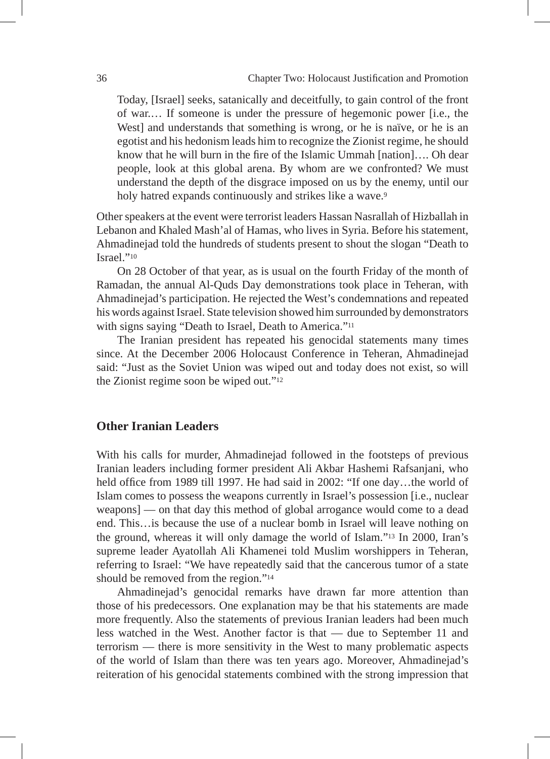> Today, [Israel] seeks, satanically and deceitfully, to gain control of the front of war.… If someone is under the pressure of hegemonic power [i.e., the West] and understands that something is wrong, or he is naïve, or he is an egotist and his hedonism leads him to recognize the Zionist regime, he should know that he will burn in the fire of the Islamic Ummah [nation]…. Oh dear people, look at this global arena. By whom are we confronted? We must understand the depth of the disgrace imposed on us by the enemy, until our holy hatred expands continuously and strikes like a wave.[9]

Other speakers at the event were terrorist leaders Hassan Nasrallah of Hizballah in Lebanon and Khaled Mash'al of Hamas, who lives in Syria. Before his statement, Ahmadinejad told the hundreds of students present to shout the slogan "Death to Israel."[10]

On 28 October of that year, as is usual on the fourth Friday of the month of Ramadan, the annual Al-Quds Day demonstrations took place in Teheran, with Ahmadinejad's participation. He rejected the West's condemnations and repeated his words against Israel. State television showed him surrounded by demonstrators with signs saying "Death to Israel, Death to America."[11]

The Iranian president has repeated his genocidal statements many times since. At the December 2006 Holocaust Conference in Teheran, Ahmadinejad said: "Just as the Soviet Union was wiped out and today does not exist, so will the Zionist regime soon be wiped out."[12]

## Other Iranian Leaders

With his calls for murder, Ahmadinejad followed in the footsteps of previous Iranian leaders including former president Ali Akbar Hashemi Rafsanjani, who held office from 1989 till 1997. He had said in 2002: "If one day…the world of Islam comes to possess the weapons currently in Israel's possession [i.e., nuclear weapons] — on that day this method of global arrogance would come to a dead end. This…is because the use of a nuclear bomb in Israel will leave nothing on the ground, whereas it will only damage the world of Islam."[13] In 2000, Iran's supreme leader Ayatollah Ali Khamenei told Muslim worshippers in Teheran, referring to Israel: "We have repeatedly said that the cancerous tumor of a state should be removed from the region."[14]

Ahmadinejad's genocidal remarks have drawn far more attention than those of his predecessors. One explanation may be that his statements are made more frequently. Also the statements of previous Iranian leaders had been much less watched in the West. Another factor is that — due to September 11 and terrorism — there is more sensitivity in the West to many problematic aspects of the world of Islam than there was ten years ago. Moreover, Ahmadinejad's reiteration of his genocidal statements combined with the strong impression that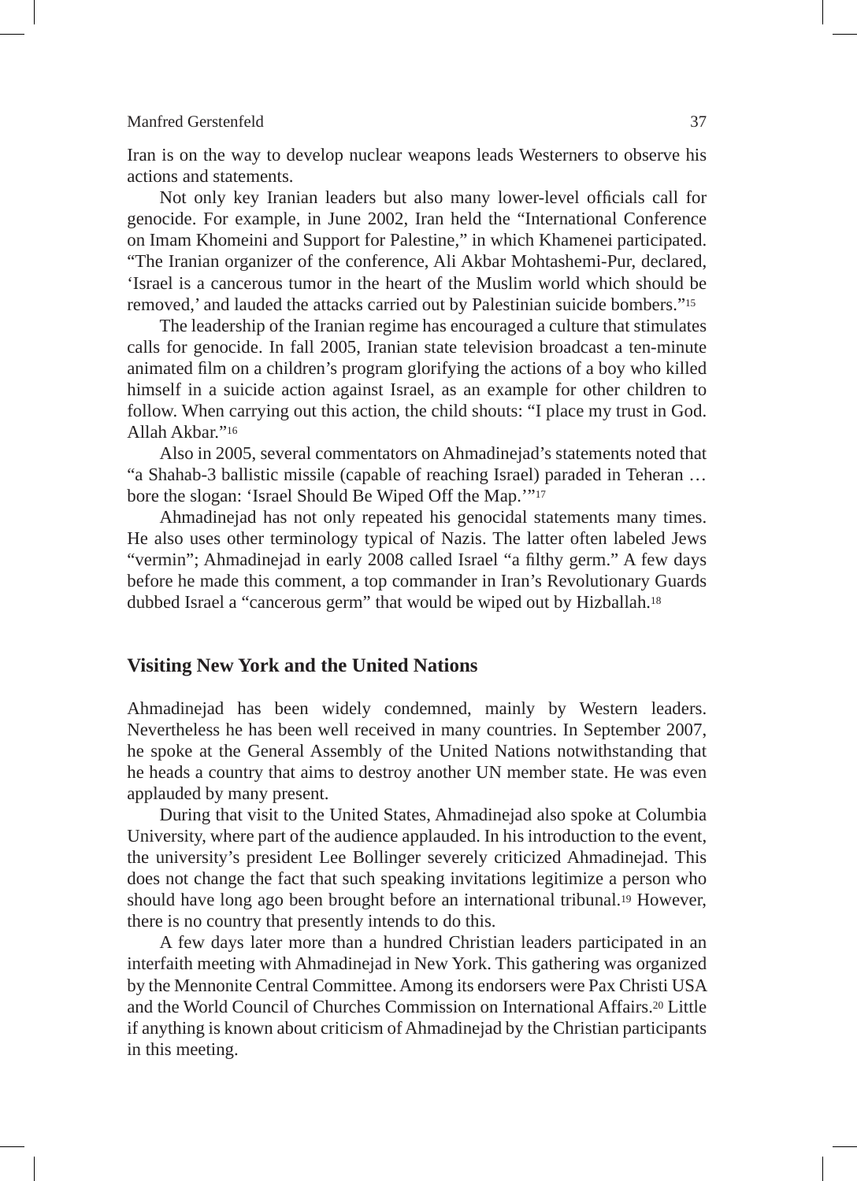Iran is on the way to develop nuclear weapons leads Westerners to observe his actions and statements.

Not only key Iranian leaders but also many lower-level officials call for genocide. For example, in June 2002, Iran held the "International Conference on Imam Khomeini and Support for Palestine," in which Khamenei participated. "The Iranian organizer of the conference, Ali Akbar Mohtashemi-Pur, declared, 'Israel is a cancerous tumor in the heart of the Muslim world which should be removed,' and lauded the attacks carried out by Palestinian suicide bombers."[15]

The leadership of the Iranian regime has encouraged a culture that stimulates calls for genocide. In fall 2005, Iranian state television broadcast a ten-minute animated film on a children's program glorifying the actions of a boy who killed himself in a suicide action against Israel, as an example for other children to follow. When carrying out this action, the child shouts: "I place my trust in God. Allah Akbar."[16]

Also in 2005, several commentators on Ahmadinejad's statements noted that "a Shahab-3 ballistic missile (capable of reaching Israel) paraded in Teheran … bore the slogan: 'Israel Should Be Wiped Off the Map.'"[17]

Ahmadinejad has not only repeated his genocidal statements many times. He also uses other terminology typical of Nazis. The latter often labeled Jews "vermin"; Ahmadinejad in early 2008 called Israel "a filthy germ." A few days before he made this comment, a top commander in Iran's Revolutionary Guards dubbed Israel a "cancerous germ" that would be wiped out by Hizballah.[18]

## Visiting New York and the United Nations

Ahmadinejad has been widely condemned, mainly by Western leaders. Nevertheless he has been well received in many countries. In September 2007, he spoke at the General Assembly of the United Nations notwithstanding that he heads a country that aims to destroy another UN member state. He was even applauded by many present.

During that visit to the United States, Ahmadinejad also spoke at Columbia University, where part of the audience applauded. In his introduction to the event, the university's president Lee Bollinger severely criticized Ahmadinejad. This does not change the fact that such speaking invitations legitimize a person who should have long ago been brought before an international tribunal.[19] However, there is no country that presently intends to do this.

A few days later more than a hundred Christian leaders participated in an interfaith meeting with Ahmadinejad in New York. This gathering was organized by the Mennonite Central Committee. Among its endorsers were Pax Christi USA and the World Council of Churches Commission on International Affairs.[20] Little if anything is known about criticism of Ahmadinejad by the Christian participants in this meeting.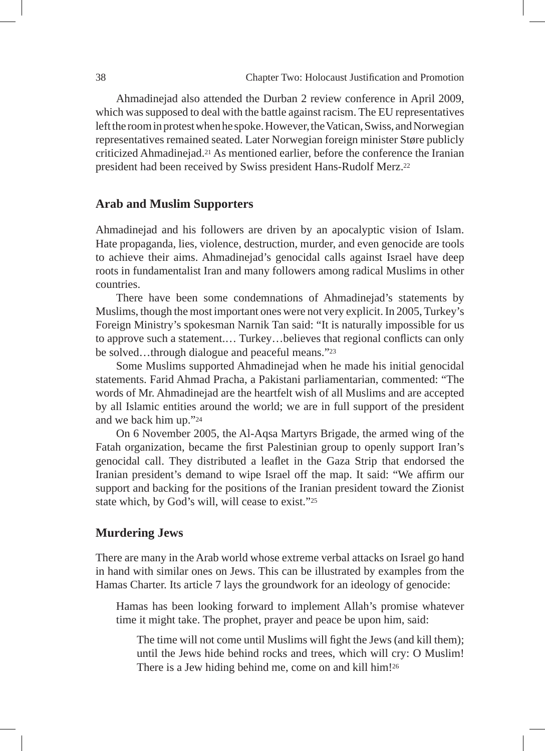Ahmadinejad also attended the Durban 2 review conference in April 2009, which was supposed to deal with the battle against racism. The EU representatives left the room in protest when he spoke. However, the Vatican, Swiss, and Norwegian representatives remained seated. Later Norwegian foreign minister Støre publicly criticized Ahmadinejad.[21] As mentioned earlier, before the conference the Iranian president had been received by Swiss president Hans-Rudolf Merz.[22]

## Arab and Muslim Supporters

Ahmadinejad and his followers are driven by an apocalyptic vision of Islam. Hate propaganda, lies, violence, destruction, murder, and even genocide are tools to achieve their aims. Ahmadinejad's genocidal calls against Israel have deep roots in fundamentalist Iran and many followers among radical Muslims in other countries.

There have been some condemnations of Ahmadinejad's statements by Muslims, though the most important ones were not very explicit. In 2005, Turkey's Foreign Ministry's spokesman Narnik Tan said: "It is naturally impossible for us to approve such a statement.… Turkey…believes that regional conflicts can only be solved…through dialogue and peaceful means."[23]

Some Muslims supported Ahmadinejad when he made his initial genocidal statements. Farid Ahmad Pracha, a Pakistani parliamentarian, commented: "The words of Mr. Ahmadinejad are the heartfelt wish of all Muslims and are accepted by all Islamic entities around the world; we are in full support of the president and we back him up."[24]

On 6 November 2005, the Al-Aqsa Martyrs Brigade, the armed wing of the Fatah organization, became the first Palestinian group to openly support Iran's genocidal call. They distributed a leaflet in the Gaza Strip that endorsed the Iranian president's demand to wipe Israel off the map. It said: "We affirm our support and backing for the positions of the Iranian president toward the Zionist state which, by God's will, will cease to exist."[25]

## Murdering Jews

There are many in the Arab world whose extreme verbal attacks on Israel go hand in hand with similar ones on Jews. This can be illustrated by examples from the Hamas Charter. Its article 7 lays the groundwork for an ideology of genocide:

> Hamas has been looking forward to implement Allah's promise whatever time it might take. The prophet, prayer and peace be upon him, said:
>
> > The time will not come until Muslims will fight the Jews (and kill them); until the Jews hide behind rocks and trees, which will cry: O Muslim! There is a Jew hiding behind me, come on and kill him![26]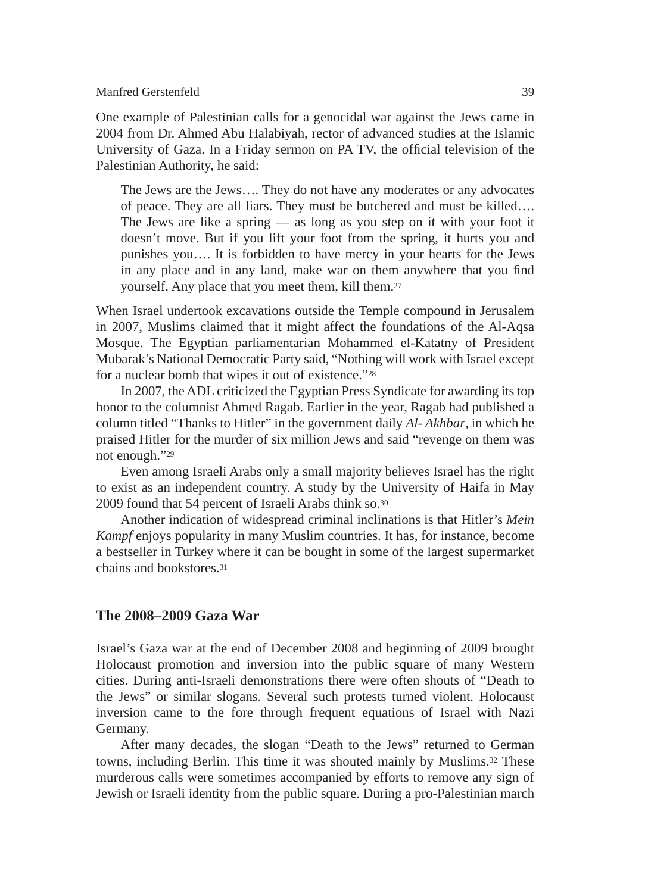One example of Palestinian calls for a genocidal war against the Jews came in 2004 from Dr. Ahmed Abu Halabiyah, rector of advanced studies at the Islamic University of Gaza. In a Friday sermon on PA TV, the official television of the Palestinian Authority, he said:

> The Jews are the Jews…. They do not have any moderates or any advocates of peace. They are all liars. They must be butchered and must be killed…. The Jews are like a spring — as long as you step on it with your foot it doesn't move. But if you lift your foot from the spring, it hurts you and punishes you…. It is forbidden to have mercy in your hearts for the Jews in any place and in any land, make war on them anywhere that you find yourself. Any place that you meet them, kill them.[27]

When Israel undertook excavations outside the Temple compound in Jerusalem in 2007, Muslims claimed that it might affect the foundations of the Al-Aqsa Mosque. The Egyptian parliamentarian Mohammed el-Katatny of President Mubarak's National Democratic Party said, "Nothing will work with Israel except for a nuclear bomb that wipes it out of existence."[28]

In 2007, the ADL criticized the Egyptian Press Syndicate for awarding its top honor to the columnist Ahmed Ragab. Earlier in the year, Ragab had published a column titled "Thanks to Hitler" in the government daily *Al- Akhbar*, in which he praised Hitler for the murder of six million Jews and said "revenge on them was not enough."[29]

Even among Israeli Arabs only a small majority believes Israel has the right to exist as an independent country. A study by the University of Haifa in May 2009 found that 54 percent of Israeli Arabs think so.[30]

Another indication of widespread criminal inclinations is that Hitler's *Mein Kampf* enjoys popularity in many Muslim countries. It has, for instance, become a bestseller in Turkey where it can be bought in some of the largest supermarket chains and bookstores.[31]

## The 2008–2009 Gaza War

Israel's Gaza war at the end of December 2008 and beginning of 2009 brought Holocaust promotion and inversion into the public square of many Western cities. During anti-Israeli demonstrations there were often shouts of "Death to the Jews" or similar slogans. Several such protests turned violent. Holocaust inversion came to the fore through frequent equations of Israel with Nazi Germany.

After many decades, the slogan "Death to the Jews" returned to German towns, including Berlin. This time it was shouted mainly by Muslims.[32] These murderous calls were sometimes accompanied by efforts to remove any sign of Jewish or Israeli identity from the public square. During a pro-Palestinian march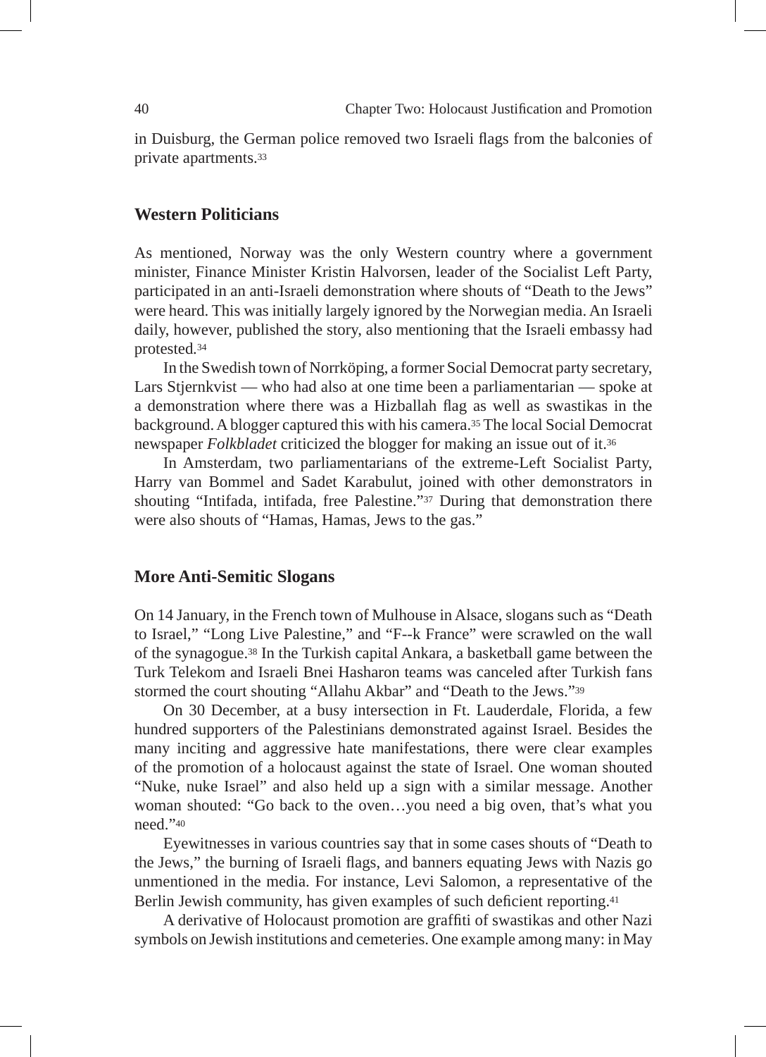in Duisburg, the German police removed two Israeli flags from the balconies of private apartments.[33]

## Western Politicians

As mentioned, Norway was the only Western country where a government minister, Finance Minister Kristin Halvorsen, leader of the Socialist Left Party, participated in an anti-Israeli demonstration where shouts of "Death to the Jews" were heard. This was initially largely ignored by the Norwegian media. An Israeli daily, however, published the story, also mentioning that the Israeli embassy had protested.[34]

In the Swedish town of Norrköping, a former Social Democrat party secretary, Lars Stjernkvist — who had also at one time been a parliamentarian — spoke at a demonstration where there was a Hizballah flag as well as swastikas in the background. A blogger captured this with his camera.[35] The local Social Democrat newspaper *Folkbladet* criticized the blogger for making an issue out of it.[36]

In Amsterdam, two parliamentarians of the extreme-Left Socialist Party, Harry van Bommel and Sadet Karabulut, joined with other demonstrators in shouting "Intifada, intifada, free Palestine."[37] During that demonstration there were also shouts of "Hamas, Hamas, Jews to the gas."

## More Anti-Semitic Slogans

On 14 January, in the French town of Mulhouse in Alsace, slogans such as "Death to Israel," "Long Live Palestine," and "F--k France" were scrawled on the wall of the synagogue.[38] In the Turkish capital Ankara, a basketball game between the Turk Telekom and Israeli Bnei Hasharon teams was canceled after Turkish fans stormed the court shouting "Allahu Akbar" and "Death to the Jews."[39]

On 30 December, at a busy intersection in Ft. Lauderdale, Florida, a few hundred supporters of the Palestinians demonstrated against Israel. Besides the many inciting and aggressive hate manifestations, there were clear examples of the promotion of a holocaust against the state of Israel. One woman shouted "Nuke, nuke Israel" and also held up a sign with a similar message. Another woman shouted: "Go back to the oven…you need a big oven, that's what you need."[40]

Eyewitnesses in various countries say that in some cases shouts of "Death to the Jews," the burning of Israeli flags, and banners equating Jews with Nazis go unmentioned in the media. For instance, Levi Salomon, a representative of the Berlin Jewish community, has given examples of such deficient reporting.[41]

A derivative of Holocaust promotion are graffiti of swastikas and other Nazi symbols on Jewish institutions and cemeteries. One example among many: in May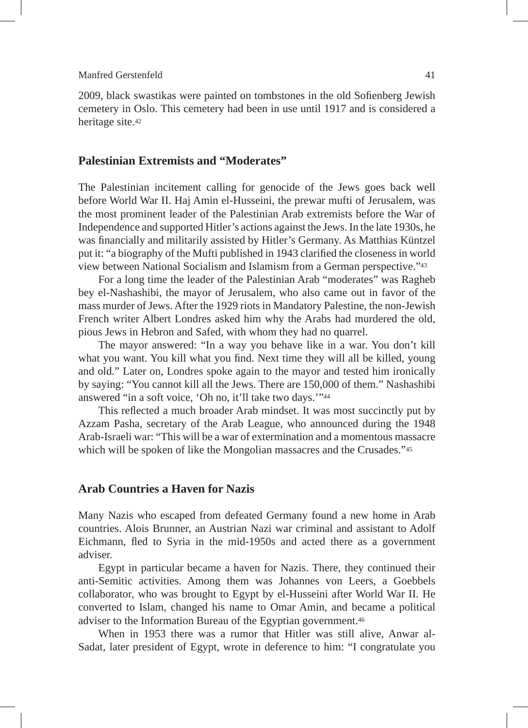2009, black swastikas were painted on tombstones in the old Sofienberg Jewish cemetery in Oslo. This cemetery had been in use until 1917 and is considered a heritage site.[42]

## Palestinian Extremists and "Moderates"

The Palestinian incitement calling for genocide of the Jews goes back well before World War II. Haj Amin el-Husseini, the prewar mufti of Jerusalem, was the most prominent leader of the Palestinian Arab extremists before the War of Independence and supported Hitler's actions against the Jews. In the late 1930s, he was financially and militarily assisted by Hitler's Germany. As Matthias Küntzel put it: "a biography of the Mufti published in 1943 clarified the closeness in world view between National Socialism and Islamism from a German perspective."[43]

For a long time the leader of the Palestinian Arab "moderates" was Ragheb bey el-Nashashibi, the mayor of Jerusalem, who also came out in favor of the mass murder of Jews. After the 1929 riots in Mandatory Palestine, the non-Jewish French writer Albert Londres asked him why the Arabs had murdered the old, pious Jews in Hebron and Safed, with whom they had no quarrel.

The mayor answered: "In a way you behave like in a war. You don't kill what you want. You kill what you find. Next time they will all be killed, young and old." Later on, Londres spoke again to the mayor and tested him ironically by saying: "You cannot kill all the Jews. There are 150,000 of them." Nashashibi answered "in a soft voice, 'Oh no, it'll take two days.'"[44]

This reflected a much broader Arab mindset. It was most succinctly put by Azzam Pasha, secretary of the Arab League, who announced during the 1948 Arab-Israeli war: "This will be a war of extermination and a momentous massacre which will be spoken of like the Mongolian massacres and the Crusades."[45]

## Arab Countries a Haven for Nazis

Many Nazis who escaped from defeated Germany found a new home in Arab countries. Alois Brunner, an Austrian Nazi war criminal and assistant to Adolf Eichmann, fled to Syria in the mid-1950s and acted there as a government adviser.

Egypt in particular became a haven for Nazis. There, they continued their anti-Semitic activities. Among them was Johannes von Leers, a Goebbels collaborator, who was brought to Egypt by el-Husseini after World War II. He converted to Islam, changed his name to Omar Amin, and became a political adviser to the Information Bureau of the Egyptian government.[46]

When in 1953 there was a rumor that Hitler was still alive, Anwar al-Sadat, later president of Egypt, wrote in deference to him: "I congratulate you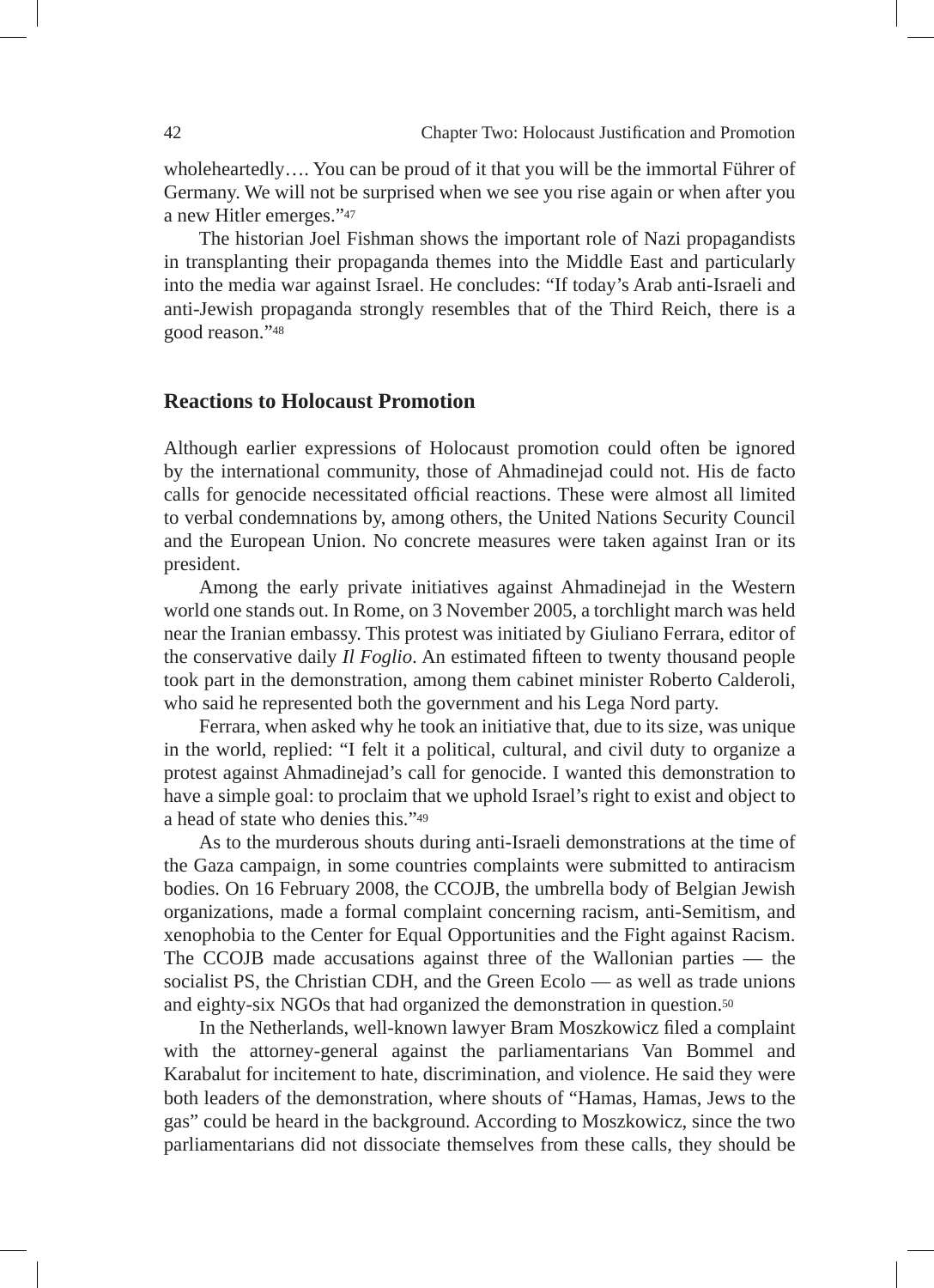wholeheartedly…. You can be proud of it that you will be the immortal Führer of Germany. We will not be surprised when we see you rise again or when after you a new Hitler emerges."[47]

The historian Joel Fishman shows the important role of Nazi propagandists in transplanting their propaganda themes into the Middle East and particularly into the media war against Israel. He concludes: "If today's Arab anti-Israeli and anti-Jewish propaganda strongly resembles that of the Third Reich, there is a good reason."[48]

## Reactions to Holocaust Promotion

Although earlier expressions of Holocaust promotion could often be ignored by the international community, those of Ahmadinejad could not. His de facto calls for genocide necessitated official reactions. These were almost all limited to verbal condemnations by, among others, the United Nations Security Council and the European Union. No concrete measures were taken against Iran or its president.

Among the early private initiatives against Ahmadinejad in the Western world one stands out. In Rome, on 3 November 2005, a torchlight march was held near the Iranian embassy. This protest was initiated by Giuliano Ferrara, editor of the conservative daily *Il Foglio*. An estimated fifteen to twenty thousand people took part in the demonstration, among them cabinet minister Roberto Calderoli, who said he represented both the government and his Lega Nord party.

Ferrara, when asked why he took an initiative that, due to its size, was unique in the world, replied: "I felt it a political, cultural, and civil duty to organize a protest against Ahmadinejad's call for genocide. I wanted this demonstration to have a simple goal: to proclaim that we uphold Israel's right to exist and object to a head of state who denies this."[49]

As to the murderous shouts during anti-Israeli demonstrations at the time of the Gaza campaign, in some countries complaints were submitted to antiracism bodies. On 16 February 2008, the CCOJB, the umbrella body of Belgian Jewish organizations, made a formal complaint concerning racism, anti-Semitism, and xenophobia to the Center for Equal Opportunities and the Fight against Racism. The CCOJB made accusations against three of the Wallonian parties — the socialist PS, the Christian CDH, and the Green Ecolo — as well as trade unions and eighty-six NGOs that had organized the demonstration in question.[50]

In the Netherlands, well-known lawyer Bram Moszkowicz filed a complaint with the attorney-general against the parliamentarians Van Bommel and Karabalut for incitement to hate, discrimination, and violence. He said they were both leaders of the demonstration, where shouts of "Hamas, Hamas, Jews to the gas" could be heard in the background. According to Moszkowicz, since the two parliamentarians did not dissociate themselves from these calls, they should be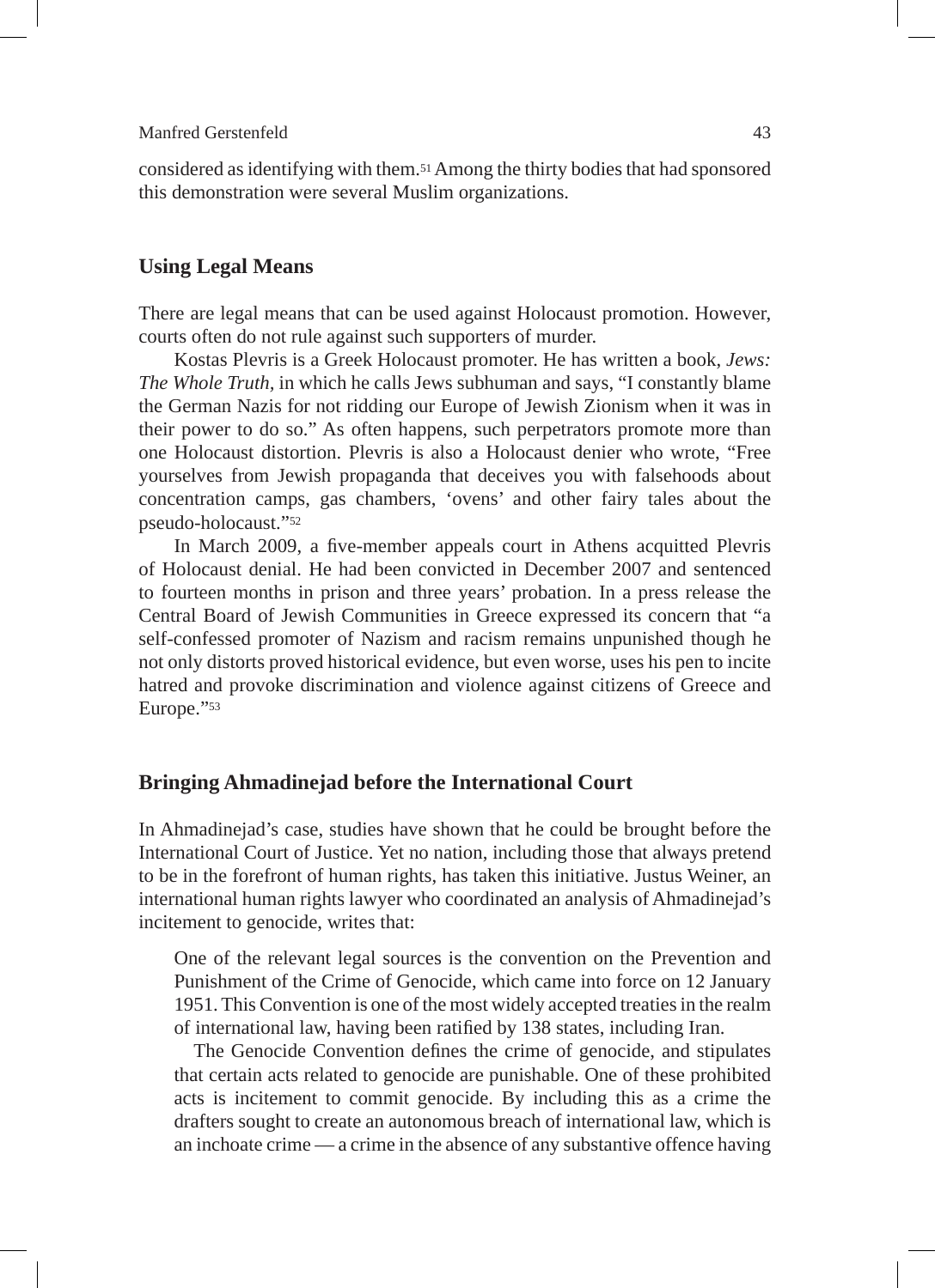considered as identifying with them.[51] Among the thirty bodies that had sponsored this demonstration were several Muslim organizations.

## Using Legal Means

There are legal means that can be used against Holocaust promotion. However, courts often do not rule against such supporters of murder.

Kostas Plevris is a Greek Holocaust promoter. He has written a book, *Jews: The Whole Truth*, in which he calls Jews subhuman and says, "I constantly blame the German Nazis for not ridding our Europe of Jewish Zionism when it was in their power to do so." As often happens, such perpetrators promote more than one Holocaust distortion. Plevris is also a Holocaust denier who wrote, "Free yourselves from Jewish propaganda that deceives you with falsehoods about concentration camps, gas chambers, 'ovens' and other fairy tales about the pseudo-holocaust."[52]

In March 2009, a five-member appeals court in Athens acquitted Plevris of Holocaust denial. He had been convicted in December 2007 and sentenced to fourteen months in prison and three years' probation. In a press release the Central Board of Jewish Communities in Greece expressed its concern that "a self-confessed promoter of Nazism and racism remains unpunished though he not only distorts proved historical evidence, but even worse, uses his pen to incite hatred and provoke discrimination and violence against citizens of Greece and Europe."[53]

## Bringing Ahmadinejad before the International Court

In Ahmadinejad's case, studies have shown that he could be brought before the International Court of Justice. Yet no nation, including those that always pretend to be in the forefront of human rights, has taken this initiative. Justus Weiner, an international human rights lawyer who coordinated an analysis of Ahmadinejad's incitement to genocide, writes that:

> One of the relevant legal sources is the convention on the Prevention and Punishment of the Crime of Genocide, which came into force on 12 January 1951. This Convention is one of the most widely accepted treaties in the realm of international law, having been ratified by 138 states, including Iran.
>
> The Genocide Convention defines the crime of genocide, and stipulates that certain acts related to genocide are punishable. One of these prohibited acts is incitement to commit genocide. By including this as a crime the drafters sought to create an autonomous breach of international law, which is an inchoate crime — a crime in the absence of any substantive offence having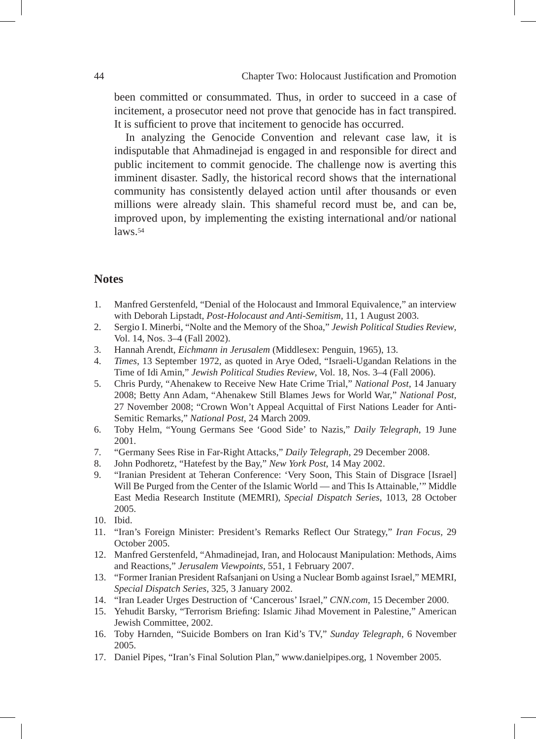been committed or consummated. Thus, in order to succeed in a case of incitement, a prosecutor need not prove that genocide has in fact transpired. It is sufficient to prove that incitement to genocide has occurred.

In analyzing the Genocide Convention and relevant case law, it is indisputable that Ahmadinejad is engaged in and responsible for direct and public incitement to commit genocide. The challenge now is averting this imminent disaster. Sadly, the historical record shows that the international community has consistently delayed action until after thousands or even millions were already slain. This shameful record must be, and can be, improved upon, by implementing the existing international and/or national laws.[54]

## Notes

1. Manfred Gerstenfeld, "Denial of the Holocaust and Immoral Equivalence," an interview with Deborah Lipstadt, *Post-Holocaust and Anti-Semitism,* 11, 1 August 2003.
2. Sergio I. Minerbi, "Nolte and the Memory of the Shoa," *Jewish Political Studies Review*, Vol. 14, Nos. 3–4 (Fall 2002).
3. Hannah Arendt, *Eichmann in Jerusalem* (Middlesex: Penguin, 1965), 13.
4. *Times*, 13 September 1972, as quoted in Arye Oded, "Israeli-Ugandan Relations in the Time of Idi Amin," *Jewish Political Studies Review*, Vol. 18, Nos. 3–4 (Fall 2006).
5. Chris Purdy, "Ahenakew to Receive New Hate Crime Trial," *National Post*, 14 January 2008; Betty Ann Adam, "Ahenakew Still Blames Jews for World War," *National Post*, 27 November 2008; "Crown Won't Appeal Acquittal of First Nations Leader for Anti-Semitic Remarks," *National Post*, 24 March 2009.
6. Toby Helm, "Young Germans See 'Good Side' to Nazis," *Daily Telegraph*, 19 June 2001.
7. "Germany Sees Rise in Far-Right Attacks," *Daily Telegraph*, 29 December 2008.
8. John Podhoretz, "Hatefest by the Bay," *New York Post*, 14 May 2002.
9. "Iranian President at Teheran Conference: 'Very Soon, This Stain of Disgrace [Israel] Will Be Purged from the Center of the Islamic World — and This Is Attainable,'" Middle East Media Research Institute (MEMRI), *Special Dispatch Series*, 1013, 28 October 2005.
10. Ibid.
11. "Iran's Foreign Minister: President's Remarks Reflect Our Strategy," *Iran Focus*, 29 October 2005.
12. Manfred Gerstenfeld, "Ahmadinejad, Iran, and Holocaust Manipulation: Methods, Aims and Reactions," *Jerusalem Viewpoints*, 551, 1 February 2007.
13. "Former Iranian President Rafsanjani on Using a Nuclear Bomb against Israel," MEMRI, *Special Dispatch Series*, 325, 3 January 2002.
14. "Iran Leader Urges Destruction of 'Cancerous' Israel," *CNN.com*, 15 December 2000.
15. Yehudit Barsky, "Terrorism Briefing: Islamic Jihad Movement in Palestine," American Jewish Committee, 2002.
16. Toby Harnden, "Suicide Bombers on Iran Kid's TV," *Sunday Telegraph*, 6 November 2005.
17. Daniel Pipes, "Iran's Final Solution Plan," www.danielpipes.org, 1 November 2005.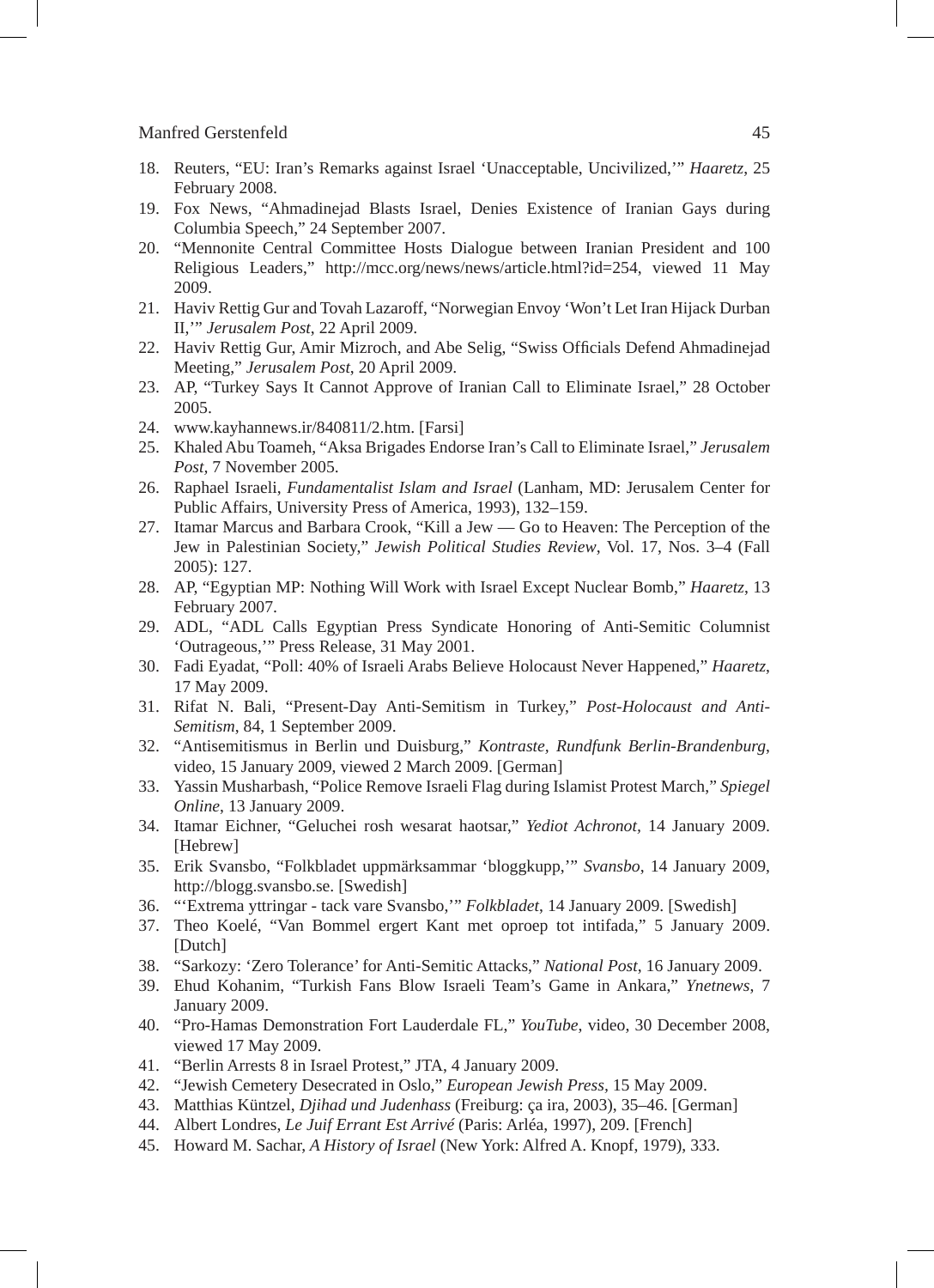18. Reuters, "EU: Iran's Remarks against Israel 'Unacceptable, Uncivilized,'" *Haaretz*, 25 February 2008.
19. Fox News, "Ahmadinejad Blasts Israel, Denies Existence of Iranian Gays during Columbia Speech," 24 September 2007.
20. "Mennonite Central Committee Hosts Dialogue between Iranian President and 100 Religious Leaders," http://mcc.org/news/news/article.html?id=254, viewed 11 May 2009.
21. Haviv Rettig Gur and Tovah Lazaroff, "Norwegian Envoy 'Won't Let Iran Hijack Durban II,'" *Jerusalem Post*, 22 April 2009.
22. Haviv Rettig Gur, Amir Mizroch, and Abe Selig, "Swiss Officials Defend Ahmadinejad Meeting," *Jerusalem Post*, 20 April 2009.
23. AP, "Turkey Says It Cannot Approve of Iranian Call to Eliminate Israel," 28 October 2005.
24. www.kayhannews.ir/840811/2.htm. [Farsi]
25. Khaled Abu Toameh, "Aksa Brigades Endorse Iran's Call to Eliminate Israel," *Jerusalem Post*, 7 November 2005.
26. Raphael Israeli, *Fundamentalist Islam and Israel* (Lanham, MD: Jerusalem Center for Public Affairs, University Press of America, 1993), 132–159.
27. Itamar Marcus and Barbara Crook, "Kill a Jew — Go to Heaven: The Perception of the Jew in Palestinian Society," *Jewish Political Studies Review*, Vol. 17, Nos. 3–4 (Fall 2005): 127.
28. AP, "Egyptian MP: Nothing Will Work with Israel Except Nuclear Bomb," *Haaretz*, 13 February 2007.
29. ADL, "ADL Calls Egyptian Press Syndicate Honoring of Anti-Semitic Columnist 'Outrageous,'" Press Release, 31 May 2001.
30. Fadi Eyadat, "Poll: 40% of Israeli Arabs Believe Holocaust Never Happened," *Haaretz*, 17 May 2009.
31. Rifat N. Bali, "Present-Day Anti-Semitism in Turkey," *Post-Holocaust and Anti-Semitism*, 84, 1 September 2009.
32. "Antisemitismus in Berlin und Duisburg," *Kontraste, Rundfunk Berlin-Brandenburg*, video, 15 January 2009, viewed 2 March 2009. [German]
33. Yassin Musharbash, "Police Remove Israeli Flag during Islamist Protest March," *Spiegel Online*, 13 January 2009.
34. Itamar Eichner, "Geluchei rosh wesarat haotsar," *Yediot Achronot*, 14 January 2009. [Hebrew]
35. Erik Svansbo, "Folkbladet uppmärksammar 'bloggkupp,'" *Svansbo*, 14 January 2009, http://blogg.svansbo.se. [Swedish]
36. "'Extrema yttringar - tack vare Svansbo,'" *Folkbladet*, 14 January 2009. [Swedish]
37. Theo Koelé, "Van Bommel ergert Kant met oproep tot intifada," 5 January 2009. [Dutch]
38. "Sarkozy: 'Zero Tolerance' for Anti-Semitic Attacks," *National Post*, 16 January 2009.
39. Ehud Kohanim, "Turkish Fans Blow Israeli Team's Game in Ankara," *Ynetnews*, 7 January 2009.
40. "Pro-Hamas Demonstration Fort Lauderdale FL," *YouTube*, video, 30 December 2008, viewed 17 May 2009.
41. "Berlin Arrests 8 in Israel Protest," JTA, 4 January 2009.
42. "Jewish Cemetery Desecrated in Oslo," *European Jewish Press*, 15 May 2009.
43. Matthias Küntzel, *Djihad und Judenhass* (Freiburg: ça ira, 2003), 35–46. [German]
44. Albert Londres, *Le Juif Errant Est Arrivé* (Paris: Arléa, 1997), 209. [French]
45. Howard M. Sachar, *A History of Israel* (New York: Alfred A. Knopf, 1979), 333.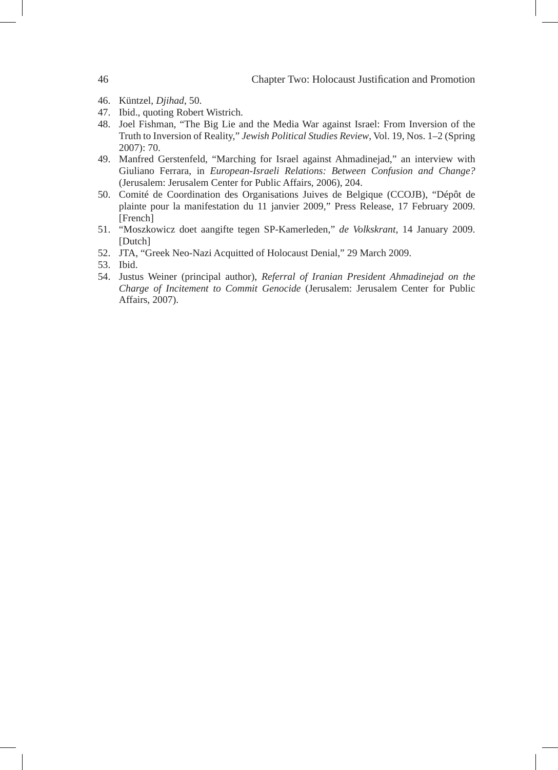46. Küntzel, *Djihad*, 50.
47. Ibid., quoting Robert Wistrich.
48. Joel Fishman, "The Big Lie and the Media War against Israel: From Inversion of the Truth to Inversion of Reality," *Jewish Political Studies Review*, Vol. 19, Nos. 1–2 (Spring 2007): 70.
49. Manfred Gerstenfeld, "Marching for Israel against Ahmadinejad," an interview with Giuliano Ferrara, in *European-Israeli Relations: Between Confusion and Change?* (Jerusalem: Jerusalem Center for Public Affairs, 2006), 204.
50. Comité de Coordination des Organisations Juives de Belgique (CCOJB), "Dépôt de plainte pour la manifestation du 11 janvier 2009," Press Release, 17 February 2009. [French]
51. "Moszkowicz doet aangifte tegen SP-Kamerleden," *de Volkskrant*, 14 January 2009. [Dutch]
52. JTA, "Greek Neo-Nazi Acquitted of Holocaust Denial," 29 March 2009.
53. Ibid.
54. Justus Weiner (principal author), *Referral of Iranian President Ahmadinejad on the Charge of Incitement to Commit Genocide* (Jerusalem: Jerusalem Center for Public Affairs, 2007).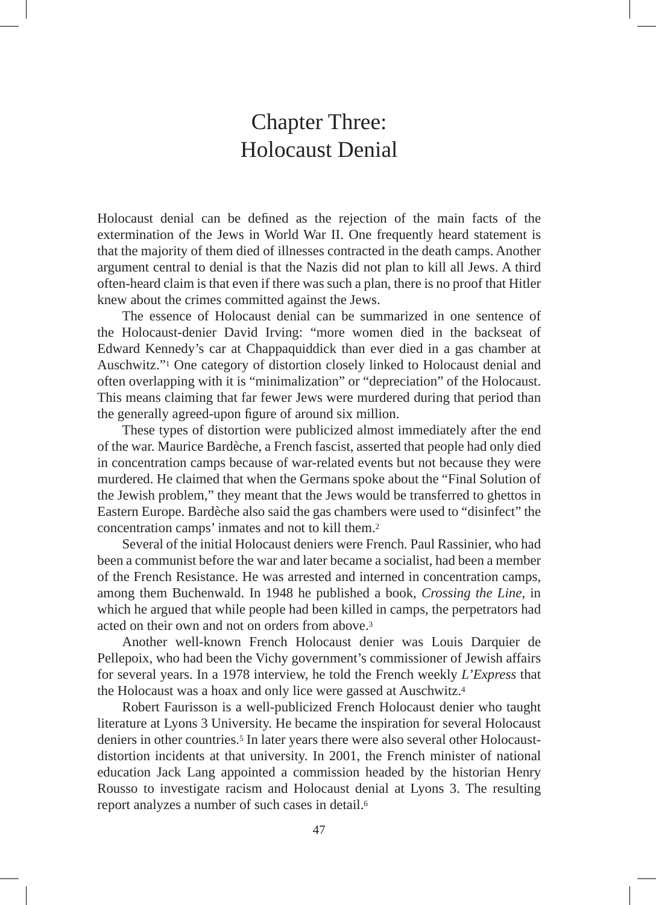# Chapter Three: Holocaust Denial

Holocaust denial can be defined as the rejection of the main facts of the extermination of the Jews in World War II. One frequently heard statement is that the majority of them died of illnesses contracted in the death camps. Another argument central to denial is that the Nazis did not plan to kill all Jews. A third often-heard claim is that even if there was such a plan, there is no proof that Hitler knew about the crimes committed against the Jews.

The essence of Holocaust denial can be summarized in one sentence of the Holocaust-denier David Irving: "more women died in the backseat of Edward Kennedy's car at Chappaquiddick than ever died in a gas chamber at Auschwitz."[1] One category of distortion closely linked to Holocaust denial and often overlapping with it is "minimalization" or "depreciation" of the Holocaust. This means claiming that far fewer Jews were murdered during that period than the generally agreed-upon figure of around six million.

These types of distortion were publicized almost immediately after the end of the war. Maurice Bardèche, a French fascist, asserted that people had only died in concentration camps because of war-related events but not because they were murdered. He claimed that when the Germans spoke about the "Final Solution of the Jewish problem," they meant that the Jews would be transferred to ghettos in Eastern Europe. Bardèche also said the gas chambers were used to "disinfect" the concentration camps' inmates and not to kill them.[2]

Several of the initial Holocaust deniers were French. Paul Rassinier, who had been a communist before the war and later became a socialist, had been a member of the French Resistance. He was arrested and interned in concentration camps, among them Buchenwald. In 1948 he published a book, *Crossing the Line*, in which he argued that while people had been killed in camps, the perpetrators had acted on their own and not on orders from above.[3]

Another well-known French Holocaust denier was Louis Darquier de Pellepoix, who had been the Vichy government's commissioner of Jewish affairs for several years. In a 1978 interview, he told the French weekly *L'Express* that the Holocaust was a hoax and only lice were gassed at Auschwitz.[4]

Robert Faurisson is a well-publicized French Holocaust denier who taught literature at Lyons 3 University. He became the inspiration for several Holocaust deniers in other countries.[5] In later years there were also several other Holocaust-distortion incidents at that university. In 2001, the French minister of national education Jack Lang appointed a commission headed by the historian Henry Rousso to investigate racism and Holocaust denial at Lyons 3. The resulting report analyzes a number of such cases in detail.[6]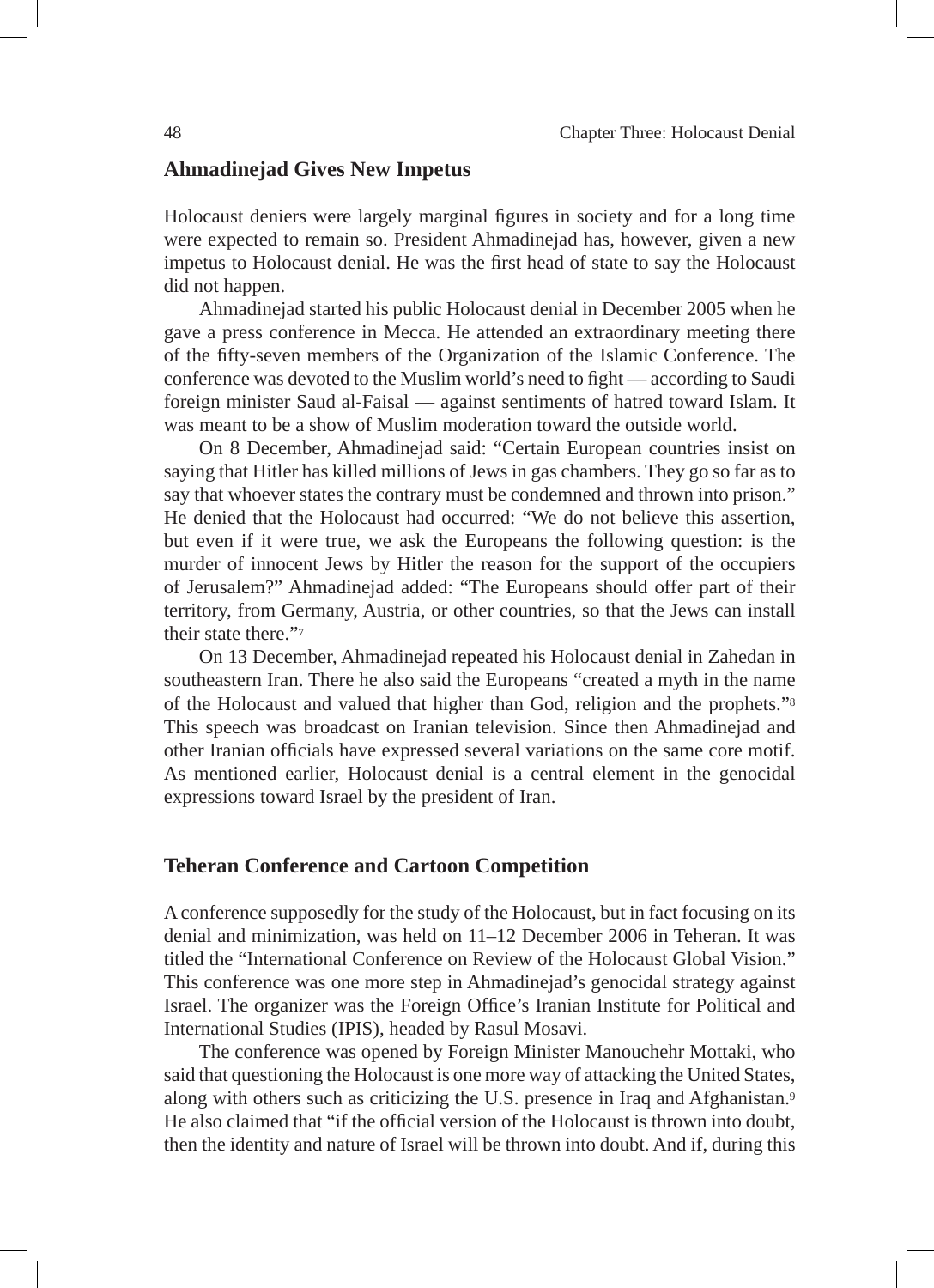## Ahmadinejad Gives New Impetus

Holocaust deniers were largely marginal figures in society and for a long time were expected to remain so. President Ahmadinejad has, however, given a new impetus to Holocaust denial. He was the first head of state to say the Holocaust did not happen.

Ahmadinejad started his public Holocaust denial in December 2005 when he gave a press conference in Mecca. He attended an extraordinary meeting there of the fifty-seven members of the Organization of the Islamic Conference. The conference was devoted to the Muslim world's need to fight — according to Saudi foreign minister Saud al-Faisal — against sentiments of hatred toward Islam. It was meant to be a show of Muslim moderation toward the outside world.

On 8 December, Ahmadinejad said: "Certain European countries insist on saying that Hitler has killed millions of Jews in gas chambers. They go so far as to say that whoever states the contrary must be condemned and thrown into prison." He denied that the Holocaust had occurred: "We do not believe this assertion, but even if it were true, we ask the Europeans the following question: is the murder of innocent Jews by Hitler the reason for the support of the occupiers of Jerusalem?" Ahmadinejad added: "The Europeans should offer part of their territory, from Germany, Austria, or other countries, so that the Jews can install their state there."[7]

On 13 December, Ahmadinejad repeated his Holocaust denial in Zahedan in southeastern Iran. There he also said the Europeans "created a myth in the name of the Holocaust and valued that higher than God, religion and the prophets."[8] This speech was broadcast on Iranian television. Since then Ahmadinejad and other Iranian officials have expressed several variations on the same core motif. As mentioned earlier, Holocaust denial is a central element in the genocidal expressions toward Israel by the president of Iran.

## Teheran Conference and Cartoon Competition

A conference supposedly for the study of the Holocaust, but in fact focusing on its denial and minimization, was held on 11–12 December 2006 in Teheran. It was titled the "International Conference on Review of the Holocaust Global Vision." This conference was one more step in Ahmadinejad's genocidal strategy against Israel. The organizer was the Foreign Office's Iranian Institute for Political and International Studies (IPIS), headed by Rasul Mosavi.

The conference was opened by Foreign Minister Manouchehr Mottaki, who said that questioning the Holocaust is one more way of attacking the United States, along with others such as criticizing the U.S. presence in Iraq and Afghanistan.[9] He also claimed that "if the official version of the Holocaust is thrown into doubt, then the identity and nature of Israel will be thrown into doubt. And if, during this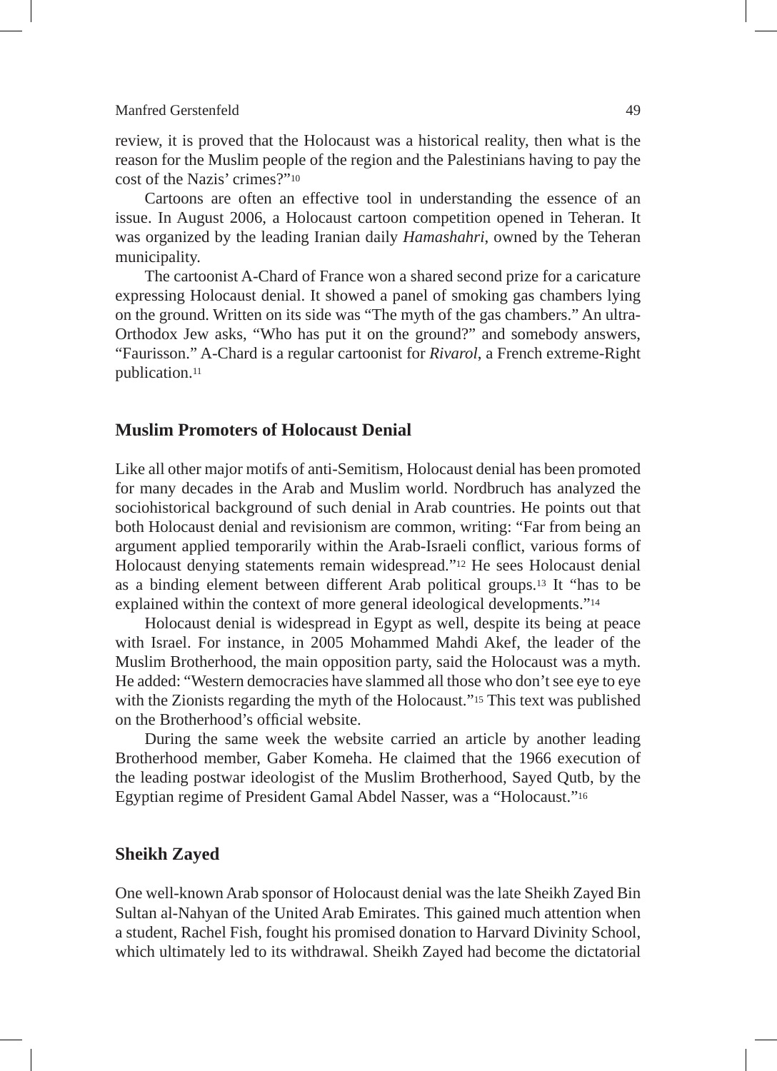review, it is proved that the Holocaust was a historical reality, then what is the reason for the Muslim people of the region and the Palestinians having to pay the cost of the Nazis' crimes?"[10]

Cartoons are often an effective tool in understanding the essence of an issue. In August 2006, a Holocaust cartoon competition opened in Teheran. It was organized by the leading Iranian daily *Hamashahri*, owned by the Teheran municipality.

The cartoonist A-Chard of France won a shared second prize for a caricature expressing Holocaust denial. It showed a panel of smoking gas chambers lying on the ground. Written on its side was "The myth of the gas chambers." An ultra-Orthodox Jew asks, "Who has put it on the ground?" and somebody answers, "Faurisson." A-Chard is a regular cartoonist for *Rivarol*, a French extreme-Right publication.[11]

## Muslim Promoters of Holocaust Denial

Like all other major motifs of anti-Semitism, Holocaust denial has been promoted for many decades in the Arab and Muslim world. Nordbruch has analyzed the sociohistorical background of such denial in Arab countries. He points out that both Holocaust denial and revisionism are common, writing: "Far from being an argument applied temporarily within the Arab-Israeli conflict, various forms of Holocaust denying statements remain widespread."[12] He sees Holocaust denial as a binding element between different Arab political groups.[13] It "has to be explained within the context of more general ideological developments."[14]

Holocaust denial is widespread in Egypt as well, despite its being at peace with Israel. For instance, in 2005 Mohammed Mahdi Akef, the leader of the Muslim Brotherhood, the main opposition party, said the Holocaust was a myth. He added: "Western democracies have slammed all those who don't see eye to eye with the Zionists regarding the myth of the Holocaust."[15] This text was published on the Brotherhood's official website.

During the same week the website carried an article by another leading Brotherhood member, Gaber Komeha. He claimed that the 1966 execution of the leading postwar ideologist of the Muslim Brotherhood, Sayed Qutb, by the Egyptian regime of President Gamal Abdel Nasser, was a "Holocaust."[16]

## Sheikh Zayed

One well-known Arab sponsor of Holocaust denial was the late Sheikh Zayed Bin Sultan al-Nahyan of the United Arab Emirates. This gained much attention when a student, Rachel Fish, fought his promised donation to Harvard Divinity School, which ultimately led to its withdrawal. Sheikh Zayed had become the dictatorial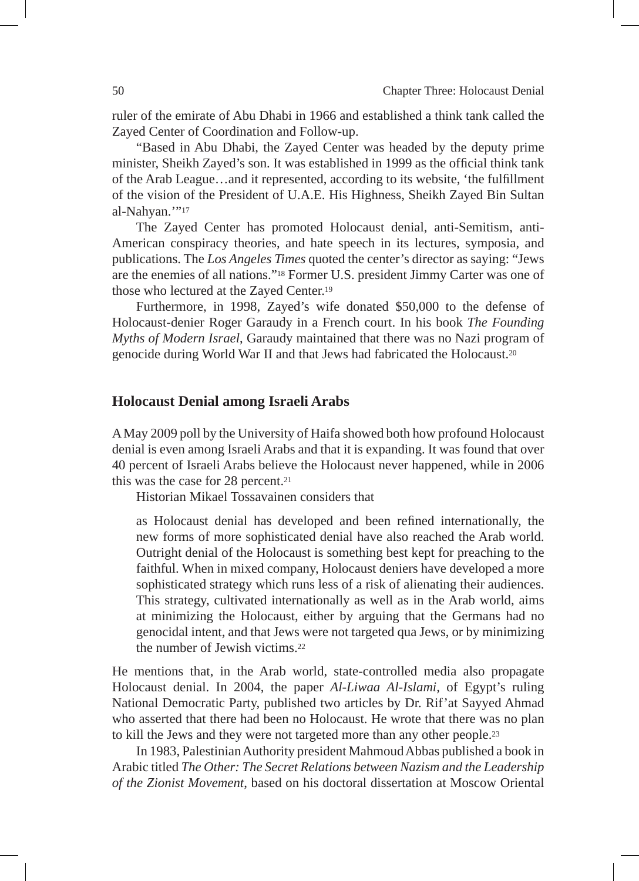ruler of the emirate of Abu Dhabi in 1966 and established a think tank called the Zayed Center of Coordination and Follow-up.

"Based in Abu Dhabi, the Zayed Center was headed by the deputy prime minister, Sheikh Zayed's son. It was established in 1999 as the official think tank of the Arab League…and it represented, according to its website, 'the fulfillment of the vision of the President of U.A.E. His Highness, Sheikh Zayed Bin Sultan al-Nahyan.'"[17]

The Zayed Center has promoted Holocaust denial, anti-Semitism, anti-American conspiracy theories, and hate speech in its lectures, symposia, and publications. The *Los Angeles Times* quoted the center's director as saying: "Jews are the enemies of all nations."[18] Former U.S. president Jimmy Carter was one of those who lectured at the Zayed Center.[19]

Furthermore, in 1998, Zayed's wife donated $50,000 to the defense of Holocaust-denier Roger Garaudy in a French court. In his book *The Founding Myths of Modern Israel*, Garaudy maintained that there was no Nazi program of genocide during World War II and that Jews had fabricated the Holocaust.[20]

## Holocaust Denial among Israeli Arabs

A May 2009 poll by the University of Haifa showed both how profound Holocaust denial is even among Israeli Arabs and that it is expanding. It was found that over 40 percent of Israeli Arabs believe the Holocaust never happened, while in 2006 this was the case for 28 percent.[21]

Historian Mikael Tossavainen considers that

> as Holocaust denial has developed and been refined internationally, the new forms of more sophisticated denial have also reached the Arab world. Outright denial of the Holocaust is something best kept for preaching to the faithful. When in mixed company, Holocaust deniers have developed a more sophisticated strategy which runs less of a risk of alienating their audiences. This strategy, cultivated internationally as well as in the Arab world, aims at minimizing the Holocaust, either by arguing that the Germans had no genocidal intent, and that Jews were not targeted qua Jews, or by minimizing the number of Jewish victims.[22]

He mentions that, in the Arab world, state-controlled media also propagate Holocaust denial. In 2004, the paper *Al-Liwaa Al-Islami*, of Egypt's ruling National Democratic Party, published two articles by Dr. Rif'at Sayyed Ahmad who asserted that there had been no Holocaust. He wrote that there was no plan to kill the Jews and they were not targeted more than any other people.[23]

In 1983, Palestinian Authority president Mahmoud Abbas published a book in Arabic titled *The Other: The Secret Relations between Nazism and the Leadership of the Zionist Movement*, based on his doctoral dissertation at Moscow Oriental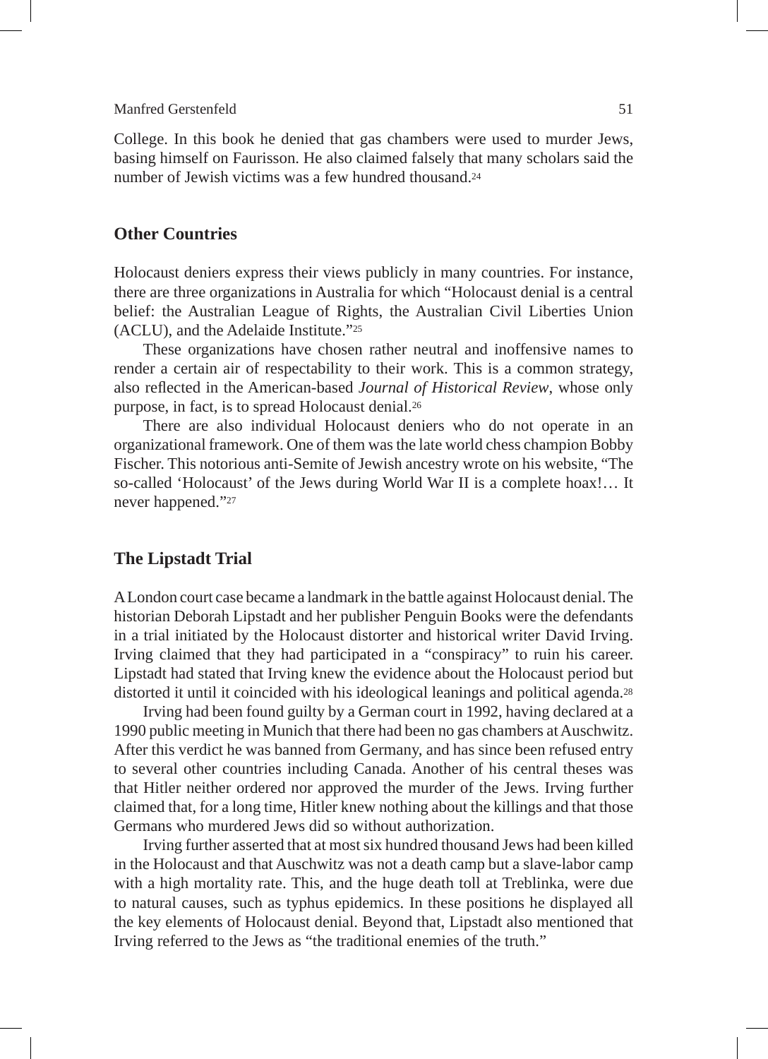College. In this book he denied that gas chambers were used to murder Jews, basing himself on Faurisson. He also claimed falsely that many scholars said the number of Jewish victims was a few hundred thousand.[24]

## Other Countries

Holocaust deniers express their views publicly in many countries. For instance, there are three organizations in Australia for which "Holocaust denial is a central belief: the Australian League of Rights, the Australian Civil Liberties Union (ACLU), and the Adelaide Institute."[25]

These organizations have chosen rather neutral and inoffensive names to render a certain air of respectability to their work. This is a common strategy, also reflected in the American-based *Journal of Historical Review*, whose only purpose, in fact, is to spread Holocaust denial.[26]

There are also individual Holocaust deniers who do not operate in an organizational framework. One of them was the late world chess champion Bobby Fischer. This notorious anti-Semite of Jewish ancestry wrote on his website, "The so-called 'Holocaust' of the Jews during World War II is a complete hoax!… It never happened."[27]

## The Lipstadt Trial

A London court case became a landmark in the battle against Holocaust denial. The historian Deborah Lipstadt and her publisher Penguin Books were the defendants in a trial initiated by the Holocaust distorter and historical writer David Irving. Irving claimed that they had participated in a "conspiracy" to ruin his career. Lipstadt had stated that Irving knew the evidence about the Holocaust period but distorted it until it coincided with his ideological leanings and political agenda.[28]

Irving had been found guilty by a German court in 1992, having declared at a 1990 public meeting in Munich that there had been no gas chambers at Auschwitz. After this verdict he was banned from Germany, and has since been refused entry to several other countries including Canada. Another of his central theses was that Hitler neither ordered nor approved the murder of the Jews. Irving further claimed that, for a long time, Hitler knew nothing about the killings and that those Germans who murdered Jews did so without authorization.

Irving further asserted that at most six hundred thousand Jews had been killed in the Holocaust and that Auschwitz was not a death camp but a slave-labor camp with a high mortality rate. This, and the huge death toll at Treblinka, were due to natural causes, such as typhus epidemics. In these positions he displayed all the key elements of Holocaust denial. Beyond that, Lipstadt also mentioned that Irving referred to the Jews as "the traditional enemies of the truth."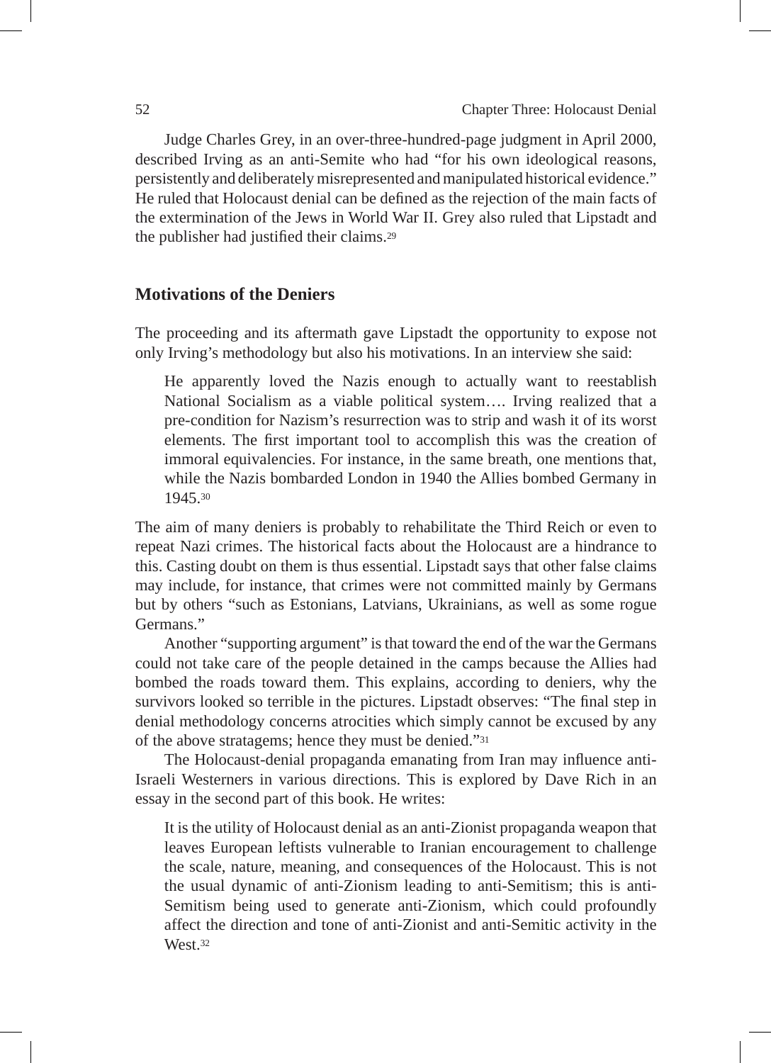Judge Charles Grey, in an over-three-hundred-page judgment in April 2000, described Irving as an anti-Semite who had "for his own ideological reasons, persistently and deliberately misrepresented and manipulated historical evidence." He ruled that Holocaust denial can be defined as the rejection of the main facts of the extermination of the Jews in World War II. Grey also ruled that Lipstadt and the publisher had justified their claims.[29]

## Motivations of the Deniers

The proceeding and its aftermath gave Lipstadt the opportunity to expose not only Irving's methodology but also his motivations. In an interview she said:

> He apparently loved the Nazis enough to actually want to reestablish National Socialism as a viable political system…. Irving realized that a pre-condition for Nazism's resurrection was to strip and wash it of its worst elements. The first important tool to accomplish this was the creation of immoral equivalencies. For instance, in the same breath, one mentions that, while the Nazis bombarded London in 1940 the Allies bombed Germany in 1945.[30]

The aim of many deniers is probably to rehabilitate the Third Reich or even to repeat Nazi crimes. The historical facts about the Holocaust are a hindrance to this. Casting doubt on them is thus essential. Lipstadt says that other false claims may include, for instance, that crimes were not committed mainly by Germans but by others "such as Estonians, Latvians, Ukrainians, as well as some rogue Germans."

Another "supporting argument" is that toward the end of the war the Germans could not take care of the people detained in the camps because the Allies had bombed the roads toward them. This explains, according to deniers, why the survivors looked so terrible in the pictures. Lipstadt observes: "The final step in denial methodology concerns atrocities which simply cannot be excused by any of the above stratagems; hence they must be denied."[31]

The Holocaust-denial propaganda emanating from Iran may influence anti-Israeli Westerners in various directions. This is explored by Dave Rich in an essay in the second part of this book. He writes:

> It is the utility of Holocaust denial as an anti-Zionist propaganda weapon that leaves European leftists vulnerable to Iranian encouragement to challenge the scale, nature, meaning, and consequences of the Holocaust. This is not the usual dynamic of anti-Zionism leading to anti-Semitism; this is anti-Semitism being used to generate anti-Zionism, which could profoundly affect the direction and tone of anti-Zionist and anti-Semitic activity in the West.[32]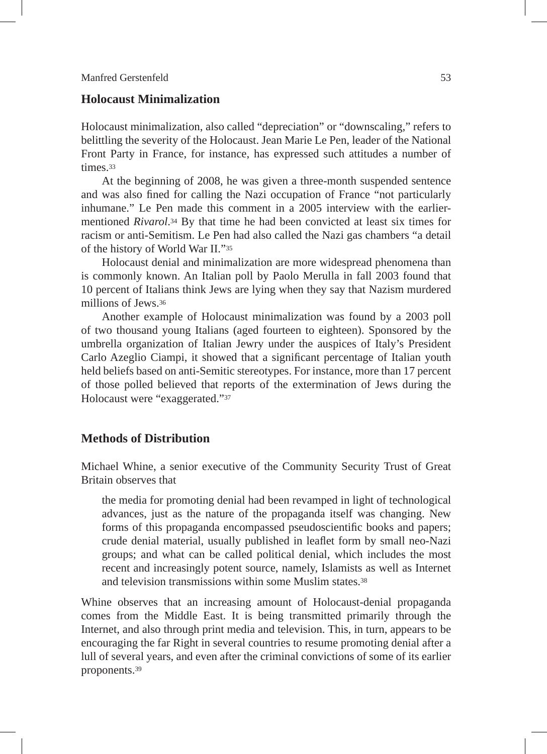## Holocaust Minimalization

Holocaust minimalization, also called "depreciation" or "downscaling," refers to belittling the severity of the Holocaust. Jean Marie Le Pen, leader of the National Front Party in France, for instance, has expressed such attitudes a number of times.[33]

At the beginning of 2008, he was given a three-month suspended sentence and was also fined for calling the Nazi occupation of France "not particularly inhumane." Le Pen made this comment in a 2005 interview with the earlier-mentioned *Rivarol*.[34] By that time he had been convicted at least six times for racism or anti-Semitism. Le Pen had also called the Nazi gas chambers "a detail of the history of World War II."[35]

Holocaust denial and minimalization are more widespread phenomena than is commonly known. An Italian poll by Paolo Merulla in fall 2003 found that 10 percent of Italians think Jews are lying when they say that Nazism murdered millions of Jews.[36]

Another example of Holocaust minimalization was found by a 2003 poll of two thousand young Italians (aged fourteen to eighteen). Sponsored by the umbrella organization of Italian Jewry under the auspices of Italy's President Carlo Azeglio Ciampi, it showed that a significant percentage of Italian youth held beliefs based on anti-Semitic stereotypes. For instance, more than 17 percent of those polled believed that reports of the extermination of Jews during the Holocaust were "exaggerated."[37]

## Methods of Distribution

Michael Whine, a senior executive of the Community Security Trust of Great Britain observes that

> the media for promoting denial had been revamped in light of technological advances, just as the nature of the propaganda itself was changing. New forms of this propaganda encompassed pseudoscientific books and papers; crude denial material, usually published in leaflet form by small neo-Nazi groups; and what can be called political denial, which includes the most recent and increasingly potent source, namely, Islamists as well as Internet and television transmissions within some Muslim states.[38]

Whine observes that an increasing amount of Holocaust-denial propaganda comes from the Middle East. It is being transmitted primarily through the Internet, and also through print media and television. This, in turn, appears to be encouraging the far Right in several countries to resume promoting denial after a lull of several years, and even after the criminal convictions of some of its earlier proponents.[39]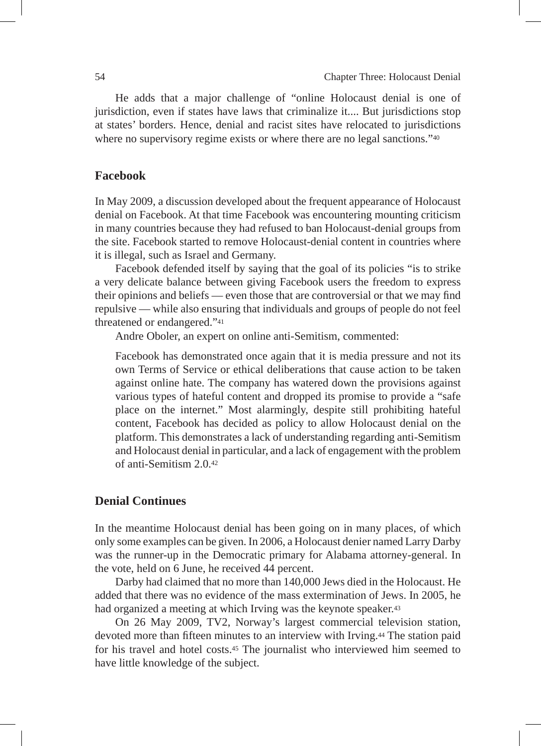He adds that a major challenge of "online Holocaust denial is one of jurisdiction, even if states have laws that criminalize it.... But jurisdictions stop at states' borders. Hence, denial and racist sites have relocated to jurisdictions where no supervisory regime exists or where there are no legal sanctions."[40]

## Facebook

In May 2009, a discussion developed about the frequent appearance of Holocaust denial on Facebook. At that time Facebook was encountering mounting criticism in many countries because they had refused to ban Holocaust-denial groups from the site. Facebook started to remove Holocaust-denial content in countries where it is illegal, such as Israel and Germany.

Facebook defended itself by saying that the goal of its policies "is to strike a very delicate balance between giving Facebook users the freedom to express their opinions and beliefs — even those that are controversial or that we may find repulsive — while also ensuring that individuals and groups of people do not feel threatened or endangered."[41]

Andre Oboler, an expert on online anti-Semitism, commented:

> Facebook has demonstrated once again that it is media pressure and not its own Terms of Service or ethical deliberations that cause action to be taken against online hate. The company has watered down the provisions against various types of hateful content and dropped its promise to provide a "safe place on the internet." Most alarmingly, despite still prohibiting hateful content, Facebook has decided as policy to allow Holocaust denial on the platform. This demonstrates a lack of understanding regarding anti-Semitism and Holocaust denial in particular, and a lack of engagement with the problem of anti-Semitism 2.0.[42]

## Denial Continues

In the meantime Holocaust denial has been going on in many places, of which only some examples can be given. In 2006, a Holocaust denier named Larry Darby was the runner-up in the Democratic primary for Alabama attorney-general. In the vote, held on 6 June, he received 44 percent.

Darby had claimed that no more than 140,000 Jews died in the Holocaust. He added that there was no evidence of the mass extermination of Jews. In 2005, he had organized a meeting at which Irving was the keynote speaker.[43]

On 26 May 2009, TV2, Norway's largest commercial television station, devoted more than fifteen minutes to an interview with Irving.[44] The station paid for his travel and hotel costs.[45] The journalist who interviewed him seemed to have little knowledge of the subject.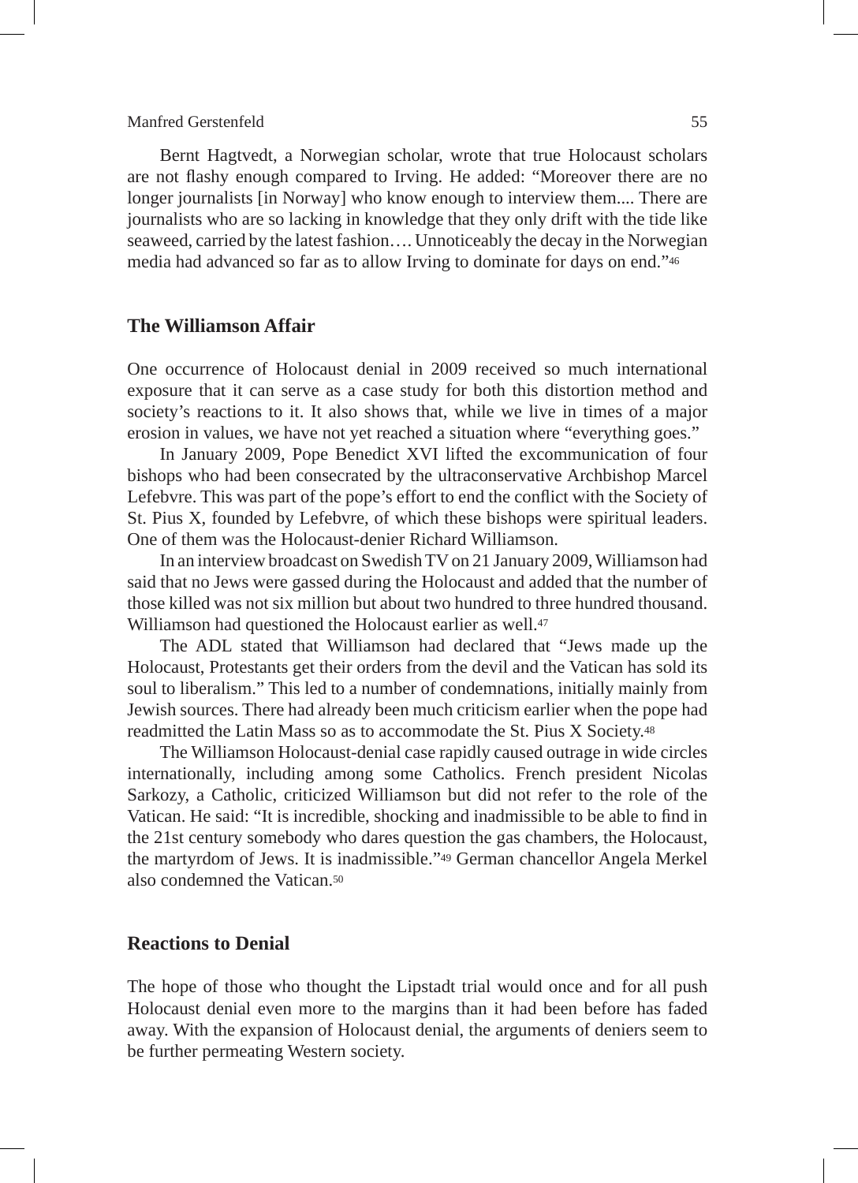Bernt Hagtvedt, a Norwegian scholar, wrote that true Holocaust scholars are not flashy enough compared to Irving. He added: "Moreover there are no longer journalists [in Norway] who know enough to interview them.... There are journalists who are so lacking in knowledge that they only drift with the tide like seaweed, carried by the latest fashion…. Unnoticeably the decay in the Norwegian media had advanced so far as to allow Irving to dominate for days on end."[46]

## The Williamson Affair

One occurrence of Holocaust denial in 2009 received so much international exposure that it can serve as a case study for both this distortion method and society's reactions to it. It also shows that, while we live in times of a major erosion in values, we have not yet reached a situation where "everything goes."

In January 2009, Pope Benedict XVI lifted the excommunication of four bishops who had been consecrated by the ultraconservative Archbishop Marcel Lefebvre. This was part of the pope's effort to end the conflict with the Society of St. Pius X, founded by Lefebvre, of which these bishops were spiritual leaders. One of them was the Holocaust-denier Richard Williamson.

In an interview broadcast on Swedish TV on 21 January 2009, Williamson had said that no Jews were gassed during the Holocaust and added that the number of those killed was not six million but about two hundred to three hundred thousand. Williamson had questioned the Holocaust earlier as well.[47]

The ADL stated that Williamson had declared that "Jews made up the Holocaust, Protestants get their orders from the devil and the Vatican has sold its soul to liberalism." This led to a number of condemnations, initially mainly from Jewish sources. There had already been much criticism earlier when the pope had readmitted the Latin Mass so as to accommodate the St. Pius X Society.[48]

The Williamson Holocaust-denial case rapidly caused outrage in wide circles internationally, including among some Catholics. French president Nicolas Sarkozy, a Catholic, criticized Williamson but did not refer to the role of the Vatican. He said: "It is incredible, shocking and inadmissible to be able to find in the 21st century somebody who dares question the gas chambers, the Holocaust, the martyrdom of Jews. It is inadmissible."[49] German chancellor Angela Merkel also condemned the Vatican.[50]

## Reactions to Denial

The hope of those who thought the Lipstadt trial would once and for all push Holocaust denial even more to the margins than it had been before has faded away. With the expansion of Holocaust denial, the arguments of deniers seem to be further permeating Western society.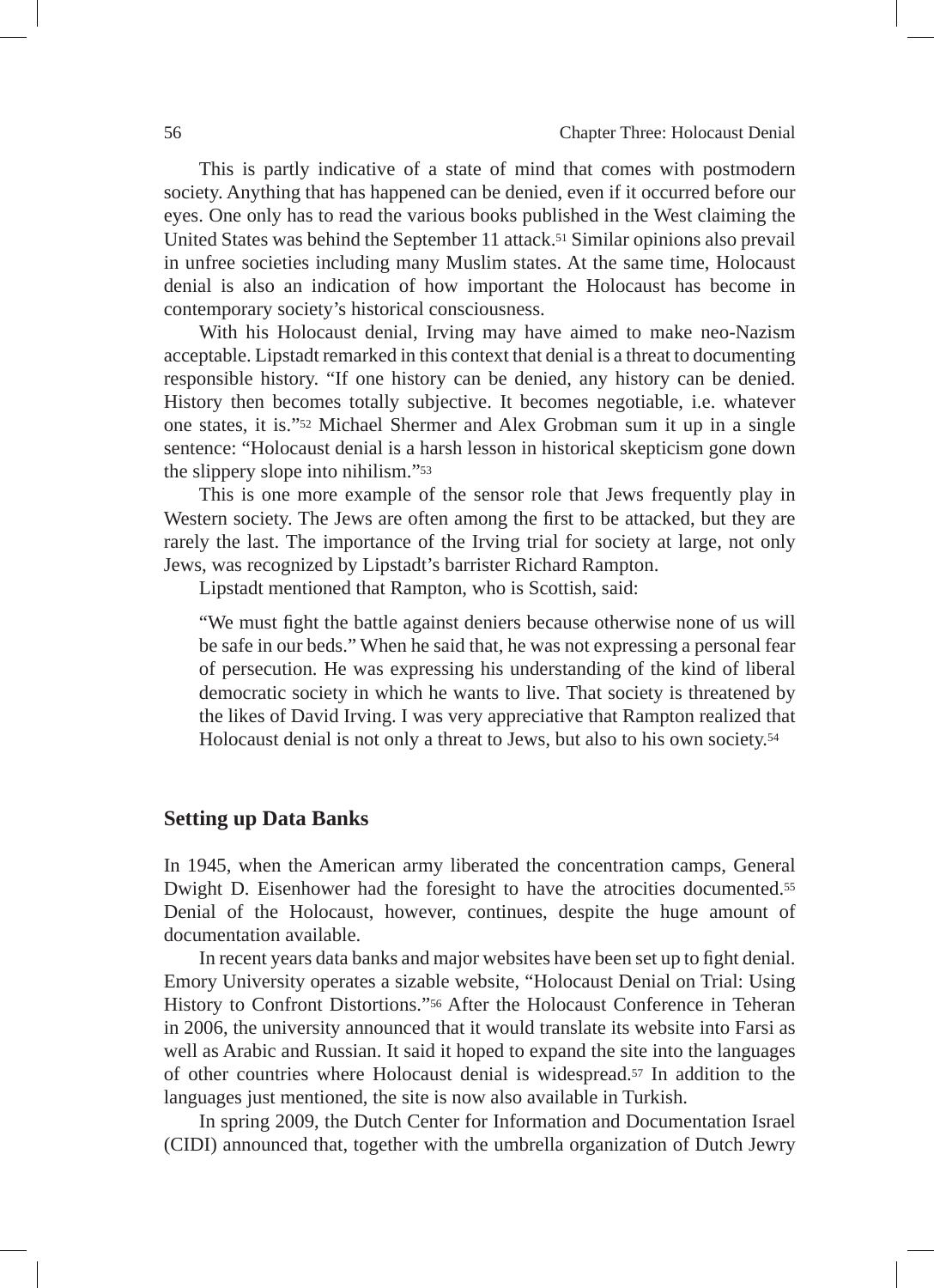This is partly indicative of a state of mind that comes with postmodern society. Anything that has happened can be denied, even if it occurred before our eyes. One only has to read the various books published in the West claiming the United States was behind the September 11 attack.[51] Similar opinions also prevail in unfree societies including many Muslim states. At the same time, Holocaust denial is also an indication of how important the Holocaust has become in contemporary society's historical consciousness.

With his Holocaust denial, Irving may have aimed to make neo-Nazism acceptable. Lipstadt remarked in this context that denial is a threat to documenting responsible history. "If one history can be denied, any history can be denied. History then becomes totally subjective. It becomes negotiable, i.e. whatever one states, it is."[52] Michael Shermer and Alex Grobman sum it up in a single sentence: "Holocaust denial is a harsh lesson in historical skepticism gone down the slippery slope into nihilism."[53]

This is one more example of the sensor role that Jews frequently play in Western society. The Jews are often among the first to be attacked, but they are rarely the last. The importance of the Irving trial for society at large, not only Jews, was recognized by Lipstadt's barrister Richard Rampton.

Lipstadt mentioned that Rampton, who is Scottish, said:

> "We must fight the battle against deniers because otherwise none of us will be safe in our beds." When he said that, he was not expressing a personal fear of persecution. He was expressing his understanding of the kind of liberal democratic society in which he wants to live. That society is threatened by the likes of David Irving. I was very appreciative that Rampton realized that Holocaust denial is not only a threat to Jews, but also to his own society.[54]

## Setting up Data Banks

In 1945, when the American army liberated the concentration camps, General Dwight D. Eisenhower had the foresight to have the atrocities documented.[55] Denial of the Holocaust, however, continues, despite the huge amount of documentation available.

In recent years data banks and major websites have been set up to fight denial. Emory University operates a sizable website, "Holocaust Denial on Trial: Using History to Confront Distortions."[56] After the Holocaust Conference in Teheran in 2006, the university announced that it would translate its website into Farsi as well as Arabic and Russian. It said it hoped to expand the site into the languages of other countries where Holocaust denial is widespread.[57] In addition to the languages just mentioned, the site is now also available in Turkish.

In spring 2009, the Dutch Center for Information and Documentation Israel (CIDI) announced that, together with the umbrella organization of Dutch Jewry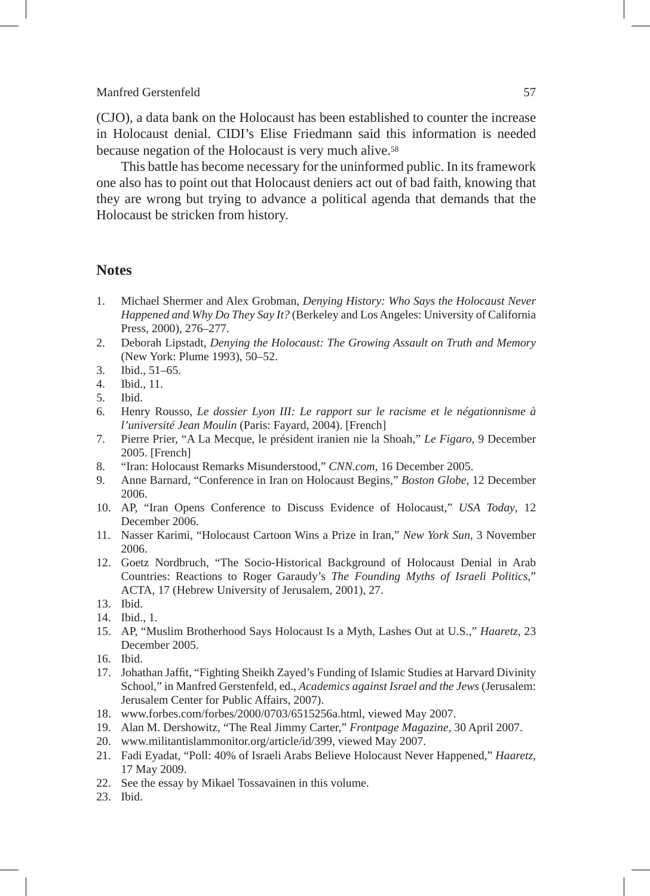(CJO), a data bank on the Holocaust has been established to counter the increase in Holocaust denial. CIDI's Elise Friedmann said this information is needed because negation of the Holocaust is very much alive.[58]

This battle has become necessary for the uninformed public. In its framework one also has to point out that Holocaust deniers act out of bad faith, knowing that they are wrong but trying to advance a political agenda that demands that the Holocaust be stricken from history.

## Notes

1. Michael Shermer and Alex Grobman, *Denying History: Who Says the Holocaust Never Happened and Why Do They Say It?* (Berkeley and Los Angeles: University of California Press, 2000), 276–277.
2. Deborah Lipstadt, *Denying the Holocaust: The Growing Assault on Truth and Memory* (New York: Plume 1993), 50–52.
3. Ibid., 51–65.
4. Ibid., 11.
5. Ibid.
6. Henry Rousso, *Le dossier Lyon III: Le rapport sur le racisme et le négationnisme à l'université Jean Moulin* (Paris: Fayard, 2004). [French]
7. Pierre Prier, "A La Mecque, le président iranien nie la Shoah," *Le Figaro*, 9 December 2005. [French]
8. "Iran: Holocaust Remarks Misunderstood," *CNN.com*, 16 December 2005.
9. Anne Barnard, "Conference in Iran on Holocaust Begins," *Boston Globe*, 12 December 2006.
10. AP, "Iran Opens Conference to Discuss Evidence of Holocaust," *USA Today*, 12 December 2006.
11. Nasser Karimi, "Holocaust Cartoon Wins a Prize in Iran," *New York Sun*, 3 November 2006.
12. Goetz Nordbruch, "The Socio-Historical Background of Holocaust Denial in Arab Countries: Reactions to Roger Garaudy's *The Founding Myths of Israeli Politics*," ACTA, 17 (Hebrew University of Jerusalem, 2001), 27.
13. Ibid.
14. Ibid., 1.
15. AP, "Muslim Brotherhood Says Holocaust Is a Myth, Lashes Out at U.S.," *Haaretz*, 23 December 2005.
16. Ibid.
17. Johathan Jaffit, "Fighting Sheikh Zayed's Funding of Islamic Studies at Harvard Divinity School," in Manfred Gerstenfeld, ed., *Academics against Israel and the Jews* (Jerusalem: Jerusalem Center for Public Affairs, 2007).
18. www.forbes.com/forbes/2000/0703/6515256a.html, viewed May 2007.
19. Alan M. Dershowitz, "The Real Jimmy Carter," *Frontpage Magazine*, 30 April 2007.
20. www.militantislammonitor.org/article/id/399, viewed May 2007.
21. Fadi Eyadat, "Poll: 40% of Israeli Arabs Believe Holocaust Never Happened," *Haaretz*, 17 May 2009.
22. See the essay by Mikael Tossavainen in this volume.
23. Ibid.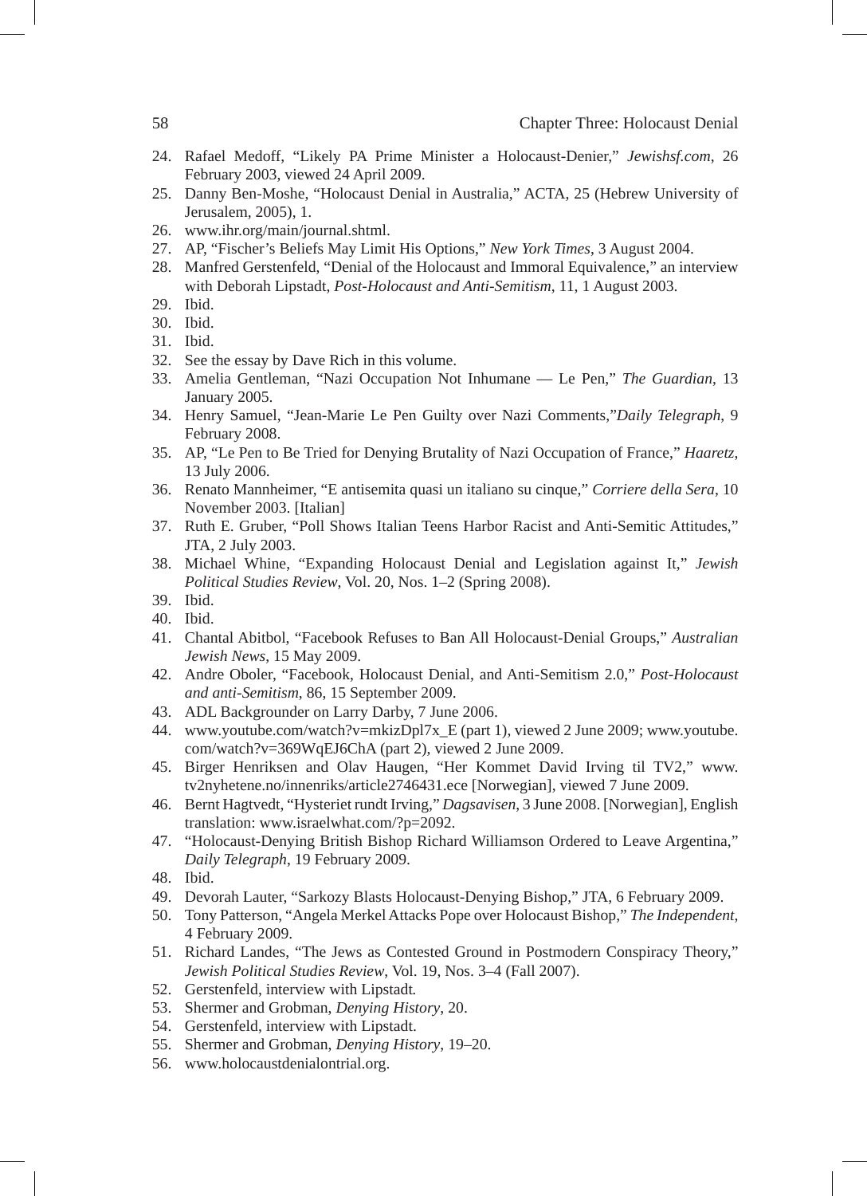24. Rafael Medoff, "Likely PA Prime Minister a Holocaust-Denier," *Jewishsf.com*, 26 February 2003, viewed 24 April 2009.
25. Danny Ben-Moshe, "Holocaust Denial in Australia," ACTA, 25 (Hebrew University of Jerusalem, 2005), 1.
26. www.ihr.org/main/journal.shtml.
27. AP, "Fischer's Beliefs May Limit His Options," *New York Times*, 3 August 2004.
28. Manfred Gerstenfeld, "Denial of the Holocaust and Immoral Equivalence," an interview with Deborah Lipstadt, *Post-Holocaust and Anti-Semitism*, 11, 1 August 2003.
29. Ibid.
30. Ibid.
31. Ibid.
32. See the essay by Dave Rich in this volume.
33. Amelia Gentleman, "Nazi Occupation Not Inhumane — Le Pen," *The Guardian*, 13 January 2005.
34. Henry Samuel, "Jean-Marie Le Pen Guilty over Nazi Comments,"*Daily Telegraph*, 9 February 2008.
35. AP, "Le Pen to Be Tried for Denying Brutality of Nazi Occupation of France," *Haaretz*, 13 July 2006.
36. Renato Mannheimer, "E antisemita quasi un italiano su cinque," *Corriere della Sera*, 10 November 2003. [Italian]
37. Ruth E. Gruber, "Poll Shows Italian Teens Harbor Racist and Anti-Semitic Attitudes," JTA, 2 July 2003.
38. Michael Whine, "Expanding Holocaust Denial and Legislation against It," *Jewish Political Studies Review*, Vol. 20, Nos. 1–2 (Spring 2008).
39. Ibid.
40. Ibid.
41. Chantal Abitbol, "Facebook Refuses to Ban All Holocaust-Denial Groups," *Australian Jewish News*, 15 May 2009.
42. Andre Oboler, "Facebook, Holocaust Denial, and Anti-Semitism 2.0," *Post-Holocaust and anti-Semitism*, 86, 15 September 2009.
43. ADL Backgrounder on Larry Darby, 7 June 2006.
44. www.youtube.com/watch?v=mkizDpl7x_E (part 1), viewed 2 June 2009; www.youtube.com/watch?v=369WqEJ6ChA (part 2), viewed 2 June 2009.
45. Birger Henriksen and Olav Haugen, "Her Kommet David Irving til TV2," www.tv2nyhetene.no/innenriks/article2746431.ece [Norwegian], viewed 7 June 2009.
46. Bernt Hagtvedt, "Hysteriet rundt Irving," *Dagsavisen*, 3 June 2008. [Norwegian], English translation: www.israelwhat.com/?p=2092.
47. "Holocaust-Denying British Bishop Richard Williamson Ordered to Leave Argentina," *Daily Telegraph*, 19 February 2009.
48. Ibid.
49. Devorah Lauter, "Sarkozy Blasts Holocaust-Denying Bishop," JTA, 6 February 2009.
50. Tony Patterson, "Angela Merkel Attacks Pope over Holocaust Bishop," *The Independent*, 4 February 2009.
51. Richard Landes, "The Jews as Contested Ground in Postmodern Conspiracy Theory," *Jewish Political Studies Review*, Vol. 19, Nos. 3–4 (Fall 2007).
52. Gerstenfeld, interview with Lipstadt.
53. Shermer and Grobman, *Denying History*, 20.
54. Gerstenfeld, interview with Lipstadt.
55. Shermer and Grobman, *Denying History*, 19–20.
56. www.holocaustdenialontrial.org.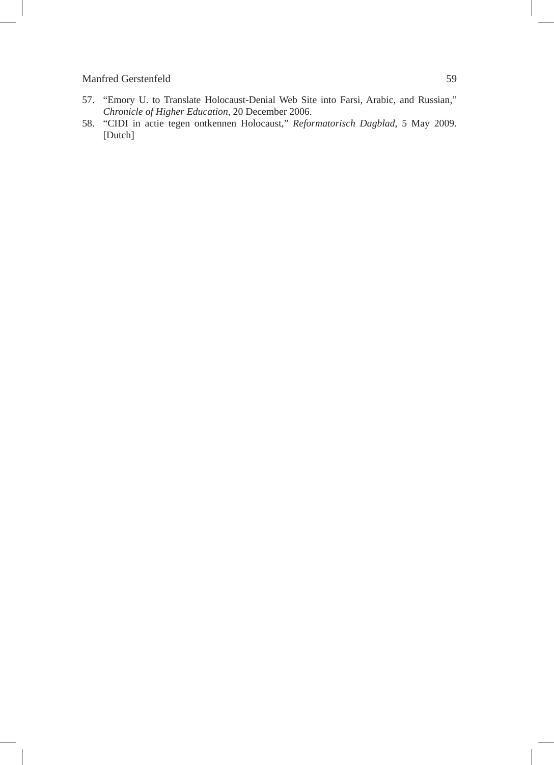57. "Emory U. to Translate Holocaust-Denial Web Site into Farsi, Arabic, and Russian," *Chronicle of Higher Education*, 20 December 2006.
58. "CIDI in actie tegen ontkennen Holocaust," *Reformatorisch Dagblad*, 5 May 2009. [Dutch]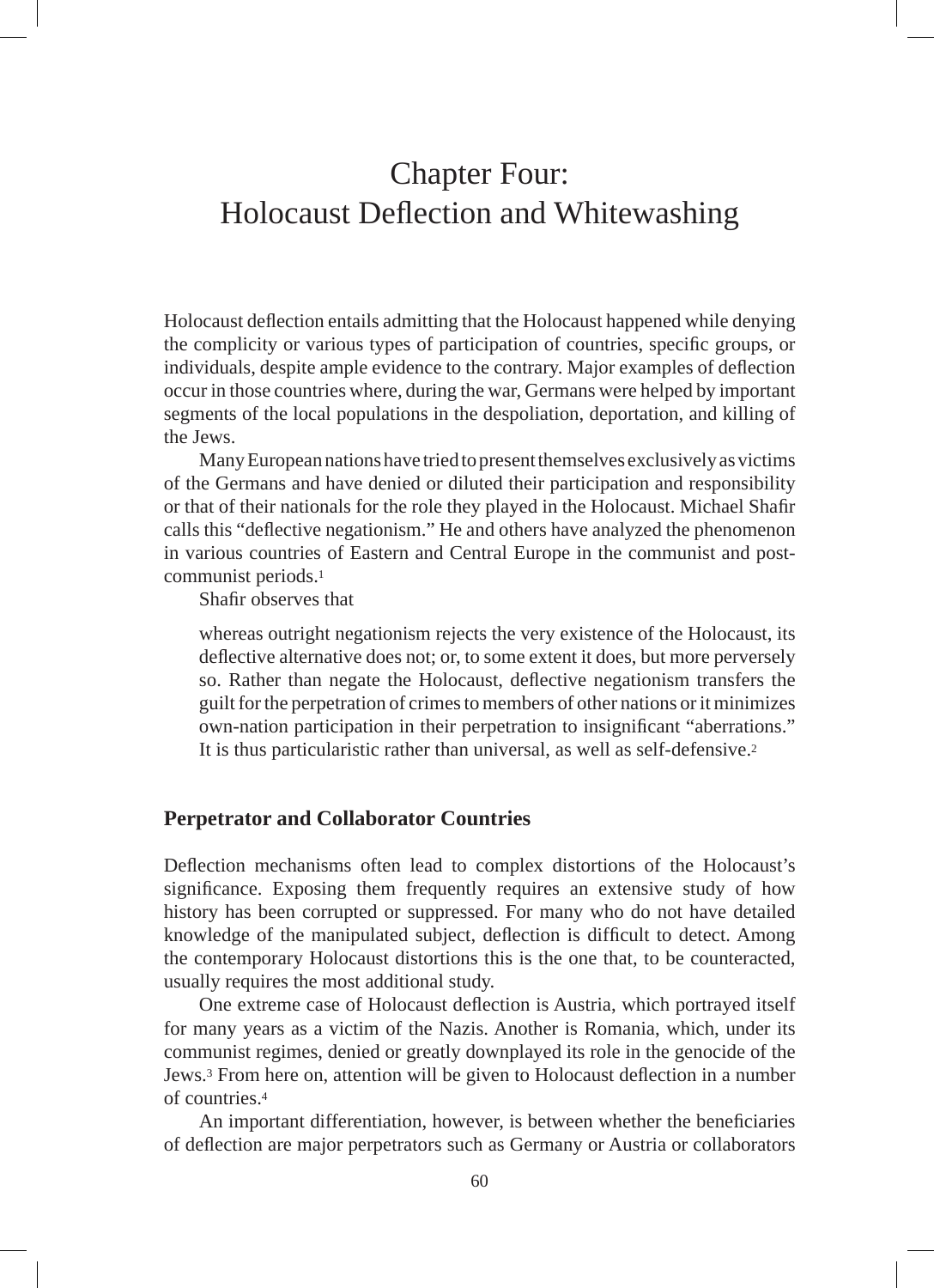# Chapter Four: Holocaust Deflection and Whitewashing

Holocaust deflection entails admitting that the Holocaust happened while denying the complicity or various types of participation of countries, specific groups, or individuals, despite ample evidence to the contrary. Major examples of deflection occur in those countries where, during the war, Germans were helped by important segments of the local populations in the despoliation, deportation, and killing of the Jews.

Many European nations have tried to present themselves exclusively as victims of the Germans and have denied or diluted their participation and responsibility or that of their nationals for the role they played in the Holocaust. Michael Shafir calls this "deflective negationism." He and others have analyzed the phenomenon in various countries of Eastern and Central Europe in the communist and post-communist periods.[1]

Shafir observes that

> whereas outright negationism rejects the very existence of the Holocaust, its deflective alternative does not; or, to some extent it does, but more perversely so. Rather than negate the Holocaust, deflective negationism transfers the guilt for the perpetration of crimes to members of other nations or it minimizes own-nation participation in their perpetration to insignificant "aberrations." It is thus particularistic rather than universal, as well as self-defensive.[2]

## Perpetrator and Collaborator Countries

Deflection mechanisms often lead to complex distortions of the Holocaust's significance. Exposing them frequently requires an extensive study of how history has been corrupted or suppressed. For many who do not have detailed knowledge of the manipulated subject, deflection is difficult to detect. Among the contemporary Holocaust distortions this is the one that, to be counteracted, usually requires the most additional study.

One extreme case of Holocaust deflection is Austria, which portrayed itself for many years as a victim of the Nazis. Another is Romania, which, under its communist regimes, denied or greatly downplayed its role in the genocide of the Jews.[3] From here on, attention will be given to Holocaust deflection in a number of countries.[4]

An important differentiation, however, is between whether the beneficiaries of deflection are major perpetrators such as Germany or Austria or collaborators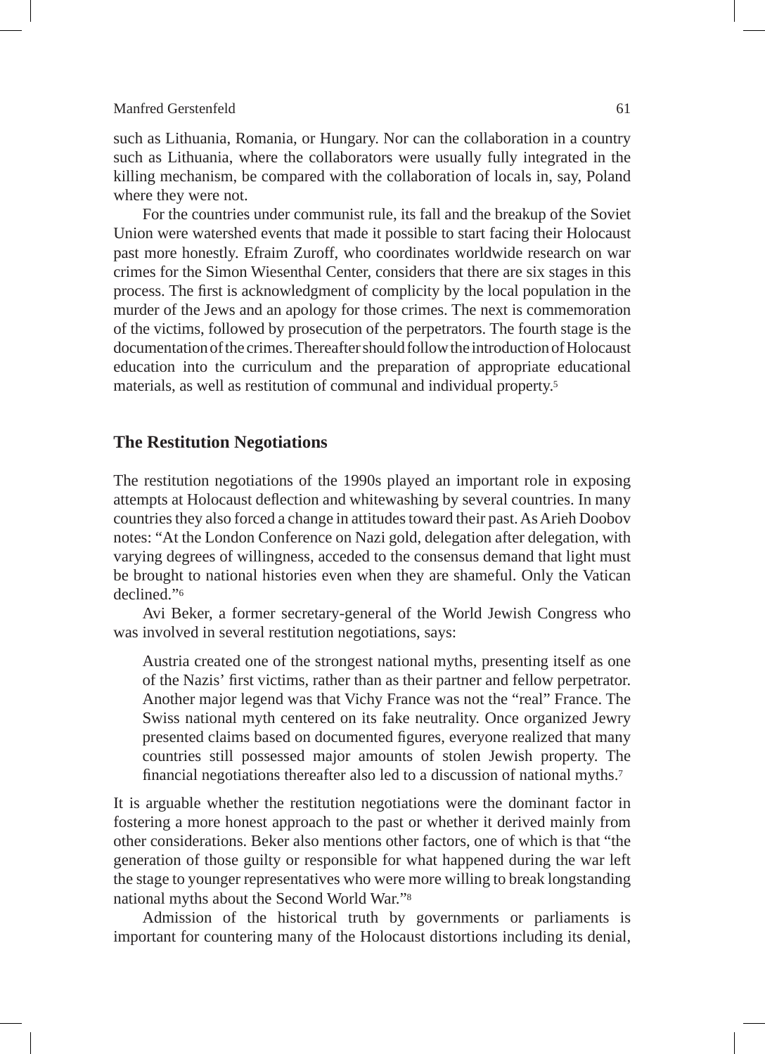such as Lithuania, Romania, or Hungary. Nor can the collaboration in a country such as Lithuania, where the collaborators were usually fully integrated in the killing mechanism, be compared with the collaboration of locals in, say, Poland where they were not.

For the countries under communist rule, its fall and the breakup of the Soviet Union were watershed events that made it possible to start facing their Holocaust past more honestly. Efraim Zuroff, who coordinates worldwide research on war crimes for the Simon Wiesenthal Center, considers that there are six stages in this process. The first is acknowledgment of complicity by the local population in the murder of the Jews and an apology for those crimes. The next is commemoration of the victims, followed by prosecution of the perpetrators. The fourth stage is the documentation of the crimes. Thereafter should follow the introduction of Holocaust education into the curriculum and the preparation of appropriate educational materials, as well as restitution of communal and individual property.[5]

## The Restitution Negotiations

The restitution negotiations of the 1990s played an important role in exposing attempts at Holocaust deflection and whitewashing by several countries. In many countries they also forced a change in attitudes toward their past. As Arieh Doobov notes: "At the London Conference on Nazi gold, delegation after delegation, with varying degrees of willingness, acceded to the consensus demand that light must be brought to national histories even when they are shameful. Only the Vatican declined."[6]

Avi Beker, a former secretary-general of the World Jewish Congress who was involved in several restitution negotiations, says:

> Austria created one of the strongest national myths, presenting itself as one of the Nazis' first victims, rather than as their partner and fellow perpetrator. Another major legend was that Vichy France was not the "real" France. The Swiss national myth centered on its fake neutrality. Once organized Jewry presented claims based on documented figures, everyone realized that many countries still possessed major amounts of stolen Jewish property. The financial negotiations thereafter also led to a discussion of national myths.[7]

It is arguable whether the restitution negotiations were the dominant factor in fostering a more honest approach to the past or whether it derived mainly from other considerations. Beker also mentions other factors, one of which is that "the generation of those guilty or responsible for what happened during the war left the stage to younger representatives who were more willing to break longstanding national myths about the Second World War."[8]

Admission of the historical truth by governments or parliaments is important for countering many of the Holocaust distortions including its denial,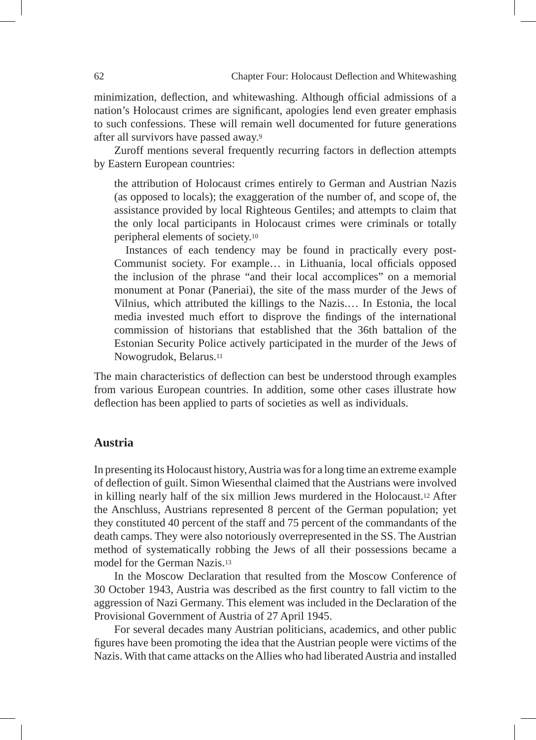minimization, deflection, and whitewashing. Although official admissions of a nation's Holocaust crimes are significant, apologies lend even greater emphasis to such confessions. These will remain well documented for future generations after all survivors have passed away.[9]

Zuroff mentions several frequently recurring factors in deflection attempts by Eastern European countries:

> the attribution of Holocaust crimes entirely to German and Austrian Nazis (as opposed to locals); the exaggeration of the number of, and scope of, the assistance provided by local Righteous Gentiles; and attempts to claim that the only local participants in Holocaust crimes were criminals or totally peripheral elements of society.[10]
>
> Instances of each tendency may be found in practically every post-Communist society. For example… in Lithuania, local officials opposed the inclusion of the phrase "and their local accomplices" on a memorial monument at Ponar (Paneriai), the site of the mass murder of the Jews of Vilnius, which attributed the killings to the Nazis.… In Estonia, the local media invested much effort to disprove the findings of the international commission of historians that established that the 36th battalion of the Estonian Security Police actively participated in the murder of the Jews of Nowogrudok, Belarus.[11]

The main characteristics of deflection can best be understood through examples from various European countries. In addition, some other cases illustrate how deflection has been applied to parts of societies as well as individuals.

## Austria

In presenting its Holocaust history, Austria was for a long time an extreme example of deflection of guilt. Simon Wiesenthal claimed that the Austrians were involved in killing nearly half of the six million Jews murdered in the Holocaust.[12] After the Anschluss, Austrians represented 8 percent of the German population; yet they constituted 40 percent of the staff and 75 percent of the commandants of the death camps. They were also notoriously overrepresented in the SS. The Austrian method of systematically robbing the Jews of all their possessions became a model for the German Nazis.[13]

In the Moscow Declaration that resulted from the Moscow Conference of 30 October 1943, Austria was described as the first country to fall victim to the aggression of Nazi Germany. This element was included in the Declaration of the Provisional Government of Austria of 27 April 1945.

For several decades many Austrian politicians, academics, and other public figures have been promoting the idea that the Austrian people were victims of the Nazis. With that came attacks on the Allies who had liberated Austria and installed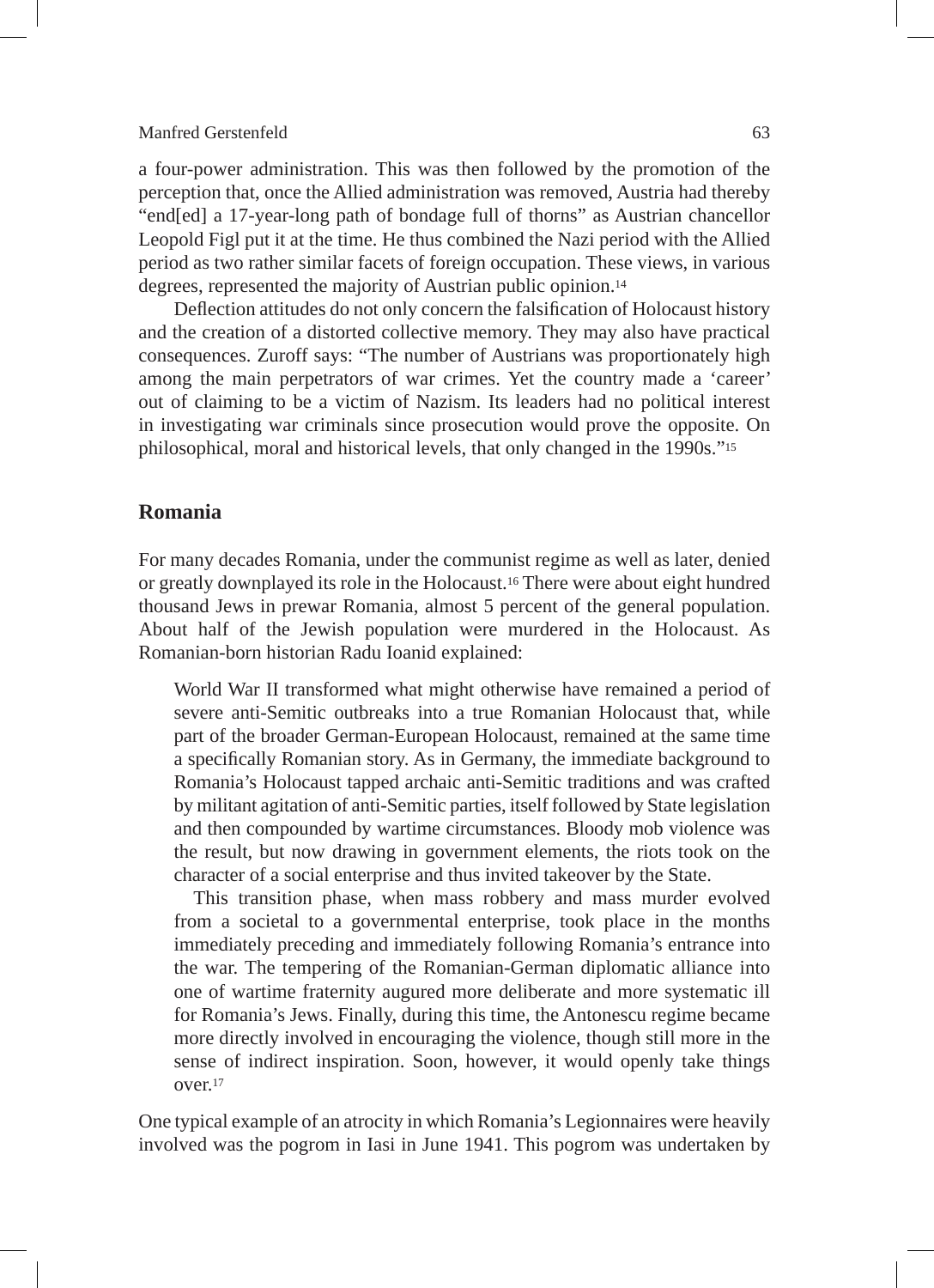a four-power administration. This was then followed by the promotion of the perception that, once the Allied administration was removed, Austria had thereby "end[ed] a 17-year-long path of bondage full of thorns" as Austrian chancellor Leopold Figl put it at the time. He thus combined the Nazi period with the Allied period as two rather similar facets of foreign occupation. These views, in various degrees, represented the majority of Austrian public opinion.[14]

Deflection attitudes do not only concern the falsification of Holocaust history and the creation of a distorted collective memory. They may also have practical consequences. Zuroff says: "The number of Austrians was proportionately high among the main perpetrators of war crimes. Yet the country made a 'career' out of claiming to be a victim of Nazism. Its leaders had no political interest in investigating war criminals since prosecution would prove the opposite. On philosophical, moral and historical levels, that only changed in the 1990s."[15]

## Romania

For many decades Romania, under the communist regime as well as later, denied or greatly downplayed its role in the Holocaust.[16] There were about eight hundred thousand Jews in prewar Romania, almost 5 percent of the general population. About half of the Jewish population were murdered in the Holocaust. As Romanian-born historian Radu Ioanid explained:

> World War II transformed what might otherwise have remained a period of severe anti-Semitic outbreaks into a true Romanian Holocaust that, while part of the broader German-European Holocaust, remained at the same time a specifically Romanian story. As in Germany, the immediate background to Romania's Holocaust tapped archaic anti-Semitic traditions and was crafted by militant agitation of anti-Semitic parties, itself followed by State legislation and then compounded by wartime circumstances. Bloody mob violence was the result, but now drawing in government elements, the riots took on the character of a social enterprise and thus invited takeover by the State.
>
> This transition phase, when mass robbery and mass murder evolved from a societal to a governmental enterprise, took place in the months immediately preceding and immediately following Romania's entrance into the war. The tempering of the Romanian-German diplomatic alliance into one of wartime fraternity augured more deliberate and more systematic ill for Romania's Jews. Finally, during this time, the Antonescu regime became more directly involved in encouraging the violence, though still more in the sense of indirect inspiration. Soon, however, it would openly take things over.[17]

One typical example of an atrocity in which Romania's Legionnaires were heavily involved was the pogrom in Iasi in June 1941. This pogrom was undertaken by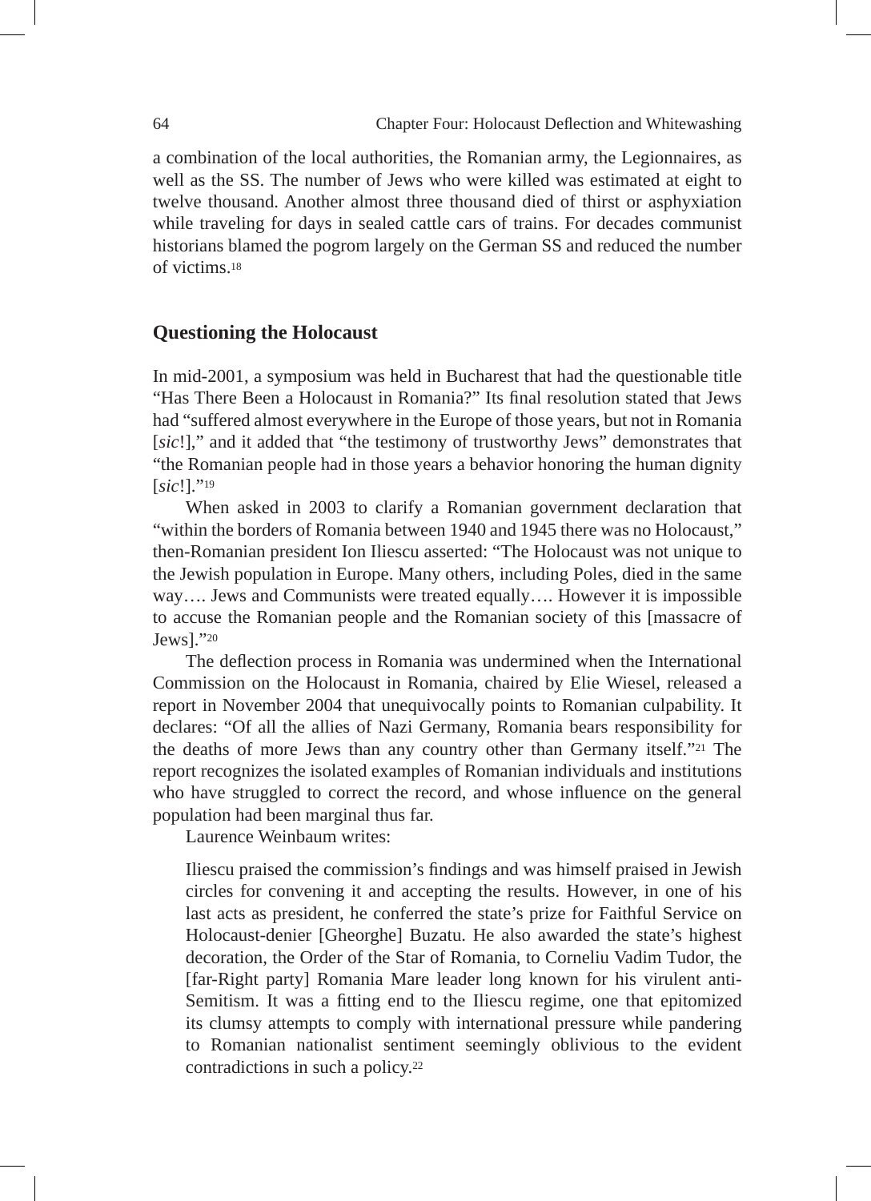a combination of the local authorities, the Romanian army, the Legionnaires, as well as the SS. The number of Jews who were killed was estimated at eight to twelve thousand. Another almost three thousand died of thirst or asphyxiation while traveling for days in sealed cattle cars of trains. For decades communist historians blamed the pogrom largely on the German SS and reduced the number of victims.[18]

## Questioning the Holocaust

In mid-2001, a symposium was held in Bucharest that had the questionable title "Has There Been a Holocaust in Romania?" Its final resolution stated that Jews had "suffered almost everywhere in the Europe of those years, but not in Romania [*sic*!]," and it added that "the testimony of trustworthy Jews" demonstrates that "the Romanian people had in those years a behavior honoring the human dignity [*sic*!]."[19]

When asked in 2003 to clarify a Romanian government declaration that "within the borders of Romania between 1940 and 1945 there was no Holocaust," then-Romanian president Ion Iliescu asserted: "The Holocaust was not unique to the Jewish population in Europe. Many others, including Poles, died in the same way…. Jews and Communists were treated equally…. However it is impossible to accuse the Romanian people and the Romanian society of this [massacre of Jews]."[20]

The deflection process in Romania was undermined when the International Commission on the Holocaust in Romania, chaired by Elie Wiesel, released a report in November 2004 that unequivocally points to Romanian culpability. It declares: "Of all the allies of Nazi Germany, Romania bears responsibility for the deaths of more Jews than any country other than Germany itself."[21] The report recognizes the isolated examples of Romanian individuals and institutions who have struggled to correct the record, and whose influence on the general population had been marginal thus far.

Laurence Weinbaum writes:

> Iliescu praised the commission's findings and was himself praised in Jewish circles for convening it and accepting the results. However, in one of his last acts as president, he conferred the state's prize for Faithful Service on Holocaust-denier [Gheorghe] Buzatu. He also awarded the state's highest decoration, the Order of the Star of Romania, to Corneliu Vadim Tudor, the [far-Right party] Romania Mare leader long known for his virulent anti-Semitism. It was a fitting end to the Iliescu regime, one that epitomized its clumsy attempts to comply with international pressure while pandering to Romanian nationalist sentiment seemingly oblivious to the evident contradictions in such a policy.[22]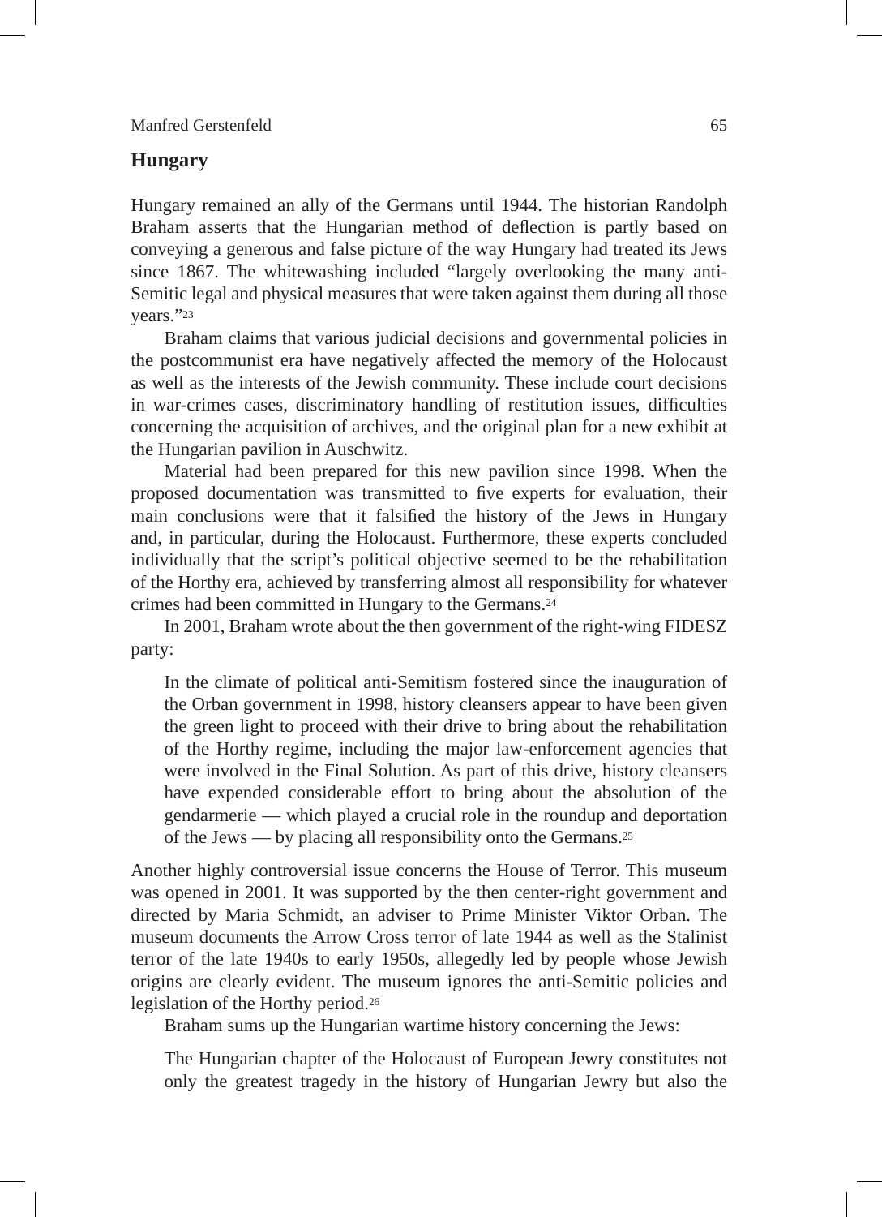## Hungary

Hungary remained an ally of the Germans until 1944. The historian Randolph Braham asserts that the Hungarian method of deflection is partly based on conveying a generous and false picture of the way Hungary had treated its Jews since 1867. The whitewashing included "largely overlooking the many anti-Semitic legal and physical measures that were taken against them during all those years."[23]

Braham claims that various judicial decisions and governmental policies in the postcommunist era have negatively affected the memory of the Holocaust as well as the interests of the Jewish community. These include court decisions in war-crimes cases, discriminatory handling of restitution issues, difficulties concerning the acquisition of archives, and the original plan for a new exhibit at the Hungarian pavilion in Auschwitz.

Material had been prepared for this new pavilion since 1998. When the proposed documentation was transmitted to five experts for evaluation, their main conclusions were that it falsified the history of the Jews in Hungary and, in particular, during the Holocaust. Furthermore, these experts concluded individually that the script's political objective seemed to be the rehabilitation of the Horthy era, achieved by transferring almost all responsibility for whatever crimes had been committed in Hungary to the Germans.[24]

In 2001, Braham wrote about the then government of the right-wing FIDESZ party:

> In the climate of political anti-Semitism fostered since the inauguration of the Orban government in 1998, history cleansers appear to have been given the green light to proceed with their drive to bring about the rehabilitation of the Horthy regime, including the major law-enforcement agencies that were involved in the Final Solution. As part of this drive, history cleansers have expended considerable effort to bring about the absolution of the gendarmerie — which played a crucial role in the roundup and deportation of the Jews — by placing all responsibility onto the Germans.[25]

Another highly controversial issue concerns the House of Terror. This museum was opened in 2001. It was supported by the then center-right government and directed by Maria Schmidt, an adviser to Prime Minister Viktor Orban. The museum documents the Arrow Cross terror of late 1944 as well as the Stalinist terror of the late 1940s to early 1950s, allegedly led by people whose Jewish origins are clearly evident. The museum ignores the anti-Semitic policies and legislation of the Horthy period.[26]

Braham sums up the Hungarian wartime history concerning the Jews:

> The Hungarian chapter of the Holocaust of European Jewry constitutes not only the greatest tragedy in the history of Hungarian Jewry but also the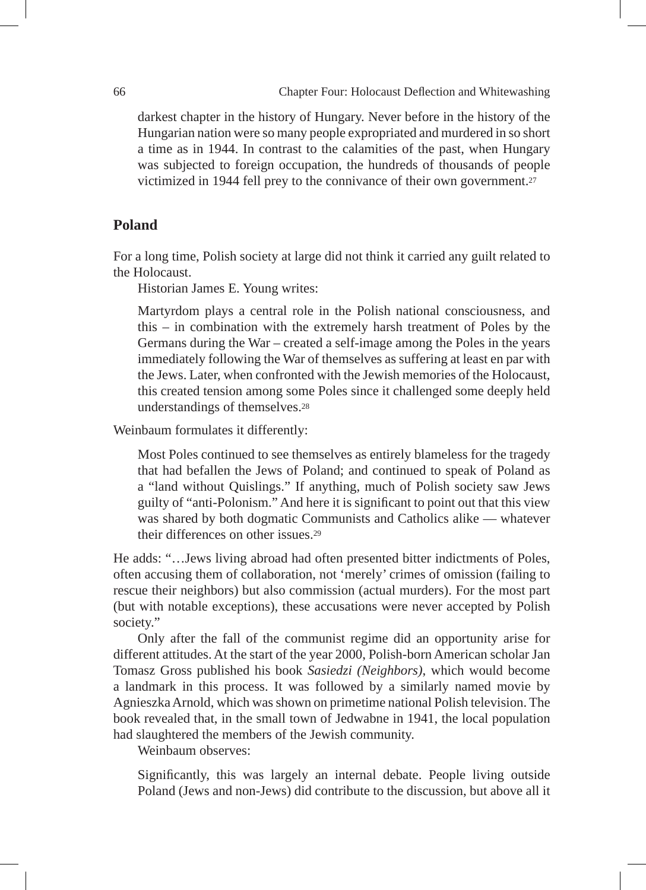darkest chapter in the history of Hungary. Never before in the history of the Hungarian nation were so many people expropriated and murdered in so short a time as in 1944. In contrast to the calamities of the past, when Hungary was subjected to foreign occupation, the hundreds of thousands of people victimized in 1944 fell prey to the connivance of their own government.[27]

## Poland

For a long time, Polish society at large did not think it carried any guilt related to the Holocaust.

Historian James E. Young writes:

> Martyrdom plays a central role in the Polish national consciousness, and this – in combination with the extremely harsh treatment of Poles by the Germans during the War – created a self-image among the Poles in the years immediately following the War of themselves as suffering at least en par with the Jews. Later, when confronted with the Jewish memories of the Holocaust, this created tension among some Poles since it challenged some deeply held understandings of themselves.[28]

Weinbaum formulates it differently:

> Most Poles continued to see themselves as entirely blameless for the tragedy that had befallen the Jews of Poland; and continued to speak of Poland as a "land without Quislings." If anything, much of Polish society saw Jews guilty of "anti-Polonism." And here it is significant to point out that this view was shared by both dogmatic Communists and Catholics alike — whatever their differences on other issues.[29]

He adds: "…Jews living abroad had often presented bitter indictments of Poles, often accusing them of collaboration, not 'merely' crimes of omission (failing to rescue their neighbors) but also commission (actual murders). For the most part (but with notable exceptions), these accusations were never accepted by Polish society."

Only after the fall of the communist regime did an opportunity arise for different attitudes. At the start of the year 2000, Polish-born American scholar Jan Tomasz Gross published his book *Sasiedzi (Neighbors)*, which would become a landmark in this process. It was followed by a similarly named movie by Agnieszka Arnold, which was shown on primetime national Polish television. The book revealed that, in the small town of Jedwabne in 1941, the local population had slaughtered the members of the Jewish community.

Weinbaum observes:

> Significantly, this was largely an internal debate. People living outside Poland (Jews and non-Jews) did contribute to the discussion, but above all it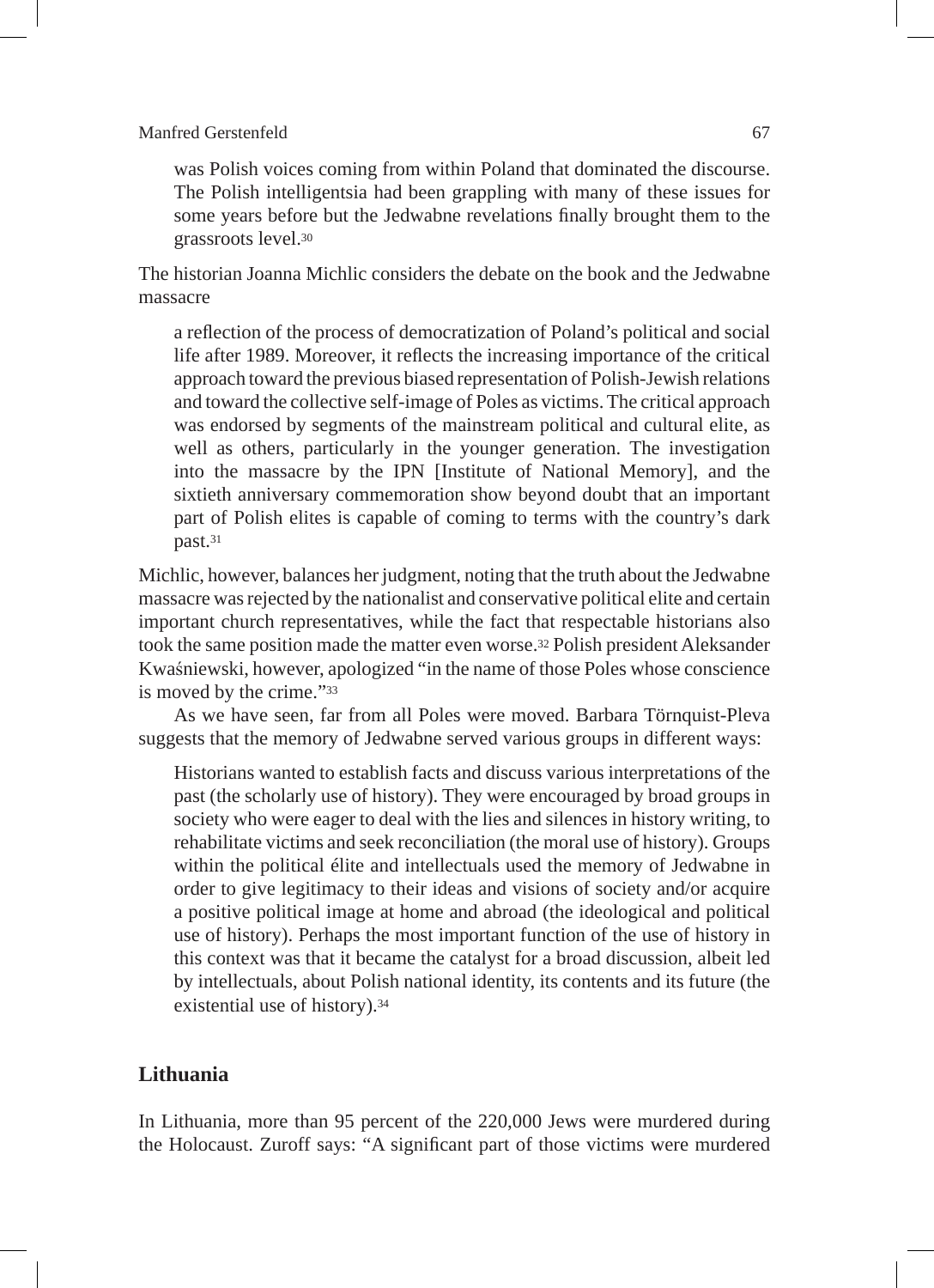was Polish voices coming from within Poland that dominated the discourse. The Polish intelligentsia had been grappling with many of these issues for some years before but the Jedwabne revelations finally brought them to the grassroots level.[30]

The historian Joanna Michlic considers the debate on the book and the Jedwabne massacre

> a reflection of the process of democratization of Poland's political and social life after 1989. Moreover, it reflects the increasing importance of the critical approach toward the previous biased representation of Polish-Jewish relations and toward the collective self-image of Poles as victims. The critical approach was endorsed by segments of the mainstream political and cultural elite, as well as others, particularly in the younger generation. The investigation into the massacre by the IPN [Institute of National Memory], and the sixtieth anniversary commemoration show beyond doubt that an important part of Polish elites is capable of coming to terms with the country's dark past.[31]

Michlic, however, balances her judgment, noting that the truth about the Jedwabne massacre was rejected by the nationalist and conservative political elite and certain important church representatives, while the fact that respectable historians also took the same position made the matter even worse.[32] Polish president Aleksander Kwaśniewski, however, apologized "in the name of those Poles whose conscience is moved by the crime."[33]

As we have seen, far from all Poles were moved. Barbara Törnquist-Pleva suggests that the memory of Jedwabne served various groups in different ways:

> Historians wanted to establish facts and discuss various interpretations of the past (the scholarly use of history). They were encouraged by broad groups in society who were eager to deal with the lies and silences in history writing, to rehabilitate victims and seek reconciliation (the moral use of history). Groups within the political élite and intellectuals used the memory of Jedwabne in order to give legitimacy to their ideas and visions of society and/or acquire a positive political image at home and abroad (the ideological and political use of history). Perhaps the most important function of the use of history in this context was that it became the catalyst for a broad discussion, albeit led by intellectuals, about Polish national identity, its contents and its future (the existential use of history).[34]

## Lithuania

In Lithuania, more than 95 percent of the 220,000 Jews were murdered during the Holocaust. Zuroff says: "A significant part of those victims were murdered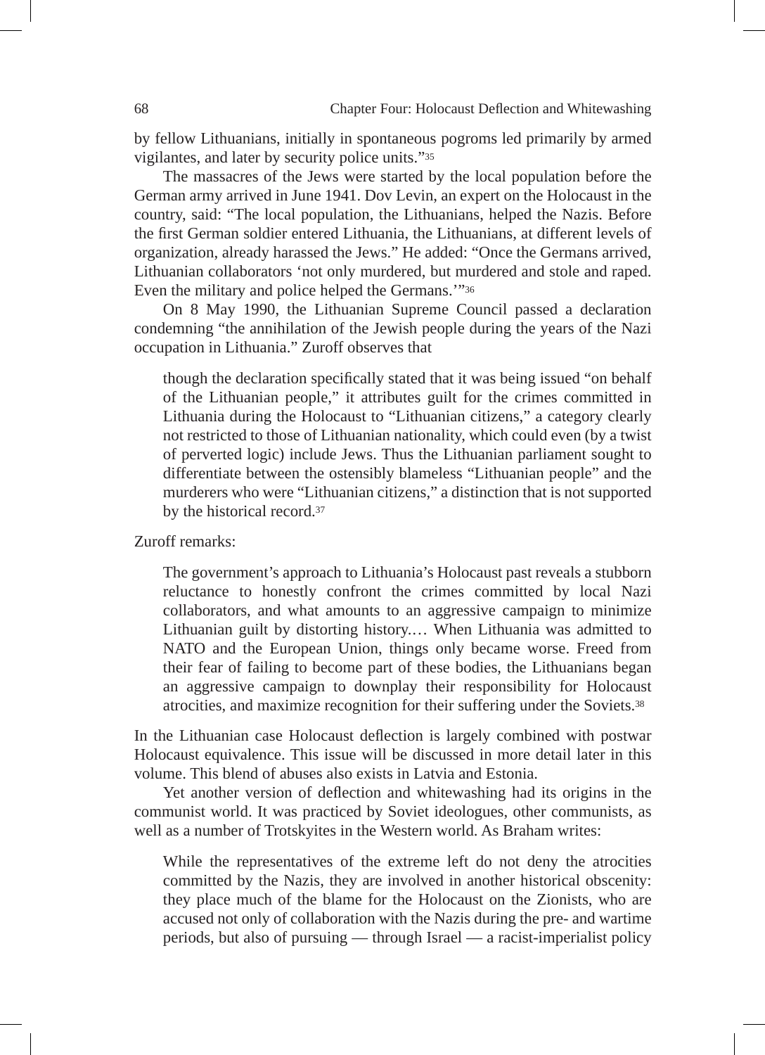by fellow Lithuanians, initially in spontaneous pogroms led primarily by armed vigilantes, and later by security police units."[35]

The massacres of the Jews were started by the local population before the German army arrived in June 1941. Dov Levin, an expert on the Holocaust in the country, said: "The local population, the Lithuanians, helped the Nazis. Before the first German soldier entered Lithuania, the Lithuanians, at different levels of organization, already harassed the Jews." He added: "Once the Germans arrived, Lithuanian collaborators 'not only murdered, but murdered and stole and raped. Even the military and police helped the Germans.'"[36]

On 8 May 1990, the Lithuanian Supreme Council passed a declaration condemning "the annihilation of the Jewish people during the years of the Nazi occupation in Lithuania." Zuroff observes that

> though the declaration specifically stated that it was being issued "on behalf of the Lithuanian people," it attributes guilt for the crimes committed in Lithuania during the Holocaust to "Lithuanian citizens," a category clearly not restricted to those of Lithuanian nationality, which could even (by a twist of perverted logic) include Jews. Thus the Lithuanian parliament sought to differentiate between the ostensibly blameless "Lithuanian people" and the murderers who were "Lithuanian citizens," a distinction that is not supported by the historical record.[37]

Zuroff remarks:

> The government's approach to Lithuania's Holocaust past reveals a stubborn reluctance to honestly confront the crimes committed by local Nazi collaborators, and what amounts to an aggressive campaign to minimize Lithuanian guilt by distorting history.… When Lithuania was admitted to NATO and the European Union, things only became worse. Freed from their fear of failing to become part of these bodies, the Lithuanians began an aggressive campaign to downplay their responsibility for Holocaust atrocities, and maximize recognition for their suffering under the Soviets.[38]

In the Lithuanian case Holocaust deflection is largely combined with postwar Holocaust equivalence. This issue will be discussed in more detail later in this volume. This blend of abuses also exists in Latvia and Estonia.

Yet another version of deflection and whitewashing had its origins in the communist world. It was practiced by Soviet ideologues, other communists, as well as a number of Trotskyites in the Western world. As Braham writes:

> While the representatives of the extreme left do not deny the atrocities committed by the Nazis, they are involved in another historical obscenity: they place much of the blame for the Holocaust on the Zionists, who are accused not only of collaboration with the Nazis during the pre- and wartime periods, but also of pursuing — through Israel — a racist-imperialist policy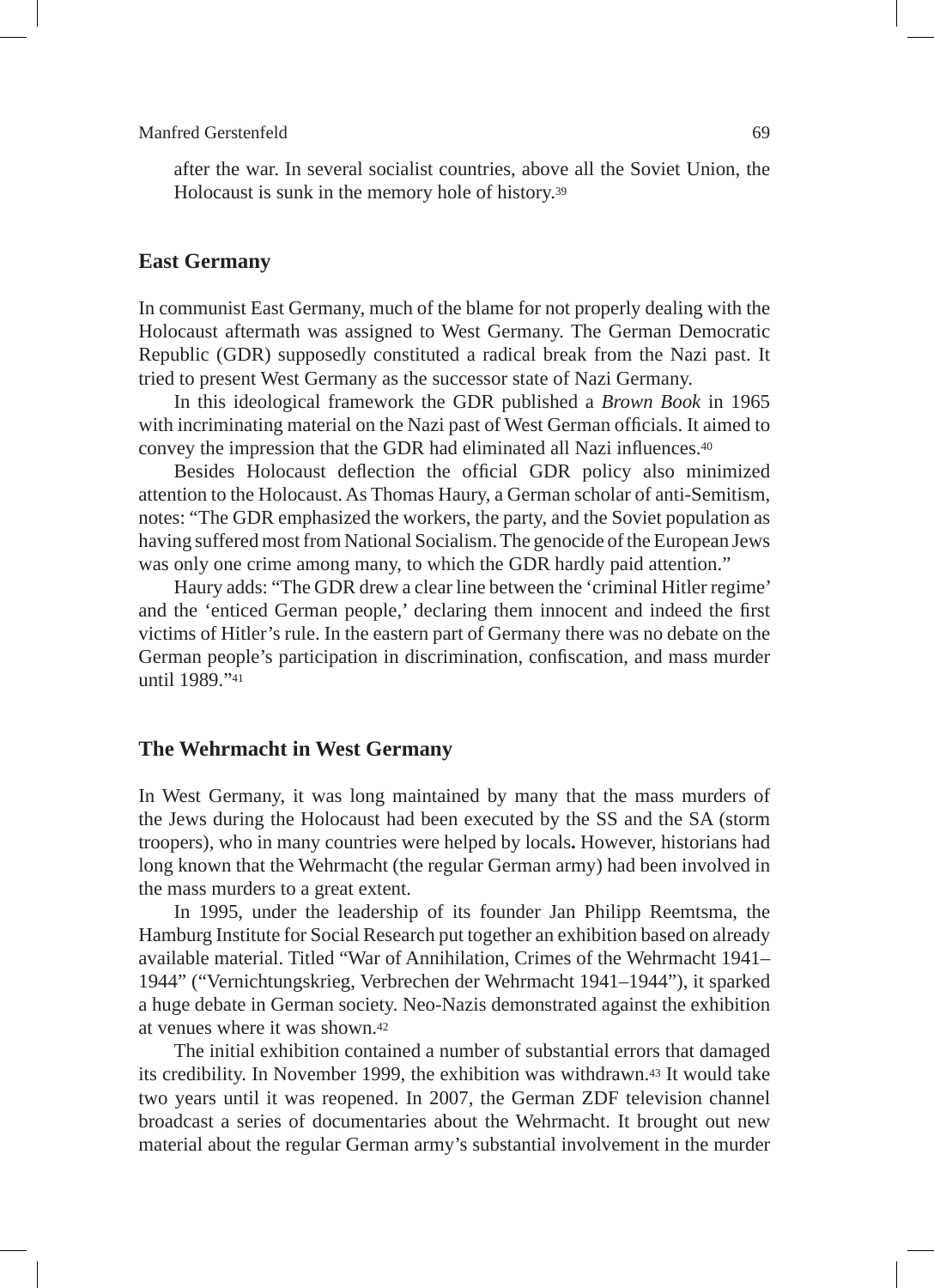after the war. In several socialist countries, above all the Soviet Union, the Holocaust is sunk in the memory hole of history.[39]

## East Germany

In communist East Germany, much of the blame for not properly dealing with the Holocaust aftermath was assigned to West Germany. The German Democratic Republic (GDR) supposedly constituted a radical break from the Nazi past. It tried to present West Germany as the successor state of Nazi Germany.

In this ideological framework the GDR published a *Brown Book* in 1965 with incriminating material on the Nazi past of West German officials. It aimed to convey the impression that the GDR had eliminated all Nazi influences.[40]

Besides Holocaust deflection the official GDR policy also minimized attention to the Holocaust. As Thomas Haury, a German scholar of anti-Semitism, notes: "The GDR emphasized the workers, the party, and the Soviet population as having suffered most from National Socialism. The genocide of the European Jews was only one crime among many, to which the GDR hardly paid attention."

Haury adds: "The GDR drew a clear line between the 'criminal Hitler regime' and the 'enticed German people,' declaring them innocent and indeed the first victims of Hitler's rule. In the eastern part of Germany there was no debate on the German people's participation in discrimination, confiscation, and mass murder until 1989."[41]

## The Wehrmacht in West Germany

In West Germany, it was long maintained by many that the mass murders of the Jews during the Holocaust had been executed by the SS and the SA (storm troopers), who in many countries were helped by locals**.** However, historians had long known that the Wehrmacht (the regular German army) had been involved in the mass murders to a great extent.

In 1995, under the leadership of its founder Jan Philipp Reemtsma, the Hamburg Institute for Social Research put together an exhibition based on already available material. Titled "War of Annihilation, Crimes of the Wehrmacht 1941–1944" ("Vernichtungskrieg, Verbrechen der Wehrmacht 1941–1944"), it sparked a huge debate in German society. Neo-Nazis demonstrated against the exhibition at venues where it was shown.[42]

The initial exhibition contained a number of substantial errors that damaged its credibility. In November 1999, the exhibition was withdrawn.[43] It would take two years until it was reopened. In 2007, the German ZDF television channel broadcast a series of documentaries about the Wehrmacht. It brought out new material about the regular German army's substantial involvement in the murder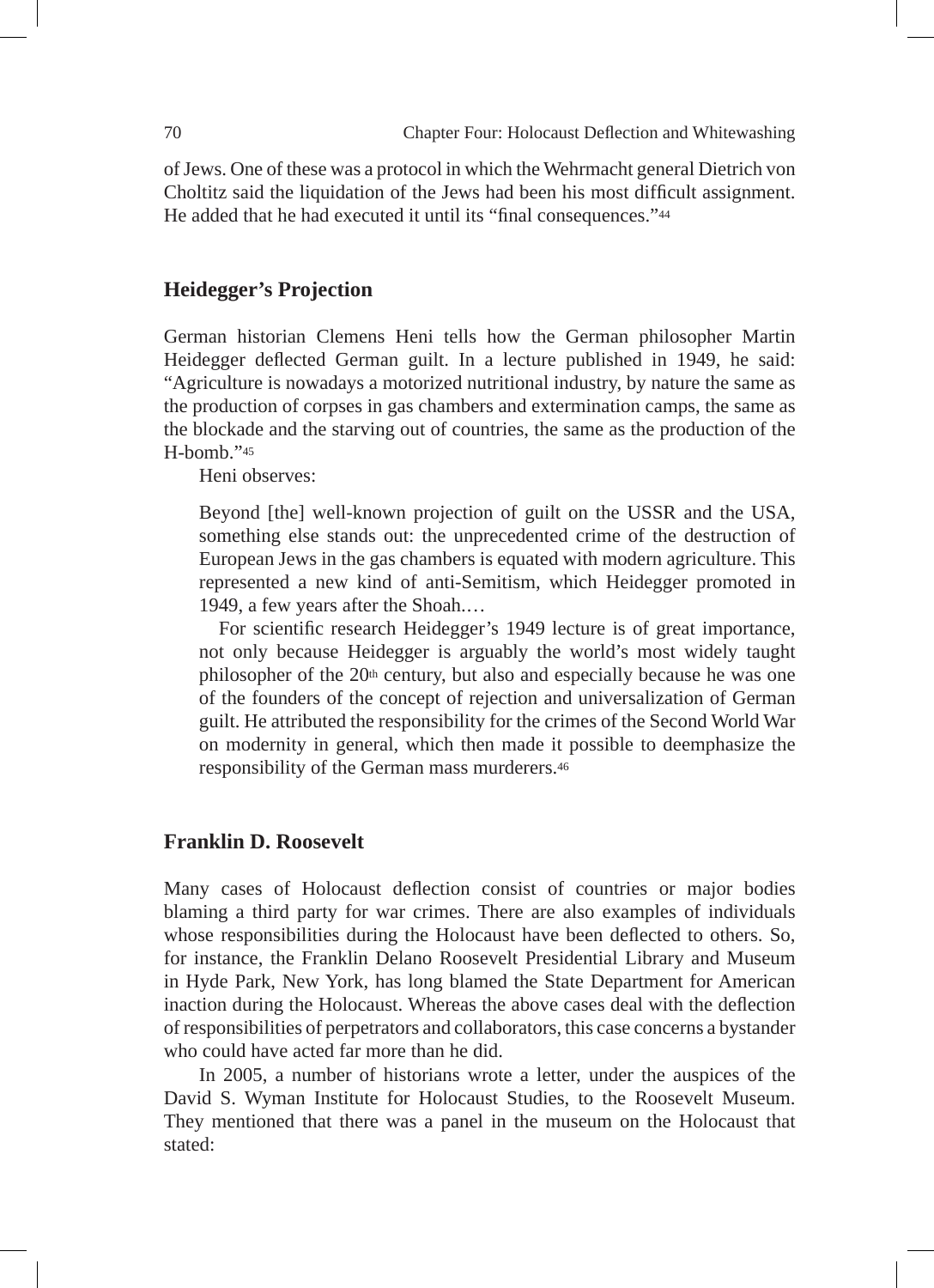of Jews. One of these was a protocol in which the Wehrmacht general Dietrich von Choltitz said the liquidation of the Jews had been his most difficult assignment. He added that he had executed it until its "final consequences."[44]

## Heidegger's Projection

German historian Clemens Heni tells how the German philosopher Martin Heidegger deflected German guilt. In a lecture published in 1949, he said: "Agriculture is nowadays a motorized nutritional industry, by nature the same as the production of corpses in gas chambers and extermination camps, the same as the blockade and the starving out of countries, the same as the production of the H-bomb."[45]

Heni observes:

> Beyond [the] well-known projection of guilt on the USSR and the USA, something else stands out: the unprecedented crime of the destruction of European Jews in the gas chambers is equated with modern agriculture. This represented a new kind of anti-Semitism, which Heidegger promoted in 1949, a few years after the Shoah.…
>
> For scientific research Heidegger's 1949 lecture is of great importance, not only because Heidegger is arguably the world's most widely taught philosopher of the 20th century, but also and especially because he was one of the founders of the concept of rejection and universalization of German guilt. He attributed the responsibility for the crimes of the Second World War on modernity in general, which then made it possible to deemphasize the responsibility of the German mass murderers.[46]

## Franklin D. Roosevelt

Many cases of Holocaust deflection consist of countries or major bodies blaming a third party for war crimes. There are also examples of individuals whose responsibilities during the Holocaust have been deflected to others. So, for instance, the Franklin Delano Roosevelt Presidential Library and Museum in Hyde Park, New York, has long blamed the State Department for American inaction during the Holocaust. Whereas the above cases deal with the deflection of responsibilities of perpetrators and collaborators, this case concerns a bystander who could have acted far more than he did.

In 2005, a number of historians wrote a letter, under the auspices of the David S. Wyman Institute for Holocaust Studies, to the Roosevelt Museum. They mentioned that there was a panel in the museum on the Holocaust that stated: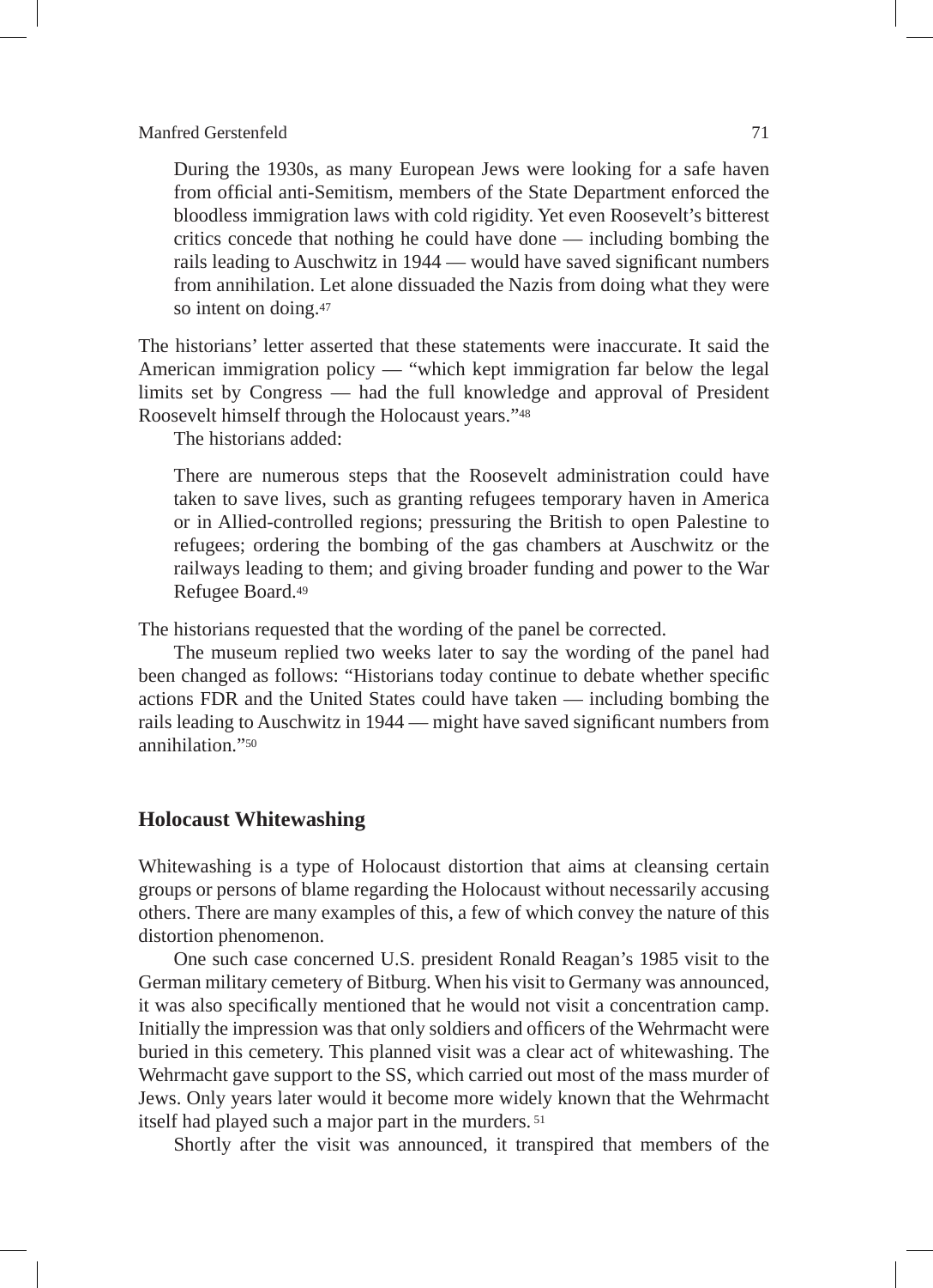> During the 1930s, as many European Jews were looking for a safe haven from official anti-Semitism, members of the State Department enforced the bloodless immigration laws with cold rigidity. Yet even Roosevelt's bitterest critics concede that nothing he could have done — including bombing the rails leading to Auschwitz in 1944 — would have saved significant numbers from annihilation. Let alone dissuaded the Nazis from doing what they were so intent on doing.[47]

The historians' letter asserted that these statements were inaccurate. It said the American immigration policy — "which kept immigration far below the legal limits set by Congress — had the full knowledge and approval of President Roosevelt himself through the Holocaust years."[48]

The historians added:

> There are numerous steps that the Roosevelt administration could have taken to save lives, such as granting refugees temporary haven in America or in Allied-controlled regions; pressuring the British to open Palestine to refugees; ordering the bombing of the gas chambers at Auschwitz or the railways leading to them; and giving broader funding and power to the War Refugee Board.[49]

The historians requested that the wording of the panel be corrected.

The museum replied two weeks later to say the wording of the panel had been changed as follows: "Historians today continue to debate whether specific actions FDR and the United States could have taken — including bombing the rails leading to Auschwitz in 1944 — might have saved significant numbers from annihilation."[50]

## Holocaust Whitewashing

Whitewashing is a type of Holocaust distortion that aims at cleansing certain groups or persons of blame regarding the Holocaust without necessarily accusing others. There are many examples of this, a few of which convey the nature of this distortion phenomenon.

One such case concerned U.S. president Ronald Reagan's 1985 visit to the German military cemetery of Bitburg. When his visit to Germany was announced, it was also specifically mentioned that he would not visit a concentration camp. Initially the impression was that only soldiers and officers of the Wehrmacht were buried in this cemetery. This planned visit was a clear act of whitewashing. The Wehrmacht gave support to the SS, which carried out most of the mass murder of Jews. Only years later would it become more widely known that the Wehrmacht itself had played such a major part in the murders.[51]

Shortly after the visit was announced, it transpired that members of the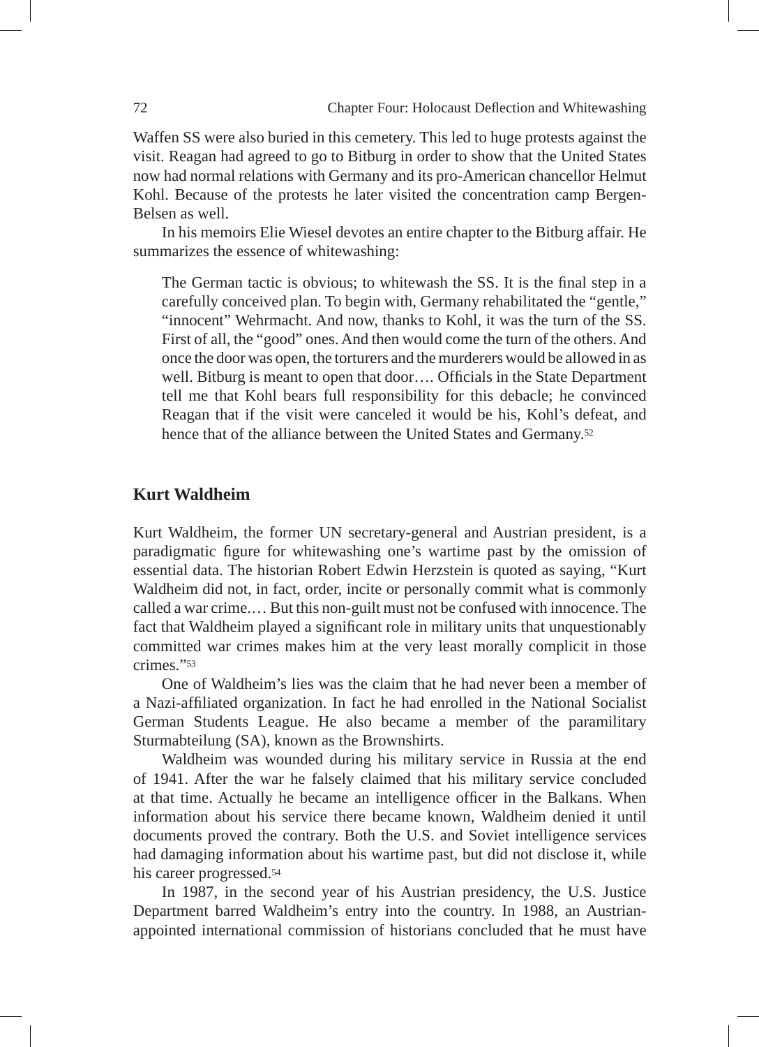Waffen SS were also buried in this cemetery. This led to huge protests against the visit. Reagan had agreed to go to Bitburg in order to show that the United States now had normal relations with Germany and its pro-American chancellor Helmut Kohl. Because of the protests he later visited the concentration camp Bergen-Belsen as well.

In his memoirs Elie Wiesel devotes an entire chapter to the Bitburg affair. He summarizes the essence of whitewashing:

> The German tactic is obvious; to whitewash the SS. It is the final step in a carefully conceived plan. To begin with, Germany rehabilitated the "gentle," "innocent" Wehrmacht. And now, thanks to Kohl, it was the turn of the SS. First of all, the "good" ones. And then would come the turn of the others. And once the door was open, the torturers and the murderers would be allowed in as well. Bitburg is meant to open that door…. Officials in the State Department tell me that Kohl bears full responsibility for this debacle; he convinced Reagan that if the visit were canceled it would be his, Kohl's defeat, and hence that of the alliance between the United States and Germany.[52]

## Kurt Waldheim

Kurt Waldheim, the former UN secretary-general and Austrian president, is a paradigmatic figure for whitewashing one's wartime past by the omission of essential data. The historian Robert Edwin Herzstein is quoted as saying, "Kurt Waldheim did not, in fact, order, incite or personally commit what is commonly called a war crime.… But this non-guilt must not be confused with innocence. The fact that Waldheim played a significant role in military units that unquestionably committed war crimes makes him at the very least morally complicit in those crimes."[53]

One of Waldheim's lies was the claim that he had never been a member of a Nazi-affiliated organization. In fact he had enrolled in the National Socialist German Students League. He also became a member of the paramilitary Sturmabteilung (SA), known as the Brownshirts.

Waldheim was wounded during his military service in Russia at the end of 1941. After the war he falsely claimed that his military service concluded at that time. Actually he became an intelligence officer in the Balkans. When information about his service there became known, Waldheim denied it until documents proved the contrary. Both the U.S. and Soviet intelligence services had damaging information about his wartime past, but did not disclose it, while his career progressed.[54]

In 1987, in the second year of his Austrian presidency, the U.S. Justice Department barred Waldheim's entry into the country. In 1988, an Austrian-appointed international commission of historians concluded that he must have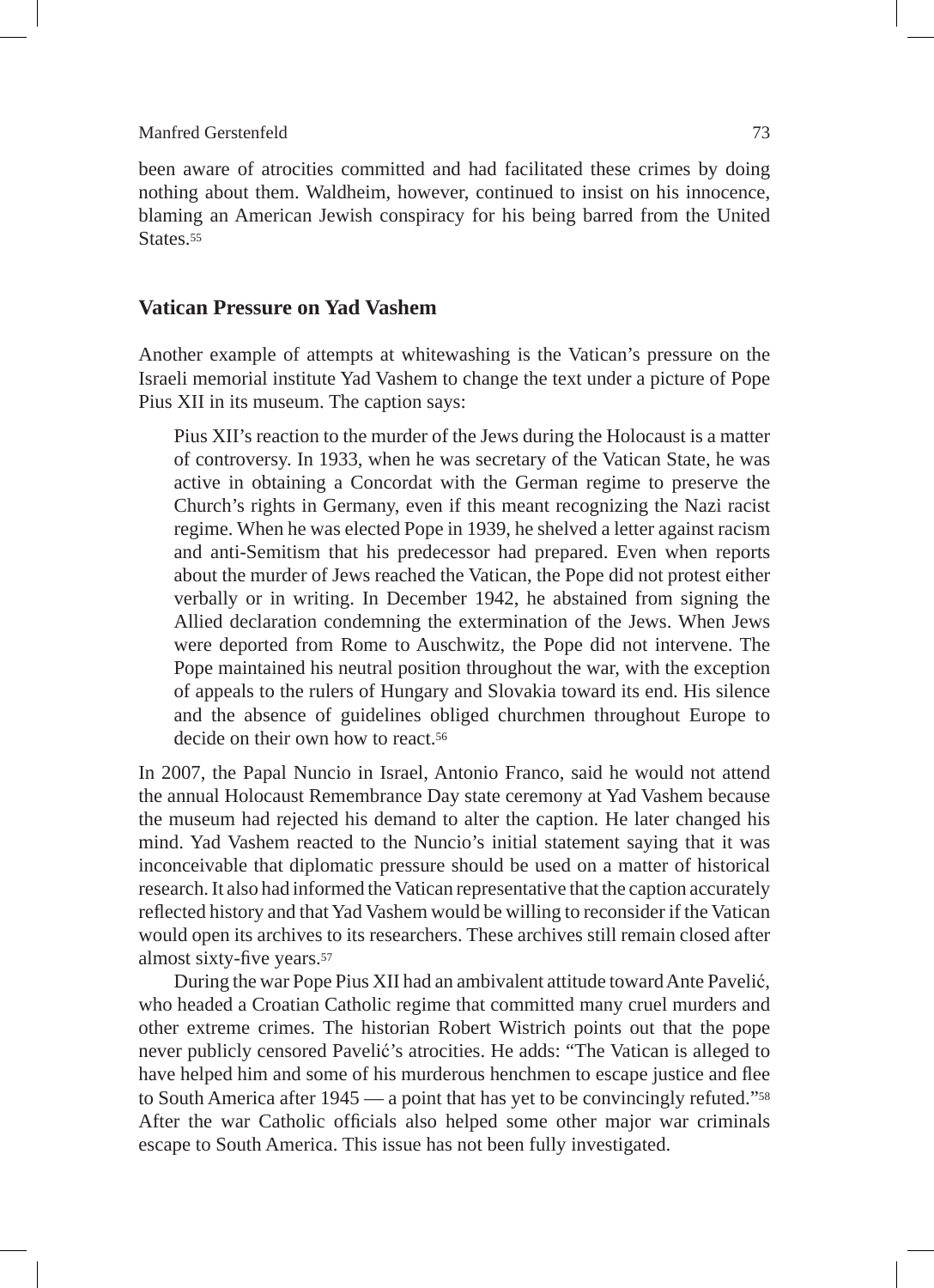been aware of atrocities committed and had facilitated these crimes by doing nothing about them. Waldheim, however, continued to insist on his innocence, blaming an American Jewish conspiracy for his being barred from the United States.[55]

## Vatican Pressure on Yad Vashem

Another example of attempts at whitewashing is the Vatican's pressure on the Israeli memorial institute Yad Vashem to change the text under a picture of Pope Pius XII in its museum. The caption says:

> Pius XII's reaction to the murder of the Jews during the Holocaust is a matter of controversy. In 1933, when he was secretary of the Vatican State, he was active in obtaining a Concordat with the German regime to preserve the Church's rights in Germany, even if this meant recognizing the Nazi racist regime. When he was elected Pope in 1939, he shelved a letter against racism and anti-Semitism that his predecessor had prepared. Even when reports about the murder of Jews reached the Vatican, the Pope did not protest either verbally or in writing. In December 1942, he abstained from signing the Allied declaration condemning the extermination of the Jews. When Jews were deported from Rome to Auschwitz, the Pope did not intervene. The Pope maintained his neutral position throughout the war, with the exception of appeals to the rulers of Hungary and Slovakia toward its end. His silence and the absence of guidelines obliged churchmen throughout Europe to decide on their own how to react.[56]

In 2007, the Papal Nuncio in Israel, Antonio Franco, said he would not attend the annual Holocaust Remembrance Day state ceremony at Yad Vashem because the museum had rejected his demand to alter the caption. He later changed his mind. Yad Vashem reacted to the Nuncio's initial statement saying that it was inconceivable that diplomatic pressure should be used on a matter of historical research. It also had informed the Vatican representative that the caption accurately reflected history and that Yad Vashem would be willing to reconsider if the Vatican would open its archives to its researchers. These archives still remain closed after almost sixty-five years.[57]

During the war Pope Pius XII had an ambivalent attitude toward Ante Pavelić, who headed a Croatian Catholic regime that committed many cruel murders and other extreme crimes. The historian Robert Wistrich points out that the pope never publicly censored Pavelić's atrocities. He adds: "The Vatican is alleged to have helped him and some of his murderous henchmen to escape justice and flee to South America after 1945 — a point that has yet to be convincingly refuted."[58] After the war Catholic officials also helped some other major war criminals escape to South America. This issue has not been fully investigated.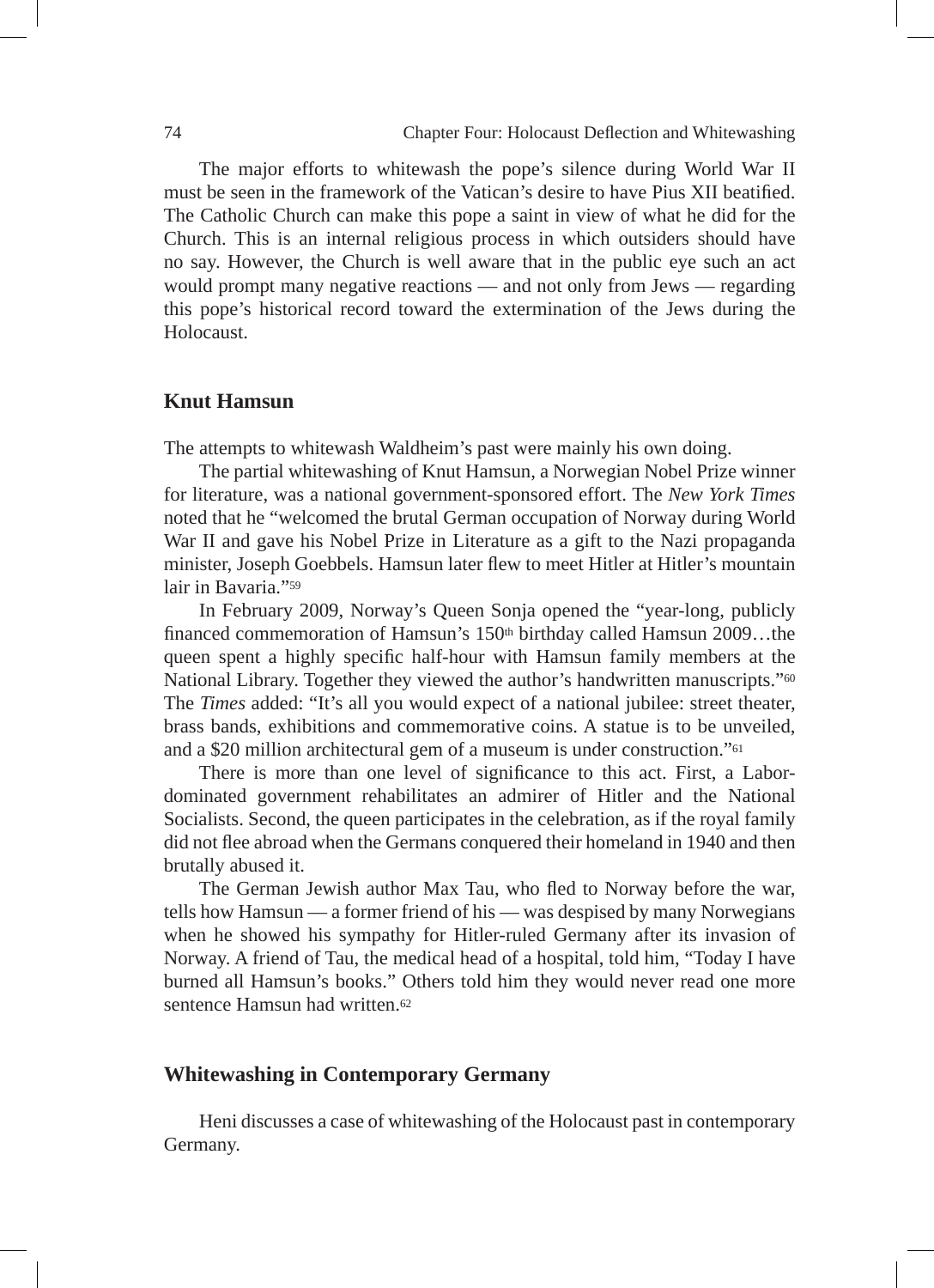The major efforts to whitewash the pope's silence during World War II must be seen in the framework of the Vatican's desire to have Pius XII beatified. The Catholic Church can make this pope a saint in view of what he did for the Church. This is an internal religious process in which outsiders should have no say. However, the Church is well aware that in the public eye such an act would prompt many negative reactions — and not only from Jews — regarding this pope's historical record toward the extermination of the Jews during the Holocaust.

## Knut Hamsun

The attempts to whitewash Waldheim's past were mainly his own doing.

The partial whitewashing of Knut Hamsun, a Norwegian Nobel Prize winner for literature, was a national government-sponsored effort. The *New York Times* noted that he "welcomed the brutal German occupation of Norway during World War II and gave his Nobel Prize in Literature as a gift to the Nazi propaganda minister, Joseph Goebbels. Hamsun later flew to meet Hitler at Hitler's mountain lair in Bavaria."[59]

In February 2009, Norway's Queen Sonja opened the "year-long, publicly financed commemoration of Hamsun's 150th birthday called Hamsun 2009…the queen spent a highly specific half-hour with Hamsun family members at the National Library. Together they viewed the author's handwritten manuscripts."[60] The *Times* added: "It's all you would expect of a national jubilee: street theater, brass bands, exhibitions and commemorative coins. A statue is to be unveiled, and a $20 million architectural gem of a museum is under construction."[61]

There is more than one level of significance to this act. First, a Labor-dominated government rehabilitates an admirer of Hitler and the National Socialists. Second, the queen participates in the celebration, as if the royal family did not flee abroad when the Germans conquered their homeland in 1940 and then brutally abused it.

The German Jewish author Max Tau, who fled to Norway before the war, tells how Hamsun — a former friend of his — was despised by many Norwegians when he showed his sympathy for Hitler-ruled Germany after its invasion of Norway. A friend of Tau, the medical head of a hospital, told him, "Today I have burned all Hamsun's books." Others told him they would never read one more sentence Hamsun had written.[62]

## Whitewashing in Contemporary Germany

Heni discusses a case of whitewashing of the Holocaust past in contemporary Germany.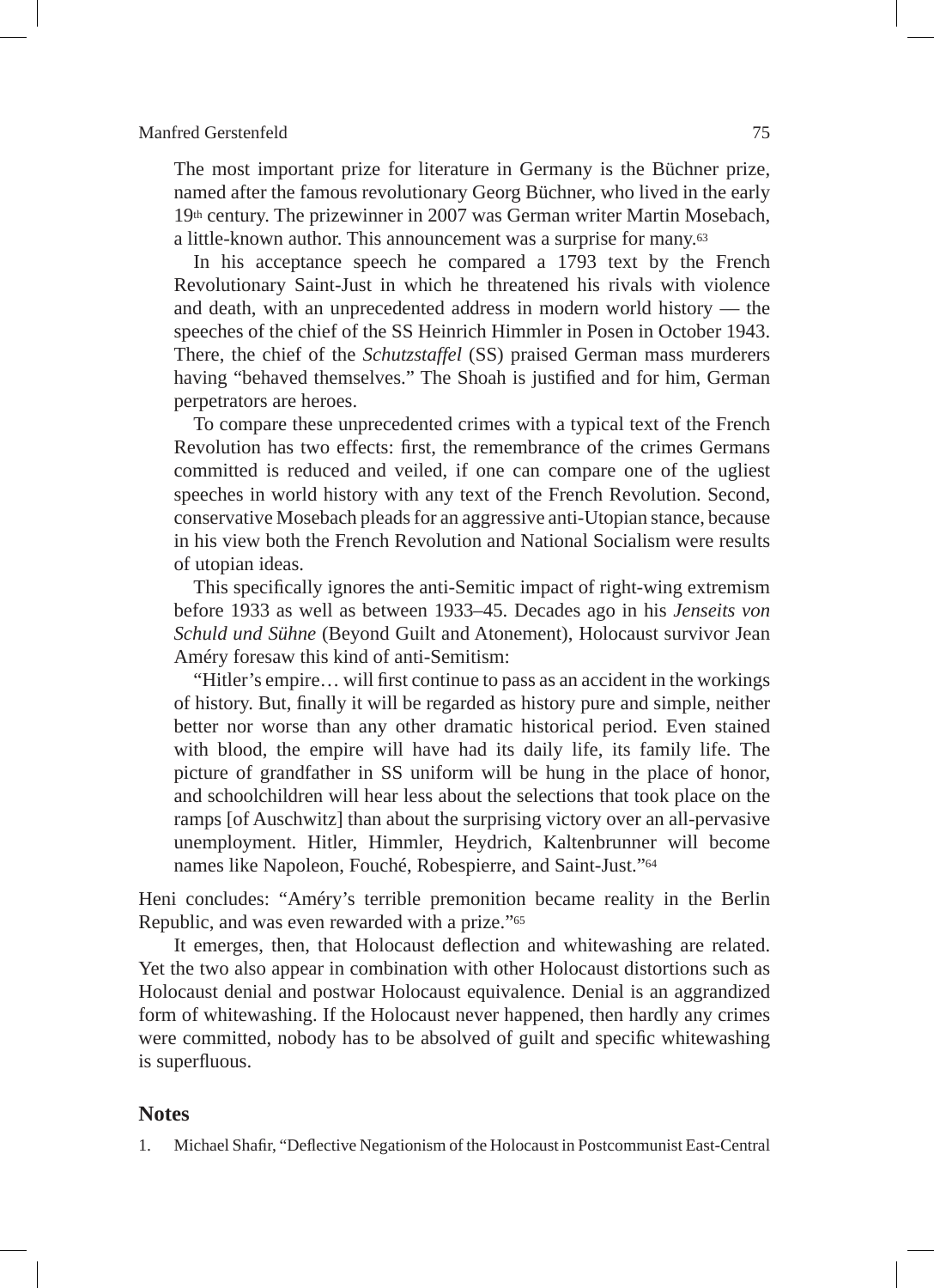The most important prize for literature in Germany is the Büchner prize, named after the famous revolutionary Georg Büchner, who lived in the early 19th century. The prizewinner in 2007 was German writer Martin Mosebach, a little-known author. This announcement was a surprise for many.[63]

In his acceptance speech he compared a 1793 text by the French Revolutionary Saint-Just in which he threatened his rivals with violence and death, with an unprecedented address in modern world history — the speeches of the chief of the SS Heinrich Himmler in Posen in October 1943. There, the chief of the *Schutzstaffel* (SS) praised German mass murderers having "behaved themselves." The Shoah is justified and for him, German perpetrators are heroes.

To compare these unprecedented crimes with a typical text of the French Revolution has two effects: first, the remembrance of the crimes Germans committed is reduced and veiled, if one can compare one of the ugliest speeches in world history with any text of the French Revolution. Second, conservative Mosebach pleads for an aggressive anti-Utopian stance, because in his view both the French Revolution and National Socialism were results of utopian ideas.

This specifically ignores the anti-Semitic impact of right-wing extremism before 1933 as well as between 1933–45. Decades ago in his *Jenseits von Schuld und Sühne* (Beyond Guilt and Atonement), Holocaust survivor Jean Améry foresaw this kind of anti-Semitism:

"Hitler's empire… will first continue to pass as an accident in the workings of history. But, finally it will be regarded as history pure and simple, neither better nor worse than any other dramatic historical period. Even stained with blood, the empire will have had its daily life, its family life. The picture of grandfather in SS uniform will be hung in the place of honor, and schoolchildren will hear less about the selections that took place on the ramps [of Auschwitz] than about the surprising victory over an all-pervasive unemployment. Hitler, Himmler, Heydrich, Kaltenbrunner will become names like Napoleon, Fouché, Robespierre, and Saint-Just."[64]

Heni concludes: "Améry's terrible premonition became reality in the Berlin Republic, and was even rewarded with a prize."[65]

It emerges, then, that Holocaust deflection and whitewashing are related. Yet the two also appear in combination with other Holocaust distortions such as Holocaust denial and postwar Holocaust equivalence. Denial is an aggrandized form of whitewashing. If the Holocaust never happened, then hardly any crimes were committed, nobody has to be absolved of guilt and specific whitewashing is superfluous.

## Notes

1. Michael Shafir, "Deflective Negationism of the Holocaust in Postcommunist East-Central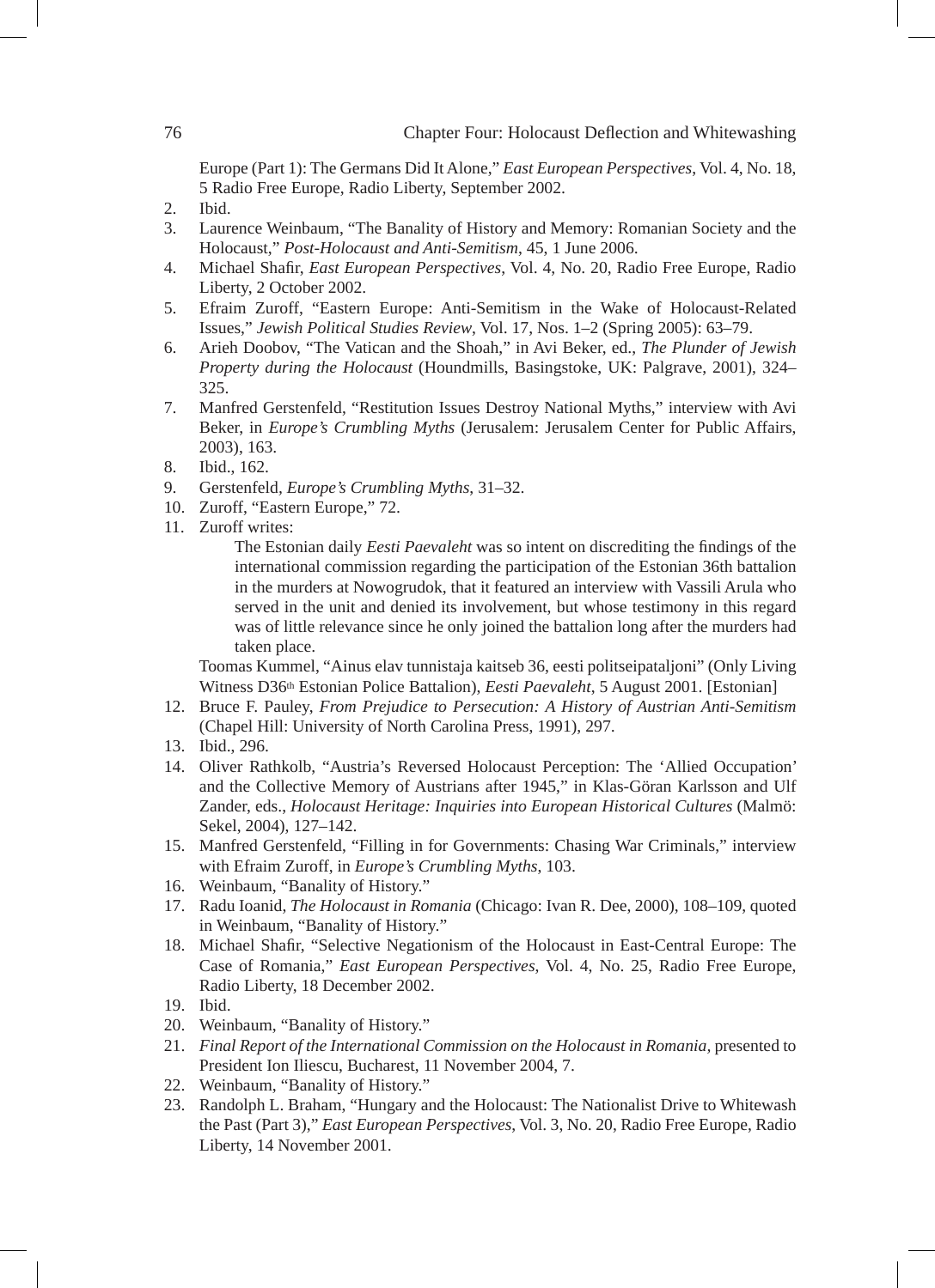Europe (Part 1): The Germans Did It Alone," *East European Perspectives*, Vol. 4, No. 18, 5 Radio Free Europe, Radio Liberty, September 2002.

2. Ibid.
3. Laurence Weinbaum, "The Banality of History and Memory: Romanian Society and the Holocaust," *Post-Holocaust and Anti-Semitism*, 45, 1 June 2006.
4. Michael Shafir, *East European Perspectives*, Vol. 4, No. 20, Radio Free Europe, Radio Liberty, 2 October 2002.
5. Efraim Zuroff, "Eastern Europe: Anti-Semitism in the Wake of Holocaust-Related Issues," *Jewish Political Studies Review*, Vol. 17, Nos. 1–2 (Spring 2005): 63–79.
6. Arieh Doobov, "The Vatican and the Shoah," in Avi Beker, ed., *The Plunder of Jewish Property during the Holocaust* (Houndmills, Basingstoke, UK: Palgrave, 2001), 324–325.
7. Manfred Gerstenfeld, "Restitution Issues Destroy National Myths," interview with Avi Beker, in *Europe's Crumbling Myths* (Jerusalem: Jerusalem Center for Public Affairs, 2003), 163.
8. Ibid., 162.
9. Gerstenfeld, *Europe's Crumbling Myths*, 31–32.
10. Zuroff, "Eastern Europe," 72.
11. Zuroff writes:

    > The Estonian daily *Eesti Paevaleht* was so intent on discrediting the findings of the international commission regarding the participation of the Estonian 36th battalion in the murders at Nowogrudok, that it featured an interview with Vassili Arula who served in the unit and denied its involvement, but whose testimony in this regard was of little relevance since he only joined the battalion long after the murders had taken place.

    Toomas Kummel, "Ainus elav tunnistaja kaitseb 36, eesti politseipataljoni" (Only Living Witness D36th Estonian Police Battalion), *Eesti Paevaleht*, 5 August 2001. [Estonian]
12. Bruce F. Pauley, *From Prejudice to Persecution: A History of Austrian Anti-Semitism* (Chapel Hill: University of North Carolina Press, 1991), 297.
13. Ibid., 296.
14. Oliver Rathkolb, "Austria's Reversed Holocaust Perception: The 'Allied Occupation' and the Collective Memory of Austrians after 1945," in Klas-Göran Karlsson and Ulf Zander, eds., *Holocaust Heritage: Inquiries into European Historical Cultures* (Malmö: Sekel, 2004), 127–142.
15. Manfred Gerstenfeld, "Filling in for Governments: Chasing War Criminals," interview with Efraim Zuroff, in *Europe's Crumbling Myths*, 103.
16. Weinbaum, "Banality of History."
17. Radu Ioanid, *The Holocaust in Romania* (Chicago: Ivan R. Dee, 2000), 108–109, quoted in Weinbaum, "Banality of History."
18. Michael Shafir, "Selective Negationism of the Holocaust in East-Central Europe: The Case of Romania," *East European Perspectives*, Vol. 4, No. 25, Radio Free Europe, Radio Liberty, 18 December 2002.
19. Ibid.
20. Weinbaum, "Banality of History."
21. *Final Report of the International Commission on the Holocaust in Romania,* presented to President Ion Iliescu, Bucharest, 11 November 2004, 7.
22. Weinbaum, "Banality of History."
23. Randolph L. Braham, "Hungary and the Holocaust: The Nationalist Drive to Whitewash the Past (Part 3)," *East European Perspectives*, Vol. 3, No. 20, Radio Free Europe, Radio Liberty, 14 November 2001.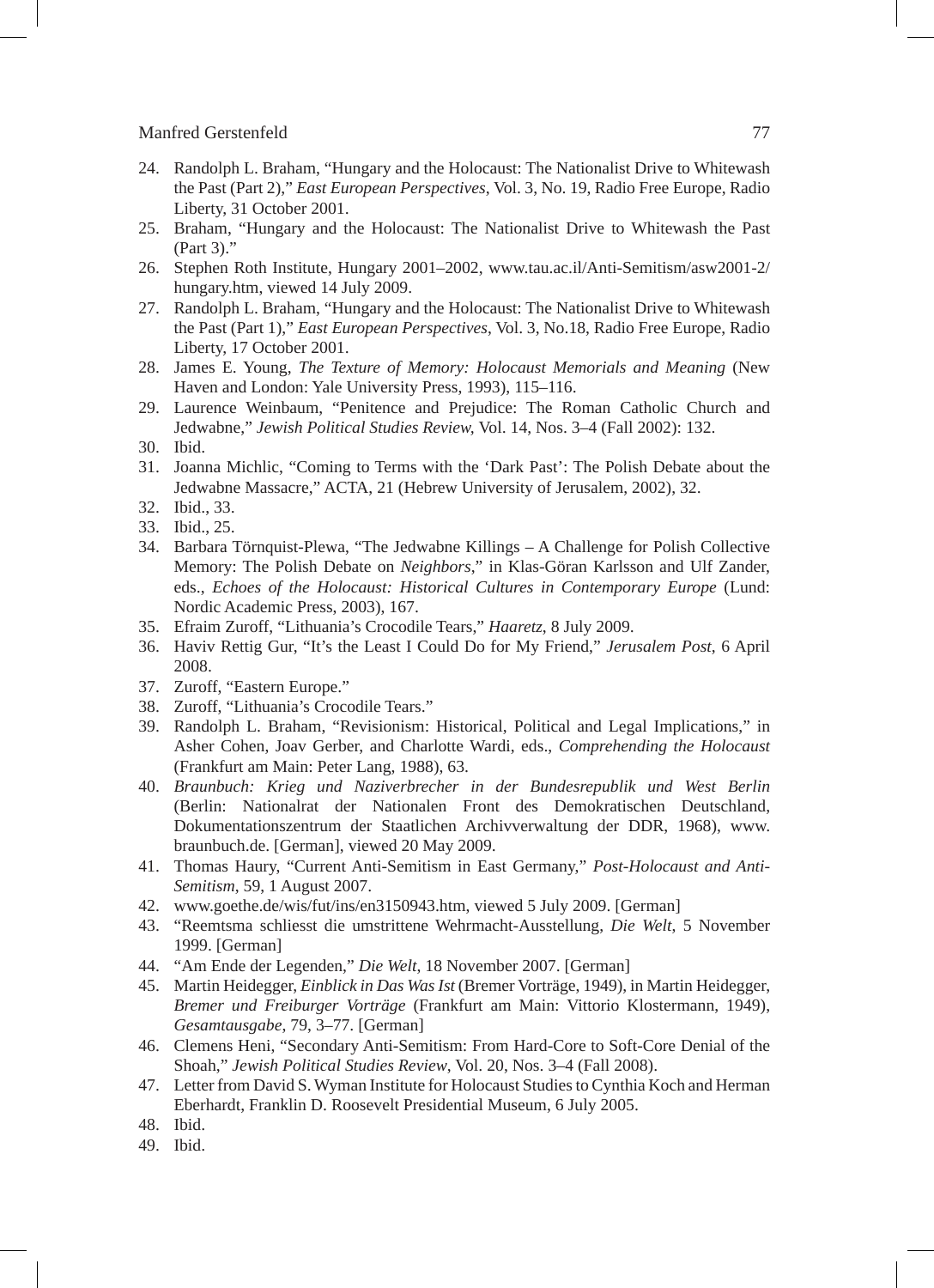24. Randolph L. Braham, "Hungary and the Holocaust: The Nationalist Drive to Whitewash the Past (Part 2)," *East European Perspectives*, Vol. 3, No. 19, Radio Free Europe, Radio Liberty, 31 October 2001.
25. Braham, "Hungary and the Holocaust: The Nationalist Drive to Whitewash the Past (Part 3)."
26. Stephen Roth Institute, Hungary 2001–2002, www.tau.ac.il/Anti-Semitism/asw2001-2/hungary.htm, viewed 14 July 2009.
27. Randolph L. Braham, "Hungary and the Holocaust: The Nationalist Drive to Whitewash the Past (Part 1)," *East European Perspectives*, Vol. 3, No.18, Radio Free Europe, Radio Liberty, 17 October 2001.
28. James E. Young, *The Texture of Memory: Holocaust Memorials and Meaning* (New Haven and London: Yale University Press, 1993), 115–116.
29. Laurence Weinbaum, "Penitence and Prejudice: The Roman Catholic Church and Jedwabne," *Jewish Political Studies Review*, Vol. 14, Nos. 3–4 (Fall 2002): 132.
30. Ibid.
31. Joanna Michlic, "Coming to Terms with the 'Dark Past': The Polish Debate about the Jedwabne Massacre," ACTA, 21 (Hebrew University of Jerusalem, 2002), 32.
32. Ibid., 33.
33. Ibid., 25.
34. Barbara Törnquist-Plewa, "The Jedwabne Killings – A Challenge for Polish Collective Memory: The Polish Debate on *Neighbors*," in Klas-Göran Karlsson and Ulf Zander, eds., *Echoes of the Holocaust: Historical Cultures in Contemporary Europe* (Lund: Nordic Academic Press, 2003), 167.
35. Efraim Zuroff, "Lithuania's Crocodile Tears," *Haaretz*, 8 July 2009.
36. Haviv Rettig Gur, "It's the Least I Could Do for My Friend," *Jerusalem Post*, 6 April 2008.
37. Zuroff, "Eastern Europe."
38. Zuroff, "Lithuania's Crocodile Tears."
39. Randolph L. Braham, "Revisionism: Historical, Political and Legal Implications," in Asher Cohen, Joav Gerber, and Charlotte Wardi, eds., *Comprehending the Holocaust* (Frankfurt am Main: Peter Lang, 1988), 63.
40. *Braunbuch: Krieg und Naziverbrecher in der Bundesrepublik und West Berlin* (Berlin: Nationalrat der Nationalen Front des Demokratischen Deutschland, Dokumentationszentrum der Staatlichen Archivverwaltung der DDR, 1968), www.braunbuch.de. [German], viewed 20 May 2009.
41. Thomas Haury, "Current Anti-Semitism in East Germany," *Post-Holocaust and Anti-Semitism*, 59, 1 August 2007.
42. www.goethe.de/wis/fut/ins/en3150943.htm, viewed 5 July 2009. [German]
43. "Reemtsma schliesst die umstrittene Wehrmacht-Ausstellung, *Die Welt*, 5 November 1999. [German]
44. "Am Ende der Legenden," *Die Welt*, 18 November 2007. [German]
45. Martin Heidegger, *Einblick in Das Was Ist* (Bremer Vorträge, 1949), in Martin Heidegger, *Bremer und Freiburger Vorträge* (Frankfurt am Main: Vittorio Klostermann, 1949), *Gesamtausgabe*, 79, 3–77. [German]
46. Clemens Heni, "Secondary Anti-Semitism: From Hard-Core to Soft-Core Denial of the Shoah," *Jewish Political Studies Review*, Vol. 20, Nos. 3–4 (Fall 2008).
47. Letter from David S. Wyman Institute for Holocaust Studies to Cynthia Koch and Herman Eberhardt, Franklin D. Roosevelt Presidential Museum, 6 July 2005.
48. Ibid.
49. Ibid.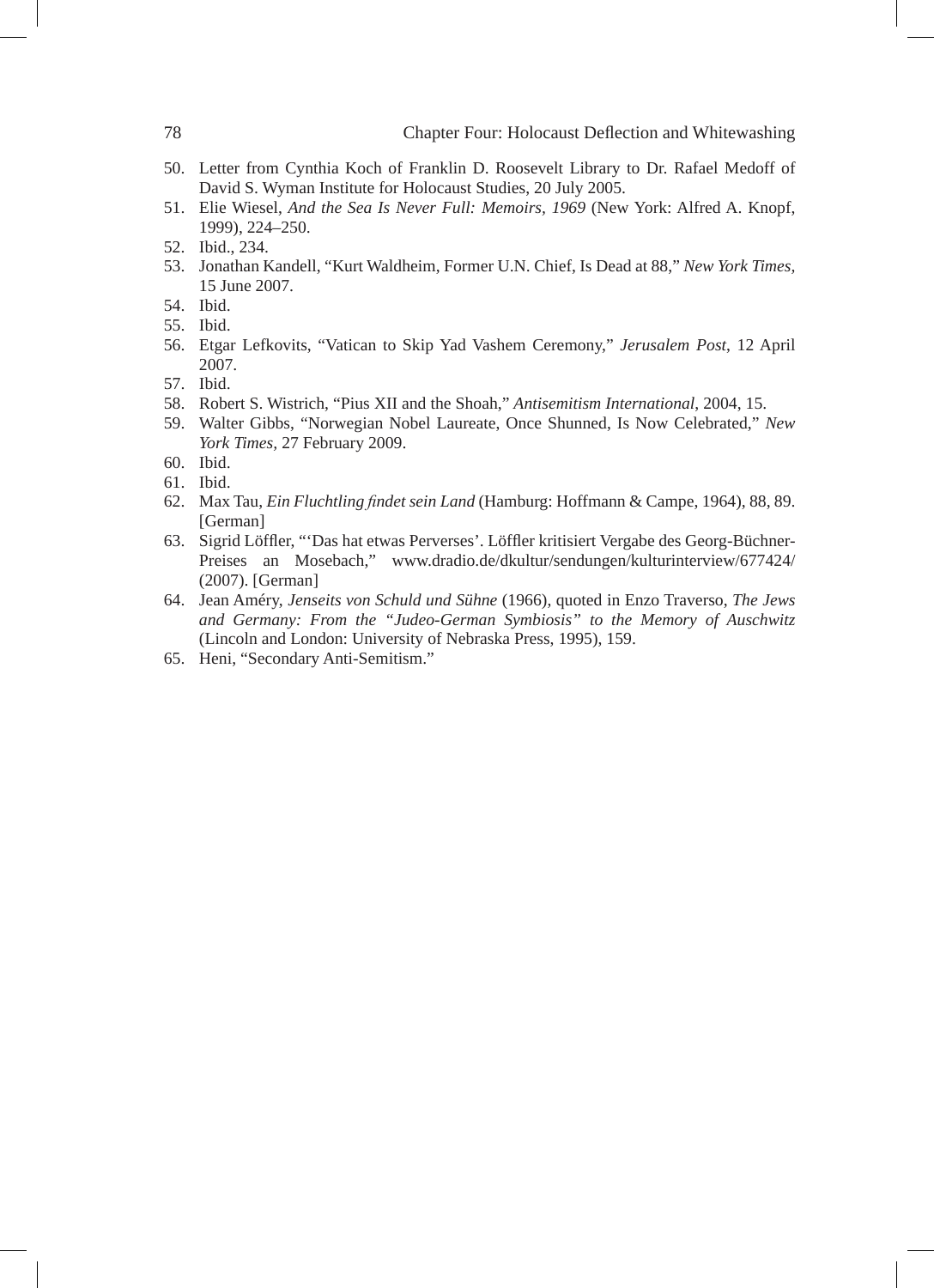50. Letter from Cynthia Koch of Franklin D. Roosevelt Library to Dr. Rafael Medoff of David S. Wyman Institute for Holocaust Studies, 20 July 2005.
51. Elie Wiesel, *And the Sea Is Never Full: Memoirs, 1969* (New York: Alfred A. Knopf, 1999), 224–250.
52. Ibid., 234.
53. Jonathan Kandell, "Kurt Waldheim, Former U.N. Chief, Is Dead at 88," *New York Times*, 15 June 2007.
54. Ibid.
55. Ibid.
56. Etgar Lefkovits, "Vatican to Skip Yad Vashem Ceremony," *Jerusalem Post*, 12 April 2007.
57. Ibid.
58. Robert S. Wistrich, "Pius XII and the Shoah," *Antisemitism International*, 2004, 15.
59. Walter Gibbs, "Norwegian Nobel Laureate, Once Shunned, Is Now Celebrated," *New York Times*, 27 February 2009.
60. Ibid.
61. Ibid.
62. Max Tau, *Ein Fluchtling findet sein Land* (Hamburg: Hoffmann & Campe, 1964), 88, 89. [German]
63. Sigrid Löffler, "'Das hat etwas Perverses'. Löffler kritisiert Vergabe des Georg-Büchner-Preises an Mosebach," www.dradio.de/dkultur/sendungen/kulturinterview/677424/ (2007). [German]
64. Jean Améry, *Jenseits von Schuld und Sühne* (1966), quoted in Enzo Traverso, *The Jews and Germany: From the "Judeo-German Symbiosis" to the Memory of Auschwitz* (Lincoln and London: University of Nebraska Press, 1995), 159.
65. Heni, "Secondary Anti-Semitism."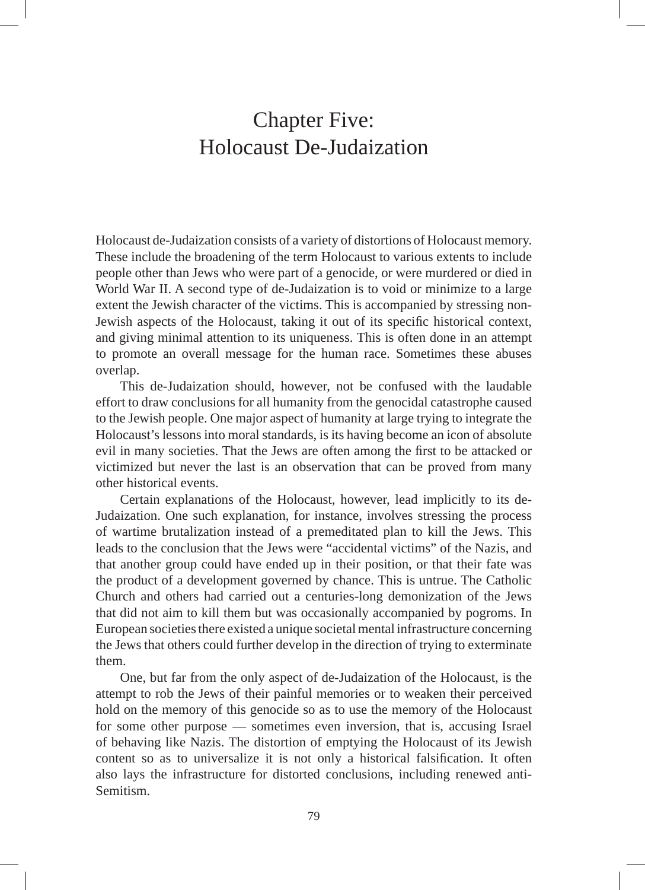# Chapter Five: Holocaust De-Judaization

Holocaust de-Judaization consists of a variety of distortions of Holocaust memory. These include the broadening of the term Holocaust to various extents to include people other than Jews who were part of a genocide, or were murdered or died in World War II. A second type of de-Judaization is to void or minimize to a large extent the Jewish character of the victims. This is accompanied by stressing non-Jewish aspects of the Holocaust, taking it out of its specific historical context, and giving minimal attention to its uniqueness. This is often done in an attempt to promote an overall message for the human race. Sometimes these abuses overlap.

This de-Judaization should, however, not be confused with the laudable effort to draw conclusions for all humanity from the genocidal catastrophe caused to the Jewish people. One major aspect of humanity at large trying to integrate the Holocaust's lessons into moral standards, is its having become an icon of absolute evil in many societies. That the Jews are often among the first to be attacked or victimized but never the last is an observation that can be proved from many other historical events.

Certain explanations of the Holocaust, however, lead implicitly to its de-Judaization. One such explanation, for instance, involves stressing the process of wartime brutalization instead of a premeditated plan to kill the Jews. This leads to the conclusion that the Jews were "accidental victims" of the Nazis, and that another group could have ended up in their position, or that their fate was the product of a development governed by chance. This is untrue. The Catholic Church and others had carried out a centuries-long demonization of the Jews that did not aim to kill them but was occasionally accompanied by pogroms. In European societies there existed a unique societal mental infrastructure concerning the Jews that others could further develop in the direction of trying to exterminate them.

One, but far from the only aspect of de-Judaization of the Holocaust, is the attempt to rob the Jews of their painful memories or to weaken their perceived hold on the memory of this genocide so as to use the memory of the Holocaust for some other purpose — sometimes even inversion, that is, accusing Israel of behaving like Nazis. The distortion of emptying the Holocaust of its Jewish content so as to universalize it is not only a historical falsification. It often also lays the infrastructure for distorted conclusions, including renewed anti-Semitism.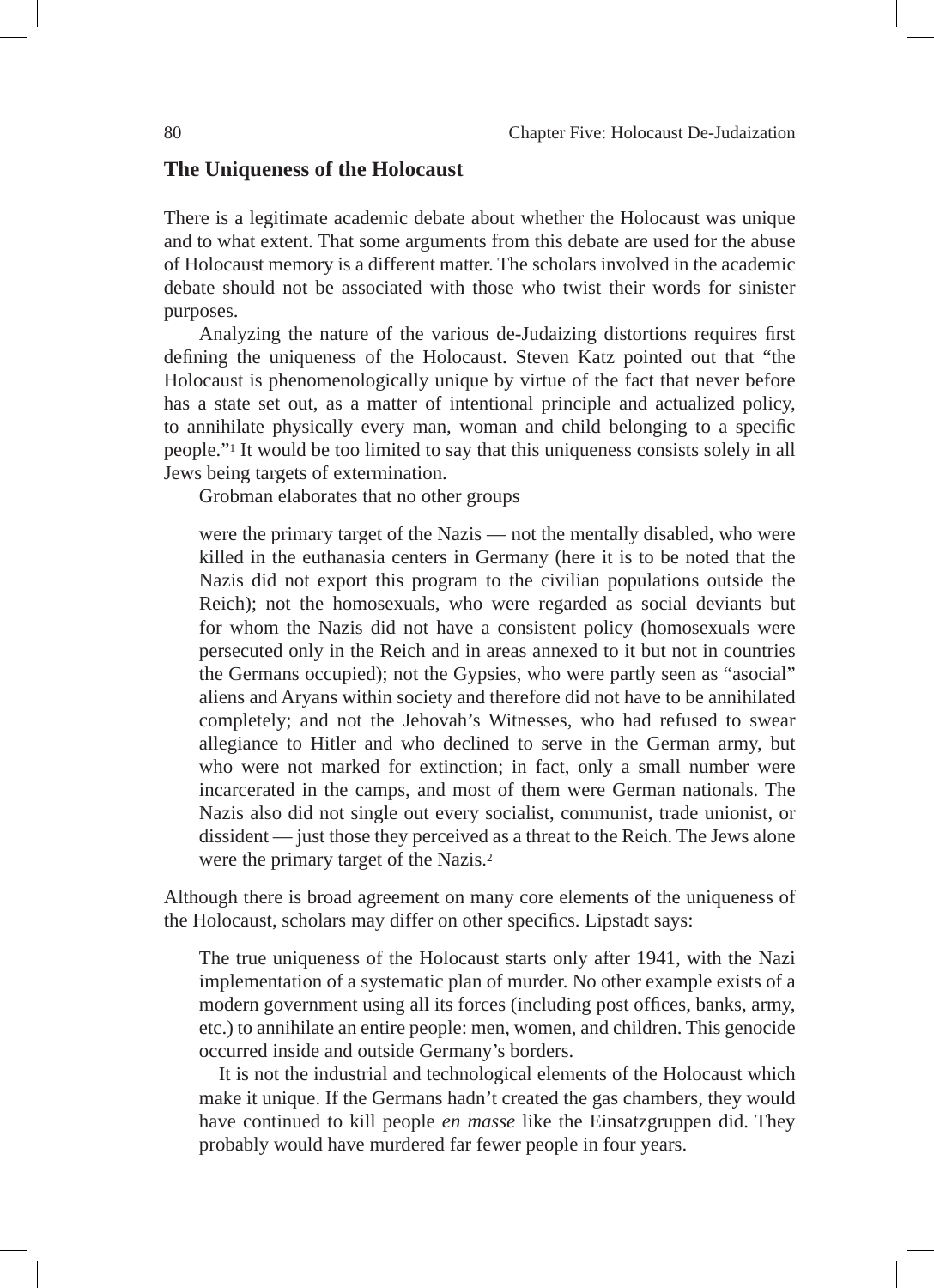## The Uniqueness of the Holocaust

There is a legitimate academic debate about whether the Holocaust was unique and to what extent. That some arguments from this debate are used for the abuse of Holocaust memory is a different matter. The scholars involved in the academic debate should not be associated with those who twist their words for sinister purposes.

Analyzing the nature of the various de-Judaizing distortions requires first defining the uniqueness of the Holocaust. Steven Katz pointed out that "the Holocaust is phenomenologically unique by virtue of the fact that never before has a state set out, as a matter of intentional principle and actualized policy, to annihilate physically every man, woman and child belonging to a specific people."[1] It would be too limited to say that this uniqueness consists solely in all Jews being targets of extermination.

Grobman elaborates that no other groups

> were the primary target of the Nazis — not the mentally disabled, who were killed in the euthanasia centers in Germany (here it is to be noted that the Nazis did not export this program to the civilian populations outside the Reich); not the homosexuals, who were regarded as social deviants but for whom the Nazis did not have a consistent policy (homosexuals were persecuted only in the Reich and in areas annexed to it but not in countries the Germans occupied); not the Gypsies, who were partly seen as "asocial" aliens and Aryans within society and therefore did not have to be annihilated completely; and not the Jehovah's Witnesses, who had refused to swear allegiance to Hitler and who declined to serve in the German army, but who were not marked for extinction; in fact, only a small number were incarcerated in the camps, and most of them were German nationals. The Nazis also did not single out every socialist, communist, trade unionist, or dissident — just those they perceived as a threat to the Reich. The Jews alone were the primary target of the Nazis.[2]

Although there is broad agreement on many core elements of the uniqueness of the Holocaust, scholars may differ on other specifics. Lipstadt says:

> The true uniqueness of the Holocaust starts only after 1941, with the Nazi implementation of a systematic plan of murder. No other example exists of a modern government using all its forces (including post offices, banks, army, etc.) to annihilate an entire people: men, women, and children. This genocide occurred inside and outside Germany's borders.
>
> It is not the industrial and technological elements of the Holocaust which make it unique. If the Germans hadn't created the gas chambers, they would have continued to kill people *en masse* like the Einsatzgruppen did. They probably would have murdered far fewer people in four years.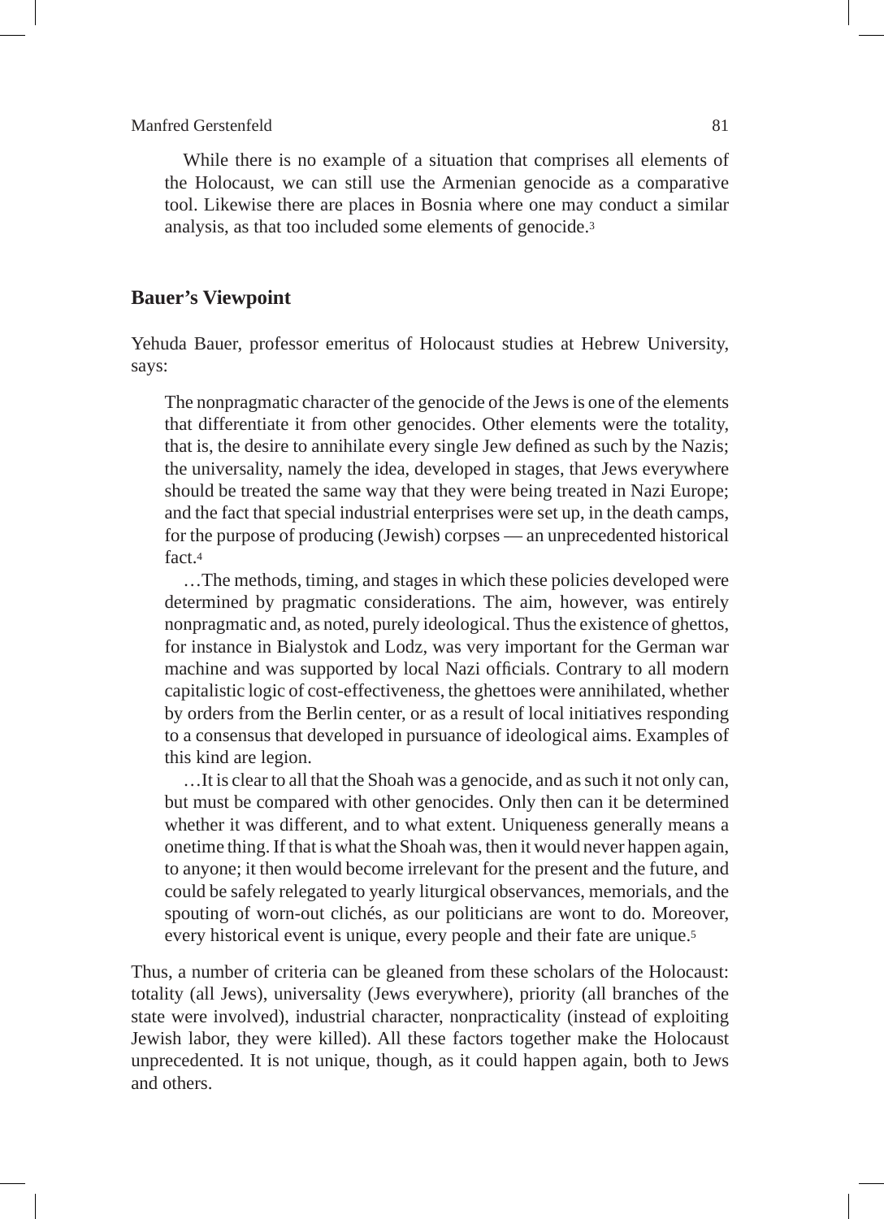While there is no example of a situation that comprises all elements of the Holocaust, we can still use the Armenian genocide as a comparative tool. Likewise there are places in Bosnia where one may conduct a similar analysis, as that too included some elements of genocide.[3]

## Bauer's Viewpoint

Yehuda Bauer, professor emeritus of Holocaust studies at Hebrew University, says:

> The nonpragmatic character of the genocide of the Jews is one of the elements that differentiate it from other genocides. Other elements were the totality, that is, the desire to annihilate every single Jew defined as such by the Nazis; the universality, namely the idea, developed in stages, that Jews everywhere should be treated the same way that they were being treated in Nazi Europe; and the fact that special industrial enterprises were set up, in the death camps, for the purpose of producing (Jewish) corpses — an unprecedented historical fact.[4]
>
> …The methods, timing, and stages in which these policies developed were determined by pragmatic considerations. The aim, however, was entirely nonpragmatic and, as noted, purely ideological. Thus the existence of ghettos, for instance in Bialystok and Lodz, was very important for the German war machine and was supported by local Nazi officials. Contrary to all modern capitalistic logic of cost-effectiveness, the ghettoes were annihilated, whether by orders from the Berlin center, or as a result of local initiatives responding to a consensus that developed in pursuance of ideological aims. Examples of this kind are legion.
>
> …It is clear to all that the Shoah was a genocide, and as such it not only can, but must be compared with other genocides. Only then can it be determined whether it was different, and to what extent. Uniqueness generally means a onetime thing. If that is what the Shoah was, then it would never happen again, to anyone; it then would become irrelevant for the present and the future, and could be safely relegated to yearly liturgical observances, memorials, and the spouting of worn-out clichés, as our politicians are wont to do. Moreover, every historical event is unique, every people and their fate are unique.[5]

Thus, a number of criteria can be gleaned from these scholars of the Holocaust: totality (all Jews), universality (Jews everywhere), priority (all branches of the state were involved), industrial character, nonpracticality (instead of exploiting Jewish labor, they were killed). All these factors together make the Holocaust unprecedented. It is not unique, though, as it could happen again, both to Jews and others.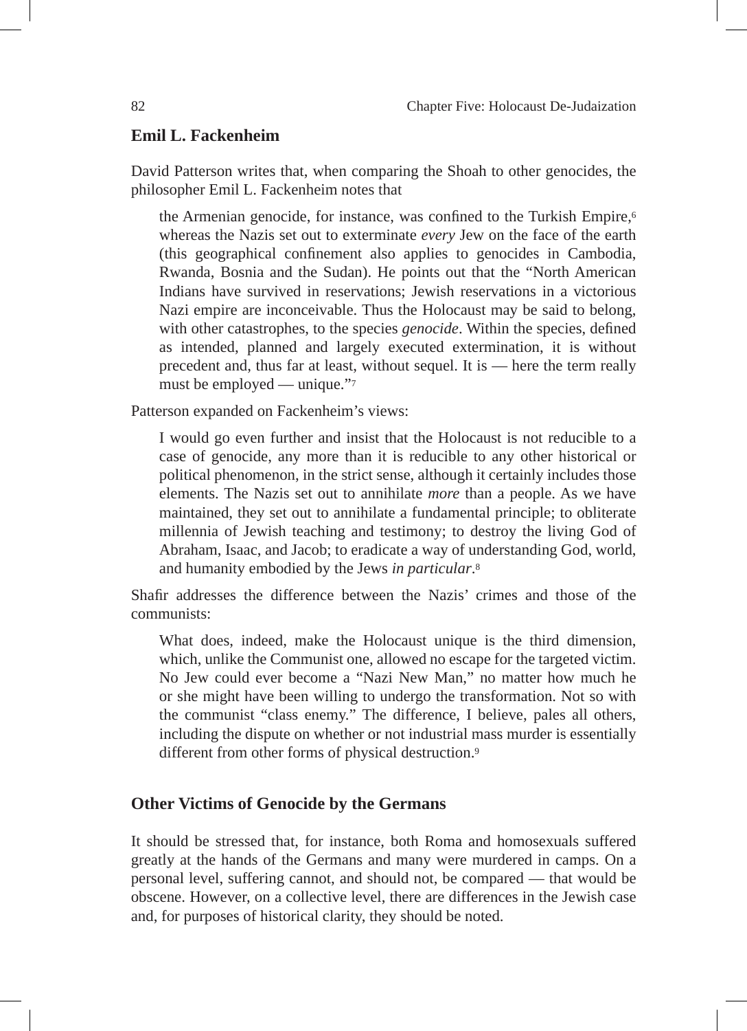## Emil L. Fackenheim

David Patterson writes that, when comparing the Shoah to other genocides, the philosopher Emil L. Fackenheim notes that

> the Armenian genocide, for instance, was confined to the Turkish Empire,[6] whereas the Nazis set out to exterminate *every* Jew on the face of the earth (this geographical confinement also applies to genocides in Cambodia, Rwanda, Bosnia and the Sudan). He points out that the "North American Indians have survived in reservations; Jewish reservations in a victorious Nazi empire are inconceivable. Thus the Holocaust may be said to belong, with other catastrophes, to the species *genocide*. Within the species, defined as intended, planned and largely executed extermination, it is without precedent and, thus far at least, without sequel. It is — here the term really must be employed — unique."[7]

Patterson expanded on Fackenheim's views:

> I would go even further and insist that the Holocaust is not reducible to a case of genocide, any more than it is reducible to any other historical or political phenomenon, in the strict sense, although it certainly includes those elements. The Nazis set out to annihilate *more* than a people. As we have maintained, they set out to annihilate a fundamental principle; to obliterate millennia of Jewish teaching and testimony; to destroy the living God of Abraham, Isaac, and Jacob; to eradicate a way of understanding God, world, and humanity embodied by the Jews *in particular*.[8]

Shafir addresses the difference between the Nazis' crimes and those of the communists:

> What does, indeed, make the Holocaust unique is the third dimension, which, unlike the Communist one, allowed no escape for the targeted victim. No Jew could ever become a "Nazi New Man," no matter how much he or she might have been willing to undergo the transformation. Not so with the communist "class enemy." The difference, I believe, pales all others, including the dispute on whether or not industrial mass murder is essentially different from other forms of physical destruction.[9]

## Other Victims of Genocide by the Germans

It should be stressed that, for instance, both Roma and homosexuals suffered greatly at the hands of the Germans and many were murdered in camps. On a personal level, suffering cannot, and should not, be compared — that would be obscene. However, on a collective level, there are differences in the Jewish case and, for purposes of historical clarity, they should be noted.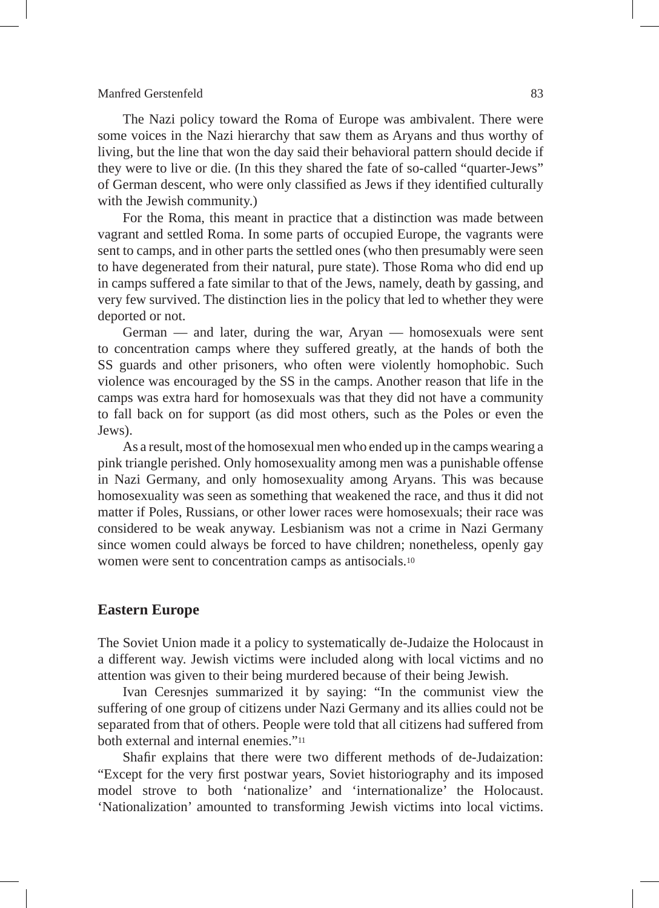The Nazi policy toward the Roma of Europe was ambivalent. There were some voices in the Nazi hierarchy that saw them as Aryans and thus worthy of living, but the line that won the day said their behavioral pattern should decide if they were to live or die. (In this they shared the fate of so-called "quarter-Jews" of German descent, who were only classified as Jews if they identified culturally with the Jewish community.)

For the Roma, this meant in practice that a distinction was made between vagrant and settled Roma. In some parts of occupied Europe, the vagrants were sent to camps, and in other parts the settled ones (who then presumably were seen to have degenerated from their natural, pure state). Those Roma who did end up in camps suffered a fate similar to that of the Jews, namely, death by gassing, and very few survived. The distinction lies in the policy that led to whether they were deported or not.

German — and later, during the war, Aryan — homosexuals were sent to concentration camps where they suffered greatly, at the hands of both the SS guards and other prisoners, who often were violently homophobic. Such violence was encouraged by the SS in the camps. Another reason that life in the camps was extra hard for homosexuals was that they did not have a community to fall back on for support (as did most others, such as the Poles or even the Jews).

As a result, most of the homosexual men who ended up in the camps wearing a pink triangle perished. Only homosexuality among men was a punishable offense in Nazi Germany, and only homosexuality among Aryans. This was because homosexuality was seen as something that weakened the race, and thus it did not matter if Poles, Russians, or other lower races were homosexuals; their race was considered to be weak anyway. Lesbianism was not a crime in Nazi Germany since women could always be forced to have children; nonetheless, openly gay women were sent to concentration camps as antisocials.[10]

## Eastern Europe

The Soviet Union made it a policy to systematically de-Judaize the Holocaust in a different way. Jewish victims were included along with local victims and no attention was given to their being murdered because of their being Jewish.

Ivan Ceresnjes summarized it by saying: "In the communist view the suffering of one group of citizens under Nazi Germany and its allies could not be separated from that of others. People were told that all citizens had suffered from both external and internal enemies."[11]

Shafir explains that there were two different methods of de-Judaization: "Except for the very first postwar years, Soviet historiography and its imposed model strove to both 'nationalize' and 'internationalize' the Holocaust. 'Nationalization' amounted to transforming Jewish victims into local victims.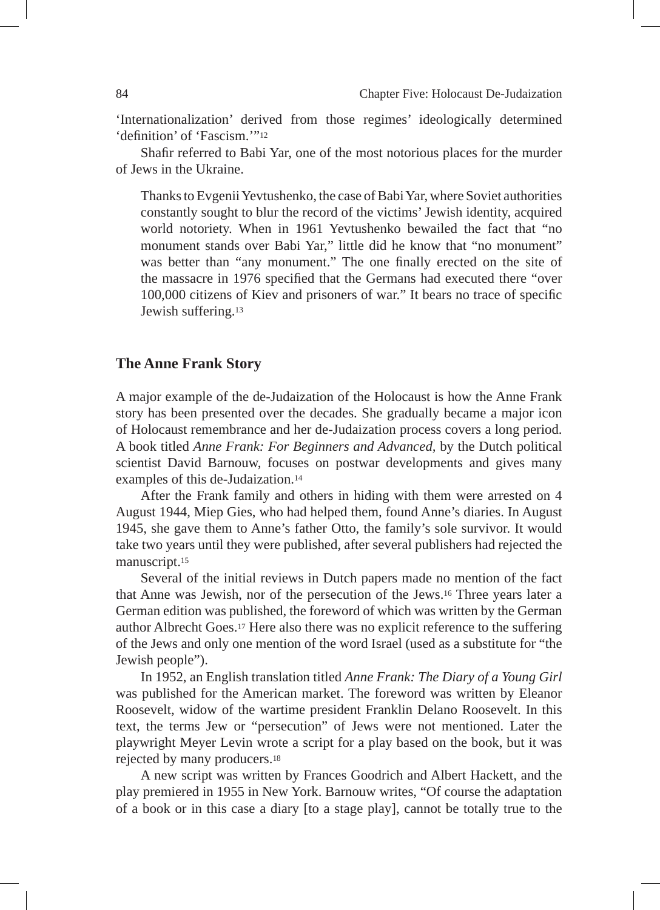'Internationalization' derived from those regimes' ideologically determined 'definition' of 'Fascism.'"[12]

Shafir referred to Babi Yar, one of the most notorious places for the murder of Jews in the Ukraine.

> Thanks to Evgenii Yevtushenko, the case of Babi Yar, where Soviet authorities constantly sought to blur the record of the victims' Jewish identity, acquired world notoriety. When in 1961 Yevtushenko bewailed the fact that "no monument stands over Babi Yar," little did he know that "no monument" was better than "any monument." The one finally erected on the site of the massacre in 1976 specified that the Germans had executed there "over 100,000 citizens of Kiev and prisoners of war." It bears no trace of specific Jewish suffering.[13]

## The Anne Frank Story

A major example of the de-Judaization of the Holocaust is how the Anne Frank story has been presented over the decades. She gradually became a major icon of Holocaust remembrance and her de-Judaization process covers a long period. A book titled *Anne Frank: For Beginners and Advanced,* by the Dutch political scientist David Barnouw, focuses on postwar developments and gives many examples of this de-Judaization.[14]

After the Frank family and others in hiding with them were arrested on 4 August 1944, Miep Gies, who had helped them, found Anne's diaries. In August 1945, she gave them to Anne's father Otto, the family's sole survivor. It would take two years until they were published, after several publishers had rejected the manuscript.[15]

Several of the initial reviews in Dutch papers made no mention of the fact that Anne was Jewish, nor of the persecution of the Jews.[16] Three years later a German edition was published, the foreword of which was written by the German author Albrecht Goes.[17] Here also there was no explicit reference to the suffering of the Jews and only one mention of the word Israel (used as a substitute for "the Jewish people").

In 1952, an English translation titled *Anne Frank: The Diary of a Young Girl* was published for the American market. The foreword was written by Eleanor Roosevelt, widow of the wartime president Franklin Delano Roosevelt. In this text, the terms Jew or "persecution" of Jews were not mentioned. Later the playwright Meyer Levin wrote a script for a play based on the book, but it was rejected by many producers.[18]

A new script was written by Frances Goodrich and Albert Hackett, and the play premiered in 1955 in New York. Barnouw writes, "Of course the adaptation of a book or in this case a diary [to a stage play], cannot be totally true to the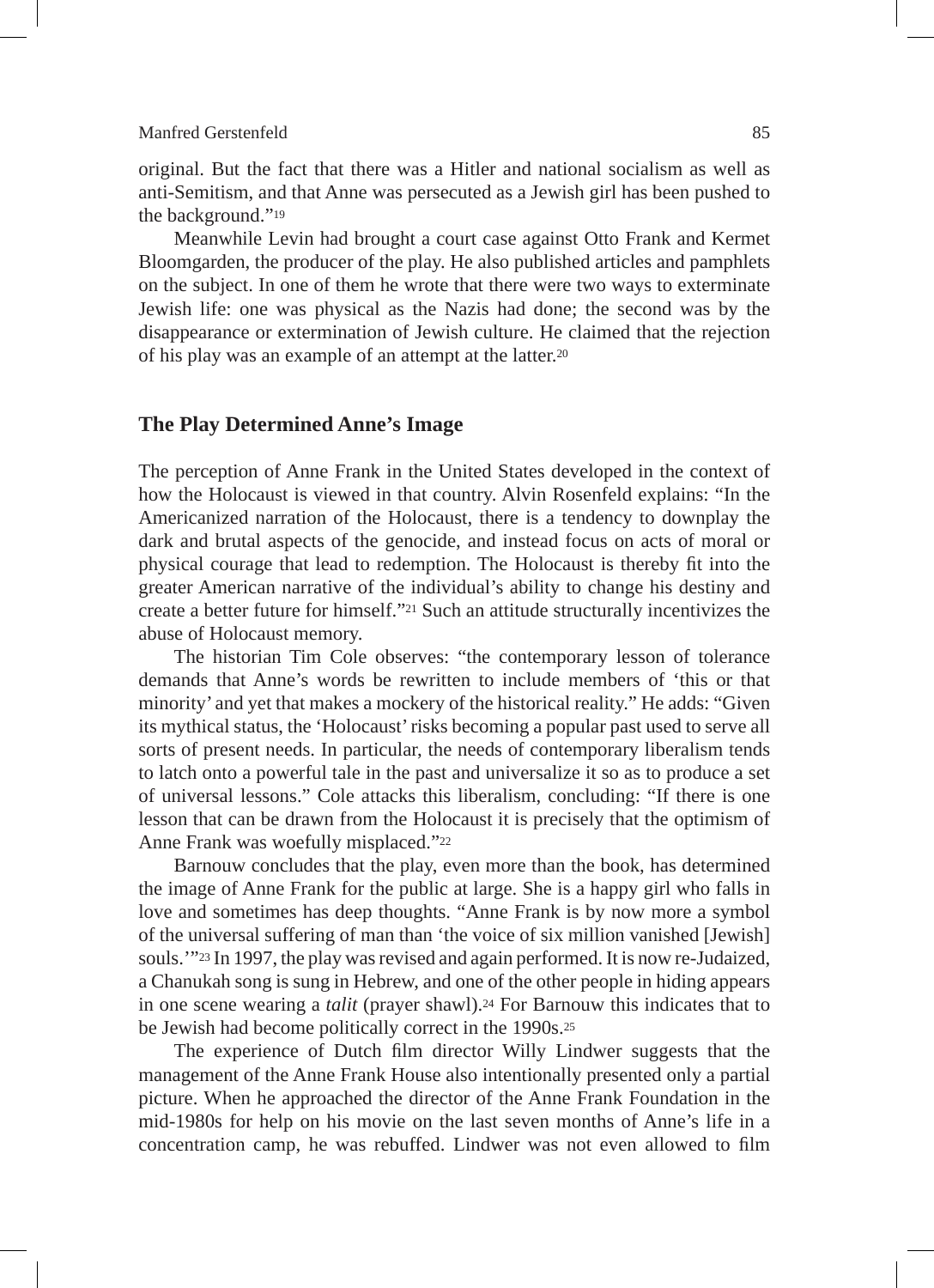original. But the fact that there was a Hitler and national socialism as well as anti-Semitism, and that Anne was persecuted as a Jewish girl has been pushed to the background."[19]

Meanwhile Levin had brought a court case against Otto Frank and Kermet Bloomgarden, the producer of the play. He also published articles and pamphlets on the subject. In one of them he wrote that there were two ways to exterminate Jewish life: one was physical as the Nazis had done; the second was by the disappearance or extermination of Jewish culture. He claimed that the rejection of his play was an example of an attempt at the latter.[20]

## The Play Determined Anne's Image

The perception of Anne Frank in the United States developed in the context of how the Holocaust is viewed in that country. Alvin Rosenfeld explains: "In the Americanized narration of the Holocaust, there is a tendency to downplay the dark and brutal aspects of the genocide, and instead focus on acts of moral or physical courage that lead to redemption. The Holocaust is thereby fit into the greater American narrative of the individual's ability to change his destiny and create a better future for himself."[21] Such an attitude structurally incentivizes the abuse of Holocaust memory.

The historian Tim Cole observes: "the contemporary lesson of tolerance demands that Anne's words be rewritten to include members of 'this or that minority' and yet that makes a mockery of the historical reality." He adds: "Given its mythical status, the 'Holocaust' risks becoming a popular past used to serve all sorts of present needs. In particular, the needs of contemporary liberalism tends to latch onto a powerful tale in the past and universalize it so as to produce a set of universal lessons." Cole attacks this liberalism, concluding: "If there is one lesson that can be drawn from the Holocaust it is precisely that the optimism of Anne Frank was woefully misplaced."[22]

Barnouw concludes that the play, even more than the book, has determined the image of Anne Frank for the public at large. She is a happy girl who falls in love and sometimes has deep thoughts. "Anne Frank is by now more a symbol of the universal suffering of man than 'the voice of six million vanished [Jewish] souls.'"[23] In 1997, the play was revised and again performed. It is now re-Judaized, a Chanukah song is sung in Hebrew, and one of the other people in hiding appears in one scene wearing a *talit* (prayer shawl).[24] For Barnouw this indicates that to be Jewish had become politically correct in the 1990s.[25]

The experience of Dutch film director Willy Lindwer suggests that the management of the Anne Frank House also intentionally presented only a partial picture. When he approached the director of the Anne Frank Foundation in the mid-1980s for help on his movie on the last seven months of Anne's life in a concentration camp, he was rebuffed. Lindwer was not even allowed to film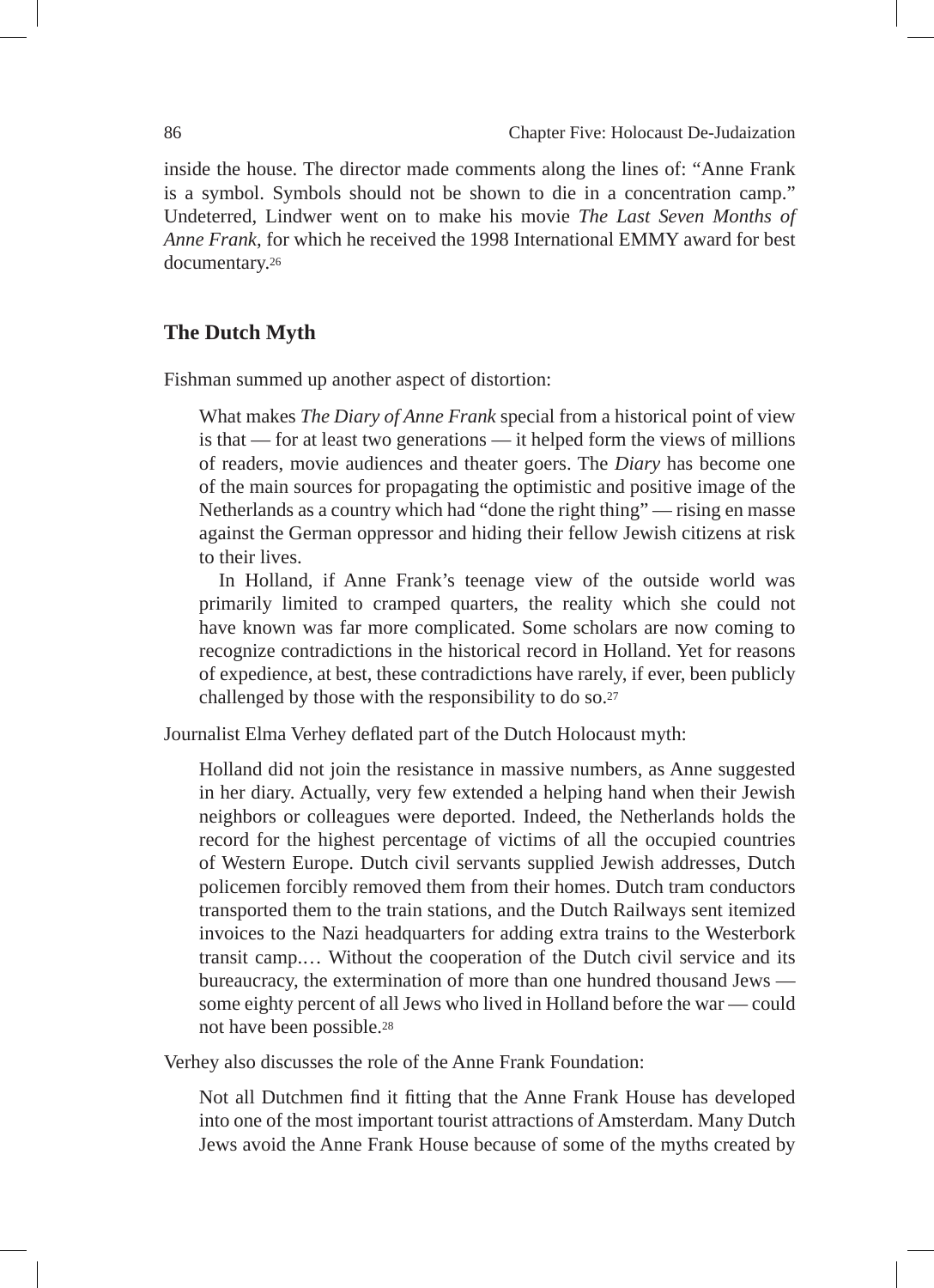inside the house. The director made comments along the lines of: "Anne Frank is a symbol. Symbols should not be shown to die in a concentration camp." Undeterred, Lindwer went on to make his movie *The Last Seven Months of Anne Frank*, for which he received the 1998 International EMMY award for best documentary.[26]

## The Dutch Myth

Fishman summed up another aspect of distortion:

> What makes *The Diary of Anne Frank* special from a historical point of view is that — for at least two generations — it helped form the views of millions of readers, movie audiences and theater goers. The *Diary* has become one of the main sources for propagating the optimistic and positive image of the Netherlands as a country which had "done the right thing" — rising en masse against the German oppressor and hiding their fellow Jewish citizens at risk to their lives.
>
> In Holland, if Anne Frank's teenage view of the outside world was primarily limited to cramped quarters, the reality which she could not have known was far more complicated. Some scholars are now coming to recognize contradictions in the historical record in Holland. Yet for reasons of expedience, at best, these contradictions have rarely, if ever, been publicly challenged by those with the responsibility to do so.[27]

Journalist Elma Verhey deflated part of the Dutch Holocaust myth:

> Holland did not join the resistance in massive numbers, as Anne suggested in her diary. Actually, very few extended a helping hand when their Jewish neighbors or colleagues were deported. Indeed, the Netherlands holds the record for the highest percentage of victims of all the occupied countries of Western Europe. Dutch civil servants supplied Jewish addresses, Dutch policemen forcibly removed them from their homes. Dutch tram conductors transported them to the train stations, and the Dutch Railways sent itemized invoices to the Nazi headquarters for adding extra trains to the Westerbork transit camp.… Without the cooperation of the Dutch civil service and its bureaucracy, the extermination of more than one hundred thousand Jews — some eighty percent of all Jews who lived in Holland before the war — could not have been possible.[28]

Verhey also discusses the role of the Anne Frank Foundation:

> Not all Dutchmen find it fitting that the Anne Frank House has developed into one of the most important tourist attractions of Amsterdam. Many Dutch Jews avoid the Anne Frank House because of some of the myths created by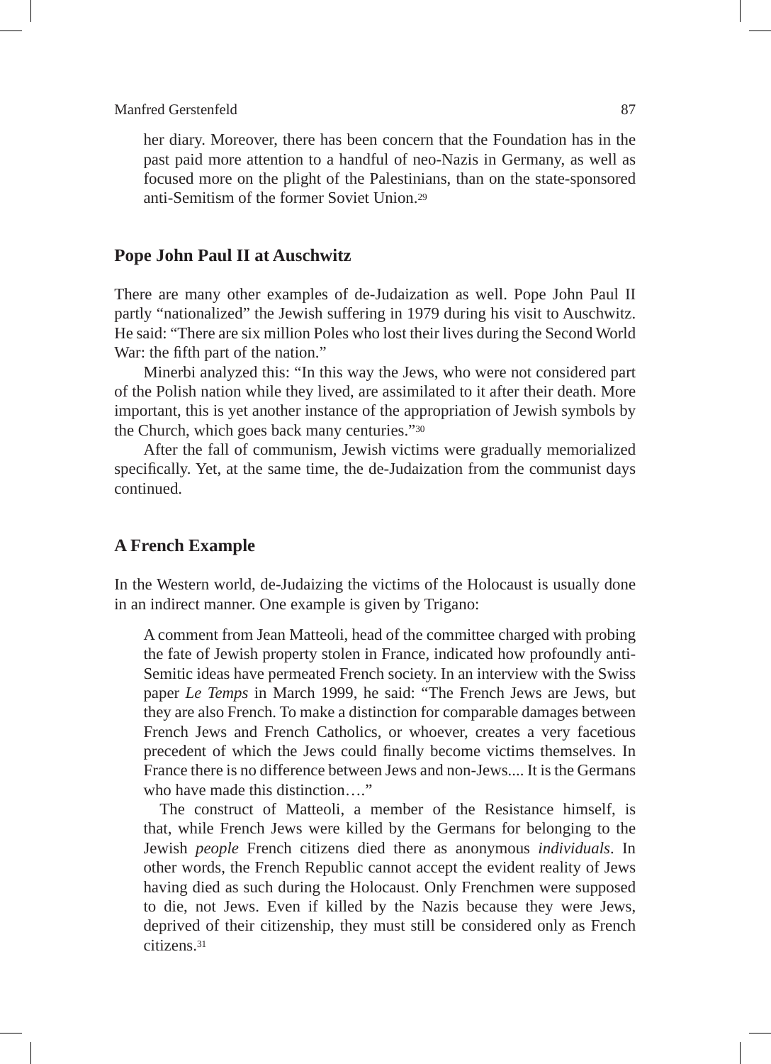her diary. Moreover, there has been concern that the Foundation has in the past paid more attention to a handful of neo-Nazis in Germany, as well as focused more on the plight of the Palestinians, than on the state-sponsored anti-Semitism of the former Soviet Union.[29]

## Pope John Paul II at Auschwitz

There are many other examples of de-Judaization as well. Pope John Paul II partly "nationalized" the Jewish suffering in 1979 during his visit to Auschwitz. He said: "There are six million Poles who lost their lives during the Second World War: the fifth part of the nation."

Minerbi analyzed this: "In this way the Jews, who were not considered part of the Polish nation while they lived, are assimilated to it after their death. More important, this is yet another instance of the appropriation of Jewish symbols by the Church, which goes back many centuries."[30]

After the fall of communism, Jewish victims were gradually memorialized specifically. Yet, at the same time, the de-Judaization from the communist days continued.

## A French Example

In the Western world, de-Judaizing the victims of the Holocaust is usually done in an indirect manner. One example is given by Trigano:

> A comment from Jean Matteoli, head of the committee charged with probing the fate of Jewish property stolen in France, indicated how profoundly anti-Semitic ideas have permeated French society. In an interview with the Swiss paper *Le Temps* in March 1999, he said: "The French Jews are Jews, but they are also French. To make a distinction for comparable damages between French Jews and French Catholics, or whoever, creates a very facetious precedent of which the Jews could finally become victims themselves. In France there is no difference between Jews and non-Jews.... It is the Germans who have made this distinction…."
>
> The construct of Matteoli, a member of the Resistance himself, is that, while French Jews were killed by the Germans for belonging to the Jewish *people* French citizens died there as anonymous *individuals*. In other words, the French Republic cannot accept the evident reality of Jews having died as such during the Holocaust. Only Frenchmen were supposed to die, not Jews. Even if killed by the Nazis because they were Jews, deprived of their citizenship, they must still be considered only as French citizens.[31]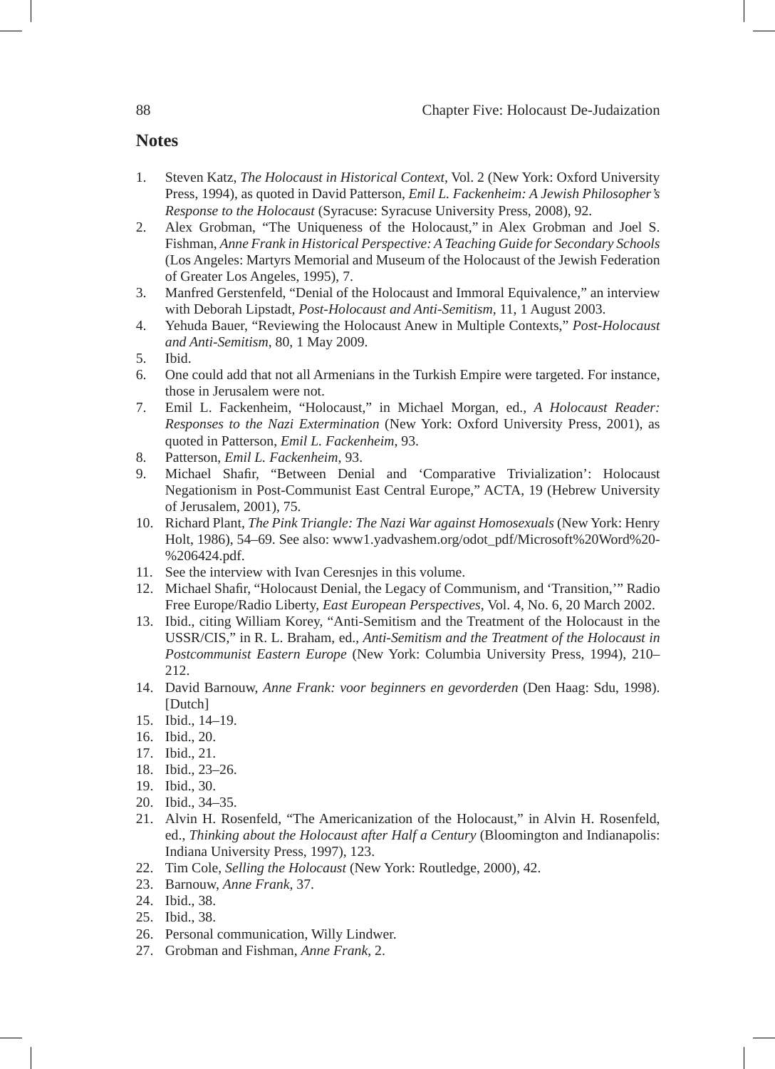## Notes

1. Steven Katz, *The Holocaust in Historical Context*, Vol. 2 (New York: Oxford University Press, 1994), as quoted in David Patterson, *Emil L. Fackenheim: A Jewish Philosopher's Response to the Holocaust* (Syracuse: Syracuse University Press, 2008), 92.
2. Alex Grobman, "The Uniqueness of the Holocaust," in Alex Grobman and Joel S. Fishman, *Anne Frank in Historical Perspective: A Teaching Guide for Secondary Schools* (Los Angeles: Martyrs Memorial and Museum of the Holocaust of the Jewish Federation of Greater Los Angeles, 1995), 7.
3. Manfred Gerstenfeld, "Denial of the Holocaust and Immoral Equivalence," an interview with Deborah Lipstadt, *Post-Holocaust and Anti-Semitism*, 11, 1 August 2003.
4. Yehuda Bauer, "Reviewing the Holocaust Anew in Multiple Contexts," *Post-Holocaust and Anti-Semitism*, 80, 1 May 2009.
5. Ibid.
6. One could add that not all Armenians in the Turkish Empire were targeted. For instance, those in Jerusalem were not.
7. Emil L. Fackenheim, "Holocaust," in Michael Morgan, ed., *A Holocaust Reader: Responses to the Nazi Extermination* (New York: Oxford University Press, 2001), as quoted in Patterson, *Emil L. Fackenheim*, 93.
8. Patterson, *Emil L. Fackenheim*, 93.
9. Michael Shafir, "Between Denial and 'Comparative Trivialization': Holocaust Negationism in Post-Communist East Central Europe," ACTA, 19 (Hebrew University of Jerusalem, 2001), 75.
10. Richard Plant, *The Pink Triangle: The Nazi War against Homosexuals* (New York: Henry Holt, 1986), 54–69. See also: www1.yadvashem.org/odot_pdf/Microsoft%20Word%20-%206424.pdf.
11. See the interview with Ivan Ceresnjes in this volume.
12. Michael Shafir, "Holocaust Denial, the Legacy of Communism, and 'Transition,'" Radio Free Europe/Radio Liberty, *East European Perspectives*, Vol. 4, No. 6, 20 March 2002.
13. Ibid., citing William Korey, "Anti-Semitism and the Treatment of the Holocaust in the USSR/CIS," in R. L. Braham, ed., *Anti-Semitism and the Treatment of the Holocaust in Postcommunist Eastern Europe* (New York: Columbia University Press, 1994), 210–212.
14. David Barnouw, *Anne Frank: voor beginners en gevorderden* (Den Haag: Sdu, 1998). [Dutch]
15. Ibid., 14–19.
16. Ibid., 20.
17. Ibid., 21.
18. Ibid., 23–26.
19. Ibid., 30.
20. Ibid., 34–35.
21. Alvin H. Rosenfeld, "The Americanization of the Holocaust," in Alvin H. Rosenfeld, ed., *Thinking about the Holocaust after Half a Century* (Bloomington and Indianapolis: Indiana University Press, 1997), 123.
22. Tim Cole, *Selling the Holocaust* (New York: Routledge, 2000), 42.
23. Barnouw, *Anne Frank*, 37.
24. Ibid., 38.
25. Ibid., 38.
26. Personal communication, Willy Lindwer.
27. Grobman and Fishman, *Anne Frank*, 2.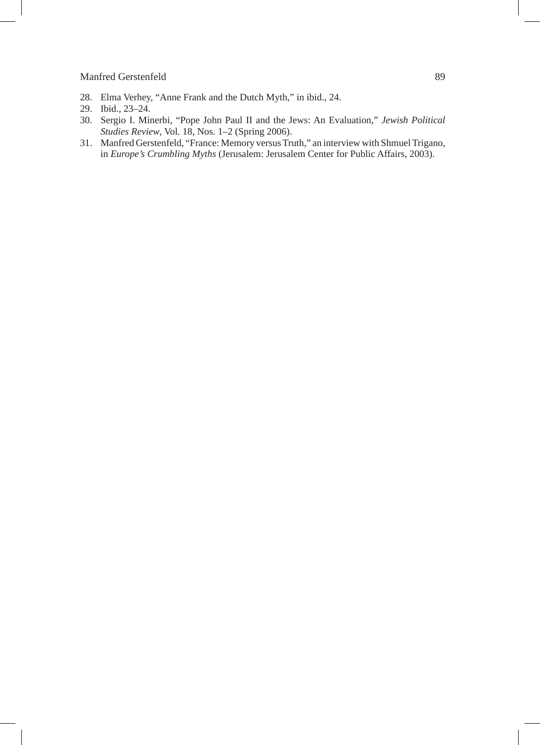28. Elma Verhey, “Anne Frank and the Dutch Myth,” in ibid., 24.
29. Ibid., 23–24.
30. Sergio I. Minerbi, “Pope John Paul II and the Jews: An Evaluation,” *Jewish Political Studies Review*, Vol. 18, Nos. 1–2 (Spring 2006).
31. Manfred Gerstenfeld, “France: Memory versus Truth,” an interview with Shmuel Trigano, in *Europe’s Crumbling Myths* (Jerusalem: Jerusalem Center for Public Affairs, 2003).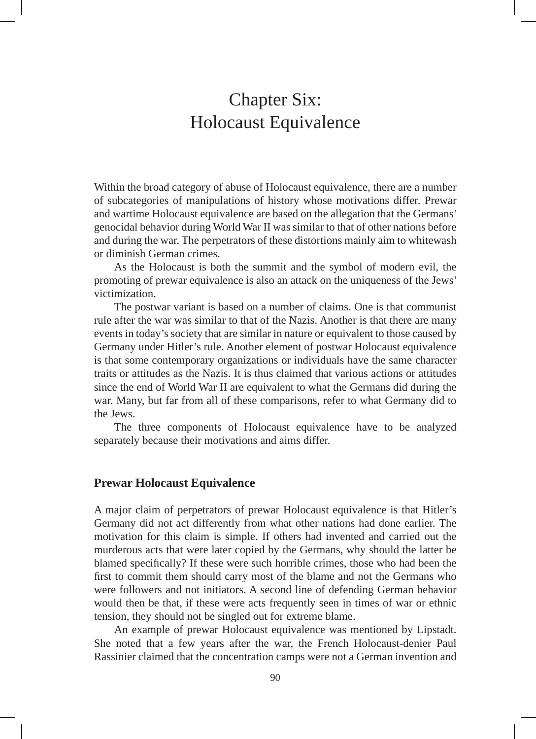# Chapter Six: Holocaust Equivalence

Within the broad category of abuse of Holocaust equivalence, there are a number of subcategories of manipulations of history whose motivations differ. Prewar and wartime Holocaust equivalence are based on the allegation that the Germans' genocidal behavior during World War II was similar to that of other nations before and during the war. The perpetrators of these distortions mainly aim to whitewash or diminish German crimes.

As the Holocaust is both the summit and the symbol of modern evil, the promoting of prewar equivalence is also an attack on the uniqueness of the Jews' victimization.

The postwar variant is based on a number of claims. One is that communist rule after the war was similar to that of the Nazis. Another is that there are many events in today's society that are similar in nature or equivalent to those caused by Germany under Hitler's rule. Another element of postwar Holocaust equivalence is that some contemporary organizations or individuals have the same character traits or attitudes as the Nazis. It is thus claimed that various actions or attitudes since the end of World War II are equivalent to what the Germans did during the war. Many, but far from all of these comparisons, refer to what Germany did to the Jews.

The three components of Holocaust equivalence have to be analyzed separately because their motivations and aims differ.

## Prewar Holocaust Equivalence

A major claim of perpetrators of prewar Holocaust equivalence is that Hitler's Germany did not act differently from what other nations had done earlier. The motivation for this claim is simple. If others had invented and carried out the murderous acts that were later copied by the Germans, why should the latter be blamed specifically? If these were such horrible crimes, those who had been the first to commit them should carry most of the blame and not the Germans who were followers and not initiators. A second line of defending German behavior would then be that, if these were acts frequently seen in times of war or ethnic tension, they should not be singled out for extreme blame.

An example of prewar Holocaust equivalence was mentioned by Lipstadt. She noted that a few years after the war, the French Holocaust-denier Paul Rassinier claimed that the concentration camps were not a German invention and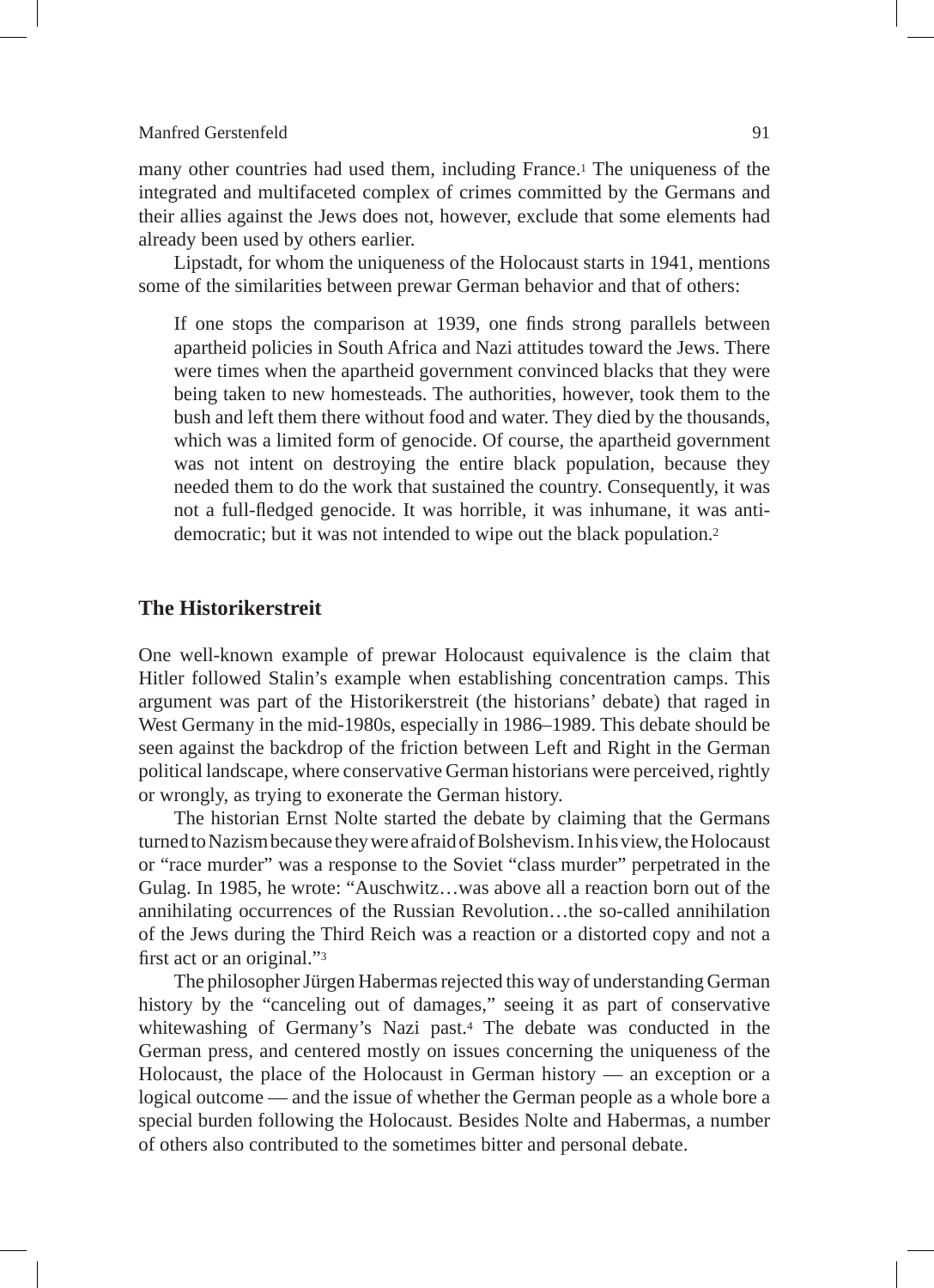many other countries had used them, including France.[1] The uniqueness of the integrated and multifaceted complex of crimes committed by the Germans and their allies against the Jews does not, however, exclude that some elements had already been used by others earlier.

Lipstadt, for whom the uniqueness of the Holocaust starts in 1941, mentions some of the similarities between prewar German behavior and that of others:

> If one stops the comparison at 1939, one finds strong parallels between apartheid policies in South Africa and Nazi attitudes toward the Jews. There were times when the apartheid government convinced blacks that they were being taken to new homesteads. The authorities, however, took them to the bush and left them there without food and water. They died by the thousands, which was a limited form of genocide. Of course, the apartheid government was not intent on destroying the entire black population, because they needed them to do the work that sustained the country. Consequently, it was not a full-fledged genocide. It was horrible, it was inhumane, it was anti-democratic; but it was not intended to wipe out the black population.[2]

## The Historikerstreit

One well-known example of prewar Holocaust equivalence is the claim that Hitler followed Stalin's example when establishing concentration camps. This argument was part of the Historikerstreit (the historians' debate) that raged in West Germany in the mid-1980s, especially in 1986–1989. This debate should be seen against the backdrop of the friction between Left and Right in the German political landscape, where conservative German historians were perceived, rightly or wrongly, as trying to exonerate the German history.

The historian Ernst Nolte started the debate by claiming that the Germans turned to Nazism because they were afraid of Bolshevism. In his view, the Holocaust or "race murder" was a response to the Soviet "class murder" perpetrated in the Gulag. In 1985, he wrote: "Auschwitz…was above all a reaction born out of the annihilating occurrences of the Russian Revolution…the so-called annihilation of the Jews during the Third Reich was a reaction or a distorted copy and not a first act or an original."[3]

The philosopher Jürgen Habermas rejected this way of understanding German history by the "canceling out of damages," seeing it as part of conservative whitewashing of Germany's Nazi past.[4] The debate was conducted in the German press, and centered mostly on issues concerning the uniqueness of the Holocaust, the place of the Holocaust in German history — an exception or a logical outcome — and the issue of whether the German people as a whole bore a special burden following the Holocaust. Besides Nolte and Habermas, a number of others also contributed to the sometimes bitter and personal debate.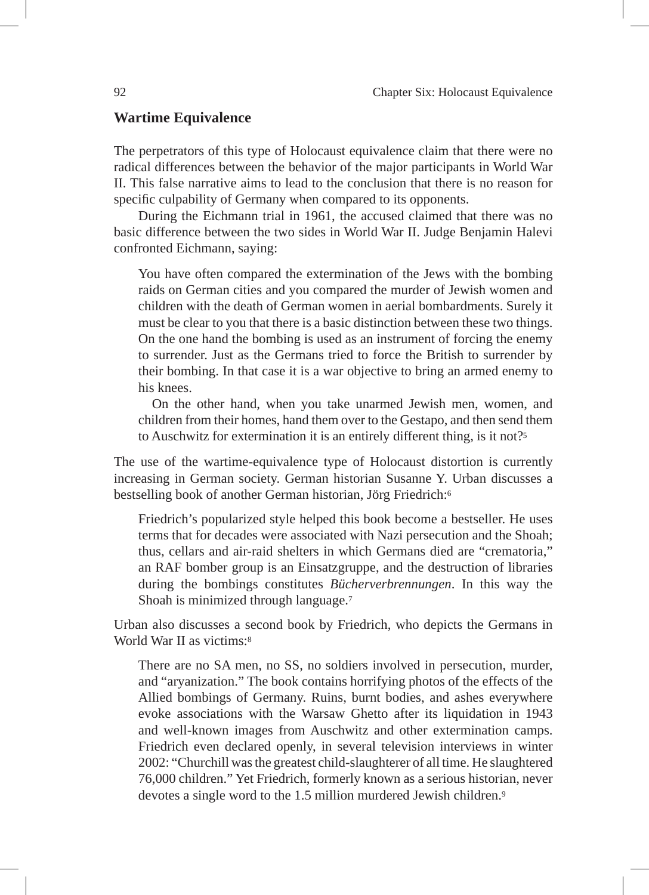## Wartime Equivalence

The perpetrators of this type of Holocaust equivalence claim that there were no radical differences between the behavior of the major participants in World War II. This false narrative aims to lead to the conclusion that there is no reason for specific culpability of Germany when compared to its opponents.

During the Eichmann trial in 1961, the accused claimed that there was no basic difference between the two sides in World War II. Judge Benjamin Halevi confronted Eichmann, saying:

> You have often compared the extermination of the Jews with the bombing raids on German cities and you compared the murder of Jewish women and children with the death of German women in aerial bombardments. Surely it must be clear to you that there is a basic distinction between these two things. On the one hand the bombing is used as an instrument of forcing the enemy to surrender. Just as the Germans tried to force the British to surrender by their bombing. In that case it is a war objective to bring an armed enemy to his knees.
>
> On the other hand, when you take unarmed Jewish men, women, and children from their homes, hand them over to the Gestapo, and then send them to Auschwitz for extermination it is an entirely different thing, is it not?[5]

The use of the wartime-equivalence type of Holocaust distortion is currently increasing in German society. German historian Susanne Y. Urban discusses a bestselling book of another German historian, Jörg Friedrich:[6]

> Friedrich's popularized style helped this book become a bestseller. He uses terms that for decades were associated with Nazi persecution and the Shoah; thus, cellars and air-raid shelters in which Germans died are "crematoria," an RAF bomber group is an Einsatzgruppe, and the destruction of libraries during the bombings constitutes *Bücherverbrennungen*. In this way the Shoah is minimized through language.[7]

Urban also discusses a second book by Friedrich, who depicts the Germans in World War II as victims:[8]

> There are no SA men, no SS, no soldiers involved in persecution, murder, and "aryanization." The book contains horrifying photos of the effects of the Allied bombings of Germany. Ruins, burnt bodies, and ashes everywhere evoke associations with the Warsaw Ghetto after its liquidation in 1943 and well-known images from Auschwitz and other extermination camps. Friedrich even declared openly, in several television interviews in winter 2002: "Churchill was the greatest child-slaughterer of all time. He slaughtered 76,000 children." Yet Friedrich, formerly known as a serious historian, never devotes a single word to the 1.5 million murdered Jewish children.[9]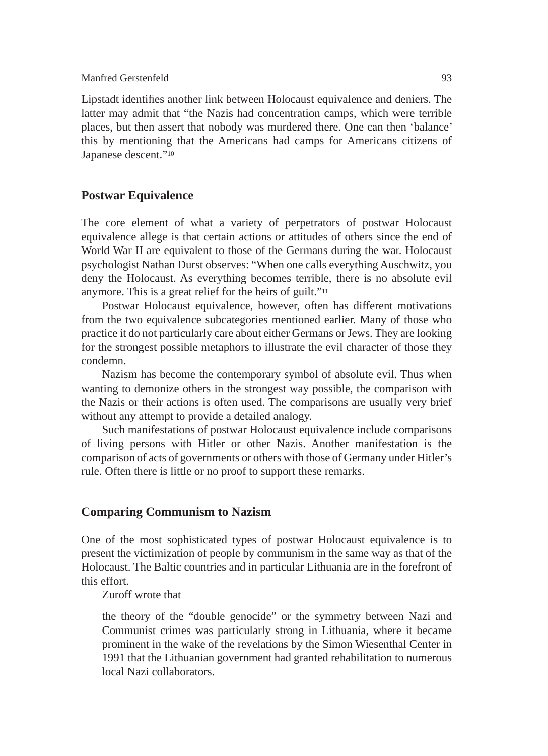Lipstadt identifies another link between Holocaust equivalence and deniers. The latter may admit that "the Nazis had concentration camps, which were terrible places, but then assert that nobody was murdered there. One can then 'balance' this by mentioning that the Americans had camps for Americans citizens of Japanese descent."[10]

## Postwar Equivalence

The core element of what a variety of perpetrators of postwar Holocaust equivalence allege is that certain actions or attitudes of others since the end of World War II are equivalent to those of the Germans during the war. Holocaust psychologist Nathan Durst observes: "When one calls everything Auschwitz, you deny the Holocaust. As everything becomes terrible, there is no absolute evil anymore. This is a great relief for the heirs of guilt."[11]

Postwar Holocaust equivalence, however, often has different motivations from the two equivalence subcategories mentioned earlier. Many of those who practice it do not particularly care about either Germans or Jews. They are looking for the strongest possible metaphors to illustrate the evil character of those they condemn.

Nazism has become the contemporary symbol of absolute evil. Thus when wanting to demonize others in the strongest way possible, the comparison with the Nazis or their actions is often used. The comparisons are usually very brief without any attempt to provide a detailed analogy.

Such manifestations of postwar Holocaust equivalence include comparisons of living persons with Hitler or other Nazis. Another manifestation is the comparison of acts of governments or others with those of Germany under Hitler's rule. Often there is little or no proof to support these remarks.

## Comparing Communism to Nazism

One of the most sophisticated types of postwar Holocaust equivalence is to present the victimization of people by communism in the same way as that of the Holocaust. The Baltic countries and in particular Lithuania are in the forefront of this effort.

Zuroff wrote that

> the theory of the "double genocide" or the symmetry between Nazi and Communist crimes was particularly strong in Lithuania, where it became prominent in the wake of the revelations by the Simon Wiesenthal Center in 1991 that the Lithuanian government had granted rehabilitation to numerous local Nazi collaborators.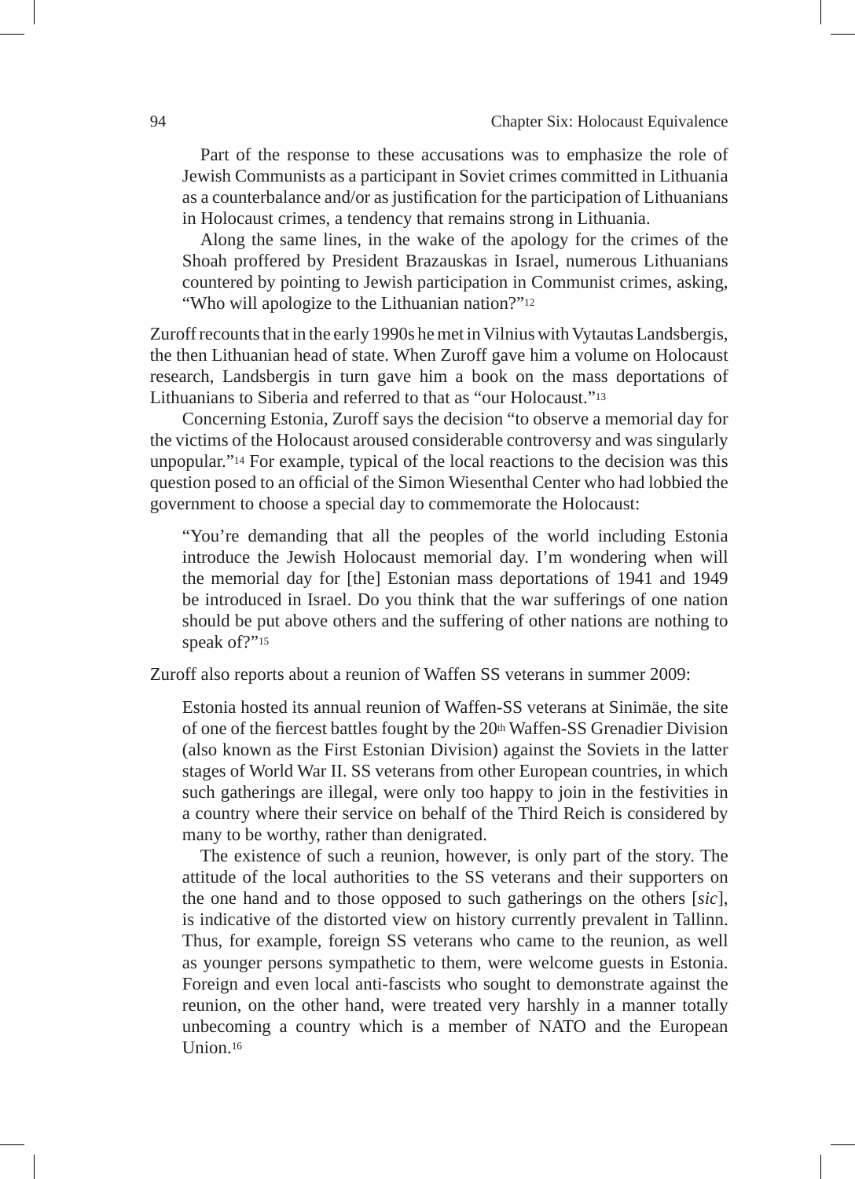Part of the response to these accusations was to emphasize the role of Jewish Communists as a participant in Soviet crimes committed in Lithuania as a counterbalance and/or as justification for the participation of Lithuanians in Holocaust crimes, a tendency that remains strong in Lithuania.

> Along the same lines, in the wake of the apology for the crimes of the Shoah proffered by President Brazauskas in Israel, numerous Lithuanians countered by pointing to Jewish participation in Communist crimes, asking, "Who will apologize to the Lithuanian nation?"[12]

Zuroff recounts that in the early 1990s he met in Vilnius with Vytautas Landsbergis, the then Lithuanian head of state. When Zuroff gave him a volume on Holocaust research, Landsbergis in turn gave him a book on the mass deportations of Lithuanians to Siberia and referred to that as "our Holocaust."[13]

Concerning Estonia, Zuroff says the decision "to observe a memorial day for the victims of the Holocaust aroused considerable controversy and was singularly unpopular."[14] For example, typical of the local reactions to the decision was this question posed to an official of the Simon Wiesenthal Center who had lobbied the government to choose a special day to commemorate the Holocaust:

> "You're demanding that all the peoples of the world including Estonia introduce the Jewish Holocaust memorial day. I'm wondering when will the memorial day for [the] Estonian mass deportations of 1941 and 1949 be introduced in Israel. Do you think that the war sufferings of one nation should be put above others and the suffering of other nations are nothing to speak of?"[15]

Zuroff also reports about a reunion of Waffen SS veterans in summer 2009:

> Estonia hosted its annual reunion of Waffen-SS veterans at Sinimäe, the site of one of the fiercest battles fought by the 20th Waffen-SS Grenadier Division (also known as the First Estonian Division) against the Soviets in the latter stages of World War II. SS veterans from other European countries, in which such gatherings are illegal, were only too happy to join in the festivities in a country where their service on behalf of the Third Reich is considered by many to be worthy, rather than denigrated.
>
> The existence of such a reunion, however, is only part of the story. The attitude of the local authorities to the SS veterans and their supporters on the one hand and to those opposed to such gatherings on the others [*sic*], is indicative of the distorted view on history currently prevalent in Tallinn. Thus, for example, foreign SS veterans who came to the reunion, as well as younger persons sympathetic to them, were welcome guests in Estonia. Foreign and even local anti-fascists who sought to demonstrate against the reunion, on the other hand, were treated very harshly in a manner totally unbecoming a country which is a member of NATO and the European Union.[16]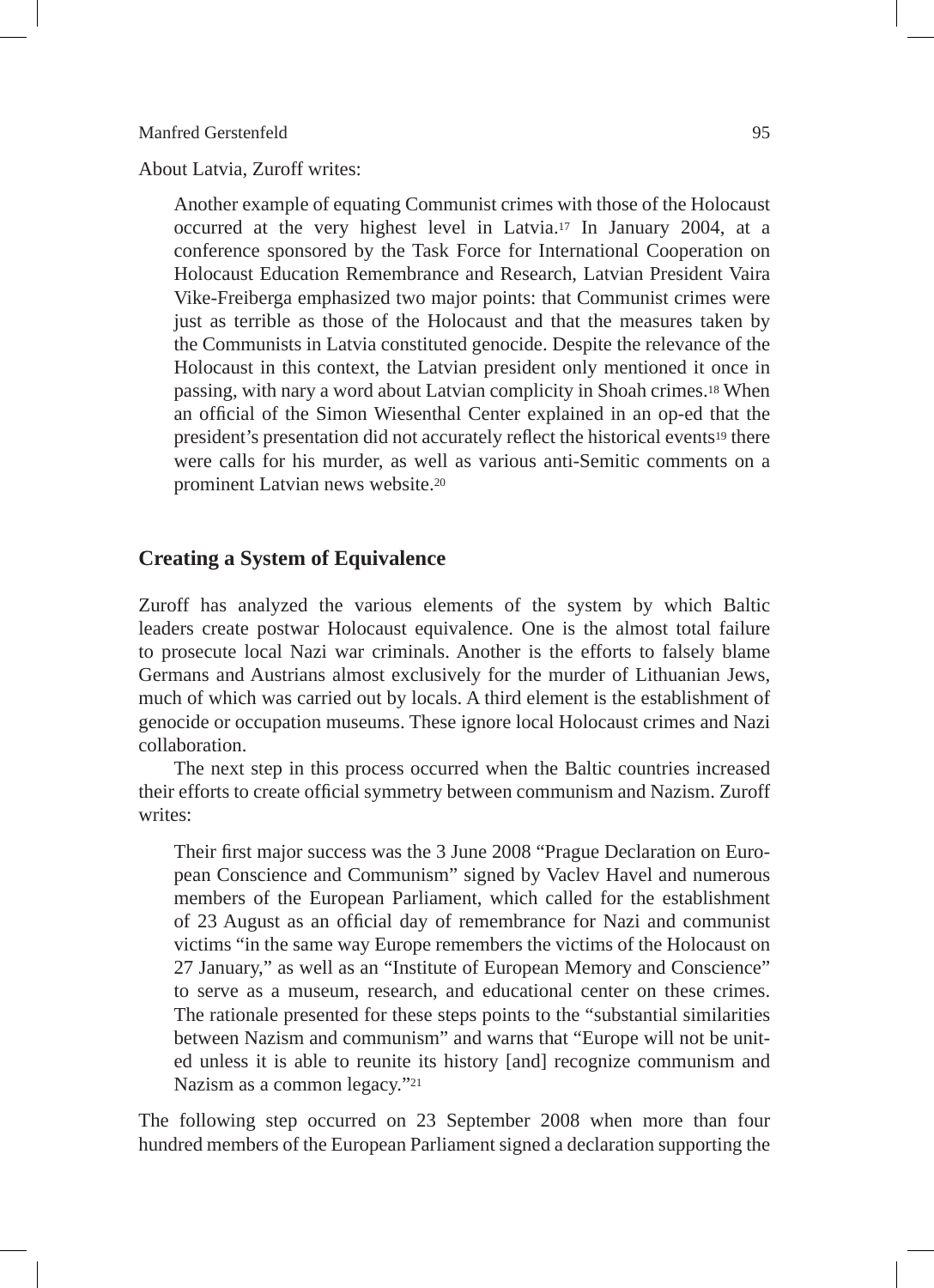About Latvia, Zuroff writes:

> Another example of equating Communist crimes with those of the Holocaust occurred at the very highest level in Latvia.[17] In January 2004, at a conference sponsored by the Task Force for International Cooperation on Holocaust Education Remembrance and Research, Latvian President Vaira Vike-Freiberga emphasized two major points: that Communist crimes were just as terrible as those of the Holocaust and that the measures taken by the Communists in Latvia constituted genocide. Despite the relevance of the Holocaust in this context, the Latvian president only mentioned it once in passing, with nary a word about Latvian complicity in Shoah crimes.[18] When an official of the Simon Wiesenthal Center explained in an op-ed that the president's presentation did not accurately reflect the historical events[19] there were calls for his murder, as well as various anti-Semitic comments on a prominent Latvian news website.[20]

## Creating a System of Equivalence

Zuroff has analyzed the various elements of the system by which Baltic leaders create postwar Holocaust equivalence. One is the almost total failure to prosecute local Nazi war criminals. Another is the efforts to falsely blame Germans and Austrians almost exclusively for the murder of Lithuanian Jews, much of which was carried out by locals. A third element is the establishment of genocide or occupation museums. These ignore local Holocaust crimes and Nazi collaboration.

The next step in this process occurred when the Baltic countries increased their efforts to create official symmetry between communism and Nazism. Zuroff writes:

> Their first major success was the 3 June 2008 "Prague Declaration on European Conscience and Communism" signed by Vaclev Havel and numerous members of the European Parliament, which called for the establishment of 23 August as an official day of remembrance for Nazi and communist victims "in the same way Europe remembers the victims of the Holocaust on 27 January," as well as an "Institute of European Memory and Conscience" to serve as a museum, research, and educational center on these crimes. The rationale presented for these steps points to the "substantial similarities between Nazism and communism" and warns that "Europe will not be united unless it is able to reunite its history [and] recognize communism and Nazism as a common legacy."[21]

The following step occurred on 23 September 2008 when more than four hundred members of the European Parliament signed a declaration supporting the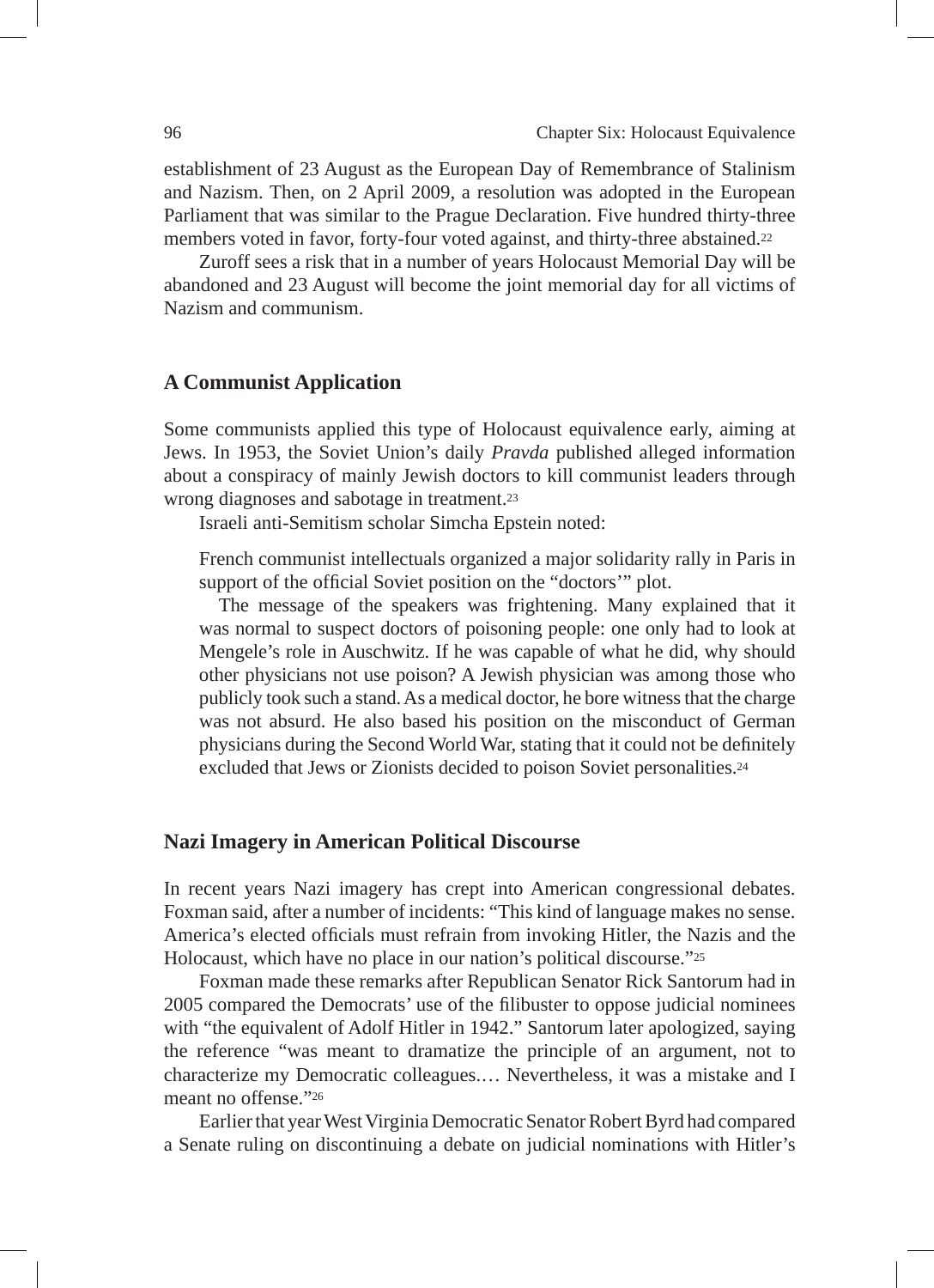establishment of 23 August as the European Day of Remembrance of Stalinism and Nazism. Then, on 2 April 2009, a resolution was adopted in the European Parliament that was similar to the Prague Declaration. Five hundred thirty-three members voted in favor, forty-four voted against, and thirty-three abstained.[22]

Zuroff sees a risk that in a number of years Holocaust Memorial Day will be abandoned and 23 August will become the joint memorial day for all victims of Nazism and communism.

## A Communist Application

Some communists applied this type of Holocaust equivalence early, aiming at Jews. In 1953, the Soviet Union's daily *Pravda* published alleged information about a conspiracy of mainly Jewish doctors to kill communist leaders through wrong diagnoses and sabotage in treatment.[23]

Israeli anti-Semitism scholar Simcha Epstein noted:

> French communist intellectuals organized a major solidarity rally in Paris in support of the official Soviet position on the "doctors'" plot.
>
> The message of the speakers was frightening. Many explained that it was normal to suspect doctors of poisoning people: one only had to look at Mengele's role in Auschwitz. If he was capable of what he did, why should other physicians not use poison? A Jewish physician was among those who publicly took such a stand. As a medical doctor, he bore witness that the charge was not absurd. He also based his position on the misconduct of German physicians during the Second World War, stating that it could not be definitely excluded that Jews or Zionists decided to poison Soviet personalities.[24]

## Nazi Imagery in American Political Discourse

In recent years Nazi imagery has crept into American congressional debates. Foxman said, after a number of incidents: "This kind of language makes no sense. America's elected officials must refrain from invoking Hitler, the Nazis and the Holocaust, which have no place in our nation's political discourse."[25]

Foxman made these remarks after Republican Senator Rick Santorum had in 2005 compared the Democrats' use of the filibuster to oppose judicial nominees with "the equivalent of Adolf Hitler in 1942." Santorum later apologized, saying the reference "was meant to dramatize the principle of an argument, not to characterize my Democratic colleagues.… Nevertheless, it was a mistake and I meant no offense."[26]

Earlier that year West Virginia Democratic Senator Robert Byrd had compared a Senate ruling on discontinuing a debate on judicial nominations with Hitler's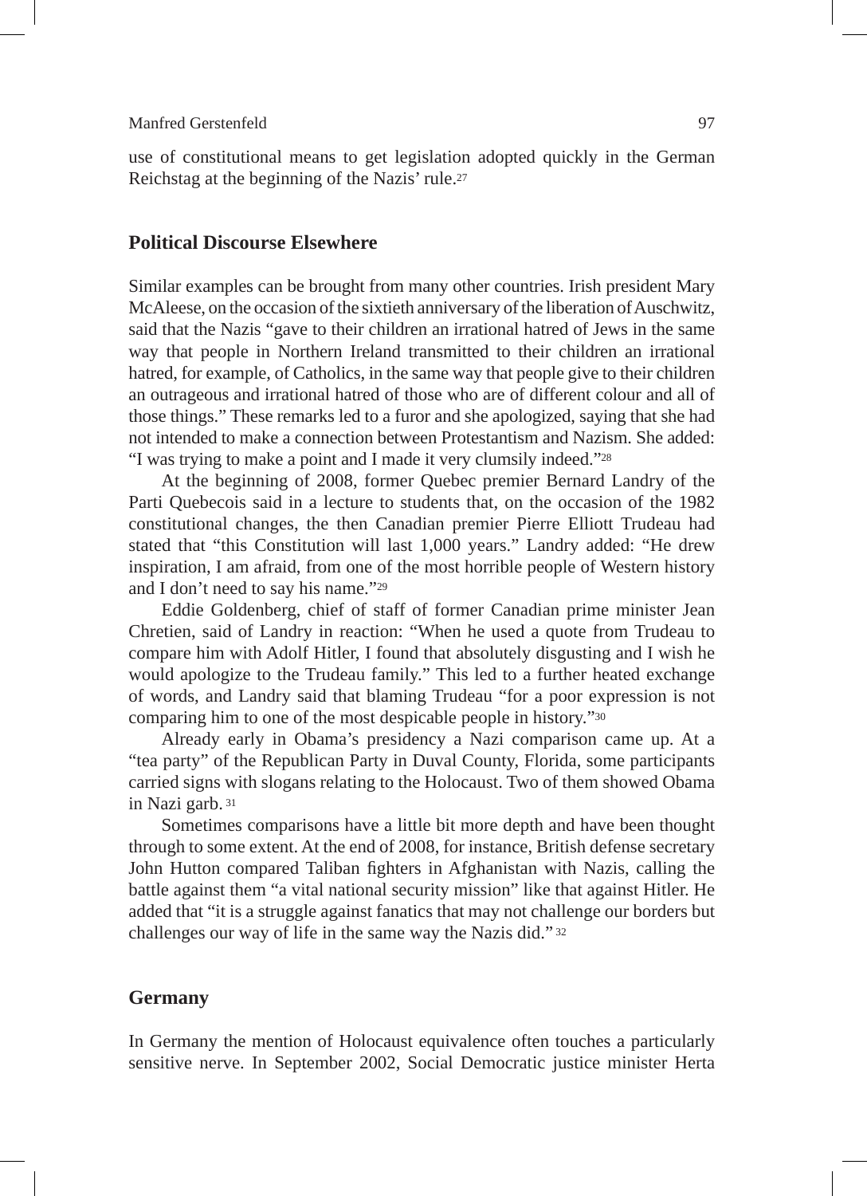use of constitutional means to get legislation adopted quickly in the German Reichstag at the beginning of the Nazis' rule.[27]

## Political Discourse Elsewhere

Similar examples can be brought from many other countries. Irish president Mary McAleese, on the occasion of the sixtieth anniversary of the liberation of Auschwitz, said that the Nazis "gave to their children an irrational hatred of Jews in the same way that people in Northern Ireland transmitted to their children an irrational hatred, for example, of Catholics, in the same way that people give to their children an outrageous and irrational hatred of those who are of different colour and all of those things." These remarks led to a furor and she apologized, saying that she had not intended to make a connection between Protestantism and Nazism. She added: "I was trying to make a point and I made it very clumsily indeed."[28]

At the beginning of 2008, former Quebec premier Bernard Landry of the Parti Quebecois said in a lecture to students that, on the occasion of the 1982 constitutional changes, the then Canadian premier Pierre Elliott Trudeau had stated that "this Constitution will last 1,000 years." Landry added: "He drew inspiration, I am afraid, from one of the most horrible people of Western history and I don't need to say his name."[29]

Eddie Goldenberg, chief of staff of former Canadian prime minister Jean Chretien, said of Landry in reaction: "When he used a quote from Trudeau to compare him with Adolf Hitler, I found that absolutely disgusting and I wish he would apologize to the Trudeau family." This led to a further heated exchange of words, and Landry said that blaming Trudeau "for a poor expression is not comparing him to one of the most despicable people in history."[30]

Already early in Obama's presidency a Nazi comparison came up. At a "tea party" of the Republican Party in Duval County, Florida, some participants carried signs with slogans relating to the Holocaust. Two of them showed Obama in Nazi garb.[31]

Sometimes comparisons have a little bit more depth and have been thought through to some extent. At the end of 2008, for instance, British defense secretary John Hutton compared Taliban fighters in Afghanistan with Nazis, calling the battle against them "a vital national security mission" like that against Hitler. He added that "it is a struggle against fanatics that may not challenge our borders but challenges our way of life in the same way the Nazis did."[32]

## Germany

In Germany the mention of Holocaust equivalence often touches a particularly sensitive nerve. In September 2002, Social Democratic justice minister Herta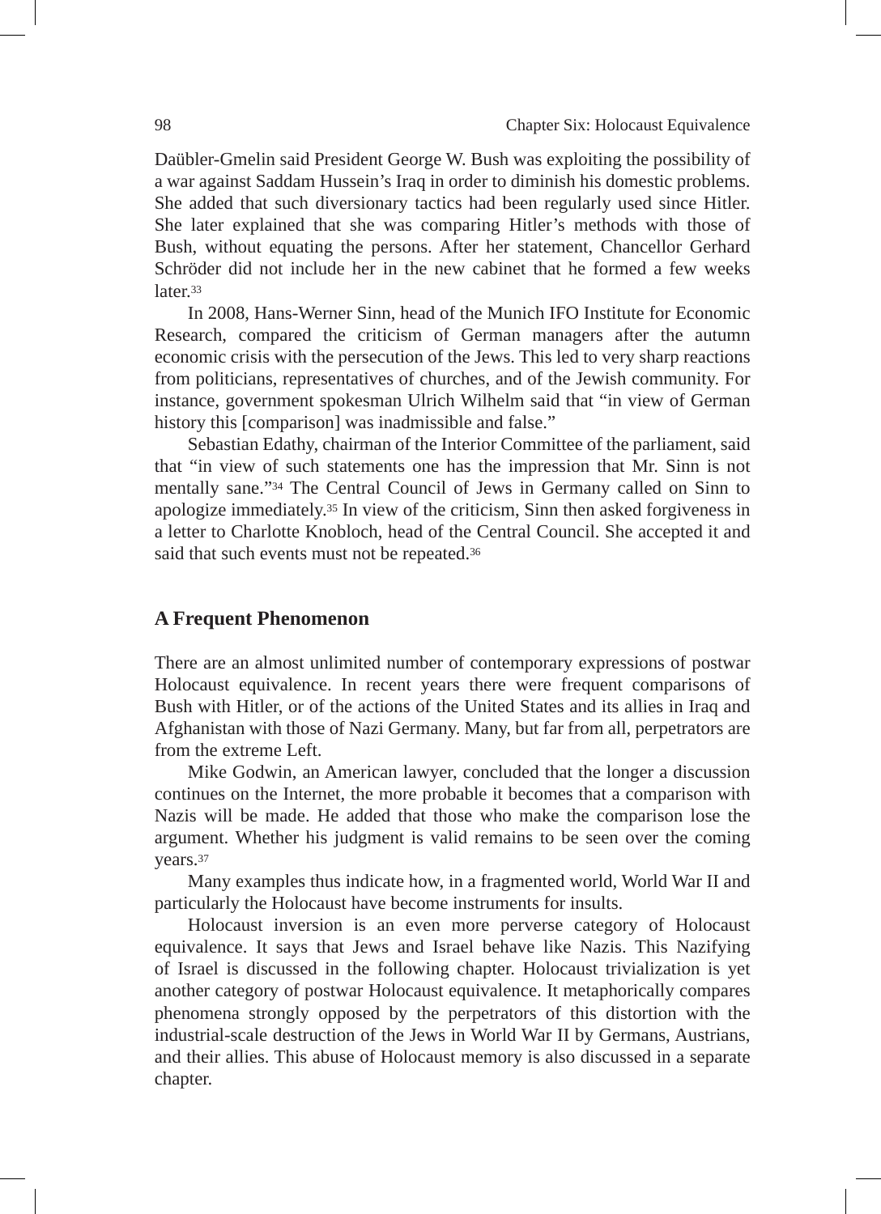Daübler-Gmelin said President George W. Bush was exploiting the possibility of a war against Saddam Hussein's Iraq in order to diminish his domestic problems. She added that such diversionary tactics had been regularly used since Hitler. She later explained that she was comparing Hitler's methods with those of Bush, without equating the persons. After her statement, Chancellor Gerhard Schröder did not include her in the new cabinet that he formed a few weeks later.[33]

In 2008, Hans-Werner Sinn, head of the Munich IFO Institute for Economic Research, compared the criticism of German managers after the autumn economic crisis with the persecution of the Jews. This led to very sharp reactions from politicians, representatives of churches, and of the Jewish community. For instance, government spokesman Ulrich Wilhelm said that "in view of German history this [comparison] was inadmissible and false."

Sebastian Edathy, chairman of the Interior Committee of the parliament, said that "in view of such statements one has the impression that Mr. Sinn is not mentally sane."[34] The Central Council of Jews in Germany called on Sinn to apologize immediately.[35] In view of the criticism, Sinn then asked forgiveness in a letter to Charlotte Knobloch, head of the Central Council. She accepted it and said that such events must not be repeated.[36]

## A Frequent Phenomenon

There are an almost unlimited number of contemporary expressions of postwar Holocaust equivalence. In recent years there were frequent comparisons of Bush with Hitler, or of the actions of the United States and its allies in Iraq and Afghanistan with those of Nazi Germany. Many, but far from all, perpetrators are from the extreme Left.

Mike Godwin, an American lawyer, concluded that the longer a discussion continues on the Internet, the more probable it becomes that a comparison with Nazis will be made. He added that those who make the comparison lose the argument. Whether his judgment is valid remains to be seen over the coming years.[37]

Many examples thus indicate how, in a fragmented world, World War II and particularly the Holocaust have become instruments for insults.

Holocaust inversion is an even more perverse category of Holocaust equivalence. It says that Jews and Israel behave like Nazis. This Nazifying of Israel is discussed in the following chapter. Holocaust trivialization is yet another category of postwar Holocaust equivalence. It metaphorically compares phenomena strongly opposed by the perpetrators of this distortion with the industrial-scale destruction of the Jews in World War II by Germans, Austrians, and their allies. This abuse of Holocaust memory is also discussed in a separate chapter.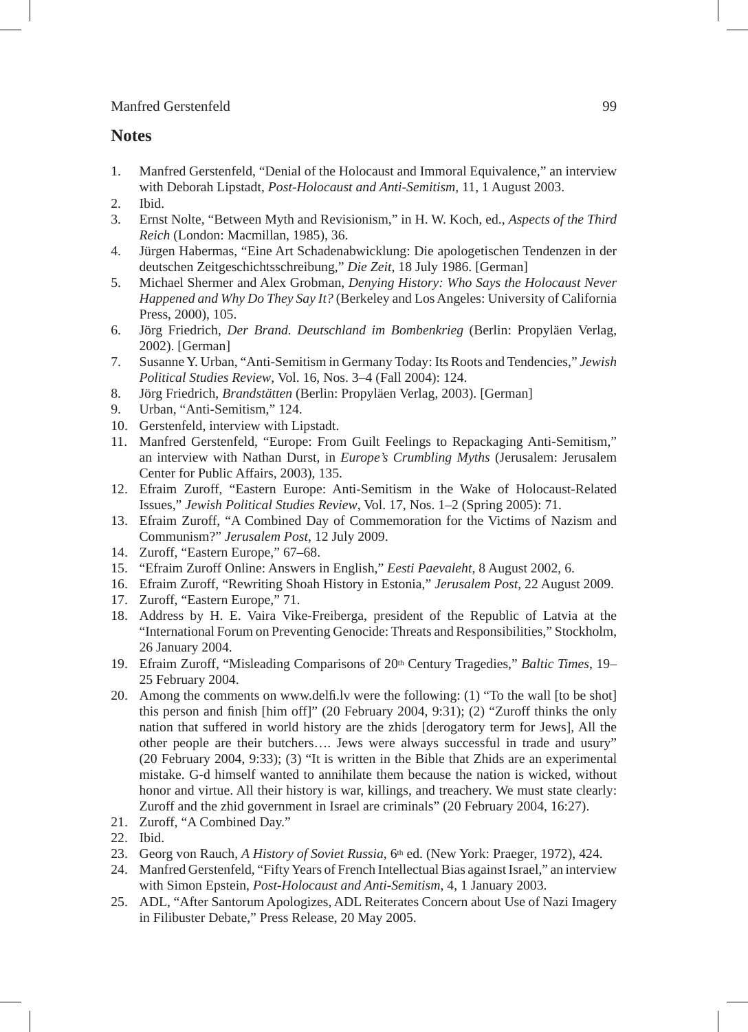## Notes

1. Manfred Gerstenfeld, "Denial of the Holocaust and Immoral Equivalence," an interview with Deborah Lipstadt, *Post-Holocaust and Anti-Semitism*, 11, 1 August 2003.
2. Ibid.
3. Ernst Nolte, "Between Myth and Revisionism," in H. W. Koch, ed., *Aspects of the Third Reich* (London: Macmillan, 1985), 36.
4. Jürgen Habermas, "Eine Art Schadenabwicklung: Die apologetischen Tendenzen in der deutschen Zeitgeschichtsschreibung," *Die Zeit*, 18 July 1986. [German]
5. Michael Shermer and Alex Grobman, *Denying History: Who Says the Holocaust Never Happened and Why Do They Say It?* (Berkeley and Los Angeles: University of California Press, 2000), 105.
6. Jörg Friedrich, *Der Brand. Deutschland im Bombenkrieg* (Berlin: Propyläen Verlag, 2002). [German]
7. Susanne Y. Urban, "Anti-Semitism in Germany Today: Its Roots and Tendencies," *Jewish Political Studies Review*, Vol. 16, Nos. 3–4 (Fall 2004): 124.
8. Jörg Friedrich, *Brandstätten* (Berlin: Propyläen Verlag, 2003). [German]
9. Urban, "Anti-Semitism," 124.
10. Gerstenfeld, interview with Lipstadt.
11. Manfred Gerstenfeld, "Europe: From Guilt Feelings to Repackaging Anti-Semitism," an interview with Nathan Durst, in *Europe's Crumbling Myths* (Jerusalem: Jerusalem Center for Public Affairs, 2003), 135.
12. Efraim Zuroff, "Eastern Europe: Anti-Semitism in the Wake of Holocaust-Related Issues," *Jewish Political Studies Review*, Vol. 17, Nos. 1–2 (Spring 2005): 71.
13. Efraim Zuroff, "A Combined Day of Commemoration for the Victims of Nazism and Communism?" *Jerusalem Post*, 12 July 2009.
14. Zuroff, "Eastern Europe," 67–68.
15. "Efraim Zuroff Online: Answers in English," *Eesti Paevaleht*, 8 August 2002, 6.
16. Efraim Zuroff, "Rewriting Shoah History in Estonia," *Jerusalem Post*, 22 August 2009.
17. Zuroff, "Eastern Europe," 71.
18. Address by H. E. Vaira Vike-Freiberga, president of the Republic of Latvia at the "International Forum on Preventing Genocide: Threats and Responsibilities," Stockholm, 26 January 2004.
19. Efraim Zuroff, "Misleading Comparisons of 20th Century Tragedies," *Baltic Times*, 19–25 February 2004.
20. Among the comments on www.delfi.lv were the following: (1) "To the wall [to be shot] this person and finish [him off]" (20 February 2004, 9:31); (2) "Zuroff thinks the only nation that suffered in world history are the zhids [derogatory term for Jews], All the other people are their butchers…. Jews were always successful in trade and usury" (20 February 2004, 9:33); (3) "It is written in the Bible that Zhids are an experimental mistake. G-d himself wanted to annihilate them because the nation is wicked, without honor and virtue. All their history is war, killings, and treachery. We must state clearly: Zuroff and the zhid government in Israel are criminals" (20 February 2004, 16:27).
21. Zuroff, "A Combined Day."
22. Ibid.
23. Georg von Rauch, *A History of Soviet Russia*, 6th ed. (New York: Praeger, 1972), 424.
24. Manfred Gerstenfeld, "Fifty Years of French Intellectual Bias against Israel," an interview with Simon Epstein, *Post-Holocaust and Anti-Semitism*, 4, 1 January 2003.
25. ADL, "After Santorum Apologizes, ADL Reiterates Concern about Use of Nazi Imagery in Filibuster Debate," Press Release, 20 May 2005.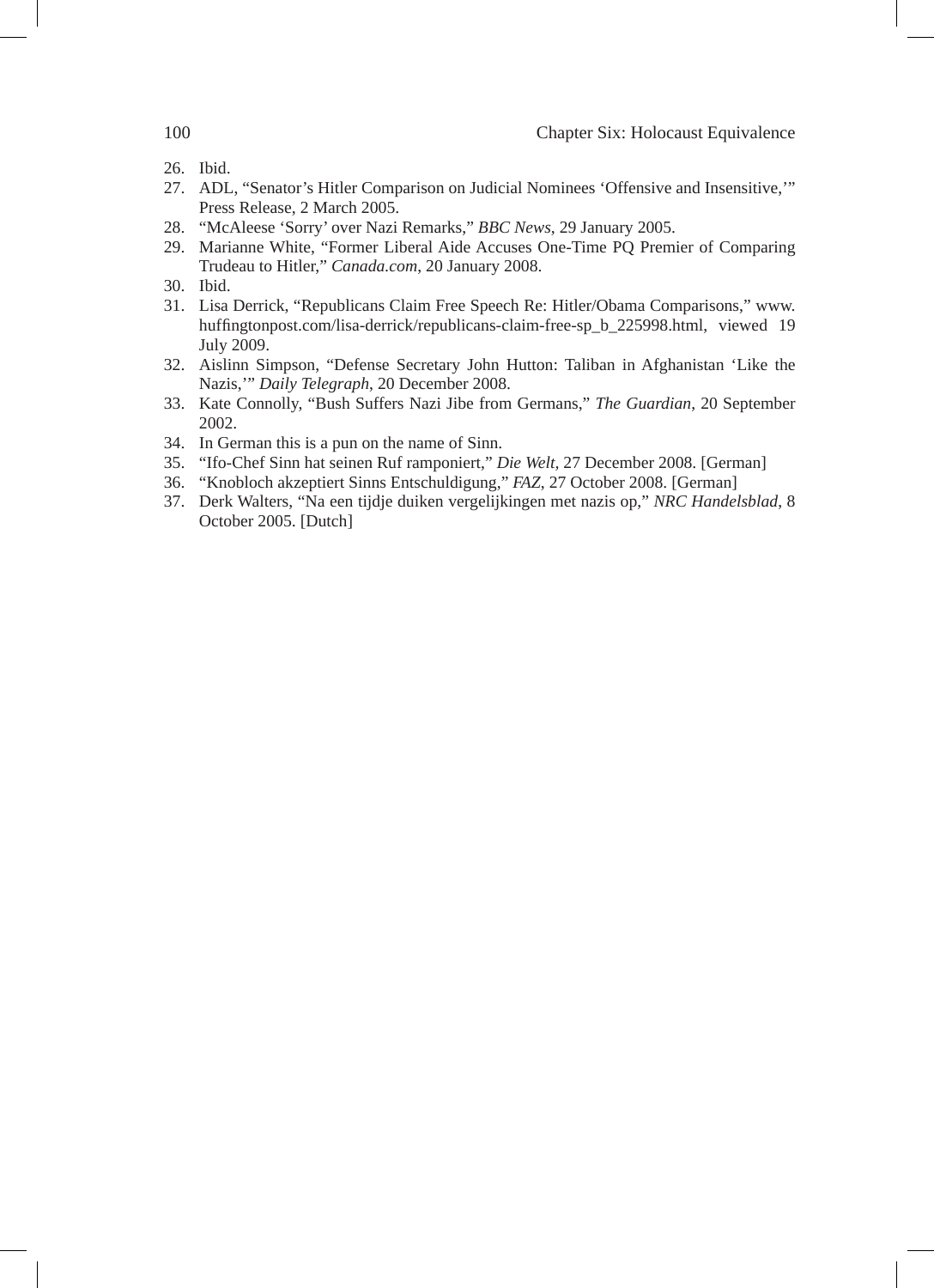26. Ibid.
27. ADL, "Senator's Hitler Comparison on Judicial Nominees 'Offensive and Insensitive,'" Press Release, 2 March 2005.
28. "McAleese 'Sorry' over Nazi Remarks," *BBC News*, 29 January 2005.
29. Marianne White, "Former Liberal Aide Accuses One-Time PQ Premier of Comparing Trudeau to Hitler," *Canada.com*, 20 January 2008.
30. Ibid.
31. Lisa Derrick, "Republicans Claim Free Speech Re: Hitler/Obama Comparisons," www.huffingtonpost.com/lisa-derrick/republicans-claim-free-sp_b_225998.html, viewed 19 July 2009.
32. Aislinn Simpson, "Defense Secretary John Hutton: Taliban in Afghanistan 'Like the Nazis,'" *Daily Telegraph*, 20 December 2008.
33. Kate Connolly, "Bush Suffers Nazi Jibe from Germans," *The Guardian*, 20 September 2002.
34. In German this is a pun on the name of Sinn.
35. "Ifo-Chef Sinn hat seinen Ruf ramponiert," *Die Welt*, 27 December 2008. [German]
36. "Knobloch akzeptiert Sinns Entschuldigung," *FAZ*, 27 October 2008. [German]
37. Derk Walters, "Na een tijdje duiken vergelijkingen met nazis op," *NRC Handelsblad*, 8 October 2005. [Dutch]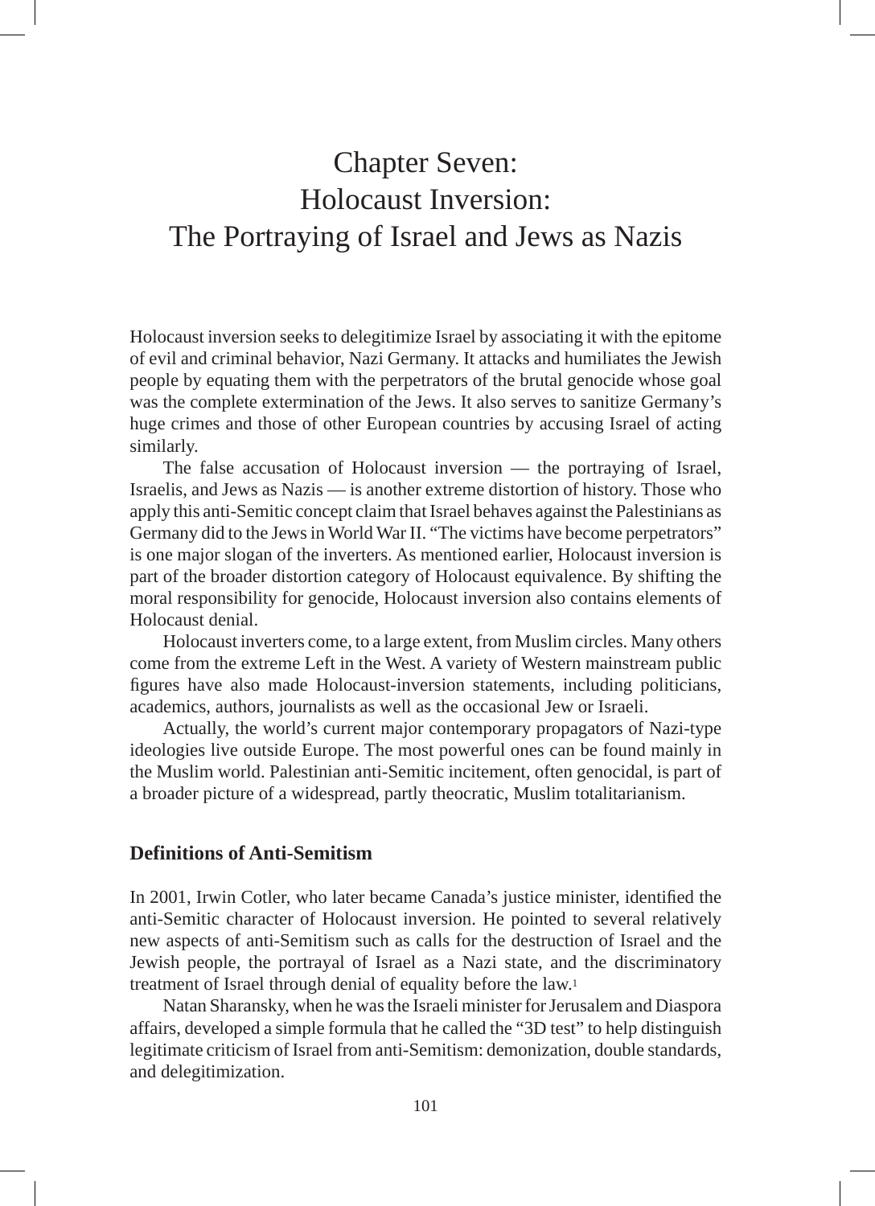# Chapter Seven: Holocaust Inversion: The Portraying of Israel and Jews as Nazis

Holocaust inversion seeks to delegitimize Israel by associating it with the epitome of evil and criminal behavior, Nazi Germany. It attacks and humiliates the Jewish people by equating them with the perpetrators of the brutal genocide whose goal was the complete extermination of the Jews. It also serves to sanitize Germany's huge crimes and those of other European countries by accusing Israel of acting similarly.

The false accusation of Holocaust inversion — the portraying of Israel, Israelis, and Jews as Nazis — is another extreme distortion of history. Those who apply this anti-Semitic concept claim that Israel behaves against the Palestinians as Germany did to the Jews in World War II. "The victims have become perpetrators" is one major slogan of the inverters. As mentioned earlier, Holocaust inversion is part of the broader distortion category of Holocaust equivalence. By shifting the moral responsibility for genocide, Holocaust inversion also contains elements of Holocaust denial.

Holocaust inverters come, to a large extent, from Muslim circles. Many others come from the extreme Left in the West. A variety of Western mainstream public figures have also made Holocaust-inversion statements, including politicians, academics, authors, journalists as well as the occasional Jew or Israeli.

Actually, the world's current major contemporary propagators of Nazi-type ideologies live outside Europe. The most powerful ones can be found mainly in the Muslim world. Palestinian anti-Semitic incitement, often genocidal, is part of a broader picture of a widespread, partly theocratic, Muslim totalitarianism.

## Definitions of Anti-Semitism

In 2001, Irwin Cotler, who later became Canada's justice minister, identified the anti-Semitic character of Holocaust inversion. He pointed to several relatively new aspects of anti-Semitism such as calls for the destruction of Israel and the Jewish people, the portrayal of Israel as a Nazi state, and the discriminatory treatment of Israel through denial of equality before the law.[1]

Natan Sharansky, when he was the Israeli minister for Jerusalem and Diaspora affairs, developed a simple formula that he called the "3D test" to help distinguish legitimate criticism of Israel from anti-Semitism: demonization, double standards, and delegitimization.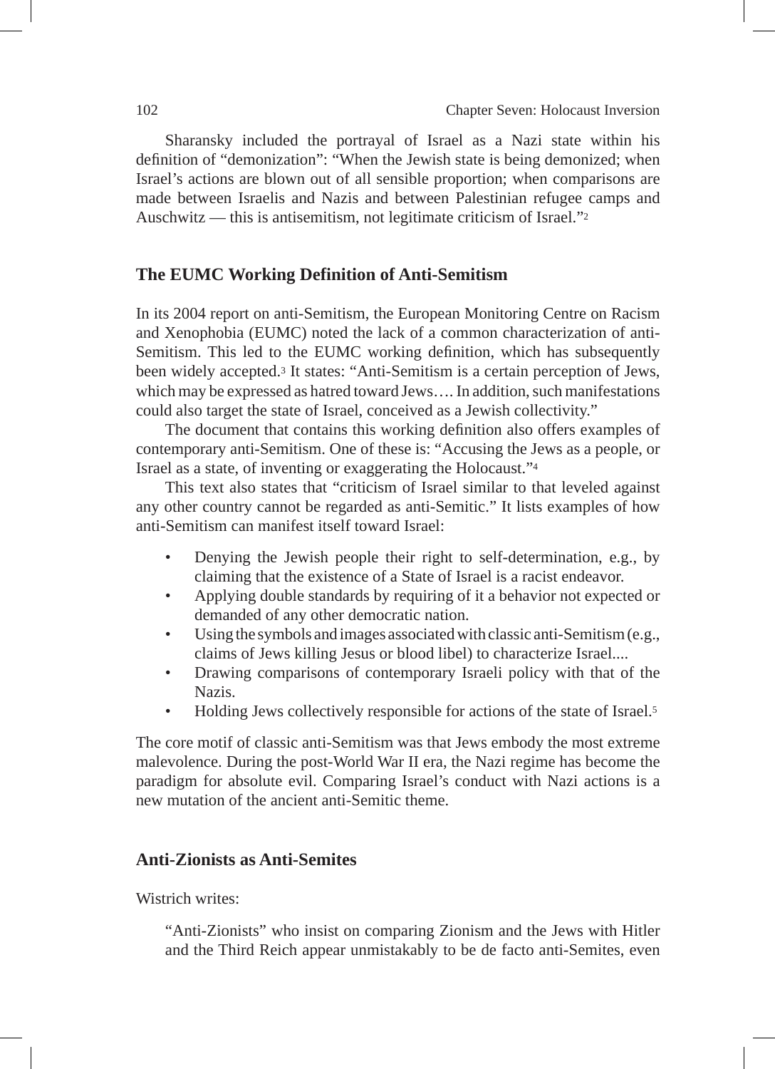Sharansky included the portrayal of Israel as a Nazi state within his definition of "demonization": "When the Jewish state is being demonized; when Israel's actions are blown out of all sensible proportion; when comparisons are made between Israelis and Nazis and between Palestinian refugee camps and Auschwitz — this is antisemitism, not legitimate criticism of Israel."[2]

## The EUMC Working Definition of Anti-Semitism

In its 2004 report on anti-Semitism, the European Monitoring Centre on Racism and Xenophobia (EUMC) noted the lack of a common characterization of anti-Semitism. This led to the EUMC working definition, which has subsequently been widely accepted.[3] It states: "Anti-Semitism is a certain perception of Jews, which may be expressed as hatred toward Jews…. In addition, such manifestations could also target the state of Israel, conceived as a Jewish collectivity."

The document that contains this working definition also offers examples of contemporary anti-Semitism. One of these is: "Accusing the Jews as a people, or Israel as a state, of inventing or exaggerating the Holocaust."[4]

This text also states that "criticism of Israel similar to that leveled against any other country cannot be regarded as anti-Semitic." It lists examples of how anti-Semitism can manifest itself toward Israel:

- Denying the Jewish people their right to self-determination, e.g., by claiming that the existence of a State of Israel is a racist endeavor.
- Applying double standards by requiring of it a behavior not expected or demanded of any other democratic nation.
- Using the symbols and images associated with classic anti-Semitism (e.g., claims of Jews killing Jesus or blood libel) to characterize Israel....
- Drawing comparisons of contemporary Israeli policy with that of the Nazis.
- Holding Jews collectively responsible for actions of the state of Israel.[5]

The core motif of classic anti-Semitism was that Jews embody the most extreme malevolence. During the post-World War II era, the Nazi regime has become the paradigm for absolute evil. Comparing Israel's conduct with Nazi actions is a new mutation of the ancient anti-Semitic theme.

## Anti-Zionists as Anti-Semites

Wistrich writes:

> "Anti-Zionists" who insist on comparing Zionism and the Jews with Hitler and the Third Reich appear unmistakably to be de facto anti-Semites, even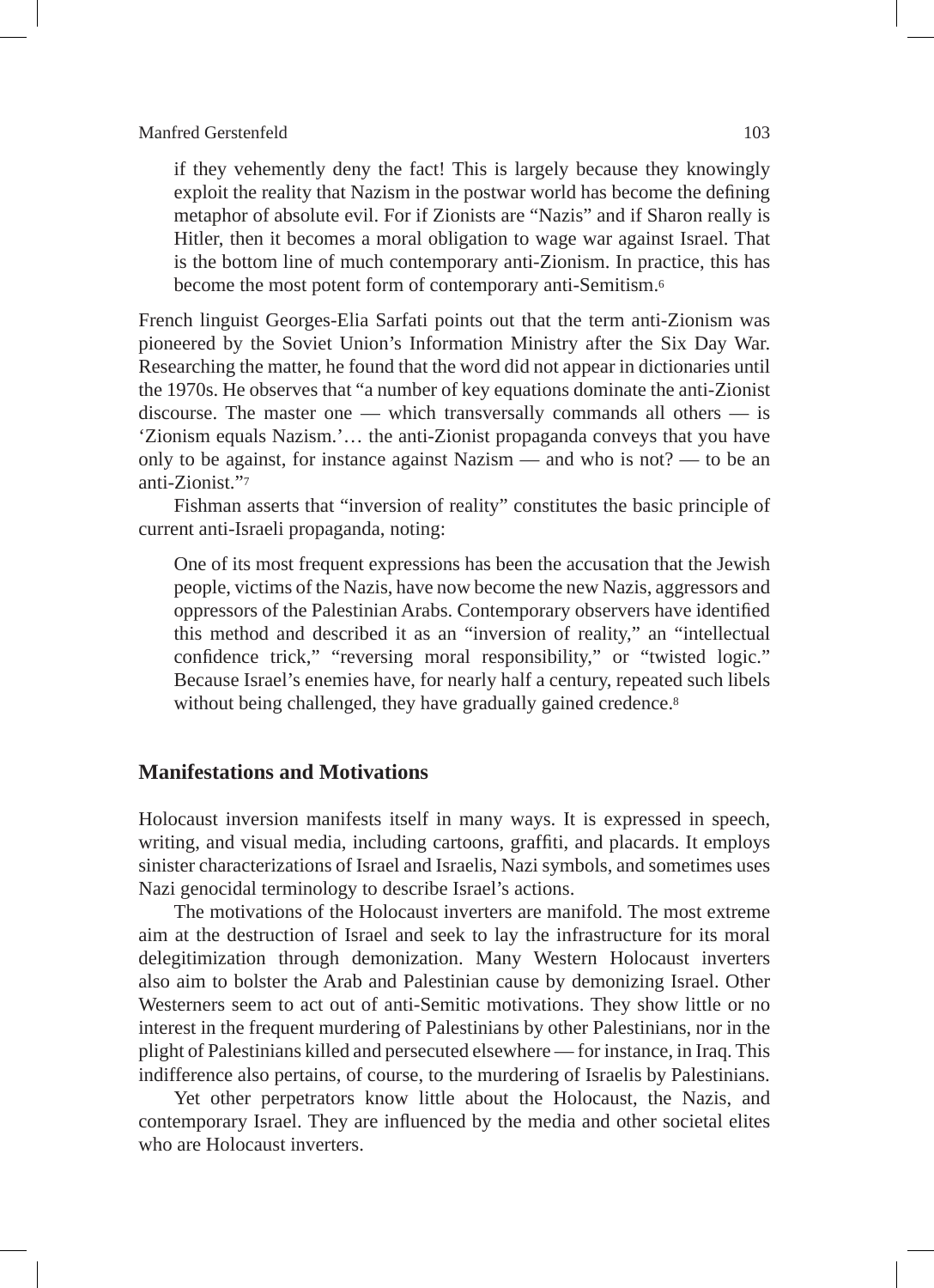> if they vehemently deny the fact! This is largely because they knowingly exploit the reality that Nazism in the postwar world has become the defining metaphor of absolute evil. For if Zionists are "Nazis" and if Sharon really is Hitler, then it becomes a moral obligation to wage war against Israel. That is the bottom line of much contemporary anti-Zionism. In practice, this has become the most potent form of contemporary anti-Semitism.[6]

French linguist Georges-Elia Sarfati points out that the term anti-Zionism was pioneered by the Soviet Union's Information Ministry after the Six Day War. Researching the matter, he found that the word did not appear in dictionaries until the 1970s. He observes that "a number of key equations dominate the anti-Zionist discourse. The master one — which transversally commands all others — is 'Zionism equals Nazism.'… the anti-Zionist propaganda conveys that you have only to be against, for instance against Nazism — and who is not? — to be an anti-Zionist."[7]

Fishman asserts that "inversion of reality" constitutes the basic principle of current anti-Israeli propaganda, noting:

> One of its most frequent expressions has been the accusation that the Jewish people, victims of the Nazis, have now become the new Nazis, aggressors and oppressors of the Palestinian Arabs. Contemporary observers have identified this method and described it as an "inversion of reality," an "intellectual confidence trick," "reversing moral responsibility," or "twisted logic." Because Israel's enemies have, for nearly half a century, repeated such libels without being challenged, they have gradually gained credence.[8]

## Manifestations and Motivations

Holocaust inversion manifests itself in many ways. It is expressed in speech, writing, and visual media, including cartoons, graffiti, and placards. It employs sinister characterizations of Israel and Israelis, Nazi symbols, and sometimes uses Nazi genocidal terminology to describe Israel's actions.

The motivations of the Holocaust inverters are manifold. The most extreme aim at the destruction of Israel and seek to lay the infrastructure for its moral delegitimization through demonization. Many Western Holocaust inverters also aim to bolster the Arab and Palestinian cause by demonizing Israel. Other Westerners seem to act out of anti-Semitic motivations. They show little or no interest in the frequent murdering of Palestinians by other Palestinians, nor in the plight of Palestinians killed and persecuted elsewhere — for instance, in Iraq. This indifference also pertains, of course, to the murdering of Israelis by Palestinians.

Yet other perpetrators know little about the Holocaust, the Nazis, and contemporary Israel. They are influenced by the media and other societal elites who are Holocaust inverters.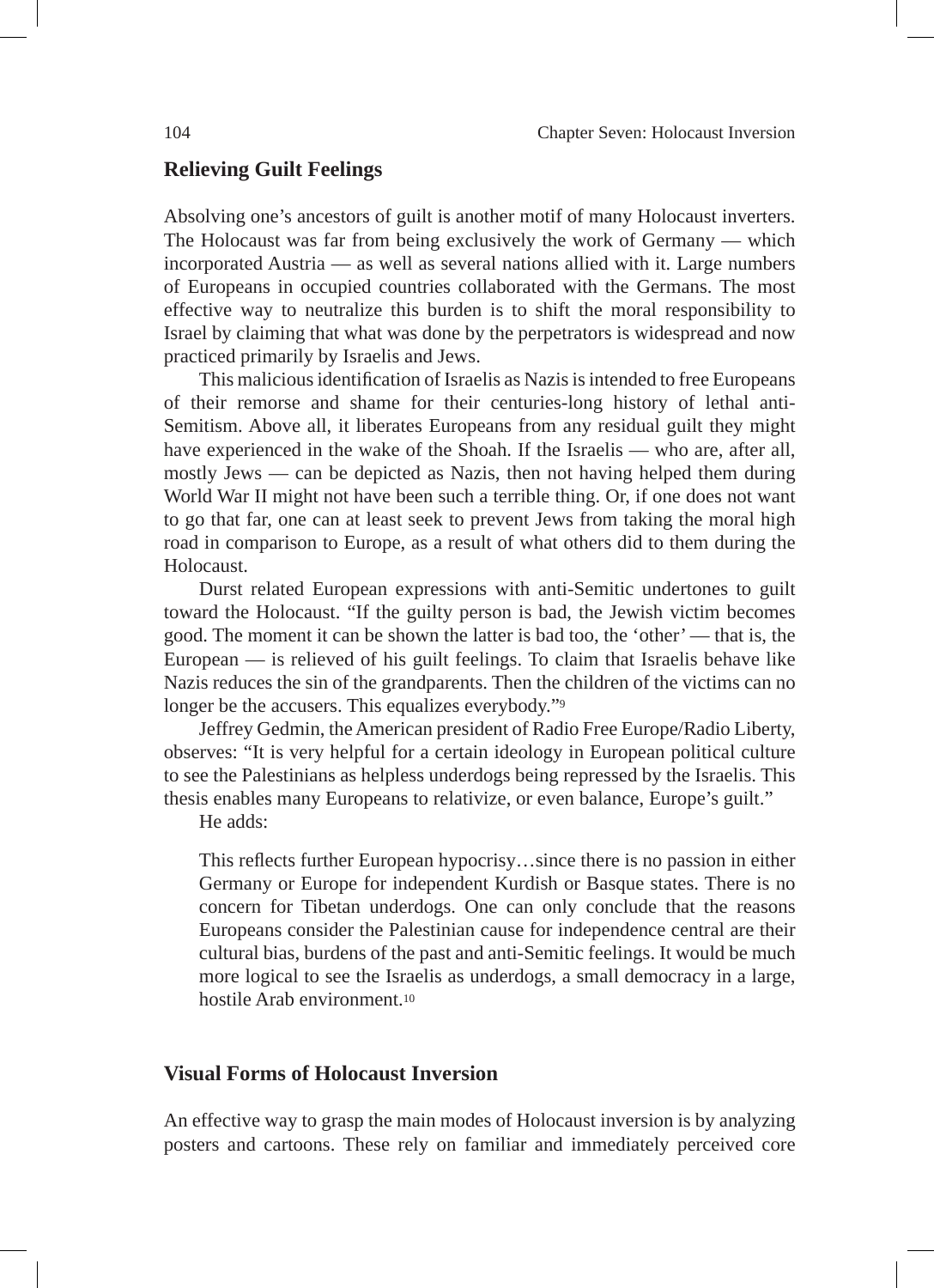## Relieving Guilt Feelings

Absolving one's ancestors of guilt is another motif of many Holocaust inverters. The Holocaust was far from being exclusively the work of Germany — which incorporated Austria — as well as several nations allied with it. Large numbers of Europeans in occupied countries collaborated with the Germans. The most effective way to neutralize this burden is to shift the moral responsibility to Israel by claiming that what was done by the perpetrators is widespread and now practiced primarily by Israelis and Jews.

This malicious identification of Israelis as Nazis is intended to free Europeans of their remorse and shame for their centuries-long history of lethal anti-Semitism. Above all, it liberates Europeans from any residual guilt they might have experienced in the wake of the Shoah. If the Israelis — who are, after all, mostly Jews — can be depicted as Nazis, then not having helped them during World War II might not have been such a terrible thing. Or, if one does not want to go that far, one can at least seek to prevent Jews from taking the moral high road in comparison to Europe, as a result of what others did to them during the Holocaust.

Durst related European expressions with anti-Semitic undertones to guilt toward the Holocaust. "If the guilty person is bad, the Jewish victim becomes good. The moment it can be shown the latter is bad too, the 'other' — that is, the European — is relieved of his guilt feelings. To claim that Israelis behave like Nazis reduces the sin of the grandparents. Then the children of the victims can no longer be the accusers. This equalizes everybody."[9]

Jeffrey Gedmin, the American president of Radio Free Europe/Radio Liberty, observes: "It is very helpful for a certain ideology in European political culture to see the Palestinians as helpless underdogs being repressed by the Israelis. This thesis enables many Europeans to relativize, or even balance, Europe's guilt."

He adds:

> This reflects further European hypocrisy…since there is no passion in either Germany or Europe for independent Kurdish or Basque states. There is no concern for Tibetan underdogs. One can only conclude that the reasons Europeans consider the Palestinian cause for independence central are their cultural bias, burdens of the past and anti-Semitic feelings. It would be much more logical to see the Israelis as underdogs, a small democracy in a large, hostile Arab environment.[10]

## Visual Forms of Holocaust Inversion

An effective way to grasp the main modes of Holocaust inversion is by analyzing posters and cartoons. These rely on familiar and immediately perceived core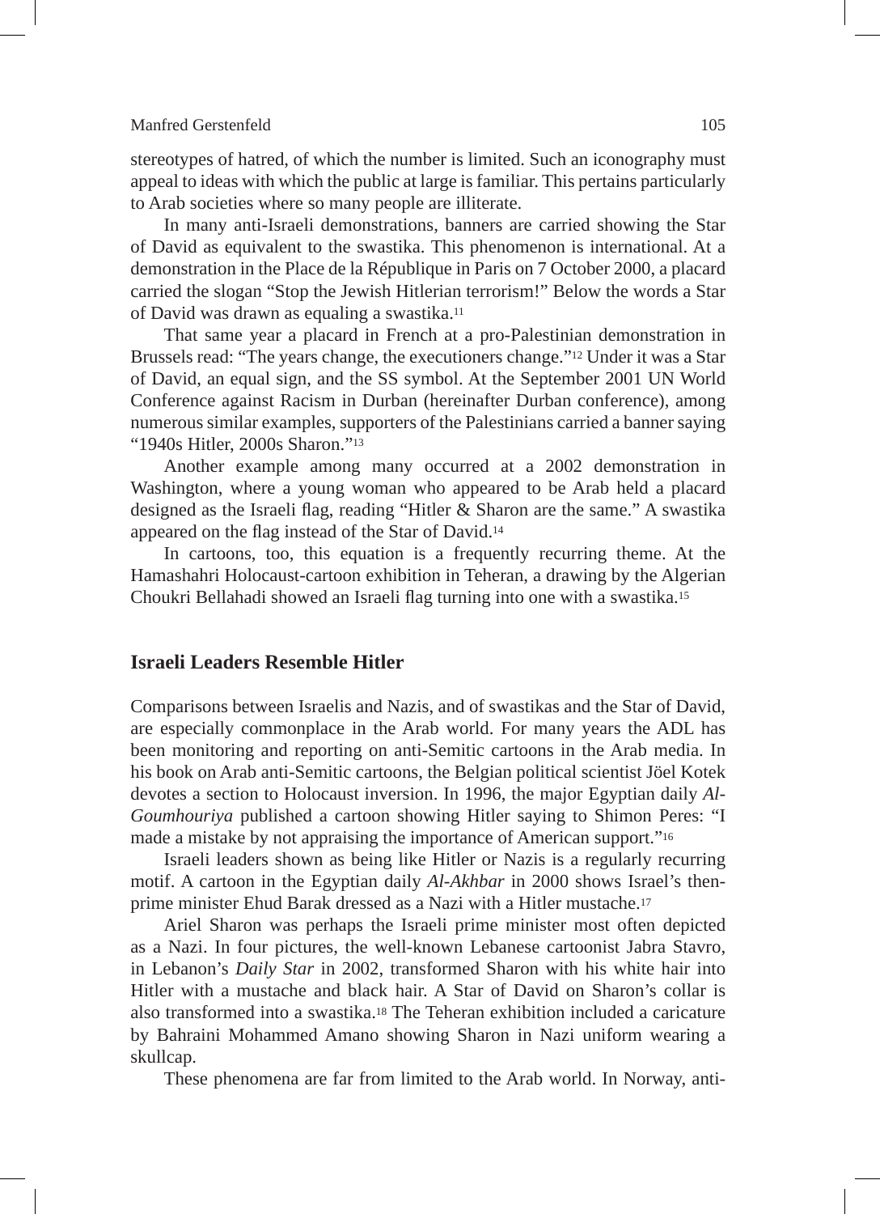stereotypes of hatred, of which the number is limited. Such an iconography must appeal to ideas with which the public at large is familiar. This pertains particularly to Arab societies where so many people are illiterate.

In many anti-Israeli demonstrations, banners are carried showing the Star of David as equivalent to the swastika. This phenomenon is international. At a demonstration in the Place de la République in Paris on 7 October 2000, a placard carried the slogan "Stop the Jewish Hitlerian terrorism!" Below the words a Star of David was drawn as equaling a swastika.[11]

That same year a placard in French at a pro-Palestinian demonstration in Brussels read: "The years change, the executioners change."[12] Under it was a Star of David, an equal sign, and the SS symbol. At the September 2001 UN World Conference against Racism in Durban (hereinafter Durban conference), among numerous similar examples, supporters of the Palestinians carried a banner saying "1940s Hitler, 2000s Sharon."[13]

Another example among many occurred at a 2002 demonstration in Washington, where a young woman who appeared to be Arab held a placard designed as the Israeli flag, reading "Hitler & Sharon are the same." A swastika appeared on the flag instead of the Star of David.[14]

In cartoons, too, this equation is a frequently recurring theme. At the Hamashahri Holocaust-cartoon exhibition in Teheran, a drawing by the Algerian Choukri Bellahadi showed an Israeli flag turning into one with a swastika.[15]

## Israeli Leaders Resemble Hitler

Comparisons between Israelis and Nazis, and of swastikas and the Star of David, are especially commonplace in the Arab world. For many years the ADL has been monitoring and reporting on anti-Semitic cartoons in the Arab media. In his book on Arab anti-Semitic cartoons, the Belgian political scientist Jöel Kotek devotes a section to Holocaust inversion. In 1996, the major Egyptian daily *Al-Goumhouriya* published a cartoon showing Hitler saying to Shimon Peres: "I made a mistake by not appraising the importance of American support."[16]

Israeli leaders shown as being like Hitler or Nazis is a regularly recurring motif. A cartoon in the Egyptian daily *Al-Akhbar* in 2000 shows Israel's then-prime minister Ehud Barak dressed as a Nazi with a Hitler mustache.[17]

Ariel Sharon was perhaps the Israeli prime minister most often depicted as a Nazi. In four pictures, the well-known Lebanese cartoonist Jabra Stavro, in Lebanon's *Daily Star* in 2002, transformed Sharon with his white hair into Hitler with a mustache and black hair. A Star of David on Sharon's collar is also transformed into a swastika.[18] The Teheran exhibition included a caricature by Bahraini Mohammed Amano showing Sharon in Nazi uniform wearing a skullcap.

These phenomena are far from limited to the Arab world. In Norway, anti-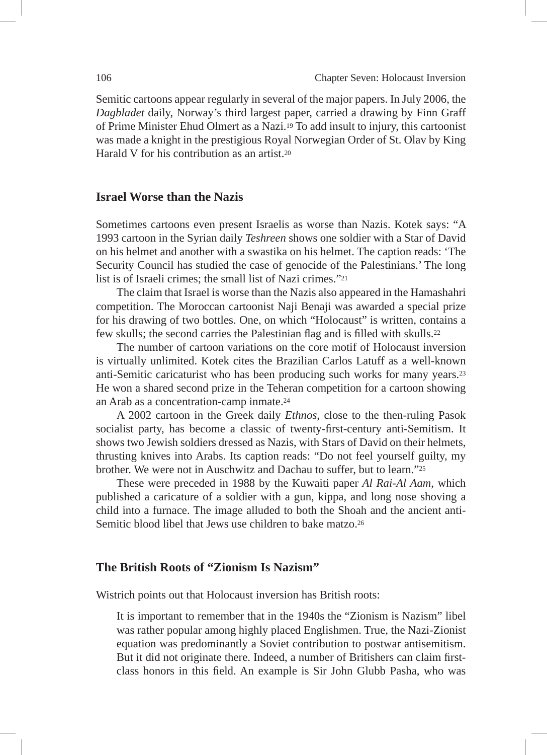Semitic cartoons appear regularly in several of the major papers. In July 2006, the *Dagbladet* daily, Norway's third largest paper, carried a drawing by Finn Graff of Prime Minister Ehud Olmert as a Nazi.[19] To add insult to injury, this cartoonist was made a knight in the prestigious Royal Norwegian Order of St. Olav by King Harald V for his contribution as an artist.[20]

## Israel Worse than the Nazis

Sometimes cartoons even present Israelis as worse than Nazis. Kotek says: "A 1993 cartoon in the Syrian daily *Teshreen* shows one soldier with a Star of David on his helmet and another with a swastika on his helmet. The caption reads: 'The Security Council has studied the case of genocide of the Palestinians.' The long list is of Israeli crimes; the small list of Nazi crimes."[21]

The claim that Israel is worse than the Nazis also appeared in the Hamashahri competition. The Moroccan cartoonist Naji Benaji was awarded a special prize for his drawing of two bottles. One, on which "Holocaust" is written, contains a few skulls; the second carries the Palestinian flag and is filled with skulls.[22]

The number of cartoon variations on the core motif of Holocaust inversion is virtually unlimited. Kotek cites the Brazilian Carlos Latuff as a well-known anti-Semitic caricaturist who has been producing such works for many years.[23] He won a shared second prize in the Teheran competition for a cartoon showing an Arab as a concentration-camp inmate.[24]

A 2002 cartoon in the Greek daily *Ethnos*, close to the then-ruling Pasok socialist party, has become a classic of twenty-first-century anti-Semitism. It shows two Jewish soldiers dressed as Nazis, with Stars of David on their helmets, thrusting knives into Arabs. Its caption reads: "Do not feel yourself guilty, my brother. We were not in Auschwitz and Dachau to suffer, but to learn."[25]

These were preceded in 1988 by the Kuwaiti paper *Al Rai-Al Aam*, which published a caricature of a soldier with a gun, kippa, and long nose shoving a child into a furnace. The image alluded to both the Shoah and the ancient anti-Semitic blood libel that Jews use children to bake matzo.[26]

## The British Roots of "Zionism Is Nazism"

Wistrich points out that Holocaust inversion has British roots:

> It is important to remember that in the 1940s the "Zionism is Nazism" libel was rather popular among highly placed Englishmen. True, the Nazi-Zionist equation was predominantly a Soviet contribution to postwar antisemitism. But it did not originate there. Indeed, a number of Britishers can claim first-class honors in this field. An example is Sir John Glubb Pasha, who was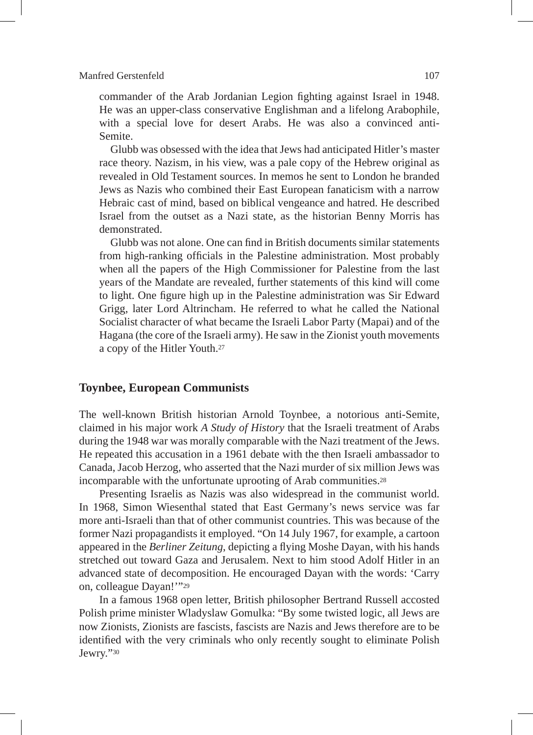commander of the Arab Jordanian Legion fighting against Israel in 1948. He was an upper-class conservative Englishman and a lifelong Arabophile, with a special love for desert Arabs. He was also a convinced anti-Semite.

Glubb was obsessed with the idea that Jews had anticipated Hitler's master race theory. Nazism, in his view, was a pale copy of the Hebrew original as revealed in Old Testament sources. In memos he sent to London he branded Jews as Nazis who combined their East European fanaticism with a narrow Hebraic cast of mind, based on biblical vengeance and hatred. He described Israel from the outset as a Nazi state, as the historian Benny Morris has demonstrated.

Glubb was not alone. One can find in British documents similar statements from high-ranking officials in the Palestine administration. Most probably when all the papers of the High Commissioner for Palestine from the last years of the Mandate are revealed, further statements of this kind will come to light. One figure high up in the Palestine administration was Sir Edward Grigg, later Lord Altrincham. He referred to what he called the National Socialist character of what became the Israeli Labor Party (Mapai) and of the Hagana (the core of the Israeli army). He saw in the Zionist youth movements a copy of the Hitler Youth.[27]

## Toynbee, European Communists

The well-known British historian Arnold Toynbee, a notorious anti-Semite, claimed in his major work *A Study of History* that the Israeli treatment of Arabs during the 1948 war was morally comparable with the Nazi treatment of the Jews. He repeated this accusation in a 1961 debate with the then Israeli ambassador to Canada, Jacob Herzog, who asserted that the Nazi murder of six million Jews was incomparable with the unfortunate uprooting of Arab communities.[28]

Presenting Israelis as Nazis was also widespread in the communist world. In 1968, Simon Wiesenthal stated that East Germany's news service was far more anti-Israeli than that of other communist countries. This was because of the former Nazi propagandists it employed. "On 14 July 1967, for example, a cartoon appeared in the *Berliner Zeitung*, depicting a flying Moshe Dayan, with his hands stretched out toward Gaza and Jerusalem. Next to him stood Adolf Hitler in an advanced state of decomposition. He encouraged Dayan with the words: 'Carry on, colleague Dayan!'"[29]

In a famous 1968 open letter, British philosopher Bertrand Russell accosted Polish prime minister Wladyslaw Gomulka: "By some twisted logic, all Jews are now Zionists, Zionists are fascists, fascists are Nazis and Jews therefore are to be identified with the very criminals who only recently sought to eliminate Polish Jewry."[30]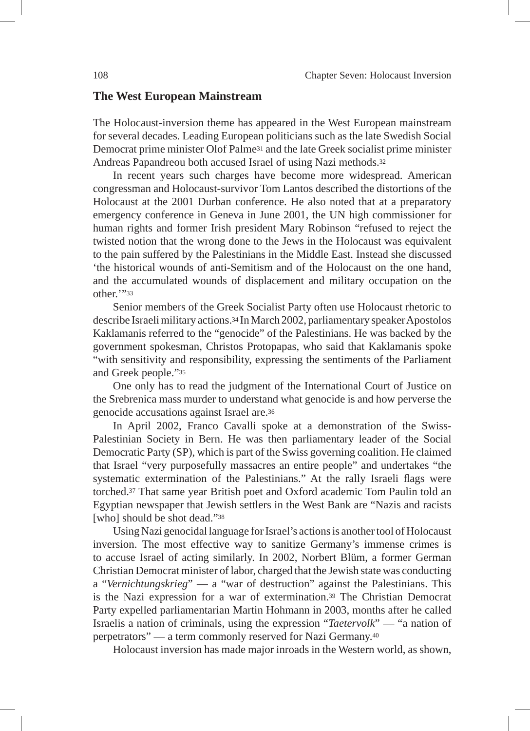## The West European Mainstream

The Holocaust-inversion theme has appeared in the West European mainstream for several decades. Leading European politicians such as the late Swedish Social Democrat prime minister Olof Palme[31] and the late Greek socialist prime minister Andreas Papandreou both accused Israel of using Nazi methods.[32]

In recent years such charges have become more widespread. American congressman and Holocaust-survivor Tom Lantos described the distortions of the Holocaust at the 2001 Durban conference. He also noted that at a preparatory emergency conference in Geneva in June 2001, the UN high commissioner for human rights and former Irish president Mary Robinson "refused to reject the twisted notion that the wrong done to the Jews in the Holocaust was equivalent to the pain suffered by the Palestinians in the Middle East. Instead she discussed 'the historical wounds of anti-Semitism and of the Holocaust on the one hand, and the accumulated wounds of displacement and military occupation on the other.'"[33]

Senior members of the Greek Socialist Party often use Holocaust rhetoric to describe Israeli military actions.[34] In March 2002, parliamentary speaker Apostolos Kaklamanis referred to the "genocide" of the Palestinians. He was backed by the government spokesman, Christos Protopapas, who said that Kaklamanis spoke "with sensitivity and responsibility, expressing the sentiments of the Parliament and Greek people."[35]

One only has to read the judgment of the International Court of Justice on the Srebrenica mass murder to understand what genocide is and how perverse the genocide accusations against Israel are.[36]

In April 2002, Franco Cavalli spoke at a demonstration of the Swiss-Palestinian Society in Bern. He was then parliamentary leader of the Social Democratic Party (SP), which is part of the Swiss governing coalition. He claimed that Israel "very purposefully massacres an entire people" and undertakes "the systematic extermination of the Palestinians." At the rally Israeli flags were torched.[37] That same year British poet and Oxford academic Tom Paulin told an Egyptian newspaper that Jewish settlers in the West Bank are "Nazis and racists [who] should be shot dead."[38]

Using Nazi genocidal language for Israel's actions is another tool of Holocaust inversion. The most effective way to sanitize Germany's immense crimes is to accuse Israel of acting similarly. In 2002, Norbert Blüm, a former German Christian Democrat minister of labor, charged that the Jewish state was conducting a "*Vernichtungskrieg*" — a "war of destruction" against the Palestinians. This is the Nazi expression for a war of extermination.[39] The Christian Democrat Party expelled parliamentarian Martin Hohmann in 2003, months after he called Israelis a nation of criminals, using the expression "*Taetervolk*" — "a nation of perpetrators" — a term commonly reserved for Nazi Germany.[40]

Holocaust inversion has made major inroads in the Western world, as shown,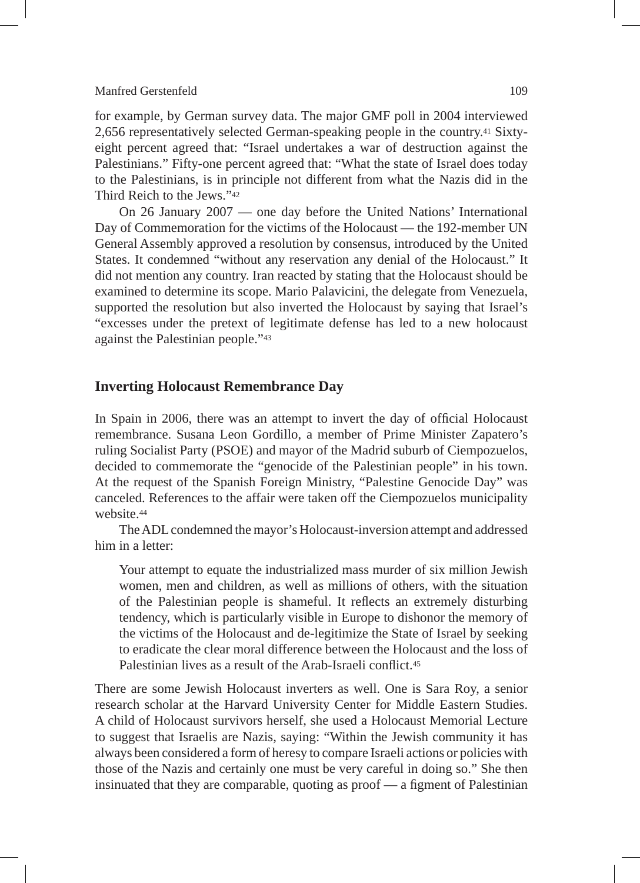for example, by German survey data. The major GMF poll in 2004 interviewed 2,656 representatively selected German-speaking people in the country.[41] Sixty-eight percent agreed that: "Israel undertakes a war of destruction against the Palestinians." Fifty-one percent agreed that: "What the state of Israel does today to the Palestinians, is in principle not different from what the Nazis did in the Third Reich to the Jews."[42]

On 26 January 2007 — one day before the United Nations' International Day of Commemoration for the victims of the Holocaust — the 192-member UN General Assembly approved a resolution by consensus, introduced by the United States. It condemned "without any reservation any denial of the Holocaust." It did not mention any country. Iran reacted by stating that the Holocaust should be examined to determine its scope. Mario Palavicini, the delegate from Venezuela, supported the resolution but also inverted the Holocaust by saying that Israel's "excesses under the pretext of legitimate defense has led to a new holocaust against the Palestinian people."[43]

## Inverting Holocaust Remembrance Day

In Spain in 2006, there was an attempt to invert the day of official Holocaust remembrance. Susana Leon Gordillo, a member of Prime Minister Zapatero's ruling Socialist Party (PSOE) and mayor of the Madrid suburb of Ciempozuelos, decided to commemorate the "genocide of the Palestinian people" in his town. At the request of the Spanish Foreign Ministry, "Palestine Genocide Day" was canceled. References to the affair were taken off the Ciempozuelos municipality website.[44]

The ADL condemned the mayor's Holocaust-inversion attempt and addressed him in a letter:

> Your attempt to equate the industrialized mass murder of six million Jewish women, men and children, as well as millions of others, with the situation of the Palestinian people is shameful. It reflects an extremely disturbing tendency, which is particularly visible in Europe to dishonor the memory of the victims of the Holocaust and de-legitimize the State of Israel by seeking to eradicate the clear moral difference between the Holocaust and the loss of Palestinian lives as a result of the Arab-Israeli conflict.[45]

There are some Jewish Holocaust inverters as well. One is Sara Roy, a senior research scholar at the Harvard University Center for Middle Eastern Studies. A child of Holocaust survivors herself, she used a Holocaust Memorial Lecture to suggest that Israelis are Nazis, saying: "Within the Jewish community it has always been considered a form of heresy to compare Israeli actions or policies with those of the Nazis and certainly one must be very careful in doing so." She then insinuated that they are comparable, quoting as proof — a figment of Palestinian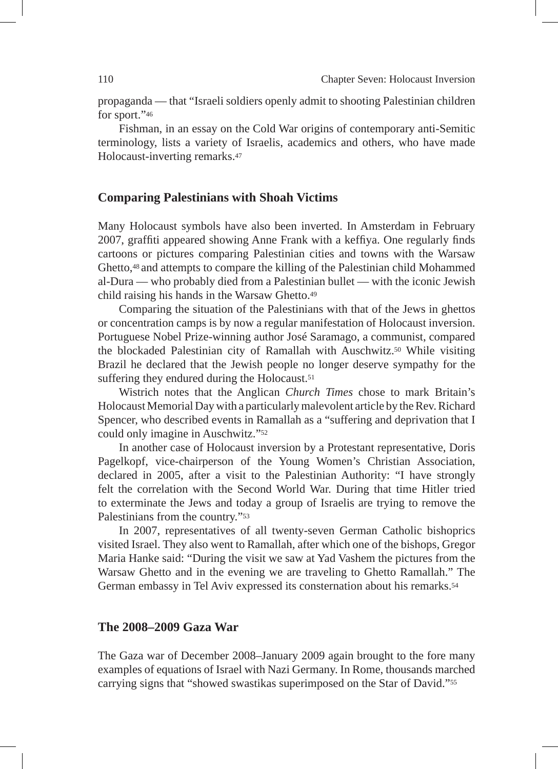propaganda — that "Israeli soldiers openly admit to shooting Palestinian children for sport."[46]

Fishman, in an essay on the Cold War origins of contemporary anti-Semitic terminology, lists a variety of Israelis, academics and others, who have made Holocaust-inverting remarks.[47]

## Comparing Palestinians with Shoah Victims

Many Holocaust symbols have also been inverted. In Amsterdam in February 2007, graffiti appeared showing Anne Frank with a keffiya. One regularly finds cartoons or pictures comparing Palestinian cities and towns with the Warsaw Ghetto,[48] and attempts to compare the killing of the Palestinian child Mohammed al-Dura — who probably died from a Palestinian bullet — with the iconic Jewish child raising his hands in the Warsaw Ghetto.[49]

Comparing the situation of the Palestinians with that of the Jews in ghettos or concentration camps is by now a regular manifestation of Holocaust inversion. Portuguese Nobel Prize-winning author José Saramago, a communist, compared the blockaded Palestinian city of Ramallah with Auschwitz.[50] While visiting Brazil he declared that the Jewish people no longer deserve sympathy for the suffering they endured during the Holocaust.[51]

Wistrich notes that the Anglican *Church Times* chose to mark Britain's Holocaust Memorial Day with a particularly malevolent article by the Rev. Richard Spencer, who described events in Ramallah as a "suffering and deprivation that I could only imagine in Auschwitz."[52]

In another case of Holocaust inversion by a Protestant representative, Doris Pagelkopf, vice-chairperson of the Young Women's Christian Association, declared in 2005, after a visit to the Palestinian Authority: "I have strongly felt the correlation with the Second World War. During that time Hitler tried to exterminate the Jews and today a group of Israelis are trying to remove the Palestinians from the country."[53]

In 2007, representatives of all twenty-seven German Catholic bishoprics visited Israel. They also went to Ramallah, after which one of the bishops, Gregor Maria Hanke said: "During the visit we saw at Yad Vashem the pictures from the Warsaw Ghetto and in the evening we are traveling to Ghetto Ramallah." The German embassy in Tel Aviv expressed its consternation about his remarks.[54]

## The 2008–2009 Gaza War

The Gaza war of December 2008–January 2009 again brought to the fore many examples of equations of Israel with Nazi Germany. In Rome, thousands marched carrying signs that "showed swastikas superimposed on the Star of David."[55]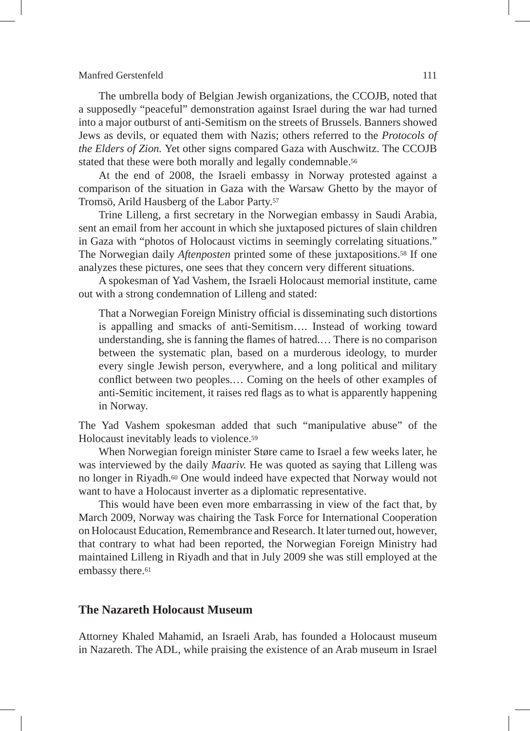The umbrella body of Belgian Jewish organizations, the CCOJB, noted that a supposedly "peaceful" demonstration against Israel during the war had turned into a major outburst of anti-Semitism on the streets of Brussels. Banners showed Jews as devils, or equated them with Nazis; others referred to the *Protocols of the Elders of Zion.* Yet other signs compared Gaza with Auschwitz. The CCOJB stated that these were both morally and legally condemnable.[56]

At the end of 2008, the Israeli embassy in Norway protested against a comparison of the situation in Gaza with the Warsaw Ghetto by the mayor of Tromsö, Arild Hausberg of the Labor Party.[57]

Trine Lilleng, a first secretary in the Norwegian embassy in Saudi Arabia, sent an email from her account in which she juxtaposed pictures of slain children in Gaza with "photos of Holocaust victims in seemingly correlating situations." The Norwegian daily *Aftenposten* printed some of these juxtapositions.[58] If one analyzes these pictures, one sees that they concern very different situations.

A spokesman of Yad Vashem, the Israeli Holocaust memorial institute, came out with a strong condemnation of Lilleng and stated:

> That a Norwegian Foreign Ministry official is disseminating such distortions is appalling and smacks of anti-Semitism…. Instead of working toward understanding, she is fanning the flames of hatred.… There is no comparison between the systematic plan, based on a murderous ideology, to murder every single Jewish person, everywhere, and a long political and military conflict between two peoples.… Coming on the heels of other examples of anti-Semitic incitement, it raises red flags as to what is apparently happening in Norway.

The Yad Vashem spokesman added that such "manipulative abuse" of the Holocaust inevitably leads to violence.[59]

When Norwegian foreign minister Støre came to Israel a few weeks later, he was interviewed by the daily *Maariv.* He was quoted as saying that Lilleng was no longer in Riyadh.[60] One would indeed have expected that Norway would not want to have a Holocaust inverter as a diplomatic representative.

This would have been even more embarrassing in view of the fact that, by March 2009, Norway was chairing the Task Force for International Cooperation on Holocaust Education, Remembrance and Research. It later turned out, however, that contrary to what had been reported, the Norwegian Foreign Ministry had maintained Lilleng in Riyadh and that in July 2009 she was still employed at the embassy there.[61]

## The Nazareth Holocaust Museum

Attorney Khaled Mahamid, an Israeli Arab, has founded a Holocaust museum in Nazareth. The ADL, while praising the existence of an Arab museum in Israel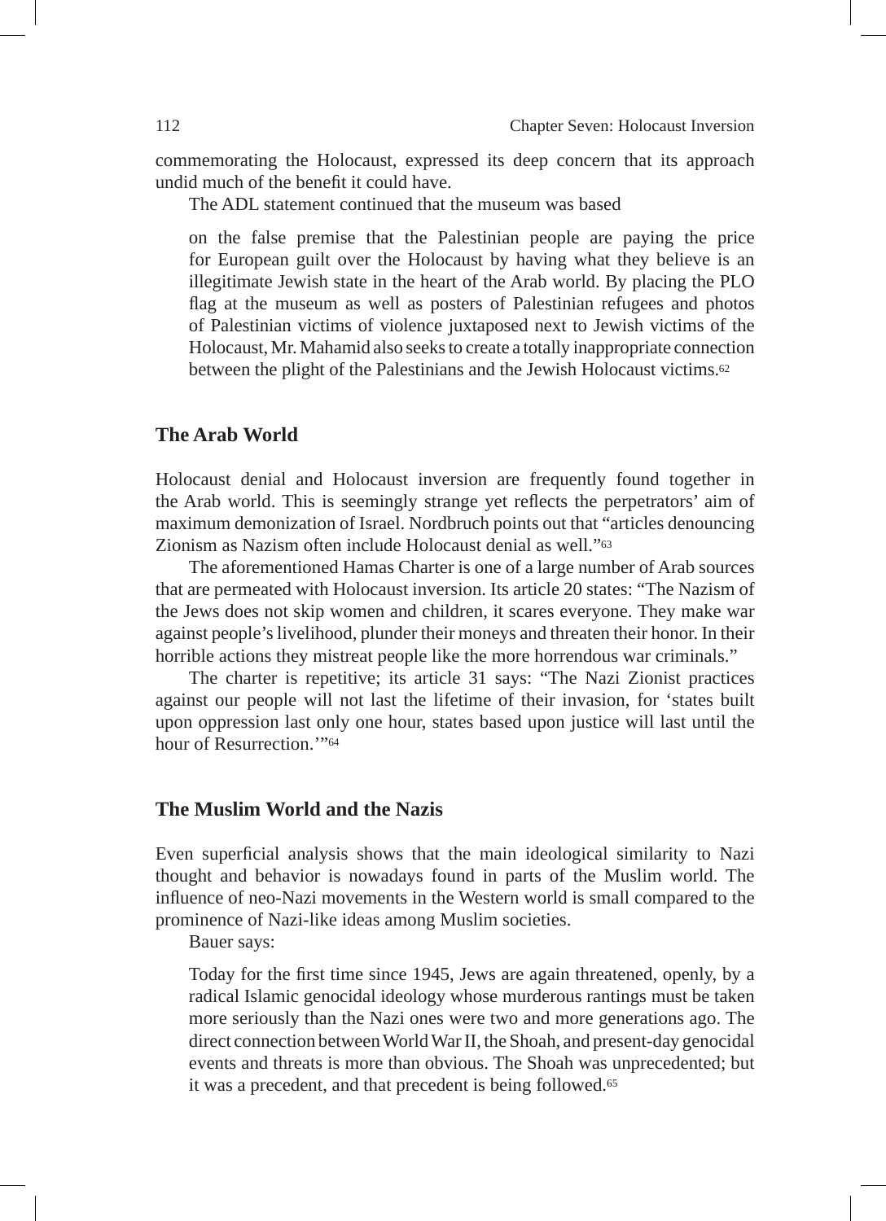commemorating the Holocaust, expressed its deep concern that its approach undid much of the benefit it could have.

The ADL statement continued that the museum was based

> on the false premise that the Palestinian people are paying the price for European guilt over the Holocaust by having what they believe is an illegitimate Jewish state in the heart of the Arab world. By placing the PLO flag at the museum as well as posters of Palestinian refugees and photos of Palestinian victims of violence juxtaposed next to Jewish victims of the Holocaust, Mr. Mahamid also seeks to create a totally inappropriate connection between the plight of the Palestinians and the Jewish Holocaust victims.[62]

## The Arab World

Holocaust denial and Holocaust inversion are frequently found together in the Arab world. This is seemingly strange yet reflects the perpetrators' aim of maximum demonization of Israel. Nordbruch points out that "articles denouncing Zionism as Nazism often include Holocaust denial as well."[63]

The aforementioned Hamas Charter is one of a large number of Arab sources that are permeated with Holocaust inversion. Its article 20 states: "The Nazism of the Jews does not skip women and children, it scares everyone. They make war against people's livelihood, plunder their moneys and threaten their honor. In their horrible actions they mistreat people like the more horrendous war criminals."

The charter is repetitive; its article 31 says: "The Nazi Zionist practices against our people will not last the lifetime of their invasion, for 'states built upon oppression last only one hour, states based upon justice will last until the hour of Resurrection.'"[64]

## The Muslim World and the Nazis

Even superficial analysis shows that the main ideological similarity to Nazi thought and behavior is nowadays found in parts of the Muslim world. The influence of neo-Nazi movements in the Western world is small compared to the prominence of Nazi-like ideas among Muslim societies.

Bauer says:

> Today for the first time since 1945, Jews are again threatened, openly, by a radical Islamic genocidal ideology whose murderous rantings must be taken more seriously than the Nazi ones were two and more generations ago. The direct connection between World War II, the Shoah, and present-day genocidal events and threats is more than obvious. The Shoah was unprecedented; but it was a precedent, and that precedent is being followed.[65]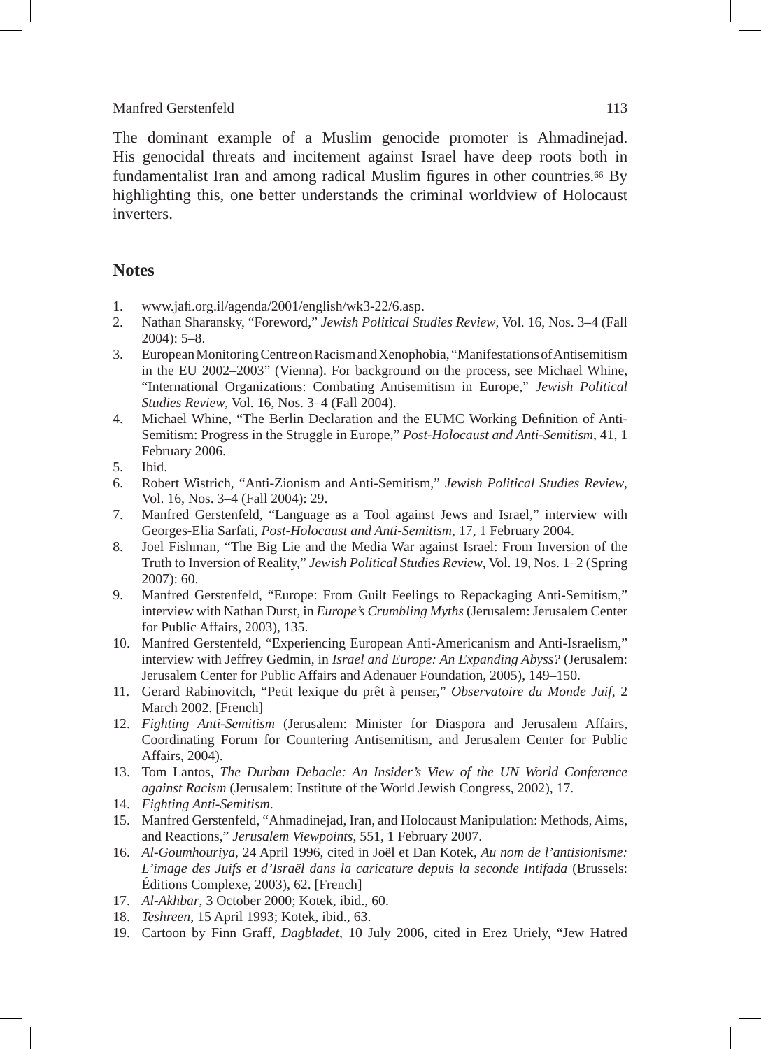The dominant example of a Muslim genocide promoter is Ahmadinejad. His genocidal threats and incitement against Israel have deep roots both in fundamentalist Iran and among radical Muslim figures in other countries.[66] By highlighting this, one better understands the criminal worldview of Holocaust inverters.

## Notes

1. www.jafi.org.il/agenda/2001/english/wk3-22/6.asp.
2. Nathan Sharansky, "Foreword," *Jewish Political Studies Review*, Vol. 16, Nos. 3–4 (Fall 2004): 5–8.
3. European Monitoring Centre on Racism and Xenophobia, "Manifestations of Antisemitism in the EU 2002–2003" (Vienna). For background on the process, see Michael Whine, "International Organizations: Combating Antisemitism in Europe," *Jewish Political Studies Review*, Vol. 16, Nos. 3–4 (Fall 2004).
4. Michael Whine, "The Berlin Declaration and the EUMC Working Definition of Anti-Semitism: Progress in the Struggle in Europe," *Post-Holocaust and Anti-Semitism*, 41, 1 February 2006.
5. Ibid.
6. Robert Wistrich, "Anti-Zionism and Anti-Semitism," *Jewish Political Studies Review*, Vol. 16, Nos. 3–4 (Fall 2004): 29.
7. Manfred Gerstenfeld, "Language as a Tool against Jews and Israel," interview with Georges-Elia Sarfati, *Post-Holocaust and Anti-Semitism*, 17, 1 February 2004.
8. Joel Fishman, "The Big Lie and the Media War against Israel: From Inversion of the Truth to Inversion of Reality," *Jewish Political Studies Review*, Vol. 19, Nos. 1–2 (Spring 2007): 60.
9. Manfred Gerstenfeld, "Europe: From Guilt Feelings to Repackaging Anti-Semitism," interview with Nathan Durst, in *Europe's Crumbling Myths* (Jerusalem: Jerusalem Center for Public Affairs, 2003), 135.
10. Manfred Gerstenfeld, "Experiencing European Anti-Americanism and Anti-Israelism," interview with Jeffrey Gedmin, in *Israel and Europe: An Expanding Abyss?* (Jerusalem: Jerusalem Center for Public Affairs and Adenauer Foundation, 2005), 149–150.
11. Gerard Rabinovitch, "Petit lexique du prêt à penser," *Observatoire du Monde Juif*, 2 March 2002. [French]
12. *Fighting Anti-Semitism* (Jerusalem: Minister for Diaspora and Jerusalem Affairs, Coordinating Forum for Countering Antisemitism, and Jerusalem Center for Public Affairs, 2004).
13. Tom Lantos, *The Durban Debacle: An Insider's View of the UN World Conference against Racism* (Jerusalem: Institute of the World Jewish Congress, 2002), 17.
14. *Fighting Anti-Semitism*.
15. Manfred Gerstenfeld, "Ahmadinejad, Iran, and Holocaust Manipulation: Methods, Aims, and Reactions," *Jerusalem Viewpoints*, 551, 1 February 2007.
16. *Al-Goumhouriya*, 24 April 1996, cited in Joël et Dan Kotek, *Au nom de l'antisionisme: L'image des Juifs et d'Israël dans la caricature depuis la seconde Intifada* (Brussels: Éditions Complexe, 2003), 62. [French]
17. *Al-Akhbar*, 3 October 2000; Kotek, ibid., 60.
18. *Teshreen*, 15 April 1993; Kotek, ibid., 63.
19. Cartoon by Finn Graff, *Dagbladet*, 10 July 2006, cited in Erez Uriely, "Jew Hatred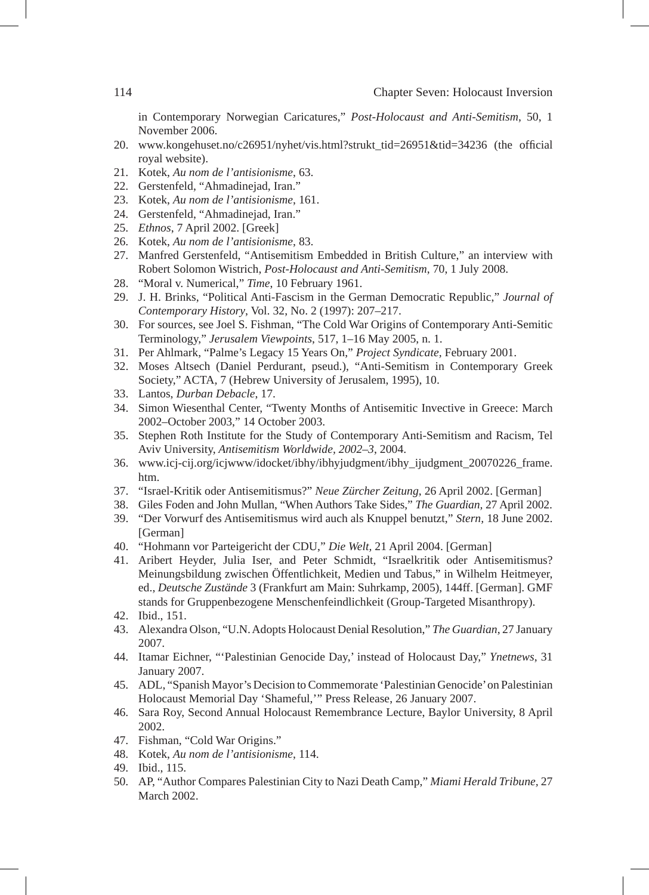in Contemporary Norwegian Caricatures," *Post-Holocaust and Anti-Semitism*, 50, 1 November 2006.

20. www.kongehuset.no/c26951/nyhet/vis.html?strukt_tid=26951&tid=34236 (the official royal website).
21. Kotek, *Au nom de l'antisionisme*, 63.
22. Gerstenfeld, "Ahmadinejad, Iran."
23. Kotek, *Au nom de l'antisionisme*, 161.
24. Gerstenfeld, "Ahmadinejad, Iran."
25. *Ethnos*, 7 April 2002. [Greek]
26. Kotek, *Au nom de l'antisionisme*, 83.
27. Manfred Gerstenfeld, "Antisemitism Embedded in British Culture," an interview with Robert Solomon Wistrich, *Post-Holocaust and Anti-Semitism*, 70, 1 July 2008.
28. "Moral v. Numerical," *Time*, 10 February 1961.
29. J. H. Brinks, "Political Anti-Fascism in the German Democratic Republic," *Journal of Contemporary History*, Vol. 32, No. 2 (1997): 207–217.
30. For sources, see Joel S. Fishman, "The Cold War Origins of Contemporary Anti-Semitic Terminology," *Jerusalem Viewpoints*, 517, 1–16 May 2005, n. 1.
31. Per Ahlmark, "Palme's Legacy 15 Years On," *Project Syndicate*, February 2001.
32. Moses Altsech (Daniel Perdurant, pseud.), "Anti-Semitism in Contemporary Greek Society," ACTA, 7 (Hebrew University of Jerusalem, 1995), 10.
33. Lantos, *Durban Debacle*, 17.
34. Simon Wiesenthal Center, "Twenty Months of Antisemitic Invective in Greece: March 2002–October 2003," 14 October 2003.
35. Stephen Roth Institute for the Study of Contemporary Anti-Semitism and Racism, Tel Aviv University, *Antisemitism Worldwide, 2002–3*, 2004.
36. www.icj-cij.org/icjwww/idocket/ibhy/ibhyjudgment/ibhy_ijudgment_20070226_frame.htm.
37. "Israel-Kritik oder Antisemitismus?" *Neue Zürcher Zeitung*, 26 April 2002. [German]
38. Giles Foden and John Mullan, "When Authors Take Sides," *The Guardian*, 27 April 2002.
39. "Der Vorwurf des Antisemitismus wird auch als Knuppel benutzt," *Stern*, 18 June 2002. [German]
40. "Hohmann vor Parteigericht der CDU," *Die Welt*, 21 April 2004. [German]
41. Aribert Heyder, Julia Iser, and Peter Schmidt, "Israelkritik oder Antisemitismus? Meinungsbildung zwischen Öffentlichkeit, Medien und Tabus," in Wilhelm Heitmeyer, ed., *Deutsche Zustände* 3 (Frankfurt am Main: Suhrkamp, 2005), 144ff. [German]. GMF stands for Gruppenbezogene Menschenfeindlichkeit (Group-Targeted Misanthropy).
42. Ibid., 151.
43. Alexandra Olson, "U.N. Adopts Holocaust Denial Resolution," *The Guardian*, 27 January 2007.
44. Itamar Eichner, "'Palestinian Genocide Day,' instead of Holocaust Day," *Ynetnews*, 31 January 2007.
45. ADL, "Spanish Mayor's Decision to Commemorate 'Palestinian Genocide' on Palestinian Holocaust Memorial Day 'Shameful,'" Press Release, 26 January 2007.
46. Sara Roy, Second Annual Holocaust Remembrance Lecture, Baylor University, 8 April 2002.
47. Fishman, "Cold War Origins."
48. Kotek, *Au nom de l'antisionisme*, 114.
49. Ibid., 115.
50. AP, "Author Compares Palestinian City to Nazi Death Camp," *Miami Herald Tribune*, 27 March 2002.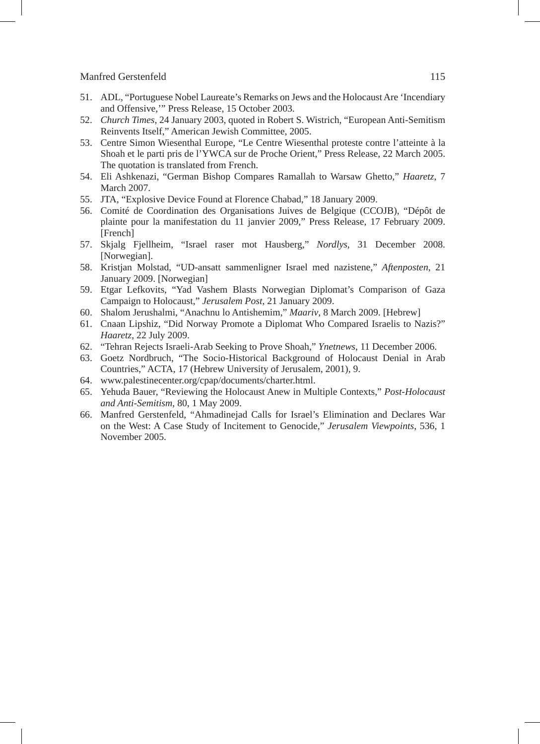51. ADL, "Portuguese Nobel Laureate's Remarks on Jews and the Holocaust Are 'Incendiary and Offensive,'" Press Release, 15 October 2003.
52. *Church Times*, 24 January 2003, quoted in Robert S. Wistrich, "European Anti-Semitism Reinvents Itself," American Jewish Committee, 2005.
53. Centre Simon Wiesenthal Europe, "Le Centre Wiesenthal proteste contre l'atteinte à la Shoah et le parti pris de l'YWCA sur de Proche Orient," Press Release, 22 March 2005. The quotation is translated from French.
54. Eli Ashkenazi, "German Bishop Compares Ramallah to Warsaw Ghetto," *Haaretz*, 7 March 2007.
55. JTA, "Explosive Device Found at Florence Chabad," 18 January 2009.
56. Comité de Coordination des Organisations Juives de Belgique (CCOJB), "Dépôt de plainte pour la manifestation du 11 janvier 2009," Press Release, 17 February 2009. [French]
57. Skjalg Fjellheim, "Israel raser mot Hausberg," *Nordlys*, 31 December 2008. [Norwegian].
58. Kristjan Molstad, "UD-ansatt sammenligner Israel med nazistene," *Aftenposten*, 21 January 2009. [Norwegian]
59. Etgar Lefkovits, "Yad Vashem Blasts Norwegian Diplomat's Comparison of Gaza Campaign to Holocaust," *Jerusalem Post*, 21 January 2009.
60. Shalom Jerushalmi, "Anachnu lo Antishemim," *Maariv*, 8 March 2009. [Hebrew]
61. Cnaan Lipshiz, "Did Norway Promote a Diplomat Who Compared Israelis to Nazis?" *Haaretz*, 22 July 2009.
62. "Tehran Rejects Israeli-Arab Seeking to Prove Shoah," *Ynetnews*, 11 December 2006.
63. Goetz Nordbruch, "The Socio-Historical Background of Holocaust Denial in Arab Countries," ACTA, 17 (Hebrew University of Jerusalem, 2001), 9.
64. www.palestinecenter.org/cpap/documents/charter.html.
65. Yehuda Bauer, "Reviewing the Holocaust Anew in Multiple Contexts," *Post-Holocaust and Anti-Semitism*, 80, 1 May 2009.
66. Manfred Gerstenfeld, "Ahmadinejad Calls for Israel's Elimination and Declares War on the West: A Case Study of Incitement to Genocide," *Jerusalem Viewpoints*, 536, 1 November 2005.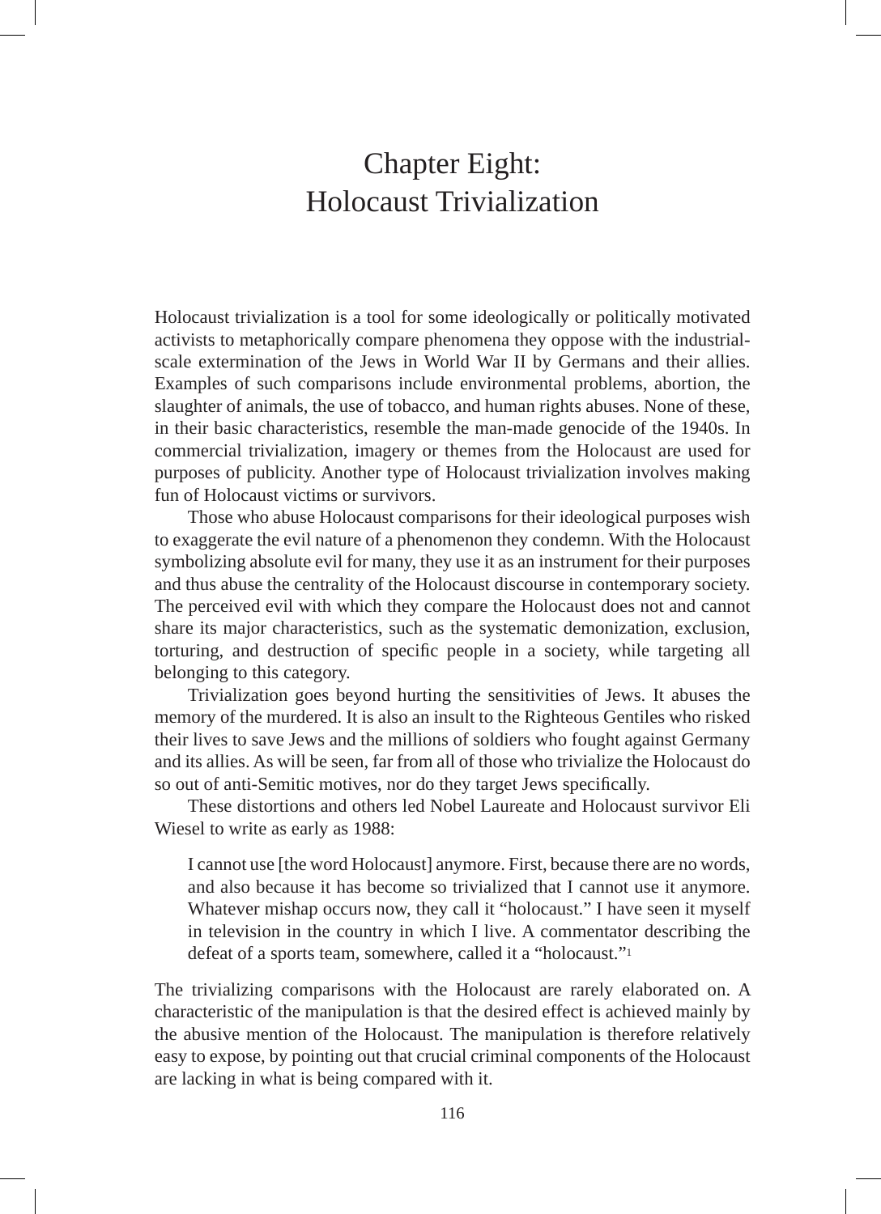# Chapter Eight: Holocaust Trivialization

Holocaust trivialization is a tool for some ideologically or politically motivated activists to metaphorically compare phenomena they oppose with the industrial-scale extermination of the Jews in World War II by Germans and their allies. Examples of such comparisons include environmental problems, abortion, the slaughter of animals, the use of tobacco, and human rights abuses. None of these, in their basic characteristics, resemble the man-made genocide of the 1940s. In commercial trivialization, imagery or themes from the Holocaust are used for purposes of publicity. Another type of Holocaust trivialization involves making fun of Holocaust victims or survivors.

Those who abuse Holocaust comparisons for their ideological purposes wish to exaggerate the evil nature of a phenomenon they condemn. With the Holocaust symbolizing absolute evil for many, they use it as an instrument for their purposes and thus abuse the centrality of the Holocaust discourse in contemporary society. The perceived evil with which they compare the Holocaust does not and cannot share its major characteristics, such as the systematic demonization, exclusion, torturing, and destruction of specific people in a society, while targeting all belonging to this category.

Trivialization goes beyond hurting the sensitivities of Jews. It abuses the memory of the murdered. It is also an insult to the Righteous Gentiles who risked their lives to save Jews and the millions of soldiers who fought against Germany and its allies. As will be seen, far from all of those who trivialize the Holocaust do so out of anti-Semitic motives, nor do they target Jews specifically.

These distortions and others led Nobel Laureate and Holocaust survivor Eli Wiesel to write as early as 1988:

> I cannot use [the word Holocaust] anymore. First, because there are no words, and also because it has become so trivialized that I cannot use it anymore. Whatever mishap occurs now, they call it "holocaust." I have seen it myself in television in the country in which I live. A commentator describing the defeat of a sports team, somewhere, called it a "holocaust."[1]

The trivializing comparisons with the Holocaust are rarely elaborated on. A characteristic of the manipulation is that the desired effect is achieved mainly by the abusive mention of the Holocaust. The manipulation is therefore relatively easy to expose, by pointing out that crucial criminal components of the Holocaust are lacking in what is being compared with it.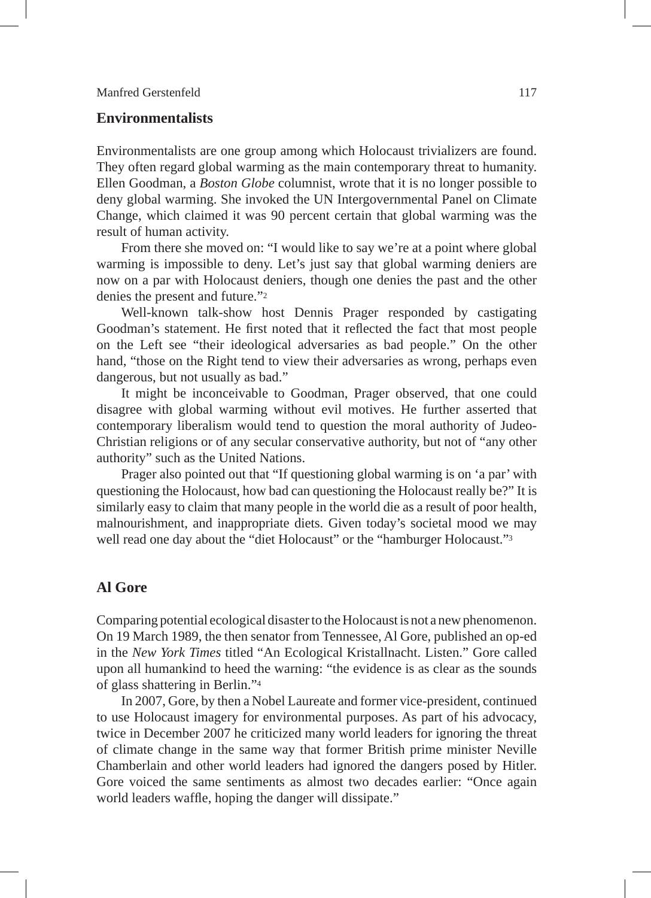## Environmentalists

Environmentalists are one group among which Holocaust trivializers are found. They often regard global warming as the main contemporary threat to humanity. Ellen Goodman, a *Boston Globe* columnist, wrote that it is no longer possible to deny global warming. She invoked the UN Intergovernmental Panel on Climate Change, which claimed it was 90 percent certain that global warming was the result of human activity.

From there she moved on: "I would like to say we're at a point where global warming is impossible to deny. Let's just say that global warming deniers are now on a par with Holocaust deniers, though one denies the past and the other denies the present and future."[2]

Well-known talk-show host Dennis Prager responded by castigating Goodman's statement. He first noted that it reflected the fact that most people on the Left see "their ideological adversaries as bad people." On the other hand, "those on the Right tend to view their adversaries as wrong, perhaps even dangerous, but not usually as bad."

It might be inconceivable to Goodman, Prager observed, that one could disagree with global warming without evil motives. He further asserted that contemporary liberalism would tend to question the moral authority of Judeo-Christian religions or of any secular conservative authority, but not of "any other authority" such as the United Nations.

Prager also pointed out that "If questioning global warming is on 'a par' with questioning the Holocaust, how bad can questioning the Holocaust really be?" It is similarly easy to claim that many people in the world die as a result of poor health, malnourishment, and inappropriate diets. Given today's societal mood we may well read one day about the "diet Holocaust" or the "hamburger Holocaust."[3]

## Al Gore

Comparing potential ecological disaster to the Holocaust is not a new phenomenon. On 19 March 1989, the then senator from Tennessee, Al Gore, published an op-ed in the *New York Times* titled "An Ecological Kristallnacht. Listen." Gore called upon all humankind to heed the warning: "the evidence is as clear as the sounds of glass shattering in Berlin."[4]

In 2007, Gore, by then a Nobel Laureate and former vice-president, continued to use Holocaust imagery for environmental purposes. As part of his advocacy, twice in December 2007 he criticized many world leaders for ignoring the threat of climate change in the same way that former British prime minister Neville Chamberlain and other world leaders had ignored the dangers posed by Hitler. Gore voiced the same sentiments as almost two decades earlier: "Once again world leaders waffle, hoping the danger will dissipate."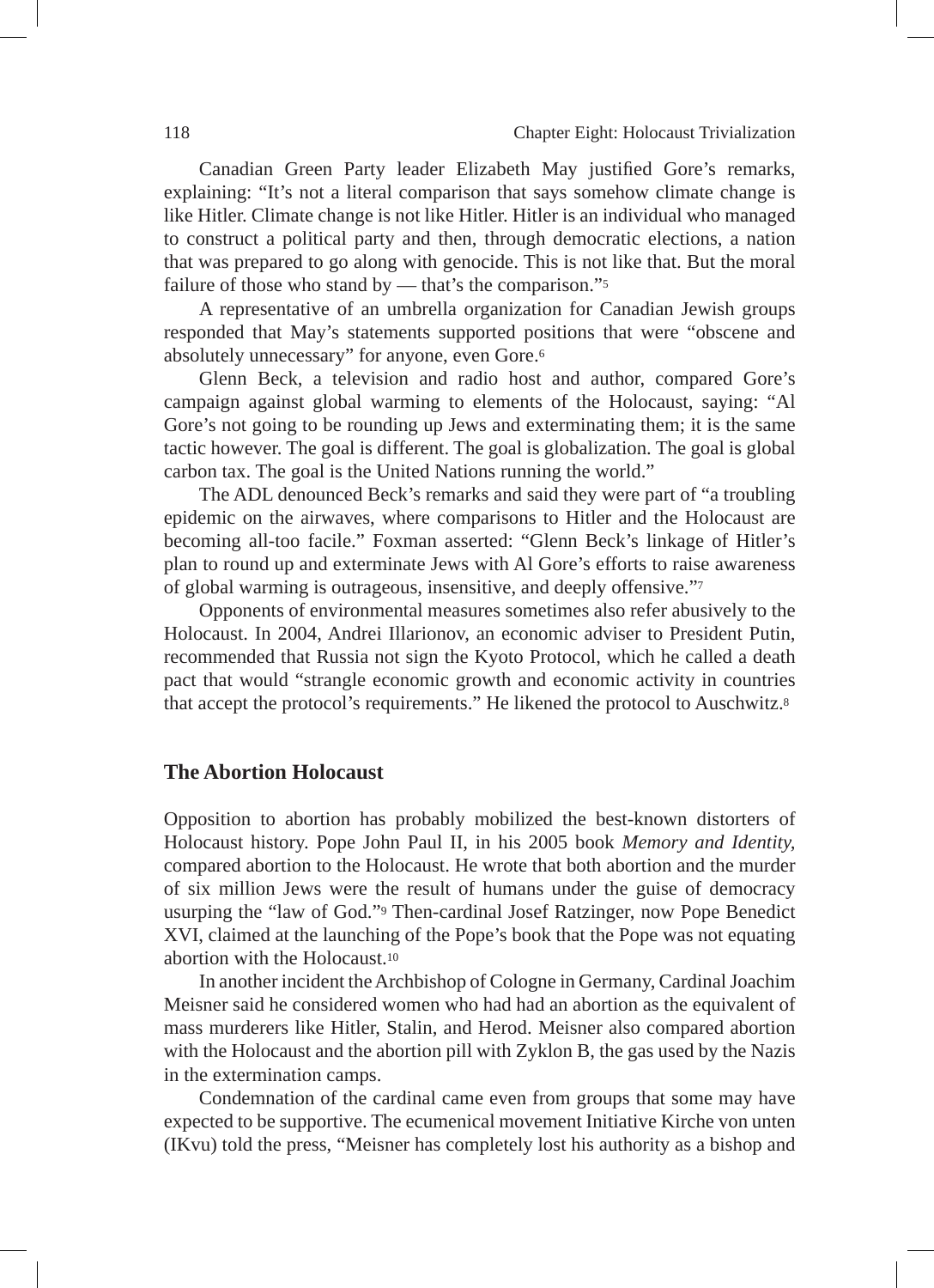Canadian Green Party leader Elizabeth May justified Gore's remarks, explaining: "It's not a literal comparison that says somehow climate change is like Hitler. Climate change is not like Hitler. Hitler is an individual who managed to construct a political party and then, through democratic elections, a nation that was prepared to go along with genocide. This is not like that. But the moral failure of those who stand by — that's the comparison."[5]

A representative of an umbrella organization for Canadian Jewish groups responded that May's statements supported positions that were "obscene and absolutely unnecessary" for anyone, even Gore.[6]

Glenn Beck, a television and radio host and author, compared Gore's campaign against global warming to elements of the Holocaust, saying: "Al Gore's not going to be rounding up Jews and exterminating them; it is the same tactic however. The goal is different. The goal is globalization. The goal is global carbon tax. The goal is the United Nations running the world."

The ADL denounced Beck's remarks and said they were part of "a troubling epidemic on the airwaves, where comparisons to Hitler and the Holocaust are becoming all-too facile." Foxman asserted: "Glenn Beck's linkage of Hitler's plan to round up and exterminate Jews with Al Gore's efforts to raise awareness of global warming is outrageous, insensitive, and deeply offensive."[7]

Opponents of environmental measures sometimes also refer abusively to the Holocaust. In 2004, Andrei Illarionov, an economic adviser to President Putin, recommended that Russia not sign the Kyoto Protocol, which he called a death pact that would "strangle economic growth and economic activity in countries that accept the protocol's requirements." He likened the protocol to Auschwitz.[8]

## The Abortion Holocaust

Opposition to abortion has probably mobilized the best-known distorters of Holocaust history. Pope John Paul II, in his 2005 book *Memory and Identity*, compared abortion to the Holocaust. He wrote that both abortion and the murder of six million Jews were the result of humans under the guise of democracy usurping the "law of God."[9] Then-cardinal Josef Ratzinger, now Pope Benedict XVI, claimed at the launching of the Pope's book that the Pope was not equating abortion with the Holocaust.[10]

In another incident the Archbishop of Cologne in Germany, Cardinal Joachim Meisner said he considered women who had had an abortion as the equivalent of mass murderers like Hitler, Stalin, and Herod. Meisner also compared abortion with the Holocaust and the abortion pill with Zyklon B, the gas used by the Nazis in the extermination camps.

Condemnation of the cardinal came even from groups that some may have expected to be supportive. The ecumenical movement Initiative Kirche von unten (IKvu) told the press, "Meisner has completely lost his authority as a bishop and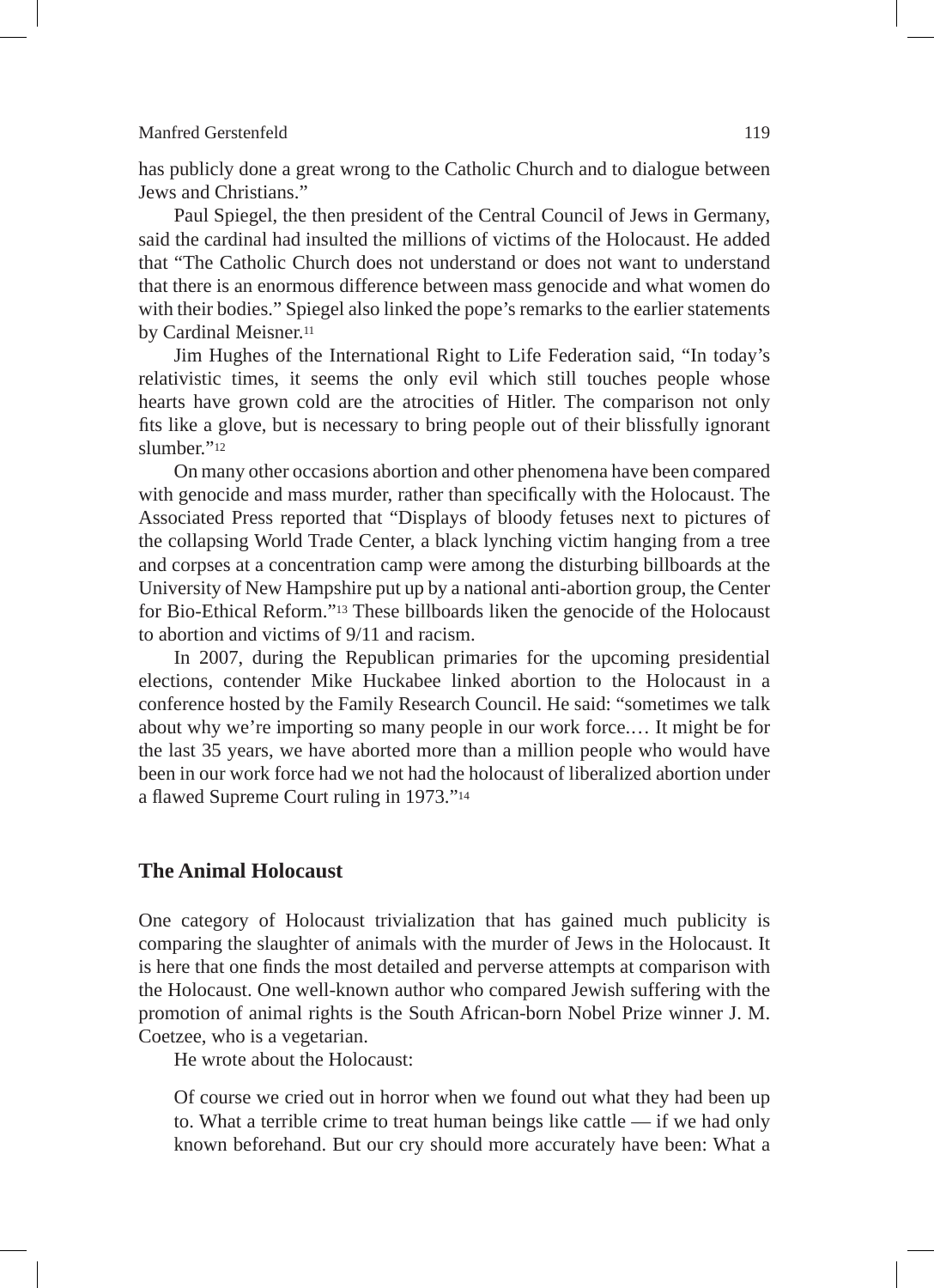has publicly done a great wrong to the Catholic Church and to dialogue between Jews and Christians."

Paul Spiegel, the then president of the Central Council of Jews in Germany, said the cardinal had insulted the millions of victims of the Holocaust. He added that "The Catholic Church does not understand or does not want to understand that there is an enormous difference between mass genocide and what women do with their bodies." Spiegel also linked the pope's remarks to the earlier statements by Cardinal Meisner.[11]

Jim Hughes of the International Right to Life Federation said, "In today's relativistic times, it seems the only evil which still touches people whose hearts have grown cold are the atrocities of Hitler. The comparison not only fits like a glove, but is necessary to bring people out of their blissfully ignorant slumber."[12]

On many other occasions abortion and other phenomena have been compared with genocide and mass murder, rather than specifically with the Holocaust. The Associated Press reported that "Displays of bloody fetuses next to pictures of the collapsing World Trade Center, a black lynching victim hanging from a tree and corpses at a concentration camp were among the disturbing billboards at the University of New Hampshire put up by a national anti-abortion group, the Center for Bio-Ethical Reform."[13] These billboards liken the genocide of the Holocaust to abortion and victims of 9/11 and racism.

In 2007, during the Republican primaries for the upcoming presidential elections, contender Mike Huckabee linked abortion to the Holocaust in a conference hosted by the Family Research Council. He said: "sometimes we talk about why we're importing so many people in our work force.… It might be for the last 35 years, we have aborted more than a million people who would have been in our work force had we not had the holocaust of liberalized abortion under a flawed Supreme Court ruling in 1973."[14]

## The Animal Holocaust

One category of Holocaust trivialization that has gained much publicity is comparing the slaughter of animals with the murder of Jews in the Holocaust. It is here that one finds the most detailed and perverse attempts at comparison with the Holocaust. One well-known author who compared Jewish suffering with the promotion of animal rights is the South African-born Nobel Prize winner J. M. Coetzee, who is a vegetarian.

He wrote about the Holocaust:

> Of course we cried out in horror when we found out what they had been up to. What a terrible crime to treat human beings like cattle — if we had only known beforehand. But our cry should more accurately have been: What a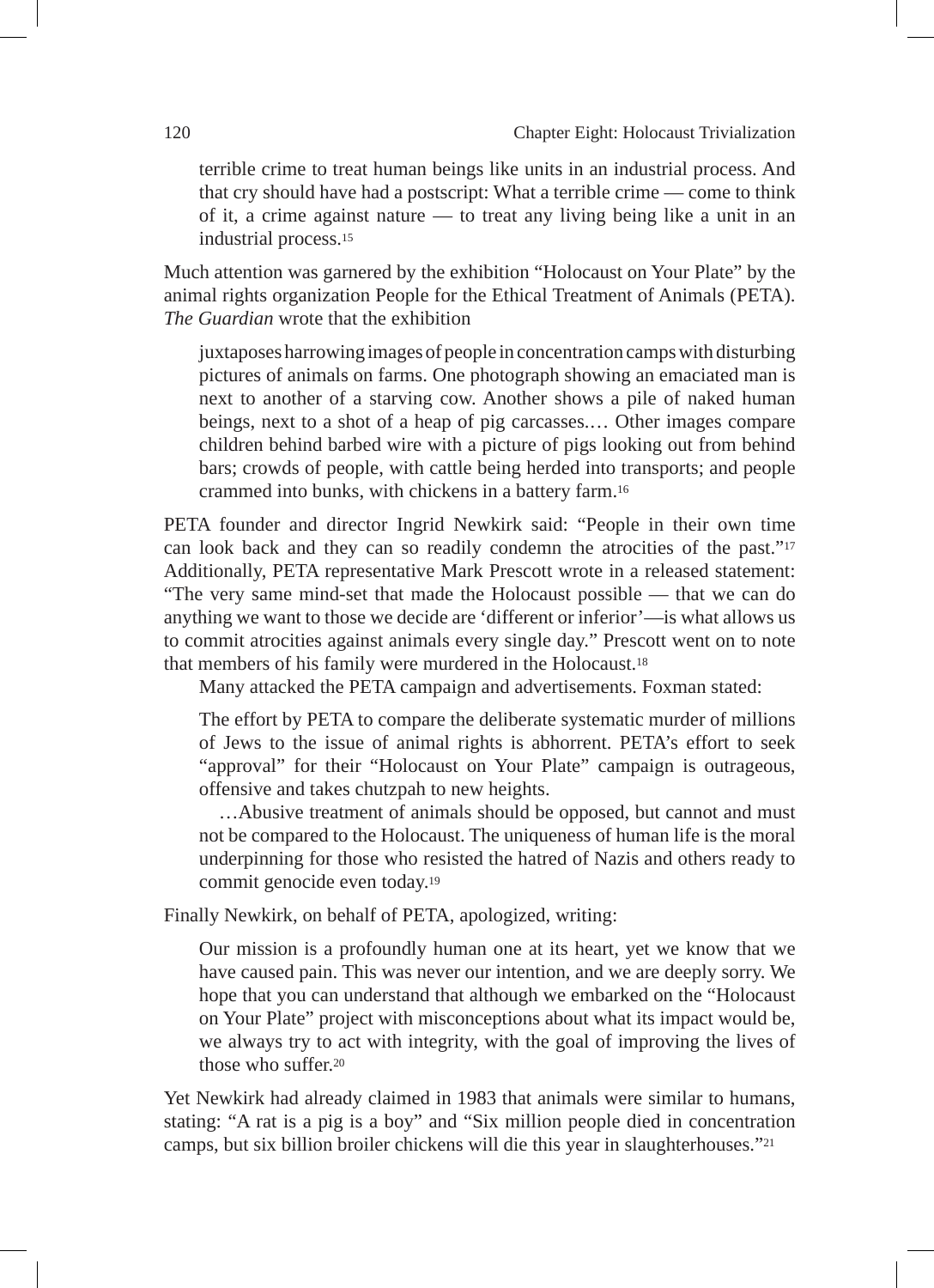> terrible crime to treat human beings like units in an industrial process. And that cry should have had a postscript: What a terrible crime — come to think of it, a crime against nature — to treat any living being like a unit in an industrial process.[15]

Much attention was garnered by the exhibition "Holocaust on Your Plate" by the animal rights organization People for the Ethical Treatment of Animals (PETA). *The Guardian* wrote that the exhibition

> juxtaposes harrowing images of people in concentration camps with disturbing pictures of animals on farms. One photograph showing an emaciated man is next to another of a starving cow. Another shows a pile of naked human beings, next to a shot of a heap of pig carcasses.… Other images compare children behind barbed wire with a picture of pigs looking out from behind bars; crowds of people, with cattle being herded into transports; and people crammed into bunks, with chickens in a battery farm.[16]

PETA founder and director Ingrid Newkirk said: "People in their own time can look back and they can so readily condemn the atrocities of the past."[17] Additionally, PETA representative Mark Prescott wrote in a released statement: "The very same mind-set that made the Holocaust possible — that we can do anything we want to those we decide are 'different or inferior'—is what allows us to commit atrocities against animals every single day." Prescott went on to note that members of his family were murdered in the Holocaust.[18]

Many attacked the PETA campaign and advertisements. Foxman stated:

> The effort by PETA to compare the deliberate systematic murder of millions of Jews to the issue of animal rights is abhorrent. PETA's effort to seek "approval" for their "Holocaust on Your Plate" campaign is outrageous, offensive and takes chutzpah to new heights.
>
> …Abusive treatment of animals should be opposed, but cannot and must not be compared to the Holocaust. The uniqueness of human life is the moral underpinning for those who resisted the hatred of Nazis and others ready to commit genocide even today.[19]

Finally Newkirk, on behalf of PETA, apologized, writing:

> Our mission is a profoundly human one at its heart, yet we know that we have caused pain. This was never our intention, and we are deeply sorry. We hope that you can understand that although we embarked on the "Holocaust on Your Plate" project with misconceptions about what its impact would be, we always try to act with integrity, with the goal of improving the lives of those who suffer.[20]

Yet Newkirk had already claimed in 1983 that animals were similar to humans, stating: "A rat is a pig is a boy" and "Six million people died in concentration camps, but six billion broiler chickens will die this year in slaughterhouses."[21]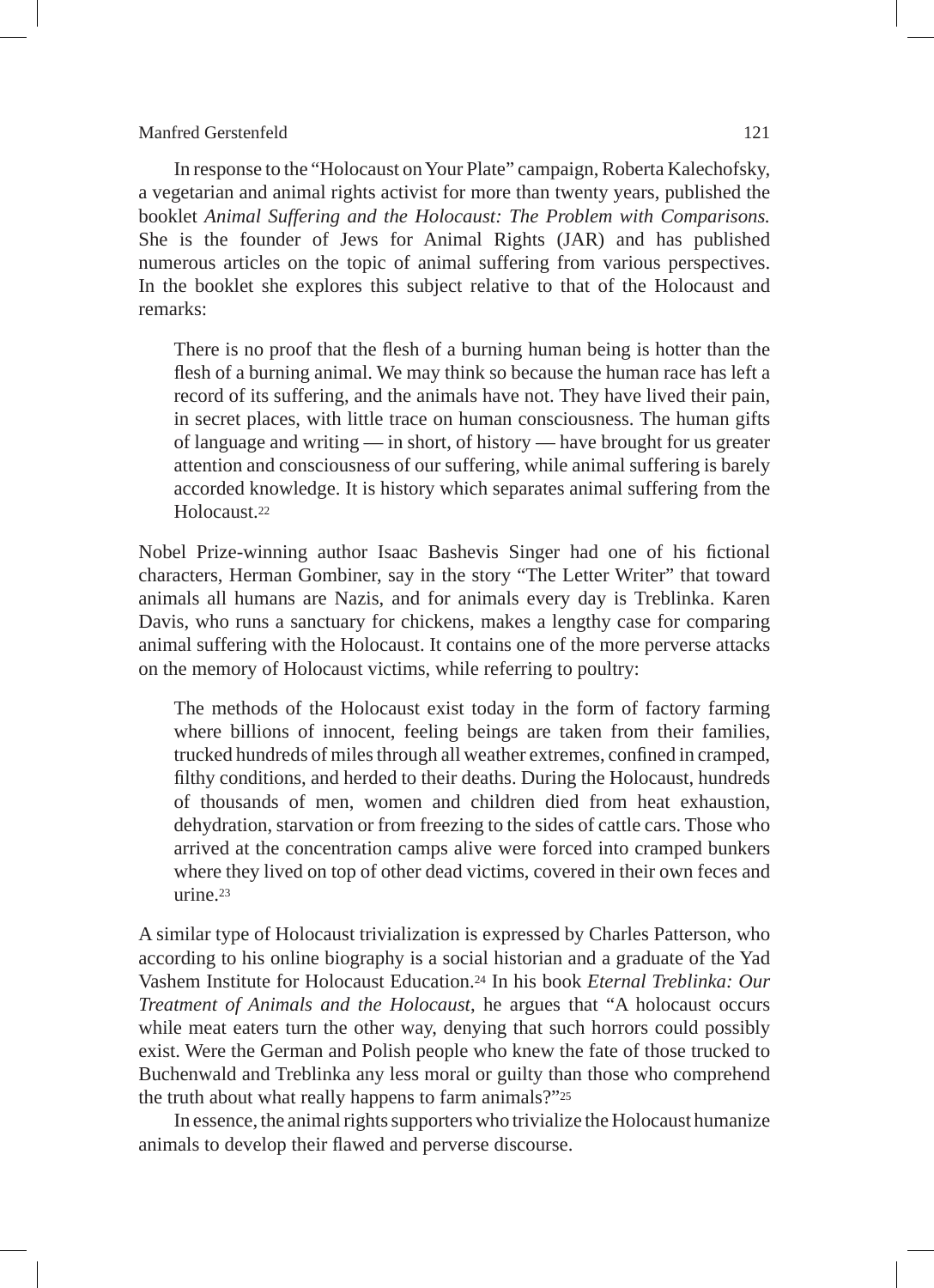In response to the "Holocaust on Your Plate" campaign, Roberta Kalechofsky, a vegetarian and animal rights activist for more than twenty years, published the booklet *Animal Suffering and the Holocaust: The Problem with Comparisons.* She is the founder of Jews for Animal Rights (JAR) and has published numerous articles on the topic of animal suffering from various perspectives. In the booklet she explores this subject relative to that of the Holocaust and remarks:

> There is no proof that the flesh of a burning human being is hotter than the flesh of a burning animal. We may think so because the human race has left a record of its suffering, and the animals have not. They have lived their pain, in secret places, with little trace on human consciousness. The human gifts of language and writing — in short, of history — have brought for us greater attention and consciousness of our suffering, while animal suffering is barely accorded knowledge. It is history which separates animal suffering from the Holocaust.[22]

Nobel Prize-winning author Isaac Bashevis Singer had one of his fictional characters, Herman Gombiner, say in the story "The Letter Writer" that toward animals all humans are Nazis, and for animals every day is Treblinka. Karen Davis, who runs a sanctuary for chickens, makes a lengthy case for comparing animal suffering with the Holocaust. It contains one of the more perverse attacks on the memory of Holocaust victims, while referring to poultry:

> The methods of the Holocaust exist today in the form of factory farming where billions of innocent, feeling beings are taken from their families, trucked hundreds of miles through all weather extremes, confined in cramped, filthy conditions, and herded to their deaths. During the Holocaust, hundreds of thousands of men, women and children died from heat exhaustion, dehydration, starvation or from freezing to the sides of cattle cars. Those who arrived at the concentration camps alive were forced into cramped bunkers where they lived on top of other dead victims, covered in their own feces and urine.[23]

A similar type of Holocaust trivialization is expressed by Charles Patterson, who according to his online biography is a social historian and a graduate of the Yad Vashem Institute for Holocaust Education.[24] In his book *Eternal Treblinka: Our Treatment of Animals and the Holocaust*, he argues that "A holocaust occurs while meat eaters turn the other way, denying that such horrors could possibly exist. Were the German and Polish people who knew the fate of those trucked to Buchenwald and Treblinka any less moral or guilty than those who comprehend the truth about what really happens to farm animals?"[25]

In essence, the animal rights supporters who trivialize the Holocaust humanize animals to develop their flawed and perverse discourse.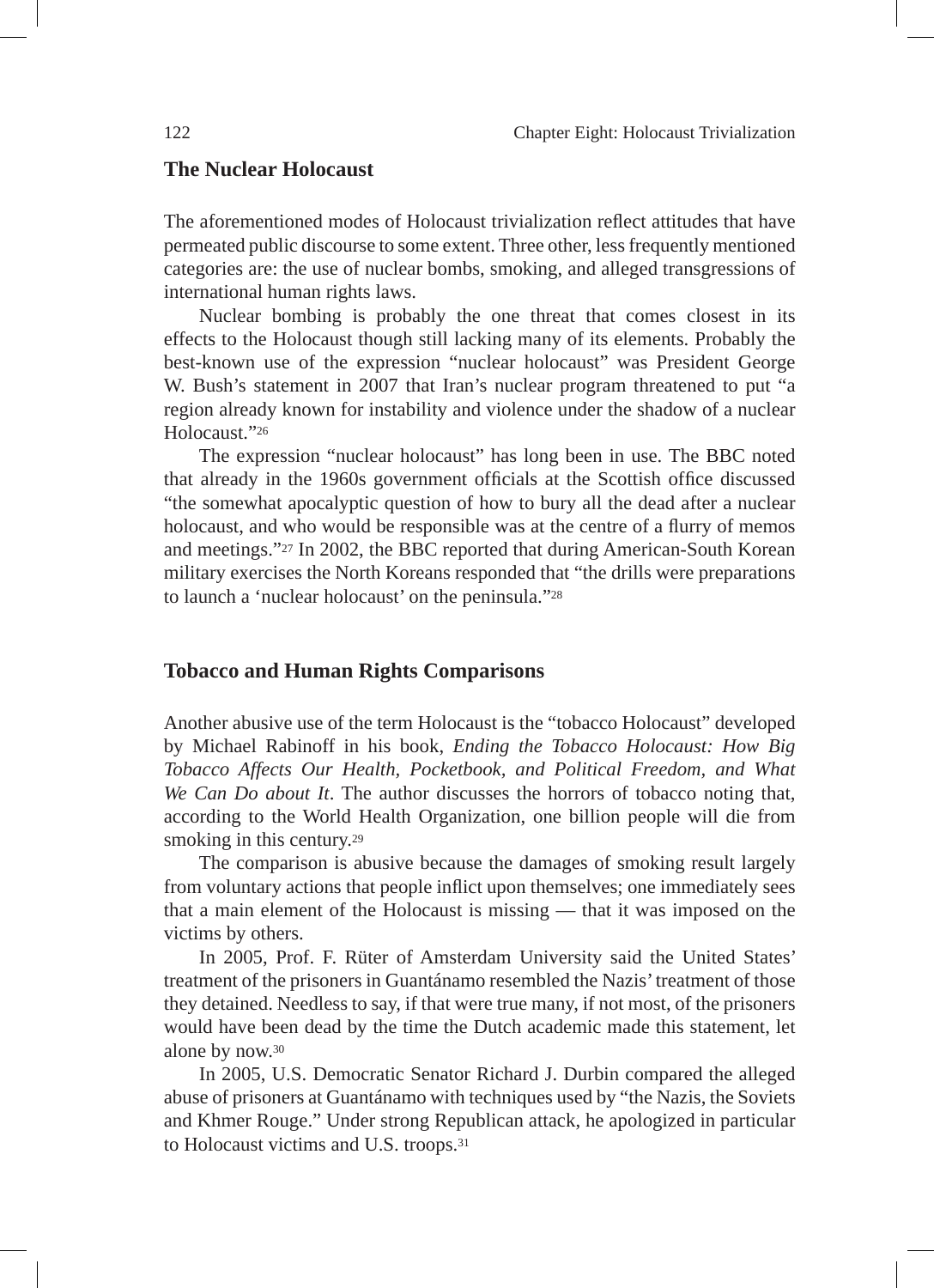## The Nuclear Holocaust

The aforementioned modes of Holocaust trivialization reflect attitudes that have permeated public discourse to some extent. Three other, less frequently mentioned categories are: the use of nuclear bombs, smoking, and alleged transgressions of international human rights laws.

Nuclear bombing is probably the one threat that comes closest in its effects to the Holocaust though still lacking many of its elements. Probably the best-known use of the expression "nuclear holocaust" was President George W. Bush's statement in 2007 that Iran's nuclear program threatened to put "a region already known for instability and violence under the shadow of a nuclear Holocaust."[26]

The expression "nuclear holocaust" has long been in use. The BBC noted that already in the 1960s government officials at the Scottish office discussed "the somewhat apocalyptic question of how to bury all the dead after a nuclear holocaust, and who would be responsible was at the centre of a flurry of memos and meetings."[27] In 2002, the BBC reported that during American-South Korean military exercises the North Koreans responded that "the drills were preparations to launch a 'nuclear holocaust' on the peninsula."[28]

## Tobacco and Human Rights Comparisons

Another abusive use of the term Holocaust is the "tobacco Holocaust" developed by Michael Rabinoff in his book, *Ending the Tobacco Holocaust: How Big Tobacco Affects Our Health, Pocketbook, and Political Freedom, and What We Can Do about It*. The author discusses the horrors of tobacco noting that, according to the World Health Organization, one billion people will die from smoking in this century.[29]

The comparison is abusive because the damages of smoking result largely from voluntary actions that people inflict upon themselves; one immediately sees that a main element of the Holocaust is missing — that it was imposed on the victims by others.

In 2005, Prof. F. Rüter of Amsterdam University said the United States' treatment of the prisoners in Guantánamo resembled the Nazis' treatment of those they detained. Needless to say, if that were true many, if not most, of the prisoners would have been dead by the time the Dutch academic made this statement, let alone by now.[30]

In 2005, U.S. Democratic Senator Richard J. Durbin compared the alleged abuse of prisoners at Guantánamo with techniques used by "the Nazis, the Soviets and Khmer Rouge." Under strong Republican attack, he apologized in particular to Holocaust victims and U.S. troops.[31]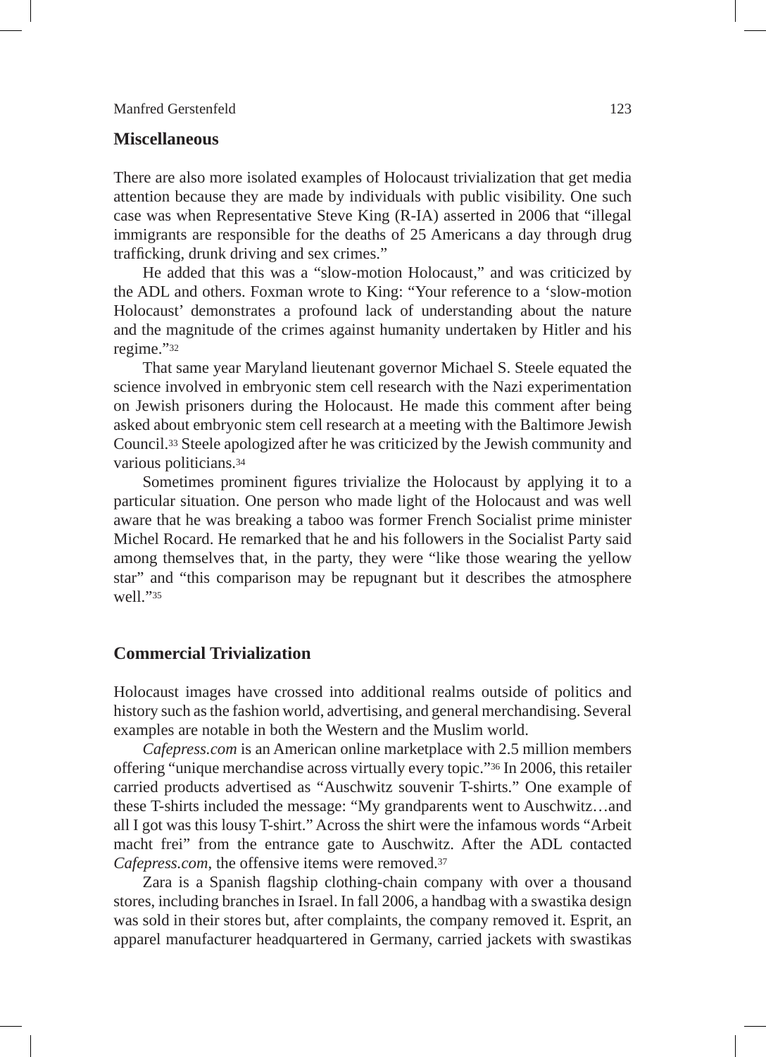## Miscellaneous

There are also more isolated examples of Holocaust trivialization that get media attention because they are made by individuals with public visibility. One such case was when Representative Steve King (R-IA) asserted in 2006 that "illegal immigrants are responsible for the deaths of 25 Americans a day through drug trafficking, drunk driving and sex crimes."

He added that this was a "slow-motion Holocaust," and was criticized by the ADL and others. Foxman wrote to King: "Your reference to a 'slow-motion Holocaust' demonstrates a profound lack of understanding about the nature and the magnitude of the crimes against humanity undertaken by Hitler and his regime."[32]

That same year Maryland lieutenant governor Michael S. Steele equated the science involved in embryonic stem cell research with the Nazi experimentation on Jewish prisoners during the Holocaust. He made this comment after being asked about embryonic stem cell research at a meeting with the Baltimore Jewish Council.[33] Steele apologized after he was criticized by the Jewish community and various politicians.[34]

Sometimes prominent figures trivialize the Holocaust by applying it to a particular situation. One person who made light of the Holocaust and was well aware that he was breaking a taboo was former French Socialist prime minister Michel Rocard. He remarked that he and his followers in the Socialist Party said among themselves that, in the party, they were "like those wearing the yellow star" and "this comparison may be repugnant but it describes the atmosphere well."[35]

## Commercial Trivialization

Holocaust images have crossed into additional realms outside of politics and history such as the fashion world, advertising, and general merchandising. Several examples are notable in both the Western and the Muslim world.

*Cafepress.com* is an American online marketplace with 2.5 million members offering "unique merchandise across virtually every topic."[36] In 2006, this retailer carried products advertised as "Auschwitz souvenir T-shirts." One example of these T-shirts included the message: "My grandparents went to Auschwitz…and all I got was this lousy T-shirt." Across the shirt were the infamous words "Arbeit macht frei" from the entrance gate to Auschwitz. After the ADL contacted *Cafepress.com*, the offensive items were removed.[37]

Zara is a Spanish flagship clothing-chain company with over a thousand stores, including branches in Israel. In fall 2006, a handbag with a swastika design was sold in their stores but, after complaints, the company removed it. Esprit, an apparel manufacturer headquartered in Germany, carried jackets with swastikas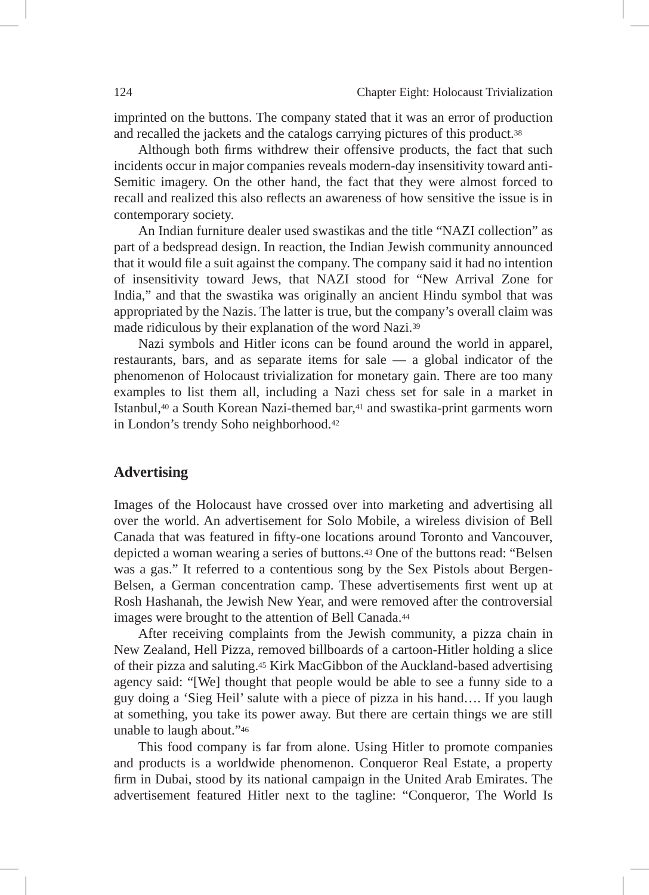imprinted on the buttons. The company stated that it was an error of production and recalled the jackets and the catalogs carrying pictures of this product.[38]

Although both firms withdrew their offensive products, the fact that such incidents occur in major companies reveals modern-day insensitivity toward anti-Semitic imagery. On the other hand, the fact that they were almost forced to recall and realized this also reflects an awareness of how sensitive the issue is in contemporary society.

An Indian furniture dealer used swastikas and the title "NAZI collection" as part of a bedspread design. In reaction, the Indian Jewish community announced that it would file a suit against the company. The company said it had no intention of insensitivity toward Jews, that NAZI stood for "New Arrival Zone for India," and that the swastika was originally an ancient Hindu symbol that was appropriated by the Nazis. The latter is true, but the company's overall claim was made ridiculous by their explanation of the word Nazi.[39]

Nazi symbols and Hitler icons can be found around the world in apparel, restaurants, bars, and as separate items for sale — a global indicator of the phenomenon of Holocaust trivialization for monetary gain. There are too many examples to list them all, including a Nazi chess set for sale in a market in Istanbul,[40] a South Korean Nazi-themed bar,[41] and swastika-print garments worn in London's trendy Soho neighborhood.[42]

## Advertising

Images of the Holocaust have crossed over into marketing and advertising all over the world. An advertisement for Solo Mobile, a wireless division of Bell Canada that was featured in fifty-one locations around Toronto and Vancouver, depicted a woman wearing a series of buttons.[43] One of the buttons read: "Belsen was a gas." It referred to a contentious song by the Sex Pistols about Bergen-Belsen, a German concentration camp. These advertisements first went up at Rosh Hashanah, the Jewish New Year, and were removed after the controversial images were brought to the attention of Bell Canada.[44]

After receiving complaints from the Jewish community, a pizza chain in New Zealand, Hell Pizza, removed billboards of a cartoon-Hitler holding a slice of their pizza and saluting.[45] Kirk MacGibbon of the Auckland-based advertising agency said: "[We] thought that people would be able to see a funny side to a guy doing a 'Sieg Heil' salute with a piece of pizza in his hand…. If you laugh at something, you take its power away. But there are certain things we are still unable to laugh about."[46]

This food company is far from alone. Using Hitler to promote companies and products is a worldwide phenomenon. Conqueror Real Estate, a property firm in Dubai, stood by its national campaign in the United Arab Emirates. The advertisement featured Hitler next to the tagline: "Conqueror, The World Is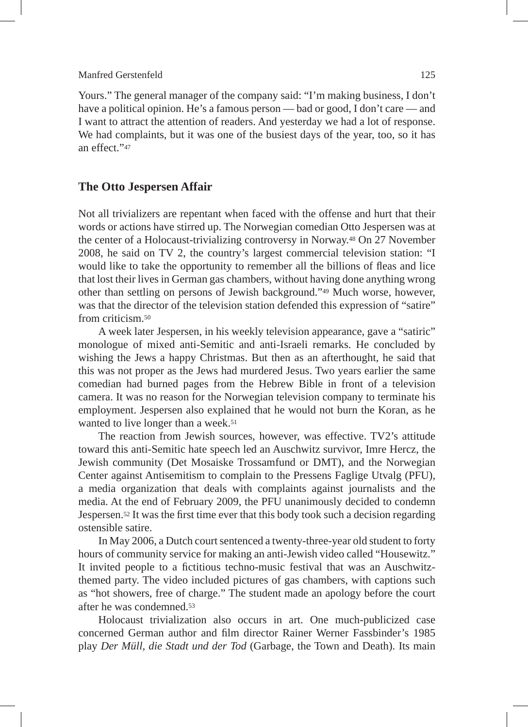Yours." The general manager of the company said: "I'm making business, I don't have a political opinion. He's a famous person — bad or good, I don't care — and I want to attract the attention of readers. And yesterday we had a lot of response. We had complaints, but it was one of the busiest days of the year, too, so it has an effect."[47]

## The Otto Jespersen Affair

Not all trivializers are repentant when faced with the offense and hurt that their words or actions have stirred up. The Norwegian comedian Otto Jespersen was at the center of a Holocaust-trivializing controversy in Norway.[48] On 27 November 2008, he said on TV 2, the country's largest commercial television station: "I would like to take the opportunity to remember all the billions of fleas and lice that lost their lives in German gas chambers, without having done anything wrong other than settling on persons of Jewish background."[49] Much worse, however, was that the director of the television station defended this expression of "satire" from criticism.[50]

A week later Jespersen, in his weekly television appearance, gave a "satiric" monologue of mixed anti-Semitic and anti-Israeli remarks. He concluded by wishing the Jews a happy Christmas. But then as an afterthought, he said that this was not proper as the Jews had murdered Jesus. Two years earlier the same comedian had burned pages from the Hebrew Bible in front of a television camera. It was no reason for the Norwegian television company to terminate his employment. Jespersen also explained that he would not burn the Koran, as he wanted to live longer than a week.[51]

The reaction from Jewish sources, however, was effective. TV2's attitude toward this anti-Semitic hate speech led an Auschwitz survivor, Imre Hercz, the Jewish community (Det Mosaiske Trossamfund or DMT), and the Norwegian Center against Antisemitism to complain to the Pressens Faglige Utvalg (PFU), a media organization that deals with complaints against journalists and the media. At the end of February 2009, the PFU unanimously decided to condemn Jespersen.[52] It was the first time ever that this body took such a decision regarding ostensible satire.

In May 2006, a Dutch court sentenced a twenty-three-year old student to forty hours of community service for making an anti-Jewish video called "Housewitz." It invited people to a fictitious techno-music festival that was an Auschwitz-themed party. The video included pictures of gas chambers, with captions such as "hot showers, free of charge." The student made an apology before the court after he was condemned.[53]

Holocaust trivialization also occurs in art. One much-publicized case concerned German author and film director Rainer Werner Fassbinder's 1985 play *Der Müll, die Stadt und der Tod* (Garbage, the Town and Death). Its main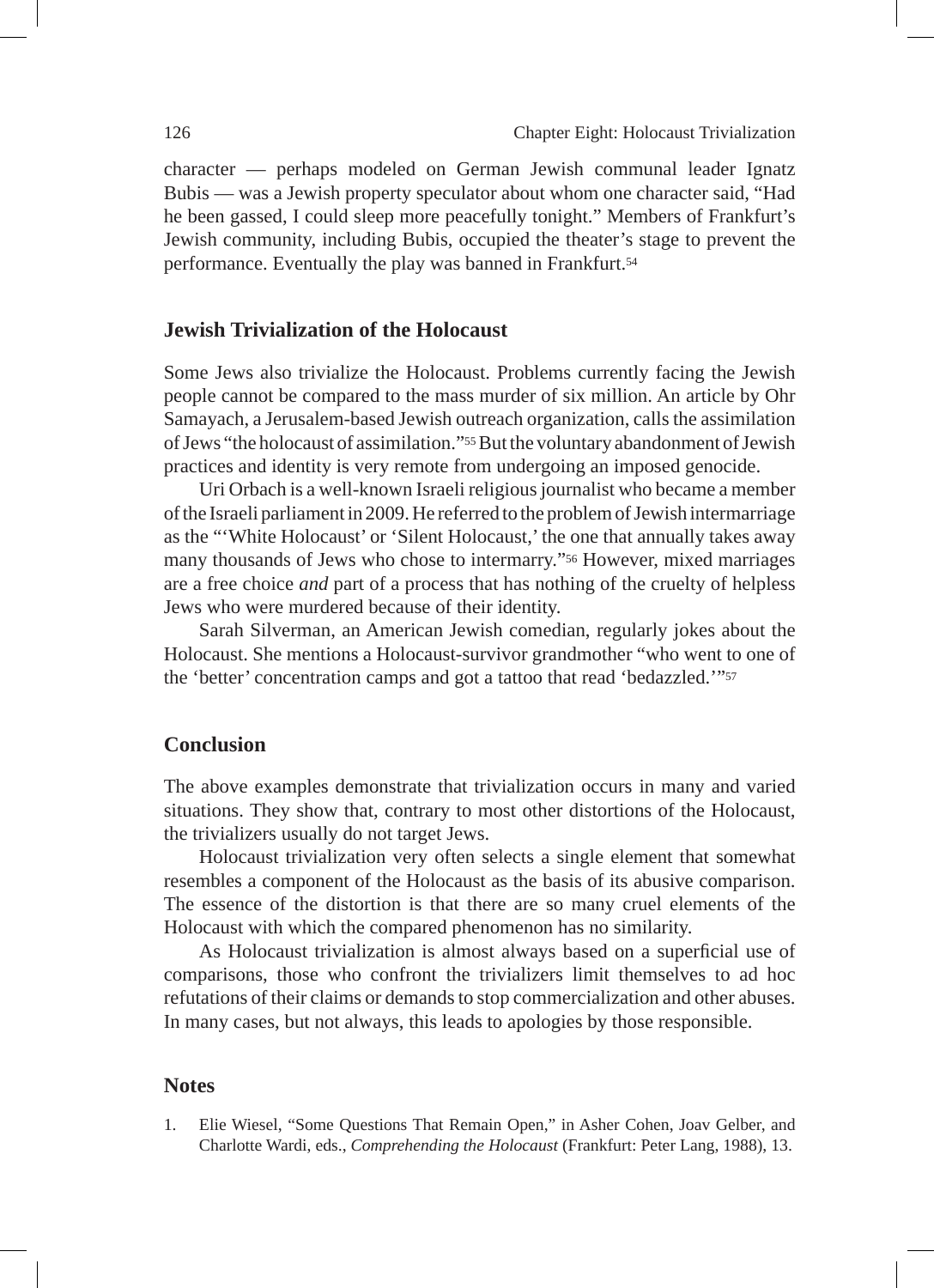character — perhaps modeled on German Jewish communal leader Ignatz Bubis — was a Jewish property speculator about whom one character said, "Had he been gassed, I could sleep more peacefully tonight." Members of Frankfurt's Jewish community, including Bubis, occupied the theater's stage to prevent the performance. Eventually the play was banned in Frankfurt.[54]

## Jewish Trivialization of the Holocaust

Some Jews also trivialize the Holocaust. Problems currently facing the Jewish people cannot be compared to the mass murder of six million. An article by Ohr Samayach, a Jerusalem-based Jewish outreach organization, calls the assimilation of Jews "the holocaust of assimilation."[55] But the voluntary abandonment of Jewish practices and identity is very remote from undergoing an imposed genocide.

Uri Orbach is a well-known Israeli religious journalist who became a member of the Israeli parliament in 2009. He referred to the problem of Jewish intermarriage as the "'White Holocaust' or 'Silent Holocaust,' the one that annually takes away many thousands of Jews who chose to intermarry."[56] However, mixed marriages are a free choice *and* part of a process that has nothing of the cruelty of helpless Jews who were murdered because of their identity.

Sarah Silverman, an American Jewish comedian, regularly jokes about the Holocaust. She mentions a Holocaust-survivor grandmother "who went to one of the 'better' concentration camps and got a tattoo that read 'bedazzled.'"[57]

## Conclusion

The above examples demonstrate that trivialization occurs in many and varied situations. They show that, contrary to most other distortions of the Holocaust, the trivializers usually do not target Jews.

Holocaust trivialization very often selects a single element that somewhat resembles a component of the Holocaust as the basis of its abusive comparison. The essence of the distortion is that there are so many cruel elements of the Holocaust with which the compared phenomenon has no similarity.

As Holocaust trivialization is almost always based on a superficial use of comparisons, those who confront the trivializers limit themselves to ad hoc refutations of their claims or demands to stop commercialization and other abuses. In many cases, but not always, this leads to apologies by those responsible.

## Notes

1. Elie Wiesel, "Some Questions That Remain Open," in Asher Cohen, Joav Gelber, and Charlotte Wardi, eds., *Comprehending the Holocaust* (Frankfurt: Peter Lang, 1988), 13.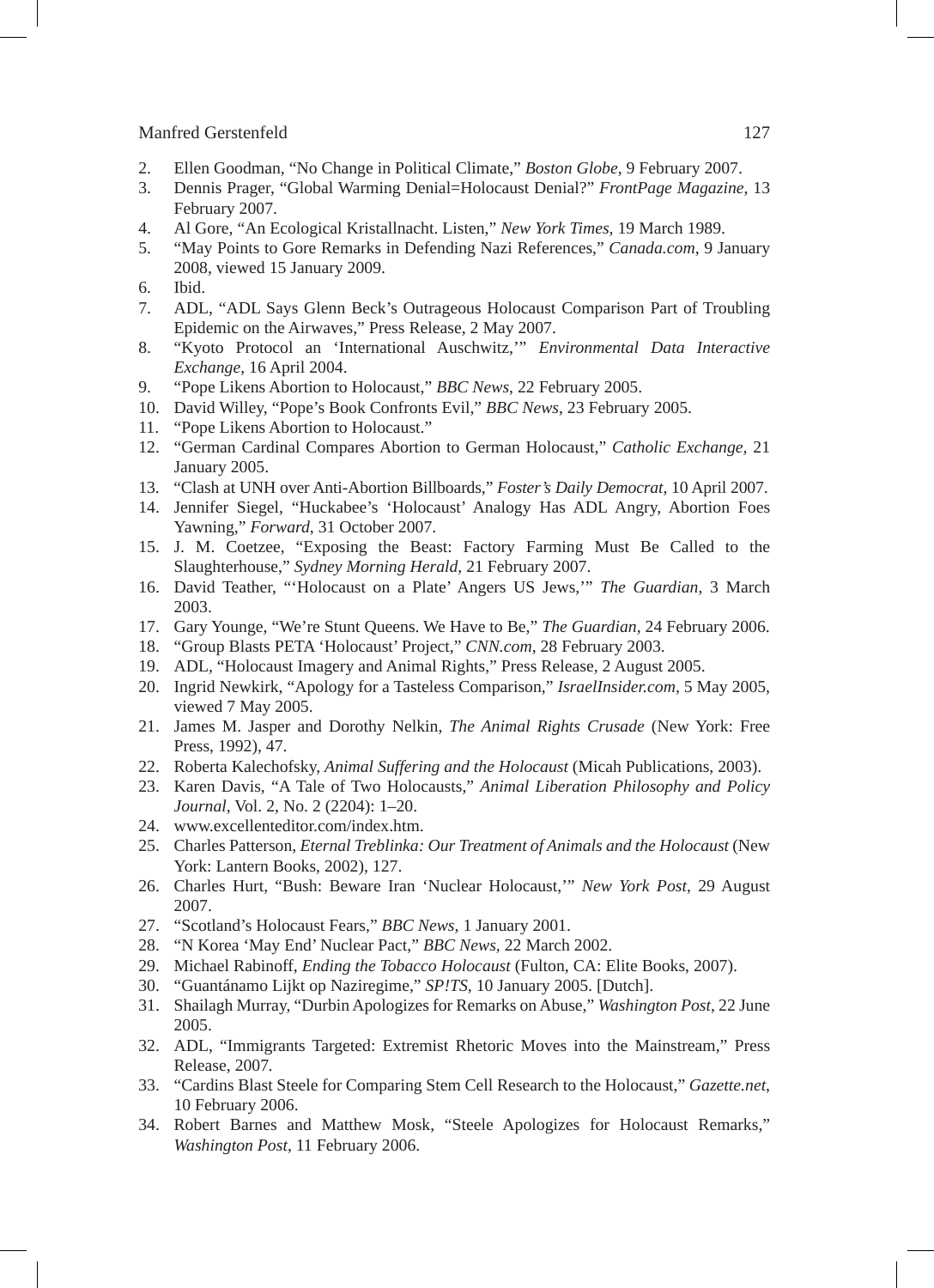2. Ellen Goodman, "No Change in Political Climate," *Boston Globe*, 9 February 2007.
3. Dennis Prager, "Global Warming Denial=Holocaust Denial?" *FrontPage Magazine*, 13 February 2007.
4. Al Gore, "An Ecological Kristallnacht. Listen," *New York Times*, 19 March 1989.
5. "May Points to Gore Remarks in Defending Nazi References," *Canada.com*, 9 January 2008, viewed 15 January 2009.
6. Ibid.
7. ADL, "ADL Says Glenn Beck's Outrageous Holocaust Comparison Part of Troubling Epidemic on the Airwaves," Press Release, 2 May 2007.
8. "Kyoto Protocol an 'International Auschwitz,'" *Environmental Data Interactive Exchange*, 16 April 2004.
9. "Pope Likens Abortion to Holocaust," *BBC News*, 22 February 2005.
10. David Willey, "Pope's Book Confronts Evil," *BBC News*, 23 February 2005.
11. "Pope Likens Abortion to Holocaust."
12. "German Cardinal Compares Abortion to German Holocaust," *Catholic Exchange*, 21 January 2005.
13. "Clash at UNH over Anti-Abortion Billboards," *Foster's Daily Democrat*, 10 April 2007.
14. Jennifer Siegel, "Huckabee's 'Holocaust' Analogy Has ADL Angry, Abortion Foes Yawning," *Forward*, 31 October 2007.
15. J. M. Coetzee, "Exposing the Beast: Factory Farming Must Be Called to the Slaughterhouse," *Sydney Morning Herald*, 21 February 2007.
16. David Teather, "'Holocaust on a Plate' Angers US Jews,'" *The Guardian*, 3 March 2003.
17. Gary Younge, "We're Stunt Queens. We Have to Be," *The Guardian*, 24 February 2006.
18. "Group Blasts PETA 'Holocaust' Project," *CNN.com*, 28 February 2003.
19. ADL, "Holocaust Imagery and Animal Rights," Press Release, 2 August 2005.
20. Ingrid Newkirk, "Apology for a Tasteless Comparison," *IsraelInsider.com*, 5 May 2005, viewed 7 May 2005.
21. James M. Jasper and Dorothy Nelkin, *The Animal Rights Crusade* (New York: Free Press, 1992), 47.
22. Roberta Kalechofsky, *Animal Suffering and the Holocaust* (Micah Publications, 2003).
23. Karen Davis, "A Tale of Two Holocausts," *Animal Liberation Philosophy and Policy Journal*, Vol. 2, No. 2 (2204): 1–20.
24. www.excellenteditor.com/index.htm.
25. Charles Patterson, *Eternal Treblinka: Our Treatment of Animals and the Holocaust* (New York: Lantern Books, 2002), 127.
26. Charles Hurt, "Bush: Beware Iran 'Nuclear Holocaust,'" *New York Post*, 29 August 2007.
27. "Scotland's Holocaust Fears," *BBC News*, 1 January 2001.
28. "N Korea 'May End' Nuclear Pact," *BBC News*, 22 March 2002.
29. Michael Rabinoff, *Ending the Tobacco Holocaust* (Fulton, CA: Elite Books, 2007).
30. "Guantánamo Lijkt op Naziregime," *SP!TS*, 10 January 2005. [Dutch].
31. Shailagh Murray, "Durbin Apologizes for Remarks on Abuse," *Washington Post*, 22 June 2005.
32. ADL, "Immigrants Targeted: Extremist Rhetoric Moves into the Mainstream," Press Release, 2007.
33. "Cardins Blast Steele for Comparing Stem Cell Research to the Holocaust," *Gazette.net*, 10 February 2006.
34. Robert Barnes and Matthew Mosk, "Steele Apologizes for Holocaust Remarks," *Washington Post*, 11 February 2006.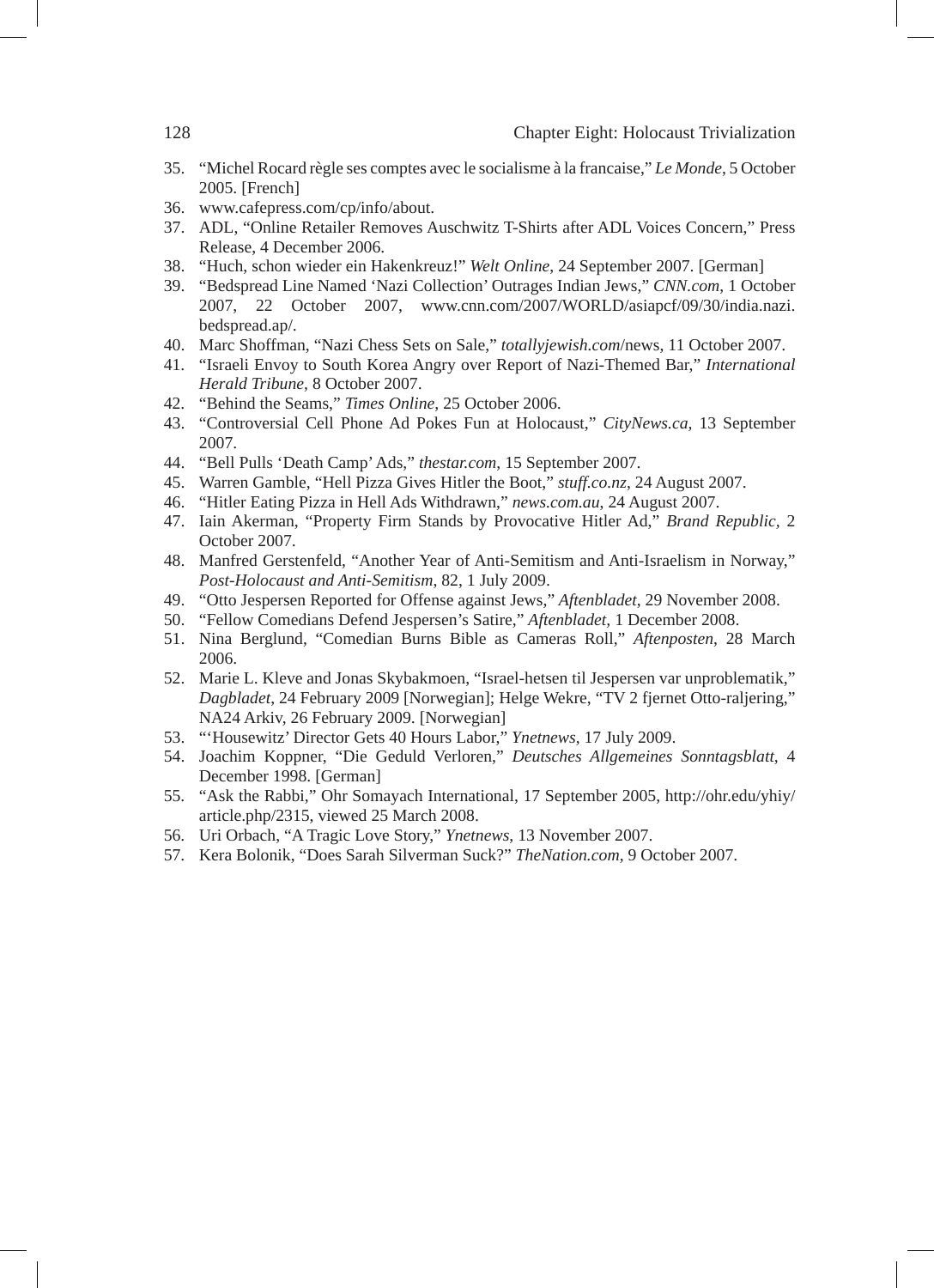35. "Michel Rocard règle ses comptes avec le socialisme à la francaise," *Le Monde*, 5 October 2005. [French]
36. www.cafepress.com/cp/info/about.
37. ADL, "Online Retailer Removes Auschwitz T-Shirts after ADL Voices Concern," Press Release, 4 December 2006.
38. "Huch, schon wieder ein Hakenkreuz!" *Welt Online*, 24 September 2007. [German]
39. "Bedspread Line Named 'Nazi Collection' Outrages Indian Jews," *CNN.com*, 1 October 2007, 22 October 2007, www.cnn.com/2007/WORLD/asiapcf/09/30/india.nazi.bedspread.ap/.
40. Marc Shoffman, "Nazi Chess Sets on Sale," *totallyjewish.com*/news, 11 October 2007.
41. "Israeli Envoy to South Korea Angry over Report of Nazi-Themed Bar," *International Herald Tribune*, 8 October 2007.
42. "Behind the Seams," *Times Online*, 25 October 2006.
43. "Controversial Cell Phone Ad Pokes Fun at Holocaust," *CityNews.ca*, 13 September 2007.
44. "Bell Pulls 'Death Camp' Ads," *thestar.com*, 15 September 2007.
45. Warren Gamble, "Hell Pizza Gives Hitler the Boot," *stuff.co.nz*, 24 August 2007.
46. "Hitler Eating Pizza in Hell Ads Withdrawn," *news.com.au*, 24 August 2007.
47. Iain Akerman, "Property Firm Stands by Provocative Hitler Ad," *Brand Republic*, 2 October 2007.
48. Manfred Gerstenfeld, "Another Year of Anti-Semitism and Anti-Israelism in Norway," *Post-Holocaust and Anti-Semitism*, 82, 1 July 2009.
49. "Otto Jespersen Reported for Offense against Jews," *Aftenbladet*, 29 November 2008.
50. "Fellow Comedians Defend Jespersen's Satire," *Aftenbladet*, 1 December 2008.
51. Nina Berglund, "Comedian Burns Bible as Cameras Roll," *Aftenposten*, 28 March 2006.
52. Marie L. Kleve and Jonas Skybakmoen, "Israel-hetsen til Jespersen var unproblematik," *Dagbladet*, 24 February 2009 [Norwegian]; Helge Wekre, "TV 2 fjernet Otto-raljering," NA24 Arkiv, 26 February 2009. [Norwegian]
53. "'Housewitz' Director Gets 40 Hours Labor," *Ynetnews*, 17 July 2009.
54. Joachim Koppner, "Die Geduld Verloren," *Deutsches Allgemeines Sonntagsblatt*, 4 December 1998. [German]
55. "Ask the Rabbi," Ohr Somayach International, 17 September 2005, http://ohr.edu/yhiy/article.php/2315, viewed 25 March 2008.
56. Uri Orbach, "A Tragic Love Story," *Ynetnews*, 13 November 2007.
57. Kera Bolonik, "Does Sarah Silverman Suck?" *TheNation.com*, 9 October 2007.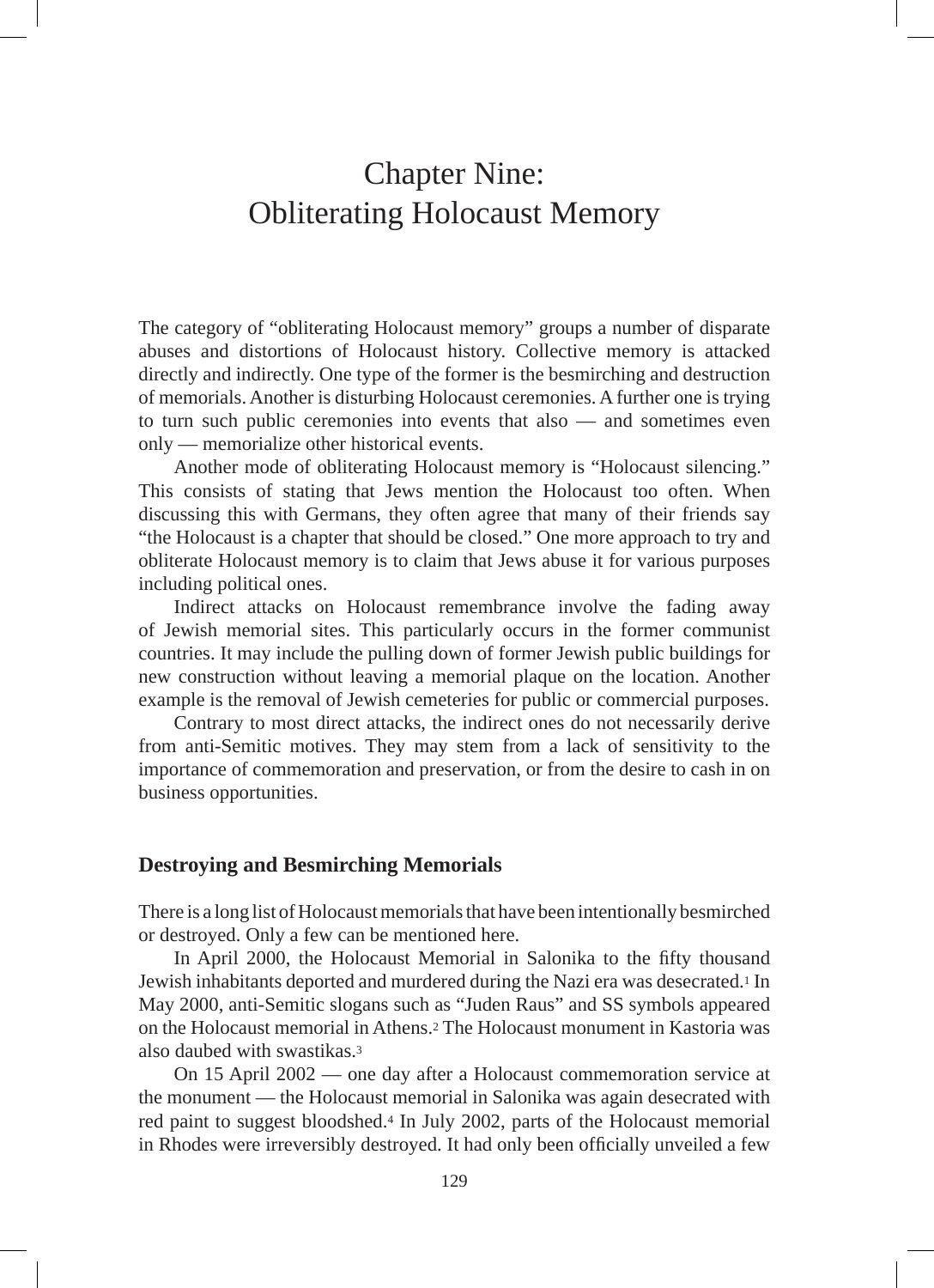# Chapter Nine: Obliterating Holocaust Memory

The category of "obliterating Holocaust memory" groups a number of disparate abuses and distortions of Holocaust history. Collective memory is attacked directly and indirectly. One type of the former is the besmirching and destruction of memorials. Another is disturbing Holocaust ceremonies. A further one is trying to turn such public ceremonies into events that also — and sometimes even only — memorialize other historical events.

Another mode of obliterating Holocaust memory is "Holocaust silencing." This consists of stating that Jews mention the Holocaust too often. When discussing this with Germans, they often agree that many of their friends say "the Holocaust is a chapter that should be closed." One more approach to try and obliterate Holocaust memory is to claim that Jews abuse it for various purposes including political ones.

Indirect attacks on Holocaust remembrance involve the fading away of Jewish memorial sites. This particularly occurs in the former communist countries. It may include the pulling down of former Jewish public buildings for new construction without leaving a memorial plaque on the location. Another example is the removal of Jewish cemeteries for public or commercial purposes.

Contrary to most direct attacks, the indirect ones do not necessarily derive from anti-Semitic motives. They may stem from a lack of sensitivity to the importance of commemoration and preservation, or from the desire to cash in on business opportunities.

## Destroying and Besmirching Memorials

There is a long list of Holocaust memorials that have been intentionally besmirched or destroyed. Only a few can be mentioned here.

In April 2000, the Holocaust Memorial in Salonika to the fifty thousand Jewish inhabitants deported and murdered during the Nazi era was desecrated.[1] In May 2000, anti-Semitic slogans such as "Juden Raus" and SS symbols appeared on the Holocaust memorial in Athens.[2] The Holocaust monument in Kastoria was also daubed with swastikas.[3]

On 15 April 2002 — one day after a Holocaust commemoration service at the monument — the Holocaust memorial in Salonika was again desecrated with red paint to suggest bloodshed.[4] In July 2002, parts of the Holocaust memorial in Rhodes were irreversibly destroyed. It had only been officially unveiled a few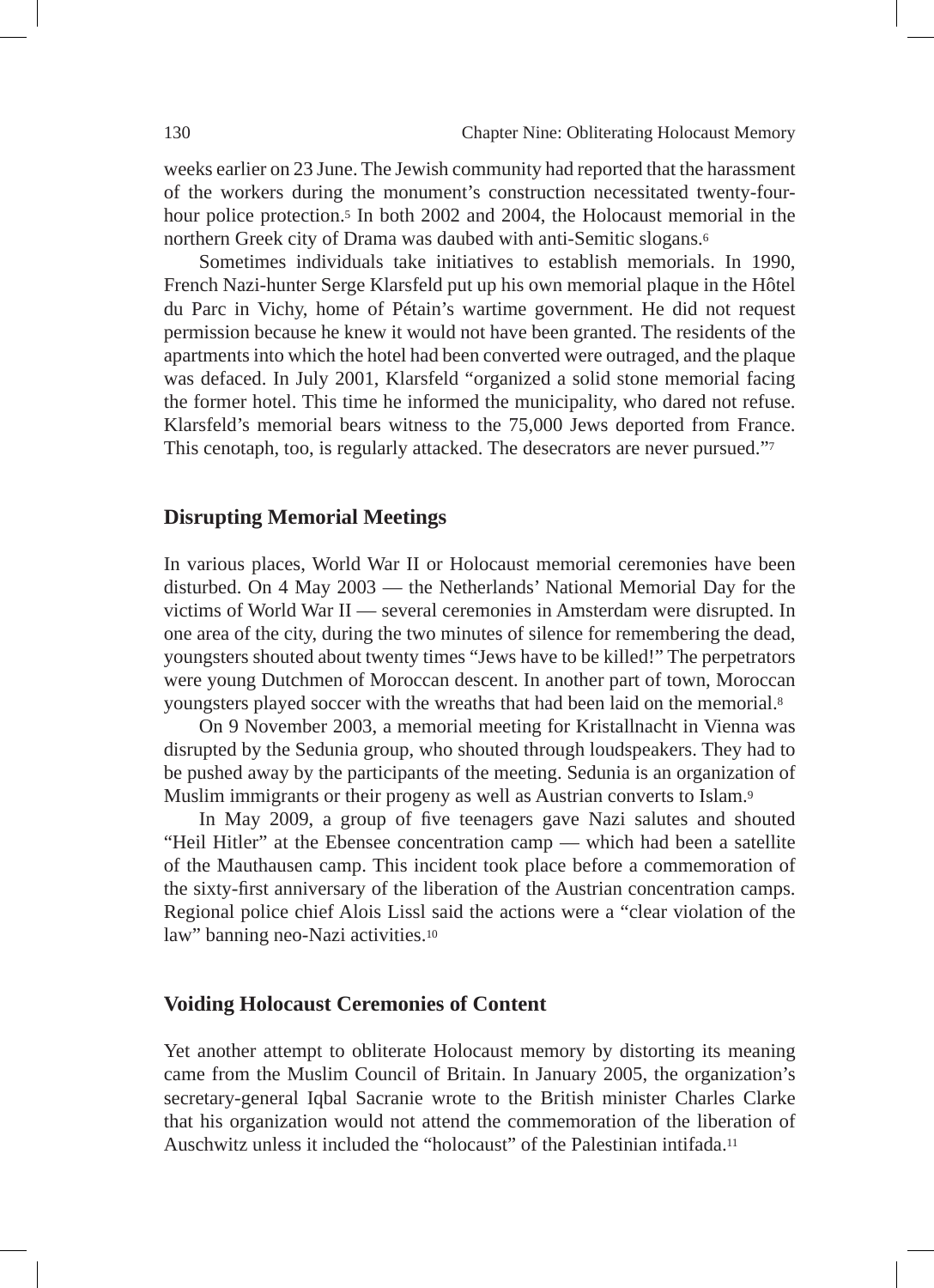weeks earlier on 23 June. The Jewish community had reported that the harassment of the workers during the monument's construction necessitated twenty-four-hour police protection.[5] In both 2002 and 2004, the Holocaust memorial in the northern Greek city of Drama was daubed with anti-Semitic slogans.[6]

Sometimes individuals take initiatives to establish memorials. In 1990, French Nazi-hunter Serge Klarsfeld put up his own memorial plaque in the Hôtel du Parc in Vichy, home of Pétain's wartime government. He did not request permission because he knew it would not have been granted. The residents of the apartments into which the hotel had been converted were outraged, and the plaque was defaced. In July 2001, Klarsfeld "organized a solid stone memorial facing the former hotel. This time he informed the municipality, who dared not refuse. Klarsfeld's memorial bears witness to the 75,000 Jews deported from France. This cenotaph, too, is regularly attacked. The desecrators are never pursued."[7]

## Disrupting Memorial Meetings

In various places, World War II or Holocaust memorial ceremonies have been disturbed. On 4 May 2003 — the Netherlands' National Memorial Day for the victims of World War II — several ceremonies in Amsterdam were disrupted. In one area of the city, during the two minutes of silence for remembering the dead, youngsters shouted about twenty times "Jews have to be killed!" The perpetrators were young Dutchmen of Moroccan descent. In another part of town, Moroccan youngsters played soccer with the wreaths that had been laid on the memorial.[8]

On 9 November 2003, a memorial meeting for Kristallnacht in Vienna was disrupted by the Sedunia group, who shouted through loudspeakers. They had to be pushed away by the participants of the meeting. Sedunia is an organization of Muslim immigrants or their progeny as well as Austrian converts to Islam.[9]

In May 2009, a group of five teenagers gave Nazi salutes and shouted "Heil Hitler" at the Ebensee concentration camp — which had been a satellite of the Mauthausen camp. This incident took place before a commemoration of the sixty-first anniversary of the liberation of the Austrian concentration camps. Regional police chief Alois Lissl said the actions were a "clear violation of the law" banning neo-Nazi activities.[10]

## Voiding Holocaust Ceremonies of Content

Yet another attempt to obliterate Holocaust memory by distorting its meaning came from the Muslim Council of Britain. In January 2005, the organization's secretary-general Iqbal Sacranie wrote to the British minister Charles Clarke that his organization would not attend the commemoration of the liberation of Auschwitz unless it included the "holocaust" of the Palestinian intifada.[11]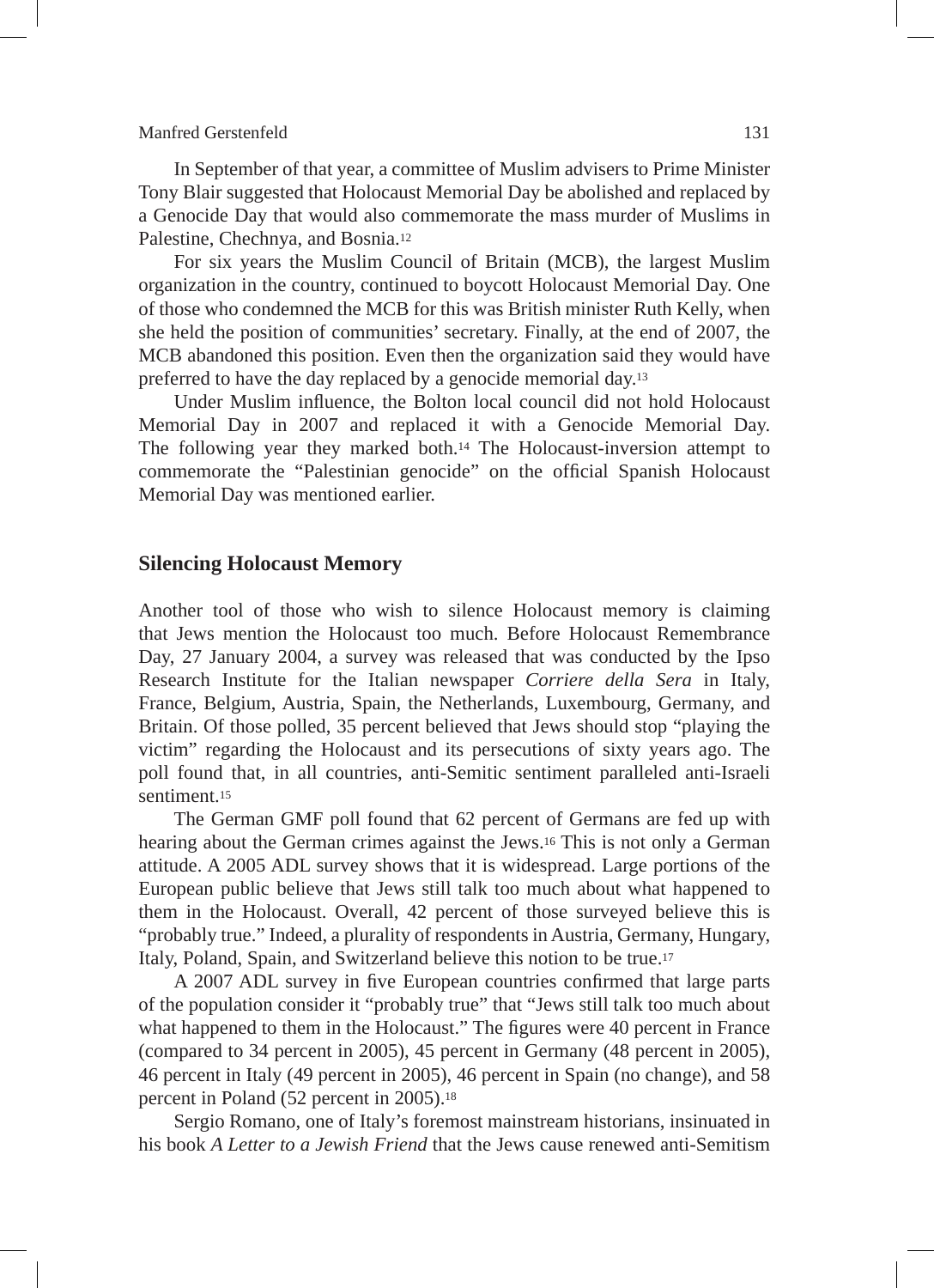In September of that year, a committee of Muslim advisers to Prime Minister Tony Blair suggested that Holocaust Memorial Day be abolished and replaced by a Genocide Day that would also commemorate the mass murder of Muslims in Palestine, Chechnya, and Bosnia.[12]

For six years the Muslim Council of Britain (MCB), the largest Muslim organization in the country, continued to boycott Holocaust Memorial Day. One of those who condemned the MCB for this was British minister Ruth Kelly, when she held the position of communities' secretary. Finally, at the end of 2007, the MCB abandoned this position. Even then the organization said they would have preferred to have the day replaced by a genocide memorial day.[13]

Under Muslim influence, the Bolton local council did not hold Holocaust Memorial Day in 2007 and replaced it with a Genocide Memorial Day. The following year they marked both.[14] The Holocaust-inversion attempt to commemorate the "Palestinian genocide" on the official Spanish Holocaust Memorial Day was mentioned earlier.

## Silencing Holocaust Memory

Another tool of those who wish to silence Holocaust memory is claiming that Jews mention the Holocaust too much. Before Holocaust Remembrance Day, 27 January 2004, a survey was released that was conducted by the Ipso Research Institute for the Italian newspaper *Corriere della Sera* in Italy, France, Belgium, Austria, Spain, the Netherlands, Luxembourg, Germany, and Britain. Of those polled, 35 percent believed that Jews should stop "playing the victim" regarding the Holocaust and its persecutions of sixty years ago. The poll found that, in all countries, anti-Semitic sentiment paralleled anti-Israeli sentiment.[15]

The German GMF poll found that 62 percent of Germans are fed up with hearing about the German crimes against the Jews.[16] This is not only a German attitude. A 2005 ADL survey shows that it is widespread. Large portions of the European public believe that Jews still talk too much about what happened to them in the Holocaust. Overall, 42 percent of those surveyed believe this is "probably true." Indeed, a plurality of respondents in Austria, Germany, Hungary, Italy, Poland, Spain, and Switzerland believe this notion to be true.[17]

A 2007 ADL survey in five European countries confirmed that large parts of the population consider it "probably true" that "Jews still talk too much about what happened to them in the Holocaust." The figures were 40 percent in France (compared to 34 percent in 2005), 45 percent in Germany (48 percent in 2005), 46 percent in Italy (49 percent in 2005), 46 percent in Spain (no change), and 58 percent in Poland (52 percent in 2005).[18]

Sergio Romano, one of Italy's foremost mainstream historians, insinuated in his book *A Letter to a Jewish Friend* that the Jews cause renewed anti-Semitism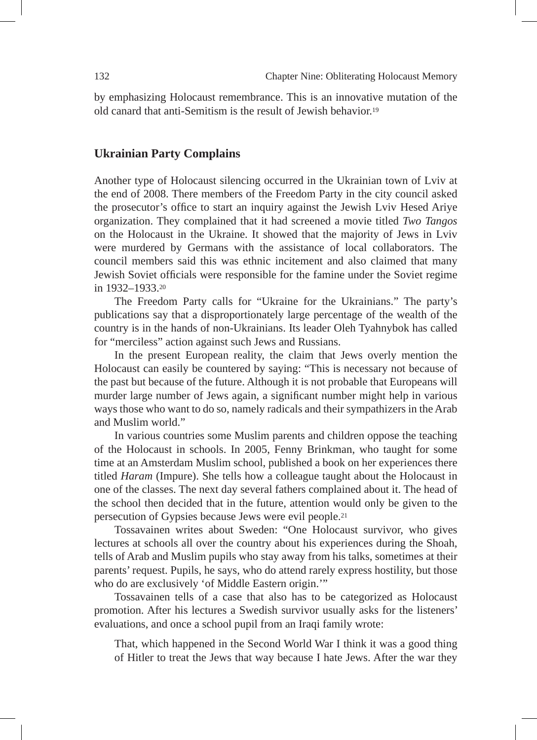by emphasizing Holocaust remembrance. This is an innovative mutation of the old canard that anti-Semitism is the result of Jewish behavior.[19]

## Ukrainian Party Complains

Another type of Holocaust silencing occurred in the Ukrainian town of Lviv at the end of 2008. There members of the Freedom Party in the city council asked the prosecutor's office to start an inquiry against the Jewish Lviv Hesed Ariye organization. They complained that it had screened a movie titled *Two Tangos* on the Holocaust in the Ukraine. It showed that the majority of Jews in Lviv were murdered by Germans with the assistance of local collaborators. The council members said this was ethnic incitement and also claimed that many Jewish Soviet officials were responsible for the famine under the Soviet regime in 1932–1933.[20]

The Freedom Party calls for "Ukraine for the Ukrainians." The party's publications say that a disproportionately large percentage of the wealth of the country is in the hands of non-Ukrainians. Its leader Oleh Tyahnybok has called for "merciless" action against such Jews and Russians.

In the present European reality, the claim that Jews overly mention the Holocaust can easily be countered by saying: "This is necessary not because of the past but because of the future. Although it is not probable that Europeans will murder large number of Jews again, a significant number might help in various ways those who want to do so, namely radicals and their sympathizers in the Arab and Muslim world."

In various countries some Muslim parents and children oppose the teaching of the Holocaust in schools. In 2005, Fenny Brinkman, who taught for some time at an Amsterdam Muslim school, published a book on her experiences there titled *Haram* (Impure). She tells how a colleague taught about the Holocaust in one of the classes. The next day several fathers complained about it. The head of the school then decided that in the future, attention would only be given to the persecution of Gypsies because Jews were evil people.[21]

Tossavainen writes about Sweden: "One Holocaust survivor, who gives lectures at schools all over the country about his experiences during the Shoah, tells of Arab and Muslim pupils who stay away from his talks, sometimes at their parents' request. Pupils, he says, who do attend rarely express hostility, but those who do are exclusively 'of Middle Eastern origin.'"

Tossavainen tells of a case that also has to be categorized as Holocaust promotion. After his lectures a Swedish survivor usually asks for the listeners' evaluations, and once a school pupil from an Iraqi family wrote:

> That, which happened in the Second World War I think it was a good thing of Hitler to treat the Jews that way because I hate Jews. After the war they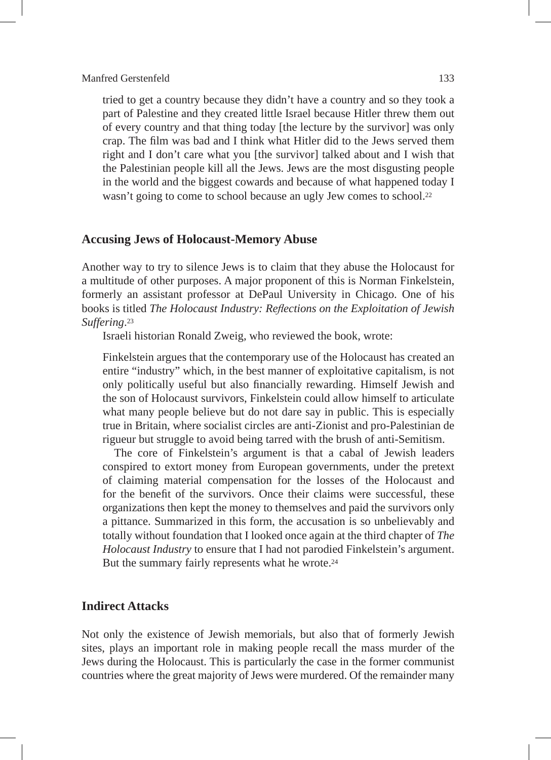tried to get a country because they didn't have a country and so they took a part of Palestine and they created little Israel because Hitler threw them out of every country and that thing today [the lecture by the survivor] was only crap. The film was bad and I think what Hitler did to the Jews served them right and I don't care what you [the survivor] talked about and I wish that the Palestinian people kill all the Jews. Jews are the most disgusting people in the world and the biggest cowards and because of what happened today I wasn't going to come to school because an ugly Jew comes to school.[22]

## Accusing Jews of Holocaust-Memory Abuse

Another way to try to silence Jews is to claim that they abuse the Holocaust for a multitude of other purposes. A major proponent of this is Norman Finkelstein, formerly an assistant professor at DePaul University in Chicago. One of his books is titled *The Holocaust Industry: Reflections on the Exploitation of Jewish Suffering*.[23]

Israeli historian Ronald Zweig, who reviewed the book, wrote:

> Finkelstein argues that the contemporary use of the Holocaust has created an entire "industry" which, in the best manner of exploitative capitalism, is not only politically useful but also financially rewarding. Himself Jewish and the son of Holocaust survivors, Finkelstein could allow himself to articulate what many people believe but do not dare say in public. This is especially true in Britain, where socialist circles are anti-Zionist and pro-Palestinian de rigueur but struggle to avoid being tarred with the brush of anti-Semitism.
>
> The core of Finkelstein's argument is that a cabal of Jewish leaders conspired to extort money from European governments, under the pretext of claiming material compensation for the losses of the Holocaust and for the benefit of the survivors. Once their claims were successful, these organizations then kept the money to themselves and paid the survivors only a pittance. Summarized in this form, the accusation is so unbelievably and totally without foundation that I looked once again at the third chapter of *The Holocaust Industry* to ensure that I had not parodied Finkelstein's argument. But the summary fairly represents what he wrote.[24]

## Indirect Attacks

Not only the existence of Jewish memorials, but also that of formerly Jewish sites, plays an important role in making people recall the mass murder of the Jews during the Holocaust. This is particularly the case in the former communist countries where the great majority of Jews were murdered. Of the remainder many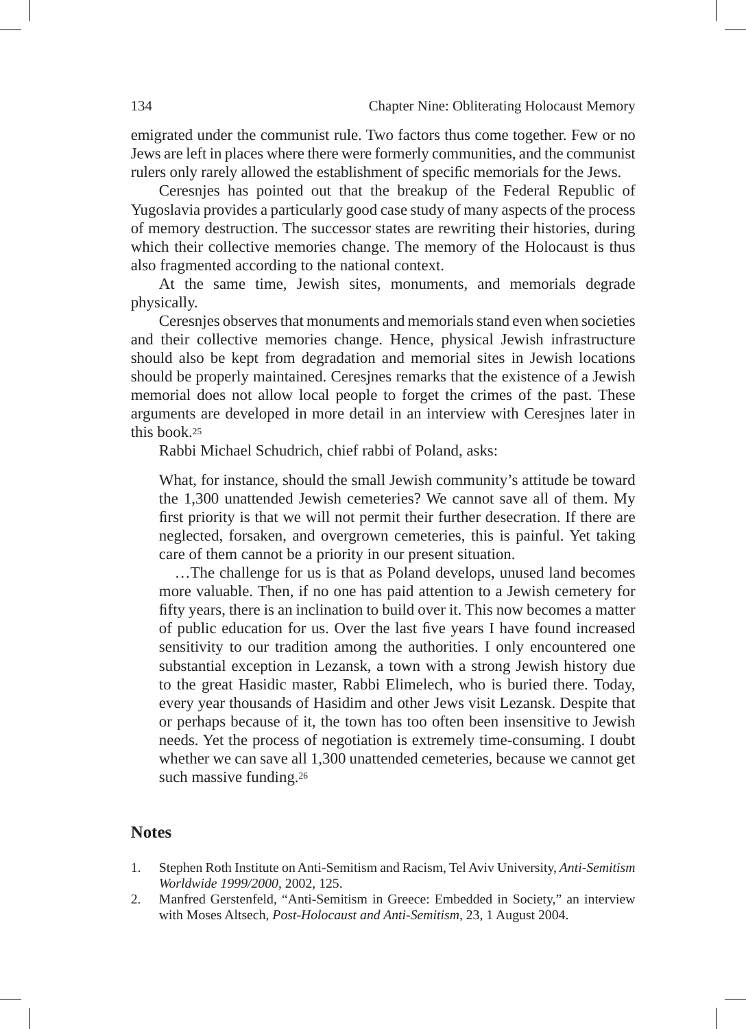emigrated under the communist rule. Two factors thus come together. Few or no Jews are left in places where there were formerly communities, and the communist rulers only rarely allowed the establishment of specific memorials for the Jews.

Ceresnjes has pointed out that the breakup of the Federal Republic of Yugoslavia provides a particularly good case study of many aspects of the process of memory destruction. The successor states are rewriting their histories, during which their collective memories change. The memory of the Holocaust is thus also fragmented according to the national context.

At the same time, Jewish sites, monuments, and memorials degrade physically.

Ceresnjes observes that monuments and memorials stand even when societies and their collective memories change. Hence, physical Jewish infrastructure should also be kept from degradation and memorial sites in Jewish locations should be properly maintained. Ceresjnes remarks that the existence of a Jewish memorial does not allow local people to forget the crimes of the past. These arguments are developed in more detail in an interview with Ceresjnes later in this book.[25]

Rabbi Michael Schudrich, chief rabbi of Poland, asks:

> What, for instance, should the small Jewish community's attitude be toward the 1,300 unattended Jewish cemeteries? We cannot save all of them. My first priority is that we will not permit their further desecration. If there are neglected, forsaken, and overgrown cemeteries, this is painful. Yet taking care of them cannot be a priority in our present situation.
>
> …The challenge for us is that as Poland develops, unused land becomes more valuable. Then, if no one has paid attention to a Jewish cemetery for fifty years, there is an inclination to build over it. This now becomes a matter of public education for us. Over the last five years I have found increased sensitivity to our tradition among the authorities. I only encountered one substantial exception in Lezansk, a town with a strong Jewish history due to the great Hasidic master, Rabbi Elimelech, who is buried there. Today, every year thousands of Hasidim and other Jews visit Lezansk. Despite that or perhaps because of it, the town has too often been insensitive to Jewish needs. Yet the process of negotiation is extremely time-consuming. I doubt whether we can save all 1,300 unattended cemeteries, because we cannot get such massive funding.[26]

## Notes

1. Stephen Roth Institute on Anti-Semitism and Racism, Tel Aviv University, *Anti-Semitism Worldwide 1999/2000*, 2002, 125.
2. Manfred Gerstenfeld, "Anti-Semitism in Greece: Embedded in Society," an interview with Moses Altsech, *Post-Holocaust and Anti-Semitism*, 23, 1 August 2004.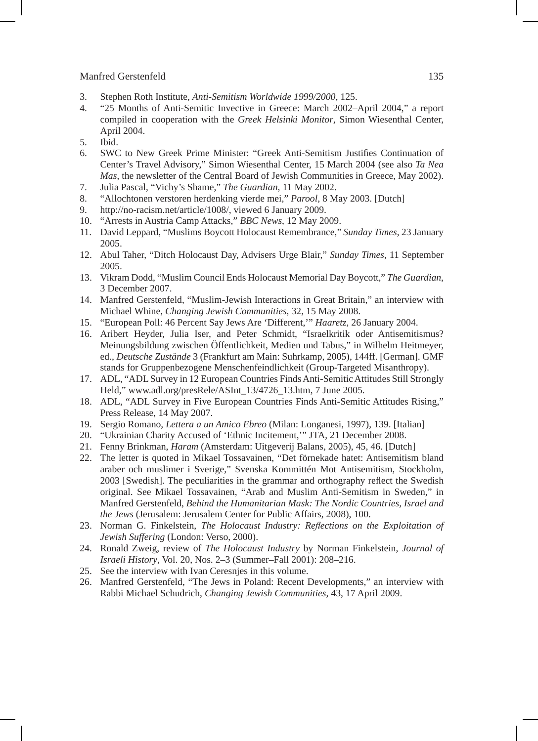3. Stephen Roth Institute, *Anti-Semitism Worldwide 1999/2000*, 125.
4. "25 Months of Anti-Semitic Invective in Greece: March 2002–April 2004," a report compiled in cooperation with the *Greek Helsinki Monitor*, Simon Wiesenthal Center, April 2004.
5. Ibid.
6. SWC to New Greek Prime Minister: "Greek Anti-Semitism Justifies Continuation of Center's Travel Advisory," Simon Wiesenthal Center, 15 March 2004 (see also *Ta Nea Mas*, the newsletter of the Central Board of Jewish Communities in Greece, May 2002).
7. Julia Pascal, "Vichy's Shame," *The Guardian*, 11 May 2002.
8. "Allochtonen verstoren herdenking vierde mei," *Parool*, 8 May 2003. [Dutch]
9. http://no-racism.net/article/1008/, viewed 6 January 2009.
10. "Arrests in Austria Camp Attacks," *BBC News*, 12 May 2009.
11. David Leppard, "Muslims Boycott Holocaust Remembrance," *Sunday Times*, 23 January 2005.
12. Abul Taher, "Ditch Holocaust Day, Advisers Urge Blair," *Sunday Times*, 11 September 2005.
13. Vikram Dodd, "Muslim Council Ends Holocaust Memorial Day Boycott," *The Guardian*, 3 December 2007.
14. Manfred Gerstenfeld, "Muslim-Jewish Interactions in Great Britain," an interview with Michael Whine, *Changing Jewish Communities*, 32, 15 May 2008.
15. "European Poll: 46 Percent Say Jews Are 'Different,'" *Haaretz*, 26 January 2004.
16. Aribert Heyder, Julia Iser, and Peter Schmidt, "Israelkritik oder Antisemitismus? Meinungsbildung zwischen Öffentlichkeit, Medien und Tabus," in Wilhelm Heitmeyer, ed., *Deutsche Zustände* 3 (Frankfurt am Main: Suhrkamp, 2005), 144ff. [German]. GMF stands for Gruppenbezogene Menschenfeindlichkeit (Group-Targeted Misanthropy).
17. ADL, "ADL Survey in 12 European Countries Finds Anti-Semitic Attitudes Still Strongly Held," www.adl.org/presRele/ASInt_13/4726_13.htm, 7 June 2005.
18. ADL, "ADL Survey in Five European Countries Finds Anti-Semitic Attitudes Rising," Press Release, 14 May 2007.
19. Sergio Romano, *Lettera a un Amico Ebreo* (Milan: Longanesi, 1997), 139. [Italian]
20. "Ukrainian Charity Accused of 'Ethnic Incitement,'" JTA, 21 December 2008.
21. Fenny Brinkman, *Haram* (Amsterdam: Uitgeverij Balans, 2005), 45, 46. [Dutch]
22. The letter is quoted in Mikael Tossavainen, "Det förnekade hatet: Antisemitism bland araber och muslimer i Sverige," Svenska Kommittén Mot Antisemitism, Stockholm, 2003 [Swedish]. The peculiarities in the grammar and orthography reflect the Swedish original. See Mikael Tossavainen, "Arab and Muslim Anti-Semitism in Sweden," in Manfred Gerstenfeld, *Behind the Humanitarian Mask: The Nordic Countries, Israel and the Jews* (Jerusalem: Jerusalem Center for Public Affairs, 2008), 100.
23. Norman G. Finkelstein, *The Holocaust Industry: Reflections on the Exploitation of Jewish Suffering* (London: Verso, 2000).
24. Ronald Zweig, review of *The Holocaust Industry* by Norman Finkelstein, *Journal of Israeli History*, Vol. 20, Nos. 2–3 (Summer–Fall 2001): 208–216.
25. See the interview with Ivan Ceresnjes in this volume.
26. Manfred Gerstenfeld, "The Jews in Poland: Recent Developments," an interview with Rabbi Michael Schudrich, *Changing Jewish Communities*, 43, 17 April 2009.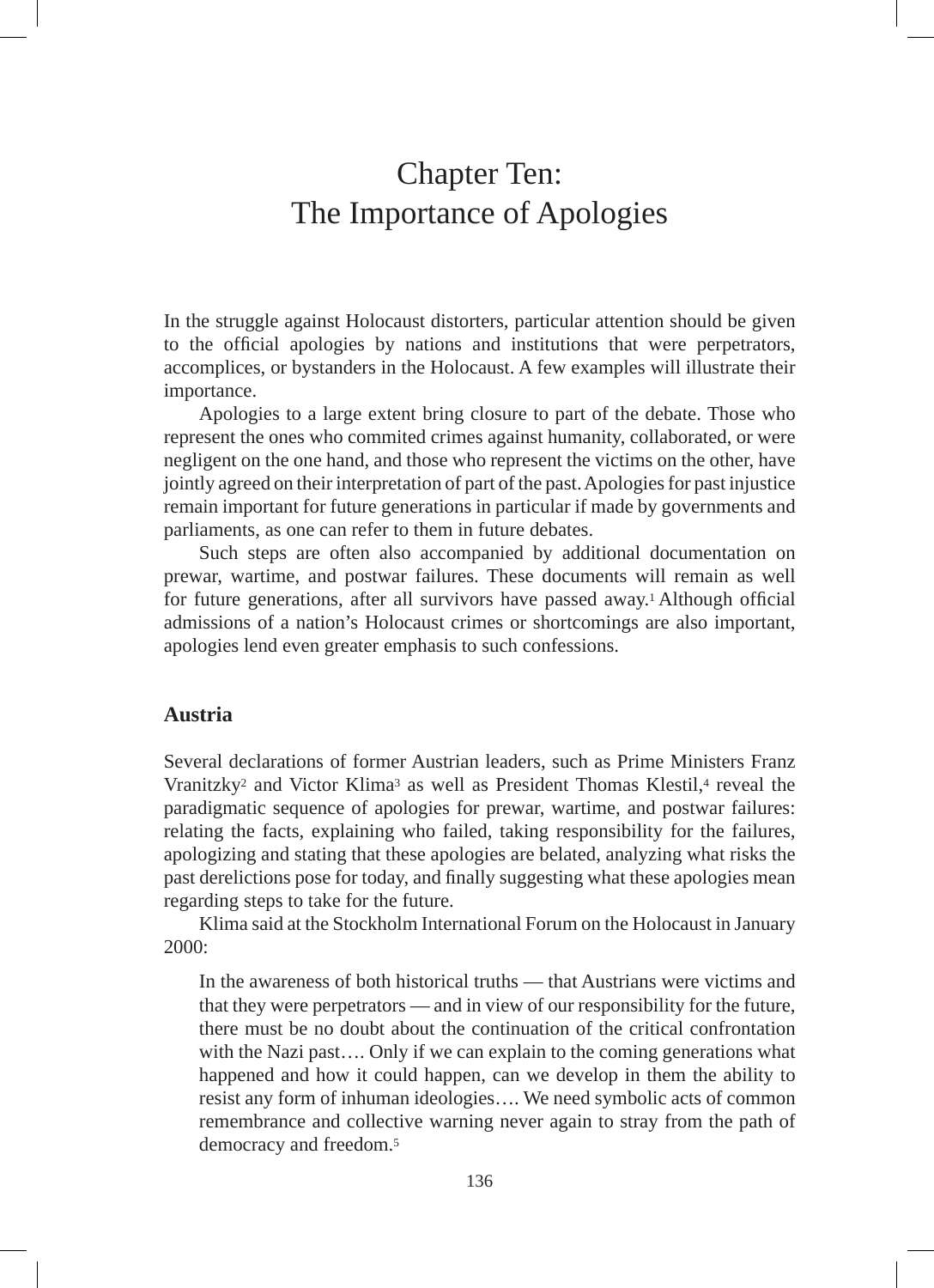# Chapter Ten: The Importance of Apologies

In the struggle against Holocaust distorters, particular attention should be given to the official apologies by nations and institutions that were perpetrators, accomplices, or bystanders in the Holocaust. A few examples will illustrate their importance.

Apologies to a large extent bring closure to part of the debate. Those who represent the ones who commited crimes against humanity, collaborated, or were negligent on the one hand, and those who represent the victims on the other, have jointly agreed on their interpretation of part of the past. Apologies for past injustice remain important for future generations in particular if made by governments and parliaments, as one can refer to them in future debates.

Such steps are often also accompanied by additional documentation on prewar, wartime, and postwar failures. These documents will remain as well for future generations, after all survivors have passed away.[1] Although official admissions of a nation's Holocaust crimes or shortcomings are also important, apologies lend even greater emphasis to such confessions.

## Austria

Several declarations of former Austrian leaders, such as Prime Ministers Franz Vranitzky[2] and Victor Klima[3] as well as President Thomas Klestil,[4] reveal the paradigmatic sequence of apologies for prewar, wartime, and postwar failures: relating the facts, explaining who failed, taking responsibility for the failures, apologizing and stating that these apologies are belated, analyzing what risks the past derelictions pose for today, and finally suggesting what these apologies mean regarding steps to take for the future.

Klima said at the Stockholm International Forum on the Holocaust in January 2000:

> In the awareness of both historical truths — that Austrians were victims and that they were perpetrators — and in view of our responsibility for the future, there must be no doubt about the continuation of the critical confrontation with the Nazi past…. Only if we can explain to the coming generations what happened and how it could happen, can we develop in them the ability to resist any form of inhuman ideologies…. We need symbolic acts of common remembrance and collective warning never again to stray from the path of democracy and freedom.[5]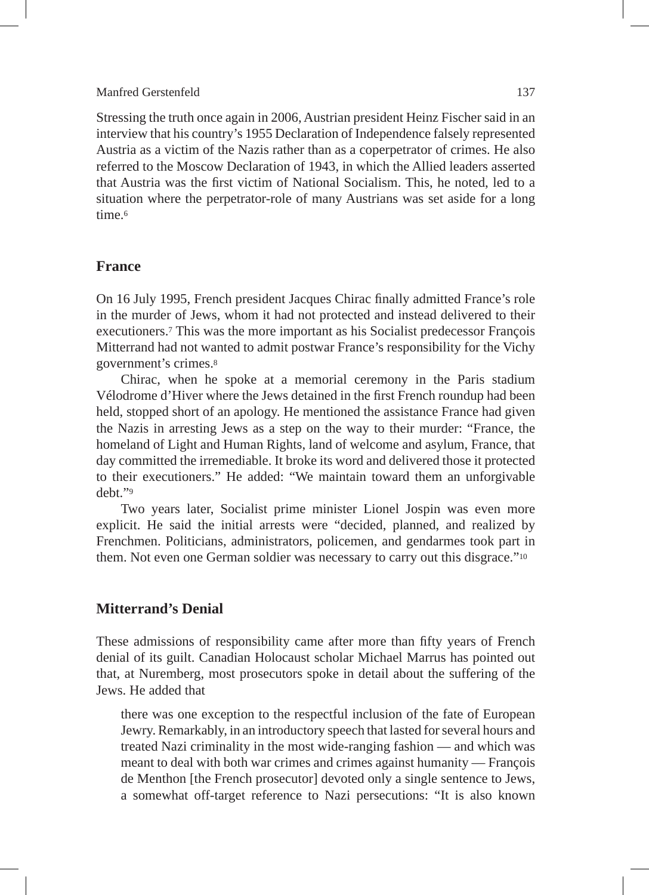Stressing the truth once again in 2006, Austrian president Heinz Fischer said in an interview that his country's 1955 Declaration of Independence falsely represented Austria as a victim of the Nazis rather than as a coperpetrator of crimes. He also referred to the Moscow Declaration of 1943, in which the Allied leaders asserted that Austria was the first victim of National Socialism. This, he noted, led to a situation where the perpetrator-role of many Austrians was set aside for a long time.[6]

## France

On 16 July 1995, French president Jacques Chirac finally admitted France's role in the murder of Jews, whom it had not protected and instead delivered to their executioners.[7] This was the more important as his Socialist predecessor François Mitterrand had not wanted to admit postwar France's responsibility for the Vichy government's crimes.[8]

Chirac, when he spoke at a memorial ceremony in the Paris stadium Vélodrome d'Hiver where the Jews detained in the first French roundup had been held, stopped short of an apology. He mentioned the assistance France had given the Nazis in arresting Jews as a step on the way to their murder: "France, the homeland of Light and Human Rights, land of welcome and asylum, France, that day committed the irremediable. It broke its word and delivered those it protected to their executioners." He added: "We maintain toward them an unforgivable debt."[9]

Two years later, Socialist prime minister Lionel Jospin was even more explicit. He said the initial arrests were "decided, planned, and realized by Frenchmen. Politicians, administrators, policemen, and gendarmes took part in them. Not even one German soldier was necessary to carry out this disgrace."[10]

## Mitterrand's Denial

These admissions of responsibility came after more than fifty years of French denial of its guilt. Canadian Holocaust scholar Michael Marrus has pointed out that, at Nuremberg, most prosecutors spoke in detail about the suffering of the Jews. He added that

> there was one exception to the respectful inclusion of the fate of European Jewry. Remarkably, in an introductory speech that lasted for several hours and treated Nazi criminality in the most wide-ranging fashion — and which was meant to deal with both war crimes and crimes against humanity — François de Menthon [the French prosecutor] devoted only a single sentence to Jews, a somewhat off-target reference to Nazi persecutions: "It is also known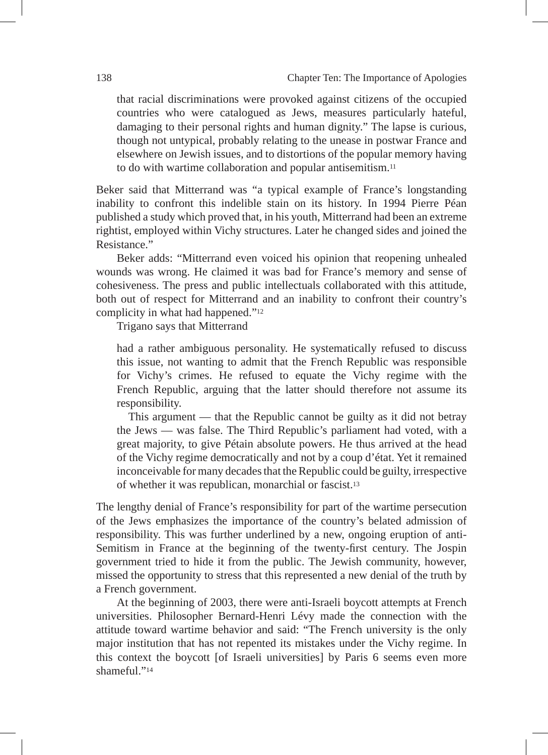> that racial discriminations were provoked against citizens of the occupied countries who were catalogued as Jews, measures particularly hateful, damaging to their personal rights and human dignity." The lapse is curious, though not untypical, probably relating to the unease in postwar France and elsewhere on Jewish issues, and to distortions of the popular memory having to do with wartime collaboration and popular antisemitism.[11]

Beker said that Mitterrand was "a typical example of France's longstanding inability to confront this indelible stain on its history. In 1994 Pierre Péan published a study which proved that, in his youth, Mitterrand had been an extreme rightist, employed within Vichy structures. Later he changed sides and joined the Resistance."

Beker adds: "Mitterrand even voiced his opinion that reopening unhealed wounds was wrong. He claimed it was bad for France's memory and sense of cohesiveness. The press and public intellectuals collaborated with this attitude, both out of respect for Mitterrand and an inability to confront their country's complicity in what had happened."[12]

Trigano says that Mitterrand

> had a rather ambiguous personality. He systematically refused to discuss this issue, not wanting to admit that the French Republic was responsible for Vichy's crimes. He refused to equate the Vichy regime with the French Republic, arguing that the latter should therefore not assume its responsibility.
>
> This argument — that the Republic cannot be guilty as it did not betray the Jews — was false. The Third Republic's parliament had voted, with a great majority, to give Pétain absolute powers. He thus arrived at the head of the Vichy regime democratically and not by a coup d'état. Yet it remained inconceivable for many decades that the Republic could be guilty, irrespective of whether it was republican, monarchial or fascist.[13]

The lengthy denial of France's responsibility for part of the wartime persecution of the Jews emphasizes the importance of the country's belated admission of responsibility. This was further underlined by a new, ongoing eruption of anti-Semitism in France at the beginning of the twenty-first century. The Jospin government tried to hide it from the public. The Jewish community, however, missed the opportunity to stress that this represented a new denial of the truth by a French government.

At the beginning of 2003, there were anti-Israeli boycott attempts at French universities. Philosopher Bernard-Henri Lévy made the connection with the attitude toward wartime behavior and said: "The French university is the only major institution that has not repented its mistakes under the Vichy regime. In this context the boycott [of Israeli universities] by Paris 6 seems even more shameful."[14]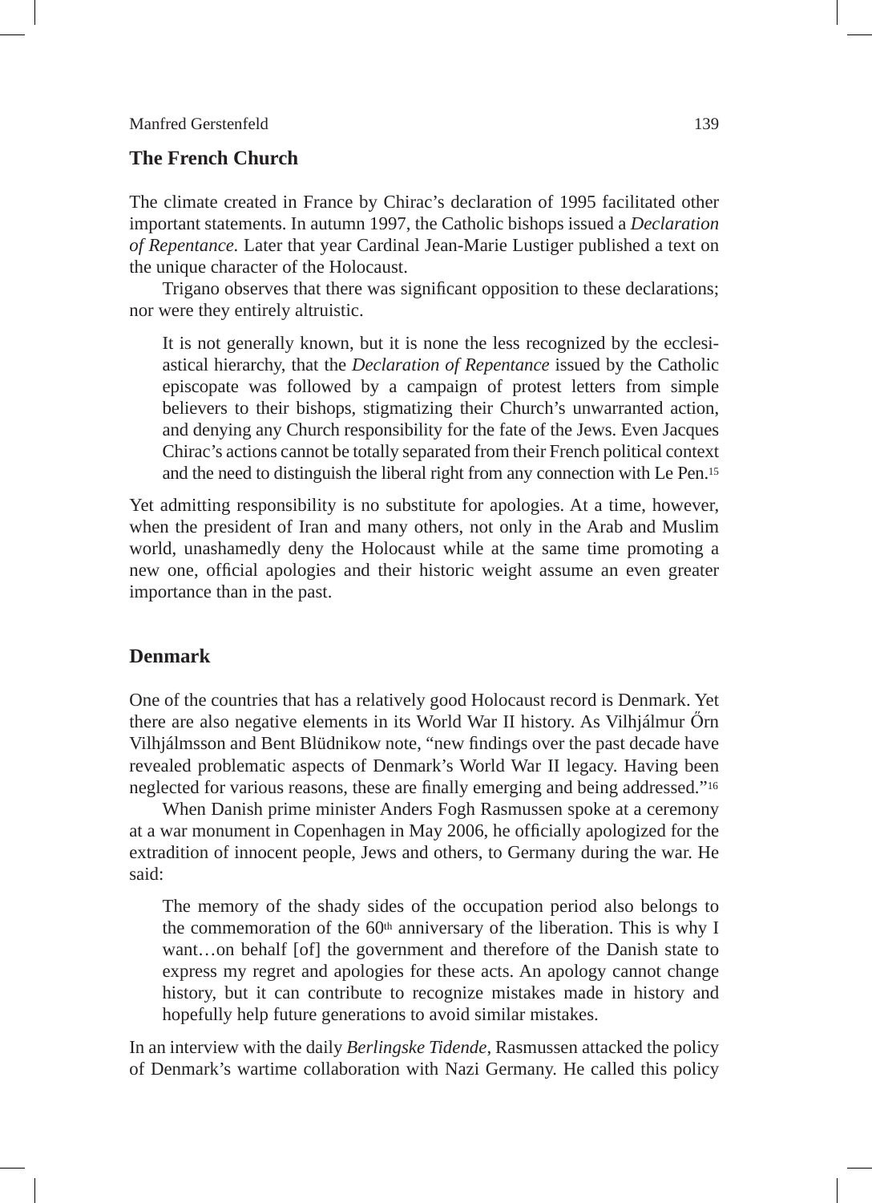## The French Church

The climate created in France by Chirac's declaration of 1995 facilitated other important statements. In autumn 1997, the Catholic bishops issued a *Declaration of Repentance.* Later that year Cardinal Jean-Marie Lustiger published a text on the unique character of the Holocaust.

Trigano observes that there was significant opposition to these declarations; nor were they entirely altruistic.

> It is not generally known, but it is none the less recognized by the ecclesiastical hierarchy, that the *Declaration of Repentance* issued by the Catholic episcopate was followed by a campaign of protest letters from simple believers to their bishops, stigmatizing their Church's unwarranted action, and denying any Church responsibility for the fate of the Jews. Even Jacques Chirac's actions cannot be totally separated from their French political context and the need to distinguish the liberal right from any connection with Le Pen.[15]

Yet admitting responsibility is no substitute for apologies. At a time, however, when the president of Iran and many others, not only in the Arab and Muslim world, unashamedly deny the Holocaust while at the same time promoting a new one, official apologies and their historic weight assume an even greater importance than in the past.

## Denmark

One of the countries that has a relatively good Holocaust record is Denmark. Yet there are also negative elements in its World War II history. As Vilhjálmur Őrn Vilhjálmsson and Bent Blüdnikow note, "new findings over the past decade have revealed problematic aspects of Denmark's World War II legacy. Having been neglected for various reasons, these are finally emerging and being addressed."[16]

When Danish prime minister Anders Fogh Rasmussen spoke at a ceremony at a war monument in Copenhagen in May 2006, he officially apologized for the extradition of innocent people, Jews and others, to Germany during the war. He said:

> The memory of the shady sides of the occupation period also belongs to the commemoration of the 60th anniversary of the liberation. This is why I want…on behalf [of] the government and therefore of the Danish state to express my regret and apologies for these acts. An apology cannot change history, but it can contribute to recognize mistakes made in history and hopefully help future generations to avoid similar mistakes.

In an interview with the daily *Berlingske Tidende*, Rasmussen attacked the policy of Denmark's wartime collaboration with Nazi Germany. He called this policy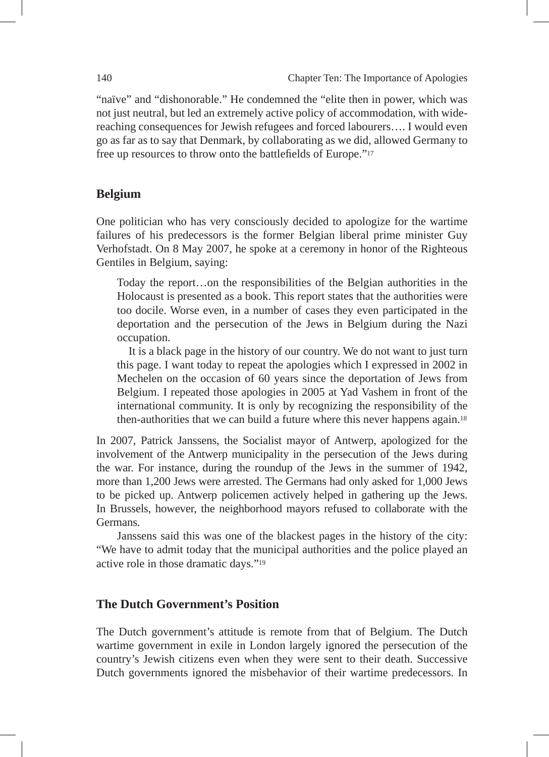"naïve" and "dishonorable." He condemned the "elite then in power, which was not just neutral, but led an extremely active policy of accommodation, with wide-reaching consequences for Jewish refugees and forced labourers…. I would even go as far as to say that Denmark, by collaborating as we did, allowed Germany to free up resources to throw onto the battlefields of Europe."[17]

## Belgium

One politician who has very consciously decided to apologize for the wartime failures of his predecessors is the former Belgian liberal prime minister Guy Verhofstadt. On 8 May 2007, he spoke at a ceremony in honor of the Righteous Gentiles in Belgium, saying:

> Today the report…on the responsibilities of the Belgian authorities in the Holocaust is presented as a book. This report states that the authorities were too docile. Worse even, in a number of cases they even participated in the deportation and the persecution of the Jews in Belgium during the Nazi occupation.
>
> It is a black page in the history of our country. We do not want to just turn this page. I want today to repeat the apologies which I expressed in 2002 in Mechelen on the occasion of 60 years since the deportation of Jews from Belgium. I repeated those apologies in 2005 at Yad Vashem in front of the international community. It is only by recognizing the responsibility of the then-authorities that we can build a future where this never happens again.[18]

In 2007, Patrick Janssens, the Socialist mayor of Antwerp, apologized for the involvement of the Antwerp municipality in the persecution of the Jews during the war. For instance, during the roundup of the Jews in the summer of 1942, more than 1,200 Jews were arrested. The Germans had only asked for 1,000 Jews to be picked up. Antwerp policemen actively helped in gathering up the Jews. In Brussels, however, the neighborhood mayors refused to collaborate with the Germans.

Janssens said this was one of the blackest pages in the history of the city: "We have to admit today that the municipal authorities and the police played an active role in those dramatic days."[19]

## The Dutch Government's Position

The Dutch government's attitude is remote from that of Belgium. The Dutch wartime government in exile in London largely ignored the persecution of the country's Jewish citizens even when they were sent to their death. Successive Dutch governments ignored the misbehavior of their wartime predecessors. In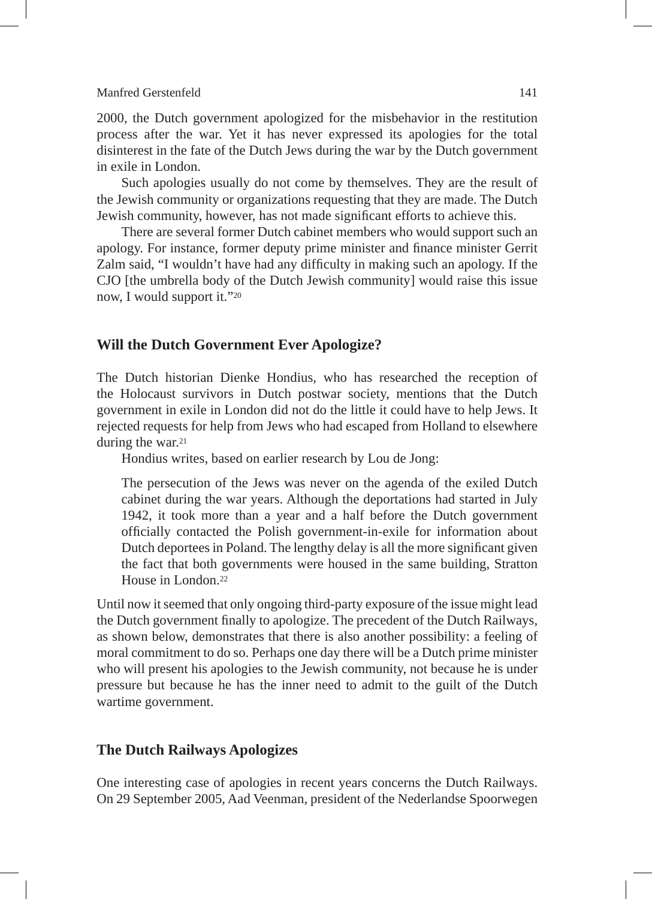2000, the Dutch government apologized for the misbehavior in the restitution process after the war. Yet it has never expressed its apologies for the total disinterest in the fate of the Dutch Jews during the war by the Dutch government in exile in London.

Such apologies usually do not come by themselves. They are the result of the Jewish community or organizations requesting that they are made. The Dutch Jewish community, however, has not made significant efforts to achieve this.

There are several former Dutch cabinet members who would support such an apology. For instance, former deputy prime minister and finance minister Gerrit Zalm said, "I wouldn't have had any difficulty in making such an apology. If the CJO [the umbrella body of the Dutch Jewish community] would raise this issue now, I would support it."[20]

## Will the Dutch Government Ever Apologize?

The Dutch historian Dienke Hondius, who has researched the reception of the Holocaust survivors in Dutch postwar society, mentions that the Dutch government in exile in London did not do the little it could have to help Jews. It rejected requests for help from Jews who had escaped from Holland to elsewhere during the war.[21]

Hondius writes, based on earlier research by Lou de Jong:

> The persecution of the Jews was never on the agenda of the exiled Dutch cabinet during the war years. Although the deportations had started in July 1942, it took more than a year and a half before the Dutch government officially contacted the Polish government-in-exile for information about Dutch deportees in Poland. The lengthy delay is all the more significant given the fact that both governments were housed in the same building, Stratton House in London.[22]

Until now it seemed that only ongoing third-party exposure of the issue might lead the Dutch government finally to apologize. The precedent of the Dutch Railways, as shown below, demonstrates that there is also another possibility: a feeling of moral commitment to do so. Perhaps one day there will be a Dutch prime minister who will present his apologies to the Jewish community, not because he is under pressure but because he has the inner need to admit to the guilt of the Dutch wartime government.

## The Dutch Railways Apologizes

One interesting case of apologies in recent years concerns the Dutch Railways. On 29 September 2005, Aad Veenman, president of the Nederlandse Spoorwegen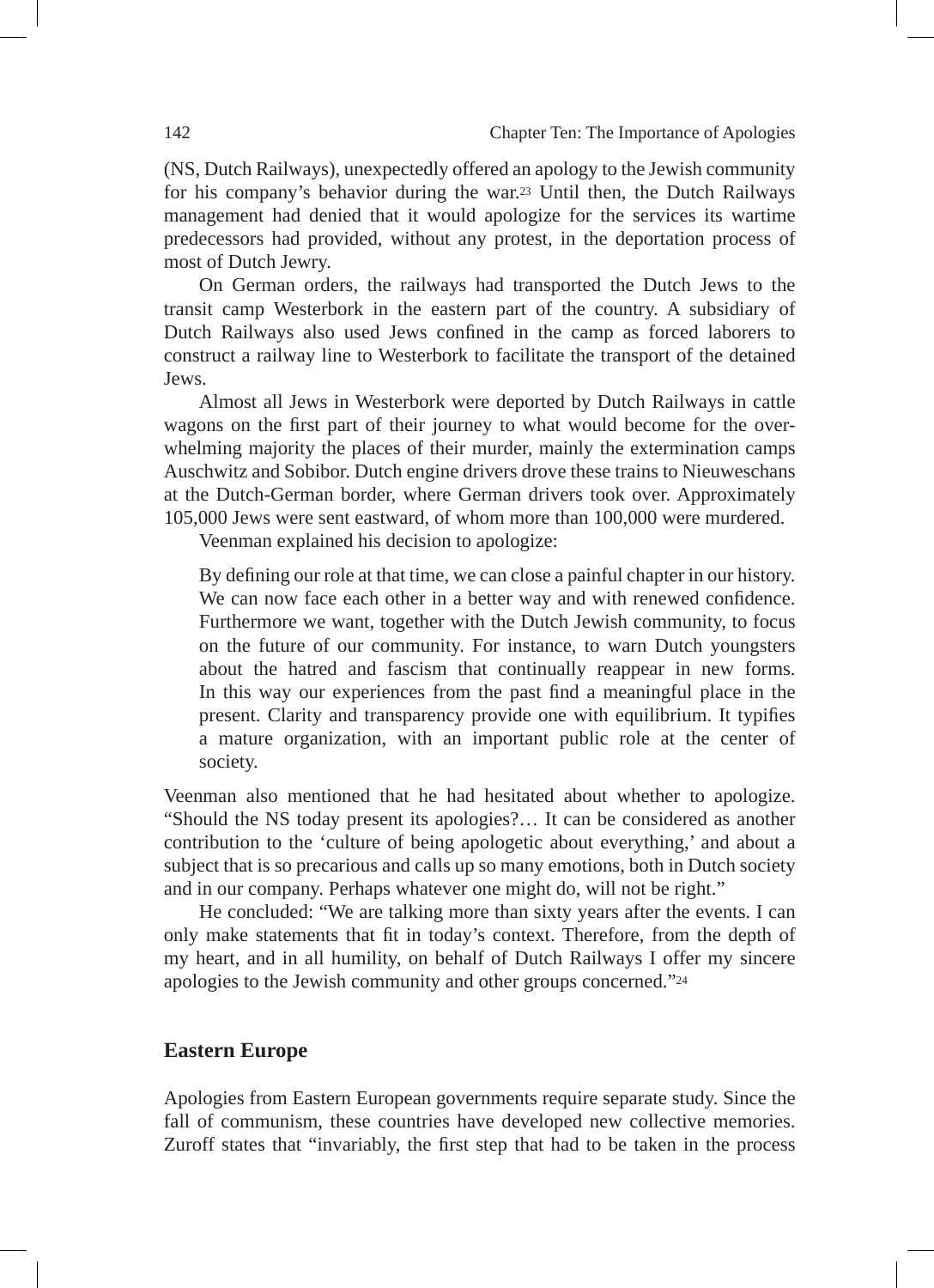(NS, Dutch Railways), unexpectedly offered an apology to the Jewish community for his company's behavior during the war.[23] Until then, the Dutch Railways management had denied that it would apologize for the services its wartime predecessors had provided, without any protest, in the deportation process of most of Dutch Jewry.

On German orders, the railways had transported the Dutch Jews to the transit camp Westerbork in the eastern part of the country. A subsidiary of Dutch Railways also used Jews confined in the camp as forced laborers to construct a railway line to Westerbork to facilitate the transport of the detained Jews.

Almost all Jews in Westerbork were deported by Dutch Railways in cattle wagons on the first part of their journey to what would become for the overwhelming majority the places of their murder, mainly the extermination camps Auschwitz and Sobibor. Dutch engine drivers drove these trains to Nieuweschans at the Dutch-German border, where German drivers took over. Approximately 105,000 Jews were sent eastward, of whom more than 100,000 were murdered.

Veenman explained his decision to apologize:

> By defining our role at that time, we can close a painful chapter in our history. We can now face each other in a better way and with renewed confidence. Furthermore we want, together with the Dutch Jewish community, to focus on the future of our community. For instance, to warn Dutch youngsters about the hatred and fascism that continually reappear in new forms. In this way our experiences from the past find a meaningful place in the present. Clarity and transparency provide one with equilibrium. It typifies a mature organization, with an important public role at the center of society.

Veenman also mentioned that he had hesitated about whether to apologize. "Should the NS today present its apologies?… It can be considered as another contribution to the 'culture of being apologetic about everything,' and about a subject that is so precarious and calls up so many emotions, both in Dutch society and in our company. Perhaps whatever one might do, will not be right."

He concluded: "We are talking more than sixty years after the events. I can only make statements that fit in today's context. Therefore, from the depth of my heart, and in all humility, on behalf of Dutch Railways I offer my sincere apologies to the Jewish community and other groups concerned."[24]

## Eastern Europe

Apologies from Eastern European governments require separate study. Since the fall of communism, these countries have developed new collective memories. Zuroff states that "invariably, the first step that had to be taken in the process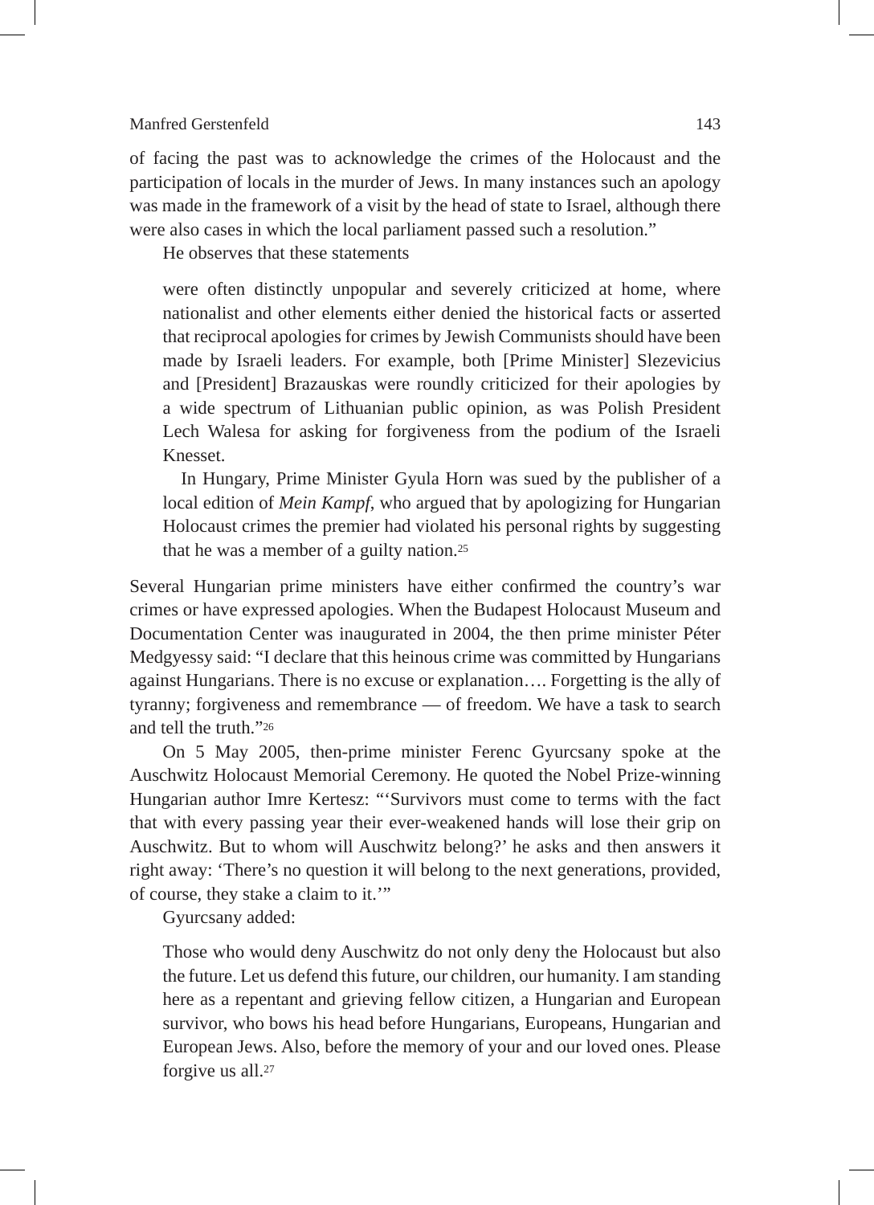of facing the past was to acknowledge the crimes of the Holocaust and the participation of locals in the murder of Jews. In many instances such an apology was made in the framework of a visit by the head of state to Israel, although there were also cases in which the local parliament passed such a resolution."

He observes that these statements

> were often distinctly unpopular and severely criticized at home, where nationalist and other elements either denied the historical facts or asserted that reciprocal apologies for crimes by Jewish Communists should have been made by Israeli leaders. For example, both [Prime Minister] Slezevicius and [President] Brazauskas were roundly criticized for their apologies by a wide spectrum of Lithuanian public opinion, as was Polish President Lech Walesa for asking for forgiveness from the podium of the Israeli Knesset.
>
> In Hungary, Prime Minister Gyula Horn was sued by the publisher of a local edition of *Mein Kampf*, who argued that by apologizing for Hungarian Holocaust crimes the premier had violated his personal rights by suggesting that he was a member of a guilty nation.[25]

Several Hungarian prime ministers have either confirmed the country's war crimes or have expressed apologies. When the Budapest Holocaust Museum and Documentation Center was inaugurated in 2004, the then prime minister Péter Medgyessy said: "I declare that this heinous crime was committed by Hungarians against Hungarians. There is no excuse or explanation…. Forgetting is the ally of tyranny; forgiveness and remembrance — of freedom. We have a task to search and tell the truth."[26]

On 5 May 2005, then-prime minister Ferenc Gyurcsany spoke at the Auschwitz Holocaust Memorial Ceremony. He quoted the Nobel Prize-winning Hungarian author Imre Kertesz: "'Survivors must come to terms with the fact that with every passing year their ever-weakened hands will lose their grip on Auschwitz. But to whom will Auschwitz belong?' he asks and then answers it right away: 'There's no question it will belong to the next generations, provided, of course, they stake a claim to it.'"

Gyurcsany added:

> Those who would deny Auschwitz do not only deny the Holocaust but also the future. Let us defend this future, our children, our humanity. I am standing here as a repentant and grieving fellow citizen, a Hungarian and European survivor, who bows his head before Hungarians, Europeans, Hungarian and European Jews. Also, before the memory of your and our loved ones. Please forgive us all.[27]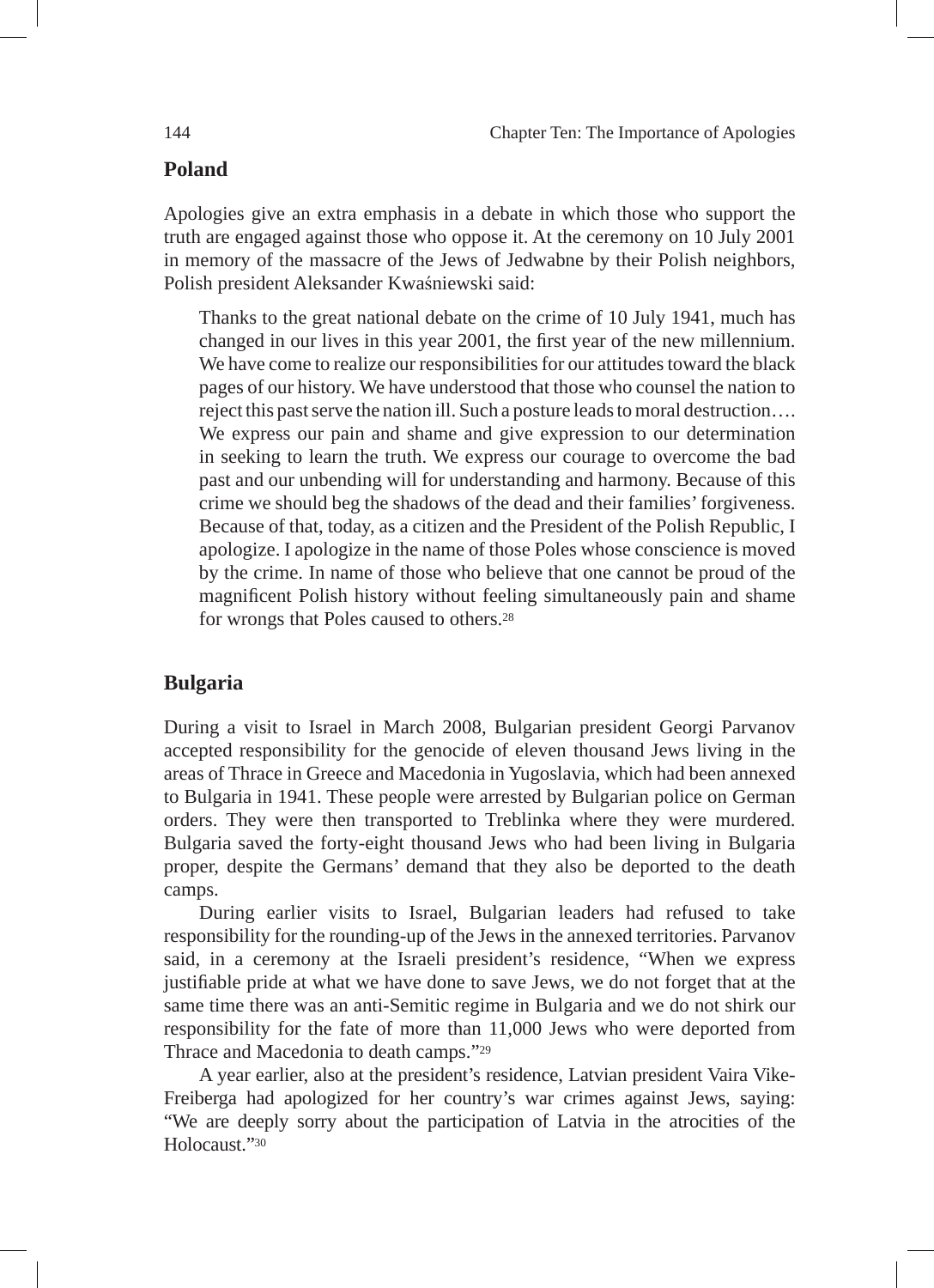## Poland

Apologies give an extra emphasis in a debate in which those who support the truth are engaged against those who oppose it. At the ceremony on 10 July 2001 in memory of the massacre of the Jews of Jedwabne by their Polish neighbors, Polish president Aleksander Kwaśniewski said:

> Thanks to the great national debate on the crime of 10 July 1941, much has changed in our lives in this year 2001, the first year of the new millennium. We have come to realize our responsibilities for our attitudes toward the black pages of our history. We have understood that those who counsel the nation to reject this past serve the nation ill. Such a posture leads to moral destruction…. We express our pain and shame and give expression to our determination in seeking to learn the truth. We express our courage to overcome the bad past and our unbending will for understanding and harmony. Because of this crime we should beg the shadows of the dead and their families' forgiveness. Because of that, today, as a citizen and the President of the Polish Republic, I apologize. I apologize in the name of those Poles whose conscience is moved by the crime. In name of those who believe that one cannot be proud of the magnificent Polish history without feeling simultaneously pain and shame for wrongs that Poles caused to others.[28]

## Bulgaria

During a visit to Israel in March 2008, Bulgarian president Georgi Parvanov accepted responsibility for the genocide of eleven thousand Jews living in the areas of Thrace in Greece and Macedonia in Yugoslavia, which had been annexed to Bulgaria in 1941. These people were arrested by Bulgarian police on German orders. They were then transported to Treblinka where they were murdered. Bulgaria saved the forty-eight thousand Jews who had been living in Bulgaria proper, despite the Germans' demand that they also be deported to the death camps.

During earlier visits to Israel, Bulgarian leaders had refused to take responsibility for the rounding-up of the Jews in the annexed territories. Parvanov said, in a ceremony at the Israeli president's residence, "When we express justifiable pride at what we have done to save Jews, we do not forget that at the same time there was an anti-Semitic regime in Bulgaria and we do not shirk our responsibility for the fate of more than 11,000 Jews who were deported from Thrace and Macedonia to death camps."[29]

A year earlier, also at the president's residence, Latvian president Vaira Vike-Freiberga had apologized for her country's war crimes against Jews, saying: "We are deeply sorry about the participation of Latvia in the atrocities of the Holocaust."[30]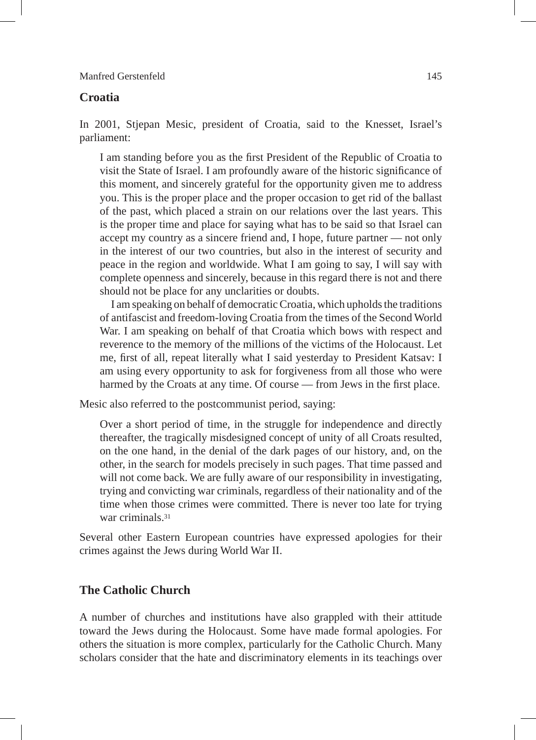## Croatia

In 2001, Stjepan Mesic, president of Croatia, said to the Knesset, Israel's parliament:

> I am standing before you as the first President of the Republic of Croatia to visit the State of Israel. I am profoundly aware of the historic significance of this moment, and sincerely grateful for the opportunity given me to address you. This is the proper place and the proper occasion to get rid of the ballast of the past, which placed a strain on our relations over the last years. This is the proper time and place for saying what has to be said so that Israel can accept my country as a sincere friend and, I hope, future partner — not only in the interest of our two countries, but also in the interest of security and peace in the region and worldwide. What I am going to say, I will say with complete openness and sincerely, because in this regard there is not and there should not be place for any unclarities or doubts.
>
> I am speaking on behalf of democratic Croatia, which upholds the traditions of antifascist and freedom-loving Croatia from the times of the Second World War. I am speaking on behalf of that Croatia which bows with respect and reverence to the memory of the millions of the victims of the Holocaust. Let me, first of all, repeat literally what I said yesterday to President Katsav: I am using every opportunity to ask for forgiveness from all those who were harmed by the Croats at any time. Of course — from Jews in the first place.

Mesic also referred to the postcommunist period, saying:

> Over a short period of time, in the struggle for independence and directly thereafter, the tragically misdesigned concept of unity of all Croats resulted, on the one hand, in the denial of the dark pages of our history, and, on the other, in the search for models precisely in such pages. That time passed and will not come back. We are fully aware of our responsibility in investigating, trying and convicting war criminals, regardless of their nationality and of the time when those crimes were committed. There is never too late for trying war criminals.[31]

Several other Eastern European countries have expressed apologies for their crimes against the Jews during World War II.

## The Catholic Church

A number of churches and institutions have also grappled with their attitude toward the Jews during the Holocaust. Some have made formal apologies. For others the situation is more complex, particularly for the Catholic Church. Many scholars consider that the hate and discriminatory elements in its teachings over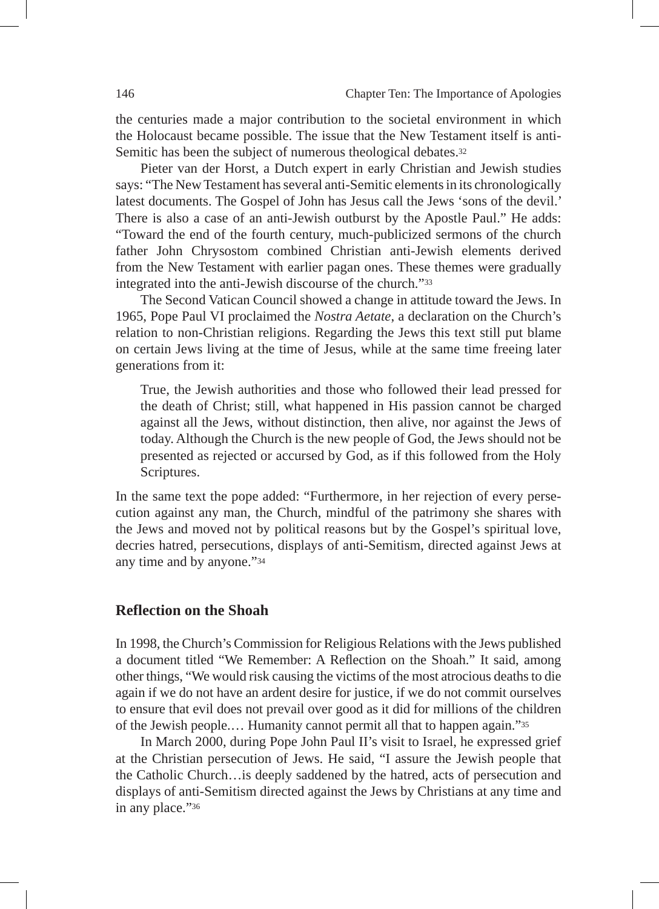the centuries made a major contribution to the societal environment in which the Holocaust became possible. The issue that the New Testament itself is anti-Semitic has been the subject of numerous theological debates.[32]

Pieter van der Horst, a Dutch expert in early Christian and Jewish studies says: "The New Testament has several anti-Semitic elements in its chronologically latest documents. The Gospel of John has Jesus call the Jews 'sons of the devil.' There is also a case of an anti-Jewish outburst by the Apostle Paul." He adds: "Toward the end of the fourth century, much-publicized sermons of the church father John Chrysostom combined Christian anti-Jewish elements derived from the New Testament with earlier pagan ones. These themes were gradually integrated into the anti-Jewish discourse of the church."[33]

The Second Vatican Council showed a change in attitude toward the Jews. In 1965, Pope Paul VI proclaimed the *Nostra Aetate*, a declaration on the Church's relation to non-Christian religions. Regarding the Jews this text still put blame on certain Jews living at the time of Jesus, while at the same time freeing later generations from it:

> True, the Jewish authorities and those who followed their lead pressed for the death of Christ; still, what happened in His passion cannot be charged against all the Jews, without distinction, then alive, nor against the Jews of today. Although the Church is the new people of God, the Jews should not be presented as rejected or accursed by God, as if this followed from the Holy Scriptures.

In the same text the pope added: "Furthermore, in her rejection of every persecution against any man, the Church, mindful of the patrimony she shares with the Jews and moved not by political reasons but by the Gospel's spiritual love, decries hatred, persecutions, displays of anti-Semitism, directed against Jews at any time and by anyone."[34]

## Reflection on the Shoah

In 1998, the Church's Commission for Religious Relations with the Jews published a document titled "We Remember: A Reflection on the Shoah." It said, among other things, "We would risk causing the victims of the most atrocious deaths to die again if we do not have an ardent desire for justice, if we do not commit ourselves to ensure that evil does not prevail over good as it did for millions of the children of the Jewish people.… Humanity cannot permit all that to happen again."[35]

In March 2000, during Pope John Paul II's visit to Israel, he expressed grief at the Christian persecution of Jews. He said, "I assure the Jewish people that the Catholic Church…is deeply saddened by the hatred, acts of persecution and displays of anti-Semitism directed against the Jews by Christians at any time and in any place."[36]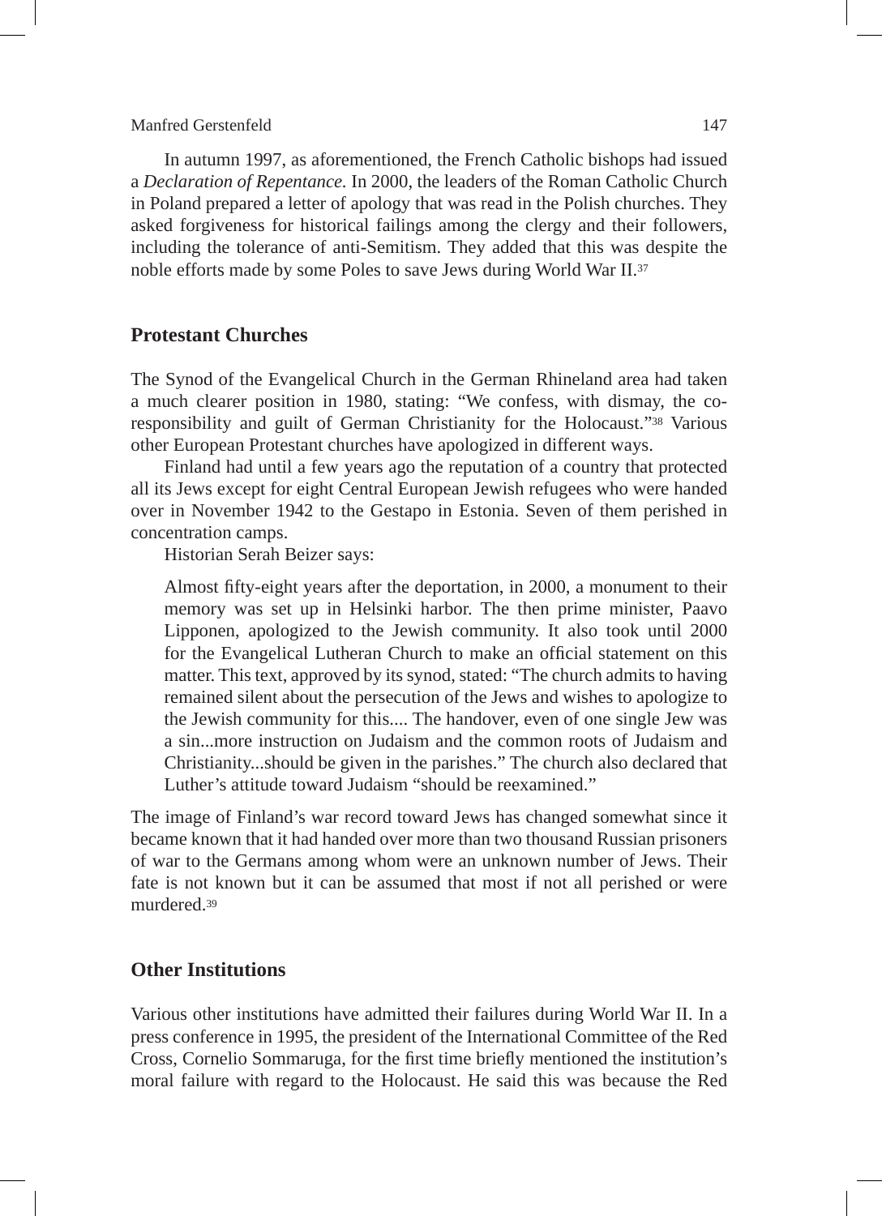In autumn 1997, as aforementioned, the French Catholic bishops had issued a *Declaration of Repentance*. In 2000, the leaders of the Roman Catholic Church in Poland prepared a letter of apology that was read in the Polish churches. They asked forgiveness for historical failings among the clergy and their followers, including the tolerance of anti-Semitism. They added that this was despite the noble efforts made by some Poles to save Jews during World War II.[37]

## Protestant Churches

The Synod of the Evangelical Church in the German Rhineland area had taken a much clearer position in 1980, stating: "We confess, with dismay, the co-responsibility and guilt of German Christianity for the Holocaust."[38] Various other European Protestant churches have apologized in different ways.

Finland had until a few years ago the reputation of a country that protected all its Jews except for eight Central European Jewish refugees who were handed over in November 1942 to the Gestapo in Estonia. Seven of them perished in concentration camps.

Historian Serah Beizer says:

> Almost fifty-eight years after the deportation, in 2000, a monument to their memory was set up in Helsinki harbor. The then prime minister, Paavo Lipponen, apologized to the Jewish community. It also took until 2000 for the Evangelical Lutheran Church to make an official statement on this matter. This text, approved by its synod, stated: "The church admits to having remained silent about the persecution of the Jews and wishes to apologize to the Jewish community for this.... The handover, even of one single Jew was a sin...more instruction on Judaism and the common roots of Judaism and Christianity...should be given in the parishes." The church also declared that Luther's attitude toward Judaism "should be reexamined."

The image of Finland's war record toward Jews has changed somewhat since it became known that it had handed over more than two thousand Russian prisoners of war to the Germans among whom were an unknown number of Jews. Their fate is not known but it can be assumed that most if not all perished or were murdered.[39]

## Other Institutions

Various other institutions have admitted their failures during World War II. In a press conference in 1995, the president of the International Committee of the Red Cross, Cornelio Sommaruga, for the first time briefly mentioned the institution's moral failure with regard to the Holocaust. He said this was because the Red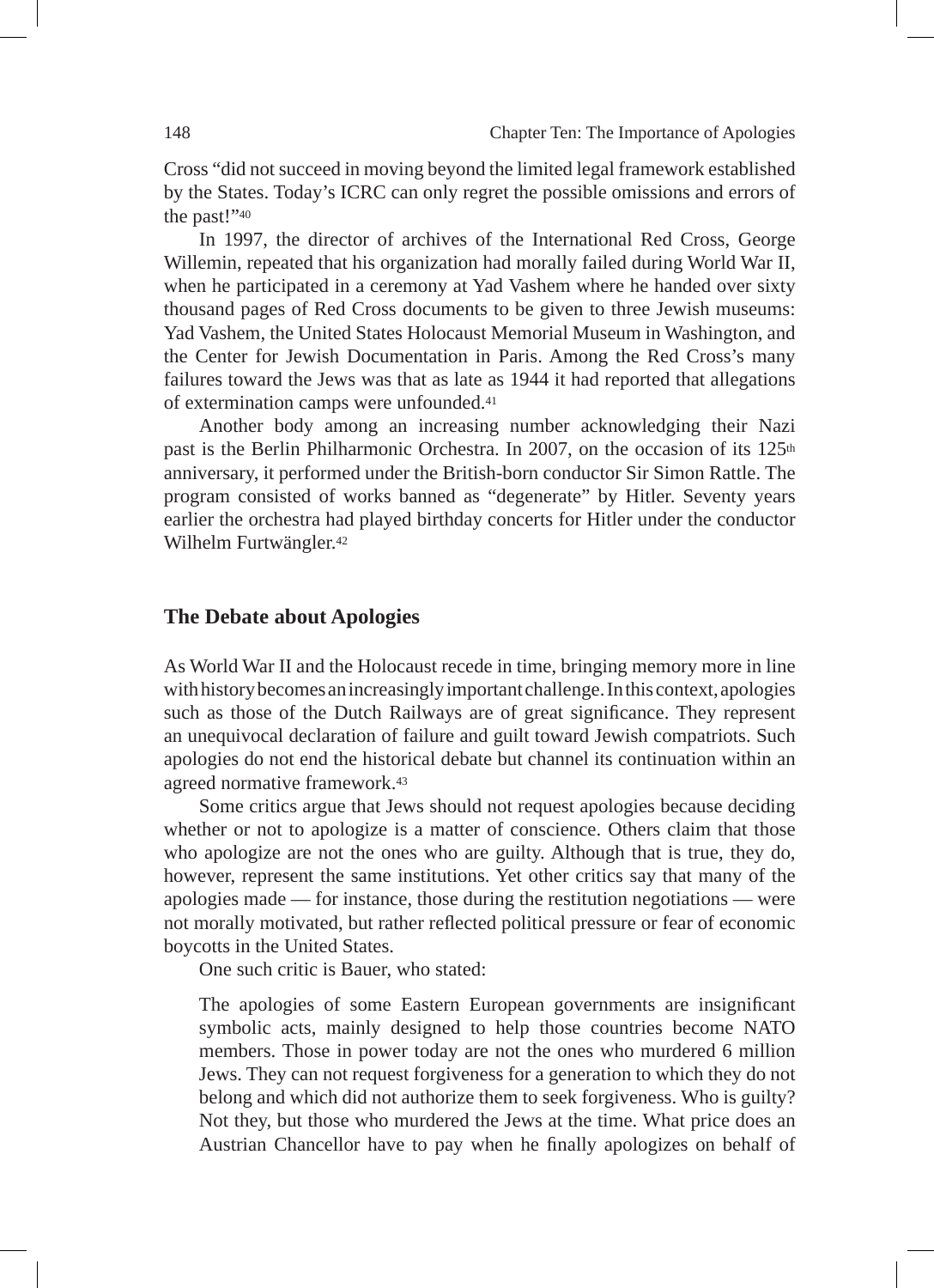Cross "did not succeed in moving beyond the limited legal framework established by the States. Today's ICRC can only regret the possible omissions and errors of the past!"[40]

In 1997, the director of archives of the International Red Cross, George Willemin, repeated that his organization had morally failed during World War II, when he participated in a ceremony at Yad Vashem where he handed over sixty thousand pages of Red Cross documents to be given to three Jewish museums: Yad Vashem, the United States Holocaust Memorial Museum in Washington, and the Center for Jewish Documentation in Paris. Among the Red Cross's many failures toward the Jews was that as late as 1944 it had reported that allegations of extermination camps were unfounded.[41]

Another body among an increasing number acknowledging their Nazi past is the Berlin Philharmonic Orchestra. In 2007, on the occasion of its 125th anniversary, it performed under the British-born conductor Sir Simon Rattle. The program consisted of works banned as "degenerate" by Hitler. Seventy years earlier the orchestra had played birthday concerts for Hitler under the conductor Wilhelm Furtwängler.[42]

## The Debate about Apologies

As World War II and the Holocaust recede in time, bringing memory more in line with history becomes an increasingly important challenge. In this context, apologies such as those of the Dutch Railways are of great significance. They represent an unequivocal declaration of failure and guilt toward Jewish compatriots. Such apologies do not end the historical debate but channel its continuation within an agreed normative framework.[43]

Some critics argue that Jews should not request apologies because deciding whether or not to apologize is a matter of conscience. Others claim that those who apologize are not the ones who are guilty. Although that is true, they do, however, represent the same institutions. Yet other critics say that many of the apologies made — for instance, those during the restitution negotiations — were not morally motivated, but rather reflected political pressure or fear of economic boycotts in the United States.

One such critic is Bauer, who stated:

> The apologies of some Eastern European governments are insignificant symbolic acts, mainly designed to help those countries become NATO members. Those in power today are not the ones who murdered 6 million Jews. They can not request forgiveness for a generation to which they do not belong and which did not authorize them to seek forgiveness. Who is guilty? Not they, but those who murdered the Jews at the time. What price does an Austrian Chancellor have to pay when he finally apologizes on behalf of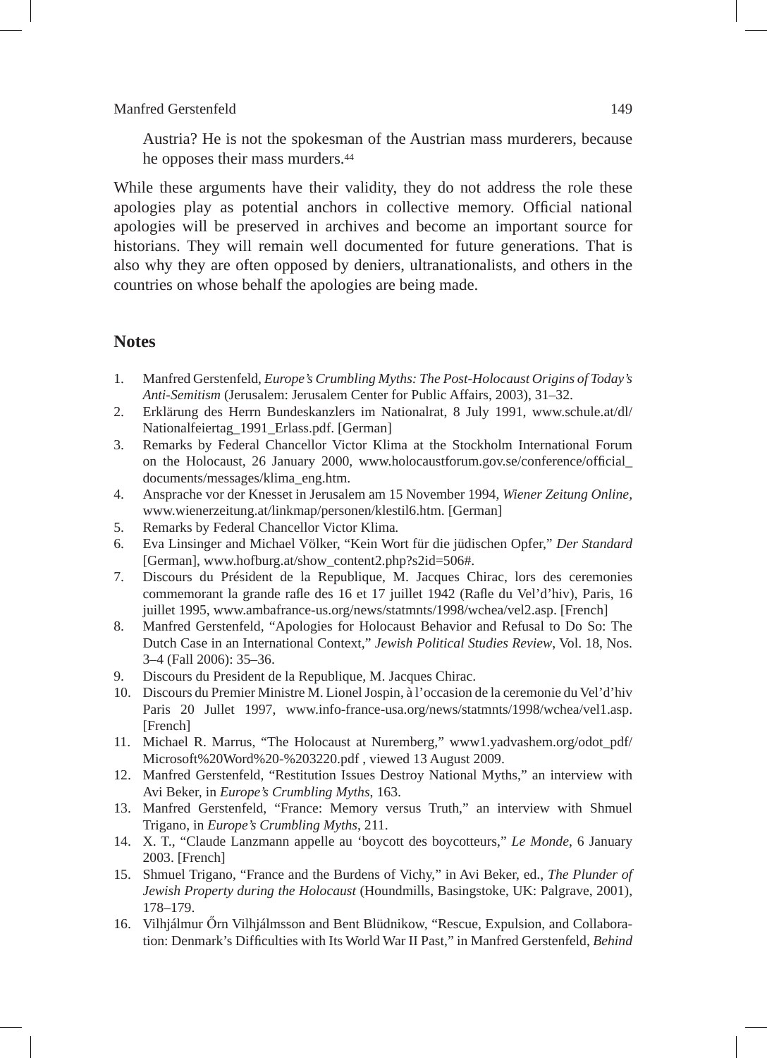Austria? He is not the spokesman of the Austrian mass murderers, because he opposes their mass murders.[44]

While these arguments have their validity, they do not address the role these apologies play as potential anchors in collective memory. Official national apologies will be preserved in archives and become an important source for historians. They will remain well documented for future generations. That is also why they are often opposed by deniers, ultranationalists, and others in the countries on whose behalf the apologies are being made.

## Notes

1. Manfred Gerstenfeld, *Europe's Crumbling Myths: The Post-Holocaust Origins of Today's Anti-Semitism* (Jerusalem: Jerusalem Center for Public Affairs, 2003), 31–32.
2. Erklärung des Herrn Bundeskanzlers im Nationalrat, 8 July 1991, www.schule.at/dl/Nationalfeiertag_1991_Erlass.pdf. [German]
3. Remarks by Federal Chancellor Victor Klima at the Stockholm International Forum on the Holocaust, 26 January 2000, www.holocaustforum.gov.se/conference/official_documents/messages/klima_eng.htm.
4. Ansprache vor der Knesset in Jerusalem am 15 November 1994, *Wiener Zeitung Online*, www.wienerzeitung.at/linkmap/personen/klestil6.htm. [German]
5. Remarks by Federal Chancellor Victor Klima.
6. Eva Linsinger and Michael Völker, "Kein Wort für die jüdischen Opfer," *Der Standard* [German], www.hofburg.at/show_content2.php?s2id=506#.
7. Discours du Président de la Republique, M. Jacques Chirac, lors des ceremonies commemorant la grande rafle des 16 et 17 juillet 1942 (Rafle du Vel'd'hiv), Paris, 16 juillet 1995, www.ambafrance-us.org/news/statmnts/1998/wchea/vel2.asp. [French]
8. Manfred Gerstenfeld, "Apologies for Holocaust Behavior and Refusal to Do So: The Dutch Case in an International Context," *Jewish Political Studies Review*, Vol. 18, Nos. 3–4 (Fall 2006): 35–36.
9. Discours du President de la Republique, M. Jacques Chirac.
10. Discours du Premier Ministre M. Lionel Jospin, à l'occasion de la ceremonie du Vel'd'hiv Paris 20 Jullet 1997, www.info-france-usa.org/news/statmnts/1998/wchea/vel1.asp. [French]
11. Michael R. Marrus, "The Holocaust at Nuremberg," www1.yadvashem.org/odot_pdf/Microsoft%20Word%20-%203220.pdf , viewed 13 August 2009.
12. Manfred Gerstenfeld, "Restitution Issues Destroy National Myths," an interview with Avi Beker, in *Europe's Crumbling Myths*, 163.
13. Manfred Gerstenfeld, "France: Memory versus Truth," an interview with Shmuel Trigano, in *Europe's Crumbling Myths*, 211.
14. X. T., "Claude Lanzmann appelle au 'boycott des boycotteurs," *Le Monde*, 6 January 2003. [French]
15. Shmuel Trigano, "France and the Burdens of Vichy," in Avi Beker, ed., *The Plunder of Jewish Property during the Holocaust* (Houndmills, Basingstoke, UK: Palgrave, 2001), 178–179.
16. Vilhjálmur Őrn Vilhjálmsson and Bent Blüdnikow, "Rescue, Expulsion, and Collaboration: Denmark's Difficulties with Its World War II Past," in Manfred Gerstenfeld, *Behind*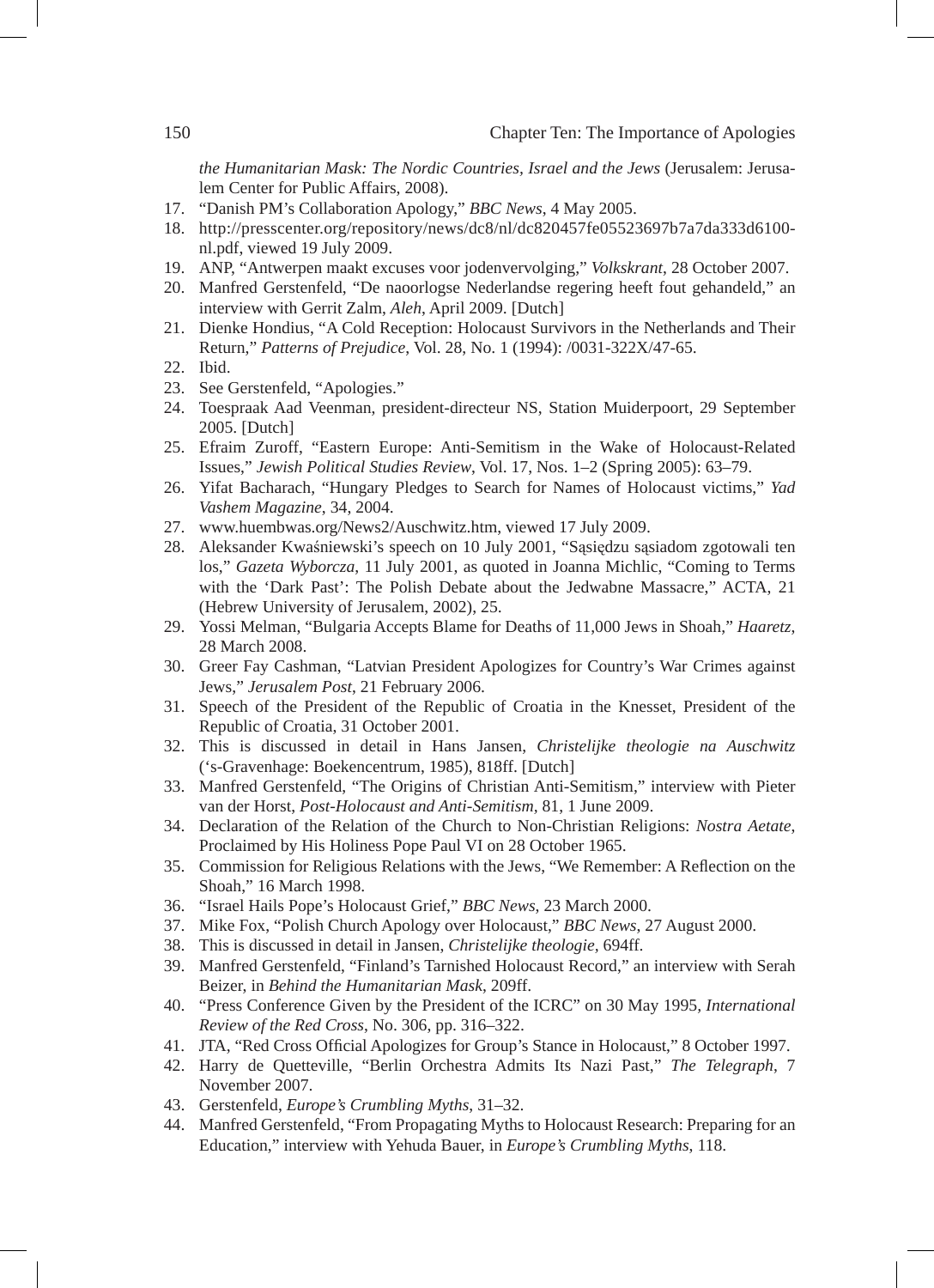*the Humanitarian Mask: The Nordic Countries, Israel and the Jews* (Jerusalem: Jerusalem Center for Public Affairs, 2008).

17. "Danish PM's Collaboration Apology," *BBC News*, 4 May 2005.
18. http://presscenter.org/repository/news/dc8/nl/dc820457fe05523697b7a7da333d6100-nl.pdf, viewed 19 July 2009.
19. ANP, "Antwerpen maakt excuses voor jodenvervolging," *Volkskrant*, 28 October 2007.
20. Manfred Gerstenfeld, "De naoorlogse Nederlandse regering heeft fout gehandeld," an interview with Gerrit Zalm, *Aleh*, April 2009. [Dutch]
21. Dienke Hondius, "A Cold Reception: Holocaust Survivors in the Netherlands and Their Return," *Patterns of Prejudice*, Vol. 28, No. 1 (1994): /0031-322X/47-65.
22. Ibid.
23. See Gerstenfeld, "Apologies."
24. Toespraak Aad Veenman, president-directeur NS, Station Muiderpoort, 29 September 2005. [Dutch]
25. Efraim Zuroff, "Eastern Europe: Anti-Semitism in the Wake of Holocaust-Related Issues," *Jewish Political Studies Review*, Vol. 17, Nos. 1–2 (Spring 2005): 63–79.
26. Yifat Bacharach, "Hungary Pledges to Search for Names of Holocaust victims," *Yad Vashem Magazine*, 34, 2004.
27. www.huembwas.org/News2/Auschwitz.htm, viewed 17 July 2009.
28. Aleksander Kwaśniewski's speech on 10 July 2001, "Sąsiędzu sąsiadom zgotowali ten los," *Gazeta Wyborcza*, 11 July 2001, as quoted in Joanna Michlic, "Coming to Terms with the 'Dark Past': The Polish Debate about the Jedwabne Massacre," ACTA, 21 (Hebrew University of Jerusalem, 2002), 25.
29. Yossi Melman, "Bulgaria Accepts Blame for Deaths of 11,000 Jews in Shoah," *Haaretz*, 28 March 2008.
30. Greer Fay Cashman, "Latvian President Apologizes for Country's War Crimes against Jews," *Jerusalem Post*, 21 February 2006.
31. Speech of the President of the Republic of Croatia in the Knesset, President of the Republic of Croatia, 31 October 2001.
32. This is discussed in detail in Hans Jansen, *Christelijke theologie na Auschwitz* ('s-Gravenhage: Boekencentrum, 1985), 818ff. [Dutch]
33. Manfred Gerstenfeld, "The Origins of Christian Anti-Semitism," interview with Pieter van der Horst, *Post-Holocaust and Anti-Semitism*, 81, 1 June 2009.
34. Declaration of the Relation of the Church to Non-Christian Religions: *Nostra Aetate*, Proclaimed by His Holiness Pope Paul VI on 28 October 1965.
35. Commission for Religious Relations with the Jews, "We Remember: A Reflection on the Shoah," 16 March 1998.
36. "Israel Hails Pope's Holocaust Grief," *BBC News*, 23 March 2000.
37. Mike Fox, "Polish Church Apology over Holocaust," *BBC News*, 27 August 2000.
38. This is discussed in detail in Jansen, *Christelijke theologie*, 694ff.
39. Manfred Gerstenfeld, "Finland's Tarnished Holocaust Record," an interview with Serah Beizer, in *Behind the Humanitarian Mask*, 209ff.
40. "Press Conference Given by the President of the ICRC" on 30 May 1995, *International Review of the Red Cross*, No. 306, pp. 316–322.
41. JTA, "Red Cross Official Apologizes for Group's Stance in Holocaust," 8 October 1997.
42. Harry de Quetteville, "Berlin Orchestra Admits Its Nazi Past," *The Telegraph*, 7 November 2007.
43. Gerstenfeld, *Europe's Crumbling Myths*, 31–32.
44. Manfred Gerstenfeld, "From Propagating Myths to Holocaust Research: Preparing for an Education," interview with Yehuda Bauer, in *Europe's Crumbling Myths*, 118.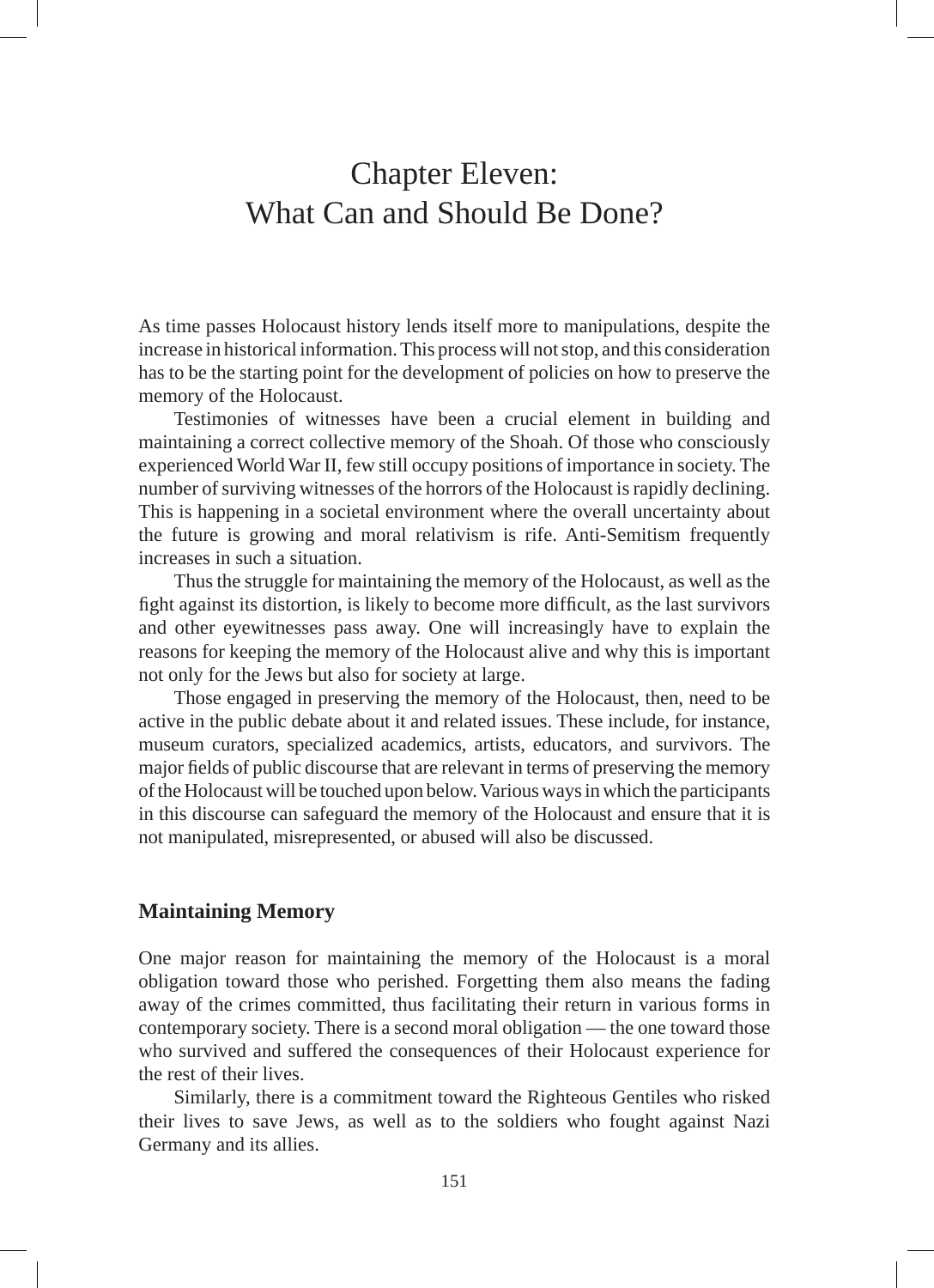# Chapter Eleven: What Can and Should Be Done?

As time passes Holocaust history lends itself more to manipulations, despite the increase in historical information. This process will not stop, and this consideration has to be the starting point for the development of policies on how to preserve the memory of the Holocaust.

Testimonies of witnesses have been a crucial element in building and maintaining a correct collective memory of the Shoah. Of those who consciously experienced World War II, few still occupy positions of importance in society. The number of surviving witnesses of the horrors of the Holocaust is rapidly declining. This is happening in a societal environment where the overall uncertainty about the future is growing and moral relativism is rife. Anti-Semitism frequently increases in such a situation.

Thus the struggle for maintaining the memory of the Holocaust, as well as the fight against its distortion, is likely to become more difficult, as the last survivors and other eyewitnesses pass away. One will increasingly have to explain the reasons for keeping the memory of the Holocaust alive and why this is important not only for the Jews but also for society at large.

Those engaged in preserving the memory of the Holocaust, then, need to be active in the public debate about it and related issues. These include, for instance, museum curators, specialized academics, artists, educators, and survivors. The major fields of public discourse that are relevant in terms of preserving the memory of the Holocaust will be touched upon below. Various ways in which the participants in this discourse can safeguard the memory of the Holocaust and ensure that it is not manipulated, misrepresented, or abused will also be discussed.

## Maintaining Memory

One major reason for maintaining the memory of the Holocaust is a moral obligation toward those who perished. Forgetting them also means the fading away of the crimes committed, thus facilitating their return in various forms in contemporary society. There is a second moral obligation — the one toward those who survived and suffered the consequences of their Holocaust experience for the rest of their lives.

Similarly, there is a commitment toward the Righteous Gentiles who risked their lives to save Jews, as well as to the soldiers who fought against Nazi Germany and its allies.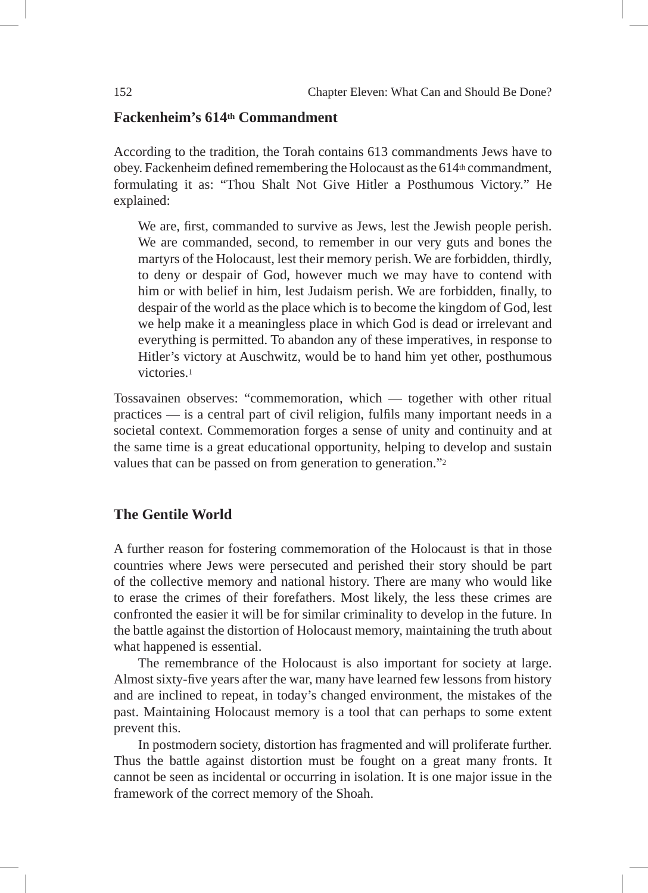## Fackenheim's 614th Commandment

According to the tradition, the Torah contains 613 commandments Jews have to obey. Fackenheim defined remembering the Holocaust as the 614th commandment, formulating it as: "Thou Shalt Not Give Hitler a Posthumous Victory." He explained:

> We are, first, commanded to survive as Jews, lest the Jewish people perish. We are commanded, second, to remember in our very guts and bones the martyrs of the Holocaust, lest their memory perish. We are forbidden, thirdly, to deny or despair of God, however much we may have to contend with him or with belief in him, lest Judaism perish. We are forbidden, finally, to despair of the world as the place which is to become the kingdom of God, lest we help make it a meaningless place in which God is dead or irrelevant and everything is permitted. To abandon any of these imperatives, in response to Hitler's victory at Auschwitz, would be to hand him yet other, posthumous victories.[1]

Tossavainen observes: "commemoration, which — together with other ritual practices — is a central part of civil religion, fulfils many important needs in a societal context. Commemoration forges a sense of unity and continuity and at the same time is a great educational opportunity, helping to develop and sustain values that can be passed on from generation to generation."[2]

## The Gentile World

A further reason for fostering commemoration of the Holocaust is that in those countries where Jews were persecuted and perished their story should be part of the collective memory and national history. There are many who would like to erase the crimes of their forefathers. Most likely, the less these crimes are confronted the easier it will be for similar criminality to develop in the future. In the battle against the distortion of Holocaust memory, maintaining the truth about what happened is essential.

The remembrance of the Holocaust is also important for society at large. Almost sixty-five years after the war, many have learned few lessons from history and are inclined to repeat, in today's changed environment, the mistakes of the past. Maintaining Holocaust memory is a tool that can perhaps to some extent prevent this.

In postmodern society, distortion has fragmented and will proliferate further. Thus the battle against distortion must be fought on a great many fronts. It cannot be seen as incidental or occurring in isolation. It is one major issue in the framework of the correct memory of the Shoah.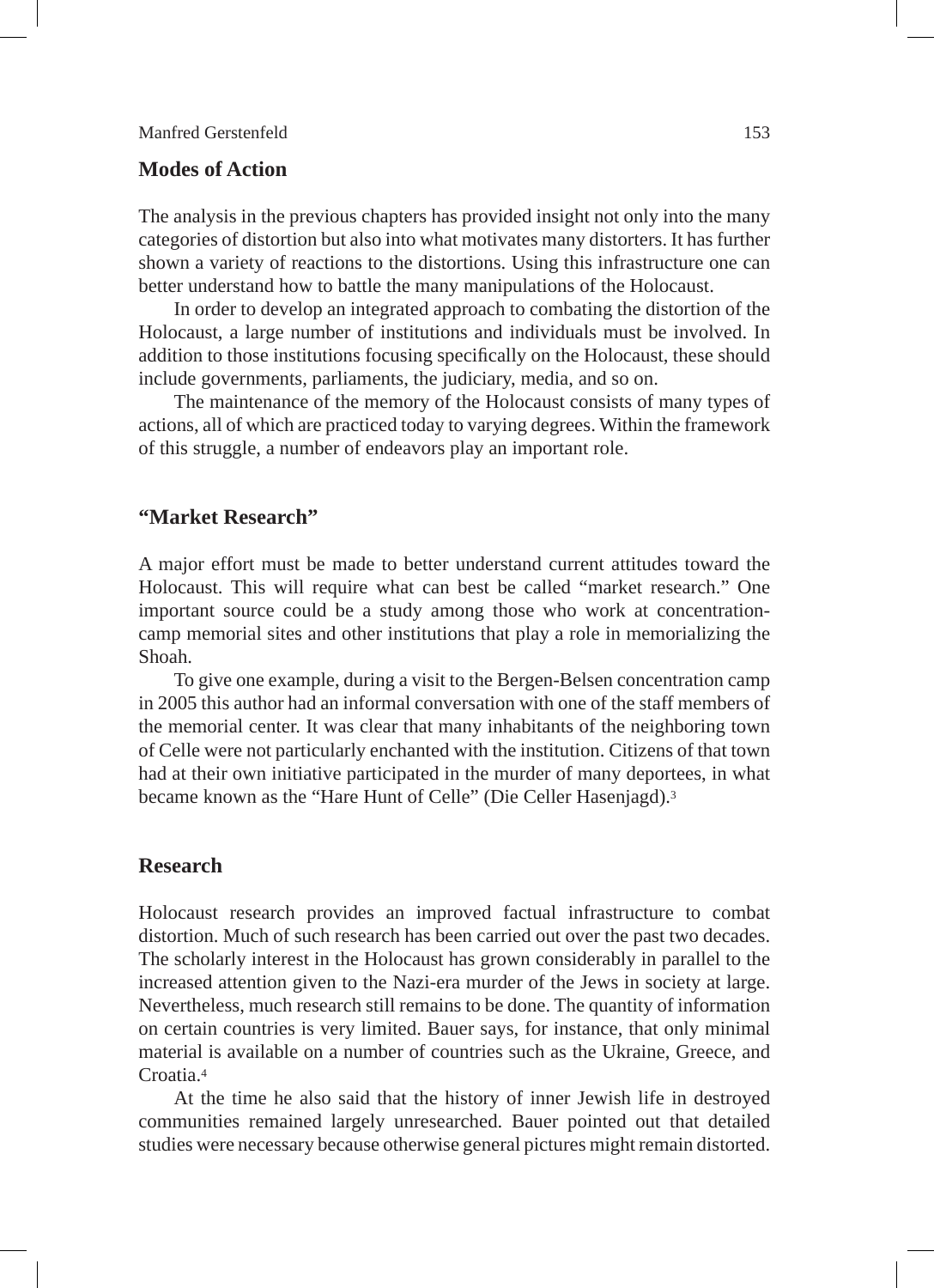## Modes of Action

The analysis in the previous chapters has provided insight not only into the many categories of distortion but also into what motivates many distorters. It has further shown a variety of reactions to the distortions. Using this infrastructure one can better understand how to battle the many manipulations of the Holocaust.

In order to develop an integrated approach to combating the distortion of the Holocaust, a large number of institutions and individuals must be involved. In addition to those institutions focusing specifically on the Holocaust, these should include governments, parliaments, the judiciary, media, and so on.

The maintenance of the memory of the Holocaust consists of many types of actions, all of which are practiced today to varying degrees. Within the framework of this struggle, a number of endeavors play an important role.

## "Market Research"

A major effort must be made to better understand current attitudes toward the Holocaust. This will require what can best be called "market research." One important source could be a study among those who work at concentration-camp memorial sites and other institutions that play a role in memorializing the Shoah.

To give one example, during a visit to the Bergen-Belsen concentration camp in 2005 this author had an informal conversation with one of the staff members of the memorial center. It was clear that many inhabitants of the neighboring town of Celle were not particularly enchanted with the institution. Citizens of that town had at their own initiative participated in the murder of many deportees, in what became known as the "Hare Hunt of Celle" (Die Celler Hasenjagd).[3]

## Research

Holocaust research provides an improved factual infrastructure to combat distortion. Much of such research has been carried out over the past two decades. The scholarly interest in the Holocaust has grown considerably in parallel to the increased attention given to the Nazi-era murder of the Jews in society at large. Nevertheless, much research still remains to be done. The quantity of information on certain countries is very limited. Bauer says, for instance, that only minimal material is available on a number of countries such as the Ukraine, Greece, and Croatia.[4]

At the time he also said that the history of inner Jewish life in destroyed communities remained largely unresearched. Bauer pointed out that detailed studies were necessary because otherwise general pictures might remain distorted.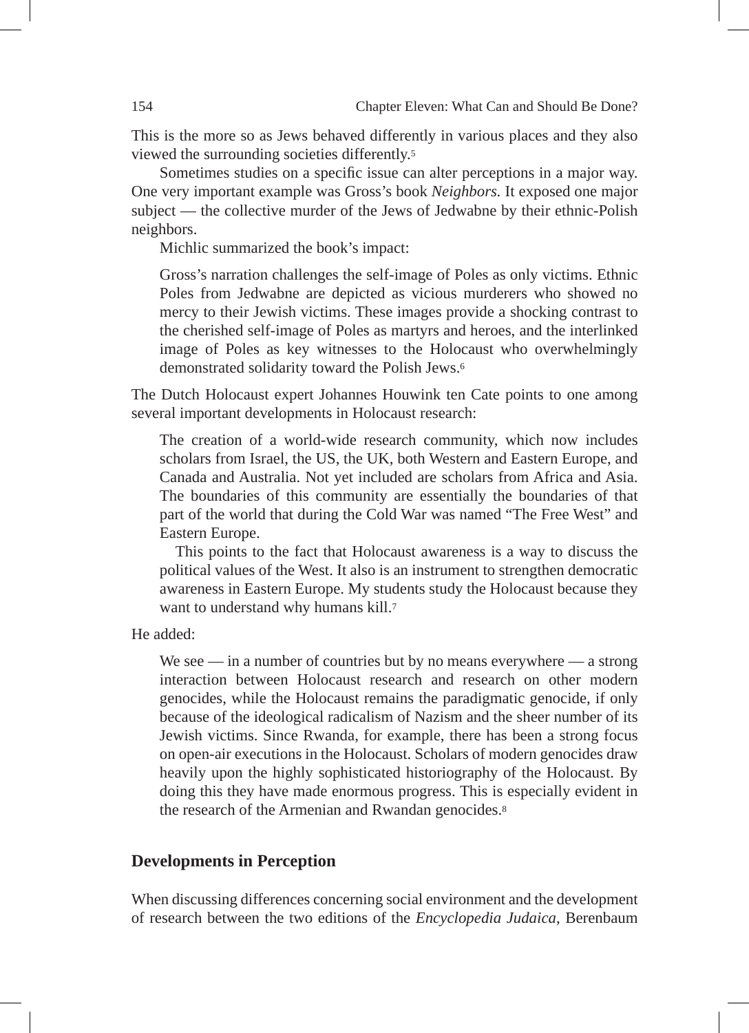This is the more so as Jews behaved differently in various places and they also viewed the surrounding societies differently.[5]

Sometimes studies on a specific issue can alter perceptions in a major way. One very important example was Gross's book *Neighbors.* It exposed one major subject — the collective murder of the Jews of Jedwabne by their ethnic-Polish neighbors.

Michlic summarized the book's impact:

> Gross's narration challenges the self-image of Poles as only victims. Ethnic Poles from Jedwabne are depicted as vicious murderers who showed no mercy to their Jewish victims. These images provide a shocking contrast to the cherished self-image of Poles as martyrs and heroes, and the interlinked image of Poles as key witnesses to the Holocaust who overwhelmingly demonstrated solidarity toward the Polish Jews.[6]

The Dutch Holocaust expert Johannes Houwink ten Cate points to one among several important developments in Holocaust research:

> The creation of a world-wide research community, which now includes scholars from Israel, the US, the UK, both Western and Eastern Europe, and Canada and Australia. Not yet included are scholars from Africa and Asia. The boundaries of this community are essentially the boundaries of that part of the world that during the Cold War was named "The Free West" and Eastern Europe.
>
> This points to the fact that Holocaust awareness is a way to discuss the political values of the West. It also is an instrument to strengthen democratic awareness in Eastern Europe. My students study the Holocaust because they want to understand why humans kill.[7]

He added:

> We see — in a number of countries but by no means everywhere — a strong interaction between Holocaust research and research on other modern genocides, while the Holocaust remains the paradigmatic genocide, if only because of the ideological radicalism of Nazism and the sheer number of its Jewish victims. Since Rwanda, for example, there has been a strong focus on open-air executions in the Holocaust. Scholars of modern genocides draw heavily upon the highly sophisticated historiography of the Holocaust. By doing this they have made enormous progress. This is especially evident in the research of the Armenian and Rwandan genocides.[8]

## Developments in Perception

When discussing differences concerning social environment and the development of research between the two editions of the *Encyclopedia Judaica*, Berenbaum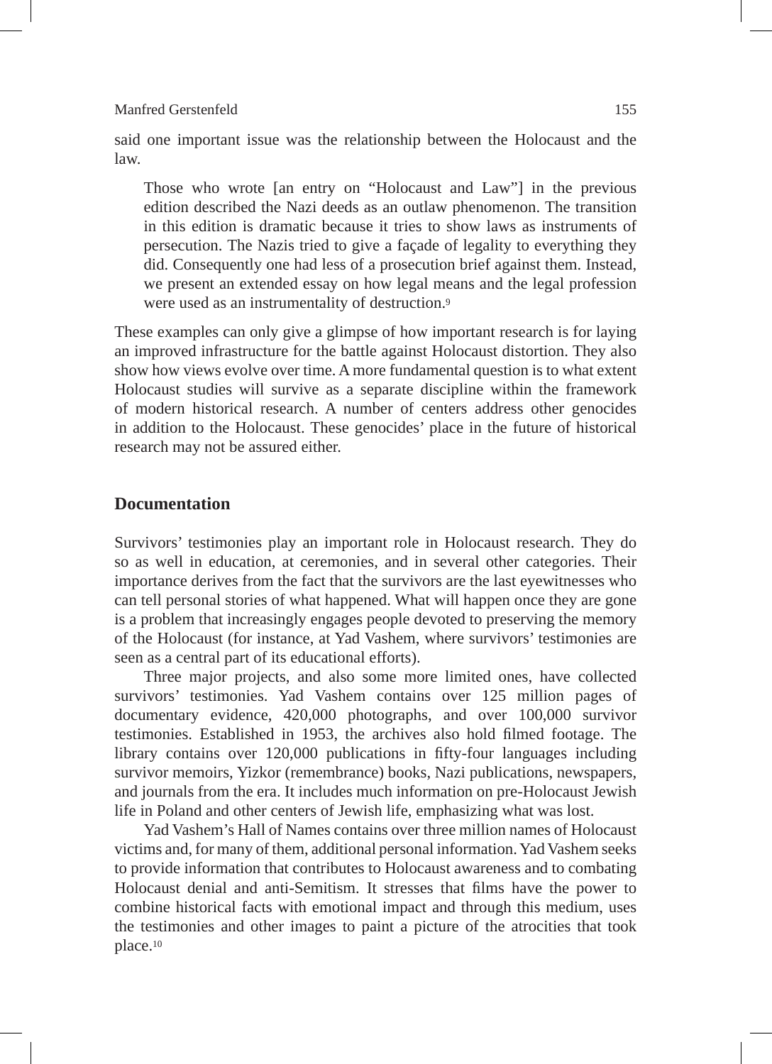said one important issue was the relationship between the Holocaust and the law.

> Those who wrote [an entry on "Holocaust and Law"] in the previous edition described the Nazi deeds as an outlaw phenomenon. The transition in this edition is dramatic because it tries to show laws as instruments of persecution. The Nazis tried to give a façade of legality to everything they did. Consequently one had less of a prosecution brief against them. Instead, we present an extended essay on how legal means and the legal profession were used as an instrumentality of destruction.[9]

These examples can only give a glimpse of how important research is for laying an improved infrastructure for the battle against Holocaust distortion. They also show how views evolve over time. A more fundamental question is to what extent Holocaust studies will survive as a separate discipline within the framework of modern historical research. A number of centers address other genocides in addition to the Holocaust. These genocides' place in the future of historical research may not be assured either.

## Documentation

Survivors' testimonies play an important role in Holocaust research. They do so as well in education, at ceremonies, and in several other categories. Their importance derives from the fact that the survivors are the last eyewitnesses who can tell personal stories of what happened. What will happen once they are gone is a problem that increasingly engages people devoted to preserving the memory of the Holocaust (for instance, at Yad Vashem, where survivors' testimonies are seen as a central part of its educational efforts).

Three major projects, and also some more limited ones, have collected survivors' testimonies. Yad Vashem contains over 125 million pages of documentary evidence, 420,000 photographs, and over 100,000 survivor testimonies. Established in 1953, the archives also hold filmed footage. The library contains over 120,000 publications in fifty-four languages including survivor memoirs, Yizkor (remembrance) books, Nazi publications, newspapers, and journals from the era. It includes much information on pre-Holocaust Jewish life in Poland and other centers of Jewish life, emphasizing what was lost.

Yad Vashem's Hall of Names contains over three million names of Holocaust victims and, for many of them, additional personal information. Yad Vashem seeks to provide information that contributes to Holocaust awareness and to combating Holocaust denial and anti-Semitism. It stresses that films have the power to combine historical facts with emotional impact and through this medium, uses the testimonies and other images to paint a picture of the atrocities that took place.[10]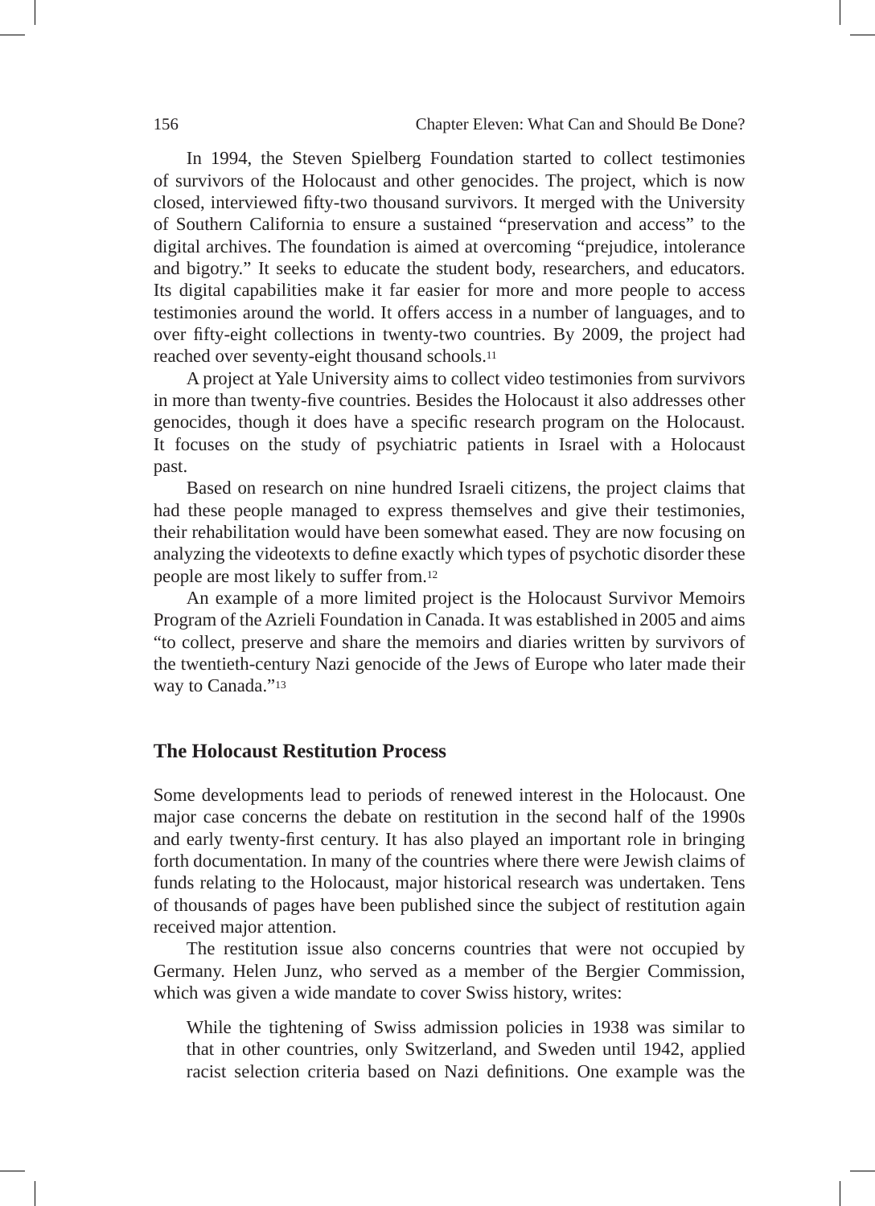In 1994, the Steven Spielberg Foundation started to collect testimonies of survivors of the Holocaust and other genocides. The project, which is now closed, interviewed fifty-two thousand survivors. It merged with the University of Southern California to ensure a sustained "preservation and access" to the digital archives. The foundation is aimed at overcoming "prejudice, intolerance and bigotry." It seeks to educate the student body, researchers, and educators. Its digital capabilities make it far easier for more and more people to access testimonies around the world. It offers access in a number of languages, and to over fifty-eight collections in twenty-two countries. By 2009, the project had reached over seventy-eight thousand schools.[11]

A project at Yale University aims to collect video testimonies from survivors in more than twenty-five countries. Besides the Holocaust it also addresses other genocides, though it does have a specific research program on the Holocaust. It focuses on the study of psychiatric patients in Israel with a Holocaust past.

Based on research on nine hundred Israeli citizens, the project claims that had these people managed to express themselves and give their testimonies, their rehabilitation would have been somewhat eased. They are now focusing on analyzing the videotexts to define exactly which types of psychotic disorder these people are most likely to suffer from.[12]

An example of a more limited project is the Holocaust Survivor Memoirs Program of the Azrieli Foundation in Canada. It was established in 2005 and aims "to collect, preserve and share the memoirs and diaries written by survivors of the twentieth-century Nazi genocide of the Jews of Europe who later made their way to Canada."[13]

## The Holocaust Restitution Process

Some developments lead to periods of renewed interest in the Holocaust. One major case concerns the debate on restitution in the second half of the 1990s and early twenty-first century. It has also played an important role in bringing forth documentation. In many of the countries where there were Jewish claims of funds relating to the Holocaust, major historical research was undertaken. Tens of thousands of pages have been published since the subject of restitution again received major attention.

The restitution issue also concerns countries that were not occupied by Germany. Helen Junz, who served as a member of the Bergier Commission, which was given a wide mandate to cover Swiss history, writes:

> While the tightening of Swiss admission policies in 1938 was similar to that in other countries, only Switzerland, and Sweden until 1942, applied racist selection criteria based on Nazi definitions. One example was the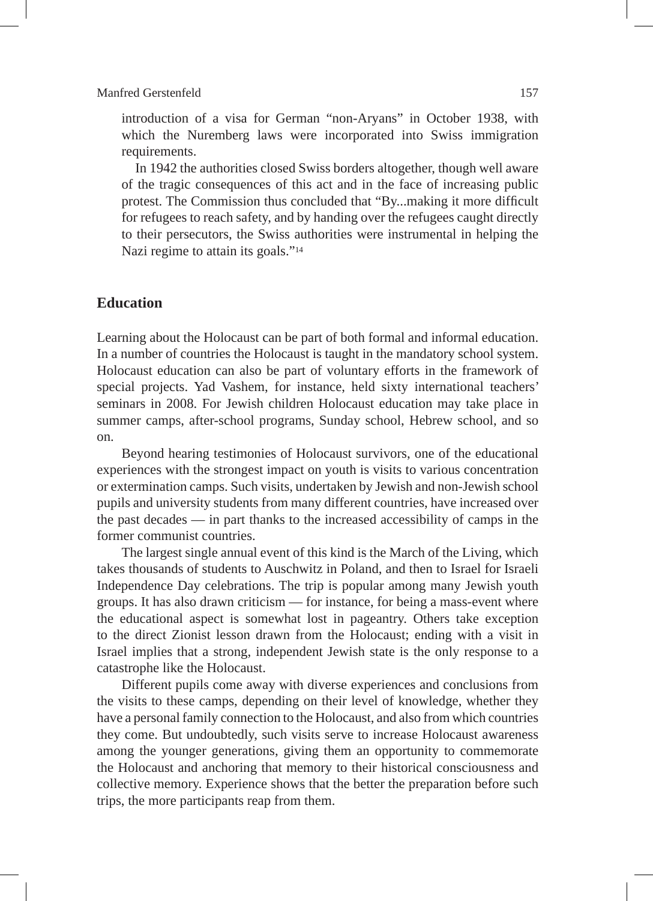introduction of a visa for German "non-Aryans" in October 1938, with which the Nuremberg laws were incorporated into Swiss immigration requirements.

In 1942 the authorities closed Swiss borders altogether, though well aware of the tragic consequences of this act and in the face of increasing public protest. The Commission thus concluded that "By...making it more difficult for refugees to reach safety, and by handing over the refugees caught directly to their persecutors, the Swiss authorities were instrumental in helping the Nazi regime to attain its goals."[14]

## Education

Learning about the Holocaust can be part of both formal and informal education. In a number of countries the Holocaust is taught in the mandatory school system. Holocaust education can also be part of voluntary efforts in the framework of special projects. Yad Vashem, for instance, held sixty international teachers' seminars in 2008. For Jewish children Holocaust education may take place in summer camps, after-school programs, Sunday school, Hebrew school, and so on.

Beyond hearing testimonies of Holocaust survivors, one of the educational experiences with the strongest impact on youth is visits to various concentration or extermination camps. Such visits, undertaken by Jewish and non-Jewish school pupils and university students from many different countries, have increased over the past decades — in part thanks to the increased accessibility of camps in the former communist countries.

The largest single annual event of this kind is the March of the Living, which takes thousands of students to Auschwitz in Poland, and then to Israel for Israeli Independence Day celebrations. The trip is popular among many Jewish youth groups. It has also drawn criticism — for instance, for being a mass-event where the educational aspect is somewhat lost in pageantry. Others take exception to the direct Zionist lesson drawn from the Holocaust; ending with a visit in Israel implies that a strong, independent Jewish state is the only response to a catastrophe like the Holocaust.

Different pupils come away with diverse experiences and conclusions from the visits to these camps, depending on their level of knowledge, whether they have a personal family connection to the Holocaust, and also from which countries they come. But undoubtedly, such visits serve to increase Holocaust awareness among the younger generations, giving them an opportunity to commemorate the Holocaust and anchoring that memory to their historical consciousness and collective memory. Experience shows that the better the preparation before such trips, the more participants reap from them.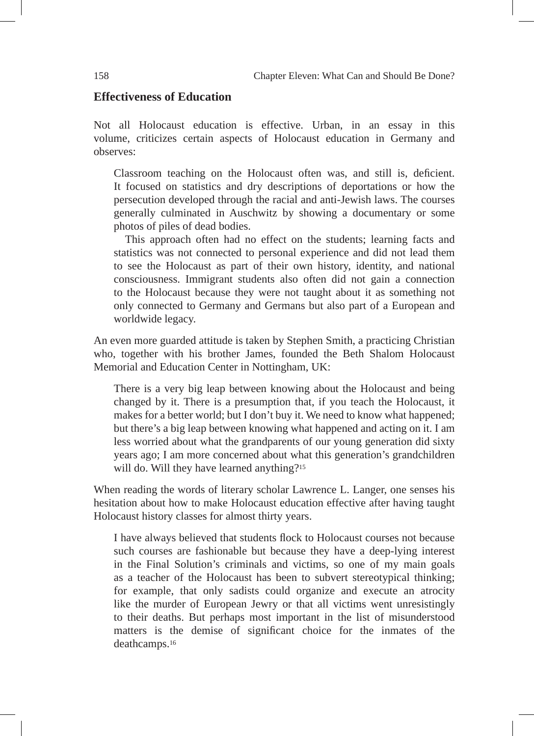## Effectiveness of Education

Not all Holocaust education is effective. Urban, in an essay in this volume, criticizes certain aspects of Holocaust education in Germany and observes:

> Classroom teaching on the Holocaust often was, and still is, deficient. It focused on statistics and dry descriptions of deportations or how the persecution developed through the racial and anti-Jewish laws. The courses generally culminated in Auschwitz by showing a documentary or some photos of piles of dead bodies.
>
> This approach often had no effect on the students; learning facts and statistics was not connected to personal experience and did not lead them to see the Holocaust as part of their own history, identity, and national consciousness. Immigrant students also often did not gain a connection to the Holocaust because they were not taught about it as something not only connected to Germany and Germans but also part of a European and worldwide legacy.

An even more guarded attitude is taken by Stephen Smith, a practicing Christian who, together with his brother James, founded the Beth Shalom Holocaust Memorial and Education Center in Nottingham, UK:

> There is a very big leap between knowing about the Holocaust and being changed by it. There is a presumption that, if you teach the Holocaust, it makes for a better world; but I don't buy it. We need to know what happened; but there's a big leap between knowing what happened and acting on it. I am less worried about what the grandparents of our young generation did sixty years ago; I am more concerned about what this generation's grandchildren will do. Will they have learned anything?[15]

When reading the words of literary scholar Lawrence L. Langer, one senses his hesitation about how to make Holocaust education effective after having taught Holocaust history classes for almost thirty years.

> I have always believed that students flock to Holocaust courses not because such courses are fashionable but because they have a deep-lying interest in the Final Solution's criminals and victims, so one of my main goals as a teacher of the Holocaust has been to subvert stereotypical thinking; for example, that only sadists could organize and execute an atrocity like the murder of European Jewry or that all victims went unresistingly to their deaths. But perhaps most important in the list of misunderstood matters is the demise of significant choice for the inmates of the deathcamps.[16]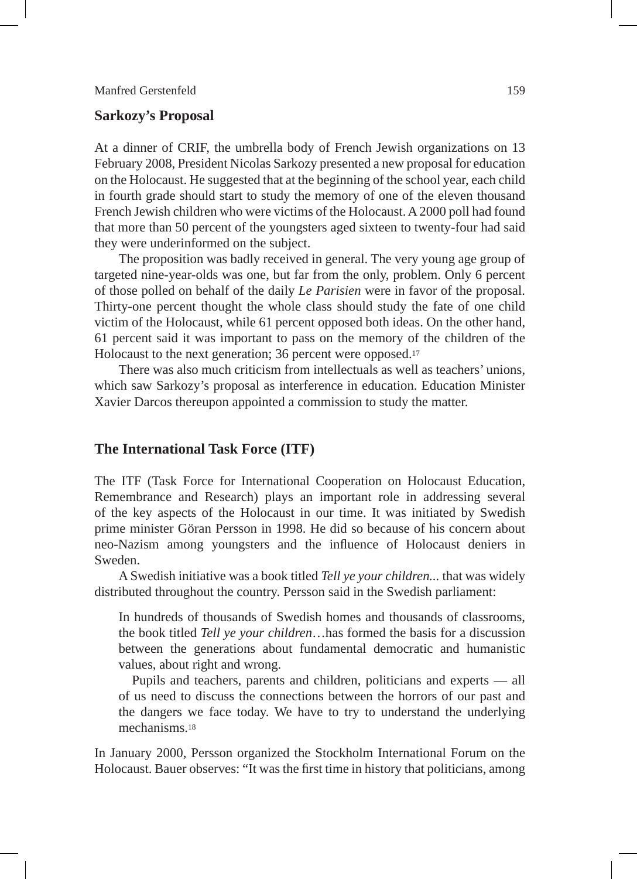## Sarkozy's Proposal

At a dinner of CRIF, the umbrella body of French Jewish organizations on 13 February 2008, President Nicolas Sarkozy presented a new proposal for education on the Holocaust. He suggested that at the beginning of the school year, each child in fourth grade should start to study the memory of one of the eleven thousand French Jewish children who were victims of the Holocaust. A 2000 poll had found that more than 50 percent of the youngsters aged sixteen to twenty-four had said they were underinformed on the subject.

The proposition was badly received in general. The very young age group of targeted nine-year-olds was one, but far from the only, problem. Only 6 percent of those polled on behalf of the daily *Le Parisien* were in favor of the proposal. Thirty-one percent thought the whole class should study the fate of one child victim of the Holocaust, while 61 percent opposed both ideas. On the other hand, 61 percent said it was important to pass on the memory of the children of the Holocaust to the next generation; 36 percent were opposed.[17]

There was also much criticism from intellectuals as well as teachers' unions, which saw Sarkozy's proposal as interference in education. Education Minister Xavier Darcos thereupon appointed a commission to study the matter.

## The International Task Force (ITF)

The ITF (Task Force for International Cooperation on Holocaust Education, Remembrance and Research) plays an important role in addressing several of the key aspects of the Holocaust in our time. It was initiated by Swedish prime minister Göran Persson in 1998. He did so because of his concern about neo-Nazism among youngsters and the influence of Holocaust deniers in Sweden.

A Swedish initiative was a book titled *Tell ye your children...* that was widely distributed throughout the country. Persson said in the Swedish parliament:

> In hundreds of thousands of Swedish homes and thousands of classrooms, the book titled *Tell ye your children*…has formed the basis for a discussion between the generations about fundamental democratic and humanistic values, about right and wrong.
>
> Pupils and teachers, parents and children, politicians and experts — all of us need to discuss the connections between the horrors of our past and the dangers we face today. We have to try to understand the underlying mechanisms.[18]

In January 2000, Persson organized the Stockholm International Forum on the Holocaust. Bauer observes: "It was the first time in history that politicians, among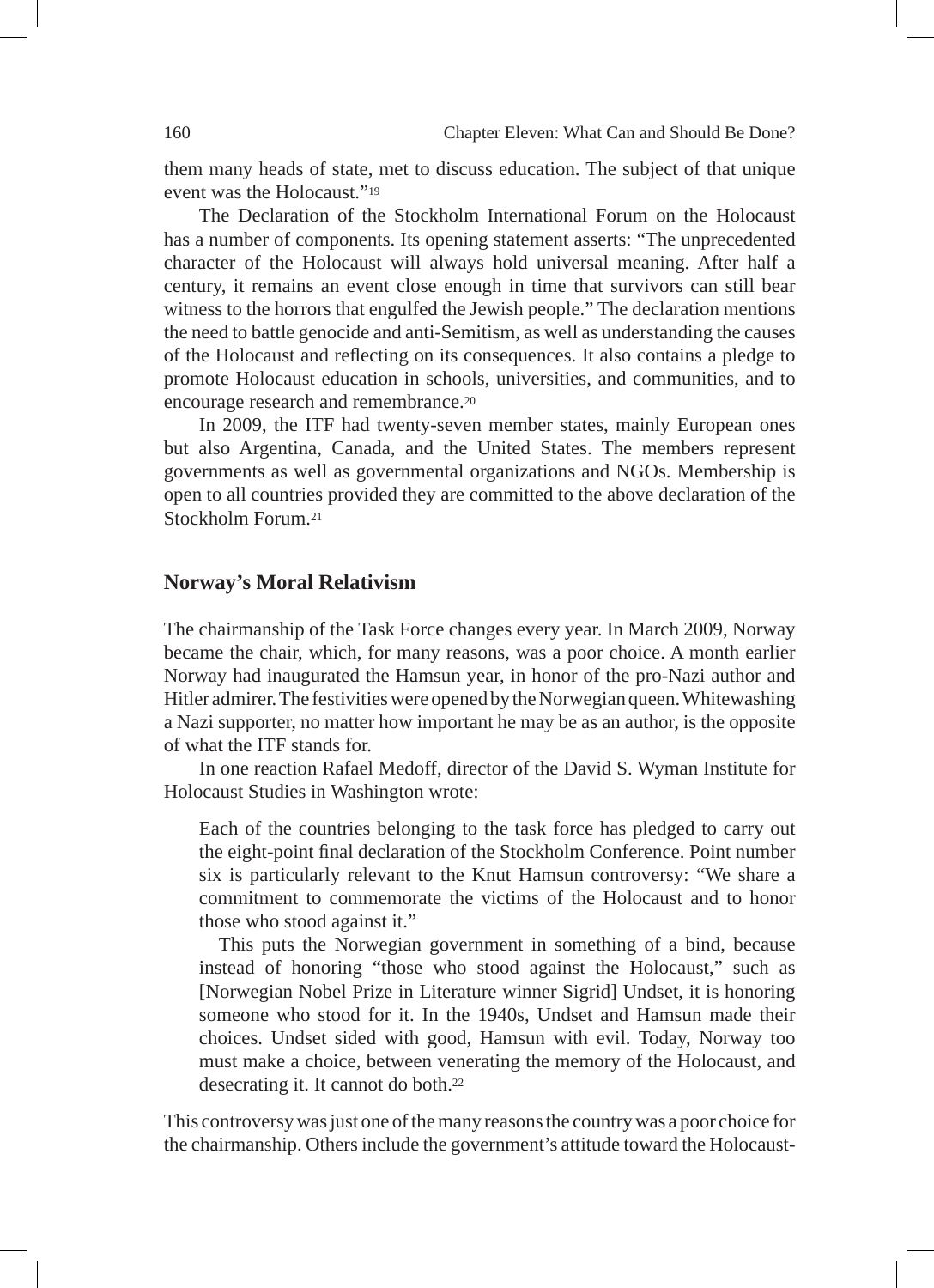them many heads of state, met to discuss education. The subject of that unique event was the Holocaust."[19]

The Declaration of the Stockholm International Forum on the Holocaust has a number of components. Its opening statement asserts: "The unprecedented character of the Holocaust will always hold universal meaning. After half a century, it remains an event close enough in time that survivors can still bear witness to the horrors that engulfed the Jewish people." The declaration mentions the need to battle genocide and anti-Semitism, as well as understanding the causes of the Holocaust and reflecting on its consequences. It also contains a pledge to promote Holocaust education in schools, universities, and communities, and to encourage research and remembrance.[20]

In 2009, the ITF had twenty-seven member states, mainly European ones but also Argentina, Canada, and the United States. The members represent governments as well as governmental organizations and NGOs. Membership is open to all countries provided they are committed to the above declaration of the Stockholm Forum.[21]

## Norway's Moral Relativism

The chairmanship of the Task Force changes every year. In March 2009, Norway became the chair, which, for many reasons, was a poor choice. A month earlier Norway had inaugurated the Hamsun year, in honor of the pro-Nazi author and Hitler admirer. The festivities were opened by the Norwegian queen. Whitewashing a Nazi supporter, no matter how important he may be as an author, is the opposite of what the ITF stands for.

In one reaction Rafael Medoff, director of the David S. Wyman Institute for Holocaust Studies in Washington wrote:

> Each of the countries belonging to the task force has pledged to carry out the eight-point final declaration of the Stockholm Conference. Point number six is particularly relevant to the Knut Hamsun controversy: "We share a commitment to commemorate the victims of the Holocaust and to honor those who stood against it."
>
> This puts the Norwegian government in something of a bind, because instead of honoring "those who stood against the Holocaust," such as [Norwegian Nobel Prize in Literature winner Sigrid] Undset, it is honoring someone who stood for it. In the 1940s, Undset and Hamsun made their choices. Undset sided with good, Hamsun with evil. Today, Norway too must make a choice, between venerating the memory of the Holocaust, and desecrating it. It cannot do both.[22]

This controversy was just one of the many reasons the country was a poor choice for the chairmanship. Others include the government's attitude toward the Holocaust-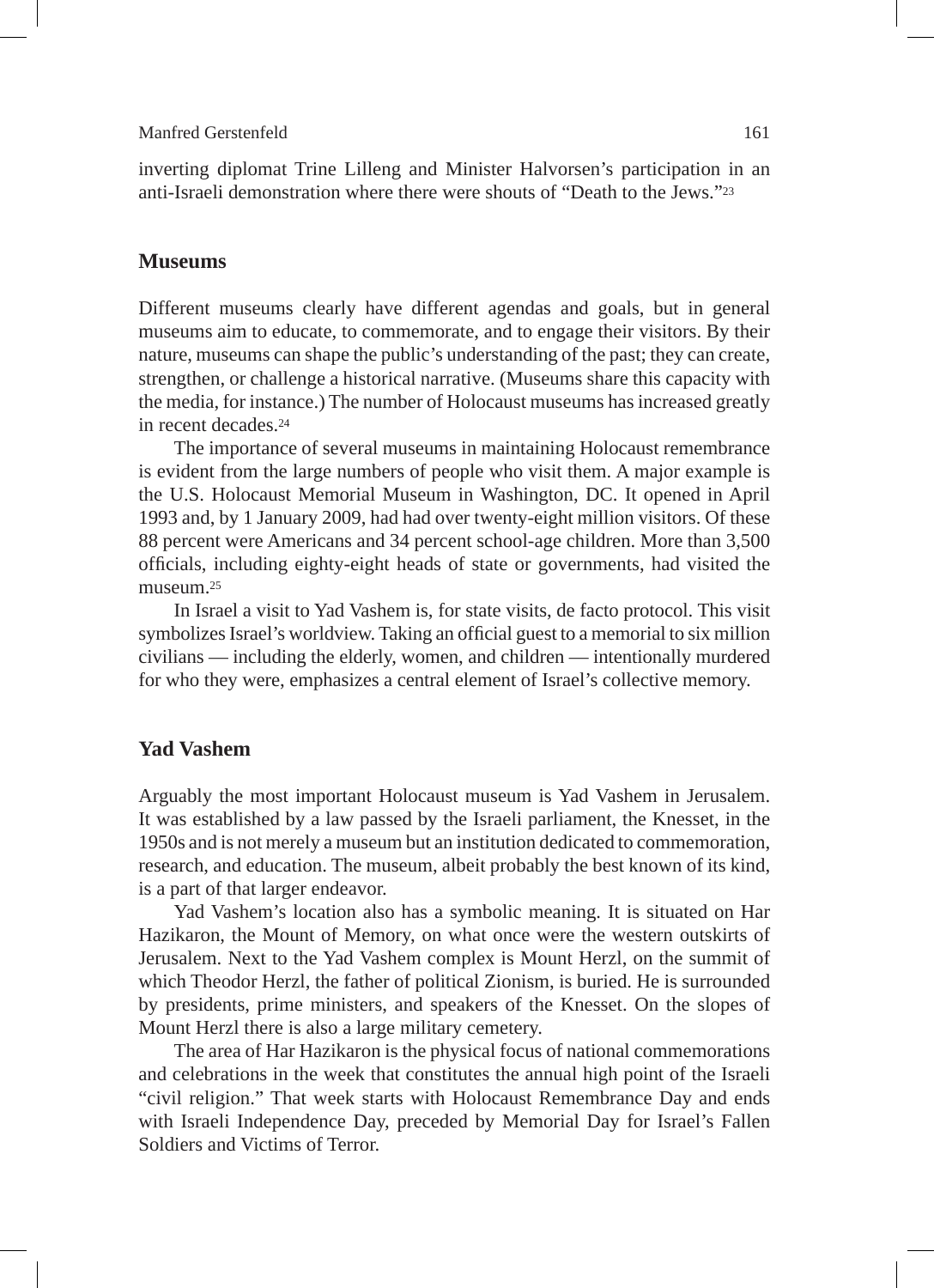inverting diplomat Trine Lilleng and Minister Halvorsen's participation in an anti-Israeli demonstration where there were shouts of "Death to the Jews."[23]

## Museums

Different museums clearly have different agendas and goals, but in general museums aim to educate, to commemorate, and to engage their visitors. By their nature, museums can shape the public's understanding of the past; they can create, strengthen, or challenge a historical narrative. (Museums share this capacity with the media, for instance.) The number of Holocaust museums has increased greatly in recent decades.[24]

The importance of several museums in maintaining Holocaust remembrance is evident from the large numbers of people who visit them. A major example is the U.S. Holocaust Memorial Museum in Washington, DC. It opened in April 1993 and, by 1 January 2009, had had over twenty-eight million visitors. Of these 88 percent were Americans and 34 percent school-age children. More than 3,500 officials, including eighty-eight heads of state or governments, had visited the museum.[25]

In Israel a visit to Yad Vashem is, for state visits, de facto protocol. This visit symbolizes Israel's worldview. Taking an official guest to a memorial to six million civilians — including the elderly, women, and children — intentionally murdered for who they were, emphasizes a central element of Israel's collective memory.

## Yad Vashem

Arguably the most important Holocaust museum is Yad Vashem in Jerusalem. It was established by a law passed by the Israeli parliament, the Knesset, in the 1950s and is not merely a museum but an institution dedicated to commemoration, research, and education. The museum, albeit probably the best known of its kind, is a part of that larger endeavor.

Yad Vashem's location also has a symbolic meaning. It is situated on Har Hazikaron, the Mount of Memory, on what once were the western outskirts of Jerusalem. Next to the Yad Vashem complex is Mount Herzl, on the summit of which Theodor Herzl, the father of political Zionism, is buried. He is surrounded by presidents, prime ministers, and speakers of the Knesset. On the slopes of Mount Herzl there is also a large military cemetery.

The area of Har Hazikaron is the physical focus of national commemorations and celebrations in the week that constitutes the annual high point of the Israeli "civil religion." That week starts with Holocaust Remembrance Day and ends with Israeli Independence Day, preceded by Memorial Day for Israel's Fallen Soldiers and Victims of Terror.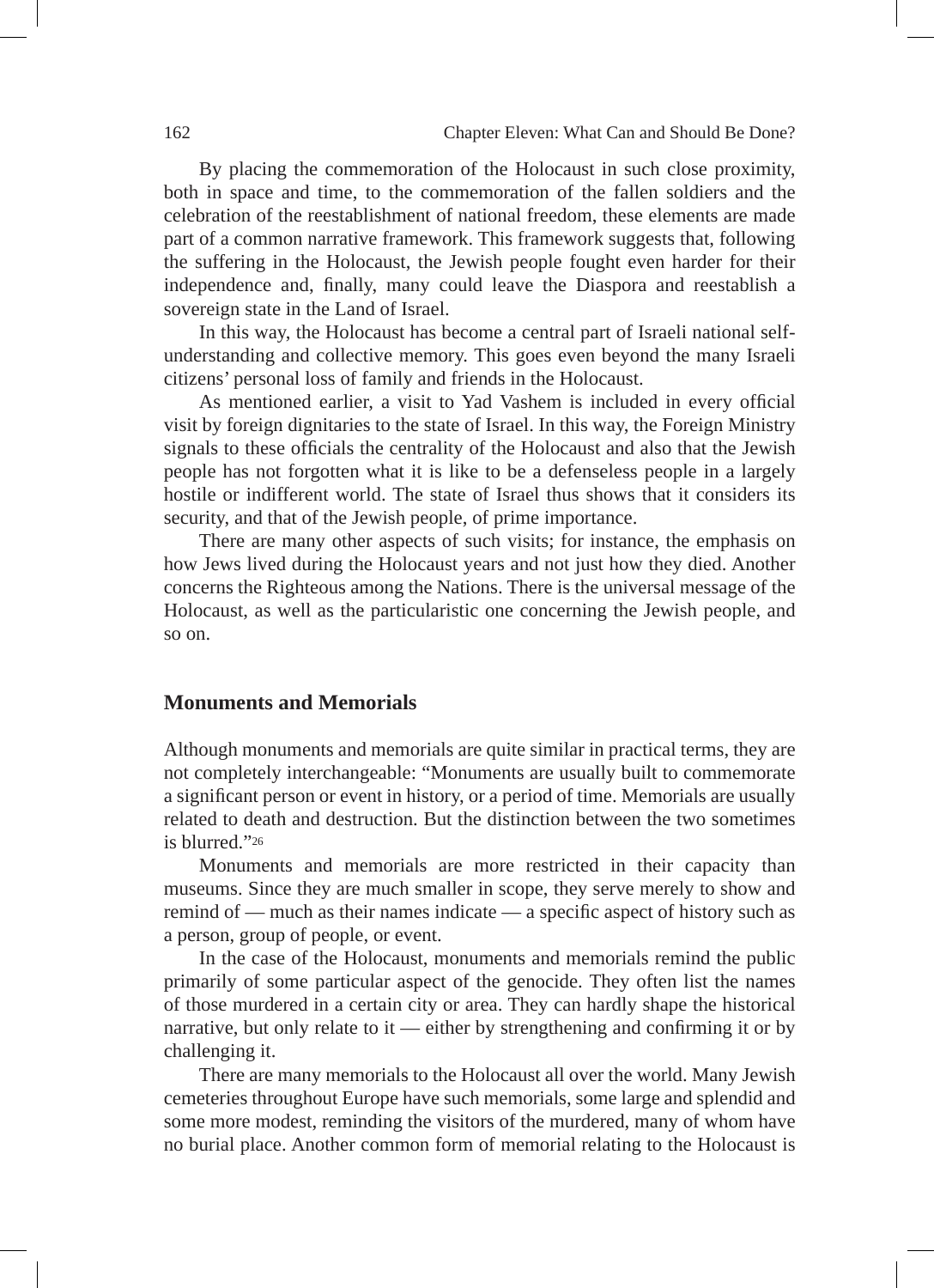By placing the commemoration of the Holocaust in such close proximity, both in space and time, to the commemoration of the fallen soldiers and the celebration of the reestablishment of national freedom, these elements are made part of a common narrative framework. This framework suggests that, following the suffering in the Holocaust, the Jewish people fought even harder for their independence and, finally, many could leave the Diaspora and reestablish a sovereign state in the Land of Israel.

In this way, the Holocaust has become a central part of Israeli national self-understanding and collective memory. This goes even beyond the many Israeli citizens' personal loss of family and friends in the Holocaust.

As mentioned earlier, a visit to Yad Vashem is included in every official visit by foreign dignitaries to the state of Israel. In this way, the Foreign Ministry signals to these officials the centrality of the Holocaust and also that the Jewish people has not forgotten what it is like to be a defenseless people in a largely hostile or indifferent world. The state of Israel thus shows that it considers its security, and that of the Jewish people, of prime importance.

There are many other aspects of such visits; for instance, the emphasis on how Jews lived during the Holocaust years and not just how they died. Another concerns the Righteous among the Nations. There is the universal message of the Holocaust, as well as the particularistic one concerning the Jewish people, and so on.

## Monuments and Memorials

Although monuments and memorials are quite similar in practical terms, they are not completely interchangeable: "Monuments are usually built to commemorate a significant person or event in history, or a period of time. Memorials are usually related to death and destruction. But the distinction between the two sometimes is blurred."[26]

Monuments and memorials are more restricted in their capacity than museums. Since they are much smaller in scope, they serve merely to show and remind of — much as their names indicate — a specific aspect of history such as a person, group of people, or event.

In the case of the Holocaust, monuments and memorials remind the public primarily of some particular aspect of the genocide. They often list the names of those murdered in a certain city or area. They can hardly shape the historical narrative, but only relate to it — either by strengthening and confirming it or by challenging it.

There are many memorials to the Holocaust all over the world. Many Jewish cemeteries throughout Europe have such memorials, some large and splendid and some more modest, reminding the visitors of the murdered, many of whom have no burial place. Another common form of memorial relating to the Holocaust is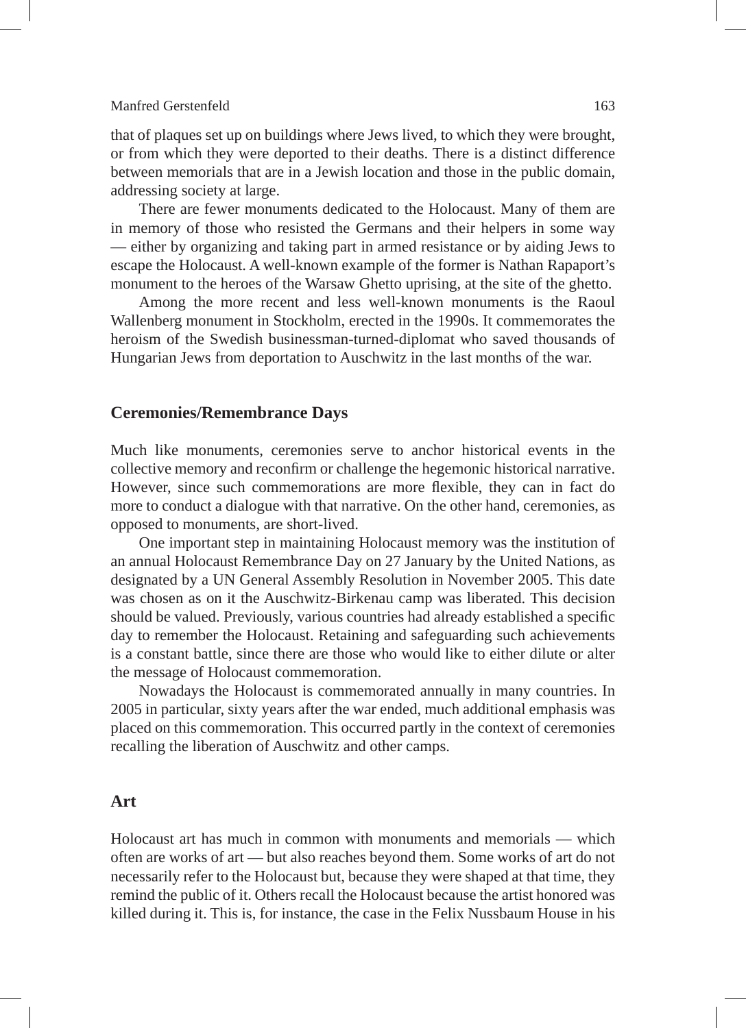that of plaques set up on buildings where Jews lived, to which they were brought, or from which they were deported to their deaths. There is a distinct difference between memorials that are in a Jewish location and those in the public domain, addressing society at large.

There are fewer monuments dedicated to the Holocaust. Many of them are in memory of those who resisted the Germans and their helpers in some way — either by organizing and taking part in armed resistance or by aiding Jews to escape the Holocaust. A well-known example of the former is Nathan Rapaport's monument to the heroes of the Warsaw Ghetto uprising, at the site of the ghetto.

Among the more recent and less well-known monuments is the Raoul Wallenberg monument in Stockholm, erected in the 1990s. It commemorates the heroism of the Swedish businessman-turned-diplomat who saved thousands of Hungarian Jews from deportation to Auschwitz in the last months of the war.

## Ceremonies/Remembrance Days

Much like monuments, ceremonies serve to anchor historical events in the collective memory and reconfirm or challenge the hegemonic historical narrative. However, since such commemorations are more flexible, they can in fact do more to conduct a dialogue with that narrative. On the other hand, ceremonies, as opposed to monuments, are short-lived.

One important step in maintaining Holocaust memory was the institution of an annual Holocaust Remembrance Day on 27 January by the United Nations, as designated by a UN General Assembly Resolution in November 2005. This date was chosen as on it the Auschwitz-Birkenau camp was liberated. This decision should be valued. Previously, various countries had already established a specific day to remember the Holocaust. Retaining and safeguarding such achievements is a constant battle, since there are those who would like to either dilute or alter the message of Holocaust commemoration.

Nowadays the Holocaust is commemorated annually in many countries. In 2005 in particular, sixty years after the war ended, much additional emphasis was placed on this commemoration. This occurred partly in the context of ceremonies recalling the liberation of Auschwitz and other camps.

## Art

Holocaust art has much in common with monuments and memorials — which often are works of art — but also reaches beyond them. Some works of art do not necessarily refer to the Holocaust but, because they were shaped at that time, they remind the public of it. Others recall the Holocaust because the artist honored was killed during it. This is, for instance, the case in the Felix Nussbaum House in his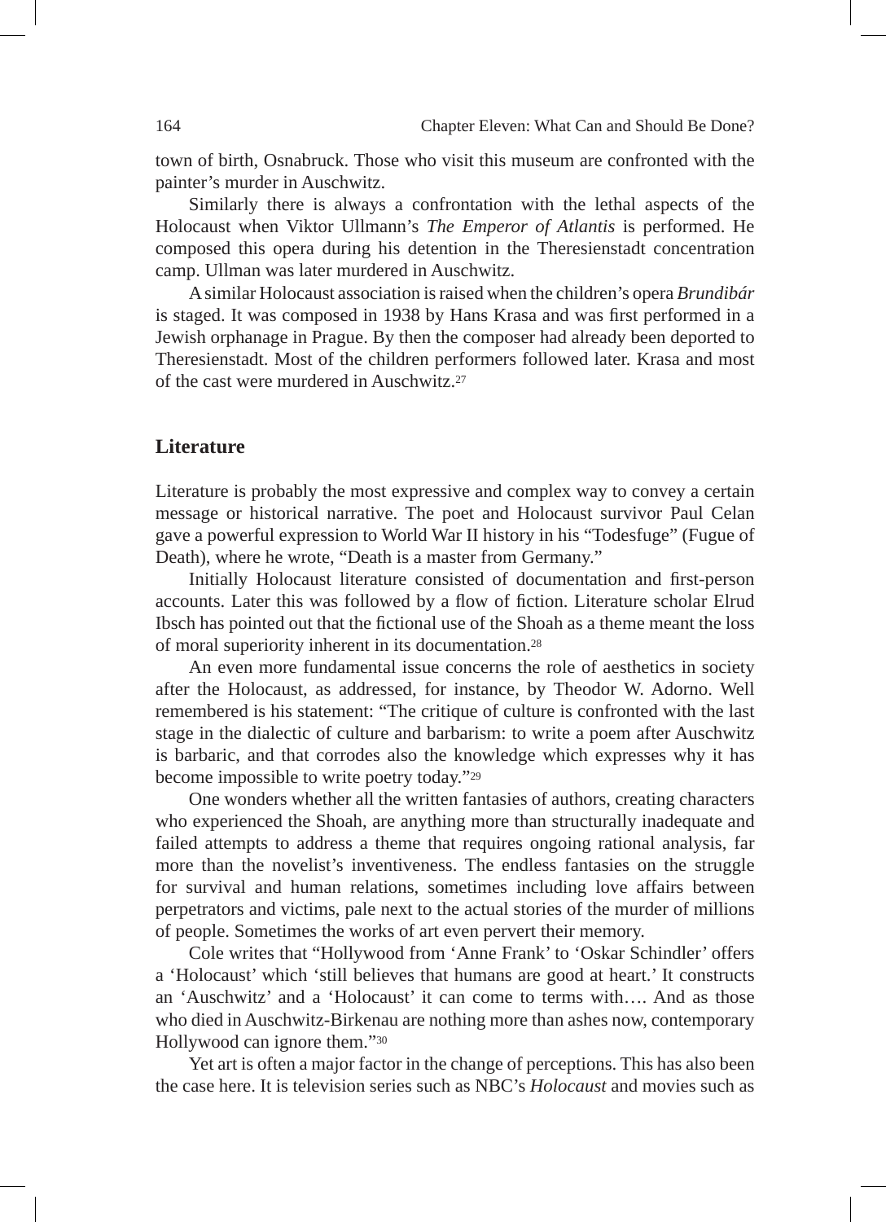town of birth, Osnabruck. Those who visit this museum are confronted with the painter's murder in Auschwitz.

Similarly there is always a confrontation with the lethal aspects of the Holocaust when Viktor Ullmann's *The Emperor of Atlantis* is performed. He composed this opera during his detention in the Theresienstadt concentration camp. Ullman was later murdered in Auschwitz.

A similar Holocaust association is raised when the children's opera *Brundibár* is staged. It was composed in 1938 by Hans Krasa and was first performed in a Jewish orphanage in Prague. By then the composer had already been deported to Theresienstadt. Most of the children performers followed later. Krasa and most of the cast were murdered in Auschwitz.[27]

## Literature

Literature is probably the most expressive and complex way to convey a certain message or historical narrative. The poet and Holocaust survivor Paul Celan gave a powerful expression to World War II history in his "Todesfuge" (Fugue of Death), where he wrote, "Death is a master from Germany."

Initially Holocaust literature consisted of documentation and first-person accounts. Later this was followed by a flow of fiction. Literature scholar Elrud Ibsch has pointed out that the fictional use of the Shoah as a theme meant the loss of moral superiority inherent in its documentation.[28]

An even more fundamental issue concerns the role of aesthetics in society after the Holocaust, as addressed, for instance, by Theodor W. Adorno. Well remembered is his statement: "The critique of culture is confronted with the last stage in the dialectic of culture and barbarism: to write a poem after Auschwitz is barbaric, and that corrodes also the knowledge which expresses why it has become impossible to write poetry today."[29]

One wonders whether all the written fantasies of authors, creating characters who experienced the Shoah, are anything more than structurally inadequate and failed attempts to address a theme that requires ongoing rational analysis, far more than the novelist's inventiveness. The endless fantasies on the struggle for survival and human relations, sometimes including love affairs between perpetrators and victims, pale next to the actual stories of the murder of millions of people. Sometimes the works of art even pervert their memory.

Cole writes that "Hollywood from 'Anne Frank' to 'Oskar Schindler' offers a 'Holocaust' which 'still believes that humans are good at heart.' It constructs an 'Auschwitz' and a 'Holocaust' it can come to terms with…. And as those who died in Auschwitz-Birkenau are nothing more than ashes now, contemporary Hollywood can ignore them."[30]

Yet art is often a major factor in the change of perceptions. This has also been the case here. It is television series such as NBC's *Holocaust* and movies such as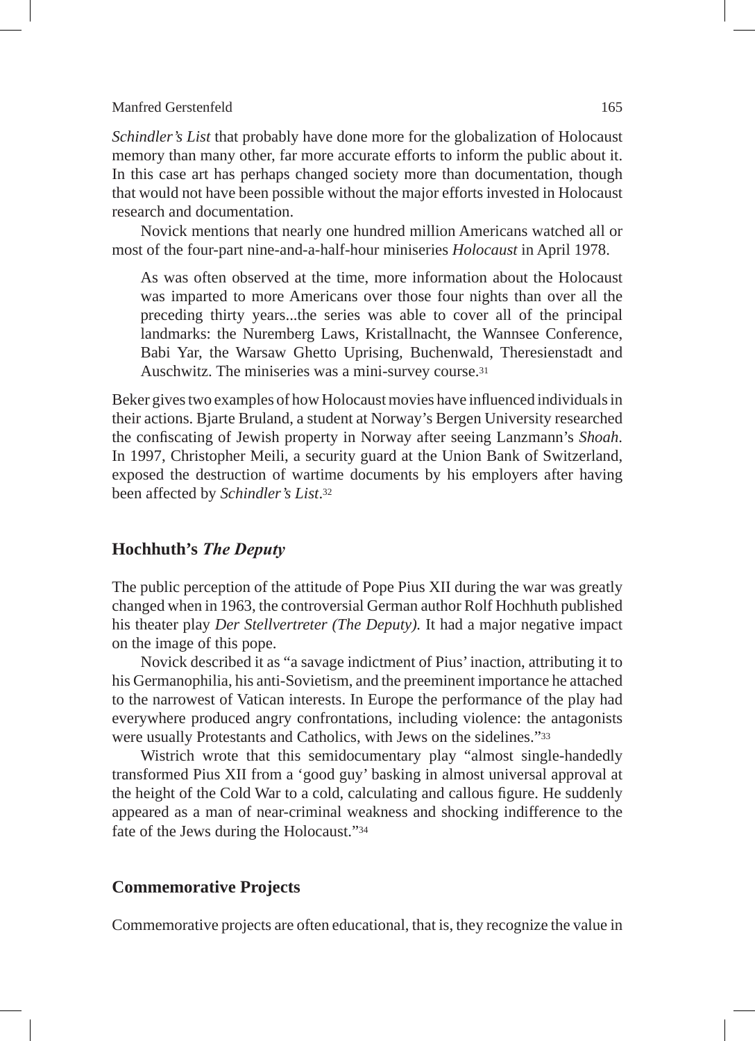*Schindler's List* that probably have done more for the globalization of Holocaust memory than many other, far more accurate efforts to inform the public about it. In this case art has perhaps changed society more than documentation, though that would not have been possible without the major efforts invested in Holocaust research and documentation.

Novick mentions that nearly one hundred million Americans watched all or most of the four-part nine-and-a-half-hour miniseries *Holocaust* in April 1978.

> As was often observed at the time, more information about the Holocaust was imparted to more Americans over those four nights than over all the preceding thirty years...the series was able to cover all of the principal landmarks: the Nuremberg Laws, Kristallnacht, the Wannsee Conference, Babi Yar, the Warsaw Ghetto Uprising, Buchenwald, Theresienstadt and Auschwitz. The miniseries was a mini-survey course.[31]

Beker gives two examples of how Holocaust movies have influenced individuals in their actions. Bjarte Bruland, a student at Norway's Bergen University researched the confiscating of Jewish property in Norway after seeing Lanzmann's *Shoah*. In 1997, Christopher Meili, a security guard at the Union Bank of Switzerland, exposed the destruction of wartime documents by his employers after having been affected by *Schindler's List*.[32]

## Hochhuth's *The Deputy*

The public perception of the attitude of Pope Pius XII during the war was greatly changed when in 1963, the controversial German author Rolf Hochhuth published his theater play *Der Stellvertreter (The Deputy).* It had a major negative impact on the image of this pope.

Novick described it as "a savage indictment of Pius' inaction, attributing it to his Germanophilia, his anti-Sovietism, and the preeminent importance he attached to the narrowest of Vatican interests. In Europe the performance of the play had everywhere produced angry confrontations, including violence: the antagonists were usually Protestants and Catholics, with Jews on the sidelines."[33]

Wistrich wrote that this semidocumentary play "almost single-handedly transformed Pius XII from a 'good guy' basking in almost universal approval at the height of the Cold War to a cold, calculating and callous figure. He suddenly appeared as a man of near-criminal weakness and shocking indifference to the fate of the Jews during the Holocaust."[34]

## Commemorative Projects

Commemorative projects are often educational, that is, they recognize the value in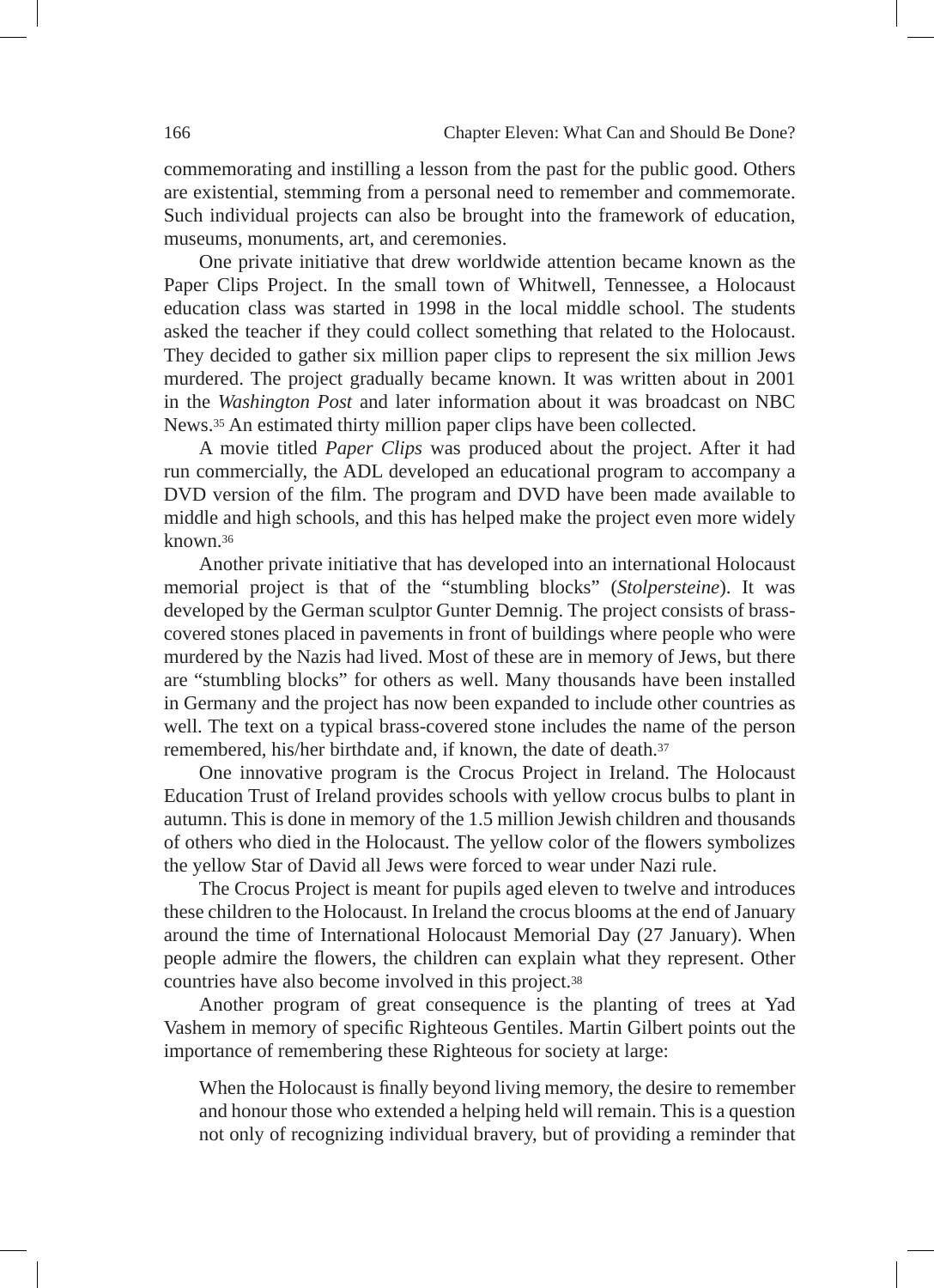commemorating and instilling a lesson from the past for the public good. Others are existential, stemming from a personal need to remember and commemorate. Such individual projects can also be brought into the framework of education, museums, monuments, art, and ceremonies.

One private initiative that drew worldwide attention became known as the Paper Clips Project. In the small town of Whitwell, Tennessee, a Holocaust education class was started in 1998 in the local middle school. The students asked the teacher if they could collect something that related to the Holocaust. They decided to gather six million paper clips to represent the six million Jews murdered. The project gradually became known. It was written about in 2001 in the *Washington Post* and later information about it was broadcast on NBC News.[35] An estimated thirty million paper clips have been collected.

A movie titled *Paper Clips* was produced about the project. After it had run commercially, the ADL developed an educational program to accompany a DVD version of the film. The program and DVD have been made available to middle and high schools, and this has helped make the project even more widely known.[36]

Another private initiative that has developed into an international Holocaust memorial project is that of the "stumbling blocks" (*Stolpersteine*). It was developed by the German sculptor Gunter Demnig. The project consists of brass-covered stones placed in pavements in front of buildings where people who were murdered by the Nazis had lived. Most of these are in memory of Jews, but there are "stumbling blocks" for others as well. Many thousands have been installed in Germany and the project has now been expanded to include other countries as well. The text on a typical brass-covered stone includes the name of the person remembered, his/her birthdate and, if known, the date of death.[37]

One innovative program is the Crocus Project in Ireland. The Holocaust Education Trust of Ireland provides schools with yellow crocus bulbs to plant in autumn. This is done in memory of the 1.5 million Jewish children and thousands of others who died in the Holocaust. The yellow color of the flowers symbolizes the yellow Star of David all Jews were forced to wear under Nazi rule.

The Crocus Project is meant for pupils aged eleven to twelve and introduces these children to the Holocaust. In Ireland the crocus blooms at the end of January around the time of International Holocaust Memorial Day (27 January). When people admire the flowers, the children can explain what they represent. Other countries have also become involved in this project.[38]

Another program of great consequence is the planting of trees at Yad Vashem in memory of specific Righteous Gentiles. Martin Gilbert points out the importance of remembering these Righteous for society at large:

> When the Holocaust is finally beyond living memory, the desire to remember and honour those who extended a helping held will remain. This is a question not only of recognizing individual bravery, but of providing a reminder that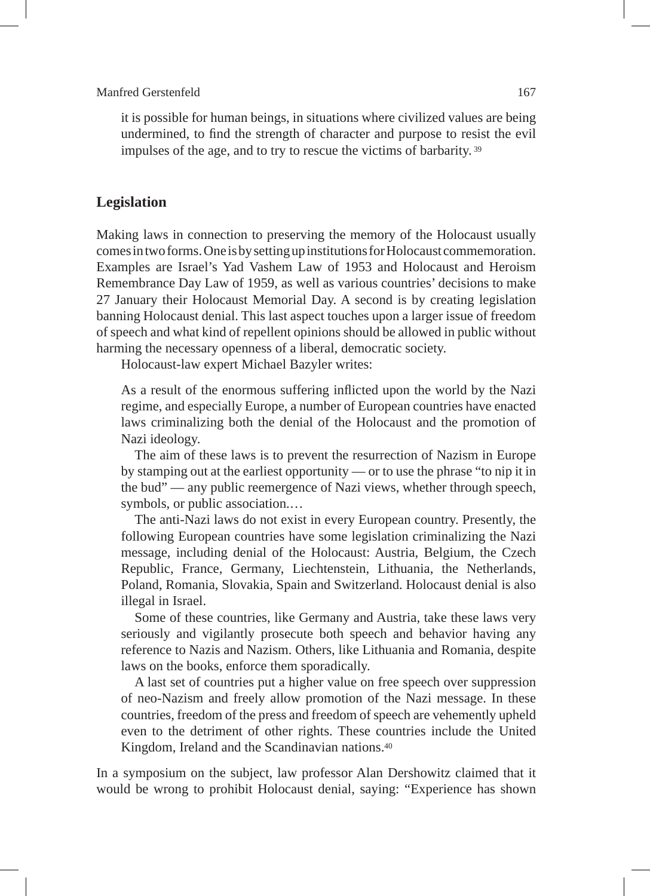> it is possible for human beings, in situations where civilized values are being undermined, to find the strength of character and purpose to resist the evil impulses of the age, and to try to rescue the victims of barbarity.[39]

## Legislation

Making laws in connection to preserving the memory of the Holocaust usually comes in two forms. One is by setting up institutions for Holocaust commemoration. Examples are Israel's Yad Vashem Law of 1953 and Holocaust and Heroism Remembrance Day Law of 1959, as well as various countries' decisions to make 27 January their Holocaust Memorial Day. A second is by creating legislation banning Holocaust denial. This last aspect touches upon a larger issue of freedom of speech and what kind of repellent opinions should be allowed in public without harming the necessary openness of a liberal, democratic society.

Holocaust-law expert Michael Bazyler writes:

> As a result of the enormous suffering inflicted upon the world by the Nazi regime, and especially Europe, a number of European countries have enacted laws criminalizing both the denial of the Holocaust and the promotion of Nazi ideology.
>
> The aim of these laws is to prevent the resurrection of Nazism in Europe by stamping out at the earliest opportunity — or to use the phrase "to nip it in the bud" — any public reemergence of Nazi views, whether through speech, symbols, or public association.…
>
> The anti-Nazi laws do not exist in every European country. Presently, the following European countries have some legislation criminalizing the Nazi message, including denial of the Holocaust: Austria, Belgium, the Czech Republic, France, Germany, Liechtenstein, Lithuania, the Netherlands, Poland, Romania, Slovakia, Spain and Switzerland. Holocaust denial is also illegal in Israel.
>
> Some of these countries, like Germany and Austria, take these laws very seriously and vigilantly prosecute both speech and behavior having any reference to Nazis and Nazism. Others, like Lithuania and Romania, despite laws on the books, enforce them sporadically.
>
> A last set of countries put a higher value on free speech over suppression of neo-Nazism and freely allow promotion of the Nazi message. In these countries, freedom of the press and freedom of speech are vehemently upheld even to the detriment of other rights. These countries include the United Kingdom, Ireland and the Scandinavian nations.[40]

In a symposium on the subject, law professor Alan Dershowitz claimed that it would be wrong to prohibit Holocaust denial, saying: "Experience has shown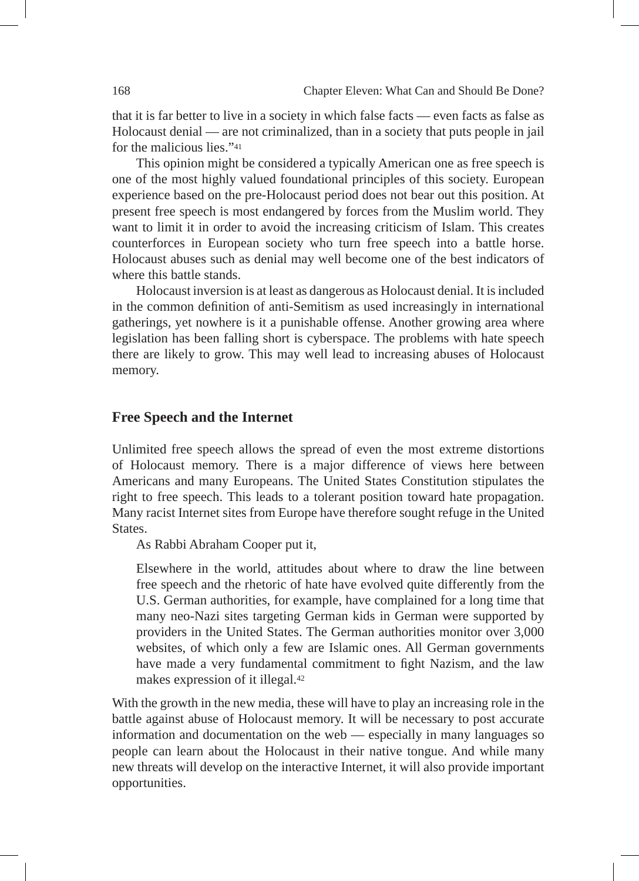that it is far better to live in a society in which false facts — even facts as false as Holocaust denial — are not criminalized, than in a society that puts people in jail for the malicious lies."[41]

This opinion might be considered a typically American one as free speech is one of the most highly valued foundational principles of this society. European experience based on the pre-Holocaust period does not bear out this position. At present free speech is most endangered by forces from the Muslim world. They want to limit it in order to avoid the increasing criticism of Islam. This creates counterforces in European society who turn free speech into a battle horse. Holocaust abuses such as denial may well become one of the best indicators of where this battle stands.

Holocaust inversion is at least as dangerous as Holocaust denial. It is included in the common definition of anti-Semitism as used increasingly in international gatherings, yet nowhere is it a punishable offense. Another growing area where legislation has been falling short is cyberspace. The problems with hate speech there are likely to grow. This may well lead to increasing abuses of Holocaust memory.

## Free Speech and the Internet

Unlimited free speech allows the spread of even the most extreme distortions of Holocaust memory. There is a major difference of views here between Americans and many Europeans. The United States Constitution stipulates the right to free speech. This leads to a tolerant position toward hate propagation. Many racist Internet sites from Europe have therefore sought refuge in the United States.

As Rabbi Abraham Cooper put it,

> Elsewhere in the world, attitudes about where to draw the line between free speech and the rhetoric of hate have evolved quite differently from the U.S. German authorities, for example, have complained for a long time that many neo-Nazi sites targeting German kids in German were supported by providers in the United States. The German authorities monitor over 3,000 websites, of which only a few are Islamic ones. All German governments have made a very fundamental commitment to fight Nazism, and the law makes expression of it illegal.[42]

With the growth in the new media, these will have to play an increasing role in the battle against abuse of Holocaust memory. It will be necessary to post accurate information and documentation on the web — especially in many languages so people can learn about the Holocaust in their native tongue. And while many new threats will develop on the interactive Internet, it will also provide important opportunities.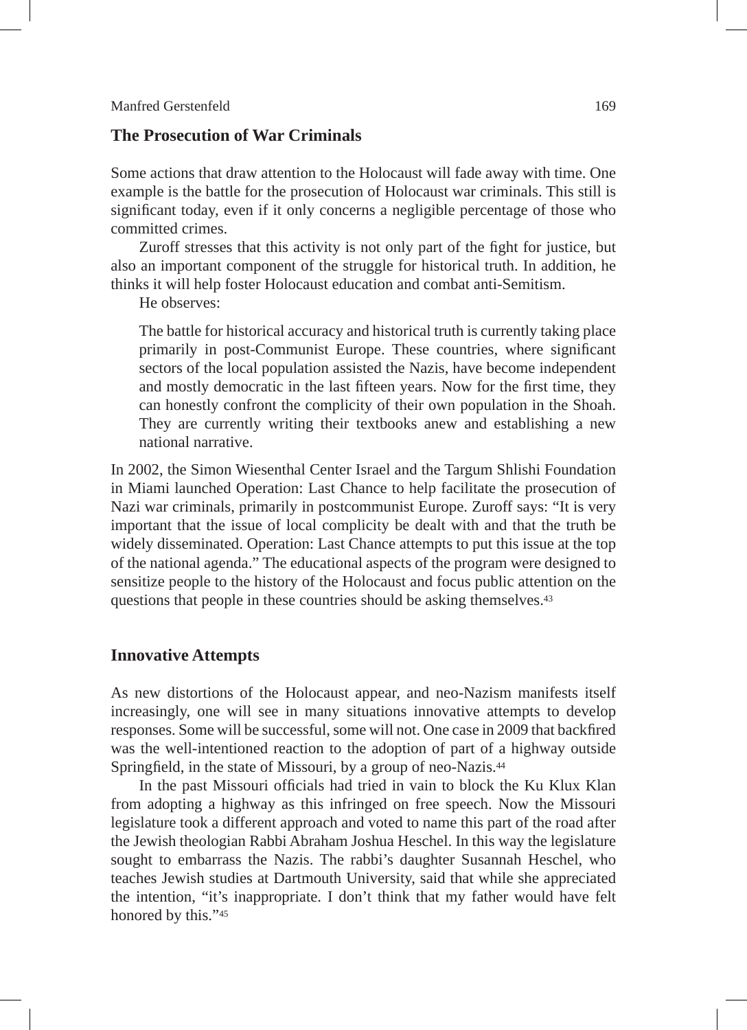## The Prosecution of War Criminals

Some actions that draw attention to the Holocaust will fade away with time. One example is the battle for the prosecution of Holocaust war criminals. This still is significant today, even if it only concerns a negligible percentage of those who committed crimes.

Zuroff stresses that this activity is not only part of the fight for justice, but also an important component of the struggle for historical truth. In addition, he thinks it will help foster Holocaust education and combat anti-Semitism.

He observes:

> The battle for historical accuracy and historical truth is currently taking place primarily in post-Communist Europe. These countries, where significant sectors of the local population assisted the Nazis, have become independent and mostly democratic in the last fifteen years. Now for the first time, they can honestly confront the complicity of their own population in the Shoah. They are currently writing their textbooks anew and establishing a new national narrative.

In 2002, the Simon Wiesenthal Center Israel and the Targum Shlishi Foundation in Miami launched Operation: Last Chance to help facilitate the prosecution of Nazi war criminals, primarily in postcommunist Europe. Zuroff says: "It is very important that the issue of local complicity be dealt with and that the truth be widely disseminated. Operation: Last Chance attempts to put this issue at the top of the national agenda." The educational aspects of the program were designed to sensitize people to the history of the Holocaust and focus public attention on the questions that people in these countries should be asking themselves.[43]

## Innovative Attempts

As new distortions of the Holocaust appear, and neo-Nazism manifests itself increasingly, one will see in many situations innovative attempts to develop responses. Some will be successful, some will not. One case in 2009 that backfired was the well-intentioned reaction to the adoption of part of a highway outside Springfield, in the state of Missouri, by a group of neo-Nazis.[44]

In the past Missouri officials had tried in vain to block the Ku Klux Klan from adopting a highway as this infringed on free speech. Now the Missouri legislature took a different approach and voted to name this part of the road after the Jewish theologian Rabbi Abraham Joshua Heschel. In this way the legislature sought to embarrass the Nazis. The rabbi's daughter Susannah Heschel, who teaches Jewish studies at Dartmouth University, said that while she appreciated the intention, "it's inappropriate. I don't think that my father would have felt honored by this."[45]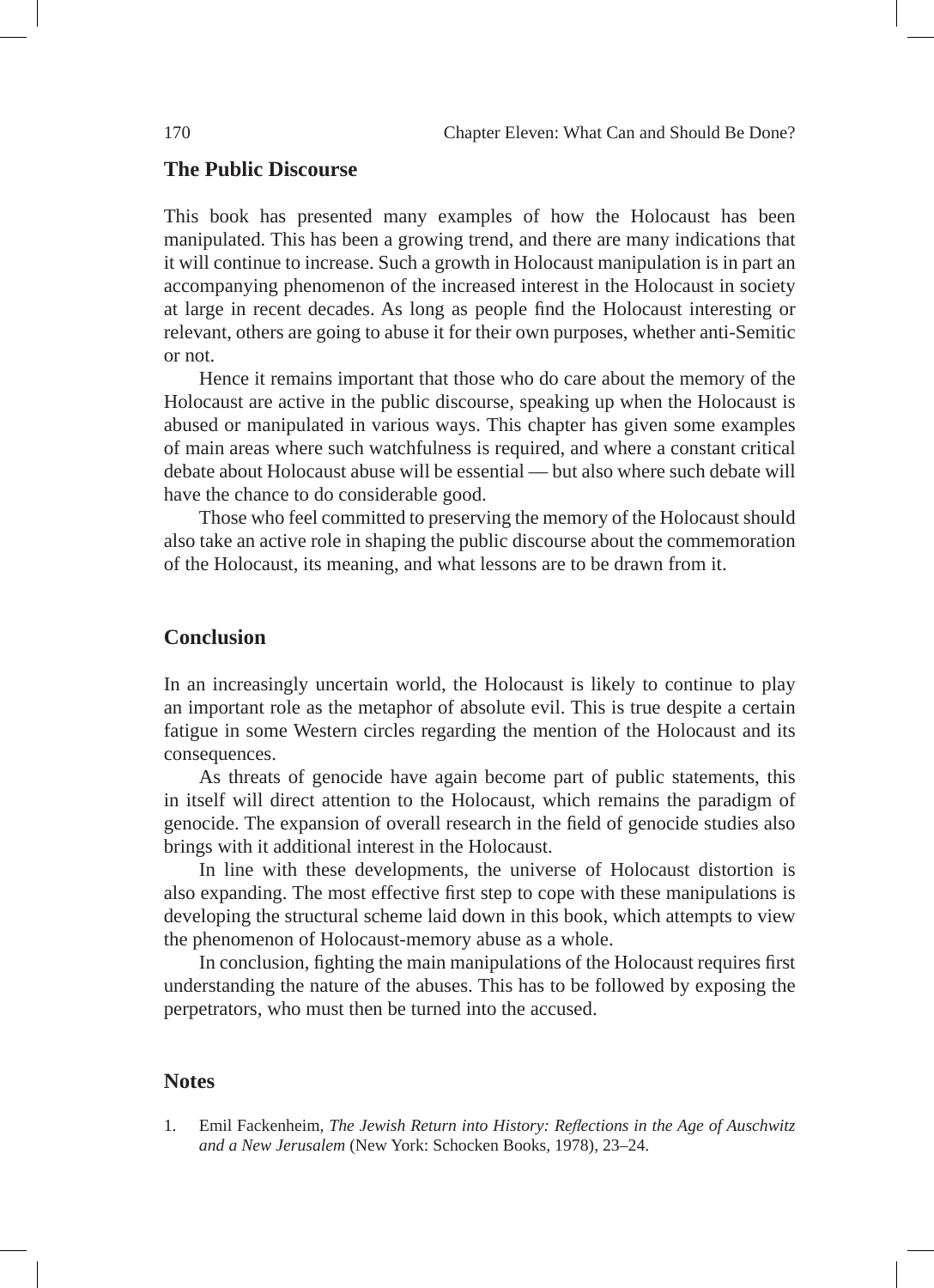## The Public Discourse

This book has presented many examples of how the Holocaust has been manipulated. This has been a growing trend, and there are many indications that it will continue to increase. Such a growth in Holocaust manipulation is in part an accompanying phenomenon of the increased interest in the Holocaust in society at large in recent decades. As long as people find the Holocaust interesting or relevant, others are going to abuse it for their own purposes, whether anti-Semitic or not.

Hence it remains important that those who do care about the memory of the Holocaust are active in the public discourse, speaking up when the Holocaust is abused or manipulated in various ways. This chapter has given some examples of main areas where such watchfulness is required, and where a constant critical debate about Holocaust abuse will be essential — but also where such debate will have the chance to do considerable good.

Those who feel committed to preserving the memory of the Holocaust should also take an active role in shaping the public discourse about the commemoration of the Holocaust, its meaning, and what lessons are to be drawn from it.

## Conclusion

In an increasingly uncertain world, the Holocaust is likely to continue to play an important role as the metaphor of absolute evil. This is true despite a certain fatigue in some Western circles regarding the mention of the Holocaust and its consequences.

As threats of genocide have again become part of public statements, this in itself will direct attention to the Holocaust, which remains the paradigm of genocide. The expansion of overall research in the field of genocide studies also brings with it additional interest in the Holocaust.

In line with these developments, the universe of Holocaust distortion is also expanding. The most effective first step to cope with these manipulations is developing the structural scheme laid down in this book, which attempts to view the phenomenon of Holocaust-memory abuse as a whole.

In conclusion, fighting the main manipulations of the Holocaust requires first understanding the nature of the abuses. This has to be followed by exposing the perpetrators, who must then be turned into the accused.

## Notes

1. Emil Fackenheim, *The Jewish Return into History: Reflections in the Age of Auschwitz and a New Jerusalem* (New York: Schocken Books, 1978), 23–24.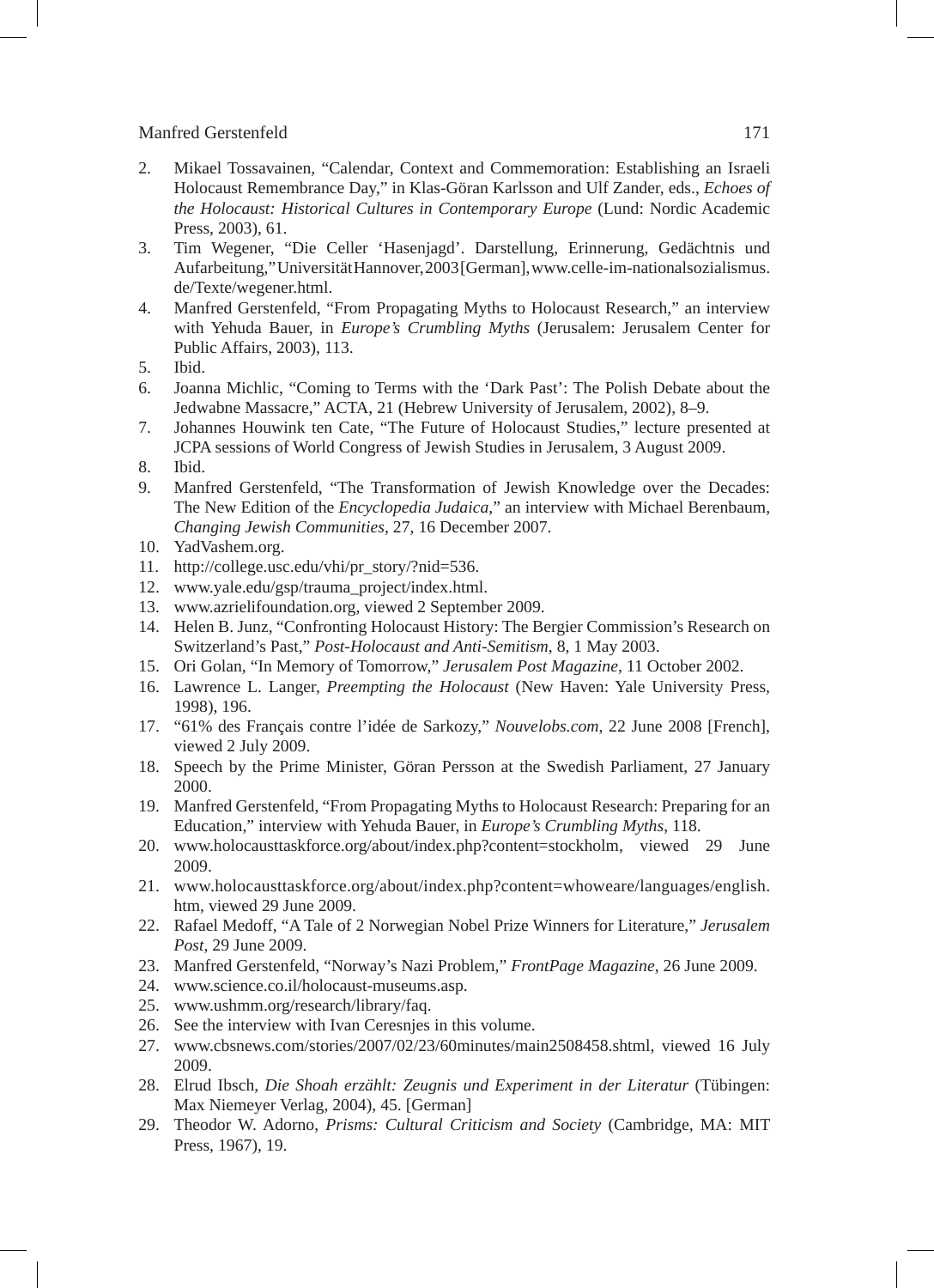2. Mikael Tossavainen, "Calendar, Context and Commemoration: Establishing an Israeli Holocaust Remembrance Day," in Klas-Göran Karlsson and Ulf Zander, eds., *Echoes of the Holocaust: Historical Cultures in Contemporary Europe* (Lund: Nordic Academic Press, 2003), 61.
3. Tim Wegener, "Die Celler 'Hasenjagd'. Darstellung, Erinnerung, Gedächtnis und Aufarbeitung," Universität Hannover, 2003 [German], www.celle-im-nationalsozialismus.de/Texte/wegener.html.
4. Manfred Gerstenfeld, "From Propagating Myths to Holocaust Research," an interview with Yehuda Bauer, in *Europe's Crumbling Myths* (Jerusalem: Jerusalem Center for Public Affairs, 2003), 113.
5. Ibid.
6. Joanna Michlic, "Coming to Terms with the 'Dark Past': The Polish Debate about the Jedwabne Massacre," ACTA, 21 (Hebrew University of Jerusalem, 2002), 8–9.
7. Johannes Houwink ten Cate, "The Future of Holocaust Studies," lecture presented at JCPA sessions of World Congress of Jewish Studies in Jerusalem, 3 August 2009.
8. Ibid.
9. Manfred Gerstenfeld, "The Transformation of Jewish Knowledge over the Decades: The New Edition of the *Encyclopedia Judaica*," an interview with Michael Berenbaum, *Changing Jewish Communities*, 27, 16 December 2007.
10. YadVashem.org.
11. http://college.usc.edu/vhi/pr_story/?nid=536.
12. www.yale.edu/gsp/trauma_project/index.html.
13. www.azrielifoundation.org, viewed 2 September 2009.
14. Helen B. Junz, "Confronting Holocaust History: The Bergier Commission's Research on Switzerland's Past," *Post-Holocaust and Anti-Semitism*, 8, 1 May 2003.
15. Ori Golan, "In Memory of Tomorrow," *Jerusalem Post Magazine*, 11 October 2002.
16. Lawrence L. Langer, *Preempting the Holocaust* (New Haven: Yale University Press, 1998), 196.
17. "61% des Français contre l'idée de Sarkozy," *Nouvelobs.com*, 22 June 2008 [French], viewed 2 July 2009.
18. Speech by the Prime Minister, Göran Persson at the Swedish Parliament, 27 January 2000.
19. Manfred Gerstenfeld, "From Propagating Myths to Holocaust Research: Preparing for an Education," interview with Yehuda Bauer, in *Europe's Crumbling Myths*, 118.
20. www.holocausttaskforce.org/about/index.php?content=stockholm, viewed 29 June 2009.
21. www.holocausttaskforce.org/about/index.php?content=whoweare/languages/english.htm, viewed 29 June 2009.
22. Rafael Medoff, "A Tale of 2 Norwegian Nobel Prize Winners for Literature," *Jerusalem Post*, 29 June 2009.
23. Manfred Gerstenfeld, "Norway's Nazi Problem," *FrontPage Magazine*, 26 June 2009.
24. www.science.co.il/holocaust-museums.asp.
25. www.ushmm.org/research/library/faq.
26. See the interview with Ivan Ceresnjes in this volume.
27. www.cbsnews.com/stories/2007/02/23/60minutes/main2508458.shtml, viewed 16 July 2009.
28. Elrud Ibsch, *Die Shoah erzählt: Zeugnis und Experiment in der Literatur* (Tübingen: Max Niemeyer Verlag, 2004), 45. [German]
29. Theodor W. Adorno, *Prisms: Cultural Criticism and Society* (Cambridge, MA: MIT Press, 1967), 19.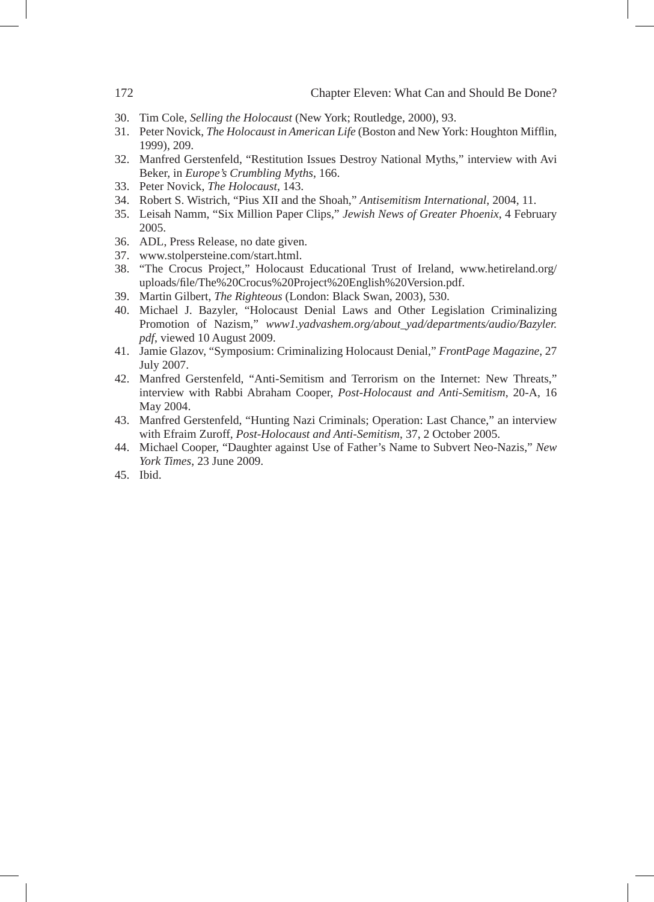30. Tim Cole, *Selling the Holocaust* (New York; Routledge, 2000), 93.
31. Peter Novick, *The Holocaust in American Life* (Boston and New York: Houghton Mifflin, 1999), 209.
32. Manfred Gerstenfeld, "Restitution Issues Destroy National Myths," interview with Avi Beker, in *Europe's Crumbling Myths*, 166.
33. Peter Novick, *The Holocaust*, 143.
34. Robert S. Wistrich, "Pius XII and the Shoah," *Antisemitism International*, 2004, 11.
35. Leisah Namm, "Six Million Paper Clips," *Jewish News of Greater Phoenix*, 4 February 2005.
36. ADL, Press Release, no date given.
37. www.stolpersteine.com/start.html.
38. "The Crocus Project," Holocaust Educational Trust of Ireland, www.hetireland.org/uploads/file/The%20Crocus%20Project%20English%20Version.pdf.
39. Martin Gilbert, *The Righteous* (London: Black Swan, 2003), 530.
40. Michael J. Bazyler, "Holocaust Denial Laws and Other Legislation Criminalizing Promotion of Nazism," *www1.yadvashem.org/about_yad/departments/audio/Bazyler.pdf*, viewed 10 August 2009.
41. Jamie Glazov, "Symposium: Criminalizing Holocaust Denial," *FrontPage Magazine*, 27 July 2007.
42. Manfred Gerstenfeld, "Anti-Semitism and Terrorism on the Internet: New Threats," interview with Rabbi Abraham Cooper, *Post-Holocaust and Anti-Semitism*, 20-A, 16 May 2004.
43. Manfred Gerstenfeld, "Hunting Nazi Criminals; Operation: Last Chance," an interview with Efraim Zuroff, *Post-Holocaust and Anti-Semitism*, 37, 2 October 2005.
44. Michael Cooper, "Daughter against Use of Father's Name to Subvert Neo-Nazis," *New York Times*, 23 June 2009.
45. Ibid.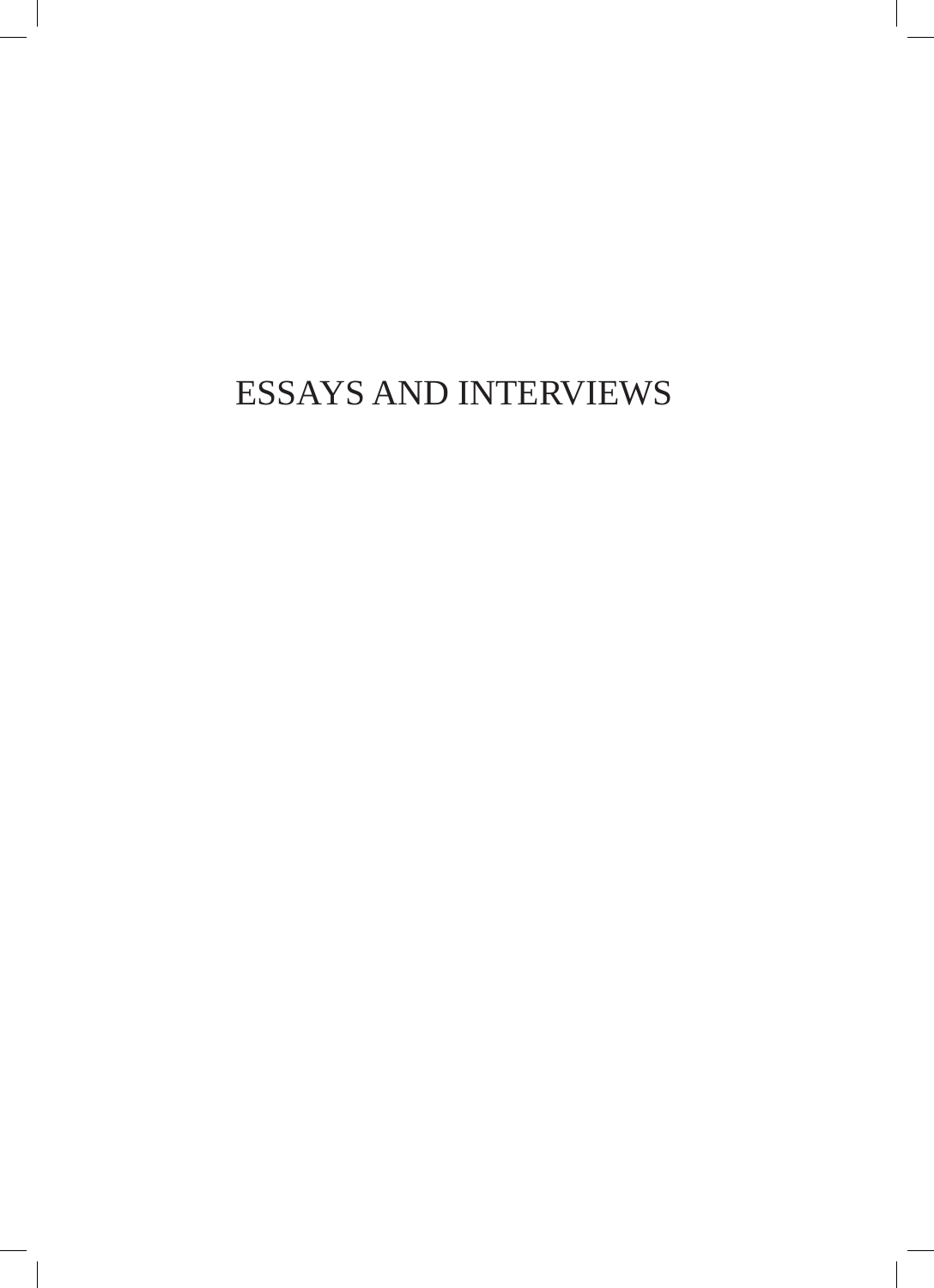# ESSAYS AND INTERVIEWS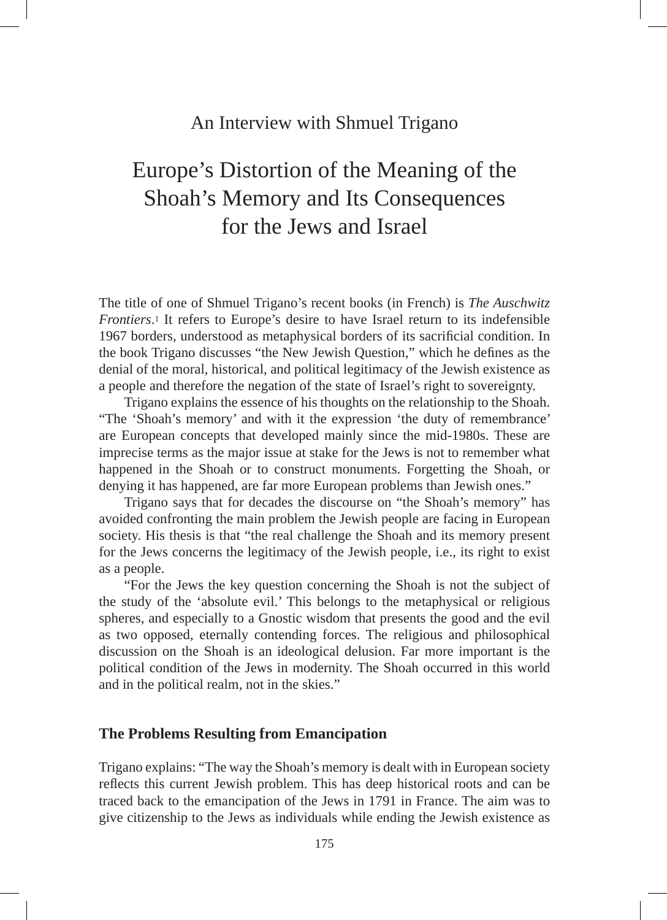An Interview with Shmuel Trigano

# Europe's Distortion of the Meaning of the Shoah's Memory and Its Consequences for the Jews and Israel

The title of one of Shmuel Trigano's recent books (in French) is *The Auschwitz Frontiers*.[1] It refers to Europe's desire to have Israel return to its indefensible 1967 borders, understood as metaphysical borders of its sacrificial condition. In the book Trigano discusses "the New Jewish Question," which he defines as the denial of the moral, historical, and political legitimacy of the Jewish existence as a people and therefore the negation of the state of Israel's right to sovereignty.

Trigano explains the essence of his thoughts on the relationship to the Shoah. "The 'Shoah's memory' and with it the expression 'the duty of remembrance' are European concepts that developed mainly since the mid-1980s. These are imprecise terms as the major issue at stake for the Jews is not to remember what happened in the Shoah or to construct monuments. Forgetting the Shoah, or denying it has happened, are far more European problems than Jewish ones."

Trigano says that for decades the discourse on "the Shoah's memory" has avoided confronting the main problem the Jewish people are facing in European society. His thesis is that "the real challenge the Shoah and its memory present for the Jews concerns the legitimacy of the Jewish people, i.e., its right to exist as a people.

"For the Jews the key question concerning the Shoah is not the subject of the study of the 'absolute evil.' This belongs to the metaphysical or religious spheres, and especially to a Gnostic wisdom that presents the good and the evil as two opposed, eternally contending forces. The religious and philosophical discussion on the Shoah is an ideological delusion. Far more important is the political condition of the Jews in modernity. The Shoah occurred in this world and in the political realm, not in the skies."

## The Problems Resulting from Emancipation

Trigano explains: "The way the Shoah's memory is dealt with in European society reflects this current Jewish problem. This has deep historical roots and can be traced back to the emancipation of the Jews in 1791 in France. The aim was to give citizenship to the Jews as individuals while ending the Jewish existence as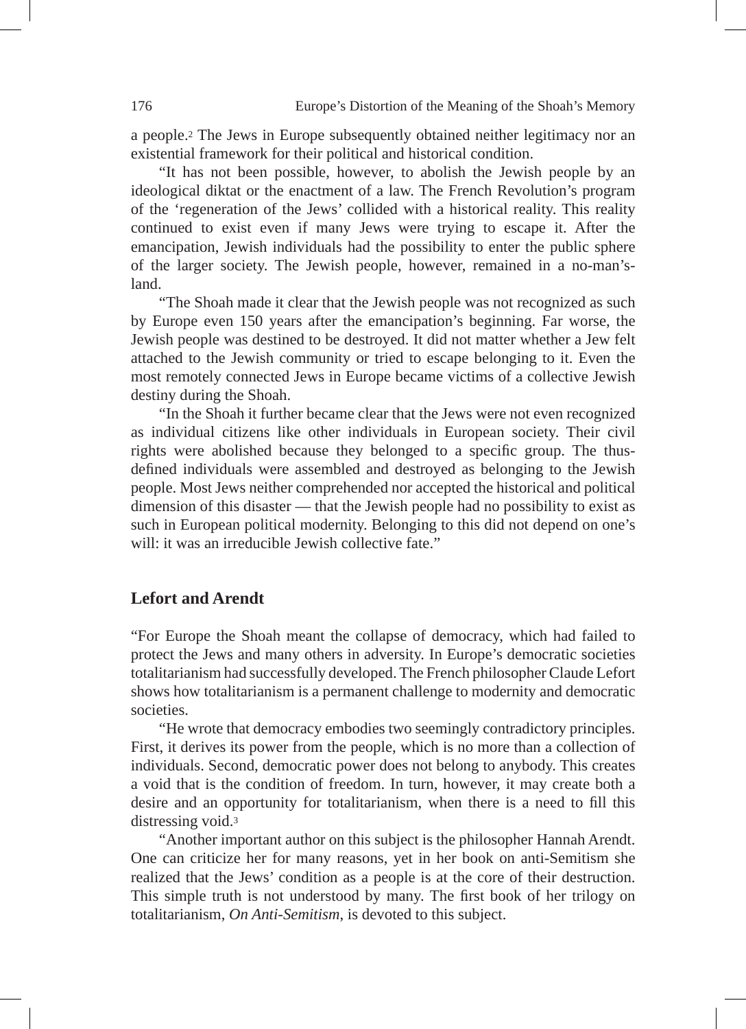a people.[2] The Jews in Europe subsequently obtained neither legitimacy nor an existential framework for their political and historical condition.

"It has not been possible, however, to abolish the Jewish people by an ideological diktat or the enactment of a law. The French Revolution's program of the 'regeneration of the Jews' collided with a historical reality. This reality continued to exist even if many Jews were trying to escape it. After the emancipation, Jewish individuals had the possibility to enter the public sphere of the larger society. The Jewish people, however, remained in a no-man's-land.

"The Shoah made it clear that the Jewish people was not recognized as such by Europe even 150 years after the emancipation's beginning. Far worse, the Jewish people was destined to be destroyed. It did not matter whether a Jew felt attached to the Jewish community or tried to escape belonging to it. Even the most remotely connected Jews in Europe became victims of a collective Jewish destiny during the Shoah.

"In the Shoah it further became clear that the Jews were not even recognized as individual citizens like other individuals in European society. Their civil rights were abolished because they belonged to a specific group. The thus-defined individuals were assembled and destroyed as belonging to the Jewish people. Most Jews neither comprehended nor accepted the historical and political dimension of this disaster — that the Jewish people had no possibility to exist as such in European political modernity. Belonging to this did not depend on one's will: it was an irreducible Jewish collective fate."

## Lefort and Arendt

"For Europe the Shoah meant the collapse of democracy, which had failed to protect the Jews and many others in adversity. In Europe's democratic societies totalitarianism had successfully developed. The French philosopher Claude Lefort shows how totalitarianism is a permanent challenge to modernity and democratic societies.

"He wrote that democracy embodies two seemingly contradictory principles. First, it derives its power from the people, which is no more than a collection of individuals. Second, democratic power does not belong to anybody. This creates a void that is the condition of freedom. In turn, however, it may create both a desire and an opportunity for totalitarianism, when there is a need to fill this distressing void.[3]

"Another important author on this subject is the philosopher Hannah Arendt. One can criticize her for many reasons, yet in her book on anti-Semitism she realized that the Jews' condition as a people is at the core of their destruction. This simple truth is not understood by many. The first book of her trilogy on totalitarianism, *On Anti-Semitism*, is devoted to this subject.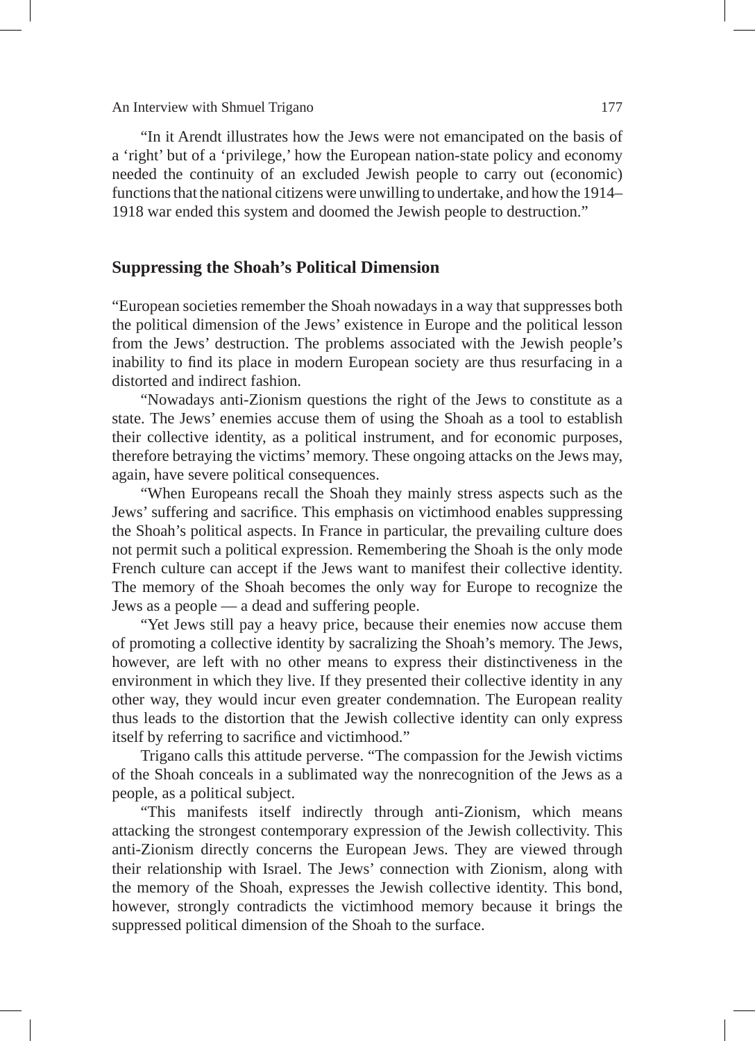"In it Arendt illustrates how the Jews were not emancipated on the basis of a 'right' but of a 'privilege,' how the European nation-state policy and economy needed the continuity of an excluded Jewish people to carry out (economic) functions that the national citizens were unwilling to undertake, and how the 1914–1918 war ended this system and doomed the Jewish people to destruction."

## Suppressing the Shoah's Political Dimension

"European societies remember the Shoah nowadays in a way that suppresses both the political dimension of the Jews' existence in Europe and the political lesson from the Jews' destruction. The problems associated with the Jewish people's inability to find its place in modern European society are thus resurfacing in a distorted and indirect fashion.

"Nowadays anti-Zionism questions the right of the Jews to constitute as a state. The Jews' enemies accuse them of using the Shoah as a tool to establish their collective identity, as a political instrument, and for economic purposes, therefore betraying the victims' memory. These ongoing attacks on the Jews may, again, have severe political consequences.

"When Europeans recall the Shoah they mainly stress aspects such as the Jews' suffering and sacrifice. This emphasis on victimhood enables suppressing the Shoah's political aspects. In France in particular, the prevailing culture does not permit such a political expression. Remembering the Shoah is the only mode French culture can accept if the Jews want to manifest their collective identity. The memory of the Shoah becomes the only way for Europe to recognize the Jews as a people — a dead and suffering people.

"Yet Jews still pay a heavy price, because their enemies now accuse them of promoting a collective identity by sacralizing the Shoah's memory. The Jews, however, are left with no other means to express their distinctiveness in the environment in which they live. If they presented their collective identity in any other way, they would incur even greater condemnation. The European reality thus leads to the distortion that the Jewish collective identity can only express itself by referring to sacrifice and victimhood."

Trigano calls this attitude perverse. "The compassion for the Jewish victims of the Shoah conceals in a sublimated way the nonrecognition of the Jews as a people, as a political subject.

"This manifests itself indirectly through anti-Zionism, which means attacking the strongest contemporary expression of the Jewish collectivity. This anti-Zionism directly concerns the European Jews. They are viewed through their relationship with Israel. The Jews' connection with Zionism, along with the memory of the Shoah, expresses the Jewish collective identity. This bond, however, strongly contradicts the victimhood memory because it brings the suppressed political dimension of the Shoah to the surface.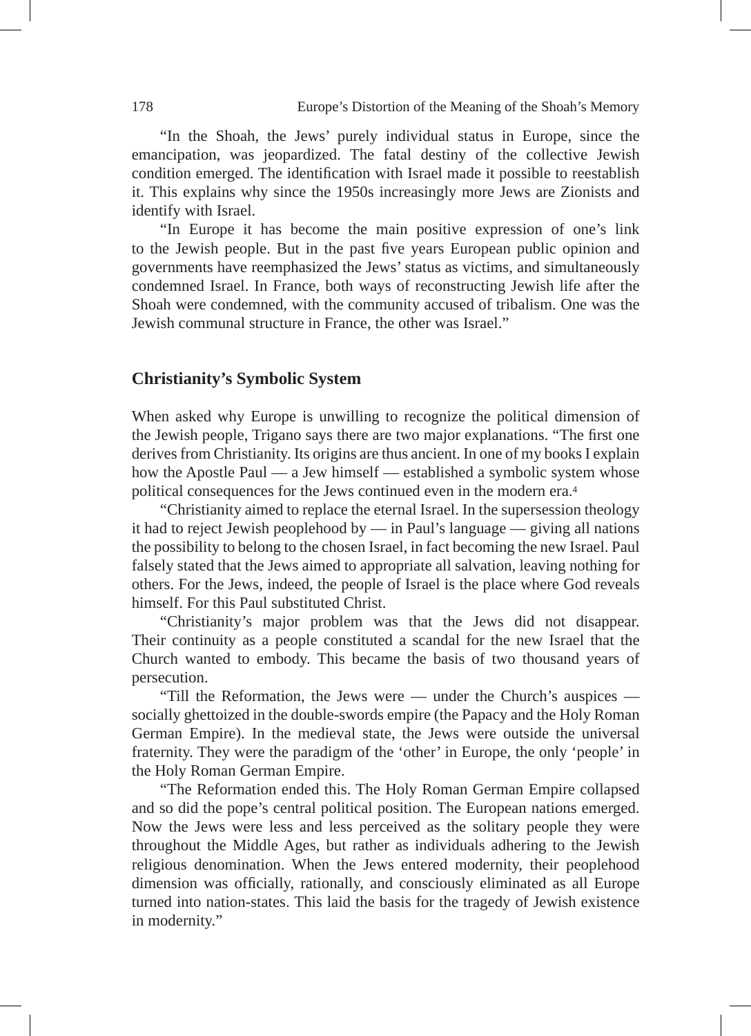"In the Shoah, the Jews' purely individual status in Europe, since the emancipation, was jeopardized. The fatal destiny of the collective Jewish condition emerged. The identification with Israel made it possible to reestablish it. This explains why since the 1950s increasingly more Jews are Zionists and identify with Israel.

"In Europe it has become the main positive expression of one's link to the Jewish people. But in the past five years European public opinion and governments have reemphasized the Jews' status as victims, and simultaneously condemned Israel. In France, both ways of reconstructing Jewish life after the Shoah were condemned, with the community accused of tribalism. One was the Jewish communal structure in France, the other was Israel."

## Christianity's Symbolic System

When asked why Europe is unwilling to recognize the political dimension of the Jewish people, Trigano says there are two major explanations. "The first one derives from Christianity. Its origins are thus ancient. In one of my books I explain how the Apostle Paul — a Jew himself — established a symbolic system whose political consequences for the Jews continued even in the modern era.[4]

"Christianity aimed to replace the eternal Israel. In the supersession theology it had to reject Jewish peoplehood by — in Paul's language — giving all nations the possibility to belong to the chosen Israel, in fact becoming the new Israel. Paul falsely stated that the Jews aimed to appropriate all salvation, leaving nothing for others. For the Jews, indeed, the people of Israel is the place where God reveals himself. For this Paul substituted Christ.

"Christianity's major problem was that the Jews did not disappear. Their continuity as a people constituted a scandal for the new Israel that the Church wanted to embody. This became the basis of two thousand years of persecution.

"Till the Reformation, the Jews were — under the Church's auspices — socially ghettoized in the double-swords empire (the Papacy and the Holy Roman German Empire). In the medieval state, the Jews were outside the universal fraternity. They were the paradigm of the 'other' in Europe, the only 'people' in the Holy Roman German Empire.

"The Reformation ended this. The Holy Roman German Empire collapsed and so did the pope's central political position. The European nations emerged. Now the Jews were less and less perceived as the solitary people they were throughout the Middle Ages, but rather as individuals adhering to the Jewish religious denomination. When the Jews entered modernity, their peoplehood dimension was officially, rationally, and consciously eliminated as all Europe turned into nation-states. This laid the basis for the tragedy of Jewish existence in modernity."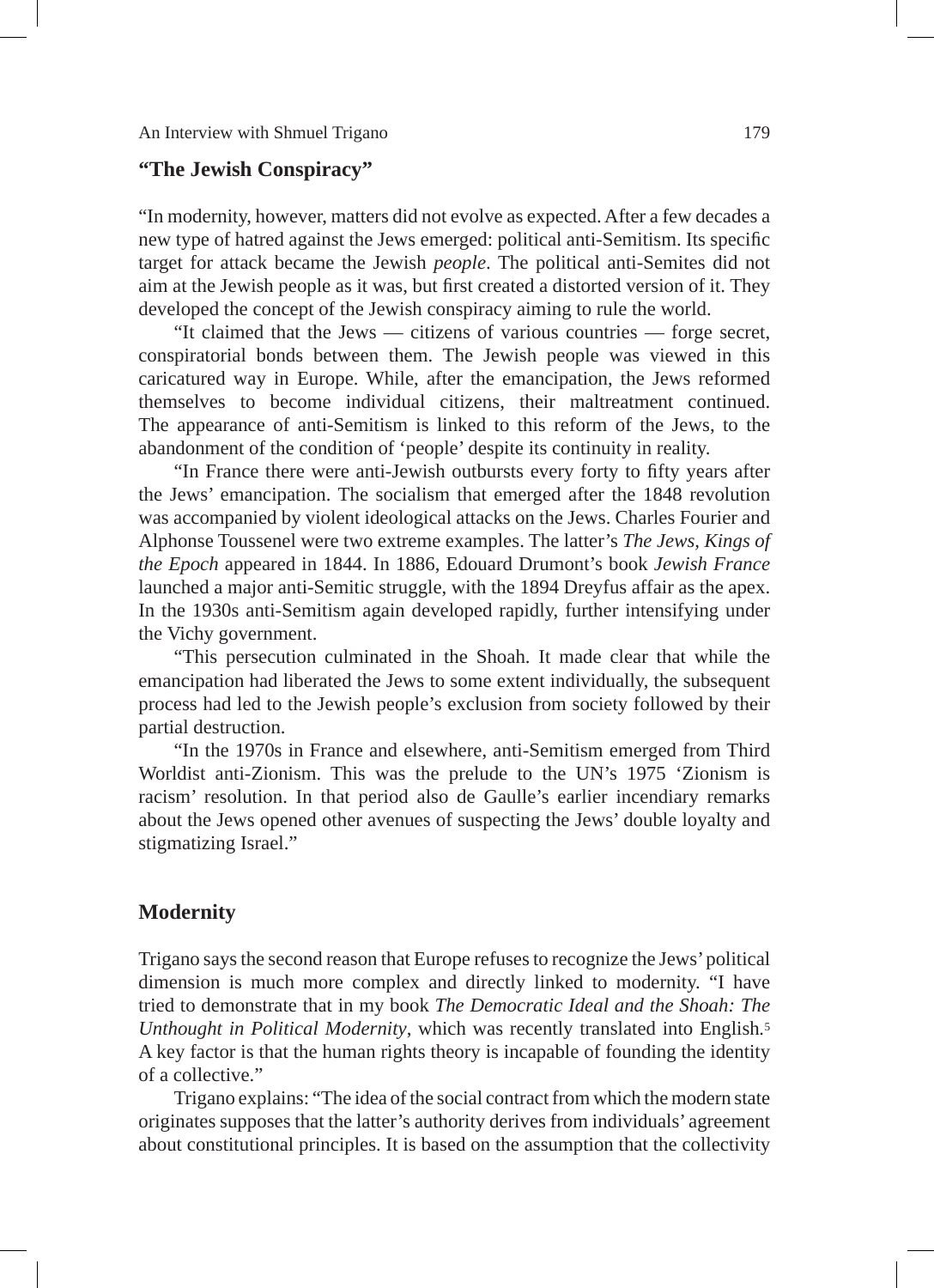## "The Jewish Conspiracy"

"In modernity, however, matters did not evolve as expected. After a few decades a new type of hatred against the Jews emerged: political anti-Semitism. Its specific target for attack became the Jewish *people*. The political anti-Semites did not aim at the Jewish people as it was, but first created a distorted version of it. They developed the concept of the Jewish conspiracy aiming to rule the world.

"It claimed that the Jews — citizens of various countries — forge secret, conspiratorial bonds between them. The Jewish people was viewed in this caricatured way in Europe. While, after the emancipation, the Jews reformed themselves to become individual citizens, their maltreatment continued. The appearance of anti-Semitism is linked to this reform of the Jews, to the abandonment of the condition of 'people' despite its continuity in reality.

"In France there were anti-Jewish outbursts every forty to fifty years after the Jews' emancipation. The socialism that emerged after the 1848 revolution was accompanied by violent ideological attacks on the Jews. Charles Fourier and Alphonse Toussenel were two extreme examples. The latter's *The Jews, Kings of the Epoch* appeared in 1844. In 1886, Edouard Drumont's book *Jewish France* launched a major anti-Semitic struggle, with the 1894 Dreyfus affair as the apex. In the 1930s anti-Semitism again developed rapidly, further intensifying under the Vichy government.

"This persecution culminated in the Shoah. It made clear that while the emancipation had liberated the Jews to some extent individually, the subsequent process had led to the Jewish people's exclusion from society followed by their partial destruction.

"In the 1970s in France and elsewhere, anti-Semitism emerged from Third Worldist anti-Zionism. This was the prelude to the UN's 1975 'Zionism is racism' resolution. In that period also de Gaulle's earlier incendiary remarks about the Jews opened other avenues of suspecting the Jews' double loyalty and stigmatizing Israel."

## Modernity

Trigano says the second reason that Europe refuses to recognize the Jews' political dimension is much more complex and directly linked to modernity. "I have tried to demonstrate that in my book *The Democratic Ideal and the Shoah: The Unthought in Political Modernity*, which was recently translated into English.[5] A key factor is that the human rights theory is incapable of founding the identity of a collective."

Trigano explains: "The idea of the social contract from which the modern state originates supposes that the latter's authority derives from individuals' agreement about constitutional principles. It is based on the assumption that the collectivity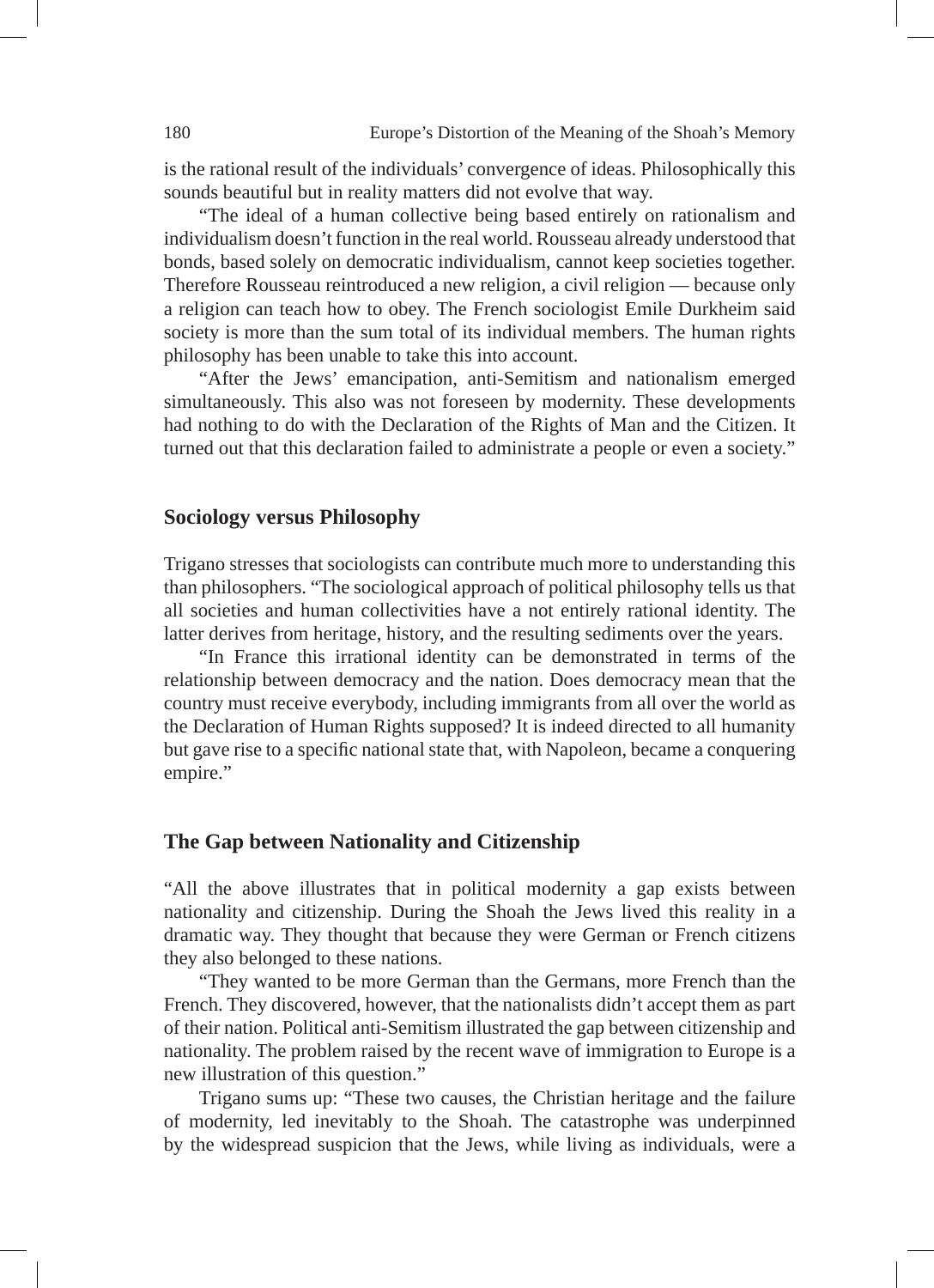is the rational result of the individuals' convergence of ideas. Philosophically this sounds beautiful but in reality matters did not evolve that way.

"The ideal of a human collective being based entirely on rationalism and individualism doesn't function in the real world. Rousseau already understood that bonds, based solely on democratic individualism, cannot keep societies together. Therefore Rousseau reintroduced a new religion, a civil religion — because only a religion can teach how to obey. The French sociologist Emile Durkheim said society is more than the sum total of its individual members. The human rights philosophy has been unable to take this into account.

"After the Jews' emancipation, anti-Semitism and nationalism emerged simultaneously. This also was not foreseen by modernity. These developments had nothing to do with the Declaration of the Rights of Man and the Citizen. It turned out that this declaration failed to administrate a people or even a society."

## Sociology versus Philosophy

Trigano stresses that sociologists can contribute much more to understanding this than philosophers. "The sociological approach of political philosophy tells us that all societies and human collectivities have a not entirely rational identity. The latter derives from heritage, history, and the resulting sediments over the years.

"In France this irrational identity can be demonstrated in terms of the relationship between democracy and the nation. Does democracy mean that the country must receive everybody, including immigrants from all over the world as the Declaration of Human Rights supposed? It is indeed directed to all humanity but gave rise to a specific national state that, with Napoleon, became a conquering empire."

## The Gap between Nationality and Citizenship

"All the above illustrates that in political modernity a gap exists between nationality and citizenship. During the Shoah the Jews lived this reality in a dramatic way. They thought that because they were German or French citizens they also belonged to these nations.

"They wanted to be more German than the Germans, more French than the French. They discovered, however, that the nationalists didn't accept them as part of their nation. Political anti-Semitism illustrated the gap between citizenship and nationality. The problem raised by the recent wave of immigration to Europe is a new illustration of this question."

Trigano sums up: "These two causes, the Christian heritage and the failure of modernity, led inevitably to the Shoah. The catastrophe was underpinned by the widespread suspicion that the Jews, while living as individuals, were a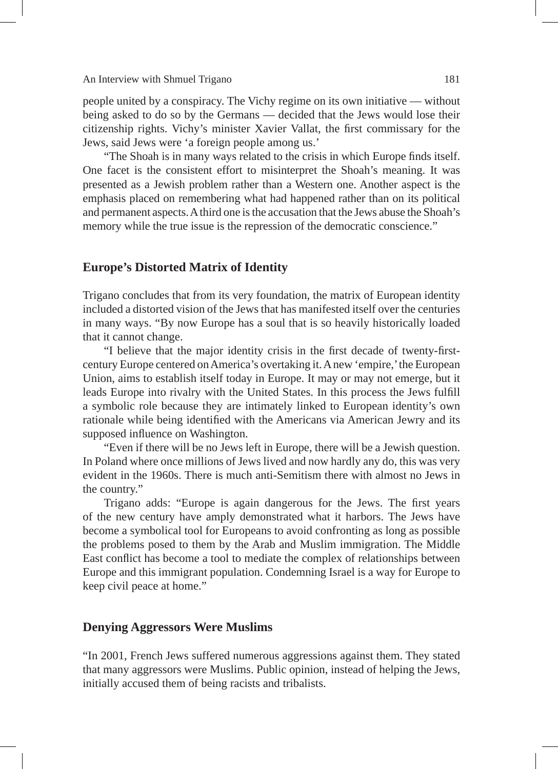people united by a conspiracy. The Vichy regime on its own initiative — without being asked to do so by the Germans — decided that the Jews would lose their citizenship rights. Vichy's minister Xavier Vallat, the first commissary for the Jews, said Jews were 'a foreign people among us.'

"The Shoah is in many ways related to the crisis in which Europe finds itself. One facet is the consistent effort to misinterpret the Shoah's meaning. It was presented as a Jewish problem rather than a Western one. Another aspect is the emphasis placed on remembering what had happened rather than on its political and permanent aspects. A third one is the accusation that the Jews abuse the Shoah's memory while the true issue is the repression of the democratic conscience."

## Europe's Distorted Matrix of Identity

Trigano concludes that from its very foundation, the matrix of European identity included a distorted vision of the Jews that has manifested itself over the centuries in many ways. "By now Europe has a soul that is so heavily historically loaded that it cannot change.

"I believe that the major identity crisis in the first decade of twenty-first-century Europe centered on America's overtaking it. A new 'empire,' the European Union, aims to establish itself today in Europe. It may or may not emerge, but it leads Europe into rivalry with the United States. In this process the Jews fulfill a symbolic role because they are intimately linked to European identity's own rationale while being identified with the Americans via American Jewry and its supposed influence on Washington.

"Even if there will be no Jews left in Europe, there will be a Jewish question. In Poland where once millions of Jews lived and now hardly any do, this was very evident in the 1960s. There is much anti-Semitism there with almost no Jews in the country."

Trigano adds: "Europe is again dangerous for the Jews. The first years of the new century have amply demonstrated what it harbors. The Jews have become a symbolical tool for Europeans to avoid confronting as long as possible the problems posed to them by the Arab and Muslim immigration. The Middle East conflict has become a tool to mediate the complex of relationships between Europe and this immigrant population. Condemning Israel is a way for Europe to keep civil peace at home."

## Denying Aggressors Were Muslims

"In 2001, French Jews suffered numerous aggressions against them. They stated that many aggressors were Muslims. Public opinion, instead of helping the Jews, initially accused them of being racists and tribalists.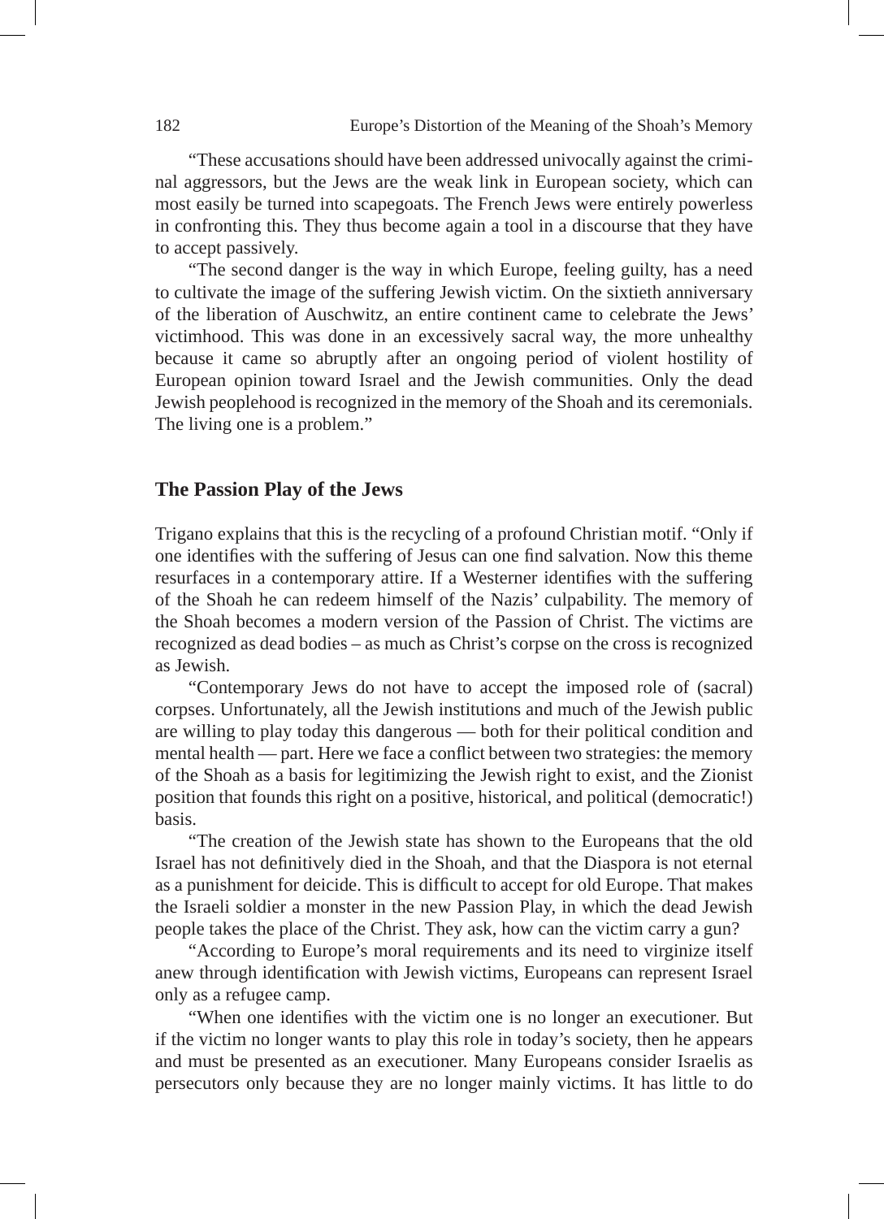"These accusations should have been addressed univocally against the criminal aggressors, but the Jews are the weak link in European society, which can most easily be turned into scapegoats. The French Jews were entirely powerless in confronting this. They thus become again a tool in a discourse that they have to accept passively.

"The second danger is the way in which Europe, feeling guilty, has a need to cultivate the image of the suffering Jewish victim. On the sixtieth anniversary of the liberation of Auschwitz, an entire continent came to celebrate the Jews' victimhood. This was done in an excessively sacral way, the more unhealthy because it came so abruptly after an ongoing period of violent hostility of European opinion toward Israel and the Jewish communities. Only the dead Jewish peoplehood is recognized in the memory of the Shoah and its ceremonials. The living one is a problem."

## The Passion Play of the Jews

Trigano explains that this is the recycling of a profound Christian motif. "Only if one identifies with the suffering of Jesus can one find salvation. Now this theme resurfaces in a contemporary attire. If a Westerner identifies with the suffering of the Shoah he can redeem himself of the Nazis' culpability. The memory of the Shoah becomes a modern version of the Passion of Christ. The victims are recognized as dead bodies – as much as Christ's corpse on the cross is recognized as Jewish.

"Contemporary Jews do not have to accept the imposed role of (sacral) corpses. Unfortunately, all the Jewish institutions and much of the Jewish public are willing to play today this dangerous — both for their political condition and mental health — part. Here we face a conflict between two strategies: the memory of the Shoah as a basis for legitimizing the Jewish right to exist, and the Zionist position that founds this right on a positive, historical, and political (democratic!) basis.

"The creation of the Jewish state has shown to the Europeans that the old Israel has not definitively died in the Shoah, and that the Diaspora is not eternal as a punishment for deicide. This is difficult to accept for old Europe. That makes the Israeli soldier a monster in the new Passion Play, in which the dead Jewish people takes the place of the Christ. They ask, how can the victim carry a gun?

"According to Europe's moral requirements and its need to virginize itself anew through identification with Jewish victims, Europeans can represent Israel only as a refugee camp.

"When one identifies with the victim one is no longer an executioner. But if the victim no longer wants to play this role in today's society, then he appears and must be presented as an executioner. Many Europeans consider Israelis as persecutors only because they are no longer mainly victims. It has little to do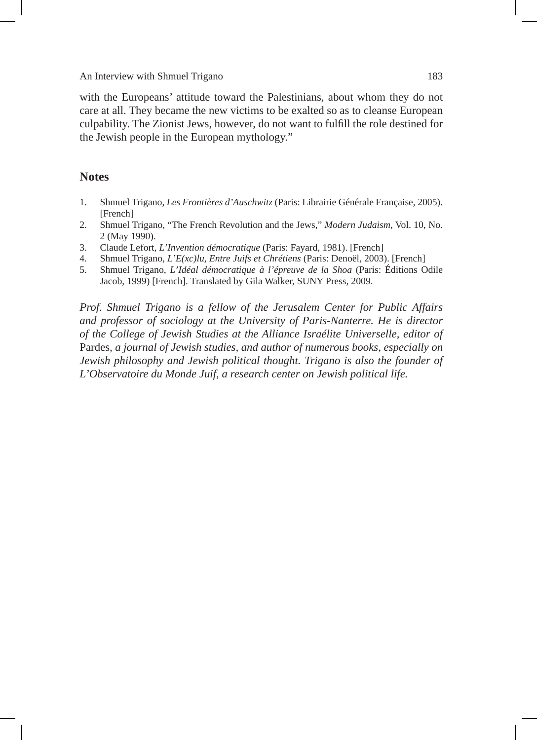with the Europeans' attitude toward the Palestinians, about whom they do not care at all. They became the new victims to be exalted so as to cleanse European culpability. The Zionist Jews, however, do not want to fulfill the role destined for the Jewish people in the European mythology."

## Notes

1. Shmuel Trigano, *Les Frontières d'Auschwitz* (Paris: Librairie Générale Française, 2005). [French]
2. Shmuel Trigano, "The French Revolution and the Jews," *Modern Judaism*, Vol. 10, No. 2 (May 1990).
3. Claude Lefort, *L'Invention démocratique* (Paris: Fayard, 1981). [French]
4. Shmuel Trigano, *L'E(xc)lu, Entre Juifs et Chrétiens* (Paris: Denoël, 2003). [French]
5. Shmuel Trigano, *L'Idéal démocratique à l'épreuve de la Shoa* (Paris: Éditions Odile Jacob, 1999) [French]. Translated by Gila Walker, SUNY Press, 2009.

*Prof. Shmuel Trigano is a fellow of the Jerusalem Center for Public Affairs and professor of sociology at the University of Paris-Nanterre. He is director of the College of Jewish Studies at the Alliance Israélite Universelle, editor of* Pardes*, a journal of Jewish studies, and author of numerous books, especially on Jewish philosophy and Jewish political thought. Trigano is also the founder of L'Observatoire du Monde Juif, a research center on Jewish political life.*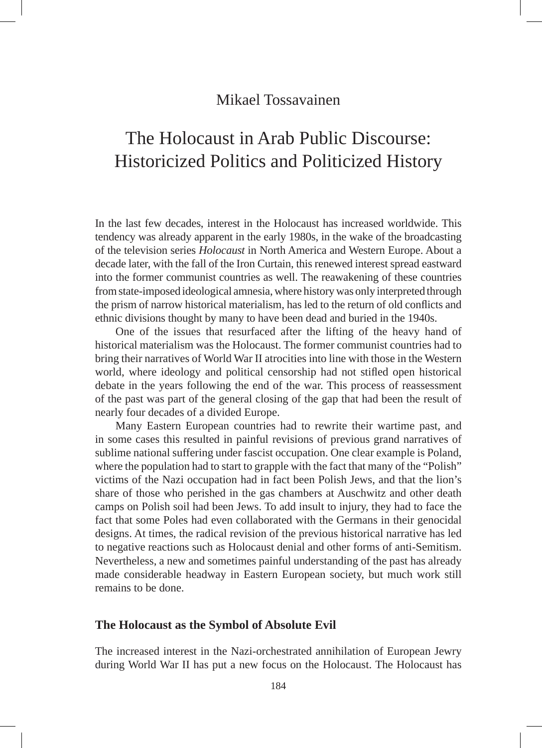Mikael Tossavainen

# The Holocaust in Arab Public Discourse: Historicized Politics and Politicized History

In the last few decades, interest in the Holocaust has increased worldwide. This tendency was already apparent in the early 1980s, in the wake of the broadcasting of the television series *Holocaust* in North America and Western Europe. About a decade later, with the fall of the Iron Curtain, this renewed interest spread eastward into the former communist countries as well. The reawakening of these countries from state-imposed ideological amnesia, where history was only interpreted through the prism of narrow historical materialism, has led to the return of old conflicts and ethnic divisions thought by many to have been dead and buried in the 1940s.

One of the issues that resurfaced after the lifting of the heavy hand of historical materialism was the Holocaust. The former communist countries had to bring their narratives of World War II atrocities into line with those in the Western world, where ideology and political censorship had not stifled open historical debate in the years following the end of the war. This process of reassessment of the past was part of the general closing of the gap that had been the result of nearly four decades of a divided Europe.

Many Eastern European countries had to rewrite their wartime past, and in some cases this resulted in painful revisions of previous grand narratives of sublime national suffering under fascist occupation. One clear example is Poland, where the population had to start to grapple with the fact that many of the "Polish" victims of the Nazi occupation had in fact been Polish Jews, and that the lion's share of those who perished in the gas chambers at Auschwitz and other death camps on Polish soil had been Jews. To add insult to injury, they had to face the fact that some Poles had even collaborated with the Germans in their genocidal designs. At times, the radical revision of the previous historical narrative has led to negative reactions such as Holocaust denial and other forms of anti-Semitism. Nevertheless, a new and sometimes painful understanding of the past has already made considerable headway in Eastern European society, but much work still remains to be done.

## The Holocaust as the Symbol of Absolute Evil

The increased interest in the Nazi-orchestrated annihilation of European Jewry during World War II has put a new focus on the Holocaust. The Holocaust has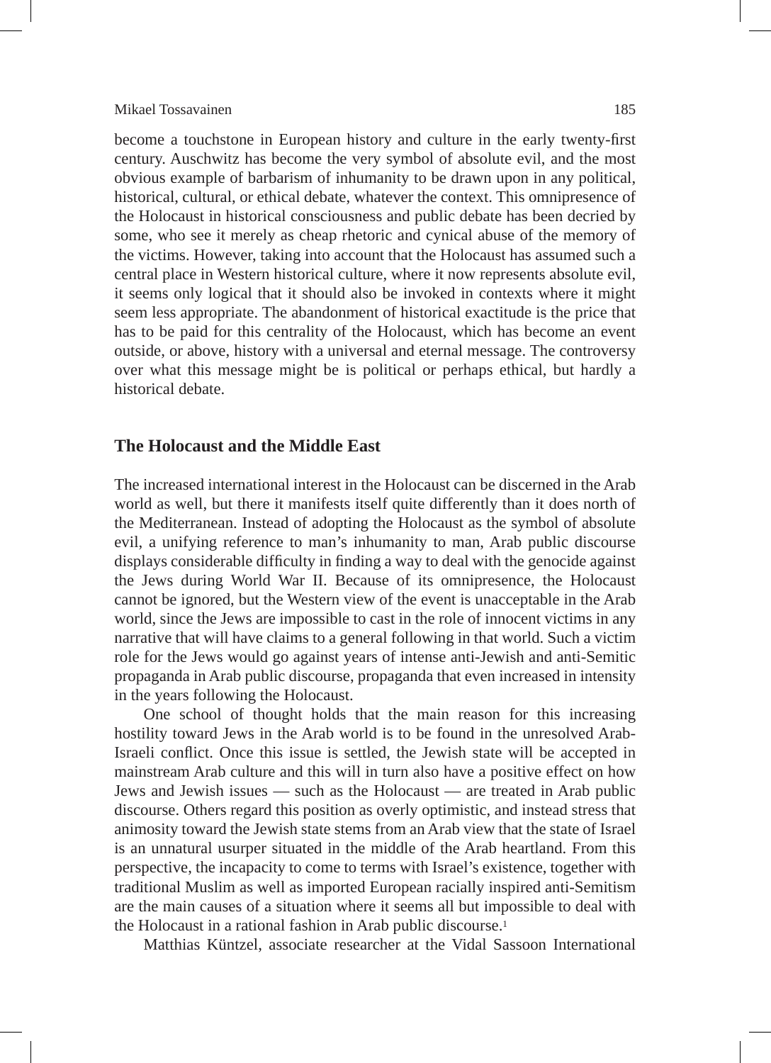become a touchstone in European history and culture in the early twenty-first century. Auschwitz has become the very symbol of absolute evil, and the most obvious example of barbarism of inhumanity to be drawn upon in any political, historical, cultural, or ethical debate, whatever the context. This omnipresence of the Holocaust in historical consciousness and public debate has been decried by some, who see it merely as cheap rhetoric and cynical abuse of the memory of the victims. However, taking into account that the Holocaust has assumed such a central place in Western historical culture, where it now represents absolute evil, it seems only logical that it should also be invoked in contexts where it might seem less appropriate. The abandonment of historical exactitude is the price that has to be paid for this centrality of the Holocaust, which has become an event outside, or above, history with a universal and eternal message. The controversy over what this message might be is political or perhaps ethical, but hardly a historical debate.

## The Holocaust and the Middle East

The increased international interest in the Holocaust can be discerned in the Arab world as well, but there it manifests itself quite differently than it does north of the Mediterranean. Instead of adopting the Holocaust as the symbol of absolute evil, a unifying reference to man's inhumanity to man, Arab public discourse displays considerable difficulty in finding a way to deal with the genocide against the Jews during World War II. Because of its omnipresence, the Holocaust cannot be ignored, but the Western view of the event is unacceptable in the Arab world, since the Jews are impossible to cast in the role of innocent victims in any narrative that will have claims to a general following in that world. Such a victim role for the Jews would go against years of intense anti-Jewish and anti-Semitic propaganda in Arab public discourse, propaganda that even increased in intensity in the years following the Holocaust.

One school of thought holds that the main reason for this increasing hostility toward Jews in the Arab world is to be found in the unresolved Arab-Israeli conflict. Once this issue is settled, the Jewish state will be accepted in mainstream Arab culture and this will in turn also have a positive effect on how Jews and Jewish issues — such as the Holocaust — are treated in Arab public discourse. Others regard this position as overly optimistic, and instead stress that animosity toward the Jewish state stems from an Arab view that the state of Israel is an unnatural usurper situated in the middle of the Arab heartland. From this perspective, the incapacity to come to terms with Israel's existence, together with traditional Muslim as well as imported European racially inspired anti-Semitism are the main causes of a situation where it seems all but impossible to deal with the Holocaust in a rational fashion in Arab public discourse.[1]

Matthias Küntzel, associate researcher at the Vidal Sassoon International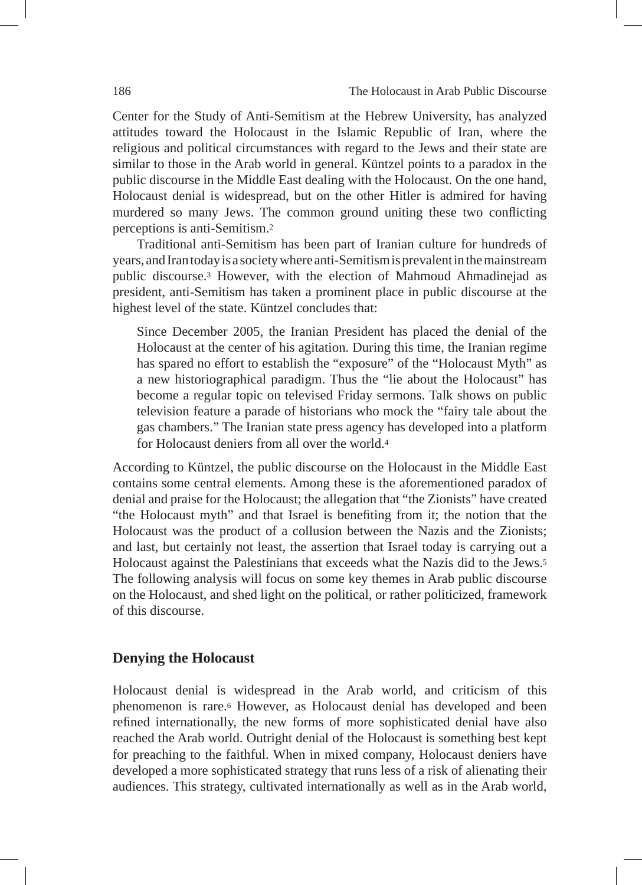Center for the Study of Anti-Semitism at the Hebrew University, has analyzed attitudes toward the Holocaust in the Islamic Republic of Iran, where the religious and political circumstances with regard to the Jews and their state are similar to those in the Arab world in general. Küntzel points to a paradox in the public discourse in the Middle East dealing with the Holocaust. On the one hand, Holocaust denial is widespread, but on the other Hitler is admired for having murdered so many Jews. The common ground uniting these two conflicting perceptions is anti-Semitism.[2]

Traditional anti-Semitism has been part of Iranian culture for hundreds of years, and Iran today is a society where anti-Semitism is prevalent in the mainstream public discourse.[3] However, with the election of Mahmoud Ahmadinejad as president, anti-Semitism has taken a prominent place in public discourse at the highest level of the state. Küntzel concludes that:

> Since December 2005, the Iranian President has placed the denial of the Holocaust at the center of his agitation. During this time, the Iranian regime has spared no effort to establish the "exposure" of the "Holocaust Myth" as a new historiographical paradigm. Thus the "lie about the Holocaust" has become a regular topic on televised Friday sermons. Talk shows on public television feature a parade of historians who mock the "fairy tale about the gas chambers." The Iranian state press agency has developed into a platform for Holocaust deniers from all over the world.[4]

According to Küntzel, the public discourse on the Holocaust in the Middle East contains some central elements. Among these is the aforementioned paradox of denial and praise for the Holocaust; the allegation that "the Zionists" have created "the Holocaust myth" and that Israel is benefiting from it; the notion that the Holocaust was the product of a collusion between the Nazis and the Zionists; and last, but certainly not least, the assertion that Israel today is carrying out a Holocaust against the Palestinians that exceeds what the Nazis did to the Jews.[5] The following analysis will focus on some key themes in Arab public discourse on the Holocaust, and shed light on the political, or rather politicized, framework of this discourse.

## Denying the Holocaust

Holocaust denial is widespread in the Arab world, and criticism of this phenomenon is rare.[6] However, as Holocaust denial has developed and been refined internationally, the new forms of more sophisticated denial have also reached the Arab world. Outright denial of the Holocaust is something best kept for preaching to the faithful. When in mixed company, Holocaust deniers have developed a more sophisticated strategy that runs less of a risk of alienating their audiences. This strategy, cultivated internationally as well as in the Arab world,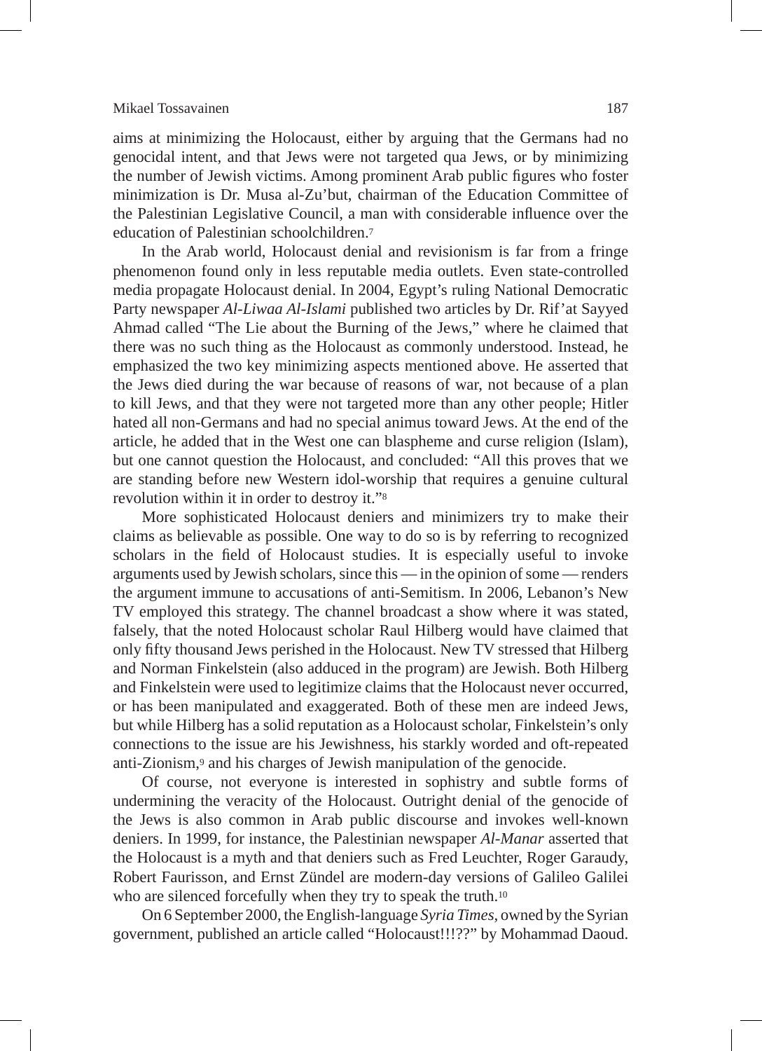aims at minimizing the Holocaust, either by arguing that the Germans had no genocidal intent, and that Jews were not targeted qua Jews, or by minimizing the number of Jewish victims. Among prominent Arab public figures who foster minimization is Dr. Musa al-Zu'but, chairman of the Education Committee of the Palestinian Legislative Council, a man with considerable influence over the education of Palestinian schoolchildren.[7]

In the Arab world, Holocaust denial and revisionism is far from a fringe phenomenon found only in less reputable media outlets. Even state-controlled media propagate Holocaust denial. In 2004, Egypt's ruling National Democratic Party newspaper *Al-Liwaa Al-Islami* published two articles by Dr. Rif'at Sayyed Ahmad called "The Lie about the Burning of the Jews," where he claimed that there was no such thing as the Holocaust as commonly understood. Instead, he emphasized the two key minimizing aspects mentioned above. He asserted that the Jews died during the war because of reasons of war, not because of a plan to kill Jews, and that they were not targeted more than any other people; Hitler hated all non-Germans and had no special animus toward Jews. At the end of the article, he added that in the West one can blaspheme and curse religion (Islam), but one cannot question the Holocaust, and concluded: "All this proves that we are standing before new Western idol-worship that requires a genuine cultural revolution within it in order to destroy it."[8]

More sophisticated Holocaust deniers and minimizers try to make their claims as believable as possible. One way to do so is by referring to recognized scholars in the field of Holocaust studies. It is especially useful to invoke arguments used by Jewish scholars, since this — in the opinion of some — renders the argument immune to accusations of anti-Semitism. In 2006, Lebanon's New TV employed this strategy. The channel broadcast a show where it was stated, falsely, that the noted Holocaust scholar Raul Hilberg would have claimed that only fifty thousand Jews perished in the Holocaust. New TV stressed that Hilberg and Norman Finkelstein (also adduced in the program) are Jewish. Both Hilberg and Finkelstein were used to legitimize claims that the Holocaust never occurred, or has been manipulated and exaggerated. Both of these men are indeed Jews, but while Hilberg has a solid reputation as a Holocaust scholar, Finkelstein's only connections to the issue are his Jewishness, his starkly worded and oft-repeated anti-Zionism,[9] and his charges of Jewish manipulation of the genocide.

Of course, not everyone is interested in sophistry and subtle forms of undermining the veracity of the Holocaust. Outright denial of the genocide of the Jews is also common in Arab public discourse and invokes well-known deniers. In 1999, for instance, the Palestinian newspaper *Al-Manar* asserted that the Holocaust is a myth and that deniers such as Fred Leuchter, Roger Garaudy, Robert Faurisson, and Ernst Zündel are modern-day versions of Galileo Galilei who are silenced forcefully when they try to speak the truth.[10]

On 6 September 2000, the English-language *Syria Times*, owned by the Syrian government, published an article called "Holocaust!!!??" by Mohammad Daoud.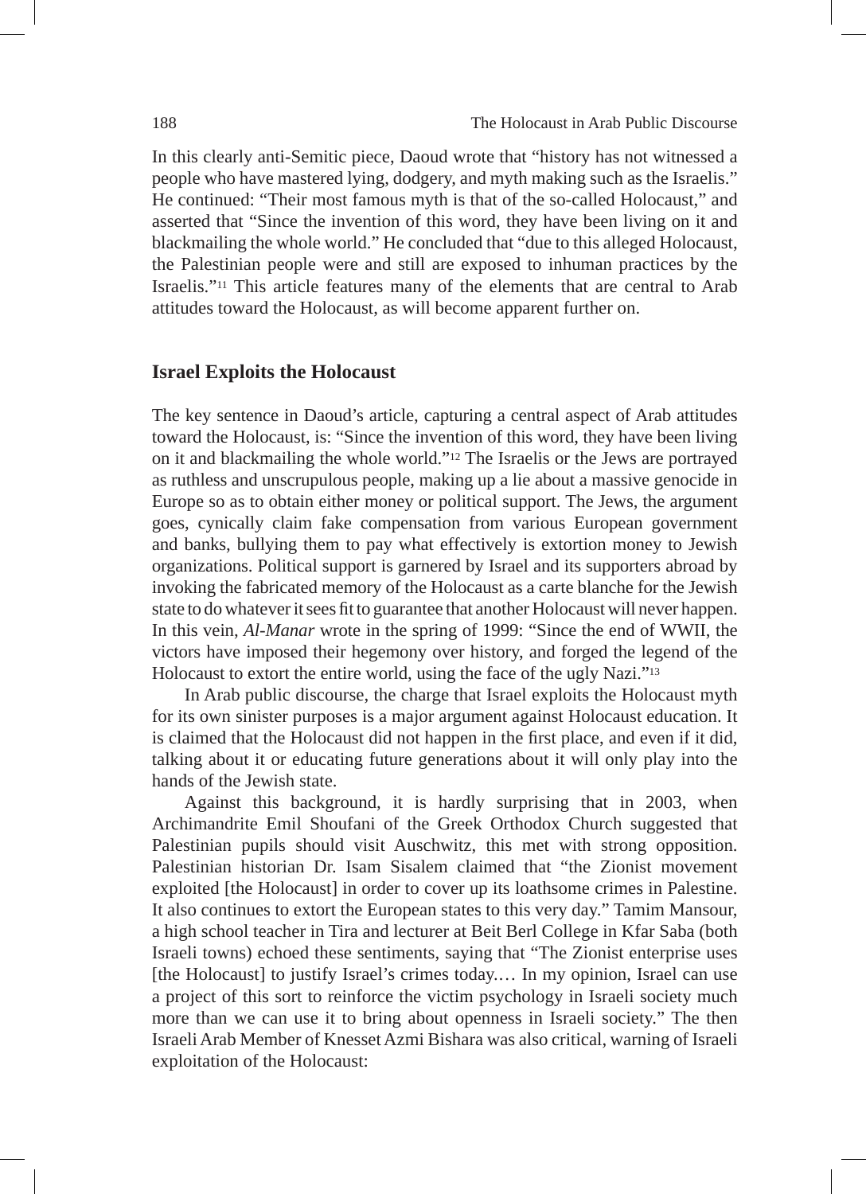In this clearly anti-Semitic piece, Daoud wrote that "history has not witnessed a people who have mastered lying, dodgery, and myth making such as the Israelis." He continued: "Their most famous myth is that of the so-called Holocaust," and asserted that "Since the invention of this word, they have been living on it and blackmailing the whole world." He concluded that "due to this alleged Holocaust, the Palestinian people were and still are exposed to inhuman practices by the Israelis."[11] This article features many of the elements that are central to Arab attitudes toward the Holocaust, as will become apparent further on.

## Israel Exploits the Holocaust

The key sentence in Daoud's article, capturing a central aspect of Arab attitudes toward the Holocaust, is: "Since the invention of this word, they have been living on it and blackmailing the whole world."[12] The Israelis or the Jews are portrayed as ruthless and unscrupulous people, making up a lie about a massive genocide in Europe so as to obtain either money or political support. The Jews, the argument goes, cynically claim fake compensation from various European government and banks, bullying them to pay what effectively is extortion money to Jewish organizations. Political support is garnered by Israel and its supporters abroad by invoking the fabricated memory of the Holocaust as a carte blanche for the Jewish state to do whatever it sees fit to guarantee that another Holocaust will never happen. In this vein, *Al-Manar* wrote in the spring of 1999: "Since the end of WWII, the victors have imposed their hegemony over history, and forged the legend of the Holocaust to extort the entire world, using the face of the ugly Nazi."[13]

In Arab public discourse, the charge that Israel exploits the Holocaust myth for its own sinister purposes is a major argument against Holocaust education. It is claimed that the Holocaust did not happen in the first place, and even if it did, talking about it or educating future generations about it will only play into the hands of the Jewish state.

Against this background, it is hardly surprising that in 2003, when Archimandrite Emil Shoufani of the Greek Orthodox Church suggested that Palestinian pupils should visit Auschwitz, this met with strong opposition. Palestinian historian Dr. Isam Sisalem claimed that "the Zionist movement exploited [the Holocaust] in order to cover up its loathsome crimes in Palestine. It also continues to extort the European states to this very day." Tamim Mansour, a high school teacher in Tira and lecturer at Beit Berl College in Kfar Saba (both Israeli towns) echoed these sentiments, saying that "The Zionist enterprise uses [the Holocaust] to justify Israel's crimes today.… In my opinion, Israel can use a project of this sort to reinforce the victim psychology in Israeli society much more than we can use it to bring about openness in Israeli society." The then Israeli Arab Member of Knesset Azmi Bishara was also critical, warning of Israeli exploitation of the Holocaust: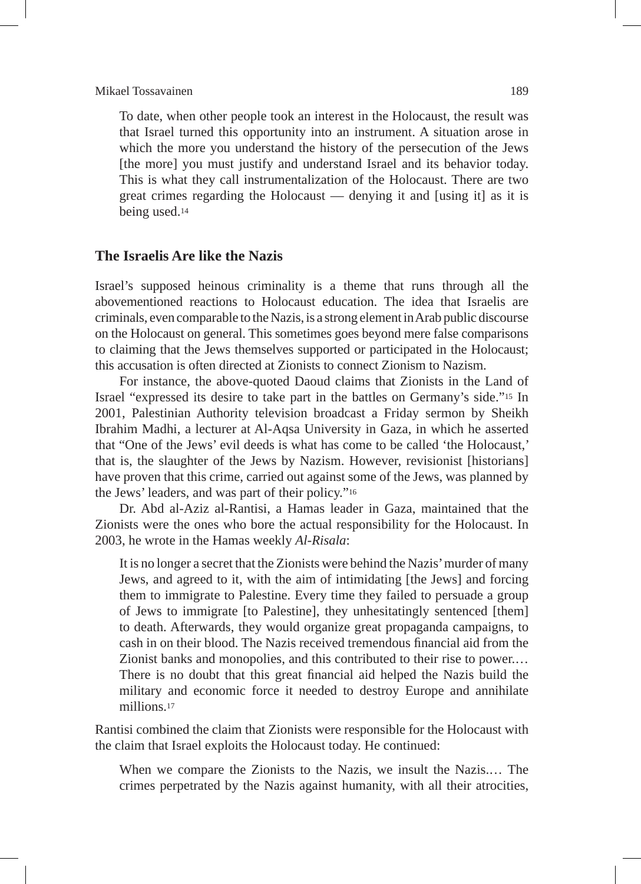> To date, when other people took an interest in the Holocaust, the result was that Israel turned this opportunity into an instrument. A situation arose in which the more you understand the history of the persecution of the Jews [the more] you must justify and understand Israel and its behavior today. This is what they call instrumentalization of the Holocaust. There are two great crimes regarding the Holocaust — denying it and [using it] as it is being used.[14]

## The Israelis Are like the Nazis

Israel's supposed heinous criminality is a theme that runs through all the abovementioned reactions to Holocaust education. The idea that Israelis are criminals, even comparable to the Nazis, is a strong element in Arab public discourse on the Holocaust on general. This sometimes goes beyond mere false comparisons to claiming that the Jews themselves supported or participated in the Holocaust; this accusation is often directed at Zionists to connect Zionism to Nazism.

For instance, the above-quoted Daoud claims that Zionists in the Land of Israel "expressed its desire to take part in the battles on Germany's side."[15] In 2001, Palestinian Authority television broadcast a Friday sermon by Sheikh Ibrahim Madhi, a lecturer at Al-Aqsa University in Gaza, in which he asserted that "One of the Jews' evil deeds is what has come to be called 'the Holocaust,' that is, the slaughter of the Jews by Nazism. However, revisionist [historians] have proven that this crime, carried out against some of the Jews, was planned by the Jews' leaders, and was part of their policy."[16]

Dr. Abd al-Aziz al-Rantisi, a Hamas leader in Gaza, maintained that the Zionists were the ones who bore the actual responsibility for the Holocaust. In 2003, he wrote in the Hamas weekly *Al-Risala*:

> It is no longer a secret that the Zionists were behind the Nazis' murder of many Jews, and agreed to it, with the aim of intimidating [the Jews] and forcing them to immigrate to Palestine. Every time they failed to persuade a group of Jews to immigrate [to Palestine], they unhesitatingly sentenced [them] to death. Afterwards, they would organize great propaganda campaigns, to cash in on their blood. The Nazis received tremendous financial aid from the Zionist banks and monopolies, and this contributed to their rise to power.… There is no doubt that this great financial aid helped the Nazis build the military and economic force it needed to destroy Europe and annihilate millions.[17]

Rantisi combined the claim that Zionists were responsible for the Holocaust with the claim that Israel exploits the Holocaust today. He continued:

> When we compare the Zionists to the Nazis, we insult the Nazis.… The crimes perpetrated by the Nazis against humanity, with all their atrocities,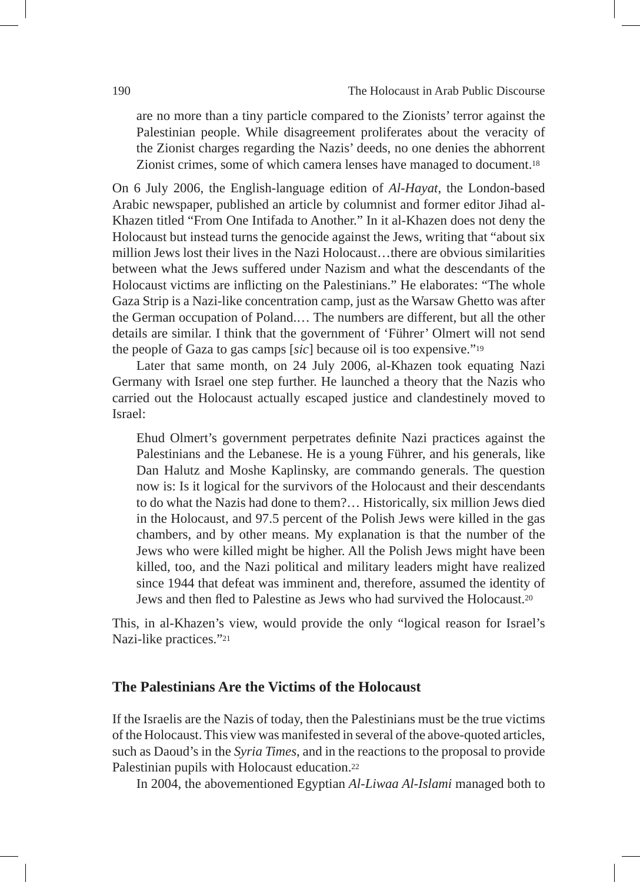> are no more than a tiny particle compared to the Zionists' terror against the Palestinian people. While disagreement proliferates about the veracity of the Zionist charges regarding the Nazis' deeds, no one denies the abhorrent Zionist crimes, some of which camera lenses have managed to document.[18]

On 6 July 2006, the English-language edition of *Al-Hayat*, the London-based Arabic newspaper, published an article by columnist and former editor Jihad al-Khazen titled "From One Intifada to Another." In it al-Khazen does not deny the Holocaust but instead turns the genocide against the Jews, writing that "about six million Jews lost their lives in the Nazi Holocaust…there are obvious similarities between what the Jews suffered under Nazism and what the descendants of the Holocaust victims are inflicting on the Palestinians." He elaborates: "The whole Gaza Strip is a Nazi-like concentration camp, just as the Warsaw Ghetto was after the German occupation of Poland.… The numbers are different, but all the other details are similar. I think that the government of 'Führer' Olmert will not send the people of Gaza to gas camps [*sic*] because oil is too expensive."[19]

Later that same month, on 24 July 2006, al-Khazen took equating Nazi Germany with Israel one step further. He launched a theory that the Nazis who carried out the Holocaust actually escaped justice and clandestinely moved to Israel:

> Ehud Olmert's government perpetrates definite Nazi practices against the Palestinians and the Lebanese. He is a young Führer, and his generals, like Dan Halutz and Moshe Kaplinsky, are commando generals. The question now is: Is it logical for the survivors of the Holocaust and their descendants to do what the Nazis had done to them?… Historically, six million Jews died in the Holocaust, and 97.5 percent of the Polish Jews were killed in the gas chambers, and by other means. My explanation is that the number of the Jews who were killed might be higher. All the Polish Jews might have been killed, too, and the Nazi political and military leaders might have realized since 1944 that defeat was imminent and, therefore, assumed the identity of Jews and then fled to Palestine as Jews who had survived the Holocaust.[20]

This, in al-Khazen's view, would provide the only "logical reason for Israel's Nazi-like practices."[21]

## The Palestinians Are the Victims of the Holocaust

If the Israelis are the Nazis of today, then the Palestinians must be the true victims of the Holocaust. This view was manifested in several of the above-quoted articles, such as Daoud's in the *Syria Times*, and in the reactions to the proposal to provide Palestinian pupils with Holocaust education.[22]

In 2004, the abovementioned Egyptian *Al-Liwaa Al-Islami* managed both to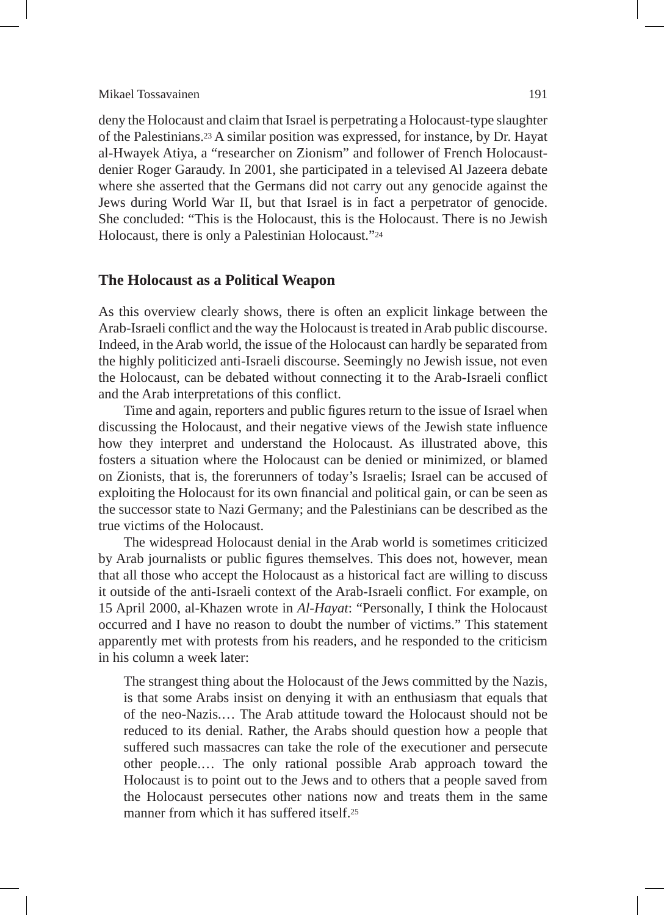deny the Holocaust and claim that Israel is perpetrating a Holocaust-type slaughter of the Palestinians.[23] A similar position was expressed, for instance, by Dr. Hayat al-Hwayek Atiya, a "researcher on Zionism" and follower of French Holocaust-denier Roger Garaudy. In 2001, she participated in a televised Al Jazeera debate where she asserted that the Germans did not carry out any genocide against the Jews during World War II, but that Israel is in fact a perpetrator of genocide. She concluded: "This is the Holocaust, this is the Holocaust. There is no Jewish Holocaust, there is only a Palestinian Holocaust."[24]

## The Holocaust as a Political Weapon

As this overview clearly shows, there is often an explicit linkage between the Arab-Israeli conflict and the way the Holocaust is treated in Arab public discourse. Indeed, in the Arab world, the issue of the Holocaust can hardly be separated from the highly politicized anti-Israeli discourse. Seemingly no Jewish issue, not even the Holocaust, can be debated without connecting it to the Arab-Israeli conflict and the Arab interpretations of this conflict.

Time and again, reporters and public figures return to the issue of Israel when discussing the Holocaust, and their negative views of the Jewish state influence how they interpret and understand the Holocaust. As illustrated above, this fosters a situation where the Holocaust can be denied or minimized, or blamed on Zionists, that is, the forerunners of today's Israelis; Israel can be accused of exploiting the Holocaust for its own financial and political gain, or can be seen as the successor state to Nazi Germany; and the Palestinians can be described as the true victims of the Holocaust.

The widespread Holocaust denial in the Arab world is sometimes criticized by Arab journalists or public figures themselves. This does not, however, mean that all those who accept the Holocaust as a historical fact are willing to discuss it outside of the anti-Israeli context of the Arab-Israeli conflict. For example, on 15 April 2000, al-Khazen wrote in *Al-Hayat*: "Personally, I think the Holocaust occurred and I have no reason to doubt the number of victims." This statement apparently met with protests from his readers, and he responded to the criticism in his column a week later:

> The strangest thing about the Holocaust of the Jews committed by the Nazis, is that some Arabs insist on denying it with an enthusiasm that equals that of the neo-Nazis.… The Arab attitude toward the Holocaust should not be reduced to its denial. Rather, the Arabs should question how a people that suffered such massacres can take the role of the executioner and persecute other people.… The only rational possible Arab approach toward the Holocaust is to point out to the Jews and to others that a people saved from the Holocaust persecutes other nations now and treats them in the same manner from which it has suffered itself.[25]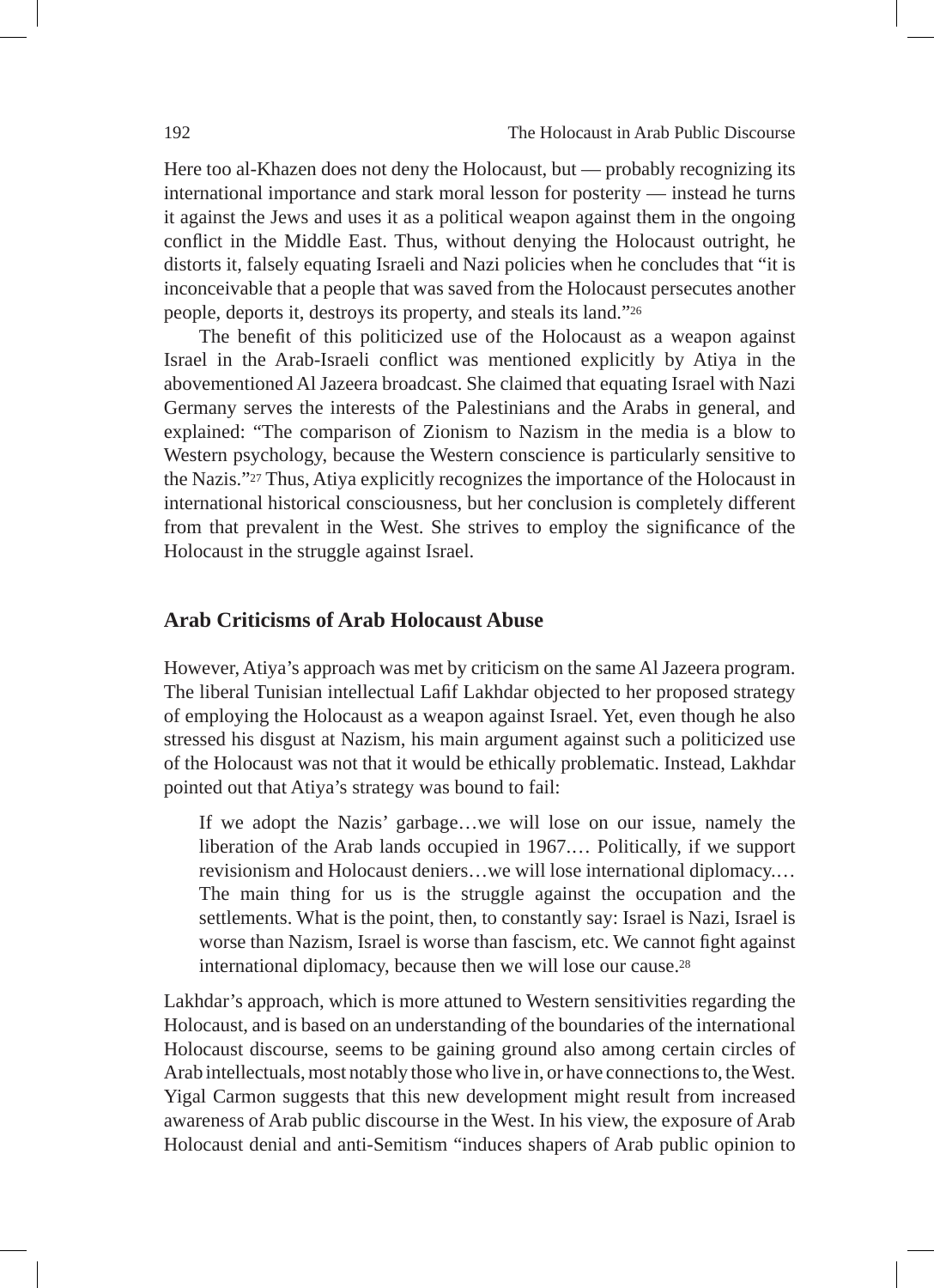Here too al-Khazen does not deny the Holocaust, but — probably recognizing its international importance and stark moral lesson for posterity — instead he turns it against the Jews and uses it as a political weapon against them in the ongoing conflict in the Middle East. Thus, without denying the Holocaust outright, he distorts it, falsely equating Israeli and Nazi policies when he concludes that "it is inconceivable that a people that was saved from the Holocaust persecutes another people, deports it, destroys its property, and steals its land."[26]

The benefit of this politicized use of the Holocaust as a weapon against Israel in the Arab-Israeli conflict was mentioned explicitly by Atiya in the abovementioned Al Jazeera broadcast. She claimed that equating Israel with Nazi Germany serves the interests of the Palestinians and the Arabs in general, and explained: "The comparison of Zionism to Nazism in the media is a blow to Western psychology, because the Western conscience is particularly sensitive to the Nazis."[27] Thus, Atiya explicitly recognizes the importance of the Holocaust in international historical consciousness, but her conclusion is completely different from that prevalent in the West. She strives to employ the significance of the Holocaust in the struggle against Israel.

## Arab Criticisms of Arab Holocaust Abuse

However, Atiya's approach was met by criticism on the same Al Jazeera program. The liberal Tunisian intellectual Lafif Lakhdar objected to her proposed strategy of employing the Holocaust as a weapon against Israel. Yet, even though he also stressed his disgust at Nazism, his main argument against such a politicized use of the Holocaust was not that it would be ethically problematic. Instead, Lakhdar pointed out that Atiya's strategy was bound to fail:

> If we adopt the Nazis' garbage…we will lose on our issue, namely the liberation of the Arab lands occupied in 1967.… Politically, if we support revisionism and Holocaust deniers…we will lose international diplomacy.… The main thing for us is the struggle against the occupation and the settlements. What is the point, then, to constantly say: Israel is Nazi, Israel is worse than Nazism, Israel is worse than fascism, etc. We cannot fight against international diplomacy, because then we will lose our cause.[28]

Lakhdar's approach, which is more attuned to Western sensitivities regarding the Holocaust, and is based on an understanding of the boundaries of the international Holocaust discourse, seems to be gaining ground also among certain circles of Arab intellectuals, most notably those who live in, or have connections to, the West. Yigal Carmon suggests that this new development might result from increased awareness of Arab public discourse in the West. In his view, the exposure of Arab Holocaust denial and anti-Semitism "induces shapers of Arab public opinion to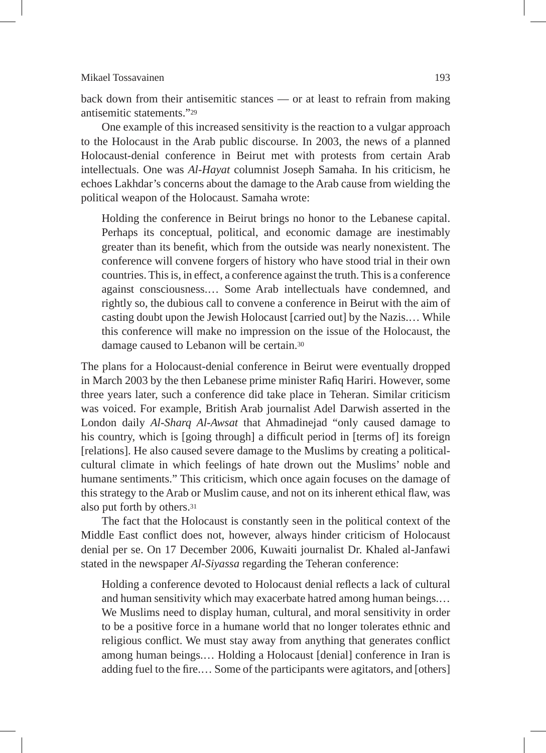back down from their antisemitic stances — or at least to refrain from making antisemitic statements."[29]

One example of this increased sensitivity is the reaction to a vulgar approach to the Holocaust in the Arab public discourse. In 2003, the news of a planned Holocaust-denial conference in Beirut met with protests from certain Arab intellectuals. One was *Al-Hayat* columnist Joseph Samaha. In his criticism, he echoes Lakhdar's concerns about the damage to the Arab cause from wielding the political weapon of the Holocaust. Samaha wrote:

> Holding the conference in Beirut brings no honor to the Lebanese capital. Perhaps its conceptual, political, and economic damage are inestimably greater than its benefit, which from the outside was nearly nonexistent. The conference will convene forgers of history who have stood trial in their own countries. This is, in effect, a conference against the truth. This is a conference against consciousness.… Some Arab intellectuals have condemned, and rightly so, the dubious call to convene a conference in Beirut with the aim of casting doubt upon the Jewish Holocaust [carried out] by the Nazis.… While this conference will make no impression on the issue of the Holocaust, the damage caused to Lebanon will be certain.[30]

The plans for a Holocaust-denial conference in Beirut were eventually dropped in March 2003 by the then Lebanese prime minister Rafiq Hariri. However, some three years later, such a conference did take place in Teheran. Similar criticism was voiced. For example, British Arab journalist Adel Darwish asserted in the London daily *Al-Sharq Al-Awsat* that Ahmadinejad "only caused damage to his country, which is [going through] a difficult period in [terms of] its foreign [relations]. He also caused severe damage to the Muslims by creating a political-cultural climate in which feelings of hate drown out the Muslims' noble and humane sentiments." This criticism, which once again focuses on the damage of this strategy to the Arab or Muslim cause, and not on its inherent ethical flaw, was also put forth by others.[31]

The fact that the Holocaust is constantly seen in the political context of the Middle East conflict does not, however, always hinder criticism of Holocaust denial per se. On 17 December 2006, Kuwaiti journalist Dr. Khaled al-Janfawi stated in the newspaper *Al-Siyassa* regarding the Teheran conference:

> Holding a conference devoted to Holocaust denial reflects a lack of cultural and human sensitivity which may exacerbate hatred among human beings.… We Muslims need to display human, cultural, and moral sensitivity in order to be a positive force in a humane world that no longer tolerates ethnic and religious conflict. We must stay away from anything that generates conflict among human beings.… Holding a Holocaust [denial] conference in Iran is adding fuel to the fire.… Some of the participants were agitators, and [others]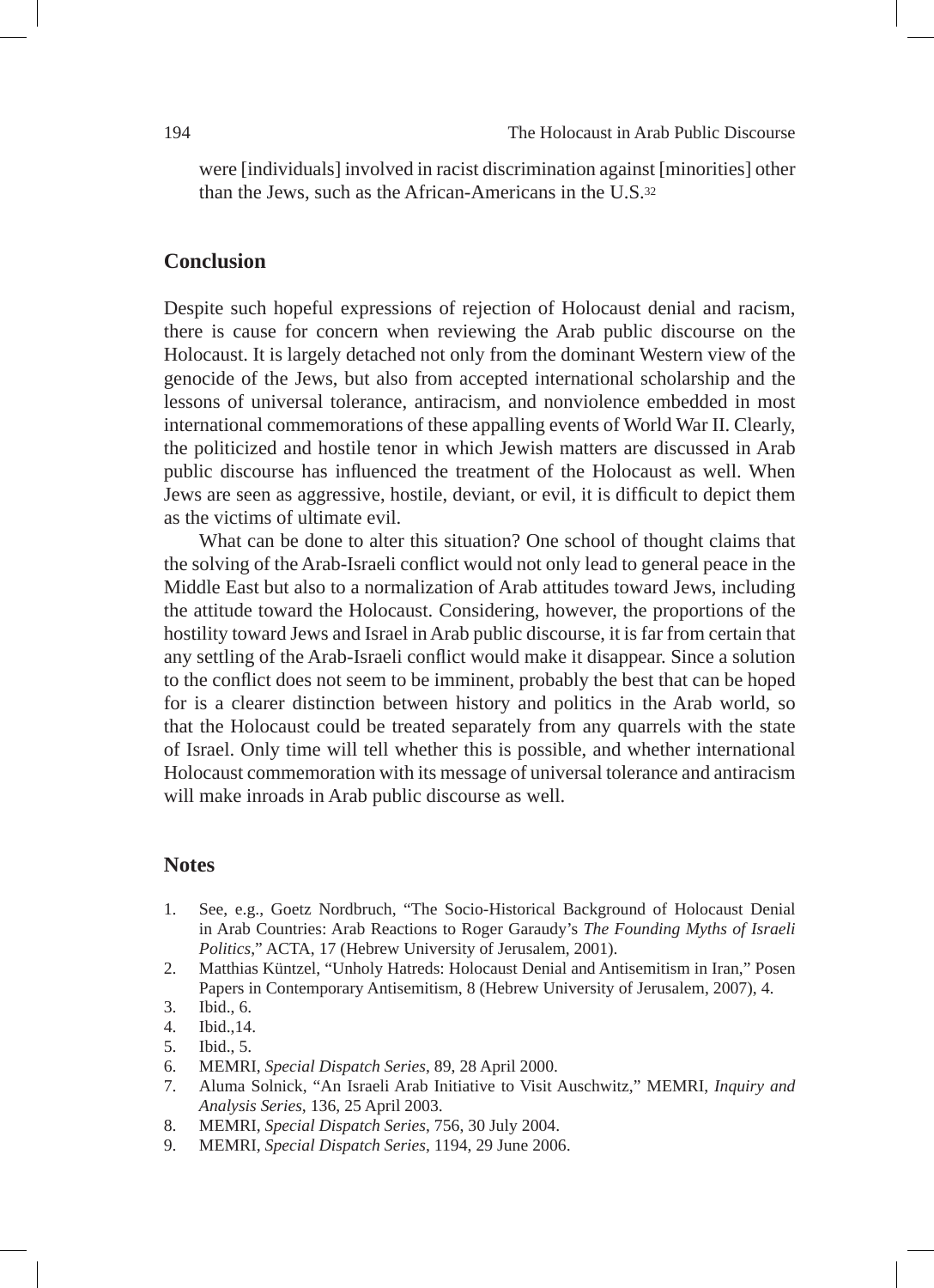were [individuals] involved in racist discrimination against [minorities] other than the Jews, such as the African-Americans in the U.S.[32]

## Conclusion

Despite such hopeful expressions of rejection of Holocaust denial and racism, there is cause for concern when reviewing the Arab public discourse on the Holocaust. It is largely detached not only from the dominant Western view of the genocide of the Jews, but also from accepted international scholarship and the lessons of universal tolerance, antiracism, and nonviolence embedded in most international commemorations of these appalling events of World War II. Clearly, the politicized and hostile tenor in which Jewish matters are discussed in Arab public discourse has influenced the treatment of the Holocaust as well. When Jews are seen as aggressive, hostile, deviant, or evil, it is difficult to depict them as the victims of ultimate evil.

What can be done to alter this situation? One school of thought claims that the solving of the Arab-Israeli conflict would not only lead to general peace in the Middle East but also to a normalization of Arab attitudes toward Jews, including the attitude toward the Holocaust. Considering, however, the proportions of the hostility toward Jews and Israel in Arab public discourse, it is far from certain that any settling of the Arab-Israeli conflict would make it disappear. Since a solution to the conflict does not seem to be imminent, probably the best that can be hoped for is a clearer distinction between history and politics in the Arab world, so that the Holocaust could be treated separately from any quarrels with the state of Israel. Only time will tell whether this is possible, and whether international Holocaust commemoration with its message of universal tolerance and antiracism will make inroads in Arab public discourse as well.

## Notes

1. See, e.g., Goetz Nordbruch, "The Socio-Historical Background of Holocaust Denial in Arab Countries: Arab Reactions to Roger Garaudy's *The Founding Myths of Israeli Politics*," ACTA, 17 (Hebrew University of Jerusalem, 2001).
2. Matthias Küntzel, "Unholy Hatreds: Holocaust Denial and Antisemitism in Iran," Posen Papers in Contemporary Antisemitism, 8 (Hebrew University of Jerusalem, 2007), 4.
3. Ibid., 6.
4. Ibid.,14.
5. Ibid., 5.
6. MEMRI, *Special Dispatch Series*, 89, 28 April 2000.
7. Aluma Solnick, "An Israeli Arab Initiative to Visit Auschwitz," MEMRI, *Inquiry and Analysis Series*, 136, 25 April 2003.
8. MEMRI, *Special Dispatch Series*, 756, 30 July 2004.
9. MEMRI, *Special Dispatch Series*, 1194, 29 June 2006.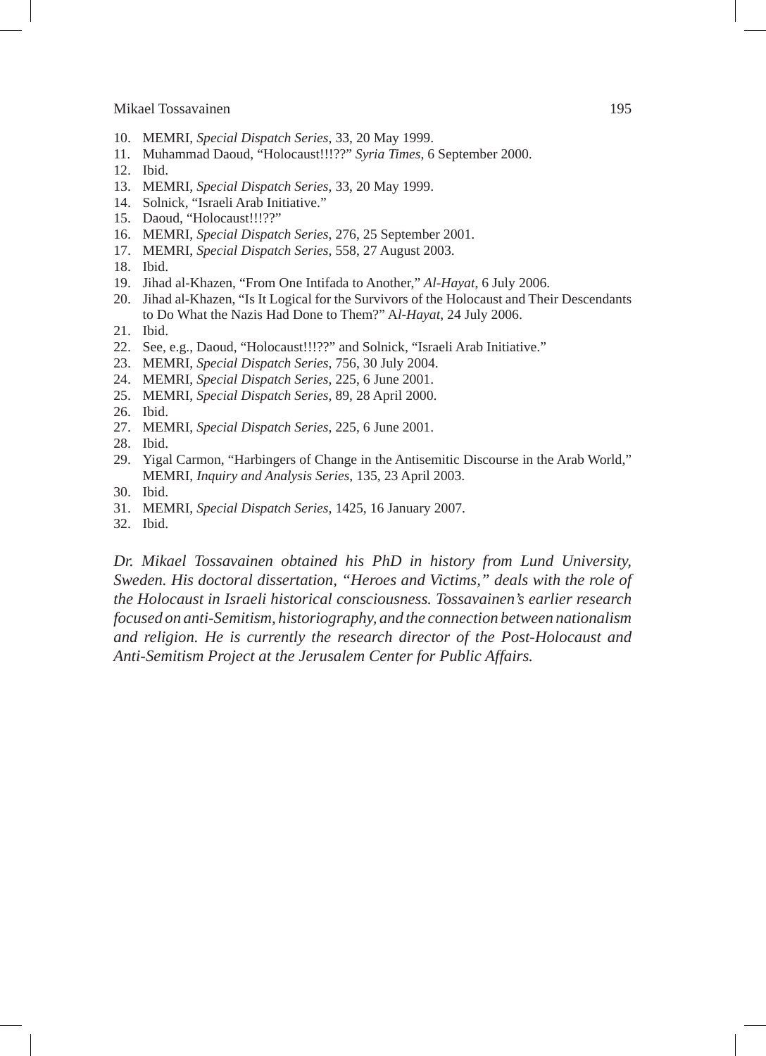10. MEMRI, *Special Dispatch Series*, 33, 20 May 1999.
11. Muhammad Daoud, "Holocaust!!!??" *Syria Times*, 6 September 2000.
12. Ibid.
13. MEMRI, *Special Dispatch Series*, 33, 20 May 1999.
14. Solnick, "Israeli Arab Initiative."
15. Daoud, "Holocaust!!!??"
16. MEMRI, *Special Dispatch Series*, 276, 25 September 2001.
17. MEMRI, *Special Dispatch Series*, 558, 27 August 2003.
18. Ibid.
19. Jihad al-Khazen, "From One Intifada to Another," *Al-Hayat*, 6 July 2006.
20. Jihad al-Khazen, "Is It Logical for the Survivors of the Holocaust and Their Descendants to Do What the Nazis Had Done to Them?" A*l-Hayat*, 24 July 2006.
21. Ibid.
22. See, e.g., Daoud, "Holocaust!!!??" and Solnick, "Israeli Arab Initiative."
23. MEMRI, *Special Dispatch Series*, 756, 30 July 2004.
24. MEMRI, *Special Dispatch Series*, 225, 6 June 2001.
25. MEMRI, *Special Dispatch Series*, 89, 28 April 2000.
26. Ibid.
27. MEMRI, *Special Dispatch Series*, 225, 6 June 2001.
28. Ibid.
29. Yigal Carmon, "Harbingers of Change in the Antisemitic Discourse in the Arab World," MEMRI, *Inquiry and Analysis Series*, 135, 23 April 2003.
30. Ibid.
31. MEMRI, *Special Dispatch Series*, 1425, 16 January 2007.
32. Ibid.

*Dr. Mikael Tossavainen obtained his PhD in history from Lund University, Sweden. His doctoral dissertation, "Heroes and Victims," deals with the role of the Holocaust in Israeli historical consciousness. Tossavainen's earlier research focused on anti-Semitism, historiography, and the connection between nationalism and religion. He is currently the research director of the Post-Holocaust and Anti-Semitism Project at the Jerusalem Center for Public Affairs.*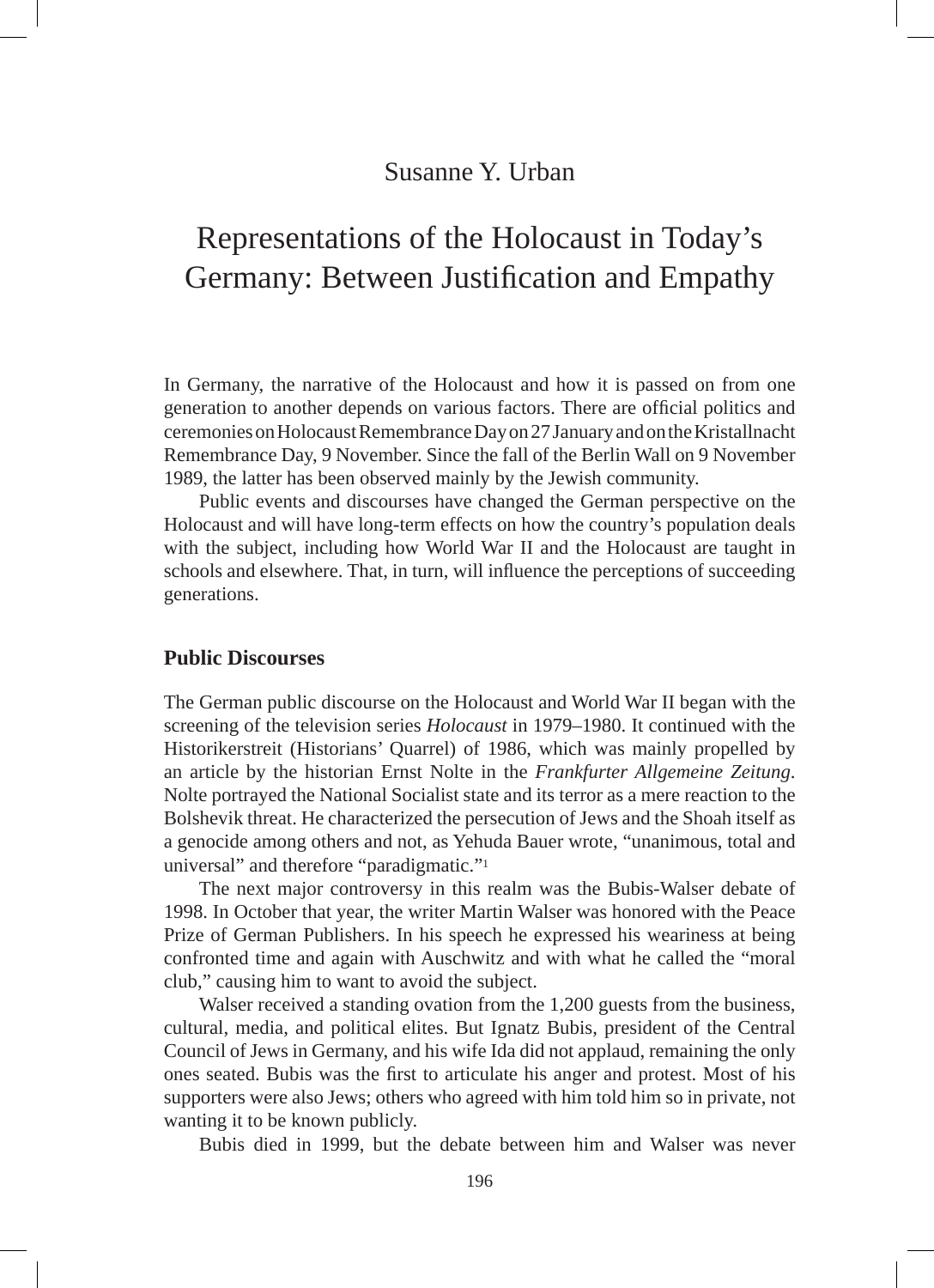Susanne Y. Urban

# Representations of the Holocaust in Today's Germany: Between Justification and Empathy

In Germany, the narrative of the Holocaust and how it is passed on from one generation to another depends on various factors. There are official politics and ceremonies on Holocaust Remembrance Day on 27 January and on the Kristallnacht Remembrance Day, 9 November. Since the fall of the Berlin Wall on 9 November 1989, the latter has been observed mainly by the Jewish community.

Public events and discourses have changed the German perspective on the Holocaust and will have long-term effects on how the country's population deals with the subject, including how World War II and the Holocaust are taught in schools and elsewhere. That, in turn, will influence the perceptions of succeeding generations.

## Public Discourses

The German public discourse on the Holocaust and World War II began with the screening of the television series *Holocaust* in 1979–1980. It continued with the Historikerstreit (Historians' Quarrel) of 1986, which was mainly propelled by an article by the historian Ernst Nolte in the *Frankfurter Allgemeine Zeitung*. Nolte portrayed the National Socialist state and its terror as a mere reaction to the Bolshevik threat. He characterized the persecution of Jews and the Shoah itself as a genocide among others and not, as Yehuda Bauer wrote, "unanimous, total and universal" and therefore "paradigmatic."[1]

The next major controversy in this realm was the Bubis-Walser debate of 1998. In October that year, the writer Martin Walser was honored with the Peace Prize of German Publishers. In his speech he expressed his weariness at being confronted time and again with Auschwitz and with what he called the "moral club," causing him to want to avoid the subject.

Walser received a standing ovation from the 1,200 guests from the business, cultural, media, and political elites. But Ignatz Bubis, president of the Central Council of Jews in Germany, and his wife Ida did not applaud, remaining the only ones seated. Bubis was the first to articulate his anger and protest. Most of his supporters were also Jews; others who agreed with him told him so in private, not wanting it to be known publicly.

Bubis died in 1999, but the debate between him and Walser was never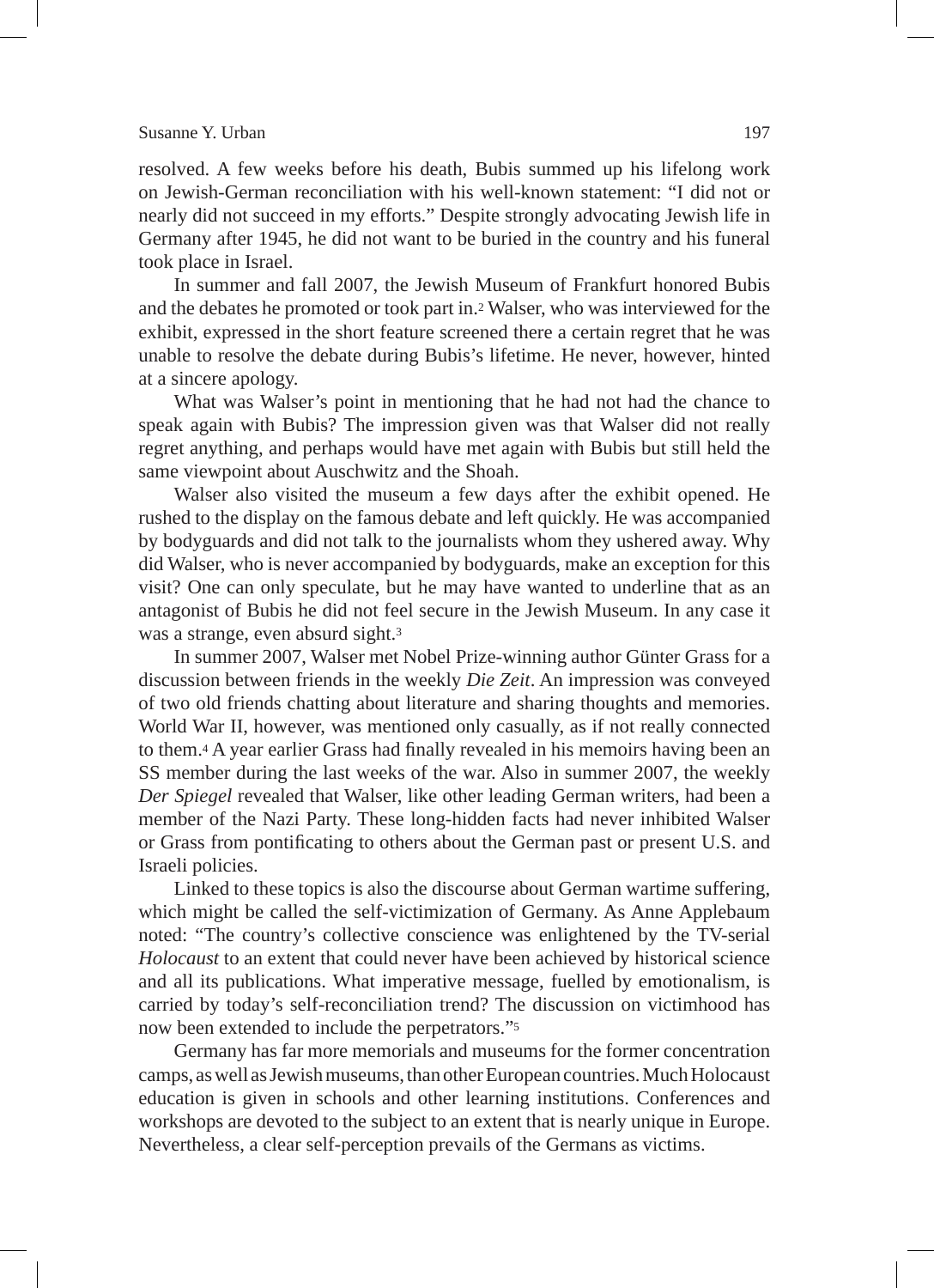resolved. A few weeks before his death, Bubis summed up his lifelong work on Jewish-German reconciliation with his well-known statement: "I did not or nearly did not succeed in my efforts." Despite strongly advocating Jewish life in Germany after 1945, he did not want to be buried in the country and his funeral took place in Israel.

In summer and fall 2007, the Jewish Museum of Frankfurt honored Bubis and the debates he promoted or took part in.[2] Walser, who was interviewed for the exhibit, expressed in the short feature screened there a certain regret that he was unable to resolve the debate during Bubis's lifetime. He never, however, hinted at a sincere apology.

What was Walser's point in mentioning that he had not had the chance to speak again with Bubis? The impression given was that Walser did not really regret anything, and perhaps would have met again with Bubis but still held the same viewpoint about Auschwitz and the Shoah.

Walser also visited the museum a few days after the exhibit opened. He rushed to the display on the famous debate and left quickly. He was accompanied by bodyguards and did not talk to the journalists whom they ushered away. Why did Walser, who is never accompanied by bodyguards, make an exception for this visit? One can only speculate, but he may have wanted to underline that as an antagonist of Bubis he did not feel secure in the Jewish Museum. In any case it was a strange, even absurd sight.[3]

In summer 2007, Walser met Nobel Prize-winning author Günter Grass for a discussion between friends in the weekly *Die Zeit*. An impression was conveyed of two old friends chatting about literature and sharing thoughts and memories. World War II, however, was mentioned only casually, as if not really connected to them.[4] A year earlier Grass had finally revealed in his memoirs having been an SS member during the last weeks of the war. Also in summer 2007, the weekly *Der Spiegel* revealed that Walser, like other leading German writers, had been a member of the Nazi Party. These long-hidden facts had never inhibited Walser or Grass from pontificating to others about the German past or present U.S. and Israeli policies.

Linked to these topics is also the discourse about German wartime suffering, which might be called the self-victimization of Germany. As Anne Applebaum noted: "The country's collective conscience was enlightened by the TV-serial *Holocaust* to an extent that could never have been achieved by historical science and all its publications. What imperative message, fuelled by emotionalism, is carried by today's self-reconciliation trend? The discussion on victimhood has now been extended to include the perpetrators."[5]

Germany has far more memorials and museums for the former concentration camps, as well as Jewish museums, than other European countries. Much Holocaust education is given in schools and other learning institutions. Conferences and workshops are devoted to the subject to an extent that is nearly unique in Europe. Nevertheless, a clear self-perception prevails of the Germans as victims.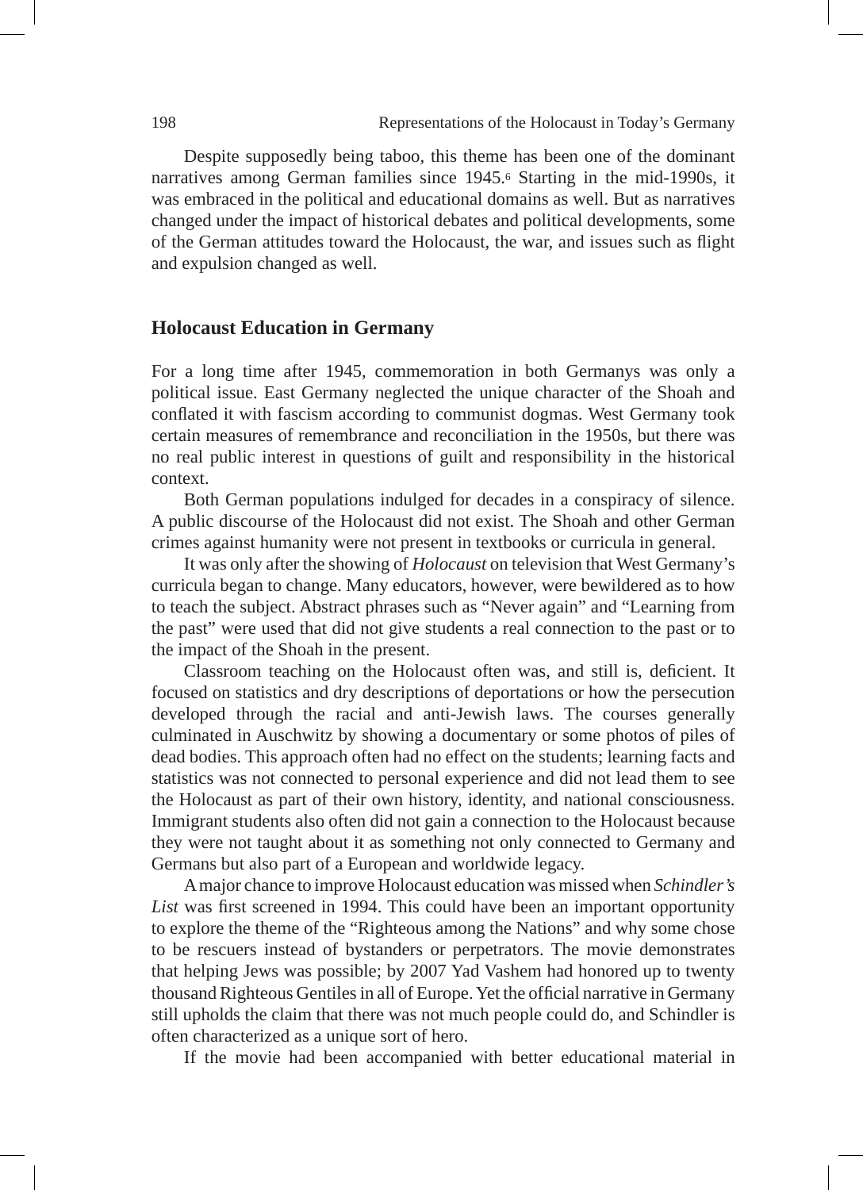Despite supposedly being taboo, this theme has been one of the dominant narratives among German families since 1945.[6] Starting in the mid-1990s, it was embraced in the political and educational domains as well. But as narratives changed under the impact of historical debates and political developments, some of the German attitudes toward the Holocaust, the war, and issues such as flight and expulsion changed as well.

## Holocaust Education in Germany

For a long time after 1945, commemoration in both Germanys was only a political issue. East Germany neglected the unique character of the Shoah and conflated it with fascism according to communist dogmas. West Germany took certain measures of remembrance and reconciliation in the 1950s, but there was no real public interest in questions of guilt and responsibility in the historical context.

Both German populations indulged for decades in a conspiracy of silence. A public discourse of the Holocaust did not exist. The Shoah and other German crimes against humanity were not present in textbooks or curricula in general.

It was only after the showing of *Holocaust* on television that West Germany's curricula began to change. Many educators, however, were bewildered as to how to teach the subject. Abstract phrases such as "Never again" and "Learning from the past" were used that did not give students a real connection to the past or to the impact of the Shoah in the present.

Classroom teaching on the Holocaust often was, and still is, deficient. It focused on statistics and dry descriptions of deportations or how the persecution developed through the racial and anti-Jewish laws. The courses generally culminated in Auschwitz by showing a documentary or some photos of piles of dead bodies. This approach often had no effect on the students; learning facts and statistics was not connected to personal experience and did not lead them to see the Holocaust as part of their own history, identity, and national consciousness. Immigrant students also often did not gain a connection to the Holocaust because they were not taught about it as something not only connected to Germany and Germans but also part of a European and worldwide legacy.

A major chance to improve Holocaust education was missed when *Schindler's List* was first screened in 1994. This could have been an important opportunity to explore the theme of the "Righteous among the Nations" and why some chose to be rescuers instead of bystanders or perpetrators. The movie demonstrates that helping Jews was possible; by 2007 Yad Vashem had honored up to twenty thousand Righteous Gentiles in all of Europe. Yet the official narrative in Germany still upholds the claim that there was not much people could do, and Schindler is often characterized as a unique sort of hero.

If the movie had been accompanied with better educational material in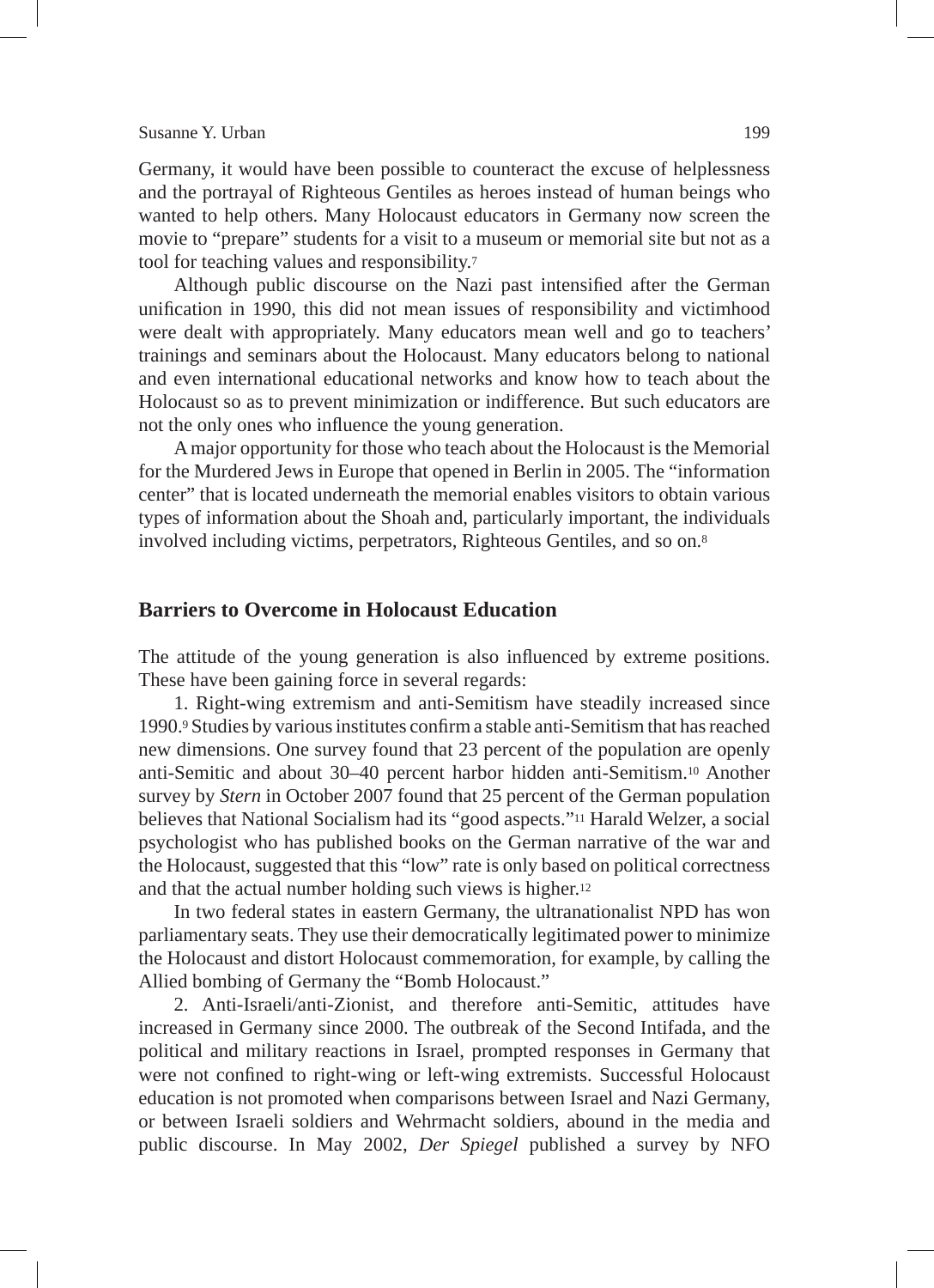Germany, it would have been possible to counteract the excuse of helplessness and the portrayal of Righteous Gentiles as heroes instead of human beings who wanted to help others. Many Holocaust educators in Germany now screen the movie to "prepare" students for a visit to a museum or memorial site but not as a tool for teaching values and responsibility.[7]

Although public discourse on the Nazi past intensified after the German unification in 1990, this did not mean issues of responsibility and victimhood were dealt with appropriately. Many educators mean well and go to teachers' trainings and seminars about the Holocaust. Many educators belong to national and even international educational networks and know how to teach about the Holocaust so as to prevent minimization or indifference. But such educators are not the only ones who influence the young generation.

A major opportunity for those who teach about the Holocaust is the Memorial for the Murdered Jews in Europe that opened in Berlin in 2005. The "information center" that is located underneath the memorial enables visitors to obtain various types of information about the Shoah and, particularly important, the individuals involved including victims, perpetrators, Righteous Gentiles, and so on.[8]

## Barriers to Overcome in Holocaust Education

The attitude of the young generation is also influenced by extreme positions. These have been gaining force in several regards:

1. Right-wing extremism and anti-Semitism have steadily increased since 1990.[9] Studies by various institutes confirm a stable anti-Semitism that has reached new dimensions. One survey found that 23 percent of the population are openly anti-Semitic and about 30–40 percent harbor hidden anti-Semitism.[10] Another survey by *Stern* in October 2007 found that 25 percent of the German population believes that National Socialism had its "good aspects."[11] Harald Welzer, a social psychologist who has published books on the German narrative of the war and the Holocaust, suggested that this "low" rate is only based on political correctness and that the actual number holding such views is higher.[12]

In two federal states in eastern Germany, the ultranationalist NPD has won parliamentary seats. They use their democratically legitimated power to minimize the Holocaust and distort Holocaust commemoration, for example, by calling the Allied bombing of Germany the "Bomb Holocaust."

2. Anti-Israeli/anti-Zionist, and therefore anti-Semitic, attitudes have increased in Germany since 2000. The outbreak of the Second Intifada, and the political and military reactions in Israel, prompted responses in Germany that were not confined to right-wing or left-wing extremists. Successful Holocaust education is not promoted when comparisons between Israel and Nazi Germany, or between Israeli soldiers and Wehrmacht soldiers, abound in the media and public discourse. In May 2002, *Der Spiegel* published a survey by NFO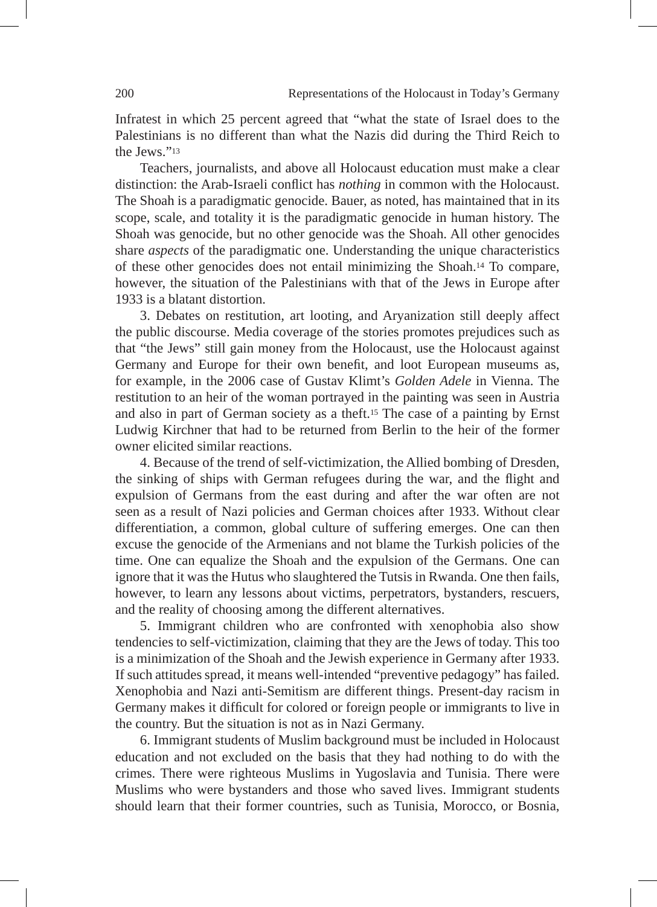Infratest in which 25 percent agreed that "what the state of Israel does to the Palestinians is no different than what the Nazis did during the Third Reich to the Jews."[13]

Teachers, journalists, and above all Holocaust education must make a clear distinction: the Arab-Israeli conflict has *nothing* in common with the Holocaust. The Shoah is a paradigmatic genocide. Bauer, as noted, has maintained that in its scope, scale, and totality it is the paradigmatic genocide in human history. The Shoah was genocide, but no other genocide was the Shoah. All other genocides share *aspects* of the paradigmatic one. Understanding the unique characteristics of these other genocides does not entail minimizing the Shoah.[14] To compare, however, the situation of the Palestinians with that of the Jews in Europe after 1933 is a blatant distortion.

3. Debates on restitution, art looting, and Aryanization still deeply affect the public discourse. Media coverage of the stories promotes prejudices such as that "the Jews" still gain money from the Holocaust, use the Holocaust against Germany and Europe for their own benefit, and loot European museums as, for example, in the 2006 case of Gustav Klimt's *Golden Adele* in Vienna. The restitution to an heir of the woman portrayed in the painting was seen in Austria and also in part of German society as a theft.[15] The case of a painting by Ernst Ludwig Kirchner that had to be returned from Berlin to the heir of the former owner elicited similar reactions.

4. Because of the trend of self-victimization, the Allied bombing of Dresden, the sinking of ships with German refugees during the war, and the flight and expulsion of Germans from the east during and after the war often are not seen as a result of Nazi policies and German choices after 1933. Without clear differentiation, a common, global culture of suffering emerges. One can then excuse the genocide of the Armenians and not blame the Turkish policies of the time. One can equalize the Shoah and the expulsion of the Germans. One can ignore that it was the Hutus who slaughtered the Tutsis in Rwanda. One then fails, however, to learn any lessons about victims, perpetrators, bystanders, rescuers, and the reality of choosing among the different alternatives.

5. Immigrant children who are confronted with xenophobia also show tendencies to self-victimization, claiming that they are the Jews of today. This too is a minimization of the Shoah and the Jewish experience in Germany after 1933. If such attitudes spread, it means well-intended "preventive pedagogy" has failed. Xenophobia and Nazi anti-Semitism are different things. Present-day racism in Germany makes it difficult for colored or foreign people or immigrants to live in the country. But the situation is not as in Nazi Germany.

6. Immigrant students of Muslim background must be included in Holocaust education and not excluded on the basis that they had nothing to do with the crimes. There were righteous Muslims in Yugoslavia and Tunisia. There were Muslims who were bystanders and those who saved lives. Immigrant students should learn that their former countries, such as Tunisia, Morocco, or Bosnia,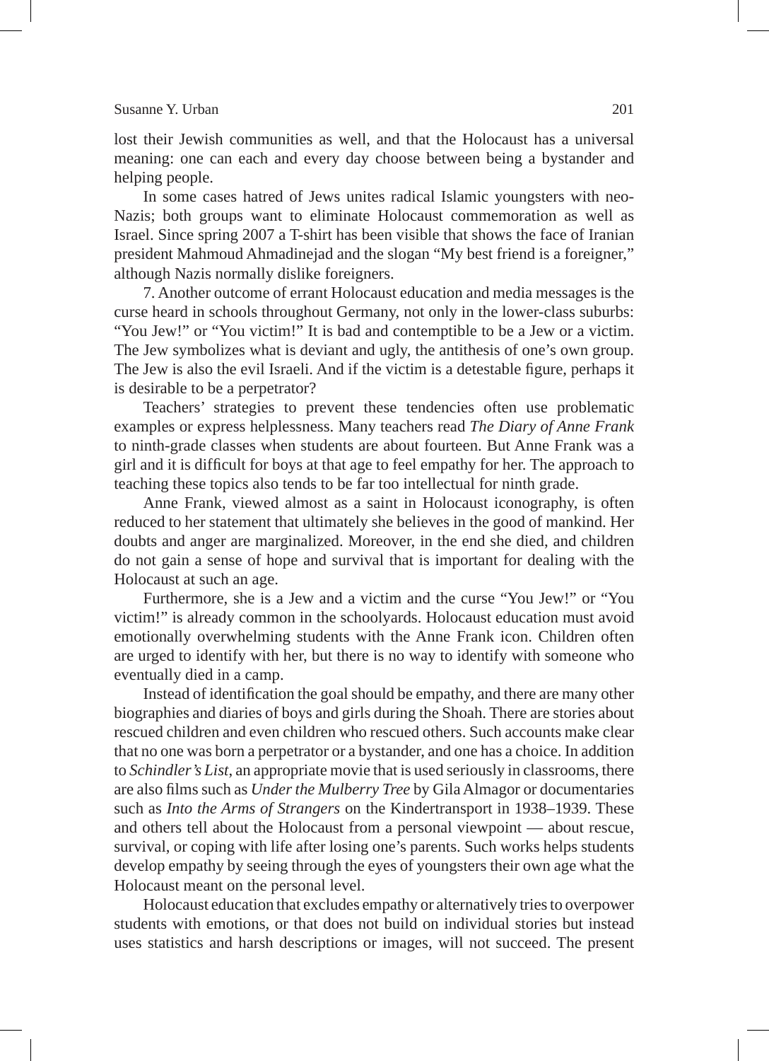lost their Jewish communities as well, and that the Holocaust has a universal meaning: one can each and every day choose between being a bystander and helping people.

In some cases hatred of Jews unites radical Islamic youngsters with neo-Nazis; both groups want to eliminate Holocaust commemoration as well as Israel. Since spring 2007 a T-shirt has been visible that shows the face of Iranian president Mahmoud Ahmadinejad and the slogan "My best friend is a foreigner," although Nazis normally dislike foreigners.

7. Another outcome of errant Holocaust education and media messages is the curse heard in schools throughout Germany, not only in the lower-class suburbs: "You Jew!" or "You victim!" It is bad and contemptible to be a Jew or a victim. The Jew symbolizes what is deviant and ugly, the antithesis of one's own group. The Jew is also the evil Israeli. And if the victim is a detestable figure, perhaps it is desirable to be a perpetrator?

Teachers' strategies to prevent these tendencies often use problematic examples or express helplessness. Many teachers read *The Diary of Anne Frank* to ninth-grade classes when students are about fourteen. But Anne Frank was a girl and it is difficult for boys at that age to feel empathy for her. The approach to teaching these topics also tends to be far too intellectual for ninth grade.

Anne Frank, viewed almost as a saint in Holocaust iconography, is often reduced to her statement that ultimately she believes in the good of mankind. Her doubts and anger are marginalized. Moreover, in the end she died, and children do not gain a sense of hope and survival that is important for dealing with the Holocaust at such an age.

Furthermore, she is a Jew and a victim and the curse "You Jew!" or "You victim!" is already common in the schoolyards. Holocaust education must avoid emotionally overwhelming students with the Anne Frank icon. Children often are urged to identify with her, but there is no way to identify with someone who eventually died in a camp.

Instead of identification the goal should be empathy, and there are many other biographies and diaries of boys and girls during the Shoah. There are stories about rescued children and even children who rescued others. Such accounts make clear that no one was born a perpetrator or a bystander, and one has a choice. In addition to *Schindler's List*, an appropriate movie that is used seriously in classrooms, there are also films such as *Under the Mulberry Tree* by Gila Almagor or documentaries such as *Into the Arms of Strangers* on the Kindertransport in 1938–1939. These and others tell about the Holocaust from a personal viewpoint — about rescue, survival, or coping with life after losing one's parents. Such works helps students develop empathy by seeing through the eyes of youngsters their own age what the Holocaust meant on the personal level.

Holocaust education that excludes empathy or alternatively tries to overpower students with emotions, or that does not build on individual stories but instead uses statistics and harsh descriptions or images, will not succeed. The present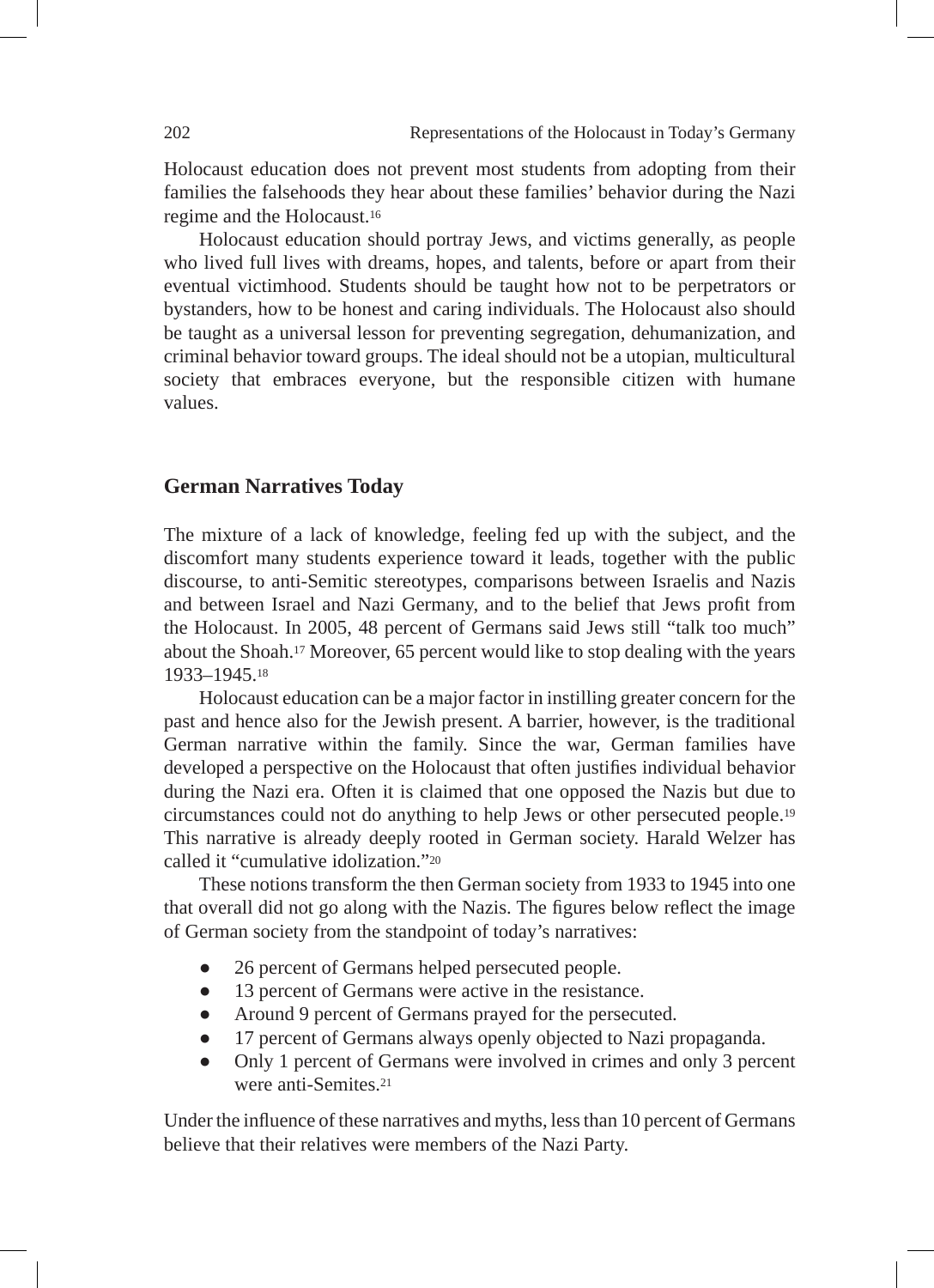Holocaust education does not prevent most students from adopting from their families the falsehoods they hear about these families' behavior during the Nazi regime and the Holocaust.[16]

Holocaust education should portray Jews, and victims generally, as people who lived full lives with dreams, hopes, and talents, before or apart from their eventual victimhood. Students should be taught how not to be perpetrators or bystanders, how to be honest and caring individuals. The Holocaust also should be taught as a universal lesson for preventing segregation, dehumanization, and criminal behavior toward groups. The ideal should not be a utopian, multicultural society that embraces everyone, but the responsible citizen with humane values.

## German Narratives Today

The mixture of a lack of knowledge, feeling fed up with the subject, and the discomfort many students experience toward it leads, together with the public discourse, to anti-Semitic stereotypes, comparisons between Israelis and Nazis and between Israel and Nazi Germany, and to the belief that Jews profit from the Holocaust. In 2005, 48 percent of Germans said Jews still "talk too much" about the Shoah.[17] Moreover, 65 percent would like to stop dealing with the years 1933–1945.[18]

Holocaust education can be a major factor in instilling greater concern for the past and hence also for the Jewish present. A barrier, however, is the traditional German narrative within the family. Since the war, German families have developed a perspective on the Holocaust that often justifies individual behavior during the Nazi era. Often it is claimed that one opposed the Nazis but due to circumstances could not do anything to help Jews or other persecuted people.[19] This narrative is already deeply rooted in German society. Harald Welzer has called it "cumulative idolization."[20]

These notions transform the then German society from 1933 to 1945 into one that overall did not go along with the Nazis. The figures below reflect the image of German society from the standpoint of today's narratives:

- 26 percent of Germans helped persecuted people.
- 13 percent of Germans were active in the resistance.
- Around 9 percent of Germans prayed for the persecuted.
- 17 percent of Germans always openly objected to Nazi propaganda.
- Only 1 percent of Germans were involved in crimes and only 3 percent were anti-Semites.[21]

Under the influence of these narratives and myths, less than 10 percent of Germans believe that their relatives were members of the Nazi Party.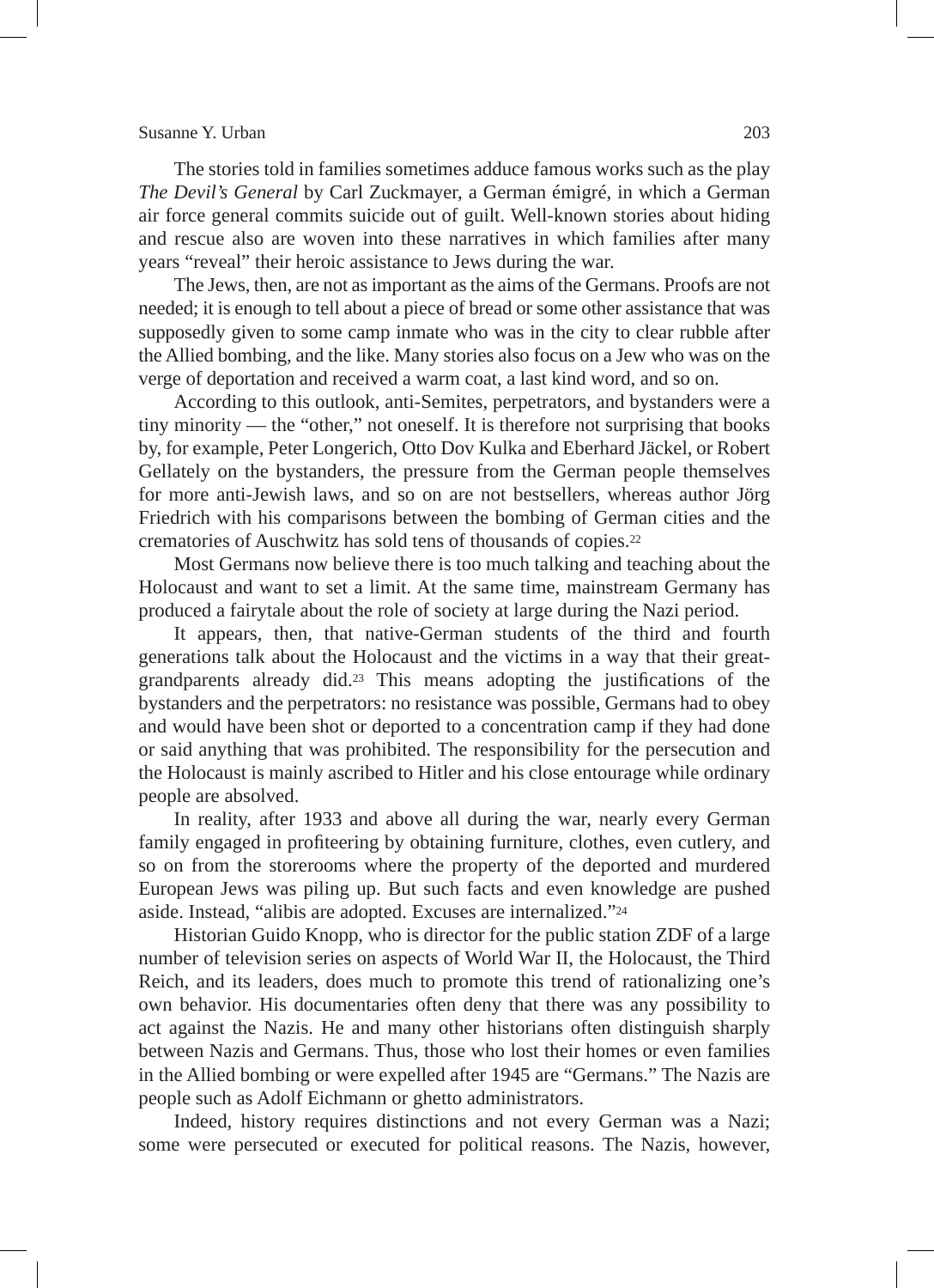The stories told in families sometimes adduce famous works such as the play *The Devil's General* by Carl Zuckmayer, a German émigré, in which a German air force general commits suicide out of guilt. Well-known stories about hiding and rescue also are woven into these narratives in which families after many years "reveal" their heroic assistance to Jews during the war.

The Jews, then, are not as important as the aims of the Germans. Proofs are not needed; it is enough to tell about a piece of bread or some other assistance that was supposedly given to some camp inmate who was in the city to clear rubble after the Allied bombing, and the like. Many stories also focus on a Jew who was on the verge of deportation and received a warm coat, a last kind word, and so on.

According to this outlook, anti-Semites, perpetrators, and bystanders were a tiny minority — the "other," not oneself. It is therefore not surprising that books by, for example, Peter Longerich, Otto Dov Kulka and Eberhard Jäckel, or Robert Gellately on the bystanders, the pressure from the German people themselves for more anti-Jewish laws, and so on are not bestsellers, whereas author Jörg Friedrich with his comparisons between the bombing of German cities and the crematories of Auschwitz has sold tens of thousands of copies.[22]

Most Germans now believe there is too much talking and teaching about the Holocaust and want to set a limit. At the same time, mainstream Germany has produced a fairytale about the role of society at large during the Nazi period.

It appears, then, that native-German students of the third and fourth generations talk about the Holocaust and the victims in a way that their great-grandparents already did.[23] This means adopting the justifications of the bystanders and the perpetrators: no resistance was possible, Germans had to obey and would have been shot or deported to a concentration camp if they had done or said anything that was prohibited. The responsibility for the persecution and the Holocaust is mainly ascribed to Hitler and his close entourage while ordinary people are absolved.

In reality, after 1933 and above all during the war, nearly every German family engaged in profiteering by obtaining furniture, clothes, even cutlery, and so on from the storerooms where the property of the deported and murdered European Jews was piling up. But such facts and even knowledge are pushed aside. Instead, "alibis are adopted. Excuses are internalized."[24]

Historian Guido Knopp, who is director for the public station ZDF of a large number of television series on aspects of World War II, the Holocaust, the Third Reich, and its leaders, does much to promote this trend of rationalizing one's own behavior. His documentaries often deny that there was any possibility to act against the Nazis. He and many other historians often distinguish sharply between Nazis and Germans. Thus, those who lost their homes or even families in the Allied bombing or were expelled after 1945 are "Germans." The Nazis are people such as Adolf Eichmann or ghetto administrators.

Indeed, history requires distinctions and not every German was a Nazi; some were persecuted or executed for political reasons. The Nazis, however,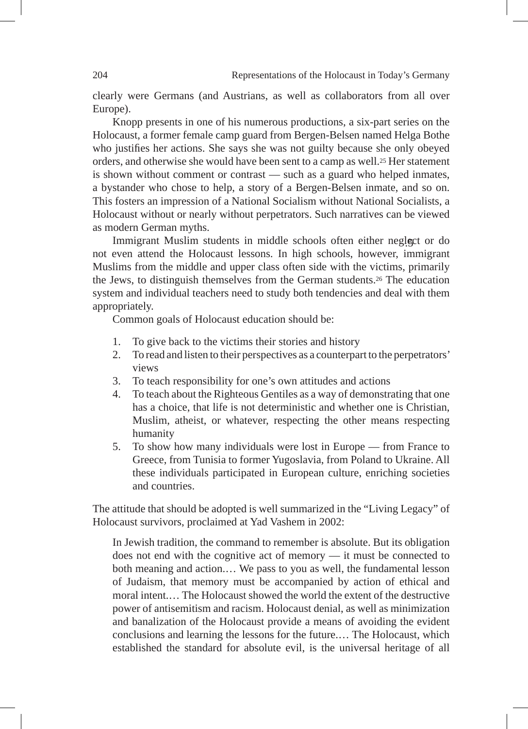clearly were Germans (and Austrians, as well as collaborators from all over Europe).

Knopp presents in one of his numerous productions, a six-part series on the Holocaust, a former female camp guard from Bergen-Belsen named Helga Bothe who justifies her actions. She says she was not guilty because she only obeyed orders, and otherwise she would have been sent to a camp as well.[25] Her statement is shown without comment or contrast — such as a guard who helped inmates, a bystander who chose to help, a story of a Bergen-Belsen inmate, and so on. This fosters an impression of a National Socialism without National Socialists, a Holocaust without or nearly without perpetrators. Such narratives can be viewed as modern German myths.

Immigrant Muslim students in middle schools often either neglect or do not even attend the Holocaust lessons. In high schools, however, immigrant Muslims from the middle and upper class often side with the victims, primarily the Jews, to distinguish themselves from the German students.[26] The education system and individual teachers need to study both tendencies and deal with them appropriately.

Common goals of Holocaust education should be:

1. To give back to the victims their stories and history
2. To read and listen to their perspectives as a counterpart to the perpetrators' views
3. To teach responsibility for one's own attitudes and actions
4. To teach about the Righteous Gentiles as a way of demonstrating that one has a choice, that life is not deterministic and whether one is Christian, Muslim, atheist, or whatever, respecting the other means respecting humanity
5. To show how many individuals were lost in Europe — from France to Greece, from Tunisia to former Yugoslavia, from Poland to Ukraine. All these individuals participated in European culture, enriching societies and countries.

The attitude that should be adopted is well summarized in the "Living Legacy" of Holocaust survivors, proclaimed at Yad Vashem in 2002:

> In Jewish tradition, the command to remember is absolute. But its obligation does not end with the cognitive act of memory — it must be connected to both meaning and action.… We pass to you as well, the fundamental lesson of Judaism, that memory must be accompanied by action of ethical and moral intent.… The Holocaust showed the world the extent of the destructive power of antisemitism and racism. Holocaust denial, as well as minimization and banalization of the Holocaust provide a means of avoiding the evident conclusions and learning the lessons for the future.… The Holocaust, which established the standard for absolute evil, is the universal heritage of all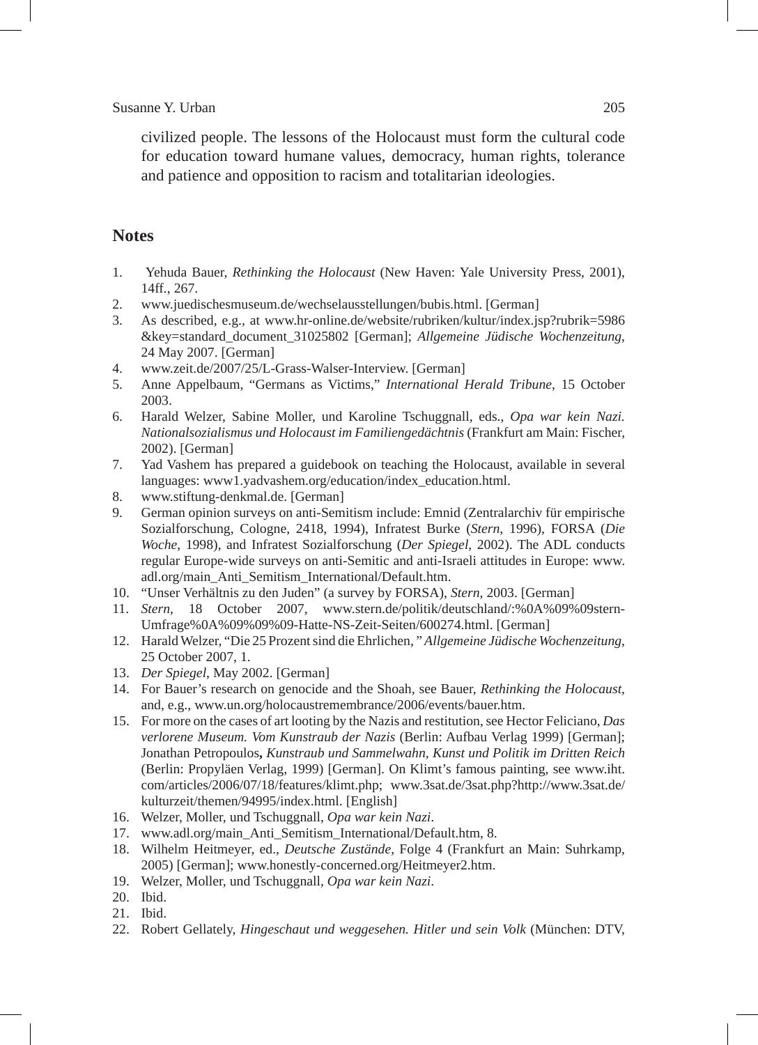civilized people. The lessons of the Holocaust must form the cultural code for education toward humane values, democracy, human rights, tolerance and patience and opposition to racism and totalitarian ideologies.

## Notes

1. Yehuda Bauer, *Rethinking the Holocaust* (New Haven: Yale University Press, 2001), 14ff., 267.
2. www.juedischesmuseum.de/wechselausstellungen/bubis.html. [German]
3. As described, e.g., at www.hr-online.de/website/rubriken/kultur/index.jsp?rubrik=5986&key=standard_document_31025802 [German]; *Allgemeine Jüdische Wochenzeitung*, 24 May 2007. [German]
4. www.zeit.de/2007/25/L-Grass-Walser-Interview. [German]
5. Anne Appelbaum, "Germans as Victims," *International Herald Tribune*, 15 October 2003.
6. Harald Welzer, Sabine Moller, und Karoline Tschuggnall, eds., *Opa war kein Nazi. Nationalsozialismus und Holocaust im Familiengedächtnis* (Frankfurt am Main: Fischer, 2002). [German]
7. Yad Vashem has prepared a guidebook on teaching the Holocaust, available in several languages: www1.yadvashem.org/education/index_education.html.
8. www.stiftung-denkmal.de. [German]
9. German opinion surveys on anti-Semitism include: Emnid (Zentralarchiv für empirische Sozialforschung, Cologne, 2418, 1994), Infratest Burke (*Stern*, 1996), FORSA (*Die Woche*, 1998), and Infratest Sozialforschung (*Der Spiegel*, 2002). The ADL conducts regular Europe-wide surveys on anti-Semitic and anti-Israeli attitudes in Europe: www.adl.org/main_Anti_Semitism_International/Default.htm.
10. "Unser Verhältnis zu den Juden" (a survey by FORSA), *Stern*, 2003. [German]
11. *Stern*, 18 October 2007, www.stern.de/politik/deutschland/:%0A%09%09stern-Umfrage%0A%09%09%09-Hatte-NS-Zeit-Seiten/600274.html. [German]
12. Harald Welzer, "Die 25 Prozent sind die Ehrlichen, " *Allgemeine Jüdische Wochenzeitung*, 25 October 2007, 1.
13. *Der Spiegel*, May 2002. [German]
14. For Bauer's research on genocide and the Shoah, see Bauer, *Rethinking the Holocaust*, and, e.g., www.un.org/holocaustremembrance/2006/events/bauer.htm.
15. For more on the cases of art looting by the Nazis and restitution, see Hector Feliciano, *Das verlorene Museum. Vom Kunstraub der Nazis* (Berlin: Aufbau Verlag 1999) [German]; Jonathan Petropoulos**,** *Kunstraub und Sammelwahn, Kunst und Politik im Dritten Reich* (Berlin: Propyläen Verlag, 1999) [German]. On Klimt's famous painting, see www.iht.com/articles/2006/07/18/features/klimt.php; www.3sat.de/3sat.php?http://www.3sat.de/kulturzeit/themen/94995/index.html. [English]
16. Welzer, Moller, und Tschuggnall, *Opa war kein Nazi*.
17. www.adl.org/main_Anti_Semitism_International/Default.htm, 8.
18. Wilhelm Heitmeyer, ed., *Deutsche Zustände*, Folge 4 (Frankfurt an Main: Suhrkamp, 2005) [German]; www.honestly-concerned.org/Heitmeyer2.htm.
19. Welzer, Moller, und Tschuggnall, *Opa war kein Nazi*.
20. Ibid.
21. Ibid.
22. Robert Gellately, *Hingeschaut und weggesehen. Hitler und sein Volk* (München: DTV,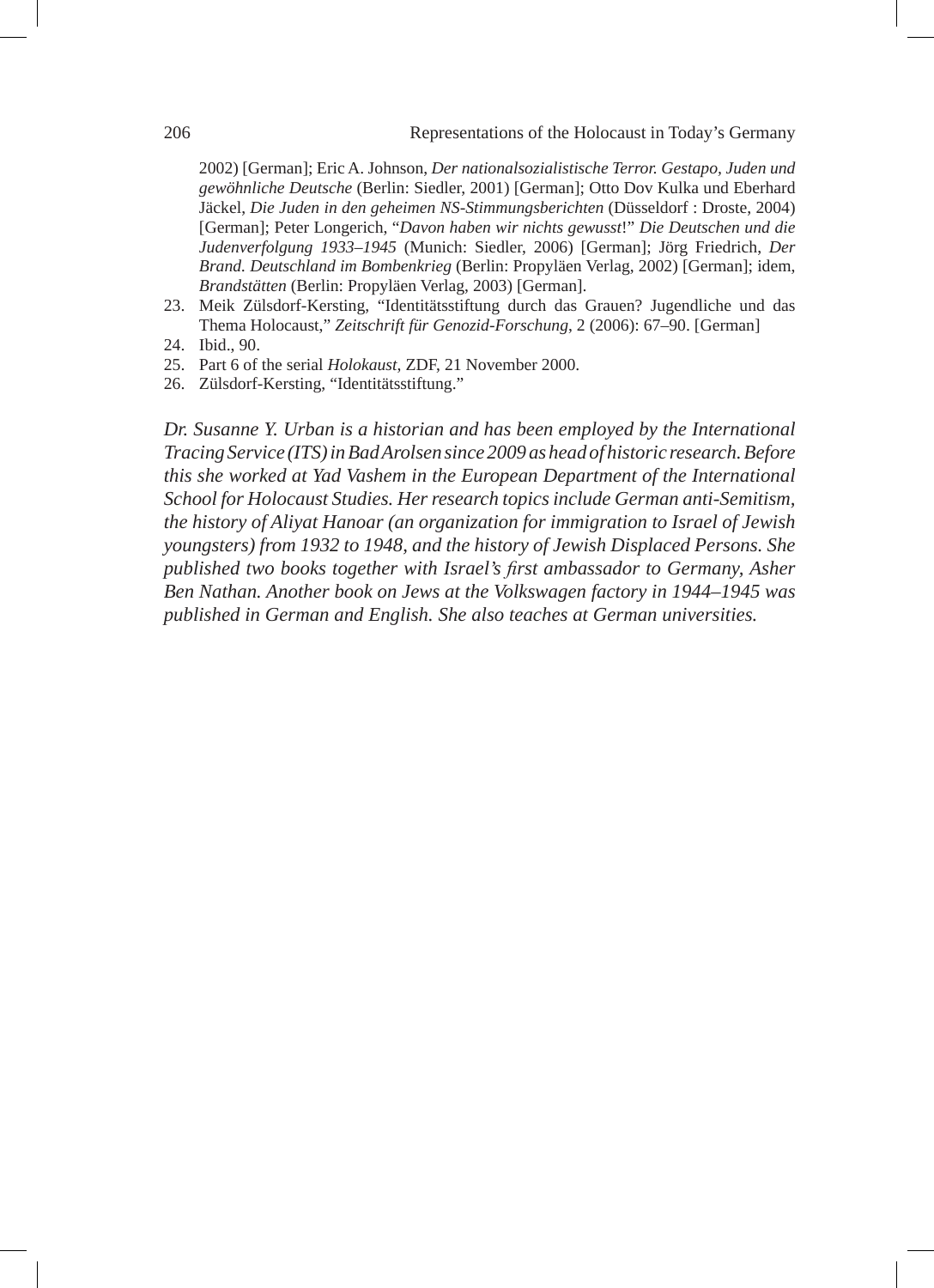2002) [German]; Eric A. Johnson, *Der nationalsozialistische Terror. Gestapo, Juden und gewöhnliche Deutsche* (Berlin: Siedler, 2001) [German]; Otto Dov Kulka und Eberhard Jäckel, *Die Juden in den geheimen NS-Stimmungsberichten* (Düsseldorf : Droste, 2004) [German]; Peter Longerich, "*Davon haben wir nichts gewusst*!" *Die Deutschen und die Judenverfolgung 1933–1945* (Munich: Siedler, 2006) [German]; Jörg Friedrich, *Der Brand. Deutschland im Bombenkrieg* (Berlin: Propyläen Verlag, 2002) [German]; idem, *Brandstätten* (Berlin: Propyläen Verlag, 2003) [German].

23. Meik Zülsdorf-Kersting, "Identitätsstiftung durch das Grauen? Jugendliche und das Thema Holocaust," *Zeitschrift für Genozid-Forschung*, 2 (2006): 67–90. [German]
24. Ibid., 90.
25. Part 6 of the serial *Holokaust*, ZDF, 21 November 2000.
26. Zülsdorf-Kersting, "Identitätsstiftung."

*Dr. Susanne Y. Urban is a historian and has been employed by the International Tracing Service (ITS) in Bad Arolsen since 2009 as head of historic research. Before this she worked at Yad Vashem in the European Department of the International School for Holocaust Studies. Her research topics include German anti-Semitism, the history of Aliyat Hanoar (an organization for immigration to Israel of Jewish youngsters) from 1932 to 1948, and the history of Jewish Displaced Persons. She published two books together with Israel's first ambassador to Germany, Asher Ben Nathan. Another book on Jews at the Volkswagen factory in 1944–1945 was published in German and English. She also teaches at German universities.*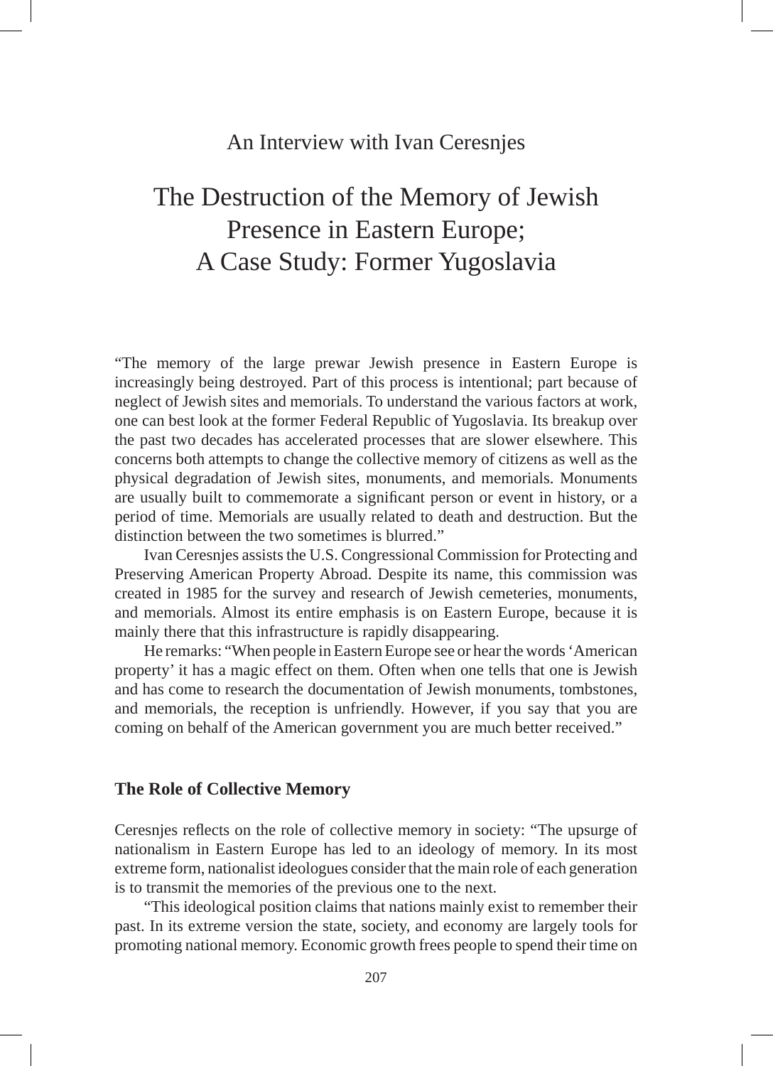An Interview with Ivan Ceresnjes

# The Destruction of the Memory of Jewish Presence in Eastern Europe; A Case Study: Former Yugoslavia

"The memory of the large prewar Jewish presence in Eastern Europe is increasingly being destroyed. Part of this process is intentional; part because of neglect of Jewish sites and memorials. To understand the various factors at work, one can best look at the former Federal Republic of Yugoslavia. Its breakup over the past two decades has accelerated processes that are slower elsewhere. This concerns both attempts to change the collective memory of citizens as well as the physical degradation of Jewish sites, monuments, and memorials. Monuments are usually built to commemorate a significant person or event in history, or a period of time. Memorials are usually related to death and destruction. But the distinction between the two sometimes is blurred."

Ivan Ceresnjes assists the U.S. Congressional Commission for Protecting and Preserving American Property Abroad. Despite its name, this commission was created in 1985 for the survey and research of Jewish cemeteries, monuments, and memorials. Almost its entire emphasis is on Eastern Europe, because it is mainly there that this infrastructure is rapidly disappearing.

He remarks: "When people in Eastern Europe see or hear the words 'American property' it has a magic effect on them. Often when one tells that one is Jewish and has come to research the documentation of Jewish monuments, tombstones, and memorials, the reception is unfriendly. However, if you say that you are coming on behalf of the American government you are much better received."

## The Role of Collective Memory

Ceresnjes reflects on the role of collective memory in society: "The upsurge of nationalism in Eastern Europe has led to an ideology of memory. In its most extreme form, nationalist ideologues consider that the main role of each generation is to transmit the memories of the previous one to the next.

"This ideological position claims that nations mainly exist to remember their past. In its extreme version the state, society, and economy are largely tools for promoting national memory. Economic growth frees people to spend their time on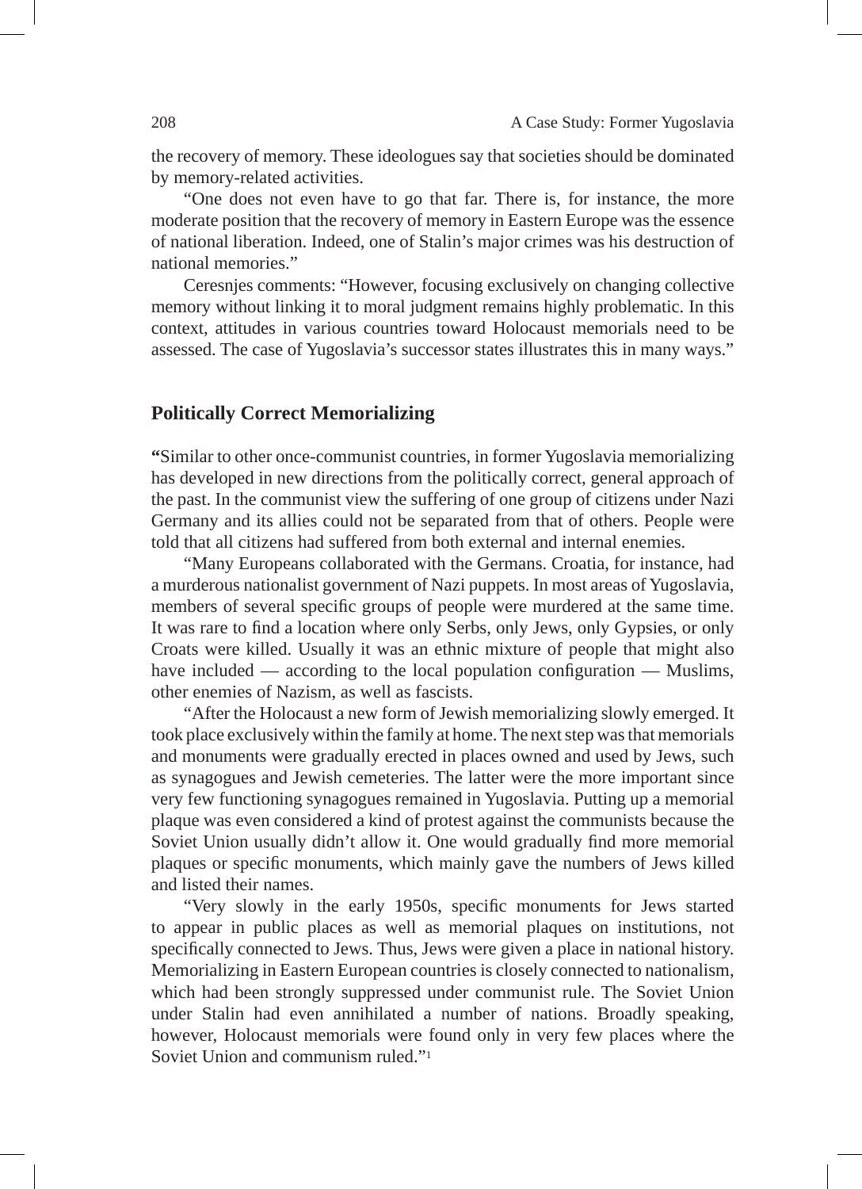the recovery of memory. These ideologues say that societies should be dominated by memory-related activities.

"One does not even have to go that far. There is, for instance, the more moderate position that the recovery of memory in Eastern Europe was the essence of national liberation. Indeed, one of Stalin's major crimes was his destruction of national memories."

Ceresnjes comments: "However, focusing exclusively on changing collective memory without linking it to moral judgment remains highly problematic. In this context, attitudes in various countries toward Holocaust memorials need to be assessed. The case of Yugoslavia's successor states illustrates this in many ways."

## Politically Correct Memorializing

**"**Similar to other once-communist countries, in former Yugoslavia memorializing has developed in new directions from the politically correct, general approach of the past. In the communist view the suffering of one group of citizens under Nazi Germany and its allies could not be separated from that of others. People were told that all citizens had suffered from both external and internal enemies.

"Many Europeans collaborated with the Germans. Croatia, for instance, had a murderous nationalist government of Nazi puppets. In most areas of Yugoslavia, members of several specific groups of people were murdered at the same time. It was rare to find a location where only Serbs, only Jews, only Gypsies, or only Croats were killed. Usually it was an ethnic mixture of people that might also have included — according to the local population configuration — Muslims, other enemies of Nazism, as well as fascists.

"After the Holocaust a new form of Jewish memorializing slowly emerged. It took place exclusively within the family at home. The next step was that memorials and monuments were gradually erected in places owned and used by Jews, such as synagogues and Jewish cemeteries. The latter were the more important since very few functioning synagogues remained in Yugoslavia. Putting up a memorial plaque was even considered a kind of protest against the communists because the Soviet Union usually didn't allow it. One would gradually find more memorial plaques or specific monuments, which mainly gave the numbers of Jews killed and listed their names.

"Very slowly in the early 1950s, specific monuments for Jews started to appear in public places as well as memorial plaques on institutions, not specifically connected to Jews. Thus, Jews were given a place in national history. Memorializing in Eastern European countries is closely connected to nationalism, which had been strongly suppressed under communist rule. The Soviet Union under Stalin had even annihilated a number of nations. Broadly speaking, however, Holocaust memorials were found only in very few places where the Soviet Union and communism ruled."[1]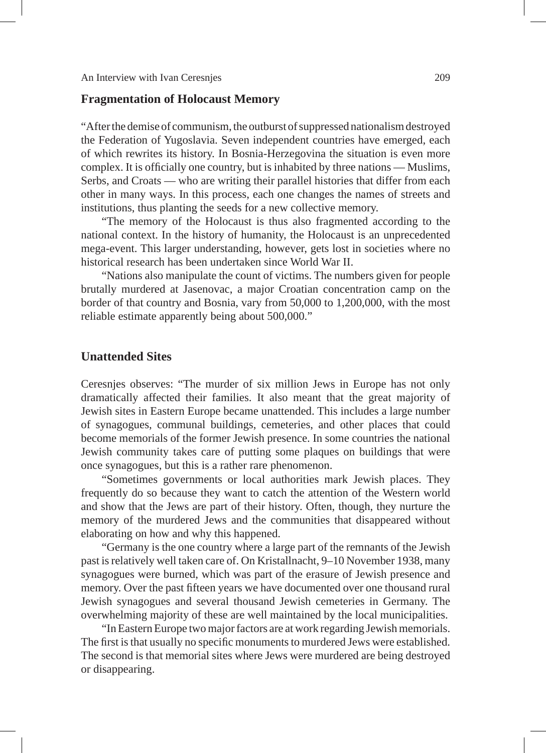## Fragmentation of Holocaust Memory

"After the demise of communism, the outburst of suppressed nationalism destroyed the Federation of Yugoslavia. Seven independent countries have emerged, each of which rewrites its history. In Bosnia-Herzegovina the situation is even more complex. It is officially one country, but is inhabited by three nations — Muslims, Serbs, and Croats — who are writing their parallel histories that differ from each other in many ways. In this process, each one changes the names of streets and institutions, thus planting the seeds for a new collective memory.

"The memory of the Holocaust is thus also fragmented according to the national context. In the history of humanity, the Holocaust is an unprecedented mega-event. This larger understanding, however, gets lost in societies where no historical research has been undertaken since World War II.

"Nations also manipulate the count of victims. The numbers given for people brutally murdered at Jasenovac, a major Croatian concentration camp on the border of that country and Bosnia, vary from 50,000 to 1,200,000, with the most reliable estimate apparently being about 500,000."

## Unattended Sites

Ceresnjes observes: "The murder of six million Jews in Europe has not only dramatically affected their families. It also meant that the great majority of Jewish sites in Eastern Europe became unattended. This includes a large number of synagogues, communal buildings, cemeteries, and other places that could become memorials of the former Jewish presence. In some countries the national Jewish community takes care of putting some plaques on buildings that were once synagogues, but this is a rather rare phenomenon.

"Sometimes governments or local authorities mark Jewish places. They frequently do so because they want to catch the attention of the Western world and show that the Jews are part of their history. Often, though, they nurture the memory of the murdered Jews and the communities that disappeared without elaborating on how and why this happened.

"Germany is the one country where a large part of the remnants of the Jewish past is relatively well taken care of. On Kristallnacht, 9–10 November 1938, many synagogues were burned, which was part of the erasure of Jewish presence and memory. Over the past fifteen years we have documented over one thousand rural Jewish synagogues and several thousand Jewish cemeteries in Germany. The overwhelming majority of these are well maintained by the local municipalities.

"In Eastern Europe two major factors are at work regarding Jewish memorials. The first is that usually no specific monuments to murdered Jews were established. The second is that memorial sites where Jews were murdered are being destroyed or disappearing.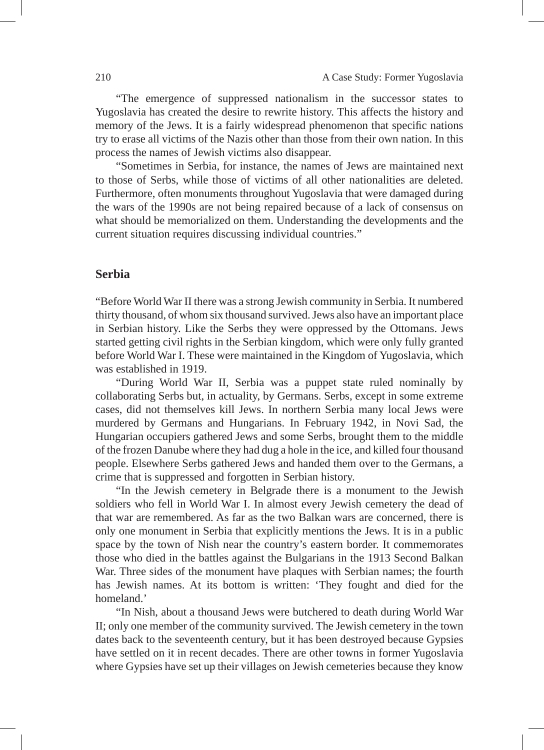"The emergence of suppressed nationalism in the successor states to Yugoslavia has created the desire to rewrite history. This affects the history and memory of the Jews. It is a fairly widespread phenomenon that specific nations try to erase all victims of the Nazis other than those from their own nation. In this process the names of Jewish victims also disappear.

"Sometimes in Serbia, for instance, the names of Jews are maintained next to those of Serbs, while those of victims of all other nationalities are deleted. Furthermore, often monuments throughout Yugoslavia that were damaged during the wars of the 1990s are not being repaired because of a lack of consensus on what should be memorialized on them. Understanding the developments and the current situation requires discussing individual countries."

## Serbia

"Before World War II there was a strong Jewish community in Serbia. It numbered thirty thousand, of whom six thousand survived. Jews also have an important place in Serbian history. Like the Serbs they were oppressed by the Ottomans. Jews started getting civil rights in the Serbian kingdom, which were only fully granted before World War I. These were maintained in the Kingdom of Yugoslavia, which was established in 1919.

"During World War II, Serbia was a puppet state ruled nominally by collaborating Serbs but, in actuality, by Germans. Serbs, except in some extreme cases, did not themselves kill Jews. In northern Serbia many local Jews were murdered by Germans and Hungarians. In February 1942, in Novi Sad, the Hungarian occupiers gathered Jews and some Serbs, brought them to the middle of the frozen Danube where they had dug a hole in the ice, and killed four thousand people. Elsewhere Serbs gathered Jews and handed them over to the Germans, a crime that is suppressed and forgotten in Serbian history.

"In the Jewish cemetery in Belgrade there is a monument to the Jewish soldiers who fell in World War I. In almost every Jewish cemetery the dead of that war are remembered. As far as the two Balkan wars are concerned, there is only one monument in Serbia that explicitly mentions the Jews. It is in a public space by the town of Nish near the country's eastern border. It commemorates those who died in the battles against the Bulgarians in the 1913 Second Balkan War. Three sides of the monument have plaques with Serbian names; the fourth has Jewish names. At its bottom is written: 'They fought and died for the homeland.'

"In Nish, about a thousand Jews were butchered to death during World War II; only one member of the community survived. The Jewish cemetery in the town dates back to the seventeenth century, but it has been destroyed because Gypsies have settled on it in recent decades. There are other towns in former Yugoslavia where Gypsies have set up their villages on Jewish cemeteries because they know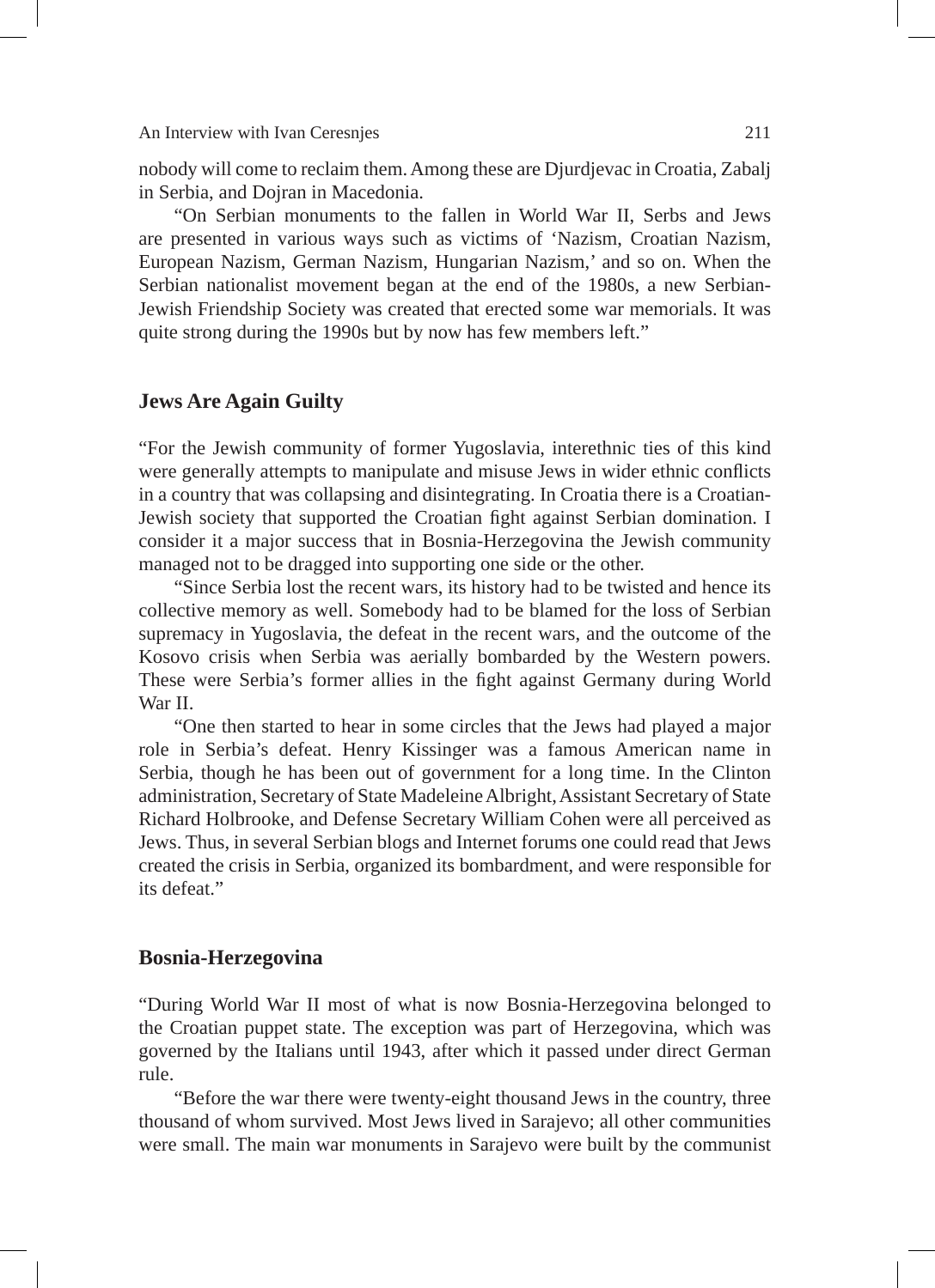nobody will come to reclaim them. Among these are Djurdjevac in Croatia, Zabalj in Serbia, and Dojran in Macedonia.

"On Serbian monuments to the fallen in World War II, Serbs and Jews are presented in various ways such as victims of 'Nazism, Croatian Nazism, European Nazism, German Nazism, Hungarian Nazism,' and so on. When the Serbian nationalist movement began at the end of the 1980s, a new Serbian-Jewish Friendship Society was created that erected some war memorials. It was quite strong during the 1990s but by now has few members left."

## Jews Are Again Guilty

"For the Jewish community of former Yugoslavia, interethnic ties of this kind were generally attempts to manipulate and misuse Jews in wider ethnic conflicts in a country that was collapsing and disintegrating. In Croatia there is a Croatian-Jewish society that supported the Croatian fight against Serbian domination. I consider it a major success that in Bosnia-Herzegovina the Jewish community managed not to be dragged into supporting one side or the other.

"Since Serbia lost the recent wars, its history had to be twisted and hence its collective memory as well. Somebody had to be blamed for the loss of Serbian supremacy in Yugoslavia, the defeat in the recent wars, and the outcome of the Kosovo crisis when Serbia was aerially bombarded by the Western powers. These were Serbia's former allies in the fight against Germany during World War II.

"One then started to hear in some circles that the Jews had played a major role in Serbia's defeat. Henry Kissinger was a famous American name in Serbia, though he has been out of government for a long time. In the Clinton administration, Secretary of State Madeleine Albright, Assistant Secretary of State Richard Holbrooke, and Defense Secretary William Cohen were all perceived as Jews. Thus, in several Serbian blogs and Internet forums one could read that Jews created the crisis in Serbia, organized its bombardment, and were responsible for its defeat."

## Bosnia-Herzegovina

"During World War II most of what is now Bosnia-Herzegovina belonged to the Croatian puppet state. The exception was part of Herzegovina, which was governed by the Italians until 1943, after which it passed under direct German rule.

"Before the war there were twenty-eight thousand Jews in the country, three thousand of whom survived. Most Jews lived in Sarajevo; all other communities were small. The main war monuments in Sarajevo were built by the communist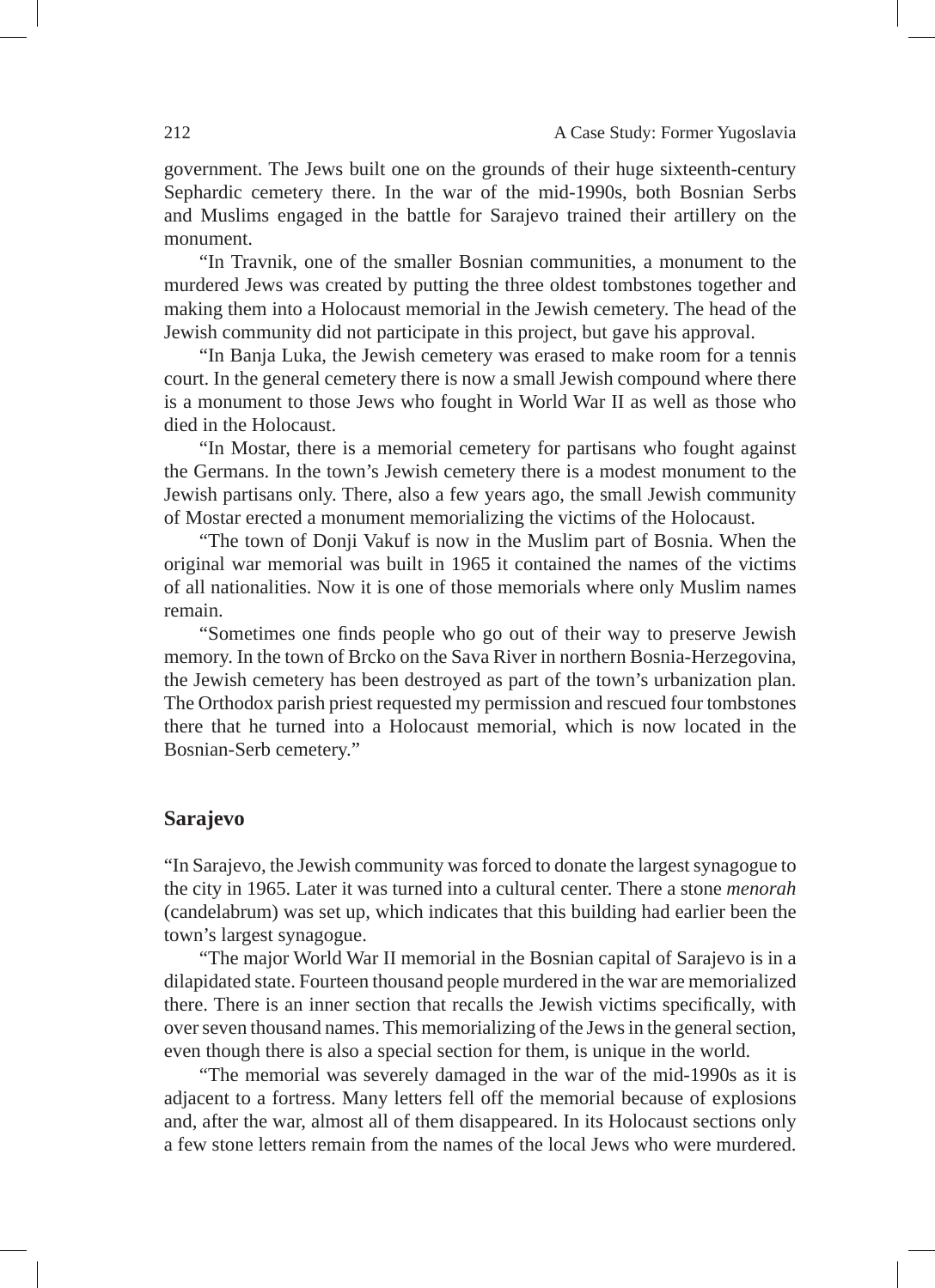government. The Jews built one on the grounds of their huge sixteenth-century Sephardic cemetery there. In the war of the mid-1990s, both Bosnian Serbs and Muslims engaged in the battle for Sarajevo trained their artillery on the monument.

"In Travnik, one of the smaller Bosnian communities, a monument to the murdered Jews was created by putting the three oldest tombstones together and making them into a Holocaust memorial in the Jewish cemetery. The head of the Jewish community did not participate in this project, but gave his approval.

"In Banja Luka, the Jewish cemetery was erased to make room for a tennis court. In the general cemetery there is now a small Jewish compound where there is a monument to those Jews who fought in World War II as well as those who died in the Holocaust.

"In Mostar, there is a memorial cemetery for partisans who fought against the Germans. In the town's Jewish cemetery there is a modest monument to the Jewish partisans only. There, also a few years ago, the small Jewish community of Mostar erected a monument memorializing the victims of the Holocaust.

"The town of Donji Vakuf is now in the Muslim part of Bosnia. When the original war memorial was built in 1965 it contained the names of the victims of all nationalities. Now it is one of those memorials where only Muslim names remain.

"Sometimes one finds people who go out of their way to preserve Jewish memory. In the town of Brcko on the Sava River in northern Bosnia-Herzegovina, the Jewish cemetery has been destroyed as part of the town's urbanization plan. The Orthodox parish priest requested my permission and rescued four tombstones there that he turned into a Holocaust memorial, which is now located in the Bosnian-Serb cemetery."

## Sarajevo

"In Sarajevo, the Jewish community was forced to donate the largest synagogue to the city in 1965. Later it was turned into a cultural center. There a stone *menorah* (candelabrum) was set up, which indicates that this building had earlier been the town's largest synagogue.

"The major World War II memorial in the Bosnian capital of Sarajevo is in a dilapidated state. Fourteen thousand people murdered in the war are memorialized there. There is an inner section that recalls the Jewish victims specifically, with over seven thousand names. This memorializing of the Jews in the general section, even though there is also a special section for them, is unique in the world.

"The memorial was severely damaged in the war of the mid-1990s as it is adjacent to a fortress. Many letters fell off the memorial because of explosions and, after the war, almost all of them disappeared. In its Holocaust sections only a few stone letters remain from the names of the local Jews who were murdered.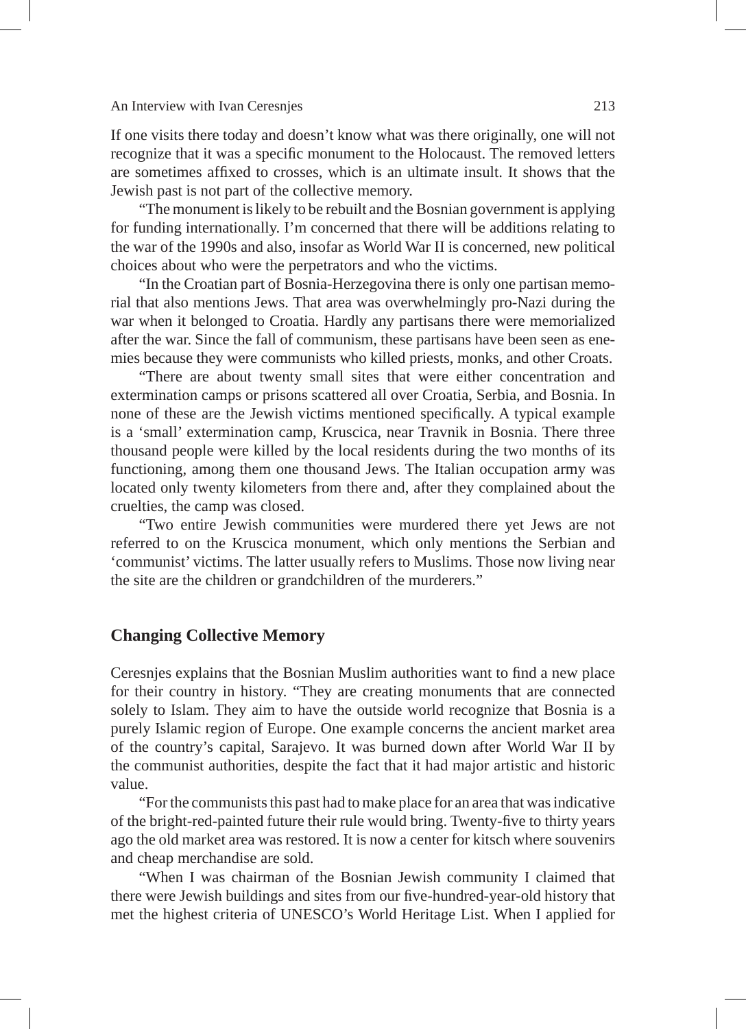If one visits there today and doesn't know what was there originally, one will not recognize that it was a specific monument to the Holocaust. The removed letters are sometimes affixed to crosses, which is an ultimate insult. It shows that the Jewish past is not part of the collective memory.

"The monument is likely to be rebuilt and the Bosnian government is applying for funding internationally. I'm concerned that there will be additions relating to the war of the 1990s and also, insofar as World War II is concerned, new political choices about who were the perpetrators and who the victims.

"In the Croatian part of Bosnia-Herzegovina there is only one partisan memorial that also mentions Jews. That area was overwhelmingly pro-Nazi during the war when it belonged to Croatia. Hardly any partisans there were memorialized after the war. Since the fall of communism, these partisans have been seen as enemies because they were communists who killed priests, monks, and other Croats.

"There are about twenty small sites that were either concentration and extermination camps or prisons scattered all over Croatia, Serbia, and Bosnia. In none of these are the Jewish victims mentioned specifically. A typical example is a 'small' extermination camp, Kruscica, near Travnik in Bosnia. There three thousand people were killed by the local residents during the two months of its functioning, among them one thousand Jews. The Italian occupation army was located only twenty kilometers from there and, after they complained about the cruelties, the camp was closed.

"Two entire Jewish communities were murdered there yet Jews are not referred to on the Kruscica monument, which only mentions the Serbian and 'communist' victims. The latter usually refers to Muslims. Those now living near the site are the children or grandchildren of the murderers."

## Changing Collective Memory

Ceresnjes explains that the Bosnian Muslim authorities want to find a new place for their country in history. "They are creating monuments that are connected solely to Islam. They aim to have the outside world recognize that Bosnia is a purely Islamic region of Europe. One example concerns the ancient market area of the country's capital, Sarajevo. It was burned down after World War II by the communist authorities, despite the fact that it had major artistic and historic value.

"For the communists this past had to make place for an area that was indicative of the bright-red-painted future their rule would bring. Twenty-five to thirty years ago the old market area was restored. It is now a center for kitsch where souvenirs and cheap merchandise are sold.

"When I was chairman of the Bosnian Jewish community I claimed that there were Jewish buildings and sites from our five-hundred-year-old history that met the highest criteria of UNESCO's World Heritage List. When I applied for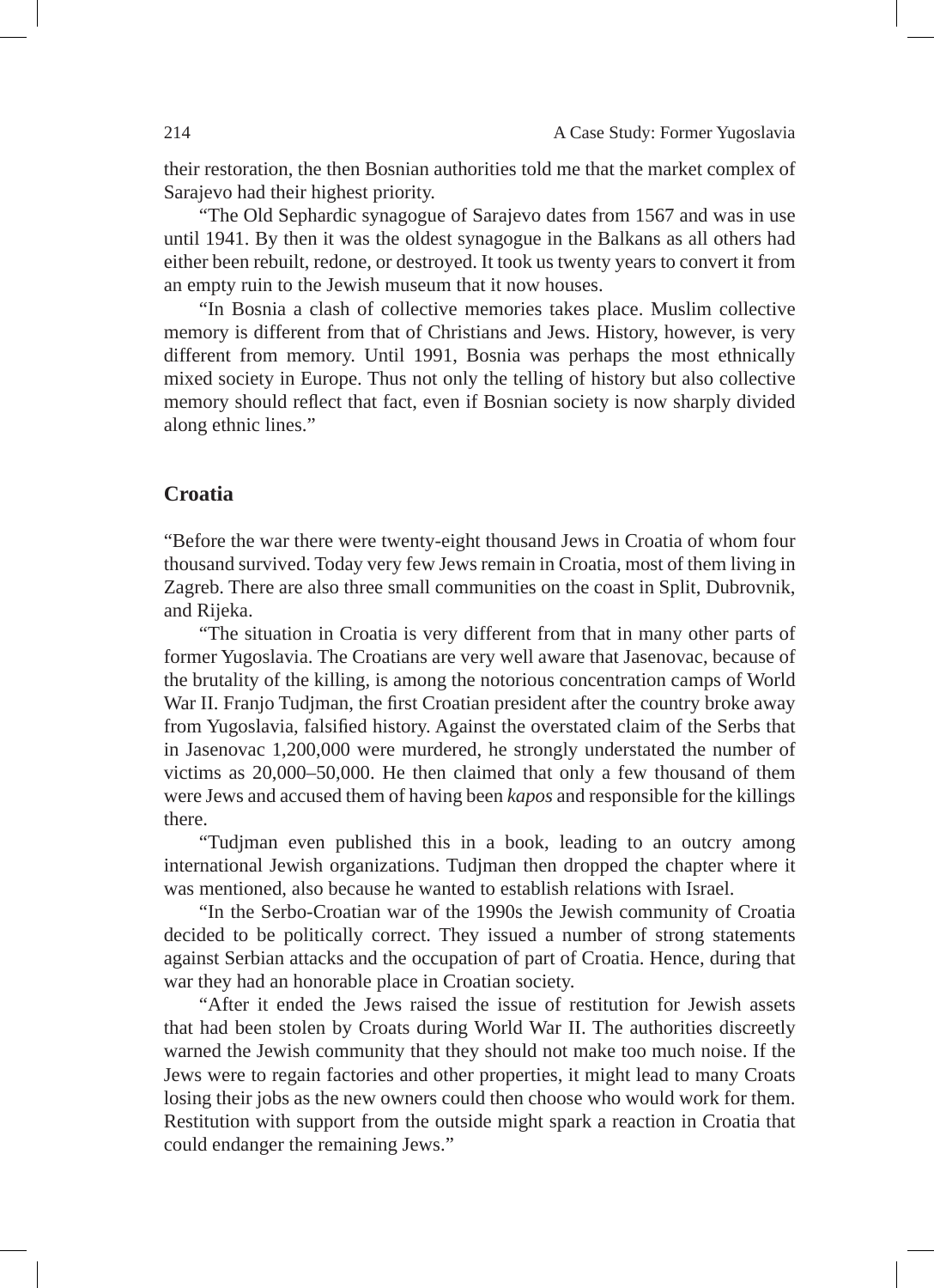their restoration, the then Bosnian authorities told me that the market complex of Sarajevo had their highest priority.

"The Old Sephardic synagogue of Sarajevo dates from 1567 and was in use until 1941. By then it was the oldest synagogue in the Balkans as all others had either been rebuilt, redone, or destroyed. It took us twenty years to convert it from an empty ruin to the Jewish museum that it now houses.

"In Bosnia a clash of collective memories takes place. Muslim collective memory is different from that of Christians and Jews. History, however, is very different from memory. Until 1991, Bosnia was perhaps the most ethnically mixed society in Europe. Thus not only the telling of history but also collective memory should reflect that fact, even if Bosnian society is now sharply divided along ethnic lines."

## Croatia

"Before the war there were twenty-eight thousand Jews in Croatia of whom four thousand survived. Today very few Jews remain in Croatia, most of them living in Zagreb. There are also three small communities on the coast in Split, Dubrovnik, and Rijeka.

"The situation in Croatia is very different from that in many other parts of former Yugoslavia. The Croatians are very well aware that Jasenovac, because of the brutality of the killing, is among the notorious concentration camps of World War II. Franjo Tudjman, the first Croatian president after the country broke away from Yugoslavia, falsified history. Against the overstated claim of the Serbs that in Jasenovac 1,200,000 were murdered, he strongly understated the number of victims as 20,000–50,000. He then claimed that only a few thousand of them were Jews and accused them of having been *kapos* and responsible for the killings there.

"Tudjman even published this in a book, leading to an outcry among international Jewish organizations. Tudjman then dropped the chapter where it was mentioned, also because he wanted to establish relations with Israel.

"In the Serbo-Croatian war of the 1990s the Jewish community of Croatia decided to be politically correct. They issued a number of strong statements against Serbian attacks and the occupation of part of Croatia. Hence, during that war they had an honorable place in Croatian society.

"After it ended the Jews raised the issue of restitution for Jewish assets that had been stolen by Croats during World War II. The authorities discreetly warned the Jewish community that they should not make too much noise. If the Jews were to regain factories and other properties, it might lead to many Croats losing their jobs as the new owners could then choose who would work for them. Restitution with support from the outside might spark a reaction in Croatia that could endanger the remaining Jews."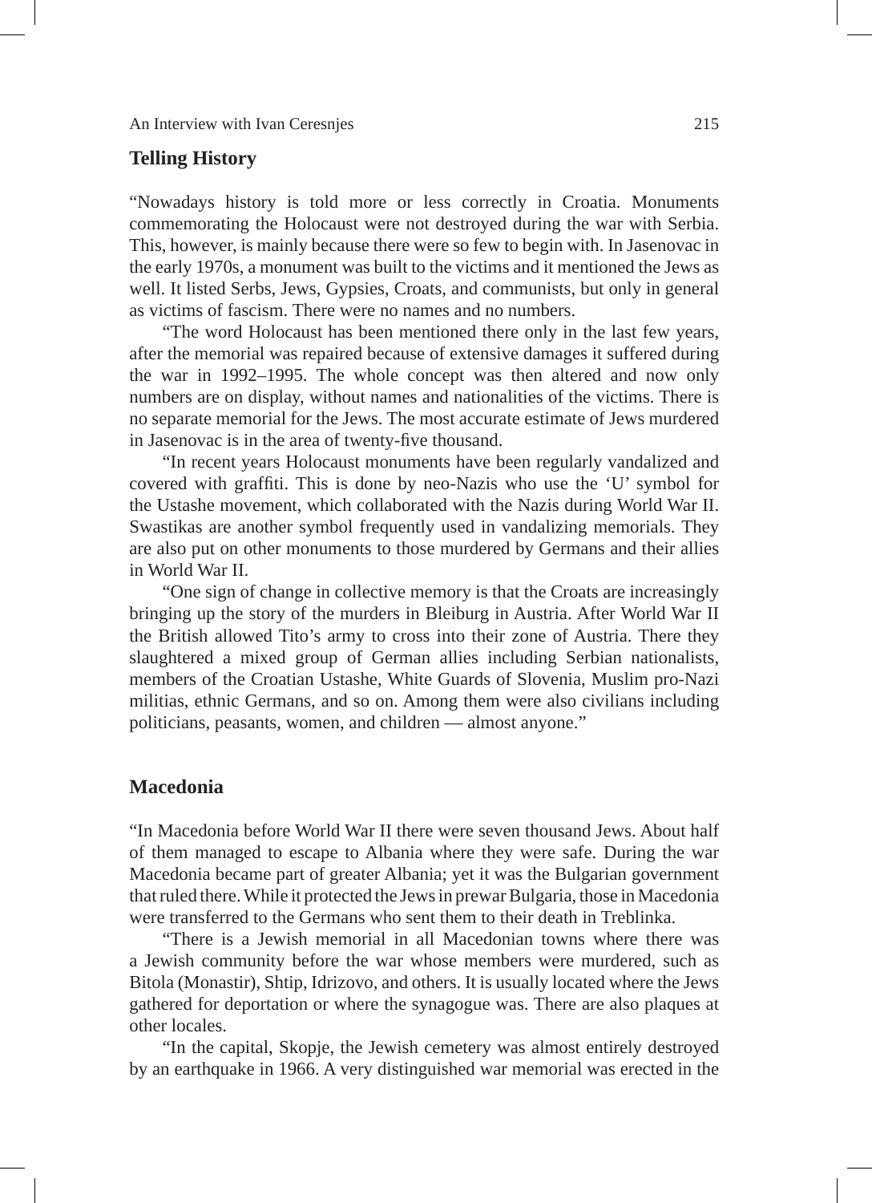## Telling History

"Nowadays history is told more or less correctly in Croatia. Monuments commemorating the Holocaust were not destroyed during the war with Serbia. This, however, is mainly because there were so few to begin with. In Jasenovac in the early 1970s, a monument was built to the victims and it mentioned the Jews as well. It listed Serbs, Jews, Gypsies, Croats, and communists, but only in general as victims of fascism. There were no names and no numbers.

"The word Holocaust has been mentioned there only in the last few years, after the memorial was repaired because of extensive damages it suffered during the war in 1992–1995. The whole concept was then altered and now only numbers are on display, without names and nationalities of the victims. There is no separate memorial for the Jews. The most accurate estimate of Jews murdered in Jasenovac is in the area of twenty-five thousand.

"In recent years Holocaust monuments have been regularly vandalized and covered with graffiti. This is done by neo-Nazis who use the 'U' symbol for the Ustashe movement, which collaborated with the Nazis during World War II. Swastikas are another symbol frequently used in vandalizing memorials. They are also put on other monuments to those murdered by Germans and their allies in World War II.

"One sign of change in collective memory is that the Croats are increasingly bringing up the story of the murders in Bleiburg in Austria. After World War II the British allowed Tito's army to cross into their zone of Austria. There they slaughtered a mixed group of German allies including Serbian nationalists, members of the Croatian Ustashe, White Guards of Slovenia, Muslim pro-Nazi militias, ethnic Germans, and so on. Among them were also civilians including politicians, peasants, women, and children — almost anyone."

## Macedonia

"In Macedonia before World War II there were seven thousand Jews. About half of them managed to escape to Albania where they were safe. During the war Macedonia became part of greater Albania; yet it was the Bulgarian government that ruled there. While it protected the Jews in prewar Bulgaria, those in Macedonia were transferred to the Germans who sent them to their death in Treblinka.

"There is a Jewish memorial in all Macedonian towns where there was a Jewish community before the war whose members were murdered, such as Bitola (Monastir), Shtip, Idrizovo, and others. It is usually located where the Jews gathered for deportation or where the synagogue was. There are also plaques at other locales.

"In the capital, Skopje, the Jewish cemetery was almost entirely destroyed by an earthquake in 1966. A very distinguished war memorial was erected in the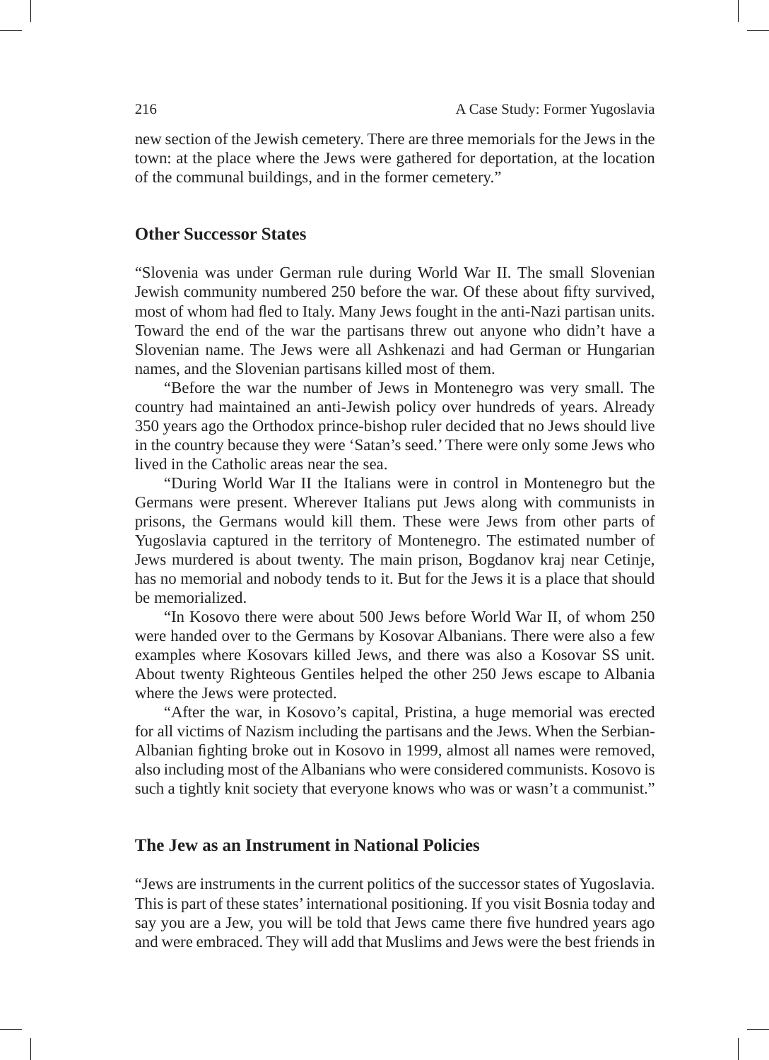new section of the Jewish cemetery. There are three memorials for the Jews in the town: at the place where the Jews were gathered for deportation, at the location of the communal buildings, and in the former cemetery."

### Other Successor States

"Slovenia was under German rule during World War II. The small Slovenian Jewish community numbered 250 before the war. Of these about fifty survived, most of whom had fled to Italy. Many Jews fought in the anti-Nazi partisan units. Toward the end of the war the partisans threw out anyone who didn't have a Slovenian name. The Jews were all Ashkenazi and had German or Hungarian names, and the Slovenian partisans killed most of them.

"Before the war the number of Jews in Montenegro was very small. The country had maintained an anti-Jewish policy over hundreds of years. Already 350 years ago the Orthodox prince-bishop ruler decided that no Jews should live in the country because they were 'Satan's seed.' There were only some Jews who lived in the Catholic areas near the sea.

"During World War II the Italians were in control in Montenegro but the Germans were present. Wherever Italians put Jews along with communists in prisons, the Germans would kill them. These were Jews from other parts of Yugoslavia captured in the territory of Montenegro. The estimated number of Jews murdered is about twenty. The main prison, Bogdanov kraj near Cetinje, has no memorial and nobody tends to it. But for the Jews it is a place that should be memorialized.

"In Kosovo there were about 500 Jews before World War II, of whom 250 were handed over to the Germans by Kosovar Albanians. There were also a few examples where Kosovars killed Jews, and there was also a Kosovar SS unit. About twenty Righteous Gentiles helped the other 250 Jews escape to Albania where the Jews were protected.

"After the war, in Kosovo's capital, Pristina, a huge memorial was erected for all victims of Nazism including the partisans and the Jews. When the Serbian-Albanian fighting broke out in Kosovo in 1999, almost all names were removed, also including most of the Albanians who were considered communists. Kosovo is such a tightly knit society that everyone knows who was or wasn't a communist."

### The Jew as an Instrument in National Policies

"Jews are instruments in the current politics of the successor states of Yugoslavia. This is part of these states' international positioning. If you visit Bosnia today and say you are a Jew, you will be told that Jews came there five hundred years ago and were embraced. They will add that Muslims and Jews were the best friends in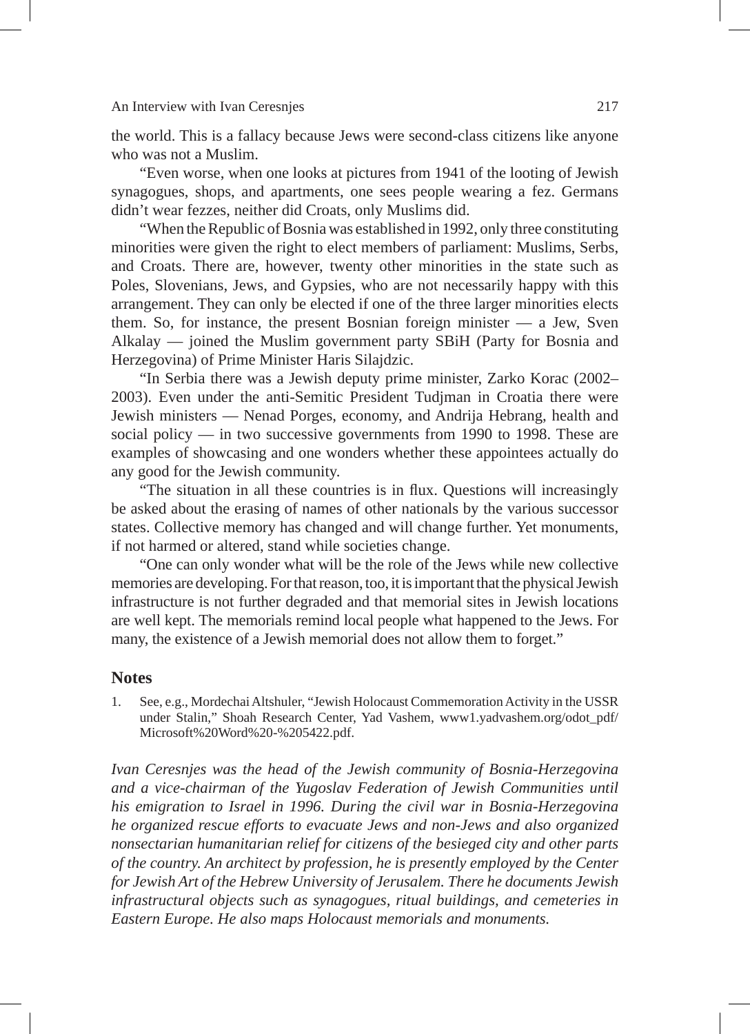the world. This is a fallacy because Jews were second-class citizens like anyone who was not a Muslim.

"Even worse, when one looks at pictures from 1941 of the looting of Jewish synagogues, shops, and apartments, one sees people wearing a fez. Germans didn't wear fezzes, neither did Croats, only Muslims did.

"When the Republic of Bosnia was established in 1992, only three constituting minorities were given the right to elect members of parliament: Muslims, Serbs, and Croats. There are, however, twenty other minorities in the state such as Poles, Slovenians, Jews, and Gypsies, who are not necessarily happy with this arrangement. They can only be elected if one of the three larger minorities elects them. So, for instance, the present Bosnian foreign minister — a Jew, Sven Alkalay — joined the Muslim government party SBiH (Party for Bosnia and Herzegovina) of Prime Minister Haris Silajdzic.

"In Serbia there was a Jewish deputy prime minister, Zarko Korac (2002–2003). Even under the anti-Semitic President Tudjman in Croatia there were Jewish ministers — Nenad Porges, economy, and Andrija Hebrang, health and social policy — in two successive governments from 1990 to 1998. These are examples of showcasing and one wonders whether these appointees actually do any good for the Jewish community.

"The situation in all these countries is in flux. Questions will increasingly be asked about the erasing of names of other nationals by the various successor states. Collective memory has changed and will change further. Yet monuments, if not harmed or altered, stand while societies change.

"One can only wonder what will be the role of the Jews while new collective memories are developing. For that reason, too, it is important that the physical Jewish infrastructure is not further degraded and that memorial sites in Jewish locations are well kept. The memorials remind local people what happened to the Jews. For many, the existence of a Jewish memorial does not allow them to forget."

## Notes

1. See, e.g., Mordechai Altshuler, "Jewish Holocaust Commemoration Activity in the USSR under Stalin," Shoah Research Center, Yad Vashem, www1.yadvashem.org/odot_pdf/Microsoft%20Word%20-%205422.pdf.

*Ivan Ceresnjes was the head of the Jewish community of Bosnia-Herzegovina and a vice-chairman of the Yugoslav Federation of Jewish Communities until his emigration to Israel in 1996. During the civil war in Bosnia-Herzegovina he organized rescue efforts to evacuate Jews and non-Jews and also organized nonsectarian humanitarian relief for citizens of the besieged city and other parts of the country. An architect by profession, he is presently employed by the Center for Jewish Art of the Hebrew University of Jerusalem. There he documents Jewish infrastructural objects such as synagogues, ritual buildings, and cemeteries in Eastern Europe. He also maps Holocaust memorials and monuments.*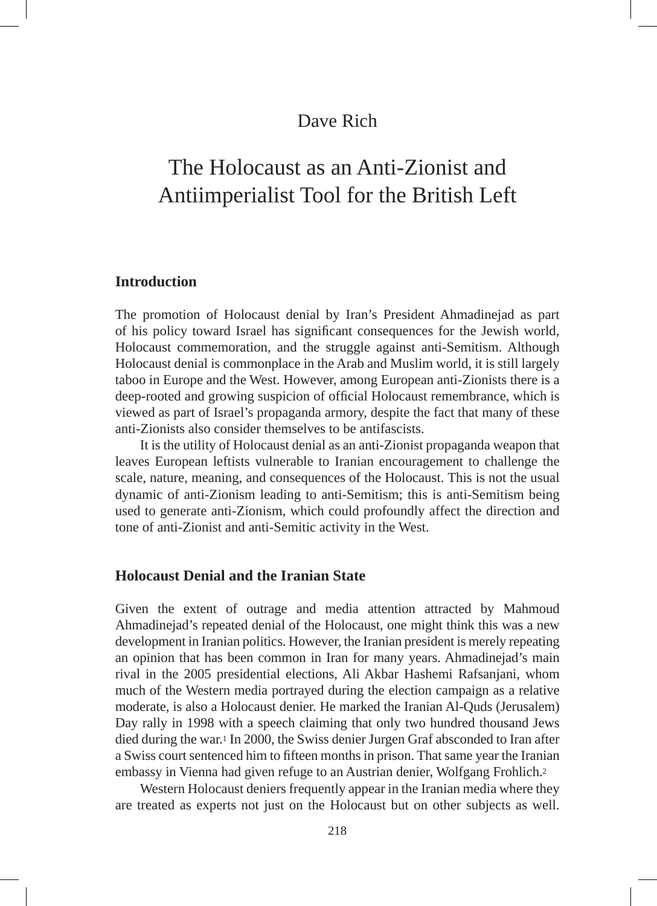Dave Rich

# The Holocaust as an Anti-Zionist and Antiimperialist Tool for the British Left

## Introduction

The promotion of Holocaust denial by Iran's President Ahmadinejad as part of his policy toward Israel has significant consequences for the Jewish world, Holocaust commemoration, and the struggle against anti-Semitism. Although Holocaust denial is commonplace in the Arab and Muslim world, it is still largely taboo in Europe and the West. However, among European anti-Zionists there is a deep-rooted and growing suspicion of official Holocaust remembrance, which is viewed as part of Israel's propaganda armory, despite the fact that many of these anti-Zionists also consider themselves to be antifascists.

It is the utility of Holocaust denial as an anti-Zionist propaganda weapon that leaves European leftists vulnerable to Iranian encouragement to challenge the scale, nature, meaning, and consequences of the Holocaust. This is not the usual dynamic of anti-Zionism leading to anti-Semitism; this is anti-Semitism being used to generate anti-Zionism, which could profoundly affect the direction and tone of anti-Zionist and anti-Semitic activity in the West.

## Holocaust Denial and the Iranian State

Given the extent of outrage and media attention attracted by Mahmoud Ahmadinejad's repeated denial of the Holocaust, one might think this was a new development in Iranian politics. However, the Iranian president is merely repeating an opinion that has been common in Iran for many years. Ahmadinejad's main rival in the 2005 presidential elections, Ali Akbar Hashemi Rafsanjani, whom much of the Western media portrayed during the election campaign as a relative moderate, is also a Holocaust denier. He marked the Iranian Al-Quds (Jerusalem) Day rally in 1998 with a speech claiming that only two hundred thousand Jews died during the war.[1] In 2000, the Swiss denier Jurgen Graf absconded to Iran after a Swiss court sentenced him to fifteen months in prison. That same year the Iranian embassy in Vienna had given refuge to an Austrian denier, Wolfgang Frohlich.[2]

Western Holocaust deniers frequently appear in the Iranian media where they are treated as experts not just on the Holocaust but on other subjects as well.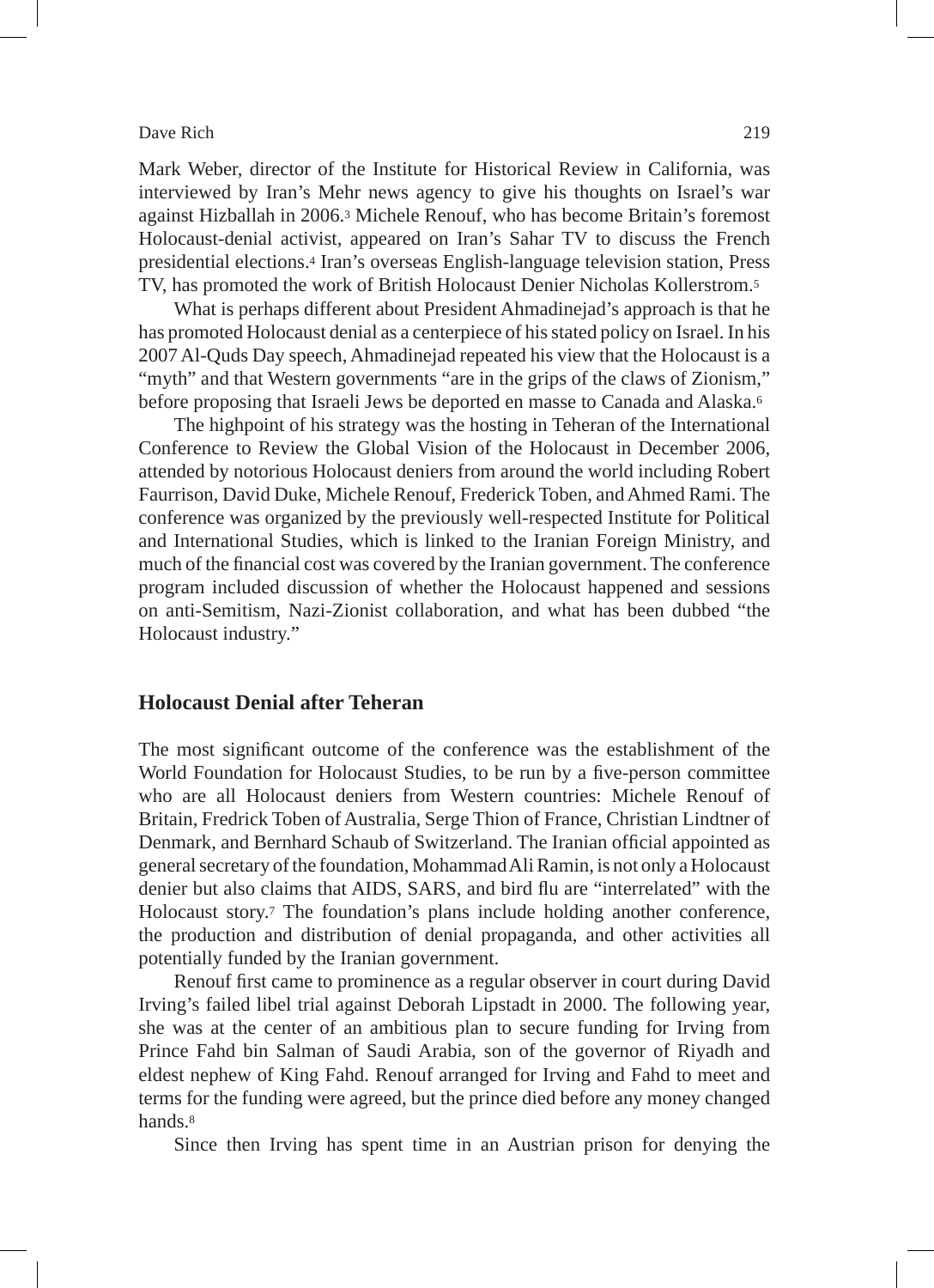Mark Weber, director of the Institute for Historical Review in California, was interviewed by Iran's Mehr news agency to give his thoughts on Israel's war against Hizballah in 2006.[3] Michele Renouf, who has become Britain's foremost Holocaust-denial activist, appeared on Iran's Sahar TV to discuss the French presidential elections.[4] Iran's overseas English-language television station, Press TV, has promoted the work of British Holocaust Denier Nicholas Kollerstrom.[5]

What is perhaps different about President Ahmadinejad's approach is that he has promoted Holocaust denial as a centerpiece of his stated policy on Israel. In his 2007 Al-Quds Day speech, Ahmadinejad repeated his view that the Holocaust is a "myth" and that Western governments "are in the grips of the claws of Zionism," before proposing that Israeli Jews be deported en masse to Canada and Alaska.[6]

The highpoint of his strategy was the hosting in Teheran of the International Conference to Review the Global Vision of the Holocaust in December 2006, attended by notorious Holocaust deniers from around the world including Robert Faurrison, David Duke, Michele Renouf, Frederick Toben, and Ahmed Rami. The conference was organized by the previously well-respected Institute for Political and International Studies, which is linked to the Iranian Foreign Ministry, and much of the financial cost was covered by the Iranian government. The conference program included discussion of whether the Holocaust happened and sessions on anti-Semitism, Nazi-Zionist collaboration, and what has been dubbed "the Holocaust industry."

## Holocaust Denial after Teheran

The most significant outcome of the conference was the establishment of the World Foundation for Holocaust Studies, to be run by a five-person committee who are all Holocaust deniers from Western countries: Michele Renouf of Britain, Fredrick Toben of Australia, Serge Thion of France, Christian Lindtner of Denmark, and Bernhard Schaub of Switzerland. The Iranian official appointed as general secretary of the foundation, Mohammad Ali Ramin, is not only a Holocaust denier but also claims that AIDS, SARS, and bird flu are "interrelated" with the Holocaust story.[7] The foundation's plans include holding another conference, the production and distribution of denial propaganda, and other activities all potentially funded by the Iranian government.

Renouf first came to prominence as a regular observer in court during David Irving's failed libel trial against Deborah Lipstadt in 2000. The following year, she was at the center of an ambitious plan to secure funding for Irving from Prince Fahd bin Salman of Saudi Arabia, son of the governor of Riyadh and eldest nephew of King Fahd. Renouf arranged for Irving and Fahd to meet and terms for the funding were agreed, but the prince died before any money changed hands.[8]

Since then Irving has spent time in an Austrian prison for denying the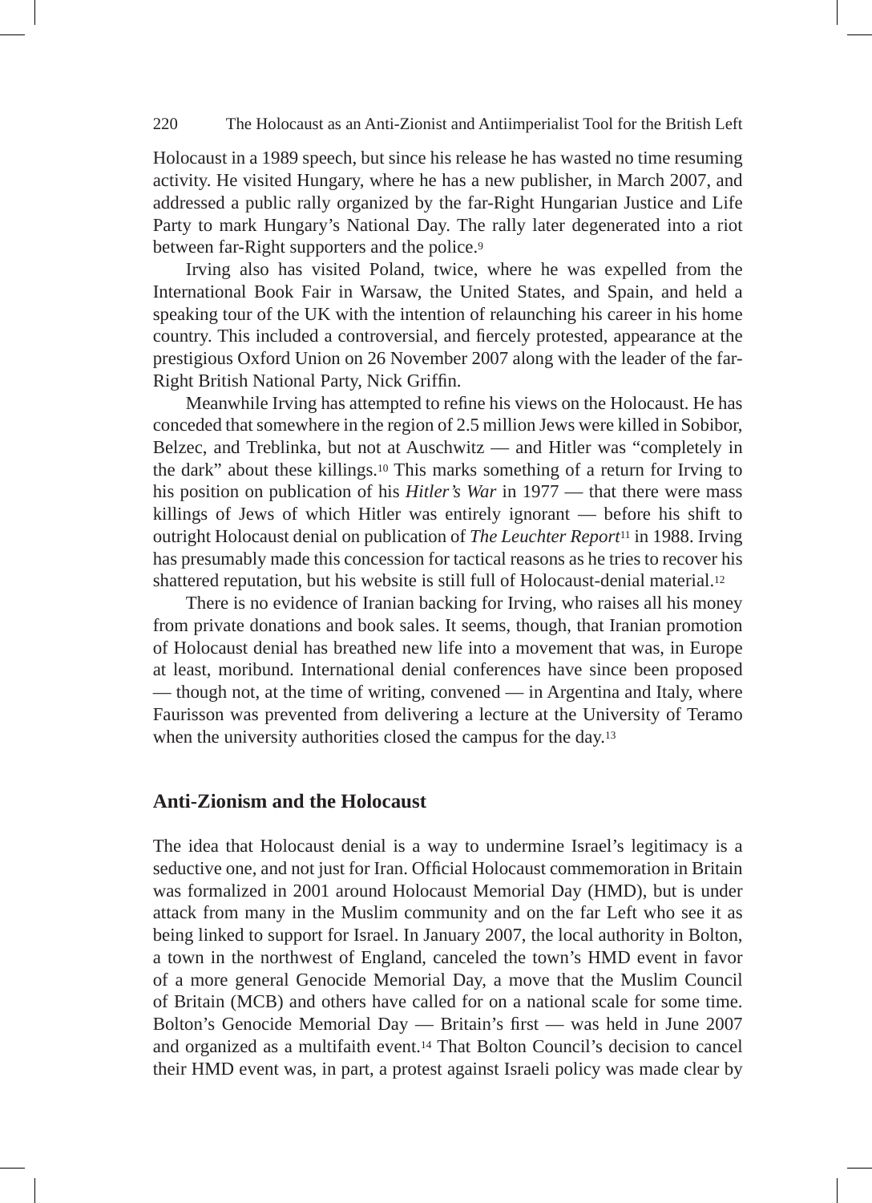Holocaust in a 1989 speech, but since his release he has wasted no time resuming activity. He visited Hungary, where he has a new publisher, in March 2007, and addressed a public rally organized by the far-Right Hungarian Justice and Life Party to mark Hungary's National Day. The rally later degenerated into a riot between far-Right supporters and the police.[9]

Irving also has visited Poland, twice, where he was expelled from the International Book Fair in Warsaw, the United States, and Spain, and held a speaking tour of the UK with the intention of relaunching his career in his home country. This included a controversial, and fiercely protested, appearance at the prestigious Oxford Union on 26 November 2007 along with the leader of the far-Right British National Party, Nick Griffin.

Meanwhile Irving has attempted to refine his views on the Holocaust. He has conceded that somewhere in the region of 2.5 million Jews were killed in Sobibor, Belzec, and Treblinka, but not at Auschwitz — and Hitler was "completely in the dark" about these killings.[10] This marks something of a return for Irving to his position on publication of his *Hitler's War* in 1977 — that there were mass killings of Jews of which Hitler was entirely ignorant — before his shift to outright Holocaust denial on publication of *The Leuchter Report*[11] in 1988. Irving has presumably made this concession for tactical reasons as he tries to recover his shattered reputation, but his website is still full of Holocaust-denial material.[12]

There is no evidence of Iranian backing for Irving, who raises all his money from private donations and book sales. It seems, though, that Iranian promotion of Holocaust denial has breathed new life into a movement that was, in Europe at least, moribund. International denial conferences have since been proposed — though not, at the time of writing, convened — in Argentina and Italy, where Faurisson was prevented from delivering a lecture at the University of Teramo when the university authorities closed the campus for the day.[13]

## Anti-Zionism and the Holocaust

The idea that Holocaust denial is a way to undermine Israel's legitimacy is a seductive one, and not just for Iran. Official Holocaust commemoration in Britain was formalized in 2001 around Holocaust Memorial Day (HMD), but is under attack from many in the Muslim community and on the far Left who see it as being linked to support for Israel. In January 2007, the local authority in Bolton, a town in the northwest of England, canceled the town's HMD event in favor of a more general Genocide Memorial Day, a move that the Muslim Council of Britain (MCB) and others have called for on a national scale for some time. Bolton's Genocide Memorial Day — Britain's first — was held in June 2007 and organized as a multifaith event.[14] That Bolton Council's decision to cancel their HMD event was, in part, a protest against Israeli policy was made clear by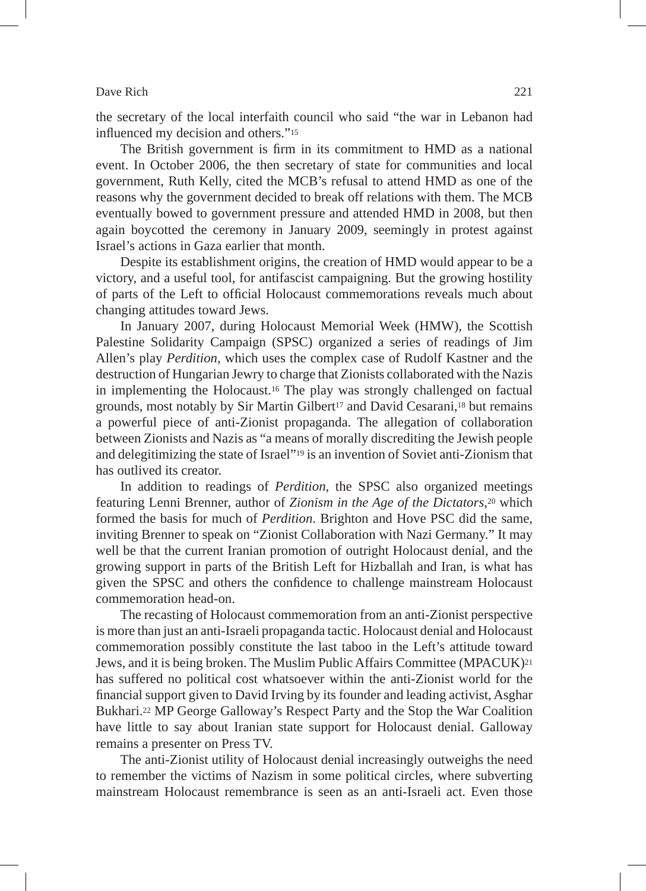the secretary of the local interfaith council who said "the war in Lebanon had influenced my decision and others."[15]

The British government is firm in its commitment to HMD as a national event. In October 2006, the then secretary of state for communities and local government, Ruth Kelly, cited the MCB's refusal to attend HMD as one of the reasons why the government decided to break off relations with them. The MCB eventually bowed to government pressure and attended HMD in 2008, but then again boycotted the ceremony in January 2009, seemingly in protest against Israel's actions in Gaza earlier that month.

Despite its establishment origins, the creation of HMD would appear to be a victory, and a useful tool, for antifascist campaigning. But the growing hostility of parts of the Left to official Holocaust commemorations reveals much about changing attitudes toward Jews.

In January 2007, during Holocaust Memorial Week (HMW), the Scottish Palestine Solidarity Campaign (SPSC) organized a series of readings of Jim Allen's play *Perdition*, which uses the complex case of Rudolf Kastner and the destruction of Hungarian Jewry to charge that Zionists collaborated with the Nazis in implementing the Holocaust.[16] The play was strongly challenged on factual grounds, most notably by Sir Martin Gilbert[17] and David Cesarani,[18] but remains a powerful piece of anti-Zionist propaganda. The allegation of collaboration between Zionists and Nazis as "a means of morally discrediting the Jewish people and delegitimizing the state of Israel"[19] is an invention of Soviet anti-Zionism that has outlived its creator.

In addition to readings of *Perdition*, the SPSC also organized meetings featuring Lenni Brenner, author of *Zionism in the Age of the Dictators*,[20] which formed the basis for much of *Perdition*. Brighton and Hove PSC did the same, inviting Brenner to speak on "Zionist Collaboration with Nazi Germany." It may well be that the current Iranian promotion of outright Holocaust denial, and the growing support in parts of the British Left for Hizballah and Iran, is what has given the SPSC and others the confidence to challenge mainstream Holocaust commemoration head-on.

The recasting of Holocaust commemoration from an anti-Zionist perspective is more than just an anti-Israeli propaganda tactic. Holocaust denial and Holocaust commemoration possibly constitute the last taboo in the Left's attitude toward Jews, and it is being broken. The Muslim Public Affairs Committee (MPACUK)[21] has suffered no political cost whatsoever within the anti-Zionist world for the financial support given to David Irving by its founder and leading activist, Asghar Bukhari.[22] MP George Galloway's Respect Party and the Stop the War Coalition have little to say about Iranian state support for Holocaust denial. Galloway remains a presenter on Press TV.

The anti-Zionist utility of Holocaust denial increasingly outweighs the need to remember the victims of Nazism in some political circles, where subverting mainstream Holocaust remembrance is seen as an anti-Israeli act. Even those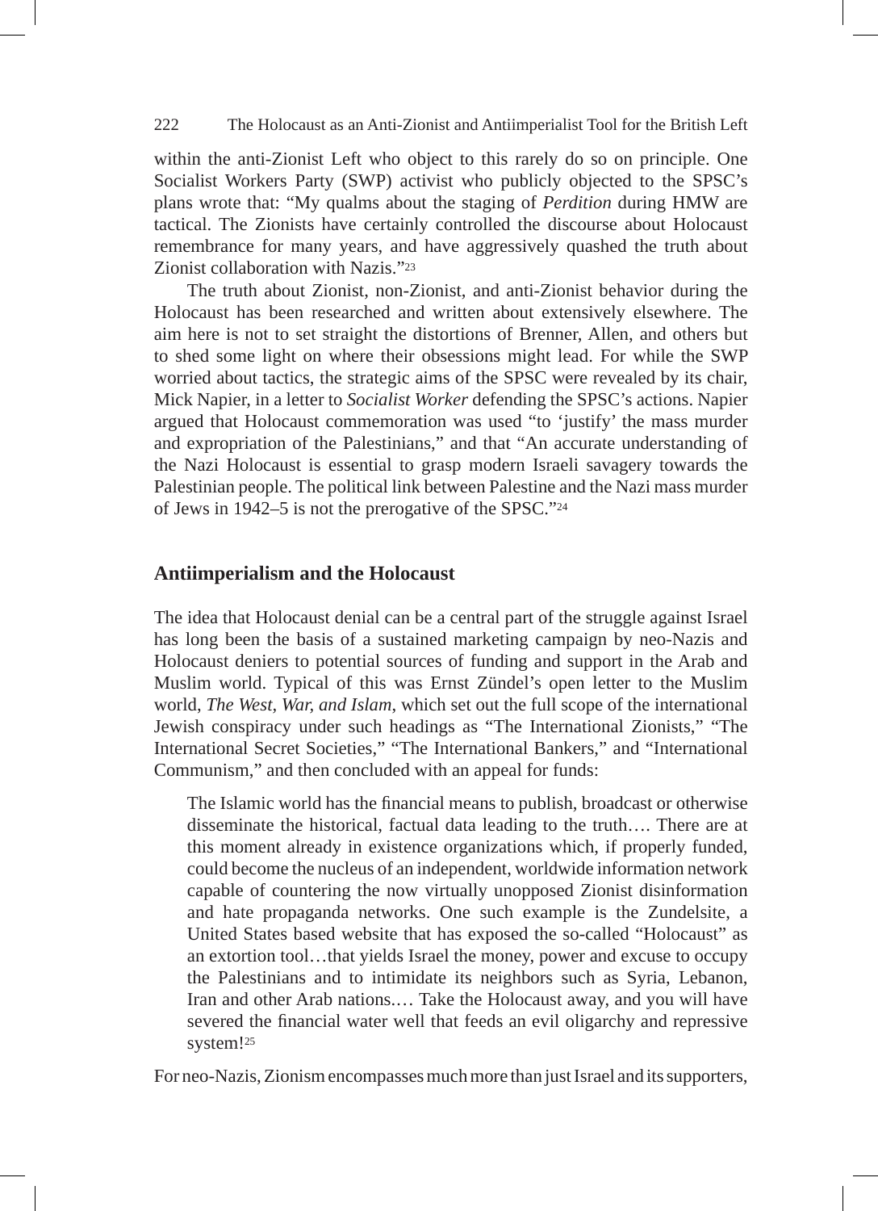within the anti-Zionist Left who object to this rarely do so on principle. One Socialist Workers Party (SWP) activist who publicly objected to the SPSC's plans wrote that: "My qualms about the staging of *Perdition* during HMW are tactical. The Zionists have certainly controlled the discourse about Holocaust remembrance for many years, and have aggressively quashed the truth about Zionist collaboration with Nazis."[23]

The truth about Zionist, non-Zionist, and anti-Zionist behavior during the Holocaust has been researched and written about extensively elsewhere. The aim here is not to set straight the distortions of Brenner, Allen, and others but to shed some light on where their obsessions might lead. For while the SWP worried about tactics, the strategic aims of the SPSC were revealed by its chair, Mick Napier, in a letter to *Socialist Worker* defending the SPSC's actions. Napier argued that Holocaust commemoration was used "to 'justify' the mass murder and expropriation of the Palestinians," and that "An accurate understanding of the Nazi Holocaust is essential to grasp modern Israeli savagery towards the Palestinian people. The political link between Palestine and the Nazi mass murder of Jews in 1942–5 is not the prerogative of the SPSC."[24]

## Antiimperialism and the Holocaust

The idea that Holocaust denial can be a central part of the struggle against Israel has long been the basis of a sustained marketing campaign by neo-Nazis and Holocaust deniers to potential sources of funding and support in the Arab and Muslim world. Typical of this was Ernst Zündel's open letter to the Muslim world, *The West, War, and Islam*, which set out the full scope of the international Jewish conspiracy under such headings as "The International Zionists," "The International Secret Societies," "The International Bankers," and "International Communism," and then concluded with an appeal for funds:

> The Islamic world has the financial means to publish, broadcast or otherwise disseminate the historical, factual data leading to the truth…. There are at this moment already in existence organizations which, if properly funded, could become the nucleus of an independent, worldwide information network capable of countering the now virtually unopposed Zionist disinformation and hate propaganda networks. One such example is the Zundelsite, a United States based website that has exposed the so-called "Holocaust" as an extortion tool…that yields Israel the money, power and excuse to occupy the Palestinians and to intimidate its neighbors such as Syria, Lebanon, Iran and other Arab nations.… Take the Holocaust away, and you will have severed the financial water well that feeds an evil oligarchy and repressive system![25]

For neo-Nazis, Zionism encompasses much more than just Israel and its supporters,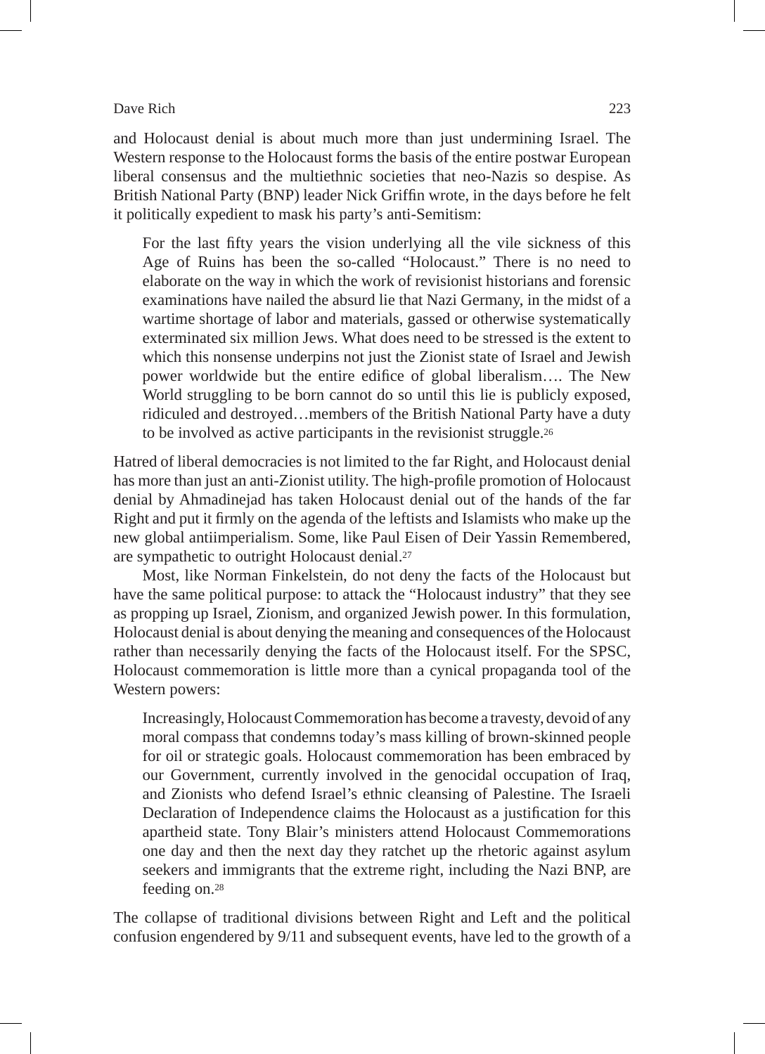and Holocaust denial is about much more than just undermining Israel. The Western response to the Holocaust forms the basis of the entire postwar European liberal consensus and the multiethnic societies that neo-Nazis so despise. As British National Party (BNP) leader Nick Griffin wrote, in the days before he felt it politically expedient to mask his party's anti-Semitism:

> For the last fifty years the vision underlying all the vile sickness of this Age of Ruins has been the so-called "Holocaust." There is no need to elaborate on the way in which the work of revisionist historians and forensic examinations have nailed the absurd lie that Nazi Germany, in the midst of a wartime shortage of labor and materials, gassed or otherwise systematically exterminated six million Jews. What does need to be stressed is the extent to which this nonsense underpins not just the Zionist state of Israel and Jewish power worldwide but the entire edifice of global liberalism…. The New World struggling to be born cannot do so until this lie is publicly exposed, ridiculed and destroyed…members of the British National Party have a duty to be involved as active participants in the revisionist struggle.[26]

Hatred of liberal democracies is not limited to the far Right, and Holocaust denial has more than just an anti-Zionist utility. The high-profile promotion of Holocaust denial by Ahmadinejad has taken Holocaust denial out of the hands of the far Right and put it firmly on the agenda of the leftists and Islamists who make up the new global antiimperialism. Some, like Paul Eisen of Deir Yassin Remembered, are sympathetic to outright Holocaust denial.[27]

Most, like Norman Finkelstein, do not deny the facts of the Holocaust but have the same political purpose: to attack the "Holocaust industry" that they see as propping up Israel, Zionism, and organized Jewish power. In this formulation, Holocaust denial is about denying the meaning and consequences of the Holocaust rather than necessarily denying the facts of the Holocaust itself. For the SPSC, Holocaust commemoration is little more than a cynical propaganda tool of the Western powers:

> Increasingly, Holocaust Commemoration has become a travesty, devoid of any moral compass that condemns today's mass killing of brown-skinned people for oil or strategic goals. Holocaust commemoration has been embraced by our Government, currently involved in the genocidal occupation of Iraq, and Zionists who defend Israel's ethnic cleansing of Palestine. The Israeli Declaration of Independence claims the Holocaust as a justification for this apartheid state. Tony Blair's ministers attend Holocaust Commemorations one day and then the next day they ratchet up the rhetoric against asylum seekers and immigrants that the extreme right, including the Nazi BNP, are feeding on.[28]

The collapse of traditional divisions between Right and Left and the political confusion engendered by 9/11 and subsequent events, have led to the growth of a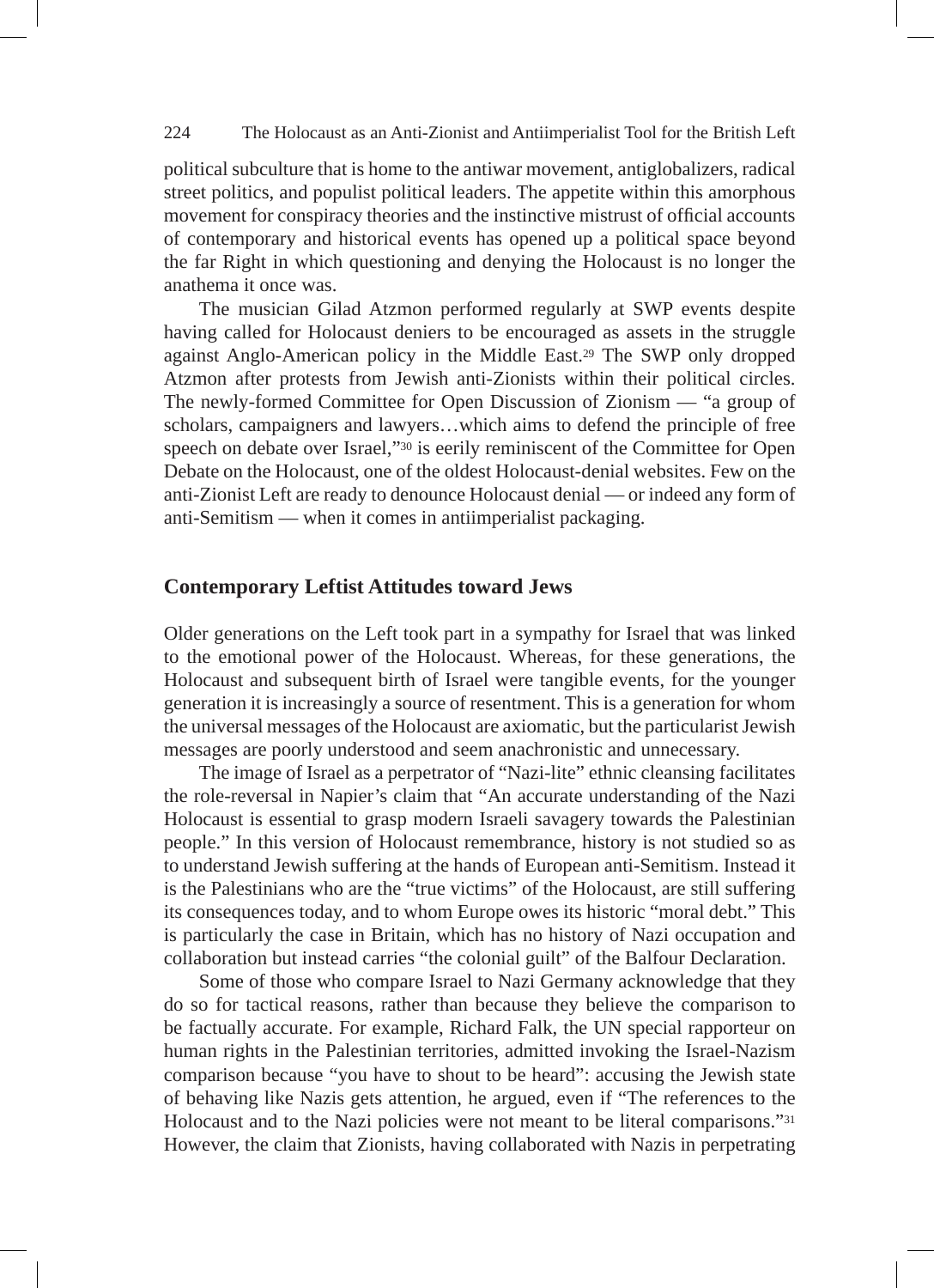political subculture that is home to the antiwar movement, antiglobalizers, radical street politics, and populist political leaders. The appetite within this amorphous movement for conspiracy theories and the instinctive mistrust of official accounts of contemporary and historical events has opened up a political space beyond the far Right in which questioning and denying the Holocaust is no longer the anathema it once was.

The musician Gilad Atzmon performed regularly at SWP events despite having called for Holocaust deniers to be encouraged as assets in the struggle against Anglo-American policy in the Middle East.[29] The SWP only dropped Atzmon after protests from Jewish anti-Zionists within their political circles. The newly-formed Committee for Open Discussion of Zionism — "a group of scholars, campaigners and lawyers…which aims to defend the principle of free speech on debate over Israel,"[30] is eerily reminiscent of the Committee for Open Debate on the Holocaust, one of the oldest Holocaust-denial websites. Few on the anti-Zionist Left are ready to denounce Holocaust denial — or indeed any form of anti-Semitism — when it comes in antiimperialist packaging.

## Contemporary Leftist Attitudes toward Jews

Older generations on the Left took part in a sympathy for Israel that was linked to the emotional power of the Holocaust. Whereas, for these generations, the Holocaust and subsequent birth of Israel were tangible events, for the younger generation it is increasingly a source of resentment. This is a generation for whom the universal messages of the Holocaust are axiomatic, but the particularist Jewish messages are poorly understood and seem anachronistic and unnecessary.

The image of Israel as a perpetrator of "Nazi-lite" ethnic cleansing facilitates the role-reversal in Napier's claim that "An accurate understanding of the Nazi Holocaust is essential to grasp modern Israeli savagery towards the Palestinian people." In this version of Holocaust remembrance, history is not studied so as to understand Jewish suffering at the hands of European anti-Semitism. Instead it is the Palestinians who are the "true victims" of the Holocaust, are still suffering its consequences today, and to whom Europe owes its historic "moral debt." This is particularly the case in Britain, which has no history of Nazi occupation and collaboration but instead carries "the colonial guilt" of the Balfour Declaration.

Some of those who compare Israel to Nazi Germany acknowledge that they do so for tactical reasons, rather than because they believe the comparison to be factually accurate. For example, Richard Falk, the UN special rapporteur on human rights in the Palestinian territories, admitted invoking the Israel-Nazism comparison because "you have to shout to be heard": accusing the Jewish state of behaving like Nazis gets attention, he argued, even if "The references to the Holocaust and to the Nazi policies were not meant to be literal comparisons."[31] However, the claim that Zionists, having collaborated with Nazis in perpetrating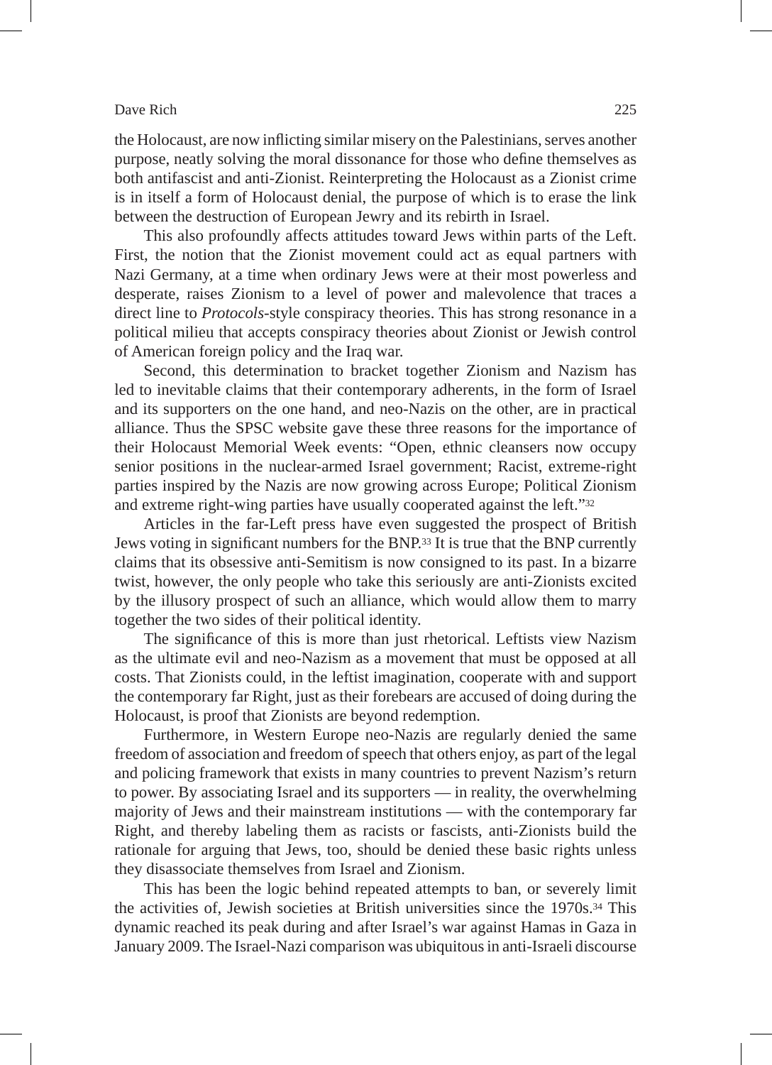the Holocaust, are now inflicting similar misery on the Palestinians, serves another purpose, neatly solving the moral dissonance for those who define themselves as both antifascist and anti-Zionist. Reinterpreting the Holocaust as a Zionist crime is in itself a form of Holocaust denial, the purpose of which is to erase the link between the destruction of European Jewry and its rebirth in Israel.

This also profoundly affects attitudes toward Jews within parts of the Left. First, the notion that the Zionist movement could act as equal partners with Nazi Germany, at a time when ordinary Jews were at their most powerless and desperate, raises Zionism to a level of power and malevolence that traces a direct line to *Protocols*-style conspiracy theories. This has strong resonance in a political milieu that accepts conspiracy theories about Zionist or Jewish control of American foreign policy and the Iraq war.

Second, this determination to bracket together Zionism and Nazism has led to inevitable claims that their contemporary adherents, in the form of Israel and its supporters on the one hand, and neo-Nazis on the other, are in practical alliance. Thus the SPSC website gave these three reasons for the importance of their Holocaust Memorial Week events: "Open, ethnic cleansers now occupy senior positions in the nuclear-armed Israel government; Racist, extreme-right parties inspired by the Nazis are now growing across Europe; Political Zionism and extreme right-wing parties have usually cooperated against the left."[32]

Articles in the far-Left press have even suggested the prospect of British Jews voting in significant numbers for the BNP.[33] It is true that the BNP currently claims that its obsessive anti-Semitism is now consigned to its past. In a bizarre twist, however, the only people who take this seriously are anti-Zionists excited by the illusory prospect of such an alliance, which would allow them to marry together the two sides of their political identity.

The significance of this is more than just rhetorical. Leftists view Nazism as the ultimate evil and neo-Nazism as a movement that must be opposed at all costs. That Zionists could, in the leftist imagination, cooperate with and support the contemporary far Right, just as their forebears are accused of doing during the Holocaust, is proof that Zionists are beyond redemption.

Furthermore, in Western Europe neo-Nazis are regularly denied the same freedom of association and freedom of speech that others enjoy, as part of the legal and policing framework that exists in many countries to prevent Nazism's return to power. By associating Israel and its supporters — in reality, the overwhelming majority of Jews and their mainstream institutions — with the contemporary far Right, and thereby labeling them as racists or fascists, anti-Zionists build the rationale for arguing that Jews, too, should be denied these basic rights unless they disassociate themselves from Israel and Zionism.

This has been the logic behind repeated attempts to ban, or severely limit the activities of, Jewish societies at British universities since the 1970s.[34] This dynamic reached its peak during and after Israel's war against Hamas in Gaza in January 2009. The Israel-Nazi comparison was ubiquitous in anti-Israeli discourse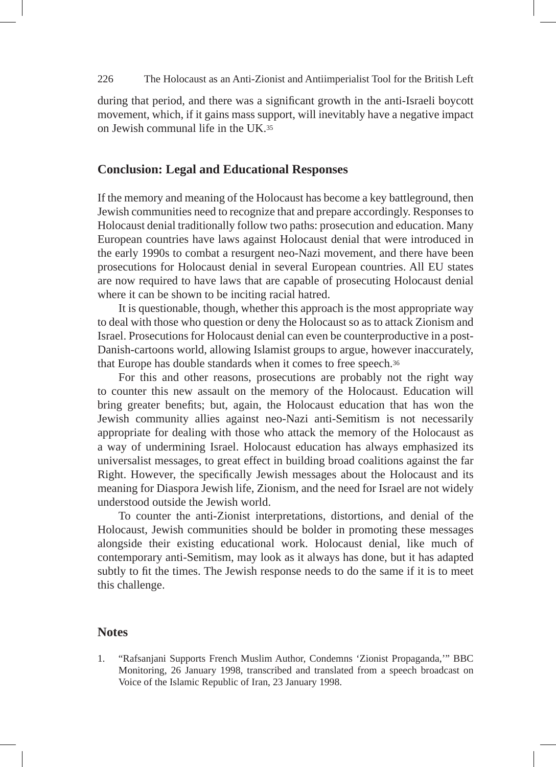during that period, and there was a significant growth in the anti-Israeli boycott movement, which, if it gains mass support, will inevitably have a negative impact on Jewish communal life in the UK.[35]

## Conclusion: Legal and Educational Responses

If the memory and meaning of the Holocaust has become a key battleground, then Jewish communities need to recognize that and prepare accordingly. Responses to Holocaust denial traditionally follow two paths: prosecution and education. Many European countries have laws against Holocaust denial that were introduced in the early 1990s to combat a resurgent neo-Nazi movement, and there have been prosecutions for Holocaust denial in several European countries. All EU states are now required to have laws that are capable of prosecuting Holocaust denial where it can be shown to be inciting racial hatred.

It is questionable, though, whether this approach is the most appropriate way to deal with those who question or deny the Holocaust so as to attack Zionism and Israel. Prosecutions for Holocaust denial can even be counterproductive in a post-Danish-cartoons world, allowing Islamist groups to argue, however inaccurately, that Europe has double standards when it comes to free speech.[36]

For this and other reasons, prosecutions are probably not the right way to counter this new assault on the memory of the Holocaust. Education will bring greater benefits; but, again, the Holocaust education that has won the Jewish community allies against neo-Nazi anti-Semitism is not necessarily appropriate for dealing with those who attack the memory of the Holocaust as a way of undermining Israel. Holocaust education has always emphasized its universalist messages, to great effect in building broad coalitions against the far Right. However, the specifically Jewish messages about the Holocaust and its meaning for Diaspora Jewish life, Zionism, and the need for Israel are not widely understood outside the Jewish world.

To counter the anti-Zionist interpretations, distortions, and denial of the Holocaust, Jewish communities should be bolder in promoting these messages alongside their existing educational work. Holocaust denial, like much of contemporary anti-Semitism, may look as it always has done, but it has adapted subtly to fit the times. The Jewish response needs to do the same if it is to meet this challenge.

## Notes

1. "Rafsanjani Supports French Muslim Author, Condemns 'Zionist Propaganda,'" BBC Monitoring, 26 January 1998, transcribed and translated from a speech broadcast on Voice of the Islamic Republic of Iran, 23 January 1998.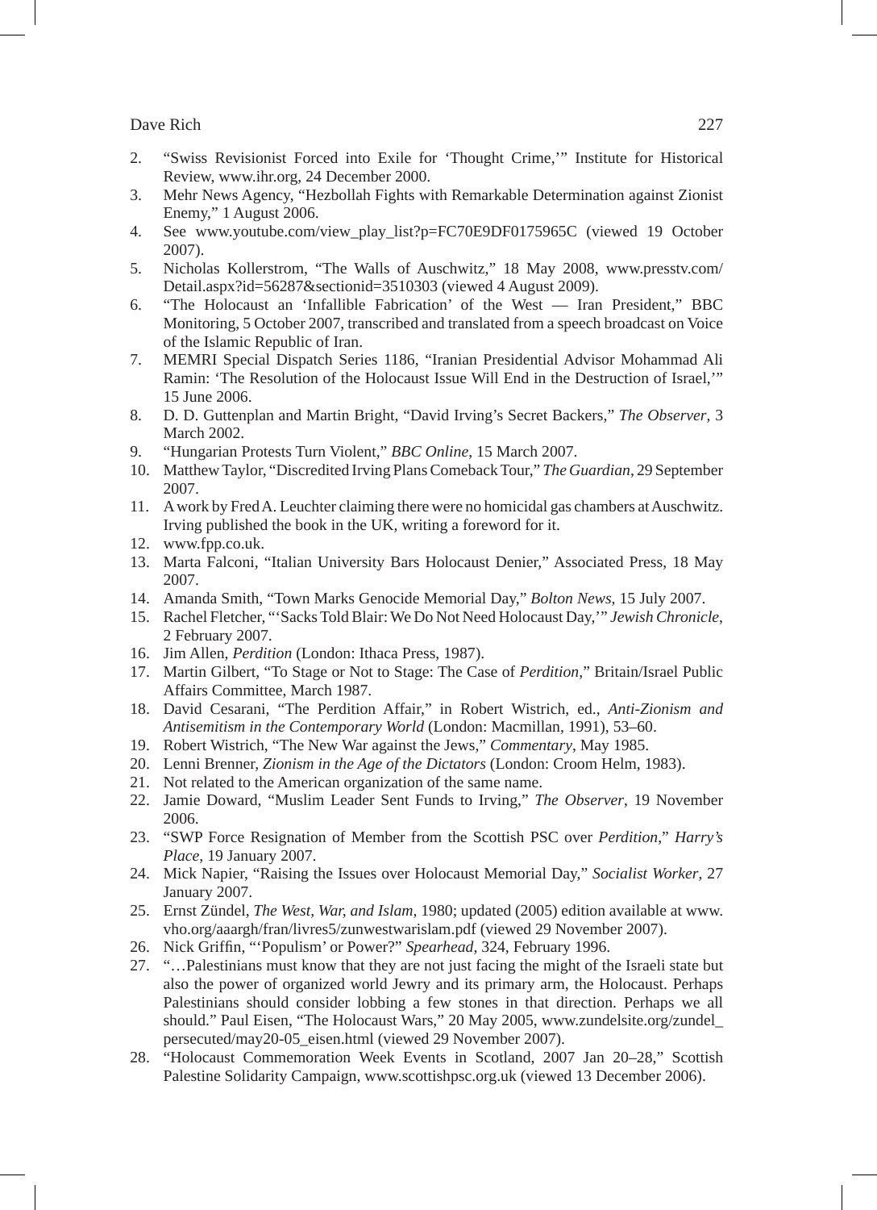2. "Swiss Revisionist Forced into Exile for 'Thought Crime,'" Institute for Historical Review, www.ihr.org, 24 December 2000.
3. Mehr News Agency, "Hezbollah Fights with Remarkable Determination against Zionist Enemy," 1 August 2006.
4. See www.youtube.com/view_play_list?p=FC70E9DF0175965C (viewed 19 October 2007).
5. Nicholas Kollerstrom, "The Walls of Auschwitz," 18 May 2008, www.presstv.com/Detail.aspx?id=56287&sectionid=3510303 (viewed 4 August 2009).
6. "The Holocaust an 'Infallible Fabrication' of the West — Iran President," BBC Monitoring, 5 October 2007, transcribed and translated from a speech broadcast on Voice of the Islamic Republic of Iran.
7. MEMRI Special Dispatch Series 1186, "Iranian Presidential Advisor Mohammad Ali Ramin: 'The Resolution of the Holocaust Issue Will End in the Destruction of Israel,'" 15 June 2006.
8. D. D. Guttenplan and Martin Bright, "David Irving's Secret Backers," *The Observer*, 3 March 2002.
9. "Hungarian Protests Turn Violent," *BBC Online*, 15 March 2007.
10. Matthew Taylor, "Discredited Irving Plans Comeback Tour," *The Guardian*, 29 September 2007.
11. A work by Fred A. Leuchter claiming there were no homicidal gas chambers at Auschwitz. Irving published the book in the UK, writing a foreword for it.
12. www.fpp.co.uk.
13. Marta Falconi, "Italian University Bars Holocaust Denier," Associated Press, 18 May 2007.
14. Amanda Smith, "Town Marks Genocide Memorial Day," *Bolton News*, 15 July 2007.
15. Rachel Fletcher, "'Sacks Told Blair: We Do Not Need Holocaust Day,'" *Jewish Chronicle*, 2 February 2007.
16. Jim Allen, *Perdition* (London: Ithaca Press, 1987).
17. Martin Gilbert, "To Stage or Not to Stage: The Case of *Perdition*," Britain/Israel Public Affairs Committee, March 1987.
18. David Cesarani, "The Perdition Affair," in Robert Wistrich, ed., *Anti-Zionism and Antisemitism in the Contemporary World* (London: Macmillan, 1991), 53–60.
19. Robert Wistrich, "The New War against the Jews," *Commentary*, May 1985.
20. Lenni Brenner, *Zionism in the Age of the Dictators* (London: Croom Helm, 1983).
21. Not related to the American organization of the same name.
22. Jamie Doward, "Muslim Leader Sent Funds to Irving," *The Observer*, 19 November 2006.
23. "SWP Force Resignation of Member from the Scottish PSC over *Perdition*," *Harry's Place*, 19 January 2007.
24. Mick Napier, "Raising the Issues over Holocaust Memorial Day," *Socialist Worker*, 27 January 2007.
25. Ernst Zündel, *The West, War, and Islam*, 1980; updated (2005) edition available at www.vho.org/aaargh/fran/livres5/zunwestwarislam.pdf (viewed 29 November 2007).
26. Nick Griffin, "'Populism' or Power?" *Spearhead*, 324, February 1996.
27. "…Palestinians must know that they are not just facing the might of the Israeli state but also the power of organized world Jewry and its primary arm, the Holocaust. Perhaps Palestinians should consider lobbing a few stones in that direction. Perhaps we all should." Paul Eisen, "The Holocaust Wars," 20 May 2005, www.zundelsite.org/zundel_persecuted/may20-05_eisen.html (viewed 29 November 2007).
28. "Holocaust Commemoration Week Events in Scotland, 2007 Jan 20–28," Scottish Palestine Solidarity Campaign, www.scottishpsc.org.uk (viewed 13 December 2006).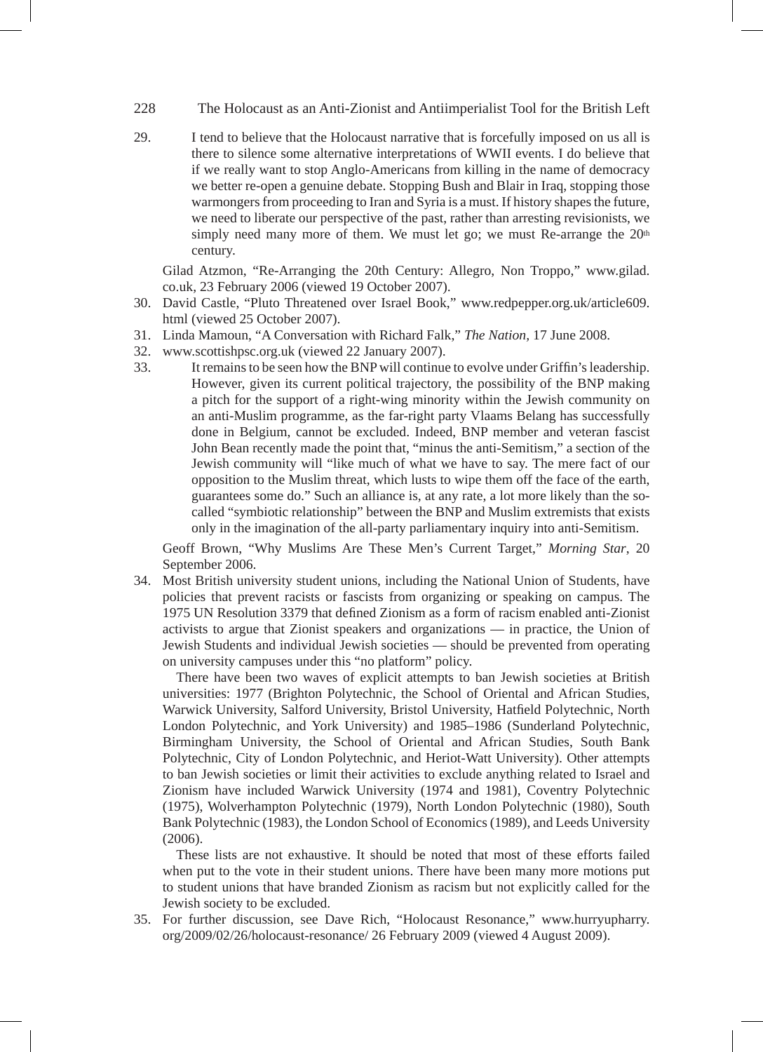29. I tend to believe that the Holocaust narrative that is forcefully imposed on us all is there to silence some alternative interpretations of WWII events. I do believe that if we really want to stop Anglo-Americans from killing in the name of democracy we better re-open a genuine debate. Stopping Bush and Blair in Iraq, stopping those warmongers from proceeding to Iran and Syria is a must. If history shapes the future, we need to liberate our perspective of the past, rather than arresting revisionists, we simply need many more of them. We must let go; we must Re-arrange the 20th century.

    Gilad Atzmon, "Re-Arranging the 20th Century: Allegro, Non Troppo," www.gilad.co.uk, 23 February 2006 (viewed 19 October 2007).

30. David Castle, "Pluto Threatened over Israel Book," www.redpepper.org.uk/article609.html (viewed 25 October 2007).
31. Linda Mamoun, "A Conversation with Richard Falk," *The Nation*, 17 June 2008.
32. www.scottishpsc.org.uk (viewed 22 January 2007).
33. It remains to be seen how the BNP will continue to evolve under Griffin's leadership. However, given its current political trajectory, the possibility of the BNP making a pitch for the support of a right-wing minority within the Jewish community on an anti-Muslim programme, as the far-right party Vlaams Belang has successfully done in Belgium, cannot be excluded. Indeed, BNP member and veteran fascist John Bean recently made the point that, "minus the anti-Semitism," a section of the Jewish community will "like much of what we have to say. The mere fact of our opposition to the Muslim threat, which lusts to wipe them off the face of the earth, guarantees some do." Such an alliance is, at any rate, a lot more likely than the so-called "symbiotic relationship" between the BNP and Muslim extremists that exists only in the imagination of the all-party parliamentary inquiry into anti-Semitism.

    Geoff Brown, "Why Muslims Are These Men's Current Target," *Morning Star*, 20 September 2006.

34. Most British university student unions, including the National Union of Students, have policies that prevent racists or fascists from organizing or speaking on campus. The 1975 UN Resolution 3379 that defined Zionism as a form of racism enabled anti-Zionist activists to argue that Zionist speakers and organizations — in practice, the Union of Jewish Students and individual Jewish societies — should be prevented from operating on university campuses under this "no platform" policy.

    There have been two waves of explicit attempts to ban Jewish societies at British universities: 1977 (Brighton Polytechnic, the School of Oriental and African Studies, Warwick University, Salford University, Bristol University, Hatfield Polytechnic, North London Polytechnic, and York University) and 1985–1986 (Sunderland Polytechnic, Birmingham University, the School of Oriental and African Studies, South Bank Polytechnic, City of London Polytechnic, and Heriot-Watt University). Other attempts to ban Jewish societies or limit their activities to exclude anything related to Israel and Zionism have included Warwick University (1974 and 1981), Coventry Polytechnic (1975), Wolverhampton Polytechnic (1979), North London Polytechnic (1980), South Bank Polytechnic (1983), the London School of Economics (1989), and Leeds University (2006).

    These lists are not exhaustive. It should be noted that most of these efforts failed when put to the vote in their student unions. There have been many more motions put to student unions that have branded Zionism as racism but not explicitly called for the Jewish society to be excluded.

35. For further discussion, see Dave Rich, "Holocaust Resonance," www.hurryupharry.org/2009/02/26/holocaust-resonance/ 26 February 2009 (viewed 4 August 2009).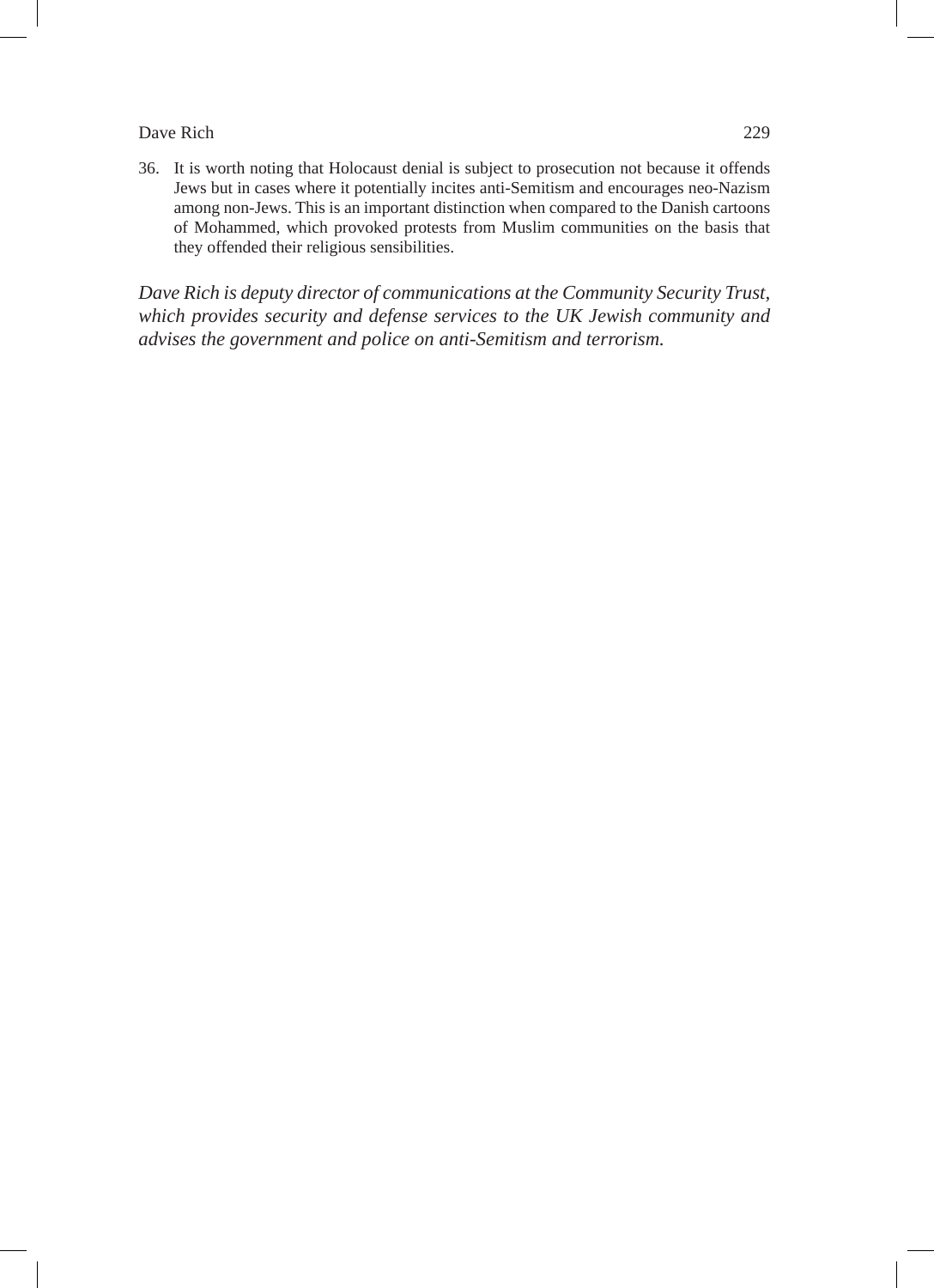36. It is worth noting that Holocaust denial is subject to prosecution not because it offends Jews but in cases where it potentially incites anti-Semitism and encourages neo-Nazism among non-Jews. This is an important distinction when compared to the Danish cartoons of Mohammed, which provoked protests from Muslim communities on the basis that they offended their religious sensibilities.

*Dave Rich is deputy director of communications at the Community Security Trust, which provides security and defense services to the UK Jewish community and advises the government and police on anti-Semitism and terrorism.*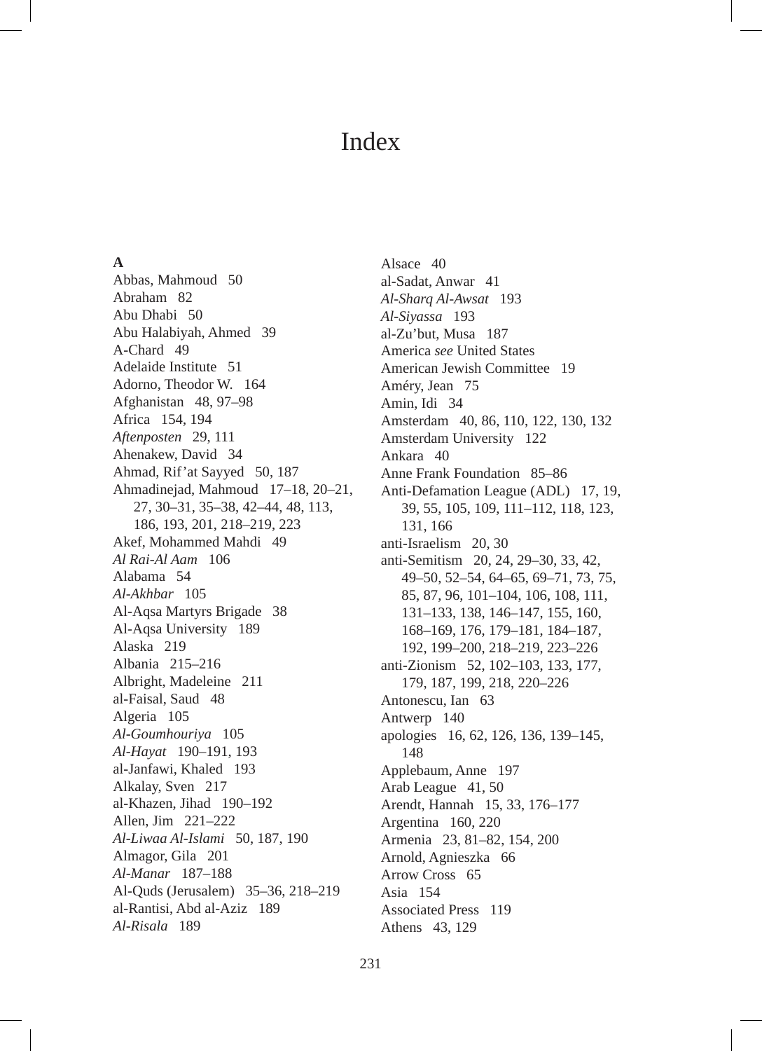# Index

**A**

Abbas, Mahmoud 50
Abraham 82
Abu Dhabi 50
Abu Halabiyah, Ahmed 39
A-Chard 49
Adelaide Institute 51
Adorno, Theodor W. 164
Afghanistan 48, 97–98
Africa 154, 194
*Aftenposten* 29, 111
Ahenakew, David 34
Ahmad, Rif'at Sayyed 50, 187
Ahmadinejad, Mahmoud 17–18, 20–21, 27, 30–31, 35–38, 42–44, 48, 113, 186, 193, 201, 218–219, 223
Akef, Mohammed Mahdi 49
*Al Rai-Al Aam* 106
Alabama 54
*Al-Akhbar* 105
Al-Aqsa Martyrs Brigade 38
Al-Aqsa University 189
Alaska 219
Albania 215–216
Albright, Madeleine 211
al-Faisal, Saud 48
Algeria 105
*Al-Goumhouriya* 105
*Al-Hayat* 190–191, 193
al-Janfawi, Khaled 193
Alkalay, Sven 217
al-Khazen, Jihad 190–192
Allen, Jim 221–222
*Al-Liwaa Al-Islami* 50, 187, 190
Almagor, Gila 201
*Al-Manar* 187–188
Al-Quds (Jerusalem) 35–36, 218–219
al-Rantisi, Abd al-Aziz 189
*Al-Risala* 189
Alsace 40
al-Sadat, Anwar 41
*Al-Sharq Al-Awsat* 193
*Al-Siyassa* 193
al-Zu'but, Musa 187
America *see* United States
American Jewish Committee 19
Améry, Jean 75
Amin, Idi 34
Amsterdam 40, 86, 110, 122, 130, 132
Amsterdam University 122
Ankara 40
Anne Frank Foundation 85–86
Anti-Defamation League (ADL) 17, 19, 39, 55, 105, 109, 111–112, 118, 123, 131, 166
anti-Israelism 20, 30
anti-Semitism 20, 24, 29–30, 33, 42, 49–50, 52–54, 64–65, 69–71, 73, 75, 85, 87, 96, 101–104, 106, 108, 111, 131–133, 138, 146–147, 155, 160, 168–169, 176, 179–181, 184–187, 192, 199–200, 218–219, 223–226
anti-Zionism 52, 102–103, 133, 177, 179, 187, 199, 218, 220–226
Antonescu, Ian 63
Antwerp 140
apologies 16, 62, 126, 136, 139–145, 148
Applebaum, Anne 197
Arab League 41, 50
Arendt, Hannah 15, 33, 176–177
Argentina 160, 220
Armenia 23, 81–82, 154, 200
Arnold, Agnieszka 66
Arrow Cross 65
Asia 154
Associated Press 119
Athens 43, 129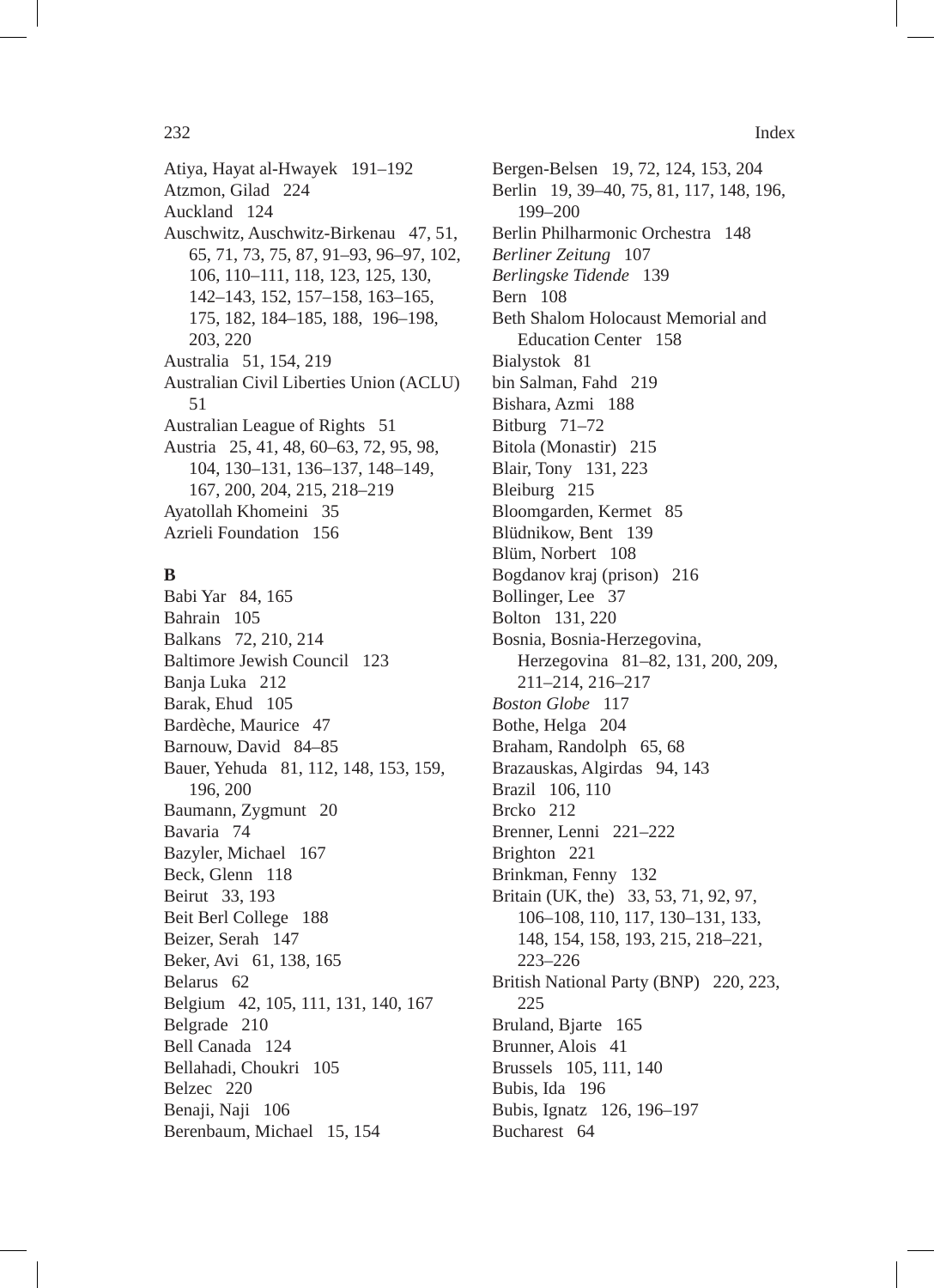Atiya, Hayat al-Hwayek 191–192
Atzmon, Gilad 224
Auckland 124
Auschwitz, Auschwitz-Birkenau 47, 51, 65, 71, 73, 75, 87, 91–93, 96–97, 102, 106, 110–111, 118, 123, 125, 130, 142–143, 152, 157–158, 163–165, 175, 182, 184–185, 188, 196–198, 203, 220
Australia 51, 154, 219
Australian Civil Liberties Union (ACLU) 51
Australian League of Rights 51
Austria 25, 41, 48, 60–63, 72, 95, 98, 104, 130–131, 136–137, 148–149, 167, 200, 204, 215, 218–219
Ayatollah Khomeini 35
Azrieli Foundation 156

**B**

Babi Yar 84, 165
Bahrain 105
Balkans 72, 210, 214
Baltimore Jewish Council 123
Banja Luka 212
Barak, Ehud 105
Bardèche, Maurice 47
Barnouw, David 84–85
Bauer, Yehuda 81, 112, 148, 153, 159, 196, 200
Baumann, Zygmunt 20
Bavaria 74
Bazyler, Michael 167
Beck, Glenn 118
Beirut 33, 193
Beit Berl College 188
Beizer, Serah 147
Beker, Avi 61, 138, 165
Belarus 62
Belgium 42, 105, 111, 131, 140, 167
Belgrade 210
Bell Canada 124
Bellahadi, Choukri 105
Belzec 220
Benaji, Naji 106
Berenbaum, Michael 15, 154
Bergen-Belsen 19, 72, 124, 153, 204
Berlin 19, 39–40, 75, 81, 117, 148, 196, 199–200
Berlin Philharmonic Orchestra 148
*Berliner Zeitung* 107
*Berlingske Tidende* 139
Bern 108
Beth Shalom Holocaust Memorial and Education Center 158
Bialystok 81
bin Salman, Fahd 219
Bishara, Azmi 188
Bitburg 71–72
Bitola (Monastir) 215
Blair, Tony 131, 223
Bleiburg 215
Bloomgarden, Kermet 85
Blüdnikow, Bent 139
Blüm, Norbert 108
Bogdanov kraj (prison) 216
Bollinger, Lee 37
Bolton 131, 220
Bosnia, Bosnia-Herzegovina, Herzegovina 81–82, 131, 200, 209, 211–214, 216–217
*Boston Globe* 117
Bothe, Helga 204
Braham, Randolph 65, 68
Brazauskas, Algirdas 94, 143
Brazil 106, 110
Brcko 212
Brenner, Lenni 221–222
Brighton 221
Brinkman, Fenny 132
Britain (UK, the) 33, 53, 71, 92, 97, 106–108, 110, 117, 130–131, 133, 148, 154, 158, 193, 215, 218–221, 223–226
British National Party (BNP) 220, 223, 225
Bruland, Bjarte 165
Brunner, Alois 41
Brussels 105, 111, 140
Bubis, Ida 196
Bubis, Ignatz 126, 196–197
Bucharest 64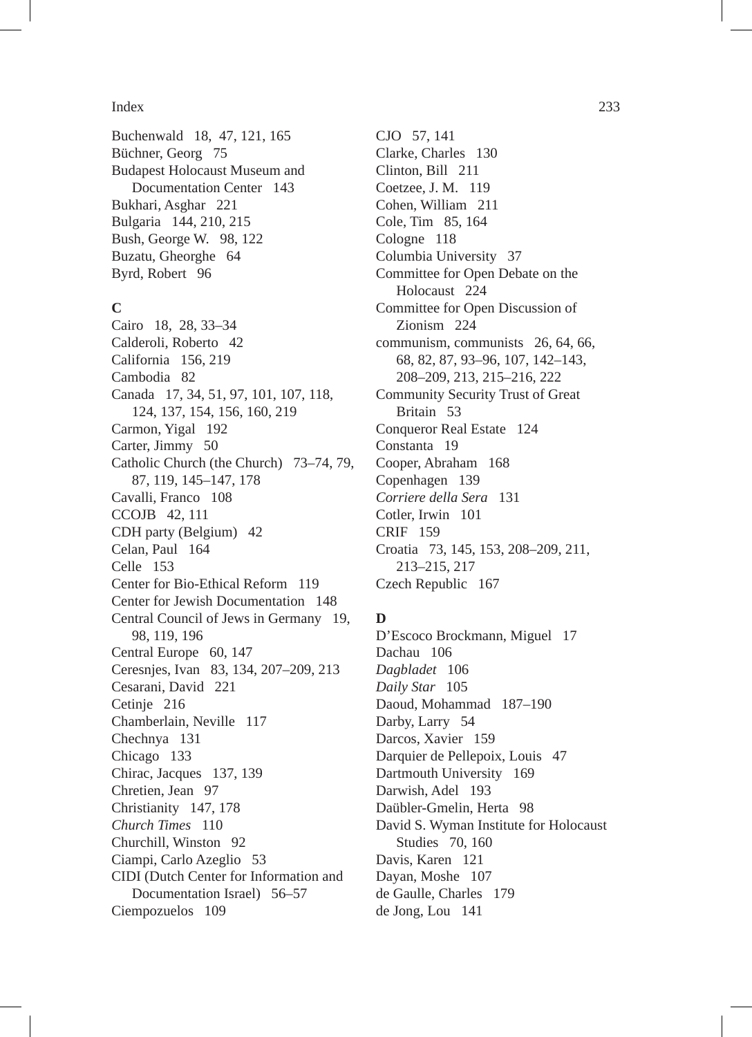Buchenwald 18, 47, 121, 165
Büchner, Georg 75
Budapest Holocaust Museum and Documentation Center 143
Bukhari, Asghar 221
Bulgaria 144, 210, 215
Bush, George W. 98, 122
Buzatu, Gheorghe 64
Byrd, Robert 96

**C**

Cairo 18, 28, 33–34
Calderoli, Roberto 42
California 156, 219
Cambodia 82
Canada 17, 34, 51, 97, 101, 107, 118, 124, 137, 154, 156, 160, 219
Carmon, Yigal 192
Carter, Jimmy 50
Catholic Church (the Church) 73–74, 79, 87, 119, 145–147, 178
Cavalli, Franco 108
CCOJB 42, 111
CDH party (Belgium) 42
Celan, Paul 164
Celle 153
Center for Bio-Ethical Reform 119
Center for Jewish Documentation 148
Central Council of Jews in Germany 19, 98, 119, 196
Central Europe 60, 147
Ceresnjes, Ivan 83, 134, 207–209, 213
Cesarani, David 221
Cetinje 216
Chamberlain, Neville 117
Chechnya 131
Chicago 133
Chirac, Jacques 137, 139
Chretien, Jean 97
Christianity 147, 178
*Church Times* 110
Churchill, Winston 92
Ciampi, Carlo Azeglio 53
CIDI (Dutch Center for Information and Documentation Israel) 56–57
Ciempozuelos 109
CJO 57, 141
Clarke, Charles 130
Clinton, Bill 211
Coetzee, J. M. 119
Cohen, William 211
Cole, Tim 85, 164
Cologne 118
Columbia University 37
Committee for Open Debate on the Holocaust 224
Committee for Open Discussion of Zionism 224
communism, communists 26, 64, 66, 68, 82, 87, 93–96, 107, 142–143, 208–209, 213, 215–216, 222
Community Security Trust of Great Britain 53
Conqueror Real Estate 124
Constanta 19
Cooper, Abraham 168
Copenhagen 139
*Corriere della Sera* 131
Cotler, Irwin 101
CRIF 159
Croatia 73, 145, 153, 208–209, 211, 213–215, 217
Czech Republic 167

**D**

D'Escoco Brockmann, Miguel 17
Dachau 106
*Dagbladet* 106
*Daily Star* 105
Daoud, Mohammad 187–190
Darby, Larry 54
Darcos, Xavier 159
Darquier de Pellepoix, Louis 47
Dartmouth University 169
Darwish, Adel 193
Daübler-Gmelin, Herta 98
David S. Wyman Institute for Holocaust Studies 70, 160
Davis, Karen 121
Dayan, Moshe 107
de Gaulle, Charles 179
de Jong, Lou 141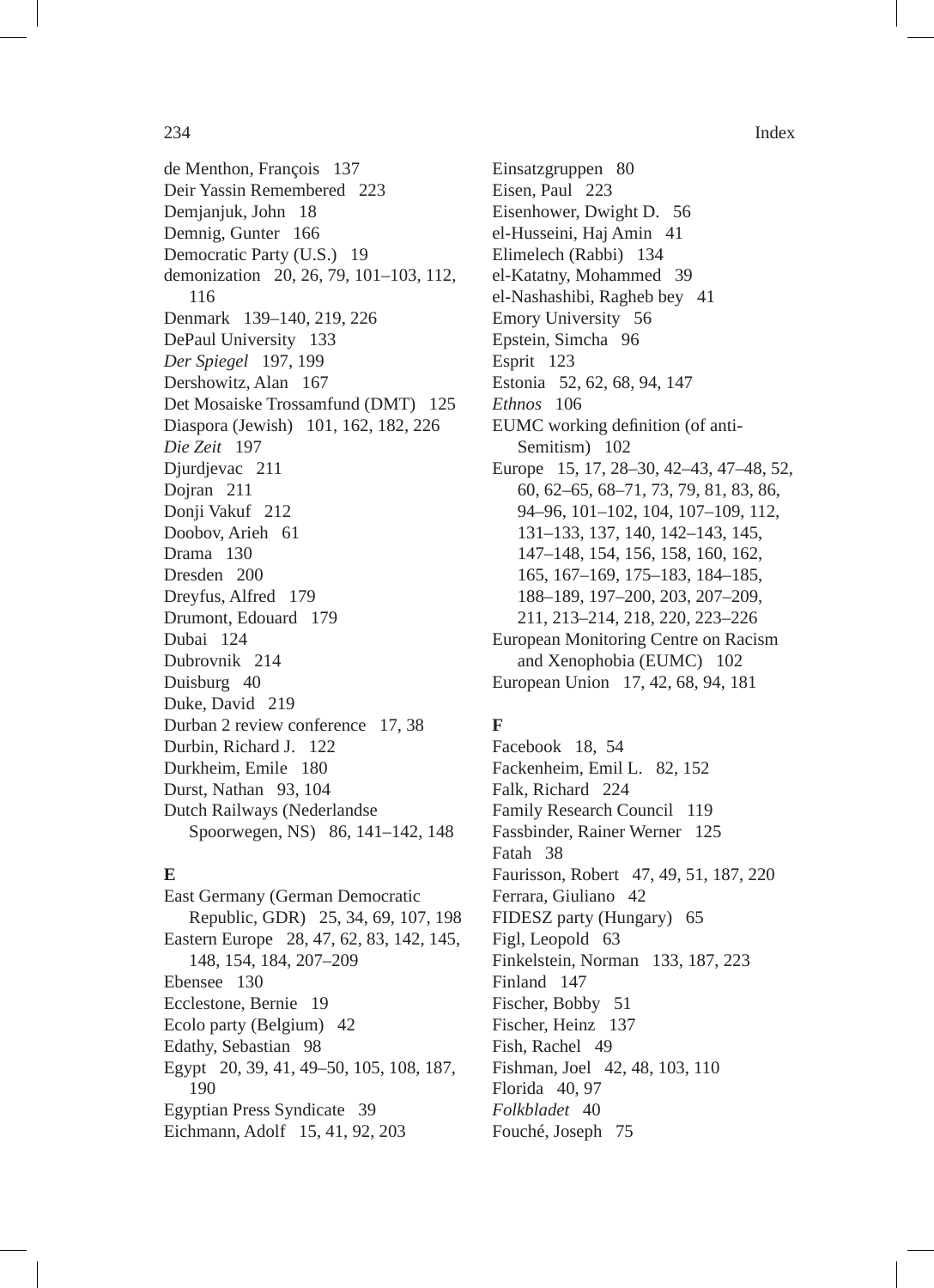de Menthon, François 137
Deir Yassin Remembered 223
Demjanjuk, John 18
Demnig, Gunter 166
Democratic Party (U.S.) 19
demonization 20, 26, 79, 101–103, 112, 116
Denmark 139–140, 219, 226
DePaul University 133
*Der Spiegel* 197, 199
Dershowitz, Alan 167
Det Mosaiske Trossamfund (DMT) 125
Diaspora (Jewish) 101, 162, 182, 226
*Die Zeit* 197
Djurdjevac 211
Dojran 211
Donji Vakuf 212
Doobov, Arieh 61
Drama 130
Dresden 200
Dreyfus, Alfred 179
Drumont, Edouard 179
Dubai 124
Dubrovnik 214
Duisburg 40
Duke, David 219
Durban 2 review conference 17, 38
Durbin, Richard J. 122
Durkheim, Emile 180
Durst, Nathan 93, 104
Dutch Railways (Nederlandse Spoorwegen, NS) 86, 141–142, 148

**E**

East Germany (German Democratic Republic, GDR) 25, 34, 69, 107, 198
Eastern Europe 28, 47, 62, 83, 142, 145, 148, 154, 184, 207–209
Ebensee 130
Ecclestone, Bernie 19
Ecolo party (Belgium) 42
Edathy, Sebastian 98
Egypt 20, 39, 41, 49–50, 105, 108, 187, 190
Egyptian Press Syndicate 39
Eichmann, Adolf 15, 41, 92, 203
Einsatzgruppen 80
Eisen, Paul 223
Eisenhower, Dwight D. 56
el-Husseini, Haj Amin 41
Elimelech (Rabbi) 134
el-Katatny, Mohammed 39
el-Nashashibi, Ragheb bey 41
Emory University 56
Epstein, Simcha 96
Esprit 123
Estonia 52, 62, 68, 94, 147
*Ethnos* 106
EUMC working definition (of anti-Semitism) 102
Europe 15, 17, 28–30, 42–43, 47–48, 52, 60, 62–65, 68–71, 73, 79, 81, 83, 86, 94–96, 101–102, 104, 107–109, 112, 131–133, 137, 140, 142–143, 145, 147–148, 154, 156, 158, 160, 162, 165, 167–169, 175–183, 184–185, 188–189, 197–200, 203, 207–209, 211, 213–214, 218, 220, 223–226
European Monitoring Centre on Racism and Xenophobia (EUMC) 102
European Union 17, 42, 68, 94, 181

**F**

Facebook 18, 54
Fackenheim, Emil L. 82, 152
Falk, Richard 224
Family Research Council 119
Fassbinder, Rainer Werner 125
Fatah 38
Faurisson, Robert 47, 49, 51, 187, 220
Ferrara, Giuliano 42
FIDESZ party (Hungary) 65
Figl, Leopold 63
Finkelstein, Norman 133, 187, 223
Finland 147
Fischer, Bobby 51
Fischer, Heinz 137
Fish, Rachel 49
Fishman, Joel 42, 48, 103, 110
Florida 40, 97
*Folkbladet* 40
Fouché, Joseph 75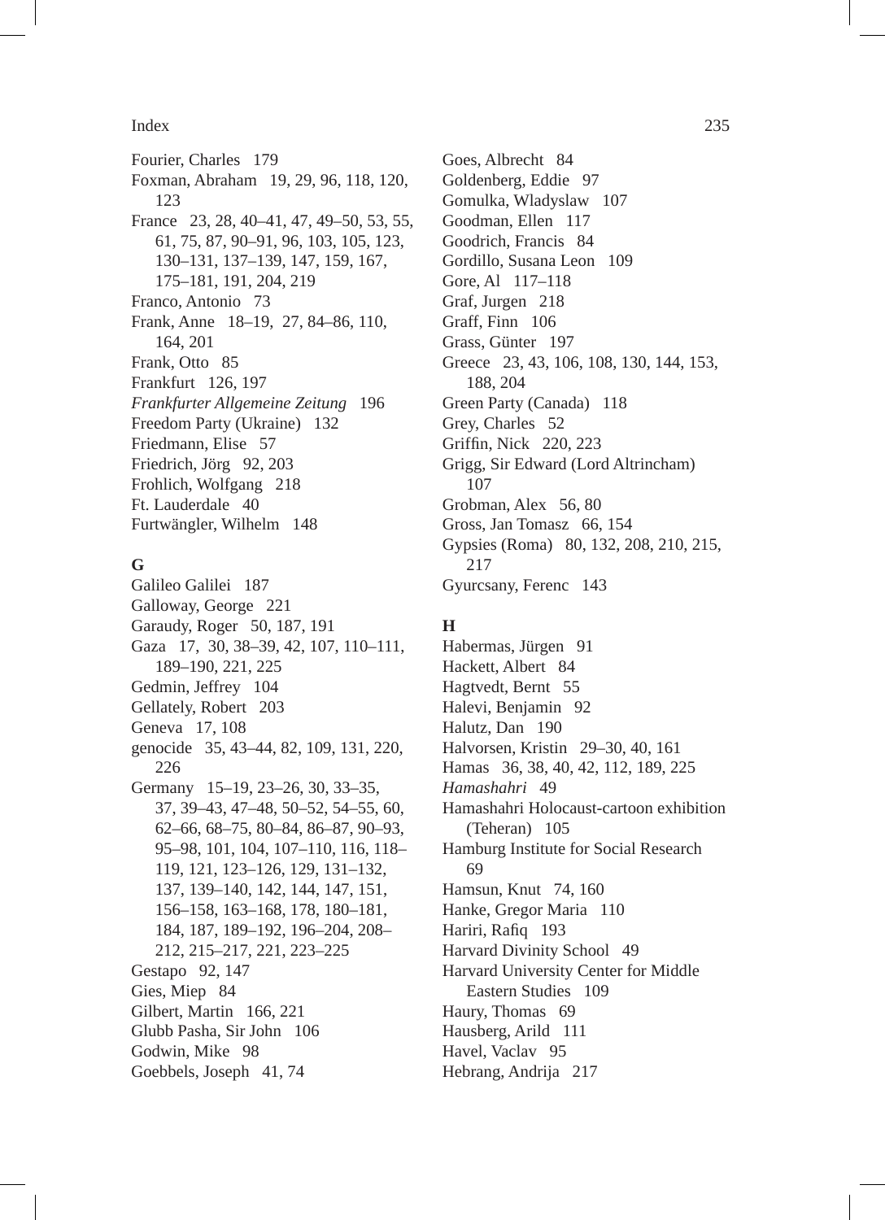Fourier, Charles 179
Foxman, Abraham 19, 29, 96, 118, 120, 123
France 23, 28, 40–41, 47, 49–50, 53, 55, 61, 75, 87, 90–91, 96, 103, 105, 123, 130–131, 137–139, 147, 159, 167, 175–181, 191, 204, 219
Franco, Antonio 73
Frank, Anne 18–19, 27, 84–86, 110, 164, 201
Frank, Otto 85
Frankfurt 126, 197
*Frankfurter Allgemeine Zeitung* 196
Freedom Party (Ukraine) 132
Friedmann, Elise 57
Friedrich, Jörg 92, 203
Frohlich, Wolfgang 218
Ft. Lauderdale 40
Furtwängler, Wilhelm 148

**G**

Galileo Galilei 187
Galloway, George 221
Garaudy, Roger 50, 187, 191
Gaza 17, 30, 38–39, 42, 107, 110–111, 189–190, 221, 225
Gedmin, Jeffrey 104
Gellately, Robert 203
Geneva 17, 108
genocide 35, 43–44, 82, 109, 131, 220, 226
Germany 15–19, 23–26, 30, 33–35, 37, 39–43, 47–48, 50–52, 54–55, 60, 62–66, 68–75, 80–84, 86–87, 90–93, 95–98, 101, 104, 107–110, 116, 118–119, 121, 123–126, 129, 131–132, 137, 139–140, 142, 144, 147, 151, 156–158, 163–168, 178, 180–181, 184, 187, 189–192, 196–204, 208–212, 215–217, 221, 223–225
Gestapo 92, 147
Gies, Miep 84
Gilbert, Martin 166, 221
Glubb Pasha, Sir John 106
Godwin, Mike 98
Goebbels, Joseph 41, 74
Goes, Albrecht 84
Goldenberg, Eddie 97
Gomulka, Wladyslaw 107
Goodman, Ellen 117
Goodrich, Francis 84
Gordillo, Susana Leon 109
Gore, Al 117–118
Graf, Jurgen 218
Graff, Finn 106
Grass, Günter 197
Greece 23, 43, 106, 108, 130, 144, 153, 188, 204
Green Party (Canada) 118
Grey, Charles 52
Griffin, Nick 220, 223
Grigg, Sir Edward (Lord Altrincham) 107
Grobman, Alex 56, 80
Gross, Jan Tomasz 66, 154
Gypsies (Roma) 80, 132, 208, 210, 215, 217
Gyurcsany, Ferenc 143

**H**

Habermas, Jürgen 91
Hackett, Albert 84
Hagtvedt, Bernt 55
Halevi, Benjamin 92
Halutz, Dan 190
Halvorsen, Kristin 29–30, 40, 161
Hamas 36, 38, 40, 42, 112, 189, 225
*Hamashahri* 49
Hamashahri Holocaust-cartoon exhibition (Teheran) 105
Hamburg Institute for Social Research 69
Hamsun, Knut 74, 160
Hanke, Gregor Maria 110
Hariri, Rafiq 193
Harvard Divinity School 49
Harvard University Center for Middle Eastern Studies 109
Haury, Thomas 69
Hausberg, Arild 111
Havel, Vaclav 95
Hebrang, Andrija 217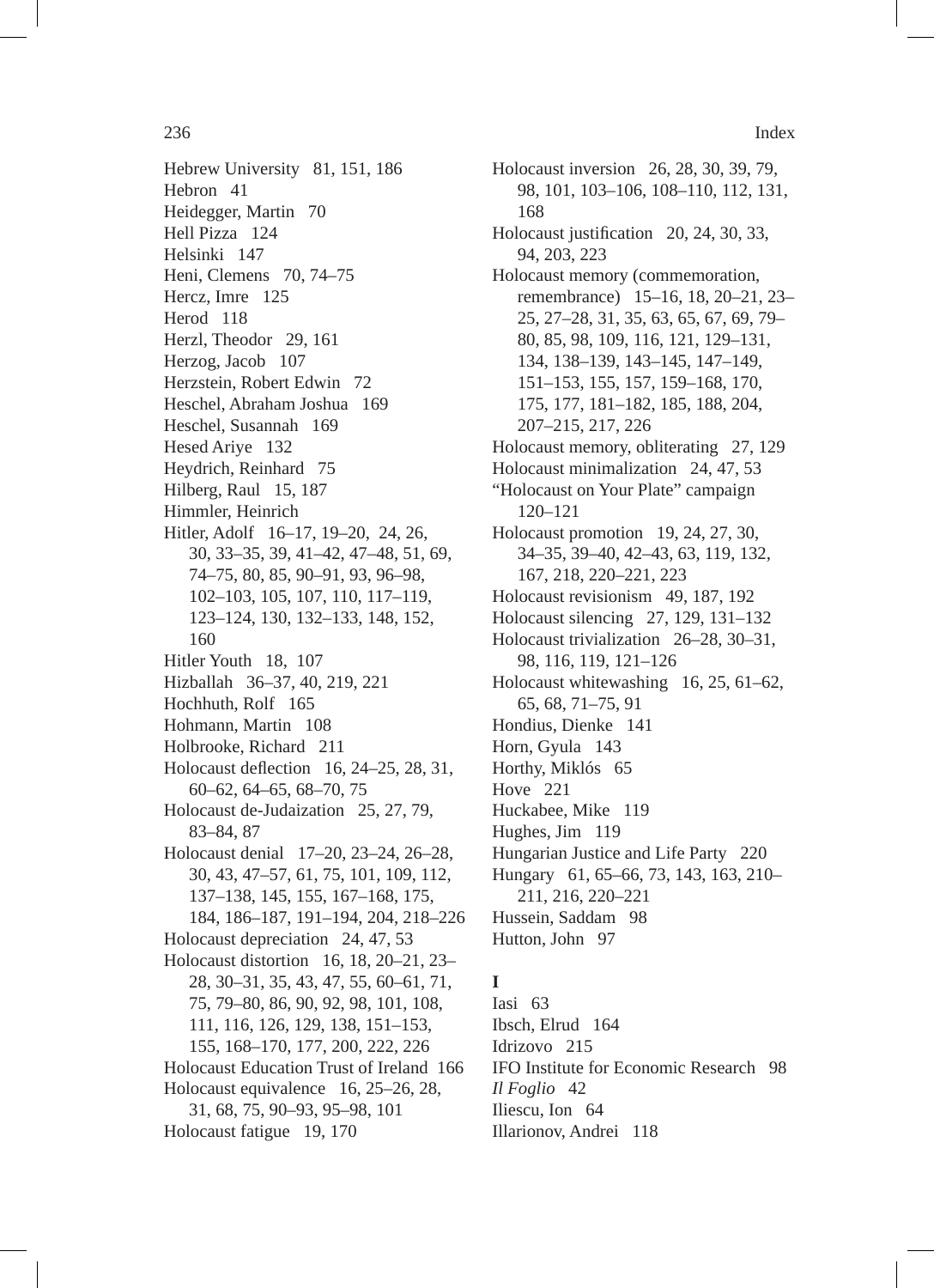Hebrew University 81, 151, 186
Hebron 41
Heidegger, Martin 70
Hell Pizza 124
Helsinki 147
Heni, Clemens 70, 74–75
Hercz, Imre 125
Herod 118
Herzl, Theodor 29, 161
Herzog, Jacob 107
Herzstein, Robert Edwin 72
Heschel, Abraham Joshua 169
Heschel, Susannah 169
Hesed Ariye 132
Heydrich, Reinhard 75
Hilberg, Raul 15, 187
Himmler, Heinrich
Hitler, Adolf 16–17, 19–20, 24, 26, 30, 33–35, 39, 41–42, 47–48, 51, 69, 74–75, 80, 85, 90–91, 93, 96–98, 102–103, 105, 107, 110, 117–119, 123–124, 130, 132–133, 148, 152, 160
Hitler Youth 18, 107
Hizballah 36–37, 40, 219, 221
Hochhuth, Rolf 165
Hohmann, Martin 108
Holbrooke, Richard 211
Holocaust deflection 16, 24–25, 28, 31, 60–62, 64–65, 68–70, 75
Holocaust de-Judaization 25, 27, 79, 83–84, 87
Holocaust denial 17–20, 23–24, 26–28, 30, 43, 47–57, 61, 75, 101, 109, 112, 137–138, 145, 155, 167–168, 175, 184, 186–187, 191–194, 204, 218–226
Holocaust depreciation 24, 47, 53
Holocaust distortion 16, 18, 20–21, 23–28, 30–31, 35, 43, 47, 55, 60–61, 71, 75, 79–80, 86, 90, 92, 98, 101, 108, 111, 116, 126, 129, 138, 151–153, 155, 168–170, 177, 200, 222, 226
Holocaust Education Trust of Ireland 166
Holocaust equivalence 16, 25–26, 28, 31, 68, 75, 90–93, 95–98, 101
Holocaust fatigue 19, 170
Holocaust inversion 26, 28, 30, 39, 79, 98, 101, 103–106, 108–110, 112, 131, 168
Holocaust justification 20, 24, 30, 33, 94, 203, 223
Holocaust memory (commemoration, remembrance) 15–16, 18, 20–21, 23–25, 27–28, 31, 35, 63, 65, 67, 69, 79–80, 85, 98, 109, 116, 121, 129–131, 134, 138–139, 143–145, 147–149, 151–153, 155, 157, 159–168, 170, 175, 177, 181–182, 185, 188, 204, 207–215, 217, 226
Holocaust memory, obliterating 27, 129
Holocaust minimalization 24, 47, 53
"Holocaust on Your Plate" campaign 120–121
Holocaust promotion 19, 24, 27, 30, 34–35, 39–40, 42–43, 63, 119, 132, 167, 218, 220–221, 223
Holocaust revisionism 49, 187, 192
Holocaust silencing 27, 129, 131–132
Holocaust trivialization 26–28, 30–31, 98, 116, 119, 121–126
Holocaust whitewashing 16, 25, 61–62, 65, 68, 71–75, 91
Hondius, Dienke 141
Horn, Gyula 143
Horthy, Miklós 65
Hove 221
Huckabee, Mike 119
Hughes, Jim 119
Hungarian Justice and Life Party 220
Hungary 61, 65–66, 73, 143, 163, 210–211, 216, 220–221
Hussein, Saddam 98
Hutton, John 97

**I**

Iasi 63
Ibsch, Elrud 164
Idrizovo 215
IFO Institute for Economic Research 98
*Il Foglio* 42
Iliescu, Ion 64
Illarionov, Andrei 118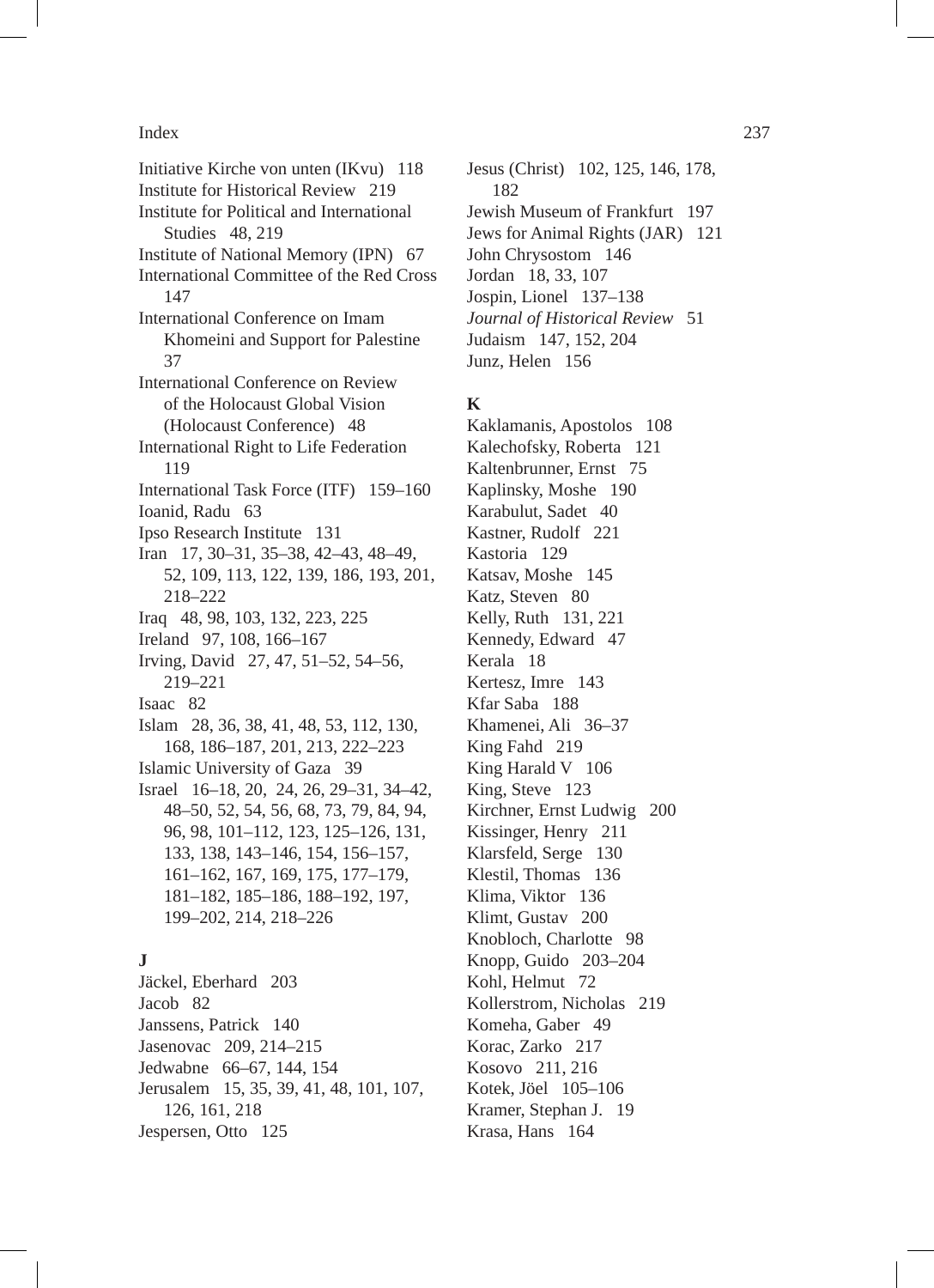Initiative Kirche von unten (IKvu) 118
Institute for Historical Review 219
Institute for Political and International Studies 48, 219
Institute of National Memory (IPN) 67
International Committee of the Red Cross 147
International Conference on Imam Khomeini and Support for Palestine 37
International Conference on Review of the Holocaust Global Vision (Holocaust Conference) 48
International Right to Life Federation 119
International Task Force (ITF) 159–160
Ioanid, Radu 63
Ipso Research Institute 131
Iran 17, 30–31, 35–38, 42–43, 48–49, 52, 109, 113, 122, 139, 186, 193, 201, 218–222
Iraq 48, 98, 103, 132, 223, 225
Ireland 97, 108, 166–167
Irving, David 27, 47, 51–52, 54–56, 219–221
Isaac 82
Islam 28, 36, 38, 41, 48, 53, 112, 130, 168, 186–187, 201, 213, 222–223
Islamic University of Gaza 39
Israel 16–18, 20, 24, 26, 29–31, 34–42, 48–50, 52, 54, 56, 68, 73, 79, 84, 94, 96, 98, 101–112, 123, 125–126, 131, 133, 138, 143–146, 154, 156–157, 161–162, 167, 169, 175, 177–179, 181–182, 185–186, 188–192, 197, 199–202, 214, 218–226

**J**

Jäckel, Eberhard 203
Jacob 82
Janssens, Patrick 140
Jasenovac 209, 214–215
Jedwabne 66–67, 144, 154
Jerusalem 15, 35, 39, 41, 48, 101, 107, 126, 161, 218
Jespersen, Otto 125
Jesus (Christ) 102, 125, 146, 178, 182
Jewish Museum of Frankfurt 197
Jews for Animal Rights (JAR) 121
John Chrysostom 146
Jordan 18, 33, 107
Jospin, Lionel 137–138
*Journal of Historical Review* 51
Judaism 147, 152, 204
Junz, Helen 156

**K**

Kaklamanis, Apostolos 108
Kalechofsky, Roberta 121
Kaltenbrunner, Ernst 75
Kaplinsky, Moshe 190
Karabulut, Sadet 40
Kastner, Rudolf 221
Kastoria 129
Katsav, Moshe 145
Katz, Steven 80
Kelly, Ruth 131, 221
Kennedy, Edward 47
Kerala 18
Kertesz, Imre 143
Kfar Saba 188
Khamenei, Ali 36–37
King Fahd 219
King Harald V 106
King, Steve 123
Kirchner, Ernst Ludwig 200
Kissinger, Henry 211
Klarsfeld, Serge 130
Klestil, Thomas 136
Klima, Viktor 136
Klimt, Gustav 200
Knobloch, Charlotte 98
Knopp, Guido 203–204
Kohl, Helmut 72
Kollerstrom, Nicholas 219
Komeha, Gaber 49
Korac, Zarko 217
Kosovo 211, 216
Kotek, Jöel 105–106
Kramer, Stephan J. 19
Krasa, Hans 164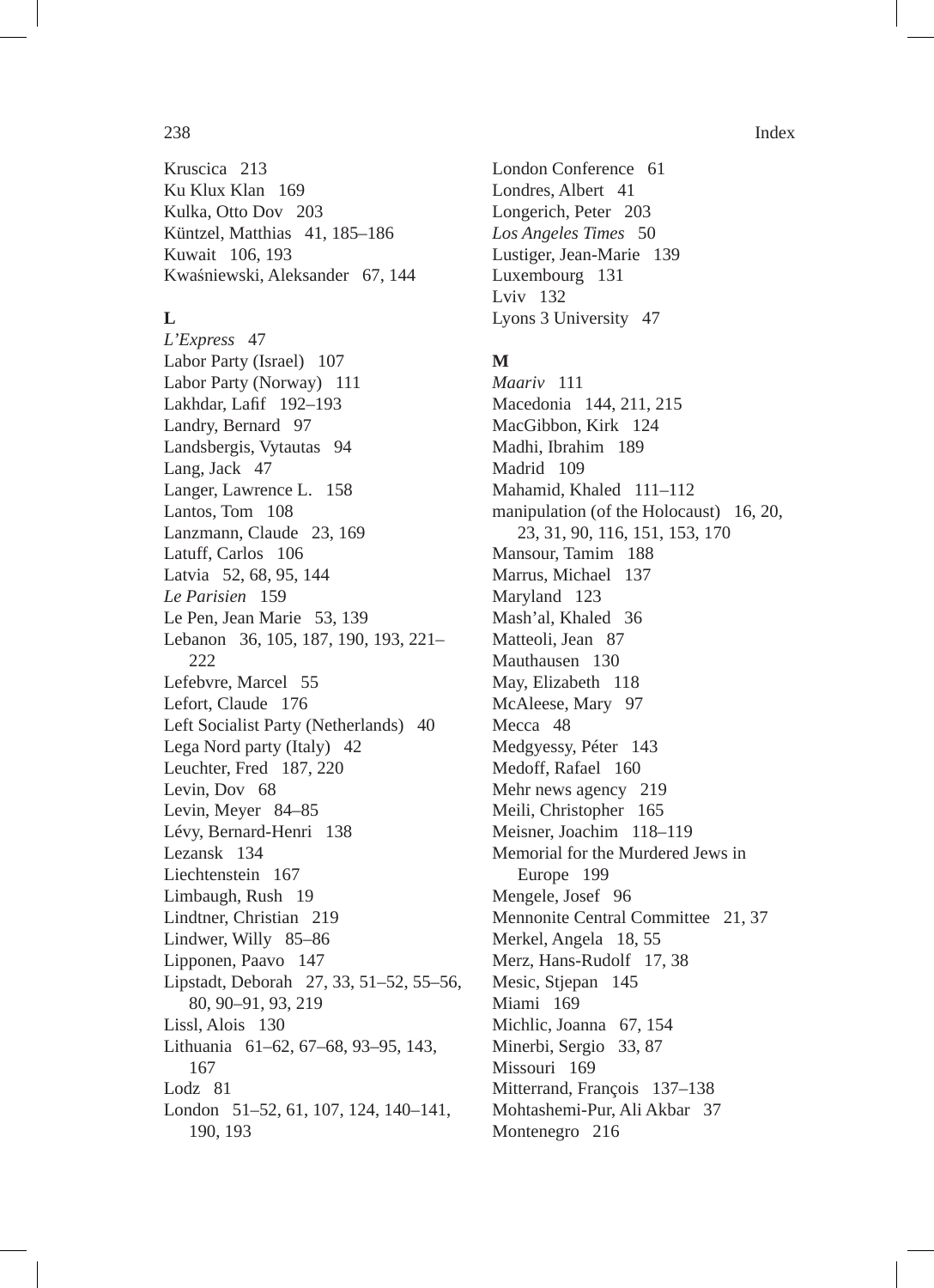Kruscica 213
Ku Klux Klan 169
Kulka, Otto Dov 203
Küntzel, Matthias 41, 185–186
Kuwait 106, 193
Kwaśniewski, Aleksander 67, 144

**L**

*L'Express* 47
Labor Party (Israel) 107
Labor Party (Norway) 111
Lakhdar, Lafif 192–193
Landry, Bernard 97
Landsbergis, Vytautas 94
Lang, Jack 47
Langer, Lawrence L. 158
Lantos, Tom 108
Lanzmann, Claude 23, 169
Latuff, Carlos 106
Latvia 52, 68, 95, 144
*Le Parisien* 159
Le Pen, Jean Marie 53, 139
Lebanon 36, 105, 187, 190, 193, 221–222
Lefebvre, Marcel 55
Lefort, Claude 176
Left Socialist Party (Netherlands) 40
Lega Nord party (Italy) 42
Leuchter, Fred 187, 220
Levin, Dov 68
Levin, Meyer 84–85
Lévy, Bernard-Henri 138
Lezansk 134
Liechtenstein 167
Limbaugh, Rush 19
Lindtner, Christian 219
Lindwer, Willy 85–86
Lipponen, Paavo 147
Lipstadt, Deborah 27, 33, 51–52, 55–56, 80, 90–91, 93, 219
Lissl, Alois 130
Lithuania 61–62, 67–68, 93–95, 143, 167
Lodz 81
London 51–52, 61, 107, 124, 140–141, 190, 193
London Conference 61
Londres, Albert 41
Longerich, Peter 203
*Los Angeles Times* 50
Lustiger, Jean-Marie 139
Luxembourg 131
Lviv 132
Lyons 3 University 47

**M**

*Maariv* 111
Macedonia 144, 211, 215
MacGibbon, Kirk 124
Madhi, Ibrahim 189
Madrid 109
Mahamid, Khaled 111–112
manipulation (of the Holocaust) 16, 20, 23, 31, 90, 116, 151, 153, 170
Mansour, Tamim 188
Marrus, Michael 137
Maryland 123
Mash'al, Khaled 36
Matteoli, Jean 87
Mauthausen 130
May, Elizabeth 118
McAleese, Mary 97
Mecca 48
Medgyessy, Péter 143
Medoff, Rafael 160
Mehr news agency 219
Meili, Christopher 165
Meisner, Joachim 118–119
Memorial for the Murdered Jews in Europe 199
Mengele, Josef 96
Mennonite Central Committee 21, 37
Merkel, Angela 18, 55
Merz, Hans-Rudolf 17, 38
Mesic, Stjepan 145
Miami 169
Michlic, Joanna 67, 154
Minerbi, Sergio 33, 87
Missouri 169
Mitterrand, François 137–138
Mohtashemi-Pur, Ali Akbar 37
Montenegro 216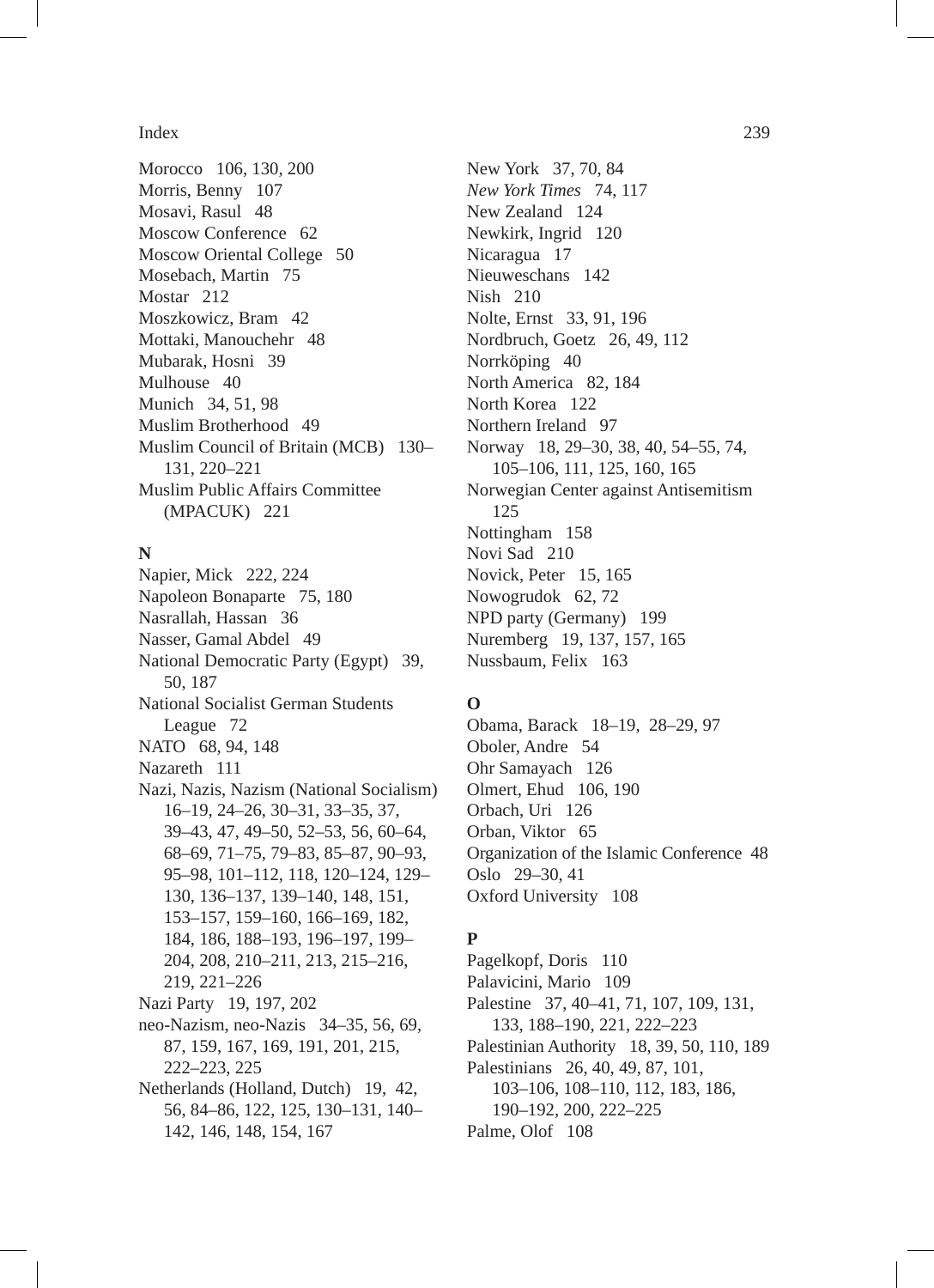Morocco 106, 130, 200
Morris, Benny 107
Mosavi, Rasul 48
Moscow Conference 62
Moscow Oriental College 50
Mosebach, Martin 75
Mostar 212
Moszkowicz, Bram 42
Mottaki, Manouchehr 48
Mubarak, Hosni 39
Mulhouse 40
Munich 34, 51, 98
Muslim Brotherhood 49
Muslim Council of Britain (MCB) 130–131, 220–221
Muslim Public Affairs Committee (MPACUK) 221

**N**

Napier, Mick 222, 224
Napoleon Bonaparte 75, 180
Nasrallah, Hassan 36
Nasser, Gamal Abdel 49
National Democratic Party (Egypt) 39, 50, 187
National Socialist German Students League 72
NATO 68, 94, 148
Nazareth 111
Nazi, Nazis, Nazism (National Socialism) 16–19, 24–26, 30–31, 33–35, 37, 39–43, 47, 49–50, 52–53, 56, 60–64, 68–69, 71–75, 79–83, 85–87, 90–93, 95–98, 101–112, 118, 120–124, 129–130, 136–137, 139–140, 148, 151, 153–157, 159–160, 166–169, 182, 184, 186, 188–193, 196–197, 199–204, 208, 210–211, 213, 215–216, 219, 221–226
Nazi Party 19, 197, 202
neo-Nazism, neo-Nazis 34–35, 56, 69, 87, 159, 167, 169, 191, 201, 215, 222–223, 225
Netherlands (Holland, Dutch) 19, 42, 56, 84–86, 122, 125, 130–131, 140–142, 146, 148, 154, 167

New York 37, 70, 84
*New York Times* 74, 117
New Zealand 124
Newkirk, Ingrid 120
Nicaragua 17
Nieuweschans 142
Nish 210
Nolte, Ernst 33, 91, 196
Nordbruch, Goetz 26, 49, 112
Norrköping 40
North America 82, 184
North Korea 122
Northern Ireland 97
Norway 18, 29–30, 38, 40, 54–55, 74, 105–106, 111, 125, 160, 165
Norwegian Center against Antisemitism 125
Nottingham 158
Novi Sad 210
Novick, Peter 15, 165
Nowogrudok 62, 72
NPD party (Germany) 199
Nuremberg 19, 137, 157, 165
Nussbaum, Felix 163

**O**

Obama, Barack 18–19, 28–29, 97
Oboler, Andre 54
Ohr Samayach 126
Olmert, Ehud 106, 190
Orbach, Uri 126
Orban, Viktor 65
Organization of the Islamic Conference 48
Oslo 29–30, 41
Oxford University 108

**P**

Pagelkopf, Doris 110
Palavicini, Mario 109
Palestine 37, 40–41, 71, 107, 109, 131, 133, 188–190, 221, 222–223
Palestinian Authority 18, 39, 50, 110, 189
Palestinians 26, 40, 49, 87, 101, 103–106, 108–110, 112, 183, 186, 190–192, 200, 222–225
Palme, Olof 108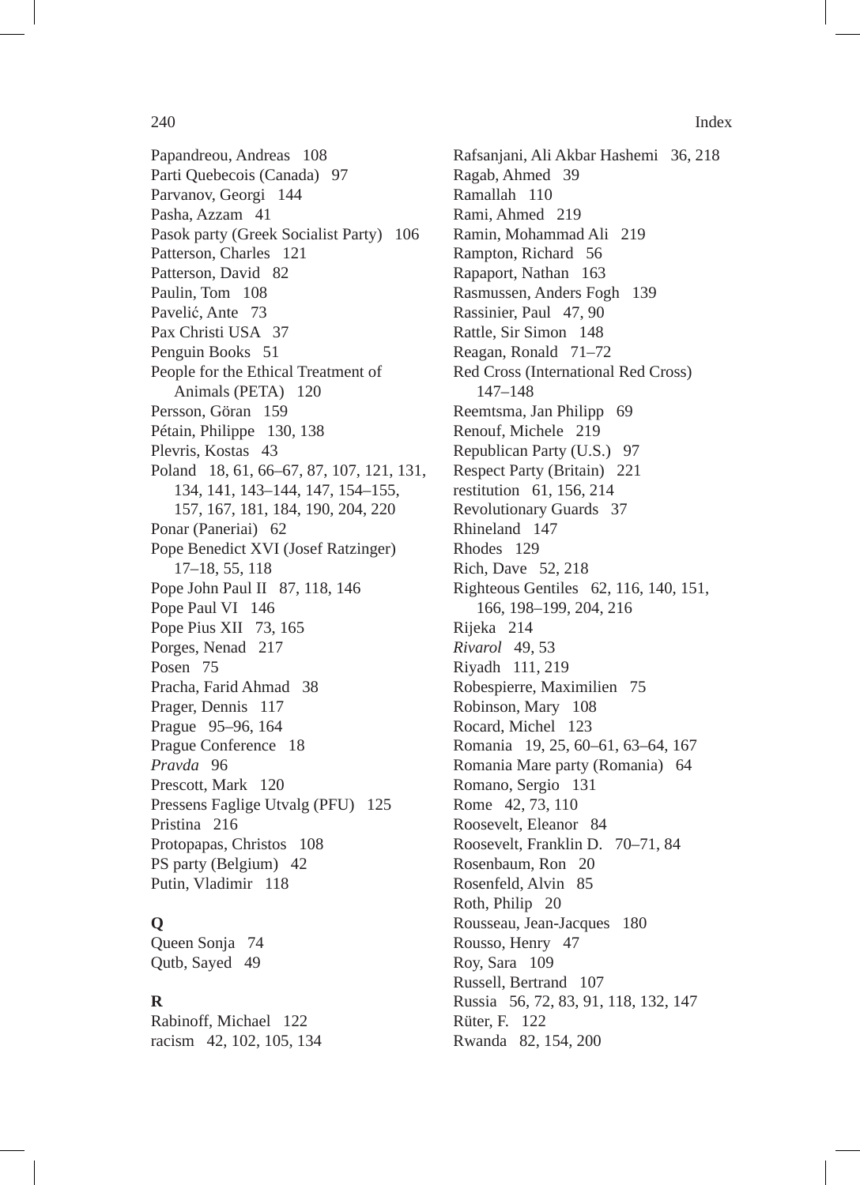Papandreou, Andreas 108
Parti Quebecois (Canada) 97
Parvanov, Georgi 144
Pasha, Azzam 41
Pasok party (Greek Socialist Party) 106
Patterson, Charles 121
Patterson, David 82
Paulin, Tom 108
Pavelić, Ante 73
Pax Christi USA 37
Penguin Books 51
People for the Ethical Treatment of Animals (PETA) 120
Persson, Göran 159
Pétain, Philippe 130, 138
Plevris, Kostas 43
Poland 18, 61, 66–67, 87, 107, 121, 131, 134, 141, 143–144, 147, 154–155, 157, 167, 181, 184, 190, 204, 220
Ponar (Paneriai) 62
Pope Benedict XVI (Josef Ratzinger) 17–18, 55, 118
Pope John Paul II 87, 118, 146
Pope Paul VI 146
Pope Pius XII 73, 165
Porges, Nenad 217
Posen 75
Pracha, Farid Ahmad 38
Prager, Dennis 117
Prague 95–96, 164
Prague Conference 18
*Pravda* 96
Prescott, Mark 120
Pressens Faglige Utvalg (PFU) 125
Pristina 216
Protopapas, Christos 108
PS party (Belgium) 42
Putin, Vladimir 118

## Q

Queen Sonja 74
Qutb, Sayed 49

## R

Rabinoff, Michael 122
racism 42, 102, 105, 134
Rafsanjani, Ali Akbar Hashemi 36, 218
Ragab, Ahmed 39
Ramallah 110
Rami, Ahmed 219
Ramin, Mohammad Ali 219
Rampton, Richard 56
Rapaport, Nathan 163
Rasmussen, Anders Fogh 139
Rassinier, Paul 47, 90
Rattle, Sir Simon 148
Reagan, Ronald 71–72
Red Cross (International Red Cross) 147–148
Reemtsma, Jan Philipp 69
Renouf, Michele 219
Republican Party (U.S.) 97
Respect Party (Britain) 221
restitution 61, 156, 214
Revolutionary Guards 37
Rhineland 147
Rhodes 129
Rich, Dave 52, 218
Righteous Gentiles 62, 116, 140, 151, 166, 198–199, 204, 216
Rijeka 214
*Rivarol* 49, 53
Riyadh 111, 219
Robespierre, Maximilien 75
Robinson, Mary 108
Rocard, Michel 123
Romania 19, 25, 60–61, 63–64, 167
Romania Mare party (Romania) 64
Romano, Sergio 131
Rome 42, 73, 110
Roosevelt, Eleanor 84
Roosevelt, Franklin D. 70–71, 84
Rosenbaum, Ron 20
Rosenfeld, Alvin 85
Roth, Philip 20
Rousseau, Jean-Jacques 180
Rousso, Henry 47
Roy, Sara 109
Russell, Bertrand 107
Russia 56, 72, 83, 91, 118, 132, 147
Rüter, F. 122
Rwanda 82, 154, 200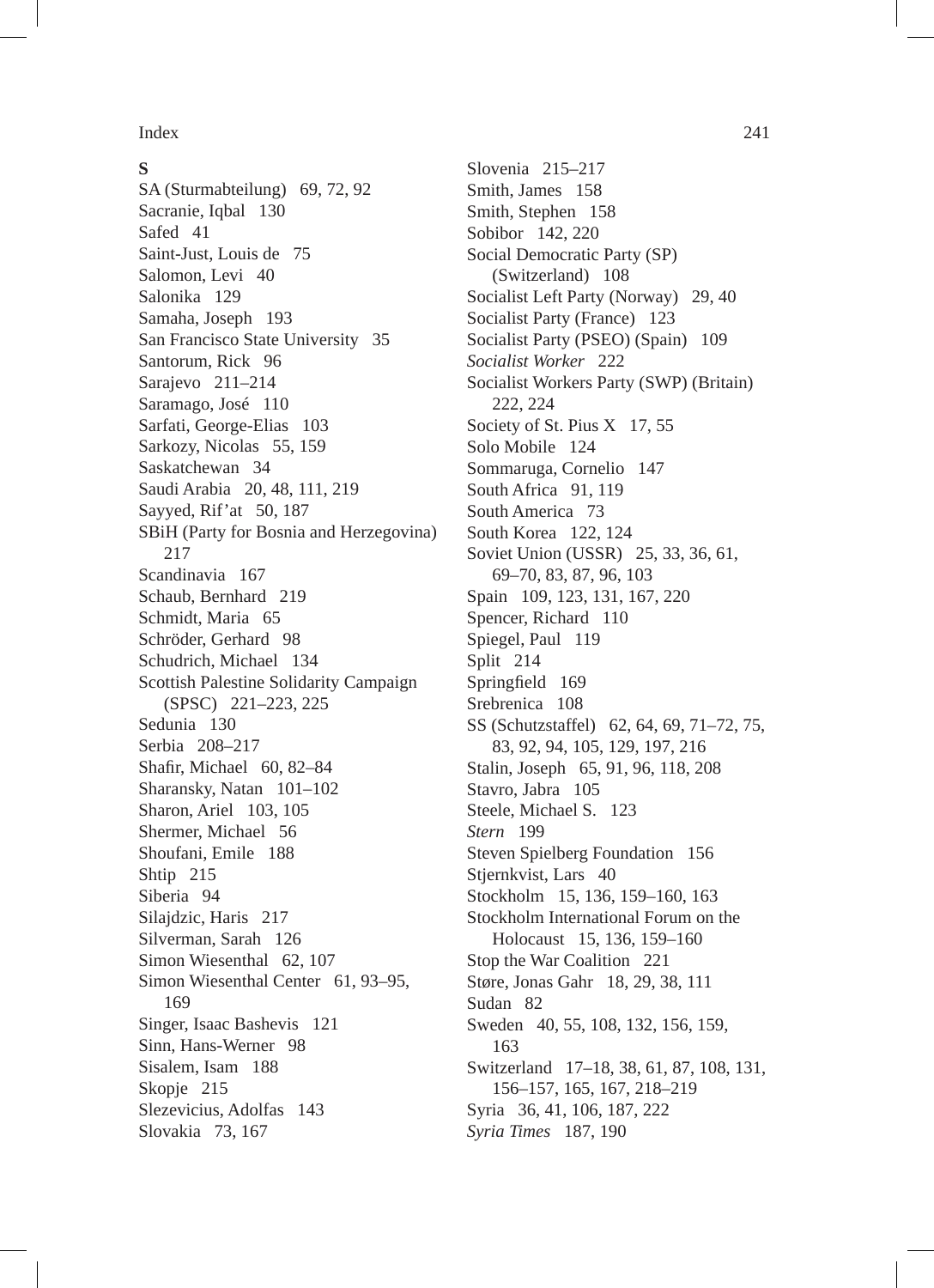**S**

SA (Sturmabteilung) 69, 72, 92
Sacranie, Iqbal 130
Safed 41
Saint-Just, Louis de 75
Salomon, Levi 40
Salonika 129
Samaha, Joseph 193
San Francisco State University 35
Santorum, Rick 96
Sarajevo 211–214
Saramago, José 110
Sarfati, George-Elias 103
Sarkozy, Nicolas 55, 159
Saskatchewan 34
Saudi Arabia 20, 48, 111, 219
Sayyed, Rif'at 50, 187
SBiH (Party for Bosnia and Herzegovina) 217
Scandinavia 167
Schaub, Bernhard 219
Schmidt, Maria 65
Schröder, Gerhard 98
Schudrich, Michael 134
Scottish Palestine Solidarity Campaign (SPSC) 221–223, 225
Sedunia 130
Serbia 208–217
Shafir, Michael 60, 82–84
Sharansky, Natan 101–102
Sharon, Ariel 103, 105
Shermer, Michael 56
Shoufani, Emile 188
Shtip 215
Siberia 94
Silajdzic, Haris 217
Silverman, Sarah 126
Simon Wiesenthal 62, 107
Simon Wiesenthal Center 61, 93–95, 169
Singer, Isaac Bashevis 121
Sinn, Hans-Werner 98
Sisalem, Isam 188
Skopje 215
Slezevicius, Adolfas 143
Slovakia 73, 167
Slovenia 215–217
Smith, James 158
Smith, Stephen 158
Sobibor 142, 220
Social Democratic Party (SP) (Switzerland) 108
Socialist Left Party (Norway) 29, 40
Socialist Party (France) 123
Socialist Party (PSEO) (Spain) 109
*Socialist Worker* 222
Socialist Workers Party (SWP) (Britain) 222, 224
Society of St. Pius X 17, 55
Solo Mobile 124
Sommaruga, Cornelio 147
South Africa 91, 119
South America 73
South Korea 122, 124
Soviet Union (USSR) 25, 33, 36, 61, 69–70, 83, 87, 96, 103
Spain 109, 123, 131, 167, 220
Spencer, Richard 110
Spiegel, Paul 119
Split 214
Springfield 169
Srebrenica 108
SS (Schutzstaffel) 62, 64, 69, 71–72, 75, 83, 92, 94, 105, 129, 197, 216
Stalin, Joseph 65, 91, 96, 118, 208
Stavro, Jabra 105
Steele, Michael S. 123
*Stern* 199
Steven Spielberg Foundation 156
Stjernkvist, Lars 40
Stockholm 15, 136, 159–160, 163
Stockholm International Forum on the Holocaust 15, 136, 159–160
Stop the War Coalition 221
Støre, Jonas Gahr 18, 29, 38, 111
Sudan 82
Sweden 40, 55, 108, 132, 156, 159, 163
Switzerland 17–18, 38, 61, 87, 108, 131, 156–157, 165, 167, 218–219
Syria 36, 41, 106, 187, 222
*Syria Times* 187, 190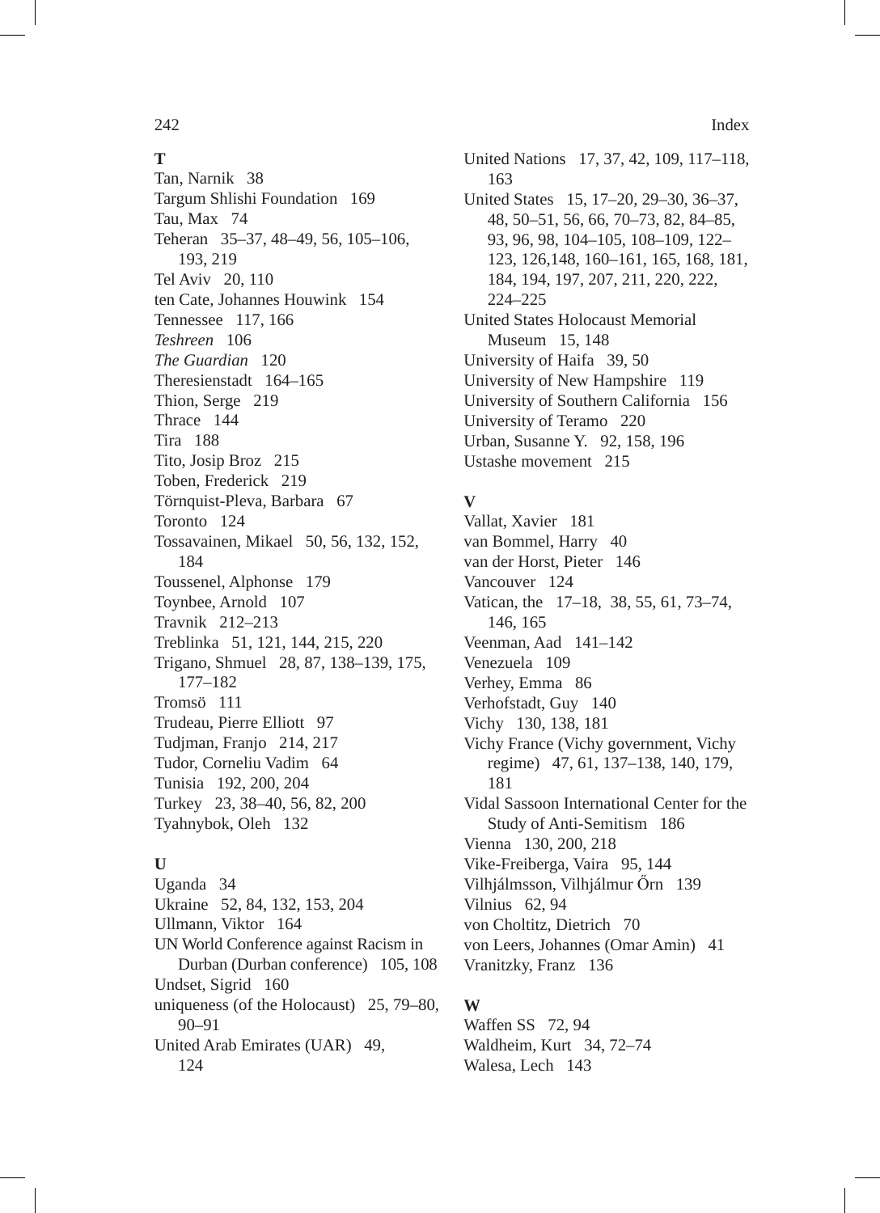**T**

Tan, Narnik 38
Targum Shlishi Foundation 169
Tau, Max 74
Teheran 35–37, 48–49, 56, 105–106, 193, 219
Tel Aviv 20, 110
ten Cate, Johannes Houwink 154
Tennessee 117, 166
*Teshreen* 106
*The Guardian* 120
Theresienstadt 164–165
Thion, Serge 219
Thrace 144
Tira 188
Tito, Josip Broz 215
Toben, Frederick 219
Törnquist-Pleva, Barbara 67
Toronto 124
Tossavainen, Mikael 50, 56, 132, 152, 184
Toussenel, Alphonse 179
Toynbee, Arnold 107
Travnik 212–213
Treblinka 51, 121, 144, 215, 220
Trigano, Shmuel 28, 87, 138–139, 175, 177–182
Tromsö 111
Trudeau, Pierre Elliott 97
Tudjman, Franjo 214, 217
Tudor, Corneliu Vadim 64
Tunisia 192, 200, 204
Turkey 23, 38–40, 56, 82, 200
Tyahnybok, Oleh 132

**U**

Uganda 34
Ukraine 52, 84, 132, 153, 204
Ullmann, Viktor 164
UN World Conference against Racism in Durban (Durban conference) 105, 108
Undset, Sigrid 160
uniqueness (of the Holocaust) 25, 79–80, 90–91
United Arab Emirates (UAR) 49, 124
United Nations 17, 37, 42, 109, 117–118, 163
United States 15, 17–20, 29–30, 36–37, 48, 50–51, 56, 66, 70–73, 82, 84–85, 93, 96, 98, 104–105, 108–109, 122–123, 126,148, 160–161, 165, 168, 181, 184, 194, 197, 207, 211, 220, 222, 224–225
United States Holocaust Memorial Museum 15, 148
University of Haifa 39, 50
University of New Hampshire 119
University of Southern California 156
University of Teramo 220
Urban, Susanne Y. 92, 158, 196
Ustashe movement 215

**V**

Vallat, Xavier 181
van Bommel, Harry 40
van der Horst, Pieter 146
Vancouver 124
Vatican, the 17–18, 38, 55, 61, 73–74, 146, 165
Veenman, Aad 141–142
Venezuela 109
Verhey, Emma 86
Verhofstadt, Guy 140
Vichy 130, 138, 181
Vichy France (Vichy government, Vichy regime) 47, 61, 137–138, 140, 179, 181
Vidal Sassoon International Center for the Study of Anti-Semitism 186
Vienna 130, 200, 218
Vike-Freiberga, Vaira 95, 144
Vilhjálmsson, Vilhjálmur Őrn 139
Vilnius 62, 94
von Choltitz, Dietrich 70
von Leers, Johannes (Omar Amin) 41
Vranitzky, Franz 136

**W**

Waffen SS 72, 94
Waldheim, Kurt 34, 72–74
Walesa, Lech 143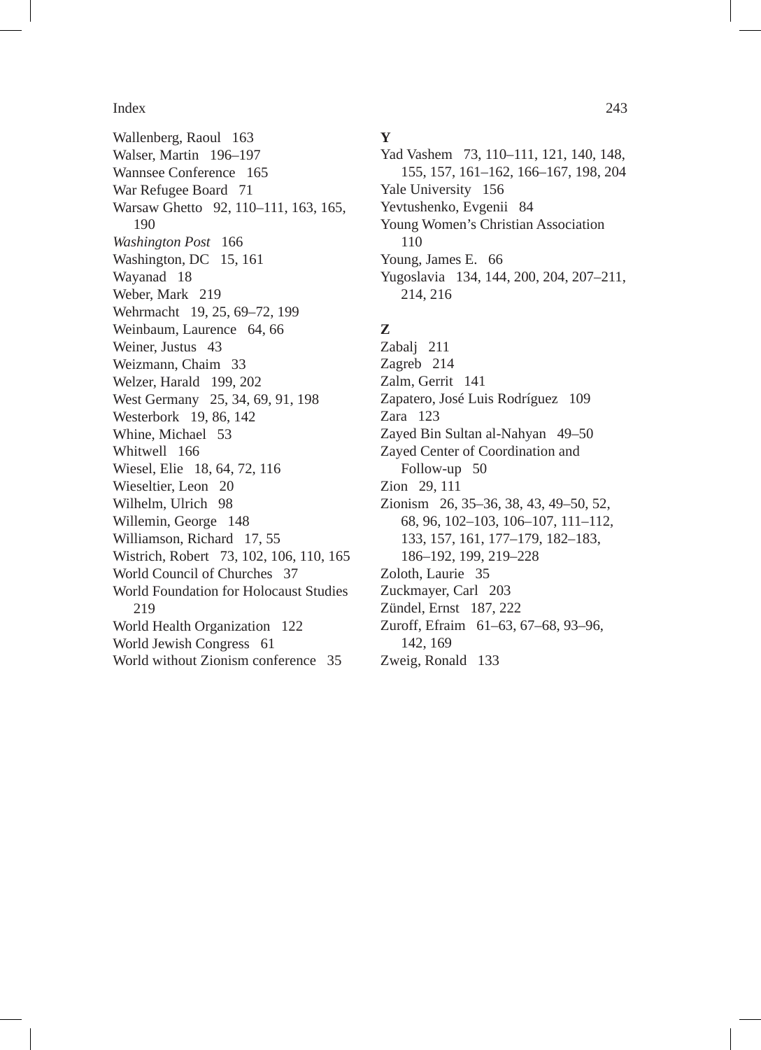Wallenberg, Raoul 163
Walser, Martin 196–197
Wannsee Conference 165
War Refugee Board 71
Warsaw Ghetto 92, 110–111, 163, 165, 190
*Washington Post* 166
Washington, DC 15, 161
Wayanad 18
Weber, Mark 219
Wehrmacht 19, 25, 69–72, 199
Weinbaum, Laurence 64, 66
Weiner, Justus 43
Weizmann, Chaim 33
Welzer, Harald 199, 202
West Germany 25, 34, 69, 91, 198
Westerbork 19, 86, 142
Whine, Michael 53
Whitwell 166
Wiesel, Elie 18, 64, 72, 116
Wieseltier, Leon 20
Wilhelm, Ulrich 98
Willemin, George 148
Williamson, Richard 17, 55
Wistrich, Robert 73, 102, 106, 110, 165
World Council of Churches 37
World Foundation for Holocaust Studies 219
World Health Organization 122
World Jewish Congress 61
World without Zionism conference 35

**Y**

Yad Vashem 73, 110–111, 121, 140, 148, 155, 157, 161–162, 166–167, 198, 204
Yale University 156
Yevtushenko, Evgenii 84
Young Women's Christian Association 110
Young, James E. 66
Yugoslavia 134, 144, 200, 204, 207–211, 214, 216

**Z**

Zabalj 211
Zagreb 214
Zalm, Gerrit 141
Zapatero, José Luis Rodríguez 109
Zara 123
Zayed Bin Sultan al-Nahyan 49–50
Zayed Center of Coordination and Follow-up 50
Zion 29, 111
Zionism 26, 35–36, 38, 43, 49–50, 52, 68, 96, 102–103, 106–107, 111–112, 133, 157, 161, 177–179, 182–183, 186–192, 199, 219–228
Zoloth, Laurie 35
Zuckmayer, Carl 203
Zündel, Ernst 187, 222
Zuroff, Efraim 61–63, 67–68, 93–96, 142, 169
Zweig, Ronald 133